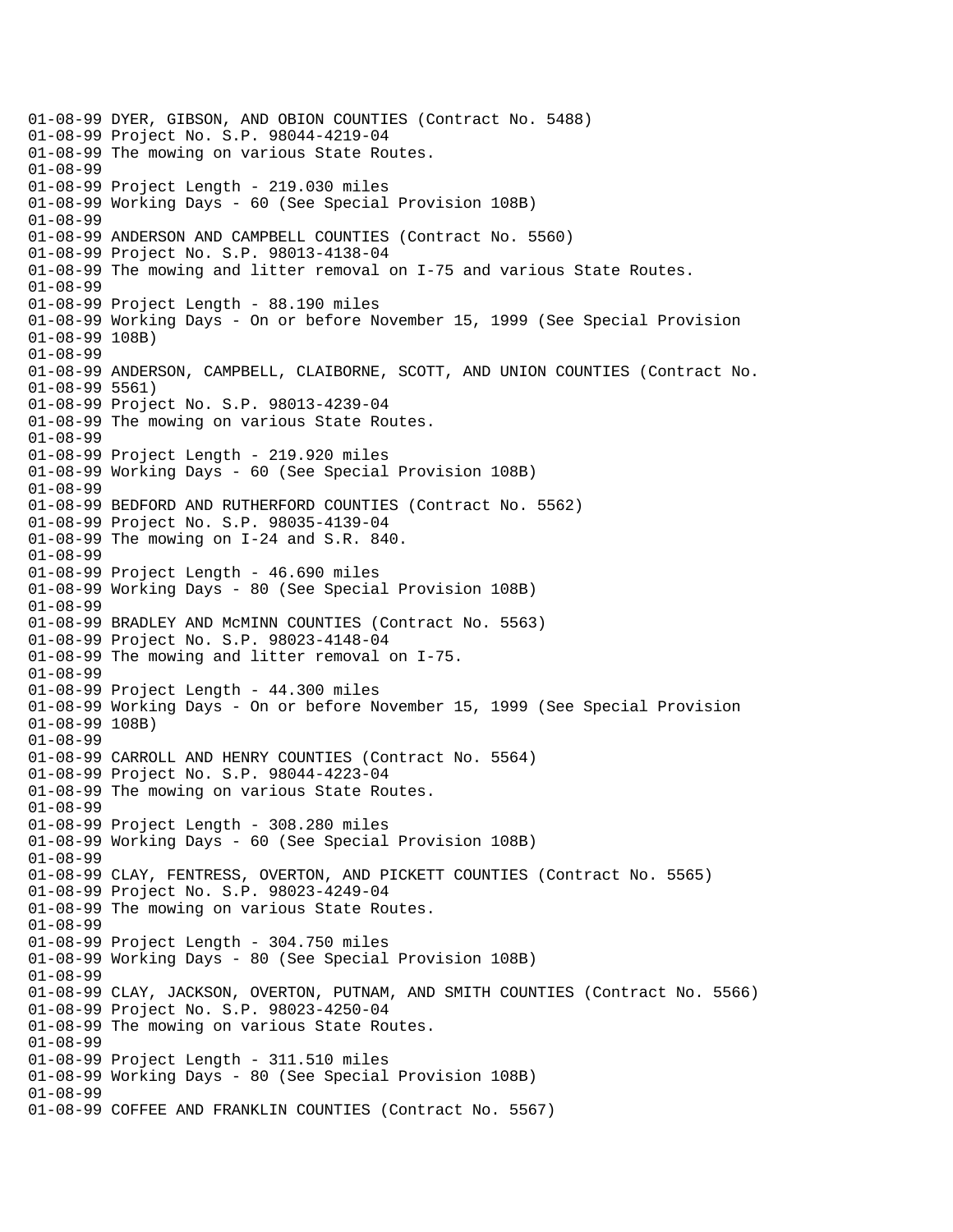```
01-08-99 DYER, GIBSON, AND OBION COUNTIES (Contract No. 5488)
01-08-99 Project No. S.P. 98044-4219-04
01-08-99 The mowing on various State Routes.
01-08-99
01-08-99 Project Length - 219.030 miles
01-08-99 Working Days - 60 (See Special Provision 108B)
01-08-99
01-08-99 ANDERSON AND CAMPBELL COUNTIES (Contract No. 5560)
01-08-99 Project No. S.P. 98013-4138-04
01-08-99 The mowing and litter removal on I-75 and various State Routes.
01-08-99
01-08-99 Project Length - 88.190 miles
01-08-99 Working Days - On or before November 15, 1999 (See Special Provision
01-08-99 108B)
01-08-99
01-08-99 ANDERSON, CAMPBELL, CLAIBORNE, SCOTT, AND UNION COUNTIES (Contract No.
01-08-99 5561)
01-08-99 Project No. S.P. 98013-4239-04
01-08-99 The mowing on various State Routes.
01-08-99
01-08-99 Project Length - 219.920 miles
01-08-99 Working Days - 60 (See Special Provision 108B)
01-08-99
01-08-99 BEDFORD AND RUTHERFORD COUNTIES (Contract No. 5562)
01-08-99 Project No. S.P. 98035-4139-04
01-08-99 The mowing on I-24 and S.R. 840.
01-08-99
01-08-99 Project Length - 46.690 miles
01-08-99 Working Days - 80 (See Special Provision 108B)
01-08-99
01-08-99 BRADLEY AND McMINN COUNTIES (Contract No. 5563)
01-08-99 Project No. S.P. 98023-4148-04
01-08-99 The mowing and litter removal on I-75.
01-08-99
01-08-99 Project Length - 44.300 miles
01-08-99 Working Days - On or before November 15, 1999 (See Special Provision
01-08-99 108B)
01-08-99
01-08-99 CARROLL AND HENRY COUNTIES (Contract No. 5564)
01-08-99 Project No. S.P. 98044-4223-04
01-08-99 The mowing on various State Routes.
01-08-99
01-08-99 Project Length - 308.280 miles
01-08-99 Working Days - 60 (See Special Provision 108B)
01-08-99
01-08-99 CLAY, FENTRESS, OVERTON, AND PICKETT COUNTIES (Contract No. 5565)
01-08-99 Project No. S.P. 98023-4249-04
01-08-99 The mowing on various State Routes.
01-08-99
01-08-99 Project Length - 304.750 miles
01-08-99 Working Days - 80 (See Special Provision 108B)
01-08-99
01-08-99 CLAY, JACKSON, OVERTON, PUTNAM, AND SMITH COUNTIES (Contract No. 5566)
01-08-99 Project No. S.P. 98023-4250-04
01-08-99 The mowing on various State Routes.
01-08-99
01-08-99 Project Length - 311.510 miles
01-08-99 Working Days - 80 (See Special Provision 108B)
01-08-99
01-08-99 COFFEE AND FRANKLIN COUNTIES (Contract No. 5567)
```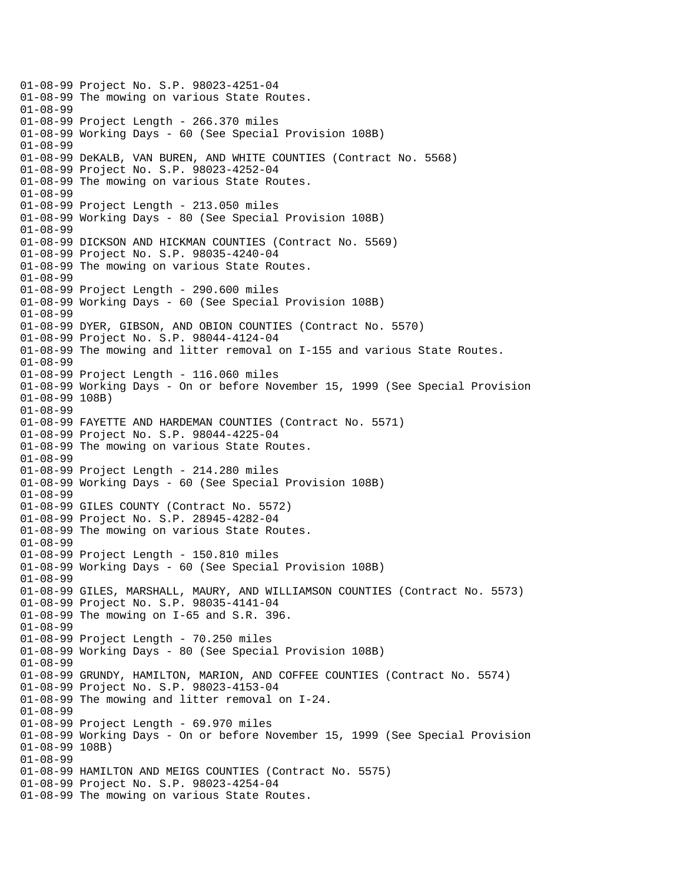```
01-08-99 Project No. S.P. 98023-4251-04
01-08-99 The mowing on various State Routes.
01-08-99
01-08-99 Project Length - 266.370 miles
01-08-99 Working Days - 60 (See Special Provision 108B)
01-08-99
01-08-99 DeKALB, VAN BUREN, AND WHITE COUNTIES (Contract No. 5568)
01-08-99 Project No. S.P. 98023-4252-04
01-08-99 The mowing on various State Routes.
01-08-99
01-08-99 Project Length - 213.050 miles
01-08-99 Working Days - 80 (See Special Provision 108B)
01-08-99
01-08-99 DICKSON AND HICKMAN COUNTIES (Contract No. 5569)
01-08-99 Project No. S.P. 98035-4240-04
01-08-99 The mowing on various State Routes.
01-08-99
01-08-99 Project Length - 290.600 miles
01-08-99 Working Days - 60 (See Special Provision 108B)
01-08-99
01-08-99 DYER, GIBSON, AND OBION COUNTIES (Contract No. 5570)
01-08-99 Project No. S.P. 98044-4124-04
01-08-99 The mowing and litter removal on I-155 and various State Routes.
01-08-99
01-08-99 Project Length - 116.060 miles
01-08-99 Working Days - On or before November 15, 1999 (See Special Provision
01-08-99 108B)
01-08-99
01-08-99 FAYETTE AND HARDEMAN COUNTIES (Contract No. 5571)
01-08-99 Project No. S.P. 98044-4225-04
01-08-99 The mowing on various State Routes.
01-08-99
01-08-99 Project Length - 214.280 miles
01-08-99 Working Days - 60 (See Special Provision 108B)
01-08-99
01-08-99 GILES COUNTY (Contract No. 5572)
01-08-99 Project No. S.P. 28945-4282-04
01-08-99 The mowing on various State Routes.
01-08-99
01-08-99 Project Length - 150.810 miles
01-08-99 Working Days - 60 (See Special Provision 108B)
01-08-99
01-08-99 GILES, MARSHALL, MAURY, AND WILLIAMSON COUNTIES (Contract No. 5573)
01-08-99 Project No. S.P. 98035-4141-04
01-08-99 The mowing on I-65 and S.R. 396.
01-08-99
01-08-99 Project Length - 70.250 miles
01-08-99 Working Days - 80 (See Special Provision 108B)
01-08-99
01-08-99 GRUNDY, HAMILTON, MARION, AND COFFEE COUNTIES (Contract No. 5574)
01-08-99 Project No. S.P. 98023-4153-04
01-08-99 The mowing and litter removal on I-24.
01-08-99
01-08-99 Project Length - 69.970 miles
01-08-99 Working Days - On or before November 15, 1999 (See Special Provision
01-08-99 108B)
01-08-99
01-08-99 HAMILTON AND MEIGS COUNTIES (Contract No. 5575)
01-08-99 Project No. S.P. 98023-4254-04
01-08-99 The mowing on various State Routes.
```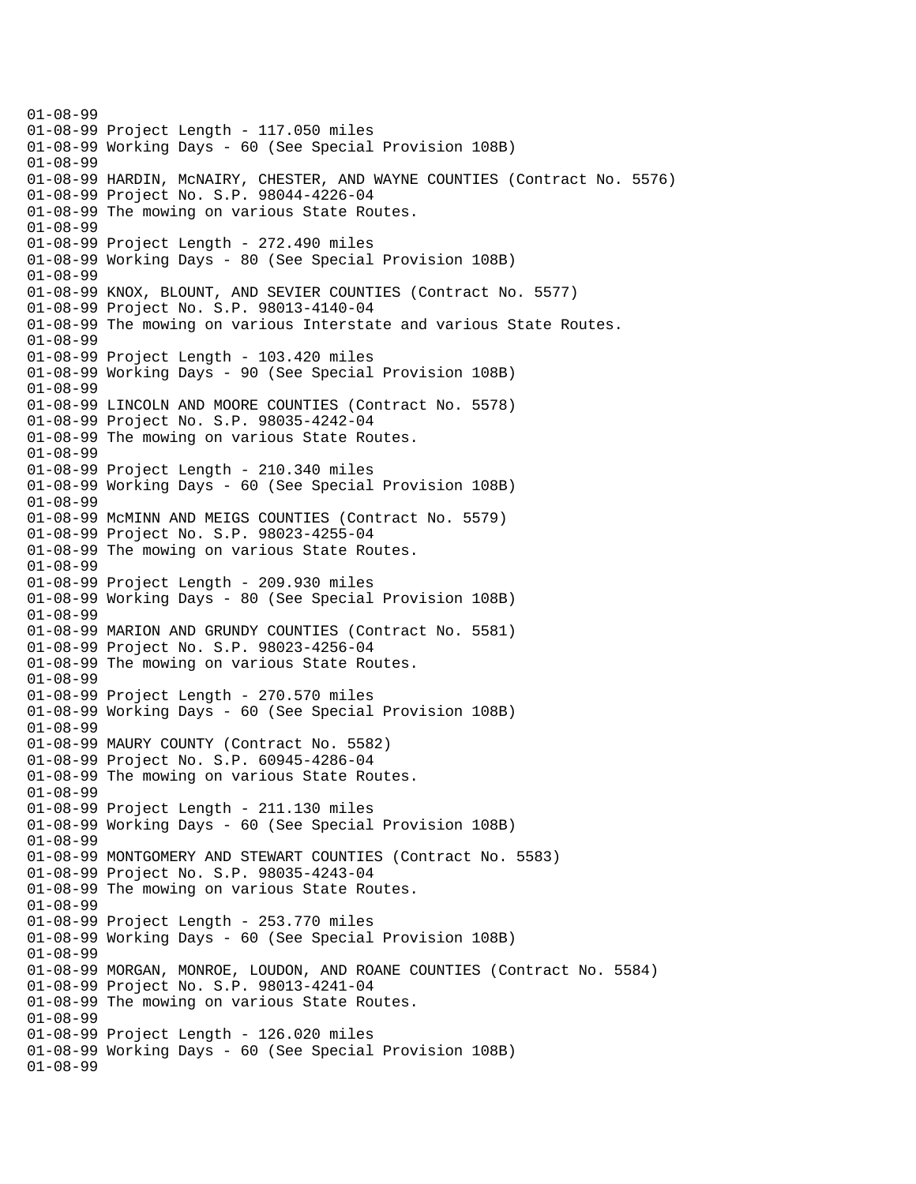```
01-08-99
01-08-99 Project Length - 117.050 miles
01-08-99 Working Days - 60 (See Special Provision 108B)
01-08-99
01-08-99 HARDIN, McNAIRY, CHESTER, AND WAYNE COUNTIES (Contract No. 5576)
01-08-99 Project No. S.P. 98044-4226-04
01-08-99 The mowing on various State Routes.
01-08-99
01-08-99 Project Length - 272.490 miles
01-08-99 Working Days - 80 (See Special Provision 108B)
01-08-99
01-08-99 KNOX, BLOUNT, AND SEVIER COUNTIES (Contract No. 5577)
01-08-99 Project No. S.P. 98013-4140-04
01-08-99 The mowing on various Interstate and various State Routes.
01-08-99
01-08-99 Project Length - 103.420 miles
01-08-99 Working Days - 90 (See Special Provision 108B)
01-08-99
01-08-99 LINCOLN AND MOORE COUNTIES (Contract No. 5578)
01-08-99 Project No. S.P. 98035-4242-04
01-08-99 The mowing on various State Routes.
01-08-99
01-08-99 Project Length - 210.340 miles
01-08-99 Working Days - 60 (See Special Provision 108B)
01-08-99
01-08-99 McMINN AND MEIGS COUNTIES (Contract No. 5579)
01-08-99 Project No. S.P. 98023-4255-04
01-08-99 The mowing on various State Routes.
01-08-99
01-08-99 Project Length - 209.930 miles
01-08-99 Working Days - 80 (See Special Provision 108B)
01-08-99
01-08-99 MARION AND GRUNDY COUNTIES (Contract No. 5581)
01-08-99 Project No. S.P. 98023-4256-04
01-08-99 The mowing on various State Routes.
01-08-99
01-08-99 Project Length - 270.570 miles
01-08-99 Working Days - 60 (See Special Provision 108B)
01-08-99
01-08-99 MAURY COUNTY (Contract No. 5582)
01-08-99 Project No. S.P. 60945-4286-04
01-08-99 The mowing on various State Routes.
01-08-99
01-08-99 Project Length - 211.130 miles
01-08-99 Working Days - 60 (See Special Provision 108B)
01-08-99
01-08-99 MONTGOMERY AND STEWART COUNTIES (Contract No. 5583)
01-08-99 Project No. S.P. 98035-4243-04
01-08-99 The mowing on various State Routes.
01-08-99
01-08-99 Project Length - 253.770 miles
01-08-99 Working Days - 60 (See Special Provision 108B)
01-08-99
01-08-99 MORGAN, MONROE, LOUDON, AND ROANE COUNTIES (Contract No. 5584)
01-08-99 Project No. S.P. 98013-4241-04
01-08-99 The mowing on various State Routes.
01-08-99
01-08-99 Project Length - 126.020 miles
01-08-99 Working Days - 60 (See Special Provision 108B)
01-08-99
```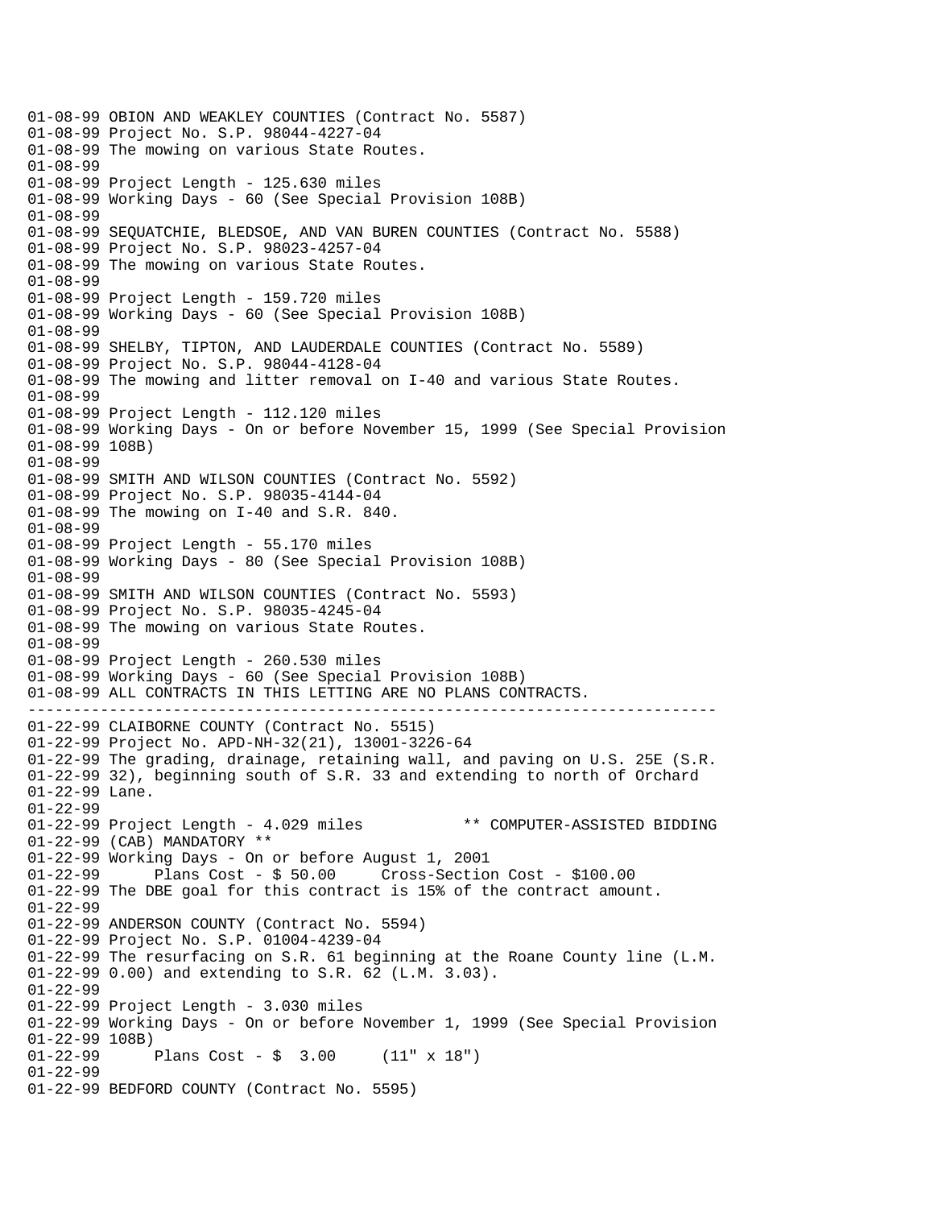```
01-08-99 OBION AND WEAKLEY COUNTIES (Contract No. 5587)
01-08-99 Project No. S.P. 98044-4227-04
01-08-99 The mowing on various State Routes.
01-08-99
01-08-99 Project Length - 125.630 miles
01-08-99 Working Days - 60 (See Special Provision 108B)
01-08-99
01-08-99 SEQUATCHIE, BLEDSOE, AND VAN BUREN COUNTIES (Contract No. 5588)
01-08-99 Project No. S.P. 98023-4257-04
01-08-99 The mowing on various State Routes.
01-08-99
01-08-99 Project Length - 159.720 miles
01-08-99 Working Days - 60 (See Special Provision 108B)
01-08-99
01-08-99 SHELBY, TIPTON, AND LAUDERDALE COUNTIES (Contract No. 5589)
01-08-99 Project No. S.P. 98044-4128-04
01-08-99 The mowing and litter removal on I-40 and various State Routes.
01-08-99
01-08-99 Project Length - 112.120 miles
01-08-99 Working Days - On or before November 15, 1999 (See Special Provision
01-08-99 108B)
01-08-99
01-08-99 SMITH AND WILSON COUNTIES (Contract No. 5592)
01-08-99 Project No. S.P. 98035-4144-04
01-08-99 The mowing on I-40 and S.R. 840.
01-08-99
01-08-99 Project Length - 55.170 miles
01-08-99 Working Days - 80 (See Special Provision 108B)
01-08-99
01-08-99 SMITH AND WILSON COUNTIES (Contract No. 5593)
01-08-99 Project No. S.P. 98035-4245-04
01-08-99 The mowing on various State Routes.
01-08-99
01-08-99 Project Length - 260.530 miles
01-08-99 Working Days - 60 (See Special Provision 108B)
01-08-99 ALL CONTRACTS IN THIS LETTING ARE NO PLANS CONTRACTS.
---------------------------------------------------------------------------
01-22-99 CLAIBORNE COUNTY (Contract No. 5515)
01-22-99 Project No. APD-NH-32(21), 13001-3226-64
01-22-99 The grading, drainage, retaining wall, and paving on U.S. 25E (S.R.
01-22-99 32), beginning south of S.R. 33 and extending to north of Orchard
01-22-99 Lane.
01-22-99
01-22-99 Project Length - 4.029 miles           ** COMPUTER-ASSISTED BIDDING
01-22-99 (CAB) MANDATORY **
01-22-99 Working Days - On or before August 1, 2001
01-22-99      Plans Cost - $ 50.00     Cross-Section Cost - $100.00
01-22-99 The DBE goal for this contract is 15% of the contract amount.
01-22-99
01-22-99 ANDERSON COUNTY (Contract No. 5594)
01-22-99 Project No. S.P. 01004-4239-04
01-22-99 The resurfacing on S.R. 61 beginning at the Roane County line (L.M.
01-22-99 0.00) and extending to S.R. 62 (L.M. 3.03).
01-22-99
01-22-99 Project Length - 3.030 miles
01-22-99 Working Days - On or before November 1, 1999 (See Special Provision
01-22-99 108B)
01-22-99      Plans Cost - $  3.00     (11" x 18")
01-22-99
01-22-99 BEDFORD COUNTY (Contract No. 5595)
```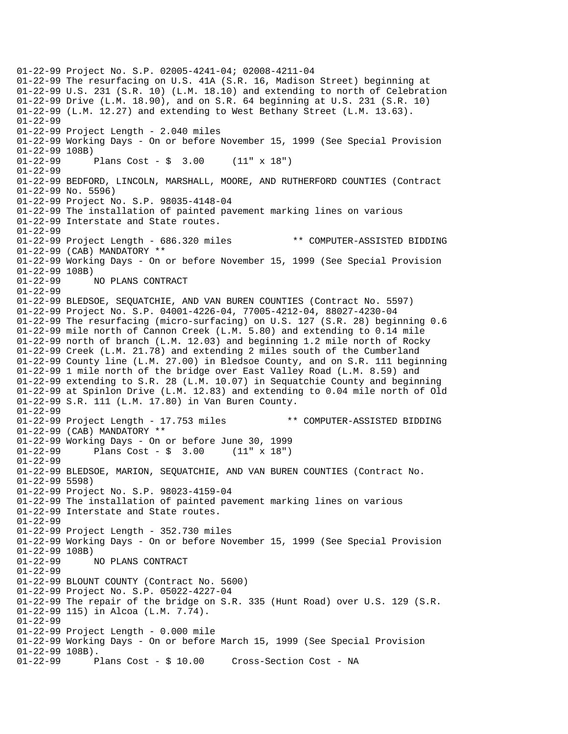```
01-22-99 Project No. S.P. 02005-4241-04; 02008-4211-04
01-22-99 The resurfacing on U.S. 41A (S.R. 16, Madison Street) beginning at
01-22-99 U.S. 231 (S.R. 10) (L.M. 18.10) and extending to north of Celebration
01-22-99 Drive (L.M. 18.90), and on S.R. 64 beginning at U.S. 231 (S.R. 10)
01-22-99 (L.M. 12.27) and extending to West Bethany Street (L.M. 13.63).
01-22-99
01-22-99 Project Length - 2.040 miles
01-22-99 Working Days - On or before November 15, 1999 (See Special Provision
01-22-99 108B)
01-22-99      Plans Cost - $  3.00     (11" x 18")
01-22-99
01-22-99 BEDFORD, LINCOLN, MARSHALL, MOORE, AND RUTHERFORD COUNTIES (Contract
01-22-99 No. 5596)
01-22-99 Project No. S.P. 98035-4148-04
01-22-99 The installation of painted pavement marking lines on various
01-22-99 Interstate and State routes.
01-22-99
01-22-99 Project Length - 686.320 miles           ** COMPUTER-ASSISTED BIDDING
01-22-99 (CAB) MANDATORY **
01-22-99 Working Days - On or before November 15, 1999 (See Special Provision
01-22-99 108B)
01-22-99      NO PLANS CONTRACT
01-22-99
01-22-99 BLEDSOE, SEQUATCHIE, AND VAN BUREN COUNTIES (Contract No. 5597)
01-22-99 Project No. S.P. 04001-4226-04, 77005-4212-04, 88027-4230-04
01-22-99 The resurfacing (micro-surfacing) on U.S. 127 (S.R. 28) beginning 0.6
01-22-99 mile north of Cannon Creek (L.M. 5.80) and extending to 0.14 mile
01-22-99 north of branch (L.M. 12.03) and beginning 1.2 mile north of Rocky
01-22-99 Creek (L.M. 21.78) and extending 2 miles south of the Cumberland
01-22-99 County line (L.M. 27.00) in Bledsoe County, and on S.R. 111 beginning
01-22-99 1 mile north of the bridge over East Valley Road (L.M. 8.59) and
01-22-99 extending to S.R. 28 (L.M. 10.07) in Sequatchie County and beginning
01-22-99 at Spinlon Drive (L.M. 12.83) and extending to 0.04 mile north of Old
01-22-99 S.R. 111 (L.M. 17.80) in Van Buren County.
01-22-99
01-22-99 Project Length - 17.753 miles           ** COMPUTER-ASSISTED BIDDING
01-22-99 (CAB) MANDATORY **
01-22-99 Working Days - On or before June 30, 1999
01-22-99      Plans Cost - $  3.00     (11" x 18")
01-22-99
01-22-99 BLEDSOE, MARION, SEQUATCHIE, AND VAN BUREN COUNTIES (Contract No.
01-22-99 5598)
01-22-99 Project No. S.P. 98023-4159-04
01-22-99 The installation of painted pavement marking lines on various
01-22-99 Interstate and State routes.
01-22-99
01-22-99 Project Length - 352.730 miles
01-22-99 Working Days - On or before November 15, 1999 (See Special Provision
01-22-99 108B)
01-22-99      NO PLANS CONTRACT
01-22-99
01-22-99 BLOUNT COUNTY (Contract No. 5600)
01-22-99 Project No. S.P. 05022-4227-04
01-22-99 The repair of the bridge on S.R. 335 (Hunt Road) over U.S. 129 (S.R.
01-22-99 115) in Alcoa (L.M. 7.74).
01-22-99
01-22-99 Project Length - 0.000 mile
01-22-99 Working Days - On or before March 15, 1999 (See Special Provision
01-22-99 108B).
01-22-99      Plans Cost - $ 10.00     Cross-Section Cost - NA
```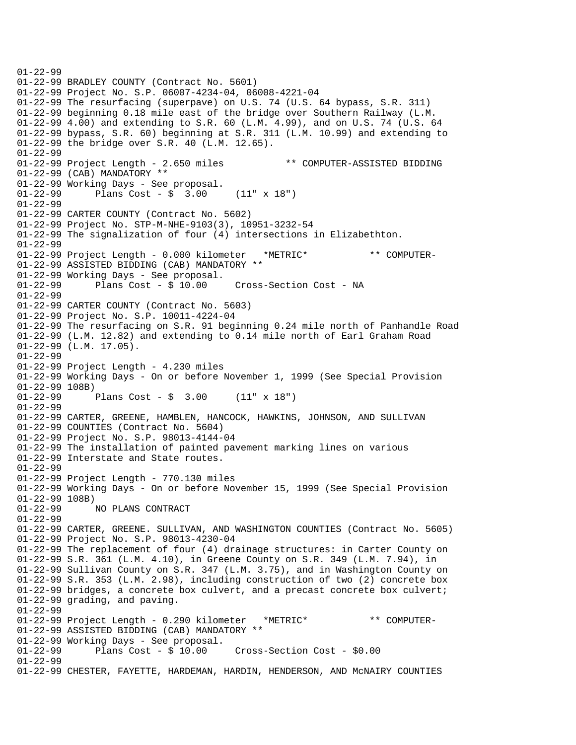01-22-99
01-22-99 BRADLEY COUNTY (Contract No. 5601)
01-22-99 Project No. S.P. 06007-4234-04, 06008-4221-04
01-22-99 The resurfacing (superpave) on U.S. 74 (U.S. 64 bypass, S.R. 311)
01-22-99 beginning 0.18 mile east of the bridge over Southern Railway (L.M.
01-22-99 4.00) and extending to S.R. 60 (L.M. 4.99), and on U.S. 74 (U.S. 64
01-22-99 bypass, S.R. 60) beginning at S.R. 311 (L.M. 10.99) and extending to
01-22-99 the bridge over S.R. 40 (L.M. 12.65).
01-22-99
01-22-99 Project Length - 2.650 miles ** COMPUTER-ASSISTED BIDDING
01-22-99 (CAB) MANDATORY **
01-22-99 Working Days - See proposal.
01-22-99 Plans Cost - $ 3.00 (11" x 18")
01-22-99
01-22-99 CARTER COUNTY (Contract No. 5602)
01-22-99 Project No. STP-M-NHE-9103(3), 10951-3232-54
01-22-99 The signalization of four (4) intersections in Elizabethton.
01-22-99
01-22-99 Project Length - 0.000 kilometer *METRIC* ** COMPUTER-
01-22-99 ASSISTED BIDDING (CAB) MANDATORY **
01-22-99 Working Days - See proposal.
01-22-99 Plans Cost - $ 10.00 Cross-Section Cost - NA
01-22-99
01-22-99 CARTER COUNTY (Contract No. 5603)
01-22-99 Project No. S.P. 10011-4224-04
01-22-99 The resurfacing on S.R. 91 beginning 0.24 mile north of Panhandle Road
01-22-99 (L.M. 12.82) and extending to 0.14 mile north of Earl Graham Road
01-22-99 (L.M. 17.05).
01-22-99
01-22-99 Project Length - 4.230 miles
01-22-99 Working Days - On or before November 1, 1999 (See Special Provision
01-22-99 108B)
01-22-99 Plans Cost - $ 3.00 (11" x 18")
01-22-99
01-22-99 CARTER, GREENE, HAMBLEN, HANCOCK, HAWKINS, JOHNSON, AND SULLIVAN
01-22-99 COUNTIES (Contract No. 5604)
01-22-99 Project No. S.P. 98013-4144-04
01-22-99 The installation of painted pavement marking lines on various
01-22-99 Interstate and State routes.
01-22-99
01-22-99 Project Length - 770.130 miles
01-22-99 Working Days - On or before November 15, 1999 (See Special Provision
01-22-99 108B)
01-22-99 NO PLANS CONTRACT
01-22-99
01-22-99 CARTER, GREENE. SULLIVAN, AND WASHINGTON COUNTIES (Contract No. 5605)
01-22-99 Project No. S.P. 98013-4230-04
01-22-99 The replacement of four (4) drainage structures: in Carter County on
01-22-99 S.R. 361 (L.M. 4.10), in Greene County on S.R. 349 (L.M. 7.94), in
01-22-99 Sullivan County on S.R. 347 (L.M. 3.75), and in Washington County on
01-22-99 S.R. 353 (L.M. 2.98), including construction of two (2) concrete box
01-22-99 bridges, a concrete box culvert, and a precast concrete box culvert;
01-22-99 grading, and paving.
01-22-99
01-22-99 Project Length - 0.290 kilometer *METRIC* ** COMPUTER-
01-22-99 ASSISTED BIDDING (CAB) MANDATORY **
01-22-99 Working Days - See proposal.
01-22-99 Plans Cost - $ 10.00 Cross-Section Cost - $0.00
01-22-99
01-22-99 CHESTER, FAYETTE, HARDEMAN, HARDIN, HENDERSON, AND McNAIRY COUNTIES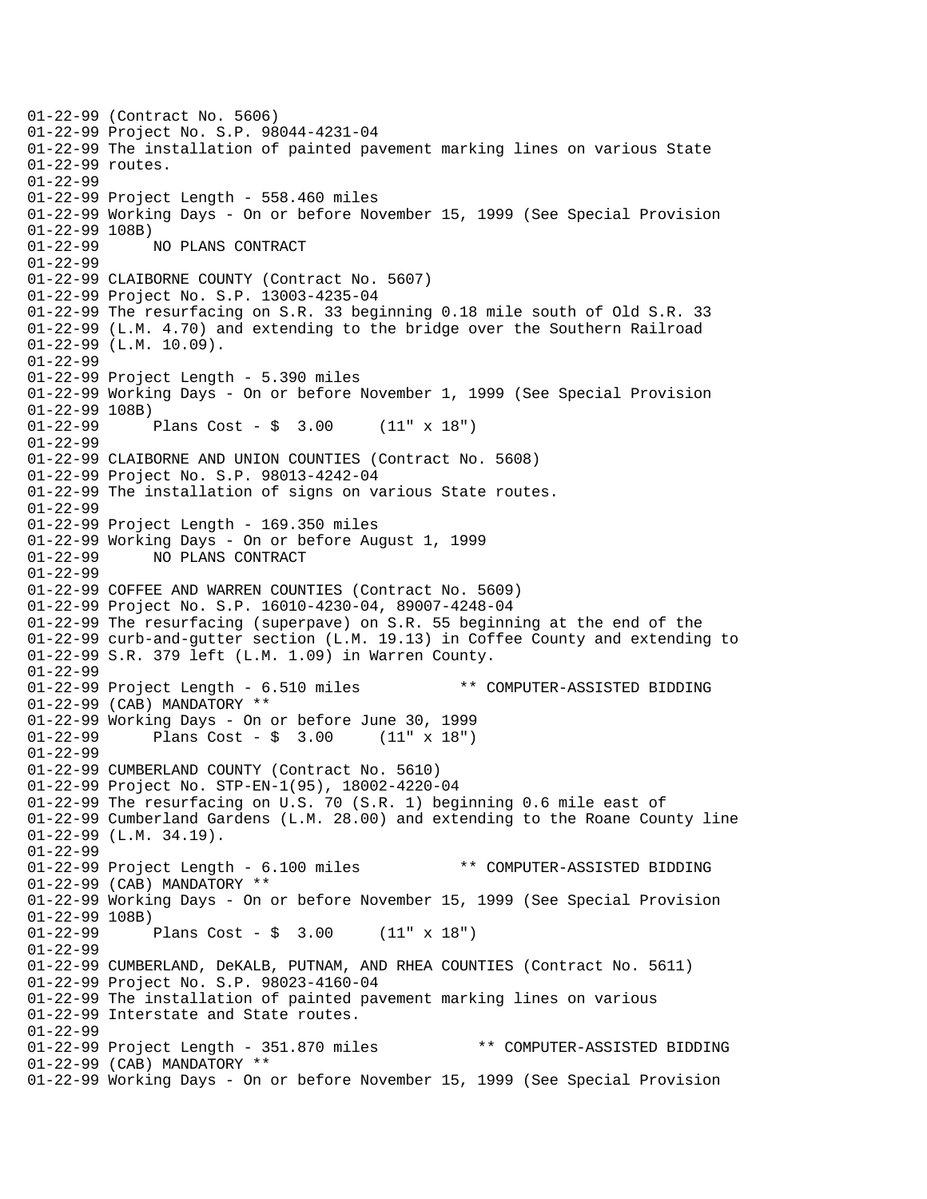01-22-99 (Contract No. 5606)
01-22-99 Project No. S.P. 98044-4231-04
01-22-99 The installation of painted pavement marking lines on various State
01-22-99 routes.
01-22-99
01-22-99 Project Length - 558.460 miles
01-22-99 Working Days - On or before November 15, 1999 (See Special Provision
01-22-99 108B)
01-22-99 NO PLANS CONTRACT
01-22-99
01-22-99 CLAIBORNE COUNTY (Contract No. 5607)
01-22-99 Project No. S.P. 13003-4235-04
01-22-99 The resurfacing on S.R. 33 beginning 0.18 mile south of Old S.R. 33
01-22-99 (L.M. 4.70) and extending to the bridge over the Southern Railroad
01-22-99 (L.M. 10.09).
01-22-99
01-22-99 Project Length - 5.390 miles
01-22-99 Working Days - On or before November 1, 1999 (See Special Provision
01-22-99 108B)
01-22-99 Plans Cost - $ 3.00 (11" x 18")
01-22-99
01-22-99 CLAIBORNE AND UNION COUNTIES (Contract No. 5608)
01-22-99 Project No. S.P. 98013-4242-04
01-22-99 The installation of signs on various State routes.
01-22-99
01-22-99 Project Length - 169.350 miles
01-22-99 Working Days - On or before August 1, 1999
01-22-99 NO PLANS CONTRACT
01-22-99
01-22-99 COFFEE AND WARREN COUNTIES (Contract No. 5609)
01-22-99 Project No. S.P. 16010-4230-04, 89007-4248-04
01-22-99 The resurfacing (superpave) on S.R. 55 beginning at the end of the
01-22-99 curb-and-gutter section (L.M. 19.13) in Coffee County and extending to
01-22-99 S.R. 379 left (L.M. 1.09) in Warren County.
01-22-99
01-22-99 Project Length - 6.510 miles ** COMPUTER-ASSISTED BIDDING
01-22-99 (CAB) MANDATORY **
01-22-99 Working Days - On or before June 30, 1999
01-22-99 Plans Cost - $ 3.00 (11" x 18")
01-22-99
01-22-99 CUMBERLAND COUNTY (Contract No. 5610)
01-22-99 Project No. STP-EN-1(95), 18002-4220-04
01-22-99 The resurfacing on U.S. 70 (S.R. 1) beginning 0.6 mile east of
01-22-99 Cumberland Gardens (L.M. 28.00) and extending to the Roane County line
01-22-99 (L.M. 34.19).
01-22-99
01-22-99 Project Length - 6.100 miles ** COMPUTER-ASSISTED BIDDING
01-22-99 (CAB) MANDATORY **
01-22-99 Working Days - On or before November 15, 1999 (See Special Provision
01-22-99 108B)
01-22-99 Plans Cost - $ 3.00 (11" x 18")
01-22-99
01-22-99 CUMBERLAND, DeKALB, PUTNAM, AND RHEA COUNTIES (Contract No. 5611)
01-22-99 Project No. S.P. 98023-4160-04
01-22-99 The installation of painted pavement marking lines on various
01-22-99 Interstate and State routes.
01-22-99
01-22-99 Project Length - 351.870 miles ** COMPUTER-ASSISTED BIDDING
01-22-99 (CAB) MANDATORY **
01-22-99 Working Days - On or before November 15, 1999 (See Special Provision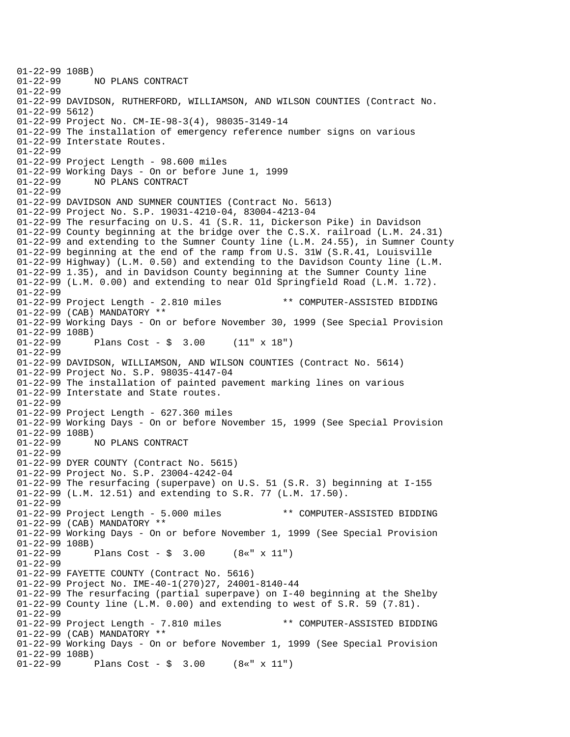```
01-22-99 108B)
01-22-99      NO PLANS CONTRACT
01-22-99
01-22-99 DAVIDSON, RUTHERFORD, WILLIAMSON, AND WILSON COUNTIES (Contract No.
01-22-99 5612)
01-22-99 Project No. CM-IE-98-3(4), 98035-3149-14
01-22-99 The installation of emergency reference number signs on various
01-22-99 Interstate Routes.
01-22-99
01-22-99 Project Length - 98.600 miles
01-22-99 Working Days - On or before June 1, 1999
01-22-99      NO PLANS CONTRACT
01-22-99
01-22-99 DAVIDSON AND SUMNER COUNTIES (Contract No. 5613)
01-22-99 Project No. S.P. 19031-4210-04, 83004-4213-04
01-22-99 The resurfacing on U.S. 41 (S.R. 11, Dickerson Pike) in Davidson
01-22-99 County beginning at the bridge over the C.S.X. railroad (L.M. 24.31)
01-22-99 and extending to the Sumner County line (L.M. 24.55), in Sumner County
01-22-99 beginning at the end of the ramp from U.S. 31W (S.R.41, Louisville
01-22-99 Highway) (L.M. 0.50) and extending to the Davidson County line (L.M.
01-22-99 1.35), and in Davidson County beginning at the Sumner County line
01-22-99 (L.M. 0.00) and extending to near Old Springfield Road (L.M. 1.72).
01-22-99
01-22-99 Project Length - 2.810 miles           ** COMPUTER-ASSISTED BIDDING
01-22-99 (CAB) MANDATORY **
01-22-99 Working Days - On or before November 30, 1999 (See Special Provision
01-22-99 108B)
01-22-99      Plans Cost - $  3.00     (11" x 18")
01-22-99
01-22-99 DAVIDSON, WILLIAMSON, AND WILSON COUNTIES (Contract No. 5614)
01-22-99 Project No. S.P. 98035-4147-04
01-22-99 The installation of painted pavement marking lines on various
01-22-99 Interstate and State routes.
01-22-99
01-22-99 Project Length - 627.360 miles
01-22-99 Working Days - On or before November 15, 1999 (See Special Provision
01-22-99 108B)
01-22-99      NO PLANS CONTRACT
01-22-99
01-22-99 DYER COUNTY (Contract No. 5615)
01-22-99 Project No. S.P. 23004-4242-04
01-22-99 The resurfacing (superpave) on U.S. 51 (S.R. 3) beginning at I-155
01-22-99 (L.M. 12.51) and extending to S.R. 77 (L.M. 17.50).
01-22-99
01-22-99 Project Length - 5.000 miles           ** COMPUTER-ASSISTED BIDDING
01-22-99 (CAB) MANDATORY **
01-22-99 Working Days - On or before November 1, 1999 (See Special Provision
01-22-99 108B)
01-22-99      Plans Cost - $  3.00     (8«" x 11")
01-22-99
01-22-99 FAYETTE COUNTY (Contract No. 5616)
01-22-99 Project No. IME-40-1(270)27, 24001-8140-44
01-22-99 The resurfacing (partial superpave) on I-40 beginning at the Shelby
01-22-99 County line (L.M. 0.00) and extending to west of S.R. 59 (7.81).
01-22-99
01-22-99 Project Length - 7.810 miles           ** COMPUTER-ASSISTED BIDDING
01-22-99 (CAB) MANDATORY **
01-22-99 Working Days - On or before November 1, 1999 (See Special Provision
01-22-99 108B)
01-22-99      Plans Cost - $  3.00     (8«" x 11")
```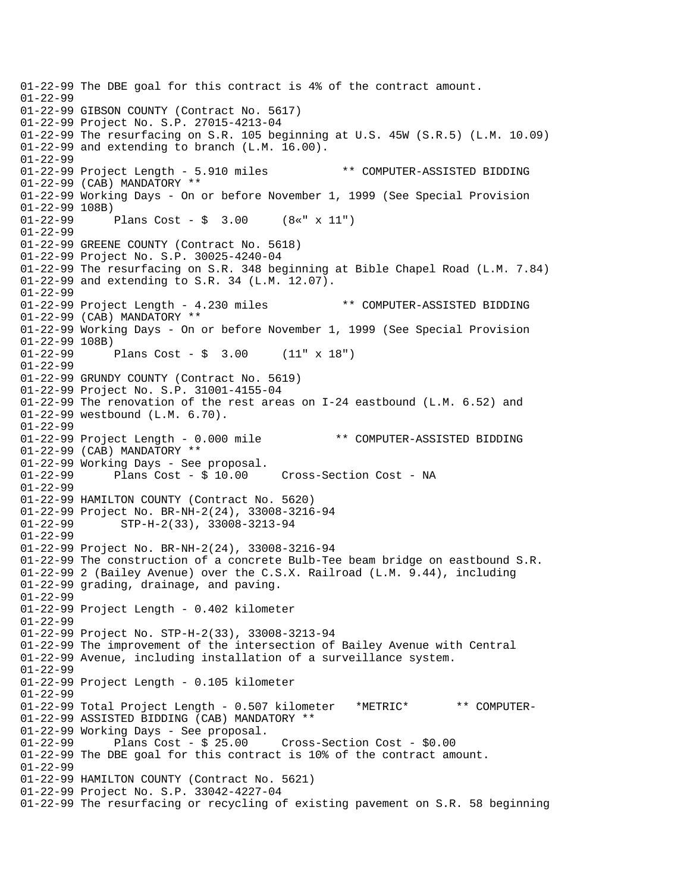```
01-22-99 The DBE goal for this contract is 4% of the contract amount.
01-22-99
01-22-99 GIBSON COUNTY (Contract No. 5617)
01-22-99 Project No. S.P. 27015-4213-04
01-22-99 The resurfacing on S.R. 105 beginning at U.S. 45W (S.R.5) (L.M. 10.09)
01-22-99 and extending to branch (L.M. 16.00).
01-22-99
01-22-99 Project Length - 5.910 miles           ** COMPUTER-ASSISTED BIDDING
01-22-99 (CAB) MANDATORY **
01-22-99 Working Days - On or before November 1, 1999 (See Special Provision
01-22-99 108B)
01-22-99      Plans Cost - $  3.00     (8«" x 11")
01-22-99
01-22-99 GREENE COUNTY (Contract No. 5618)
01-22-99 Project No. S.P. 30025-4240-04
01-22-99 The resurfacing on S.R. 348 beginning at Bible Chapel Road (L.M. 7.84)
01-22-99 and extending to S.R. 34 (L.M. 12.07).
01-22-99
01-22-99 Project Length - 4.230 miles           ** COMPUTER-ASSISTED BIDDING
01-22-99 (CAB) MANDATORY **
01-22-99 Working Days - On or before November 1, 1999 (See Special Provision
01-22-99 108B)
01-22-99      Plans Cost - $  3.00     (11" x 18")
01-22-99
01-22-99 GRUNDY COUNTY (Contract No. 5619)
01-22-99 Project No. S.P. 31001-4155-04
01-22-99 The renovation of the rest areas on I-24 eastbound (L.M. 6.52) and
01-22-99 westbound (L.M. 6.70).
01-22-99
01-22-99 Project Length - 0.000 mile           ** COMPUTER-ASSISTED BIDDING
01-22-99 (CAB) MANDATORY **
01-22-99 Working Days - See proposal.
01-22-99      Plans Cost - $ 10.00     Cross-Section Cost - NA
01-22-99
01-22-99 HAMILTON COUNTY (Contract No. 5620)
01-22-99 Project No. BR-NH-2(24), 33008-3216-94
01-22-99       STP-H-2(33), 33008-3213-94
01-22-99
01-22-99 Project No. BR-NH-2(24), 33008-3216-94
01-22-99 The construction of a concrete Bulb-Tee beam bridge on eastbound S.R.
01-22-99 2 (Bailey Avenue) over the C.S.X. Railroad (L.M. 9.44), including
01-22-99 grading, drainage, and paving.
01-22-99
01-22-99 Project Length - 0.402 kilometer
01-22-99
01-22-99 Project No. STP-H-2(33), 33008-3213-94
01-22-99 The improvement of the intersection of Bailey Avenue with Central
01-22-99 Avenue, including installation of a surveillance system.
01-22-99
01-22-99 Project Length - 0.105 kilometer
01-22-99
01-22-99 Total Project Length - 0.507 kilometer   *METRIC*       ** COMPUTER-
01-22-99 ASSISTED BIDDING (CAB) MANDATORY **
01-22-99 Working Days - See proposal.
01-22-99      Plans Cost - $ 25.00     Cross-Section Cost - $0.00
01-22-99 The DBE goal for this contract is 10% of the contract amount.
01-22-99
01-22-99 HAMILTON COUNTY (Contract No. 5621)
01-22-99 Project No. S.P. 33042-4227-04
01-22-99 The resurfacing or recycling of existing pavement on S.R. 58 beginning
```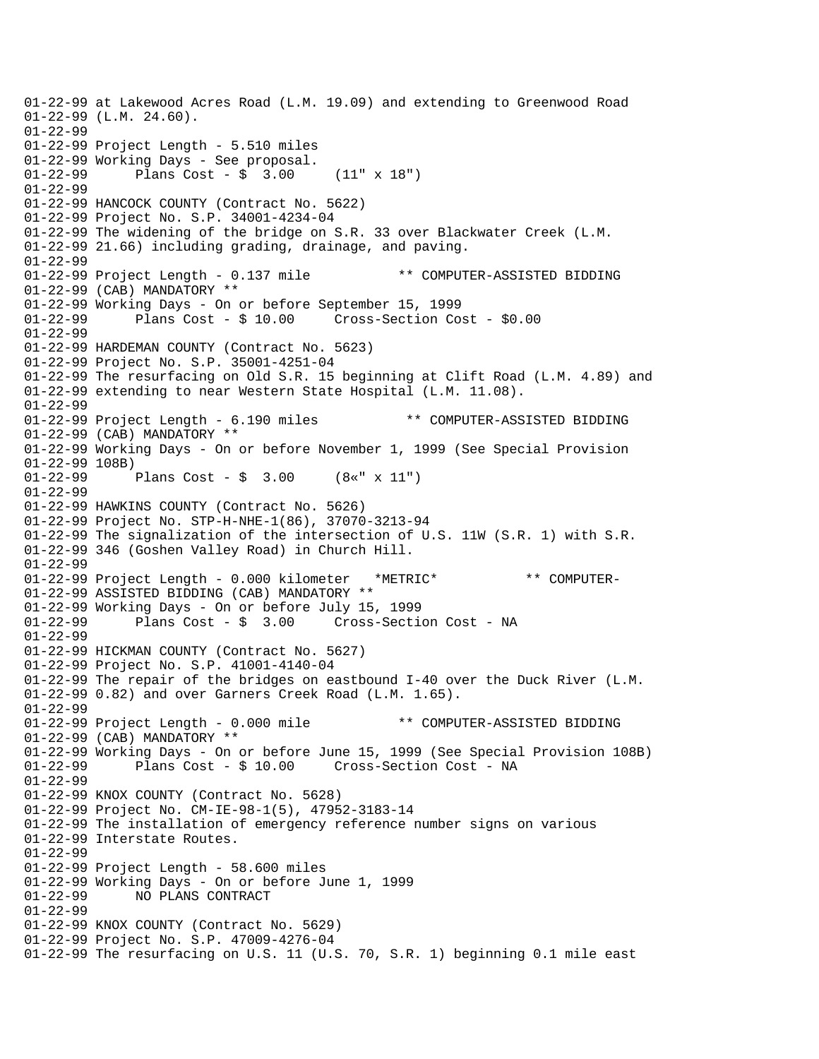```
01-22-99 at Lakewood Acres Road (L.M. 19.09) and extending to Greenwood Road
01-22-99 (L.M. 24.60).
01-22-99
01-22-99 Project Length - 5.510 miles
01-22-99 Working Days - See proposal.
01-22-99      Plans Cost - $  3.00     (11" x 18")
01-22-99
01-22-99 HANCOCK COUNTY (Contract No. 5622)
01-22-99 Project No. S.P. 34001-4234-04
01-22-99 The widening of the bridge on S.R. 33 over Blackwater Creek (L.M.
01-22-99 21.66) including grading, drainage, and paving.
01-22-99
01-22-99 Project Length - 0.137 mile           ** COMPUTER-ASSISTED BIDDING
01-22-99 (CAB) MANDATORY **
01-22-99 Working Days - On or before September 15, 1999
01-22-99      Plans Cost - $ 10.00     Cross-Section Cost - $0.00
01-22-99
01-22-99 HARDEMAN COUNTY (Contract No. 5623)
01-22-99 Project No. S.P. 35001-4251-04
01-22-99 The resurfacing on Old S.R. 15 beginning at Clift Road (L.M. 4.89) and
01-22-99 extending to near Western State Hospital (L.M. 11.08).
01-22-99
01-22-99 Project Length - 6.190 miles           ** COMPUTER-ASSISTED BIDDING
01-22-99 (CAB) MANDATORY **
01-22-99 Working Days - On or before November 1, 1999 (See Special Provision
01-22-99 108B)
01-22-99      Plans Cost - $  3.00     (8«" x 11")
01-22-99
01-22-99 HAWKINS COUNTY (Contract No. 5626)
01-22-99 Project No. STP-H-NHE-1(86), 37070-3213-94
01-22-99 The signalization of the intersection of U.S. 11W (S.R. 1) with S.R.
01-22-99 346 (Goshen Valley Road) in Church Hill.
01-22-99
01-22-99 Project Length - 0.000 kilometer   *METRIC*           ** COMPUTER-
01-22-99 ASSISTED BIDDING (CAB) MANDATORY **
01-22-99 Working Days - On or before July 15, 1999
01-22-99      Plans Cost - $  3.00     Cross-Section Cost - NA
01-22-99
01-22-99 HICKMAN COUNTY (Contract No. 5627)
01-22-99 Project No. S.P. 41001-4140-04
01-22-99 The repair of the bridges on eastbound I-40 over the Duck River (L.M.
01-22-99 0.82) and over Garners Creek Road (L.M. 1.65).
01-22-99
01-22-99 Project Length - 0.000 mile           ** COMPUTER-ASSISTED BIDDING
01-22-99 (CAB) MANDATORY **
01-22-99 Working Days - On or before June 15, 1999 (See Special Provision 108B)
01-22-99      Plans Cost - $ 10.00     Cross-Section Cost - NA
01-22-99
01-22-99 KNOX COUNTY (Contract No. 5628)
01-22-99 Project No. CM-IE-98-1(5), 47952-3183-14
01-22-99 The installation of emergency reference number signs on various
01-22-99 Interstate Routes.
01-22-99
01-22-99 Project Length - 58.600 miles
01-22-99 Working Days - On or before June 1, 1999
01-22-99      NO PLANS CONTRACT
01-22-99
01-22-99 KNOX COUNTY (Contract No. 5629)
01-22-99 Project No. S.P. 47009-4276-04
01-22-99 The resurfacing on U.S. 11 (U.S. 70, S.R. 1) beginning 0.1 mile east
```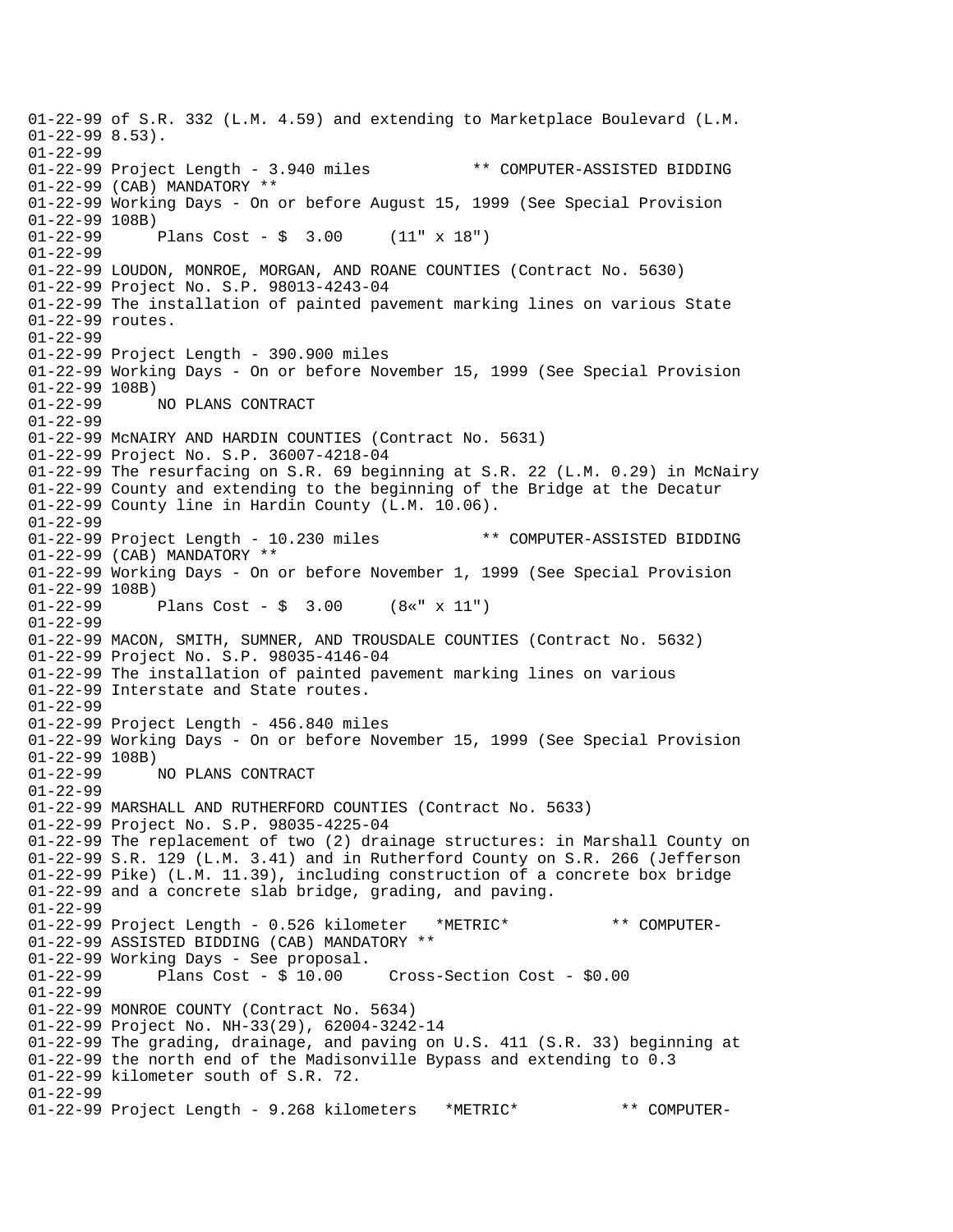```
01-22-99 of S.R. 332 (L.M. 4.59) and extending to Marketplace Boulevard (L.M.
01-22-99 8.53).
01-22-99
01-22-99 Project Length - 3.940 miles           ** COMPUTER-ASSISTED BIDDING
01-22-99 (CAB) MANDATORY **
01-22-99 Working Days - On or before August 15, 1999 (See Special Provision
01-22-99 108B)
01-22-99      Plans Cost - $  3.00     (11" x 18")
01-22-99
01-22-99 LOUDON, MONROE, MORGAN, AND ROANE COUNTIES (Contract No. 5630)
01-22-99 Project No. S.P. 98013-4243-04
01-22-99 The installation of painted pavement marking lines on various State
01-22-99 routes.
01-22-99
01-22-99 Project Length - 390.900 miles
01-22-99 Working Days - On or before November 15, 1999 (See Special Provision
01-22-99 108B)
01-22-99      NO PLANS CONTRACT
01-22-99
01-22-99 McNAIRY AND HARDIN COUNTIES (Contract No. 5631)
01-22-99 Project No. S.P. 36007-4218-04
01-22-99 The resurfacing on S.R. 69 beginning at S.R. 22 (L.M. 0.29) in McNairy
01-22-99 County and extending to the beginning of the Bridge at the Decatur
01-22-99 County line in Hardin County (L.M. 10.06).
01-22-99
01-22-99 Project Length - 10.230 miles           ** COMPUTER-ASSISTED BIDDING
01-22-99 (CAB) MANDATORY **
01-22-99 Working Days - On or before November 1, 1999 (See Special Provision
01-22-99 108B)
01-22-99      Plans Cost - $  3.00     (8«" x 11")
01-22-99
01-22-99 MACON, SMITH, SUMNER, AND TROUSDALE COUNTIES (Contract No. 5632)
01-22-99 Project No. S.P. 98035-4146-04
01-22-99 The installation of painted pavement marking lines on various
01-22-99 Interstate and State routes.
01-22-99
01-22-99 Project Length - 456.840 miles
01-22-99 Working Days - On or before November 15, 1999 (See Special Provision
01-22-99 108B)
01-22-99      NO PLANS CONTRACT
01-22-99
01-22-99 MARSHALL AND RUTHERFORD COUNTIES (Contract No. 5633)
01-22-99 Project No. S.P. 98035-4225-04
01-22-99 The replacement of two (2) drainage structures: in Marshall County on
01-22-99 S.R. 129 (L.M. 3.41) and in Rutherford County on S.R. 266 (Jefferson
01-22-99 Pike) (L.M. 11.39), including construction of a concrete box bridge
01-22-99 and a concrete slab bridge, grading, and paving.
01-22-99
01-22-99 Project Length - 0.526 kilometer   *METRIC*           ** COMPUTER-
01-22-99 ASSISTED BIDDING (CAB) MANDATORY **
01-22-99 Working Days - See proposal.
01-22-99      Plans Cost - $ 10.00     Cross-Section Cost - $0.00
01-22-99
01-22-99 MONROE COUNTY (Contract No. 5634)
01-22-99 Project No. NH-33(29), 62004-3242-14
01-22-99 The grading, drainage, and paving on U.S. 411 (S.R. 33) beginning at
01-22-99 the north end of the Madisonville Bypass and extending to 0.3
01-22-99 kilometer south of S.R. 72.
01-22-99
01-22-99 Project Length - 9.268 kilometers   *METRIC*           ** COMPUTER-
```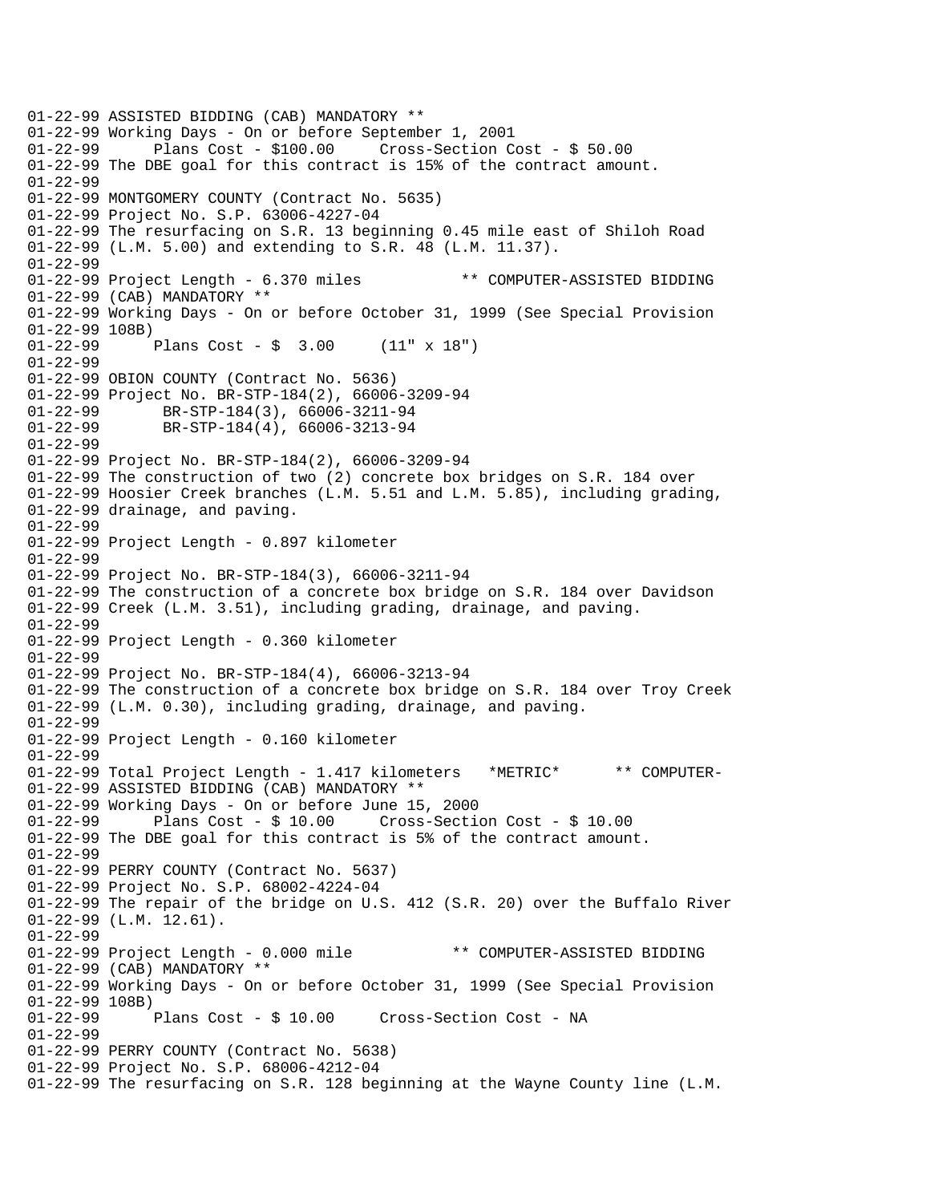```
01-22-99 ASSISTED BIDDING (CAB) MANDATORY **
01-22-99 Working Days - On or before September 1, 2001
01-22-99      Plans Cost - $100.00     Cross-Section Cost - $ 50.00
01-22-99 The DBE goal for this contract is 15% of the contract amount.
01-22-99
01-22-99 MONTGOMERY COUNTY (Contract No. 5635)
01-22-99 Project No. S.P. 63006-4227-04
01-22-99 The resurfacing on S.R. 13 beginning 0.45 mile east of Shiloh Road
01-22-99 (L.M. 5.00) and extending to S.R. 48 (L.M. 11.37).
01-22-99
01-22-99 Project Length - 6.370 miles           ** COMPUTER-ASSISTED BIDDING
01-22-99 (CAB) MANDATORY **
01-22-99 Working Days - On or before October 31, 1999 (See Special Provision
01-22-99 108B)
01-22-99      Plans Cost - $  3.00     (11" x 18")
01-22-99
01-22-99 OBION COUNTY (Contract No. 5636)
01-22-99 Project No. BR-STP-184(2), 66006-3209-94
01-22-99       BR-STP-184(3), 66006-3211-94
01-22-99       BR-STP-184(4), 66006-3213-94
01-22-99
01-22-99 Project No. BR-STP-184(2), 66006-3209-94
01-22-99 The construction of two (2) concrete box bridges on S.R. 184 over
01-22-99 Hoosier Creek branches (L.M. 5.51 and L.M. 5.85), including grading,
01-22-99 drainage, and paving.
01-22-99
01-22-99 Project Length - 0.897 kilometer
01-22-99
01-22-99 Project No. BR-STP-184(3), 66006-3211-94
01-22-99 The construction of a concrete box bridge on S.R. 184 over Davidson
01-22-99 Creek (L.M. 3.51), including grading, drainage, and paving.
01-22-99
01-22-99 Project Length - 0.360 kilometer
01-22-99
01-22-99 Project No. BR-STP-184(4), 66006-3213-94
01-22-99 The construction of a concrete box bridge on S.R. 184 over Troy Creek
01-22-99 (L.M. 0.30), including grading, drainage, and paving.
01-22-99
01-22-99 Project Length - 0.160 kilometer
01-22-99
01-22-99 Total Project Length - 1.417 kilometers   *METRIC*      ** COMPUTER-
01-22-99 ASSISTED BIDDING (CAB) MANDATORY **
01-22-99 Working Days - On or before June 15, 2000
01-22-99      Plans Cost - $ 10.00     Cross-Section Cost - $ 10.00
01-22-99 The DBE goal for this contract is 5% of the contract amount.
01-22-99
01-22-99 PERRY COUNTY (Contract No. 5637)
01-22-99 Project No. S.P. 68002-4224-04
01-22-99 The repair of the bridge on U.S. 412 (S.R. 20) over the Buffalo River
01-22-99 (L.M. 12.61).
01-22-99
01-22-99 Project Length - 0.000 mile           ** COMPUTER-ASSISTED BIDDING
01-22-99 (CAB) MANDATORY **
01-22-99 Working Days - On or before October 31, 1999 (See Special Provision
01-22-99 108B)
01-22-99      Plans Cost - $ 10.00     Cross-Section Cost - NA
01-22-99
01-22-99 PERRY COUNTY (Contract No. 5638)
01-22-99 Project No. S.P. 68006-4212-04
01-22-99 The resurfacing on S.R. 128 beginning at the Wayne County line (L.M.
```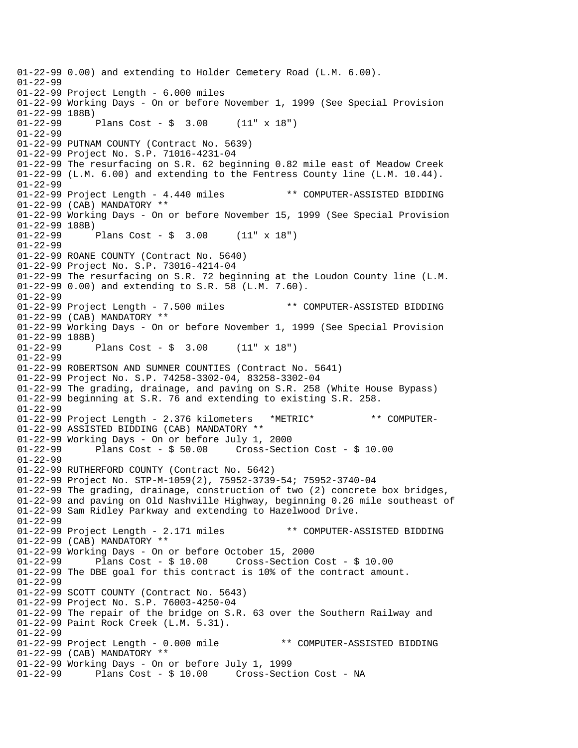```
01-22-99 0.00) and extending to Holder Cemetery Road (L.M. 6.00).
01-22-99
01-22-99 Project Length - 6.000 miles
01-22-99 Working Days - On or before November 1, 1999 (See Special Provision
01-22-99 108B)
01-22-99      Plans Cost - $  3.00     (11" x 18")
01-22-99
01-22-99 PUTNAM COUNTY (Contract No. 5639)
01-22-99 Project No. S.P. 71016-4231-04
01-22-99 The resurfacing on S.R. 62 beginning 0.82 mile east of Meadow Creek
01-22-99 (L.M. 6.00) and extending to the Fentress County line (L.M. 10.44).
01-22-99
01-22-99 Project Length - 4.440 miles           ** COMPUTER-ASSISTED BIDDING
01-22-99 (CAB) MANDATORY **
01-22-99 Working Days - On or before November 15, 1999 (See Special Provision
01-22-99 108B)
01-22-99      Plans Cost - $  3.00     (11" x 18")
01-22-99
01-22-99 ROANE COUNTY (Contract No. 5640)
01-22-99 Project No. S.P. 73016-4214-04
01-22-99 The resurfacing on S.R. 72 beginning at the Loudon County line (L.M.
01-22-99 0.00) and extending to S.R. 58 (L.M. 7.60).
01-22-99
01-22-99 Project Length - 7.500 miles           ** COMPUTER-ASSISTED BIDDING
01-22-99 (CAB) MANDATORY **
01-22-99 Working Days - On or before November 1, 1999 (See Special Provision
01-22-99 108B)
01-22-99      Plans Cost - $  3.00     (11" x 18")
01-22-99
01-22-99 ROBERTSON AND SUMNER COUNTIES (Contract No. 5641)
01-22-99 Project No. S.P. 74258-3302-04, 83258-3302-04
01-22-99 The grading, drainage, and paving on S.R. 258 (White House Bypass)
01-22-99 beginning at S.R. 76 and extending to existing S.R. 258.
01-22-99
01-22-99 Project Length - 2.376 kilometers   *METRIC*          ** COMPUTER-
01-22-99 ASSISTED BIDDING (CAB) MANDATORY **
01-22-99 Working Days - On or before July 1, 2000
01-22-99      Plans Cost - $ 50.00     Cross-Section Cost - $ 10.00
01-22-99
01-22-99 RUTHERFORD COUNTY (Contract No. 5642)
01-22-99 Project No. STP-M-1059(2), 75952-3739-54; 75952-3740-04
01-22-99 The grading, drainage, construction of two (2) concrete box bridges,
01-22-99 and paving on Old Nashville Highway, beginning 0.26 mile southeast of
01-22-99 Sam Ridley Parkway and extending to Hazelwood Drive.
01-22-99
01-22-99 Project Length - 2.171 miles           ** COMPUTER-ASSISTED BIDDING
01-22-99 (CAB) MANDATORY **
01-22-99 Working Days - On or before October 15, 2000
01-22-99      Plans Cost - $ 10.00     Cross-Section Cost - $ 10.00
01-22-99 The DBE goal for this contract is 10% of the contract amount.
01-22-99
01-22-99 SCOTT COUNTY (Contract No. 5643)
01-22-99 Project No. S.P. 76003-4250-04
01-22-99 The repair of the bridge on S.R. 63 over the Southern Railway and
01-22-99 Paint Rock Creek (L.M. 5.31).
01-22-99
01-22-99 Project Length - 0.000 mile           ** COMPUTER-ASSISTED BIDDING
01-22-99 (CAB) MANDATORY **
01-22-99 Working Days - On or before July 1, 1999
01-22-99      Plans Cost - $ 10.00     Cross-Section Cost - NA
```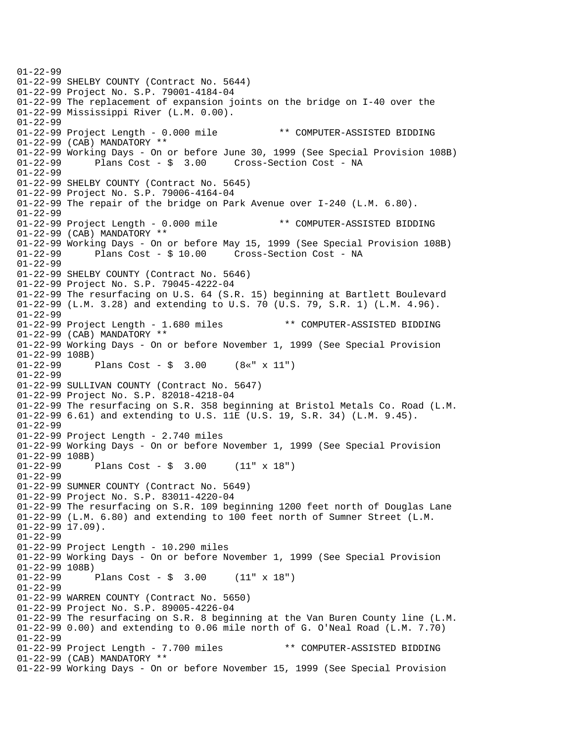```
01-22-99
01-22-99 SHELBY COUNTY (Contract No. 5644)
01-22-99 Project No. S.P. 79001-4184-04
01-22-99 The replacement of expansion joints on the bridge on I-40 over the
01-22-99 Mississippi River (L.M. 0.00).
01-22-99
01-22-99 Project Length - 0.000 mile           ** COMPUTER-ASSISTED BIDDING
01-22-99 (CAB) MANDATORY **
01-22-99 Working Days - On or before June 30, 1999 (See Special Provision 108B)
01-22-99      Plans Cost - $  3.00     Cross-Section Cost - NA
01-22-99
01-22-99 SHELBY COUNTY (Contract No. 5645)
01-22-99 Project No. S.P. 79006-4164-04
01-22-99 The repair of the bridge on Park Avenue over I-240 (L.M. 6.80).
01-22-99
01-22-99 Project Length - 0.000 mile           ** COMPUTER-ASSISTED BIDDING
01-22-99 (CAB) MANDATORY **
01-22-99 Working Days - On or before May 15, 1999 (See Special Provision 108B)
01-22-99      Plans Cost - $ 10.00     Cross-Section Cost - NA
01-22-99
01-22-99 SHELBY COUNTY (Contract No. 5646)
01-22-99 Project No. S.P. 79045-4222-04
01-22-99 The resurfacing on U.S. 64 (S.R. 15) beginning at Bartlett Boulevard
01-22-99 (L.M. 3.28) and extending to U.S. 70 (U.S. 79, S.R. 1) (L.M. 4.96).
01-22-99
01-22-99 Project Length - 1.680 miles           ** COMPUTER-ASSISTED BIDDING
01-22-99 (CAB) MANDATORY **
01-22-99 Working Days - On or before November 1, 1999 (See Special Provision
01-22-99 108B)
01-22-99      Plans Cost - $  3.00     (8«" x 11")
01-22-99
01-22-99 SULLIVAN COUNTY (Contract No. 5647)
01-22-99 Project No. S.P. 82018-4218-04
01-22-99 The resurfacing on S.R. 358 beginning at Bristol Metals Co. Road (L.M.
01-22-99 6.61) and extending to U.S. 11E (U.S. 19, S.R. 34) (L.M. 9.45).
01-22-99
01-22-99 Project Length - 2.740 miles
01-22-99 Working Days - On or before November 1, 1999 (See Special Provision
01-22-99 108B)
01-22-99      Plans Cost - $  3.00     (11" x 18")
01-22-99
01-22-99 SUMNER COUNTY (Contract No. 5649)
01-22-99 Project No. S.P. 83011-4220-04
01-22-99 The resurfacing on S.R. 109 beginning 1200 feet north of Douglas Lane
01-22-99 (L.M. 6.80) and extending to 100 feet north of Sumner Street (L.M.
01-22-99 17.09).
01-22-99
01-22-99 Project Length - 10.290 miles
01-22-99 Working Days - On or before November 1, 1999 (See Special Provision
01-22-99 108B)
01-22-99      Plans Cost - $  3.00     (11" x 18")
01-22-99
01-22-99 WARREN COUNTY (Contract No. 5650)
01-22-99 Project No. S.P. 89005-4226-04
01-22-99 The resurfacing on S.R. 8 beginning at the Van Buren County line (L.M.
01-22-99 0.00) and extending to 0.06 mile north of G. O'Neal Road (L.M. 7.70)
01-22-99
01-22-99 Project Length - 7.700 miles           ** COMPUTER-ASSISTED BIDDING
01-22-99 (CAB) MANDATORY **
01-22-99 Working Days - On or before November 15, 1999 (See Special Provision
```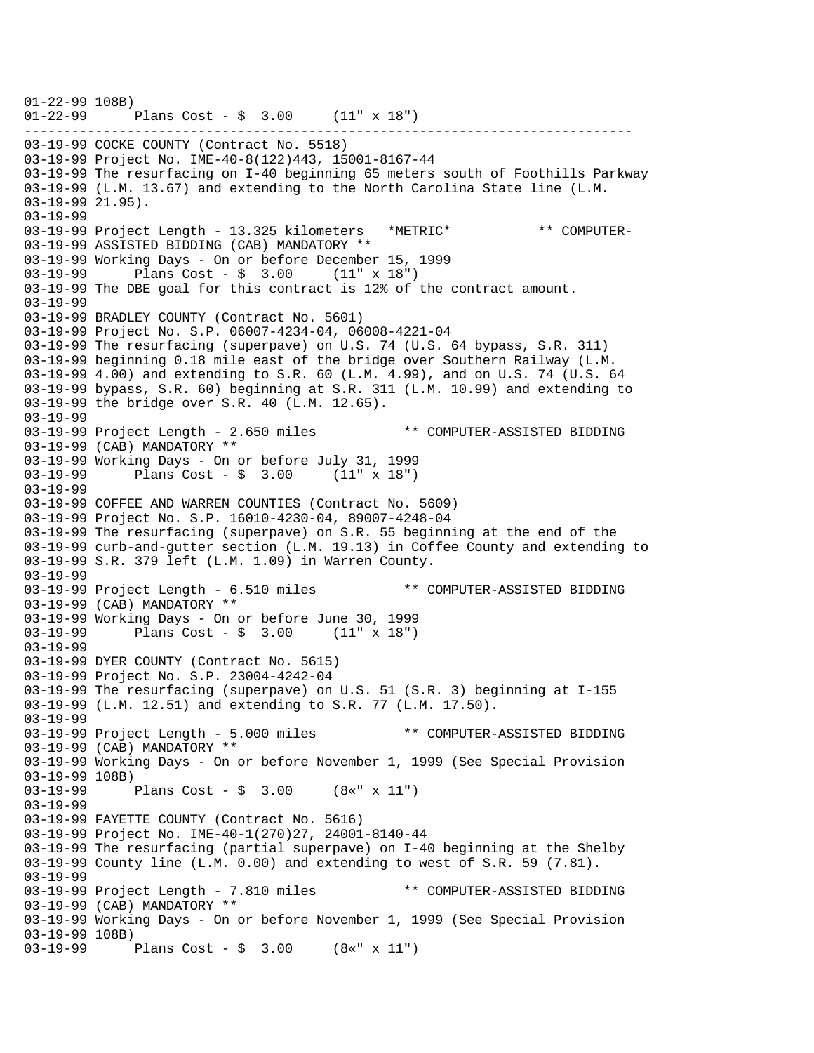```
01-22-99 108B)
01-22-99       Plans Cost - $  3.00     (11" x 18")
----------------------------------------------------------------------------
03-19-99 COCKE COUNTY (Contract No. 5518)
03-19-99 Project No. IME-40-8(122)443, 15001-8167-44
03-19-99 The resurfacing on I-40 beginning 65 meters south of Foothills Parkway
03-19-99 (L.M. 13.67) and extending to the North Carolina State line (L.M.
03-19-99 21.95).
03-19-99
03-19-99 Project Length - 13.325 kilometers   *METRIC*           ** COMPUTER-
03-19-99 ASSISTED BIDDING (CAB) MANDATORY **
03-19-99 Working Days - On or before December 15, 1999
03-19-99       Plans Cost - $  3.00     (11" x 18")
03-19-99 The DBE goal for this contract is 12% of the contract amount.
03-19-99
03-19-99 BRADLEY COUNTY (Contract No. 5601)
03-19-99 Project No. S.P. 06007-4234-04, 06008-4221-04
03-19-99 The resurfacing (superpave) on U.S. 74 (U.S. 64 bypass, S.R. 311)
03-19-99 beginning 0.18 mile east of the bridge over Southern Railway (L.M.
03-19-99 4.00) and extending to S.R. 60 (L.M. 4.99), and on U.S. 74 (U.S. 64
03-19-99 bypass, S.R. 60) beginning at S.R. 311 (L.M. 10.99) and extending to
03-19-99 the bridge over S.R. 40 (L.M. 12.65).
03-19-99
03-19-99 Project Length - 2.650 miles           ** COMPUTER-ASSISTED BIDDING
03-19-99 (CAB) MANDATORY **
03-19-99 Working Days - On or before July 31, 1999
03-19-99       Plans Cost - $  3.00     (11" x 18")
03-19-99
03-19-99 COFFEE AND WARREN COUNTIES (Contract No. 5609)
03-19-99 Project No. S.P. 16010-4230-04, 89007-4248-04
03-19-99 The resurfacing (superpave) on S.R. 55 beginning at the end of the
03-19-99 curb-and-gutter section (L.M. 19.13) in Coffee County and extending to
03-19-99 S.R. 379 left (L.M. 1.09) in Warren County.
03-19-99
03-19-99 Project Length - 6.510 miles           ** COMPUTER-ASSISTED BIDDING
03-19-99 (CAB) MANDATORY **
03-19-99 Working Days - On or before June 30, 1999
03-19-99       Plans Cost - $  3.00     (11" x 18")
03-19-99
03-19-99 DYER COUNTY (Contract No. 5615)
03-19-99 Project No. S.P. 23004-4242-04
03-19-99 The resurfacing (superpave) on U.S. 51 (S.R. 3) beginning at I-155
03-19-99 (L.M. 12.51) and extending to S.R. 77 (L.M. 17.50).
03-19-99
03-19-99 Project Length - 5.000 miles           ** COMPUTER-ASSISTED BIDDING
03-19-99 (CAB) MANDATORY **
03-19-99 Working Days - On or before November 1, 1999 (See Special Provision
03-19-99 108B)
03-19-99       Plans Cost - $  3.00     (8«" x 11")
03-19-99
03-19-99 FAYETTE COUNTY (Contract No. 5616)
03-19-99 Project No. IME-40-1(270)27, 24001-8140-44
03-19-99 The resurfacing (partial superpave) on I-40 beginning at the Shelby
03-19-99 County line (L.M. 0.00) and extending to west of S.R. 59 (7.81).
03-19-99
03-19-99 Project Length - 7.810 miles           ** COMPUTER-ASSISTED BIDDING
03-19-99 (CAB) MANDATORY **
03-19-99 Working Days - On or before November 1, 1999 (See Special Provision
03-19-99 108B)
03-19-99       Plans Cost - $  3.00     (8«" x 11")
```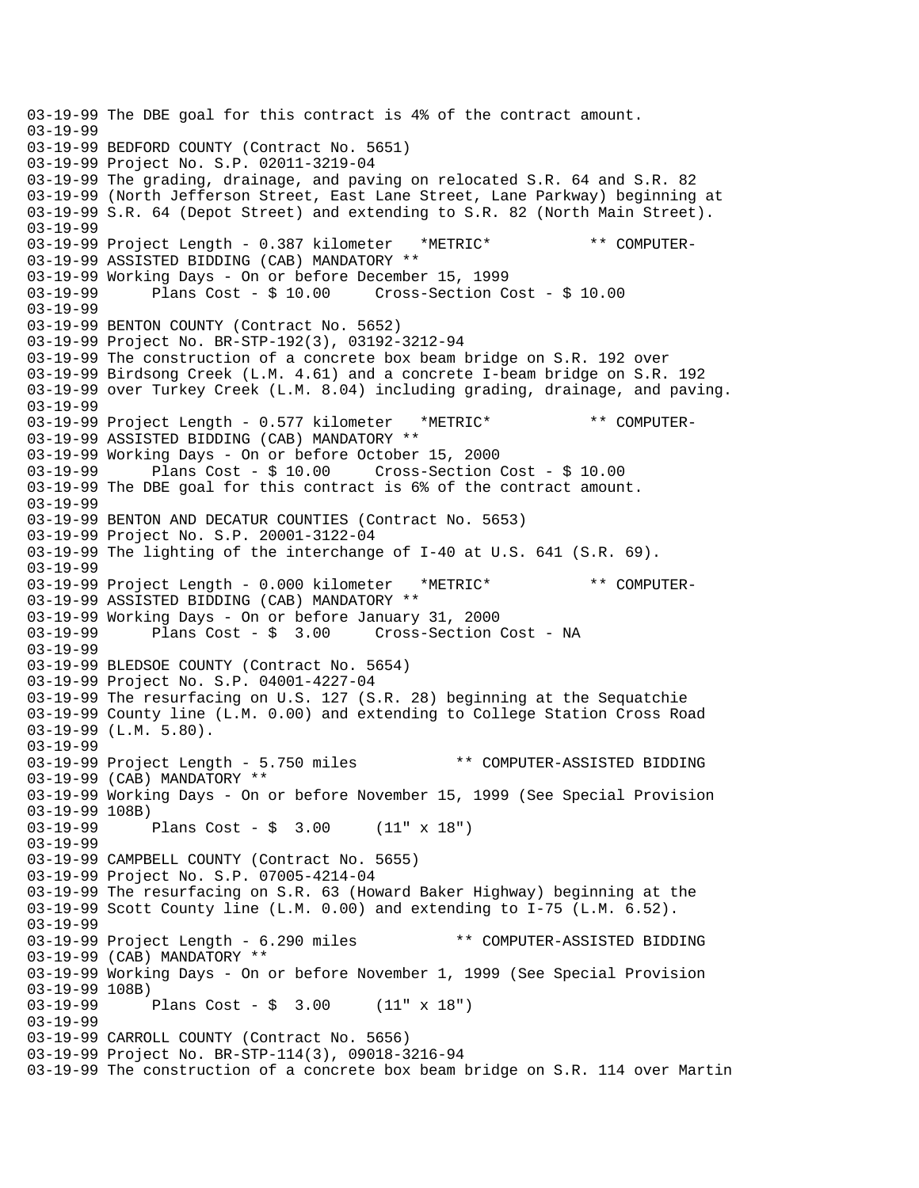```
03-19-99 The DBE goal for this contract is 4% of the contract amount.
03-19-99
03-19-99 BEDFORD COUNTY (Contract No. 5651)
03-19-99 Project No. S.P. 02011-3219-04
03-19-99 The grading, drainage, and paving on relocated S.R. 64 and S.R. 82
03-19-99 (North Jefferson Street, East Lane Street, Lane Parkway) beginning at
03-19-99 S.R. 64 (Depot Street) and extending to S.R. 82 (North Main Street).
03-19-99
03-19-99 Project Length - 0.387 kilometer   *METRIC*           ** COMPUTER-
03-19-99 ASSISTED BIDDING (CAB) MANDATORY **
03-19-99 Working Days - On or before December 15, 1999
03-19-99      Plans Cost - $ 10.00     Cross-Section Cost - $ 10.00
03-19-99
03-19-99 BENTON COUNTY (Contract No. 5652)
03-19-99 Project No. BR-STP-192(3), 03192-3212-94
03-19-99 The construction of a concrete box beam bridge on S.R. 192 over
03-19-99 Birdsong Creek (L.M. 4.61) and a concrete I-beam bridge on S.R. 192
03-19-99 over Turkey Creek (L.M. 8.04) including grading, drainage, and paving.
03-19-99
03-19-99 Project Length - 0.577 kilometer   *METRIC*           ** COMPUTER-
03-19-99 ASSISTED BIDDING (CAB) MANDATORY **
03-19-99 Working Days - On or before October 15, 2000
03-19-99      Plans Cost - $ 10.00     Cross-Section Cost - $ 10.00
03-19-99 The DBE goal for this contract is 6% of the contract amount.
03-19-99
03-19-99 BENTON AND DECATUR COUNTIES (Contract No. 5653)
03-19-99 Project No. S.P. 20001-3122-04
03-19-99 The lighting of the interchange of I-40 at U.S. 641 (S.R. 69).
03-19-99
03-19-99 Project Length - 0.000 kilometer   *METRIC*           ** COMPUTER-
03-19-99 ASSISTED BIDDING (CAB) MANDATORY **
03-19-99 Working Days - On or before January 31, 2000
03-19-99      Plans Cost - $  3.00     Cross-Section Cost - NA
03-19-99
03-19-99 BLEDSOE COUNTY (Contract No. 5654)
03-19-99 Project No. S.P. 04001-4227-04
03-19-99 The resurfacing on U.S. 127 (S.R. 28) beginning at the Sequatchie
03-19-99 County line (L.M. 0.00) and extending to College Station Cross Road
03-19-99 (L.M. 5.80).
03-19-99
03-19-99 Project Length - 5.750 miles           ** COMPUTER-ASSISTED BIDDING
03-19-99 (CAB) MANDATORY **
03-19-99 Working Days - On or before November 15, 1999 (See Special Provision
03-19-99 108B)
03-19-99      Plans Cost - $  3.00     (11" x 18")
03-19-99
03-19-99 CAMPBELL COUNTY (Contract No. 5655)
03-19-99 Project No. S.P. 07005-4214-04
03-19-99 The resurfacing on S.R. 63 (Howard Baker Highway) beginning at the
03-19-99 Scott County line (L.M. 0.00) and extending to I-75 (L.M. 6.52).
03-19-99
03-19-99 Project Length - 6.290 miles           ** COMPUTER-ASSISTED BIDDING
03-19-99 (CAB) MANDATORY **
03-19-99 Working Days - On or before November 1, 1999 (See Special Provision
03-19-99 108B)
03-19-99      Plans Cost - $  3.00     (11" x 18")
03-19-99
03-19-99 CARROLL COUNTY (Contract No. 5656)
03-19-99 Project No. BR-STP-114(3), 09018-3216-94
03-19-99 The construction of a concrete box beam bridge on S.R. 114 over Martin
```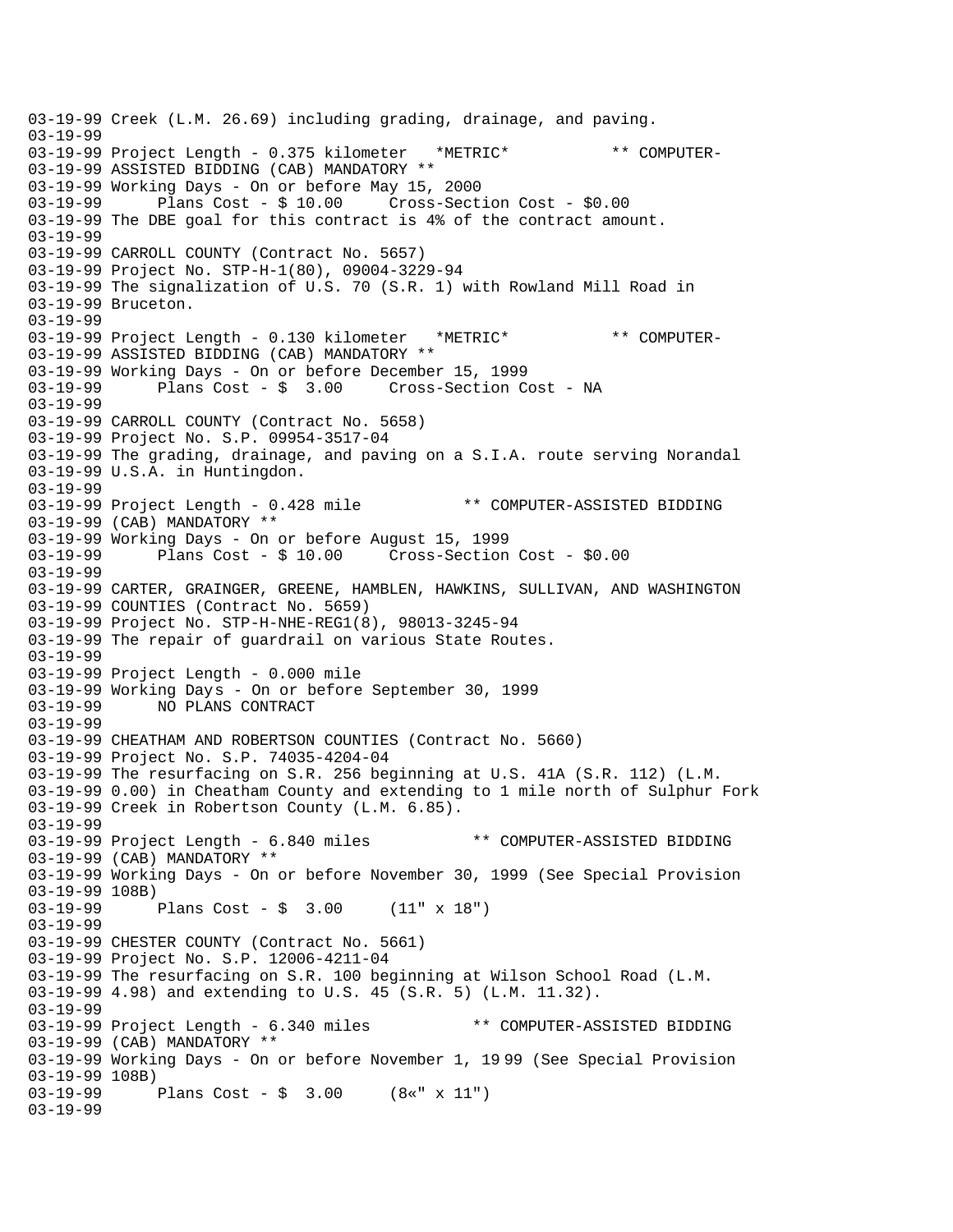03-19-99 Creek (L.M. 26.69) including grading, drainage, and paving.
03-19-99
03-19-99 Project Length - 0.375 kilometer   *METRIC*           ** COMPUTER-
03-19-99 ASSISTED BIDDING (CAB) MANDATORY **
03-19-99 Working Days - On or before May 15, 2000
03-19-99       Plans Cost - $ 10.00     Cross-Section Cost - $0.00
03-19-99 The DBE goal for this contract is 4% of the contract amount.
03-19-99
03-19-99 CARROLL COUNTY (Contract No. 5657)
03-19-99 Project No. STP-H-1(80), 09004-3229-94
03-19-99 The signalization of U.S. 70 (S.R. 1) with Rowland Mill Road in
03-19-99 Bruceton.
03-19-99
03-19-99 Project Length - 0.130 kilometer   *METRIC*           ** COMPUTER-
03-19-99 ASSISTED BIDDING (CAB) MANDATORY **
03-19-99 Working Days - On or before December 15, 1999
03-19-99       Plans Cost - $  3.00     Cross-Section Cost - NA
03-19-99
03-19-99 CARROLL COUNTY (Contract No. 5658)
03-19-99 Project No. S.P. 09954-3517-04
03-19-99 The grading, drainage, and paving on a S.I.A. route serving Norandal
03-19-99 U.S.A. in Huntingdon.
03-19-99
03-19-99 Project Length - 0.428 mile           ** COMPUTER-ASSISTED BIDDING
03-19-99 (CAB) MANDATORY **
03-19-99 Working Days - On or before August 15, 1999
03-19-99       Plans Cost - $ 10.00     Cross-Section Cost - $0.00
03-19-99
03-19-99 CARTER, GRAINGER, GREENE, HAMBLEN, HAWKINS, SULLIVAN, AND WASHINGTON
03-19-99 COUNTIES (Contract No. 5659)
03-19-99 Project No. STP-H-NHE-REG1(8), 98013-3245-94
03-19-99 The repair of guardrail on various State Routes.
03-19-99
03-19-99 Project Length - 0.000 mile
03-19-99 Working Days - On or before September 30, 1999
03-19-99       NO PLANS CONTRACT
03-19-99
03-19-99 CHEATHAM AND ROBERTSON COUNTIES (Contract No. 5660)
03-19-99 Project No. S.P. 74035-4204-04
03-19-99 The resurfacing on S.R. 256 beginning at U.S. 41A (S.R. 112) (L.M.
03-19-99 0.00) in Cheatham County and extending to 1 mile north of Sulphur Fork
03-19-99 Creek in Robertson County (L.M. 6.85).
03-19-99
03-19-99 Project Length - 6.840 miles           ** COMPUTER-ASSISTED BIDDING
03-19-99 (CAB) MANDATORY **
03-19-99 Working Days - On or before November 30, 1999 (See Special Provision
03-19-99 108B)
03-19-99       Plans Cost - $  3.00     (11" x 18")
03-19-99
03-19-99 CHESTER COUNTY (Contract No. 5661)
03-19-99 Project No. S.P. 12006-4211-04
03-19-99 The resurfacing on S.R. 100 beginning at Wilson School Road (L.M.
03-19-99 4.98) and extending to U.S. 45 (S.R. 5) (L.M. 11.32).
03-19-99
03-19-99 Project Length - 6.340 miles           ** COMPUTER-ASSISTED BIDDING
03-19-99 (CAB) MANDATORY **
03-19-99 Working Days - On or before November 1, 19 99 (See Special Provision
03-19-99 108B)
03-19-99       Plans Cost - $  3.00     (8«" x 11")
03-19-99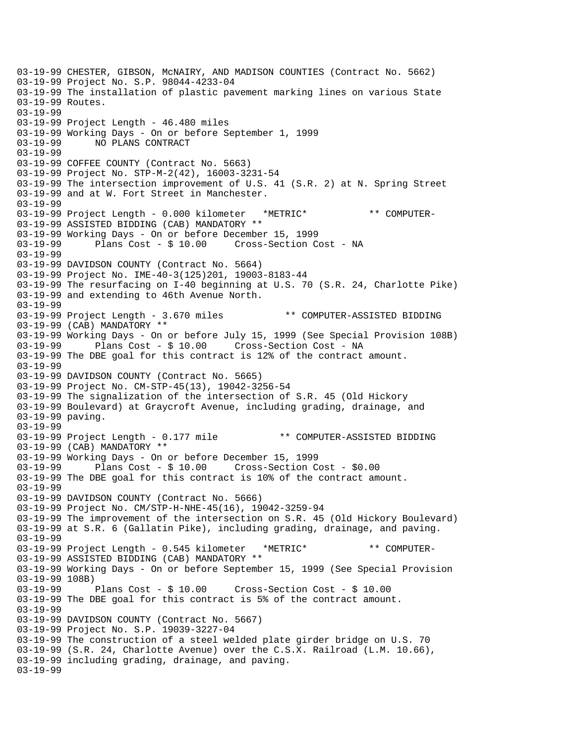```
03-19-99 CHESTER, GIBSON, McNAIRY, AND MADISON COUNTIES (Contract No. 5662)
03-19-99 Project No. S.P. 98044-4233-04
03-19-99 The installation of plastic pavement marking lines on various State
03-19-99 Routes.
03-19-99
03-19-99 Project Length - 46.480 miles
03-19-99 Working Days - On or before September 1, 1999
03-19-99      NO PLANS CONTRACT
03-19-99
03-19-99 COFFEE COUNTY (Contract No. 5663)
03-19-99 Project No. STP-M-2(42), 16003-3231-54
03-19-99 The intersection improvement of U.S. 41 (S.R. 2) at N. Spring Street
03-19-99 and at W. Fort Street in Manchester.
03-19-99
03-19-99 Project Length - 0.000 kilometer   *METRIC*           ** COMPUTER-
03-19-99 ASSISTED BIDDING (CAB) MANDATORY **
03-19-99 Working Days - On or before December 15, 1999
03-19-99      Plans Cost - $ 10.00     Cross-Section Cost - NA
03-19-99
03-19-99 DAVIDSON COUNTY (Contract No. 5664)
03-19-99 Project No. IME-40-3(125)201, 19003-8183-44
03-19-99 The resurfacing on I-40 beginning at U.S. 70 (S.R. 24, Charlotte Pike)
03-19-99 and extending to 46th Avenue North.
03-19-99
03-19-99 Project Length - 3.670 miles           ** COMPUTER-ASSISTED BIDDING
03-19-99 (CAB) MANDATORY **
03-19-99 Working Days - On or before July 15, 1999 (See Special Provision 108B)
03-19-99      Plans Cost - $ 10.00     Cross-Section Cost - NA
03-19-99 The DBE goal for this contract is 12% of the contract amount.
03-19-99
03-19-99 DAVIDSON COUNTY (Contract No. 5665)
03-19-99 Project No. CM-STP-45(13), 19042-3256-54
03-19-99 The signalization of the intersection of S.R. 45 (Old Hickory
03-19-99 Boulevard) at Graycroft Avenue, including grading, drainage, and
03-19-99 paving.
03-19-99
03-19-99 Project Length - 0.177 mile           ** COMPUTER-ASSISTED BIDDING
03-19-99 (CAB) MANDATORY **
03-19-99 Working Days - On or before December 15, 1999
03-19-99      Plans Cost - $ 10.00     Cross-Section Cost - $0.00
03-19-99 The DBE goal for this contract is 10% of the contract amount.
03-19-99
03-19-99 DAVIDSON COUNTY (Contract No. 5666)
03-19-99 Project No. CM/STP-H-NHE-45(16), 19042-3259-94
03-19-99 The improvement of the intersection on S.R. 45 (Old Hickory Boulevard)
03-19-99 at S.R. 6 (Gallatin Pike), including grading, drainage, and paving.
03-19-99
03-19-99 Project Length - 0.545 kilometer   *METRIC*           ** COMPUTER-
03-19-99 ASSISTED BIDDING (CAB) MANDATORY **
03-19-99 Working Days - On or before September 15, 1999 (See Special Provision
03-19-99 108B)
03-19-99      Plans Cost - $ 10.00     Cross-Section Cost - $ 10.00
03-19-99 The DBE goal for this contract is 5% of the contract amount.
03-19-99
03-19-99 DAVIDSON COUNTY (Contract No. 5667)
03-19-99 Project No. S.P. 19039-3227-04
03-19-99 The construction of a steel welded plate girder bridge on U.S. 70
03-19-99 (S.R. 24, Charlotte Avenue) over the C.S.X. Railroad (L.M. 10.66),
03-19-99 including grading, drainage, and paving.
03-19-99
```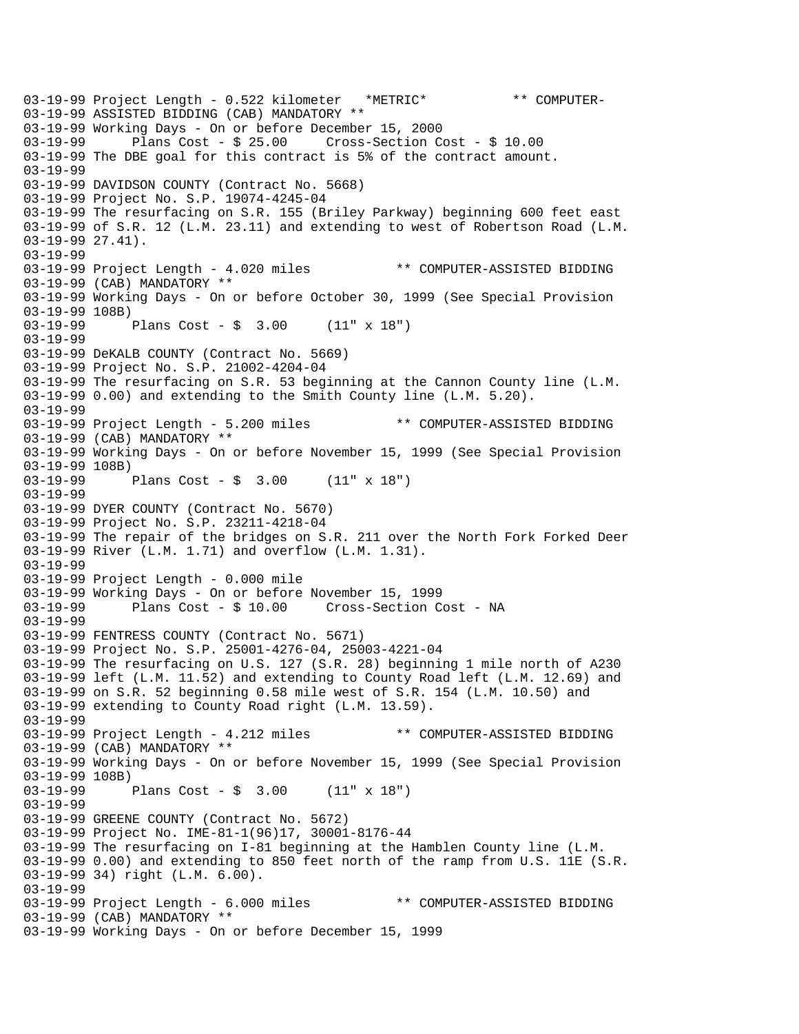```
03-19-99 Project Length - 0.522 kilometer   *METRIC*          ** COMPUTER-
03-19-99 ASSISTED BIDDING (CAB) MANDATORY **
03-19-99 Working Days - On or before December 15, 2000
03-19-99      Plans Cost - $ 25.00     Cross-Section Cost - $ 10.00
03-19-99 The DBE goal for this contract is 5% of the contract amount.
03-19-99
03-19-99 DAVIDSON COUNTY (Contract No. 5668)
03-19-99 Project No. S.P. 19074-4245-04
03-19-99 The resurfacing on S.R. 155 (Briley Parkway) beginning 600 feet east
03-19-99 of S.R. 12 (L.M. 23.11) and extending to west of Robertson Road (L.M.
03-19-99 27.41).
03-19-99
03-19-99 Project Length - 4.020 miles           ** COMPUTER-ASSISTED BIDDING
03-19-99 (CAB) MANDATORY **
03-19-99 Working Days - On or before October 30, 1999 (See Special Provision
03-19-99 108B)
03-19-99      Plans Cost - $  3.00     (11" x 18")
03-19-99
03-19-99 DeKALB COUNTY (Contract No. 5669)
03-19-99 Project No. S.P. 21002-4204-04
03-19-99 The resurfacing on S.R. 53 beginning at the Cannon County line (L.M.
03-19-99 0.00) and extending to the Smith County line (L.M. 5.20).
03-19-99
03-19-99 Project Length - 5.200 miles           ** COMPUTER-ASSISTED BIDDING
03-19-99 (CAB) MANDATORY **
03-19-99 Working Days - On or before November 15, 1999 (See Special Provision
03-19-99 108B)
03-19-99      Plans Cost - $  3.00     (11" x 18")
03-19-99
03-19-99 DYER COUNTY (Contract No. 5670)
03-19-99 Project No. S.P. 23211-4218-04
03-19-99 The repair of the bridges on S.R. 211 over the North Fork Forked Deer
03-19-99 River (L.M. 1.71) and overflow (L.M. 1.31).
03-19-99
03-19-99 Project Length - 0.000 mile
03-19-99 Working Days - On or before November 15, 1999
03-19-99      Plans Cost - $ 10.00     Cross-Section Cost - NA
03-19-99
03-19-99 FENTRESS COUNTY (Contract No. 5671)
03-19-99 Project No. S.P. 25001-4276-04, 25003-4221-04
03-19-99 The resurfacing on U.S. 127 (S.R. 28) beginning 1 mile north of A230
03-19-99 left (L.M. 11.52) and extending to County Road left (L.M. 12.69) and
03-19-99 on S.R. 52 beginning 0.58 mile west of S.R. 154 (L.M. 10.50) and
03-19-99 extending to County Road right (L.M. 13.59).
03-19-99
03-19-99 Project Length - 4.212 miles           ** COMPUTER-ASSISTED BIDDING
03-19-99 (CAB) MANDATORY **
03-19-99 Working Days - On or before November 15, 1999 (See Special Provision
03-19-99 108B)
03-19-99      Plans Cost - $  3.00     (11" x 18")
03-19-99
03-19-99 GREENE COUNTY (Contract No. 5672)
03-19-99 Project No. IME-81-1(96)17, 30001-8176-44
03-19-99 The resurfacing on I-81 beginning at the Hamblen County line (L.M.
03-19-99 0.00) and extending to 850 feet north of the ramp from U.S. 11E (S.R.
03-19-99 34) right (L.M. 6.00).
03-19-99
03-19-99 Project Length - 6.000 miles           ** COMPUTER-ASSISTED BIDDING
03-19-99 (CAB) MANDATORY **
03-19-99 Working Days - On or before December 15, 1999
```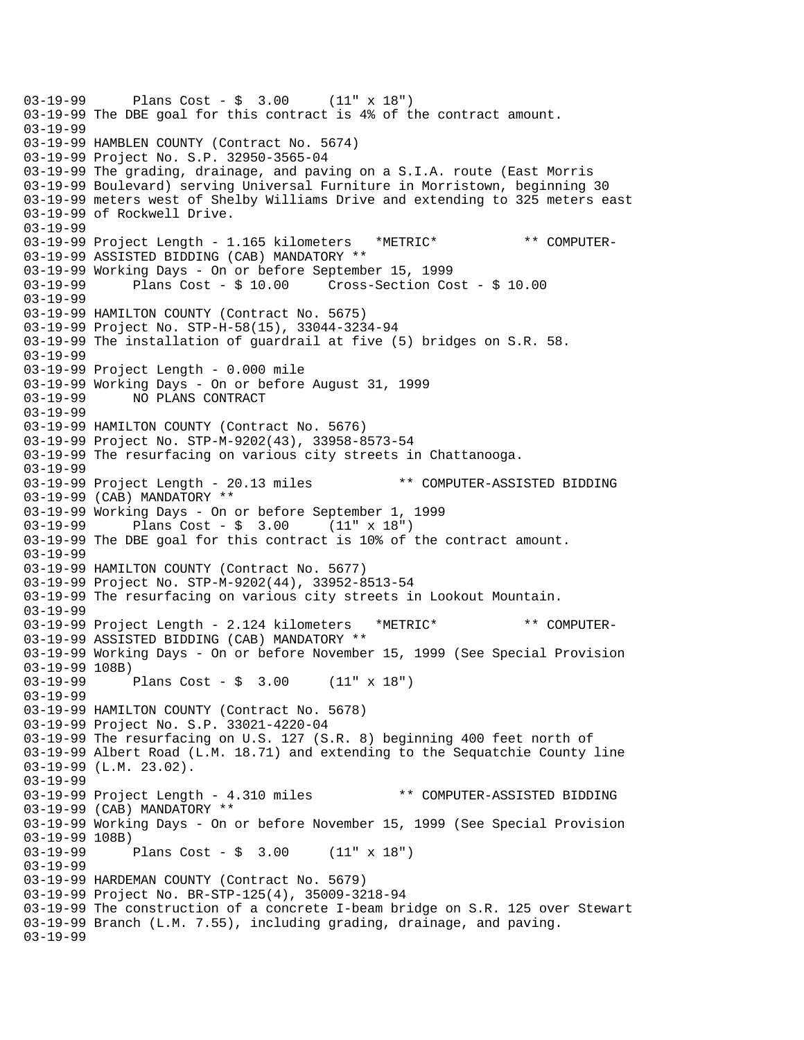```
03-19-99      Plans Cost - $  3.00     (11" x 18")
03-19-99 The DBE goal for this contract is 4% of the contract amount.
03-19-99
03-19-99 HAMBLEN COUNTY (Contract No. 5674)
03-19-99 Project No. S.P. 32950-3565-04
03-19-99 The grading, drainage, and paving on a S.I.A. route (East Morris
03-19-99 Boulevard) serving Universal Furniture in Morristown, beginning 30
03-19-99 meters west of Shelby Williams Drive and extending to 325 meters east
03-19-99 of Rockwell Drive.
03-19-99
03-19-99 Project Length - 1.165 kilometers   *METRIC*           ** COMPUTER-
03-19-99 ASSISTED BIDDING (CAB) MANDATORY **
03-19-99 Working Days - On or before September 15, 1999
03-19-99      Plans Cost - $ 10.00     Cross-Section Cost - $ 10.00
03-19-99
03-19-99 HAMILTON COUNTY (Contract No. 5675)
03-19-99 Project No. STP-H-58(15), 33044-3234-94
03-19-99 The installation of guardrail at five (5) bridges on S.R. 58.
03-19-99
03-19-99 Project Length - 0.000 mile
03-19-99 Working Days - On or before August 31, 1999
03-19-99      NO PLANS CONTRACT
03-19-99
03-19-99 HAMILTON COUNTY (Contract No. 5676)
03-19-99 Project No. STP-M-9202(43), 33958-8573-54
03-19-99 The resurfacing on various city streets in Chattanooga.
03-19-99
03-19-99 Project Length - 20.13 miles           ** COMPUTER-ASSISTED BIDDING
03-19-99 (CAB) MANDATORY **
03-19-99 Working Days - On or before September 1, 1999
03-19-99      Plans Cost - $  3.00     (11" x 18")
03-19-99 The DBE goal for this contract is 10% of the contract amount.
03-19-99
03-19-99 HAMILTON COUNTY (Contract No. 5677)
03-19-99 Project No. STP-M-9202(44), 33952-8513-54
03-19-99 The resurfacing on various city streets in Lookout Mountain.
03-19-99
03-19-99 Project Length - 2.124 kilometers   *METRIC*           ** COMPUTER-
03-19-99 ASSISTED BIDDING (CAB) MANDATORY **
03-19-99 Working Days - On or before November 15, 1999 (See Special Provision
03-19-99 108B)
03-19-99      Plans Cost - $  3.00     (11" x 18")
03-19-99
03-19-99 HAMILTON COUNTY (Contract No. 5678)
03-19-99 Project No. S.P. 33021-4220-04
03-19-99 The resurfacing on U.S. 127 (S.R. 8) beginning 400 feet north of
03-19-99 Albert Road (L.M. 18.71) and extending to the Sequatchie County line
03-19-99 (L.M. 23.02).
03-19-99
03-19-99 Project Length - 4.310 miles           ** COMPUTER-ASSISTED BIDDING
03-19-99 (CAB) MANDATORY **
03-19-99 Working Days - On or before November 15, 1999 (See Special Provision
03-19-99 108B)
03-19-99      Plans Cost - $  3.00     (11" x 18")
03-19-99
03-19-99 HARDEMAN COUNTY (Contract No. 5679)
03-19-99 Project No. BR-STP-125(4), 35009-3218-94
03-19-99 The construction of a concrete I-beam bridge on S.R. 125 over Stewart
03-19-99 Branch (L.M. 7.55), including grading, drainage, and paving.
03-19-99
```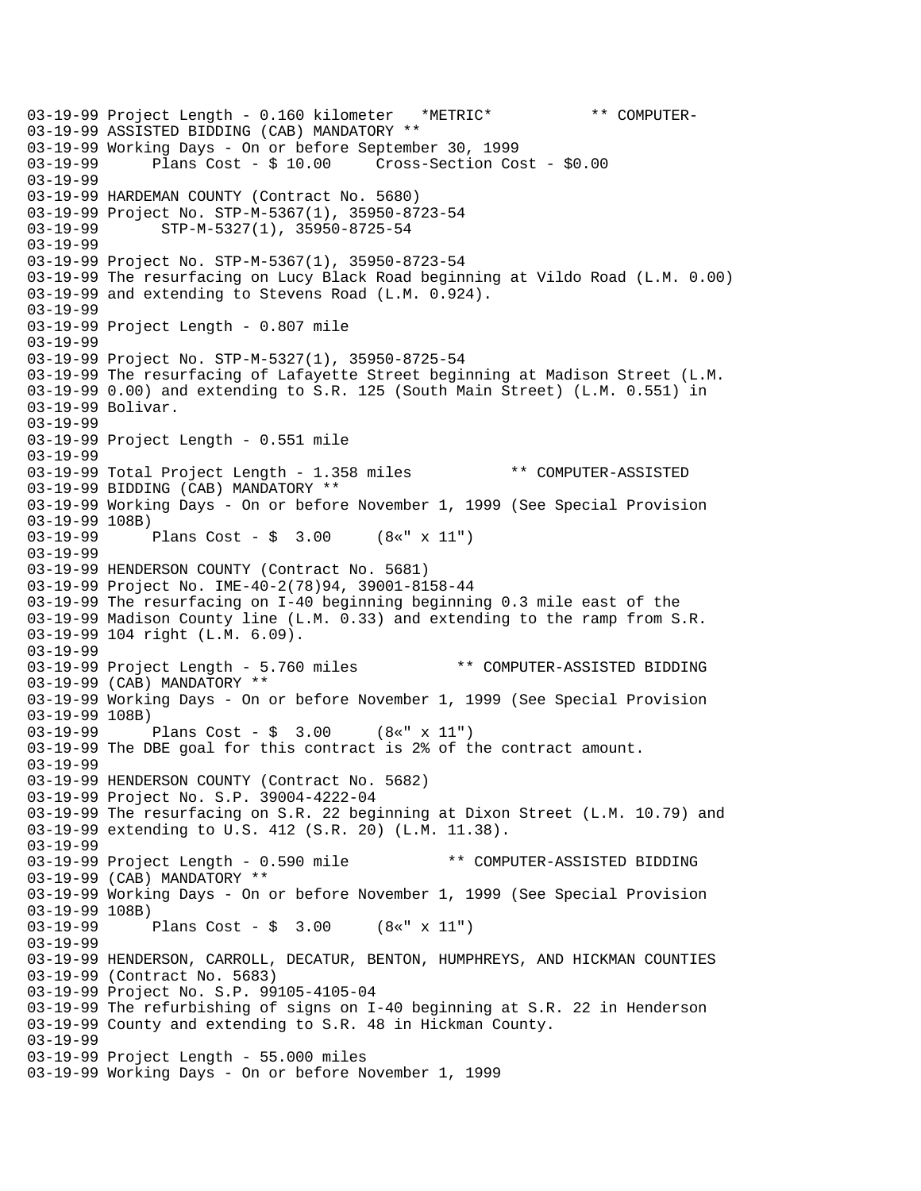03-19-99 Project Length - 0.160 kilometer *METRIC* ** COMPUTER-
03-19-99 ASSISTED BIDDING (CAB) MANDATORY **
03-19-99 Working Days - On or before September 30, 1999
03-19-99 Plans Cost - $ 10.00 Cross-Section Cost - $0.00
03-19-99
03-19-99 HARDEMAN COUNTY (Contract No. 5680)
03-19-99 Project No. STP-M-5367(1), 35950-8723-54
03-19-99 STP-M-5327(1), 35950-8725-54
03-19-99
03-19-99 Project No. STP-M-5367(1), 35950-8723-54
03-19-99 The resurfacing on Lucy Black Road beginning at Vildo Road (L.M. 0.00)
03-19-99 and extending to Stevens Road (L.M. 0.924).
03-19-99
03-19-99 Project Length - 0.807 mile
03-19-99
03-19-99 Project No. STP-M-5327(1), 35950-8725-54
03-19-99 The resurfacing of Lafayette Street beginning at Madison Street (L.M.
03-19-99 0.00) and extending to S.R. 125 (South Main Street) (L.M. 0.551) in
03-19-99 Bolivar.
03-19-99
03-19-99 Project Length - 0.551 mile
03-19-99
03-19-99 Total Project Length - 1.358 miles ** COMPUTER-ASSISTED
03-19-99 BIDDING (CAB) MANDATORY **
03-19-99 Working Days - On or before November 1, 1999 (See Special Provision
03-19-99 108B)
03-19-99 Plans Cost - $ 3.00 (8«" x 11")
03-19-99
03-19-99 HENDERSON COUNTY (Contract No. 5681)
03-19-99 Project No. IME-40-2(78)94, 39001-8158-44
03-19-99 The resurfacing on I-40 beginning beginning 0.3 mile east of the
03-19-99 Madison County line (L.M. 0.33) and extending to the ramp from S.R.
03-19-99 104 right (L.M. 6.09).
03-19-99
03-19-99 Project Length - 5.760 miles ** COMPUTER-ASSISTED BIDDING
03-19-99 (CAB) MANDATORY **
03-19-99 Working Days - On or before November 1, 1999 (See Special Provision
03-19-99 108B)
03-19-99 Plans Cost - $ 3.00 (8«" x 11")
03-19-99 The DBE goal for this contract is 2% of the contract amount.
03-19-99
03-19-99 HENDERSON COUNTY (Contract No. 5682)
03-19-99 Project No. S.P. 39004-4222-04
03-19-99 The resurfacing on S.R. 22 beginning at Dixon Street (L.M. 10.79) and
03-19-99 extending to U.S. 412 (S.R. 20) (L.M. 11.38).
03-19-99
03-19-99 Project Length - 0.590 mile ** COMPUTER-ASSISTED BIDDING
03-19-99 (CAB) MANDATORY **
03-19-99 Working Days - On or before November 1, 1999 (See Special Provision
03-19-99 108B)
03-19-99 Plans Cost - $ 3.00 (8«" x 11")
03-19-99
03-19-99 HENDERSON, CARROLL, DECATUR, BENTON, HUMPHREYS, AND HICKMAN COUNTIES
03-19-99 (Contract No. 5683)
03-19-99 Project No. S.P. 99105-4105-04
03-19-99 The refurbishing of signs on I-40 beginning at S.R. 22 in Henderson
03-19-99 County and extending to S.R. 48 in Hickman County.
03-19-99
03-19-99 Project Length - 55.000 miles
03-19-99 Working Days - On or before November 1, 1999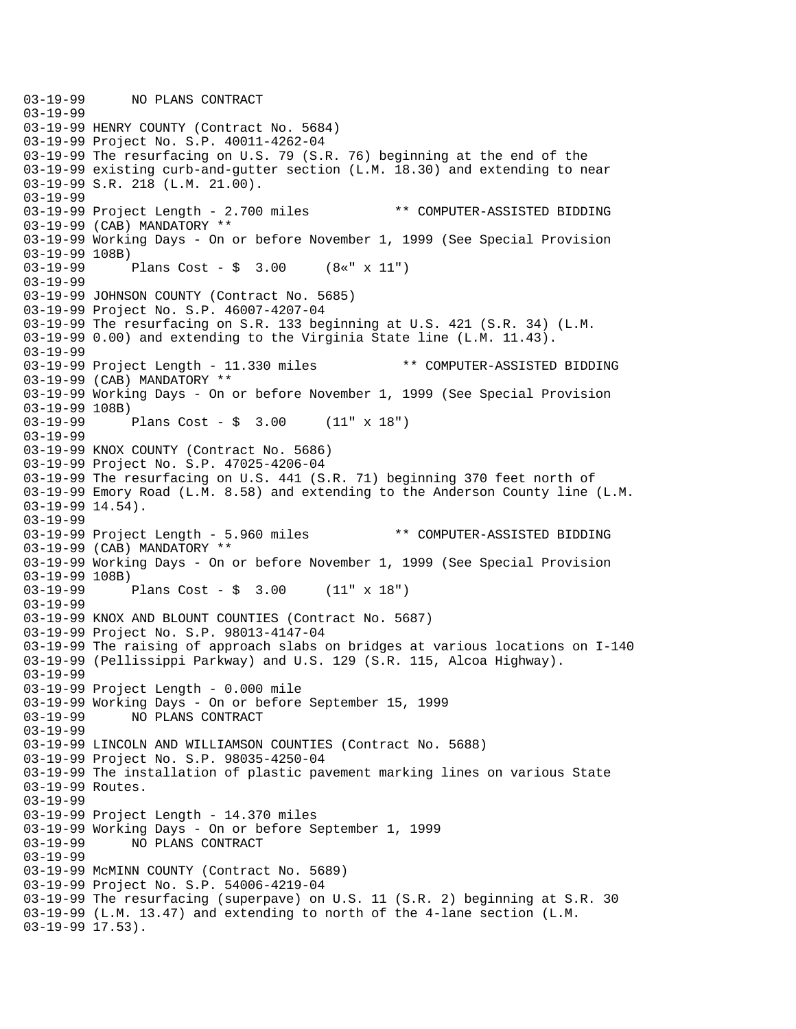```
03-19-99      NO PLANS CONTRACT
03-19-99
03-19-99 HENRY COUNTY (Contract No. 5684)
03-19-99 Project No. S.P. 40011-4262-04
03-19-99 The resurfacing on U.S. 79 (S.R. 76) beginning at the end of the
03-19-99 existing curb-and-gutter section (L.M. 18.30) and extending to near
03-19-99 S.R. 218 (L.M. 21.00).
03-19-99
03-19-99 Project Length - 2.700 miles           ** COMPUTER-ASSISTED BIDDING
03-19-99 (CAB) MANDATORY **
03-19-99 Working Days - On or before November 1, 1999 (See Special Provision
03-19-99 108B)
03-19-99      Plans Cost - $  3.00     (8«" x 11")
03-19-99
03-19-99 JOHNSON COUNTY (Contract No. 5685)
03-19-99 Project No. S.P. 46007-4207-04
03-19-99 The resurfacing on S.R. 133 beginning at U.S. 421 (S.R. 34) (L.M.
03-19-99 0.00) and extending to the Virginia State line (L.M. 11.43).
03-19-99
03-19-99 Project Length - 11.330 miles           ** COMPUTER-ASSISTED BIDDING
03-19-99 (CAB) MANDATORY **
03-19-99 Working Days - On or before November 1, 1999 (See Special Provision
03-19-99 108B)
03-19-99      Plans Cost - $  3.00     (11" x 18")
03-19-99
03-19-99 KNOX COUNTY (Contract No. 5686)
03-19-99 Project No. S.P. 47025-4206-04
03-19-99 The resurfacing on U.S. 441 (S.R. 71) beginning 370 feet north of
03-19-99 Emory Road (L.M. 8.58) and extending to the Anderson County line (L.M.
03-19-99 14.54).
03-19-99
03-19-99 Project Length - 5.960 miles           ** COMPUTER-ASSISTED BIDDING
03-19-99 (CAB) MANDATORY **
03-19-99 Working Days - On or before November 1, 1999 (See Special Provision
03-19-99 108B)
03-19-99      Plans Cost - $  3.00     (11" x 18")
03-19-99
03-19-99 KNOX AND BLOUNT COUNTIES (Contract No. 5687)
03-19-99 Project No. S.P. 98013-4147-04
03-19-99 The raising of approach slabs on bridges at various locations on I-140
03-19-99 (Pellissippi Parkway) and U.S. 129 (S.R. 115, Alcoa Highway).
03-19-99
03-19-99 Project Length - 0.000 mile
03-19-99 Working Days - On or before September 15, 1999
03-19-99      NO PLANS CONTRACT
03-19-99
03-19-99 LINCOLN AND WILLIAMSON COUNTIES (Contract No. 5688)
03-19-99 Project No. S.P. 98035-4250-04
03-19-99 The installation of plastic pavement marking lines on various State
03-19-99 Routes.
03-19-99
03-19-99 Project Length - 14.370 miles
03-19-99 Working Days - On or before September 1, 1999
03-19-99      NO PLANS CONTRACT
03-19-99
03-19-99 McMINN COUNTY (Contract No. 5689)
03-19-99 Project No. S.P. 54006-4219-04
03-19-99 The resurfacing (superpave) on U.S. 11 (S.R. 2) beginning at S.R. 30
03-19-99 (L.M. 13.47) and extending to north of the 4-lane section (L.M.
03-19-99 17.53).
```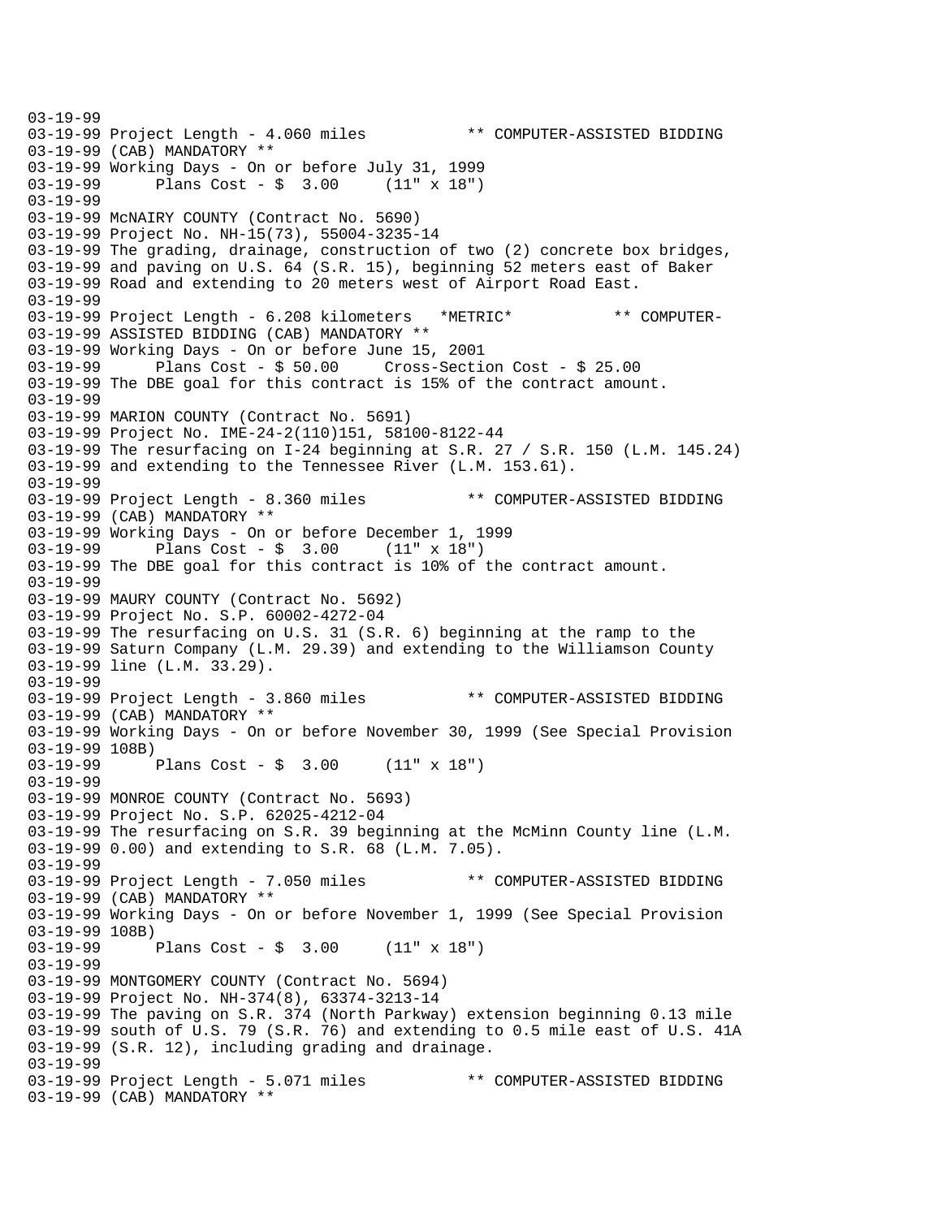```
03-19-99
03-19-99 Project Length - 4.060 miles           ** COMPUTER-ASSISTED BIDDING
03-19-99 (CAB) MANDATORY **
03-19-99 Working Days - On or before July 31, 1999
03-19-99      Plans Cost - $  3.00     (11" x 18")
03-19-99
03-19-99 McNAIRY COUNTY (Contract No. 5690)
03-19-99 Project No. NH-15(73), 55004-3235-14
03-19-99 The grading, drainage, construction of two (2) concrete box bridges,
03-19-99 and paving on U.S. 64 (S.R. 15), beginning 52 meters east of Baker
03-19-99 Road and extending to 20 meters west of Airport Road East.
03-19-99
03-19-99 Project Length - 6.208 kilometers   *METRIC*           ** COMPUTER-
03-19-99 ASSISTED BIDDING (CAB) MANDATORY **
03-19-99 Working Days - On or before June 15, 2001
03-19-99      Plans Cost - $ 50.00     Cross-Section Cost - $ 25.00
03-19-99 The DBE goal for this contract is 15% of the contract amount.
03-19-99
03-19-99 MARION COUNTY (Contract No. 5691)
03-19-99 Project No. IME-24-2(110)151, 58100-8122-44
03-19-99 The resurfacing on I-24 beginning at S.R. 27 / S.R. 150 (L.M. 145.24)
03-19-99 and extending to the Tennessee River (L.M. 153.61).
03-19-99
03-19-99 Project Length - 8.360 miles           ** COMPUTER-ASSISTED BIDDING
03-19-99 (CAB) MANDATORY **
03-19-99 Working Days - On or before December 1, 1999
03-19-99      Plans Cost - $  3.00     (11" x 18")
03-19-99 The DBE goal for this contract is 10% of the contract amount.
03-19-99
03-19-99 MAURY COUNTY (Contract No. 5692)
03-19-99 Project No. S.P. 60002-4272-04
03-19-99 The resurfacing on U.S. 31 (S.R. 6) beginning at the ramp to the
03-19-99 Saturn Company (L.M. 29.39) and extending to the Williamson County
03-19-99 line (L.M. 33.29).
03-19-99
03-19-99 Project Length - 3.860 miles           ** COMPUTER-ASSISTED BIDDING
03-19-99 (CAB) MANDATORY **
03-19-99 Working Days - On or before November 30, 1999 (See Special Provision
03-19-99 108B)
03-19-99      Plans Cost - $  3.00     (11" x 18")
03-19-99
03-19-99 MONROE COUNTY (Contract No. 5693)
03-19-99 Project No. S.P. 62025-4212-04
03-19-99 The resurfacing on S.R. 39 beginning at the McMinn County line (L.M.
03-19-99 0.00) and extending to S.R. 68 (L.M. 7.05).
03-19-99
03-19-99 Project Length - 7.050 miles           ** COMPUTER-ASSISTED BIDDING
03-19-99 (CAB) MANDATORY **
03-19-99 Working Days - On or before November 1, 1999 (See Special Provision
03-19-99 108B)
03-19-99      Plans Cost - $  3.00     (11" x 18")
03-19-99
03-19-99 MONTGOMERY COUNTY (Contract No. 5694)
03-19-99 Project No. NH-374(8), 63374-3213-14
03-19-99 The paving on S.R. 374 (North Parkway) extension beginning 0.13 mile
03-19-99 south of U.S. 79 (S.R. 76) and extending to 0.5 mile east of U.S. 41A
03-19-99 (S.R. 12), including grading and drainage.
03-19-99
03-19-99 Project Length - 5.071 miles           ** COMPUTER-ASSISTED BIDDING
03-19-99 (CAB) MANDATORY **
```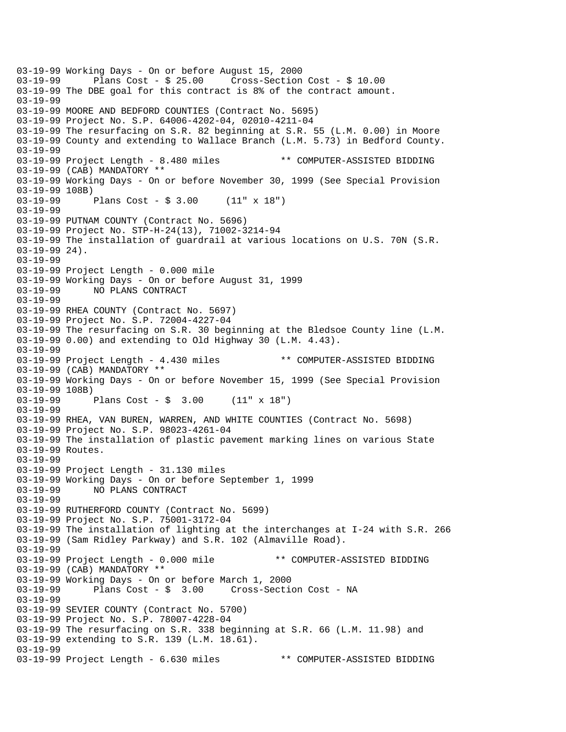```
03-19-99 Working Days - On or before August 15, 2000
03-19-99      Plans Cost - $ 25.00     Cross-Section Cost - $ 10.00
03-19-99 The DBE goal for this contract is 8% of the contract amount.
03-19-99
03-19-99 MOORE AND BEDFORD COUNTIES (Contract No. 5695)
03-19-99 Project No. S.P. 64006-4202-04, 02010-4211-04
03-19-99 The resurfacing on S.R. 82 beginning at S.R. 55 (L.M. 0.00) in Moore
03-19-99 County and extending to Wallace Branch (L.M. 5.73) in Bedford County.
03-19-99
03-19-99 Project Length - 8.480 miles           ** COMPUTER-ASSISTED BIDDING
03-19-99 (CAB) MANDATORY **
03-19-99 Working Days - On or before November 30, 1999 (See Special Provision
03-19-99 108B)
03-19-99      Plans Cost - $ 3.00     (11" x 18")
03-19-99
03-19-99 PUTNAM COUNTY (Contract No. 5696)
03-19-99 Project No. STP-H-24(13), 71002-3214-94
03-19-99 The installation of guardrail at various locations on U.S. 70N (S.R.
03-19-99 24).
03-19-99
03-19-99 Project Length - 0.000 mile
03-19-99 Working Days - On or before August 31, 1999
03-19-99      NO PLANS CONTRACT
03-19-99
03-19-99 RHEA COUNTY (Contract No. 5697)
03-19-99 Project No. S.P. 72004-4227-04
03-19-99 The resurfacing on S.R. 30 beginning at the Bledsoe County line (L.M.
03-19-99 0.00) and extending to Old Highway 30 (L.M. 4.43).
03-19-99
03-19-99 Project Length - 4.430 miles           ** COMPUTER-ASSISTED BIDDING
03-19-99 (CAB) MANDATORY **
03-19-99 Working Days - On or before November 15, 1999 (See Special Provision
03-19-99 108B)
03-19-99      Plans Cost - $  3.00     (11" x 18")
03-19-99
03-19-99 RHEA, VAN BUREN, WARREN, AND WHITE COUNTIES (Contract No. 5698)
03-19-99 Project No. S.P. 98023-4261-04
03-19-99 The installation of plastic pavement marking lines on various State
03-19-99 Routes.
03-19-99
03-19-99 Project Length - 31.130 miles
03-19-99 Working Days - On or before September 1, 1999
03-19-99      NO PLANS CONTRACT
03-19-99
03-19-99 RUTHERFORD COUNTY (Contract No. 5699)
03-19-99 Project No. S.P. 75001-3172-04
03-19-99 The installation of lighting at the interchanges at I-24 with S.R. 266
03-19-99 (Sam Ridley Parkway) and S.R. 102 (Almaville Road).
03-19-99
03-19-99 Project Length - 0.000 mile           ** COMPUTER-ASSISTED BIDDING
03-19-99 (CAB) MANDATORY **
03-19-99 Working Days - On or before March 1, 2000
03-19-99      Plans Cost - $  3.00     Cross-Section Cost - NA
03-19-99
03-19-99 SEVIER COUNTY (Contract No. 5700)
03-19-99 Project No. S.P. 78007-4228-04
03-19-99 The resurfacing on S.R. 338 beginning at S.R. 66 (L.M. 11.98) and
03-19-99 extending to S.R. 139 (L.M. 18.61).
03-19-99
03-19-99 Project Length - 6.630 miles           ** COMPUTER-ASSISTED BIDDING
```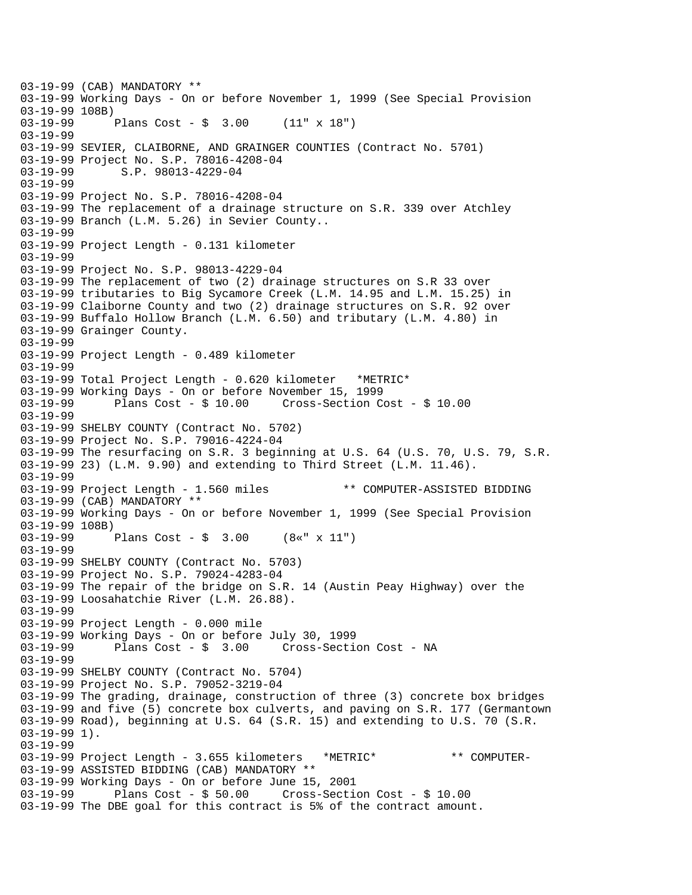```
03-19-99 (CAB) MANDATORY **
03-19-99 Working Days - On or before November 1, 1999 (See Special Provision
03-19-99 108B)
03-19-99      Plans Cost - $  3.00     (11" x 18")
03-19-99
03-19-99 SEVIER, CLAIBORNE, AND GRAINGER COUNTIES (Contract No. 5701)
03-19-99 Project No. S.P. 78016-4208-04
03-19-99       S.P. 98013-4229-04
03-19-99
03-19-99 Project No. S.P. 78016-4208-04
03-19-99 The replacement of a drainage structure on S.R. 339 over Atchley
03-19-99 Branch (L.M. 5.26) in Sevier County..
03-19-99
03-19-99 Project Length - 0.131 kilometer
03-19-99
03-19-99 Project No. S.P. 98013-4229-04
03-19-99 The replacement of two (2) drainage structures on S.R 33 over
03-19-99 tributaries to Big Sycamore Creek (L.M. 14.95 and L.M. 15.25) in
03-19-99 Claiborne County and two (2) drainage structures on S.R. 92 over
03-19-99 Buffalo Hollow Branch (L.M. 6.50) and tributary (L.M. 4.80) in
03-19-99 Grainger County.
03-19-99
03-19-99 Project Length - 0.489 kilometer
03-19-99
03-19-99 Total Project Length - 0.620 kilometer   *METRIC*
03-19-99 Working Days - On or before November 15, 1999
03-19-99      Plans Cost - $ 10.00     Cross-Section Cost - $ 10.00
03-19-99
03-19-99 SHELBY COUNTY (Contract No. 5702)
03-19-99 Project No. S.P. 79016-4224-04
03-19-99 The resurfacing on S.R. 3 beginning at U.S. 64 (U.S. 70, U.S. 79, S.R.
03-19-99 23) (L.M. 9.90) and extending to Third Street (L.M. 11.46).
03-19-99
03-19-99 Project Length - 1.560 miles           ** COMPUTER-ASSISTED BIDDING
03-19-99 (CAB) MANDATORY **
03-19-99 Working Days - On or before November 1, 1999 (See Special Provision
03-19-99 108B)
03-19-99      Plans Cost - $  3.00     (8«" x 11")
03-19-99
03-19-99 SHELBY COUNTY (Contract No. 5703)
03-19-99 Project No. S.P. 79024-4283-04
03-19-99 The repair of the bridge on S.R. 14 (Austin Peay Highway) over the
03-19-99 Loosahatchie River (L.M. 26.88).
03-19-99
03-19-99 Project Length - 0.000 mile
03-19-99 Working Days - On or before July 30, 1999
03-19-99      Plans Cost - $  3.00     Cross-Section Cost - NA
03-19-99
03-19-99 SHELBY COUNTY (Contract No. 5704)
03-19-99 Project No. S.P. 79052-3219-04
03-19-99 The grading, drainage, construction of three (3) concrete box bridges
03-19-99 and five (5) concrete box culverts, and paving on S.R. 177 (Germantown
03-19-99 Road), beginning at U.S. 64 (S.R. 15) and extending to U.S. 70 (S.R.
03-19-99 1).
03-19-99
03-19-99 Project Length - 3.655 kilometers   *METRIC*           ** COMPUTER-
03-19-99 ASSISTED BIDDING (CAB) MANDATORY **
03-19-99 Working Days - On or before June 15, 2001
03-19-99      Plans Cost - $ 50.00     Cross-Section Cost - $ 10.00
03-19-99 The DBE goal for this contract is 5% of the contract amount.
```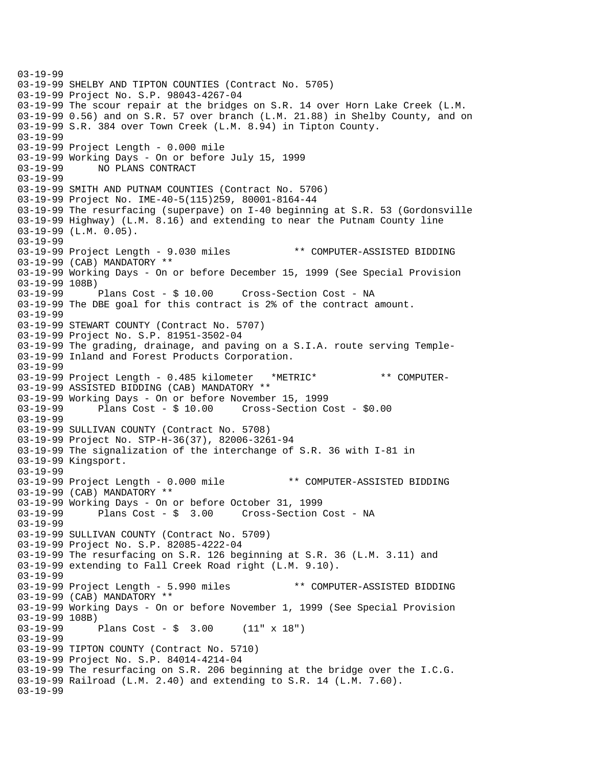```
03-19-99
03-19-99 SHELBY AND TIPTON COUNTIES (Contract No. 5705)
03-19-99 Project No. S.P. 98043-4267-04
03-19-99 The scour repair at the bridges on S.R. 14 over Horn Lake Creek (L.M.
03-19-99 0.56) and on S.R. 57 over branch (L.M. 21.88) in Shelby County, and on
03-19-99 S.R. 384 over Town Creek (L.M. 8.94) in Tipton County.
03-19-99
03-19-99 Project Length - 0.000 mile
03-19-99 Working Days - On or before July 15, 1999
03-19-99      NO PLANS CONTRACT
03-19-99
03-19-99 SMITH AND PUTNAM COUNTIES (Contract No. 5706)
03-19-99 Project No. IME-40-5(115)259, 80001-8164-44
03-19-99 The resurfacing (superpave) on I-40 beginning at S.R. 53 (Gordonsville
03-19-99 Highway) (L.M. 8.16) and extending to near the Putnam County line
03-19-99 (L.M. 0.05).
03-19-99
03-19-99 Project Length - 9.030 miles           ** COMPUTER-ASSISTED BIDDING
03-19-99 (CAB) MANDATORY **
03-19-99 Working Days - On or before December 15, 1999 (See Special Provision
03-19-99 108B)
03-19-99      Plans Cost - $ 10.00     Cross-Section Cost - NA
03-19-99 The DBE goal for this contract is 2% of the contract amount.
03-19-99
03-19-99 STEWART COUNTY (Contract No. 5707)
03-19-99 Project No. S.P. 81951-3502-04
03-19-99 The grading, drainage, and paving on a S.I.A. route serving Temple-
03-19-99 Inland and Forest Products Corporation.
03-19-99
03-19-99 Project Length - 0.485 kilometer   *METRIC*           ** COMPUTER-
03-19-99 ASSISTED BIDDING (CAB) MANDATORY **
03-19-99 Working Days - On or before November 15, 1999
03-19-99      Plans Cost - $ 10.00     Cross-Section Cost - $0.00
03-19-99
03-19-99 SULLIVAN COUNTY (Contract No. 5708)
03-19-99 Project No. STP-H-36(37), 82006-3261-94
03-19-99 The signalization of the interchange of S.R. 36 with I-81 in
03-19-99 Kingsport.
03-19-99
03-19-99 Project Length - 0.000 mile           ** COMPUTER-ASSISTED BIDDING
03-19-99 (CAB) MANDATORY **
03-19-99 Working Days - On or before October 31, 1999
03-19-99      Plans Cost - $  3.00     Cross-Section Cost - NA
03-19-99
03-19-99 SULLIVAN COUNTY (Contract No. 5709)
03-19-99 Project No. S.P. 82085-4222-04
03-19-99 The resurfacing on S.R. 126 beginning at S.R. 36 (L.M. 3.11) and
03-19-99 extending to Fall Creek Road right (L.M. 9.10).
03-19-99
03-19-99 Project Length - 5.990 miles           ** COMPUTER-ASSISTED BIDDING
03-19-99 (CAB) MANDATORY **
03-19-99 Working Days - On or before November 1, 1999 (See Special Provision
03-19-99 108B)
03-19-99      Plans Cost - $  3.00     (11" x 18")
03-19-99
03-19-99 TIPTON COUNTY (Contract No. 5710)
03-19-99 Project No. S.P. 84014-4214-04
03-19-99 The resurfacing on S.R. 206 beginning at the bridge over the I.C.G.
03-19-99 Railroad (L.M. 2.40) and extending to S.R. 14 (L.M. 7.60).
03-19-99
```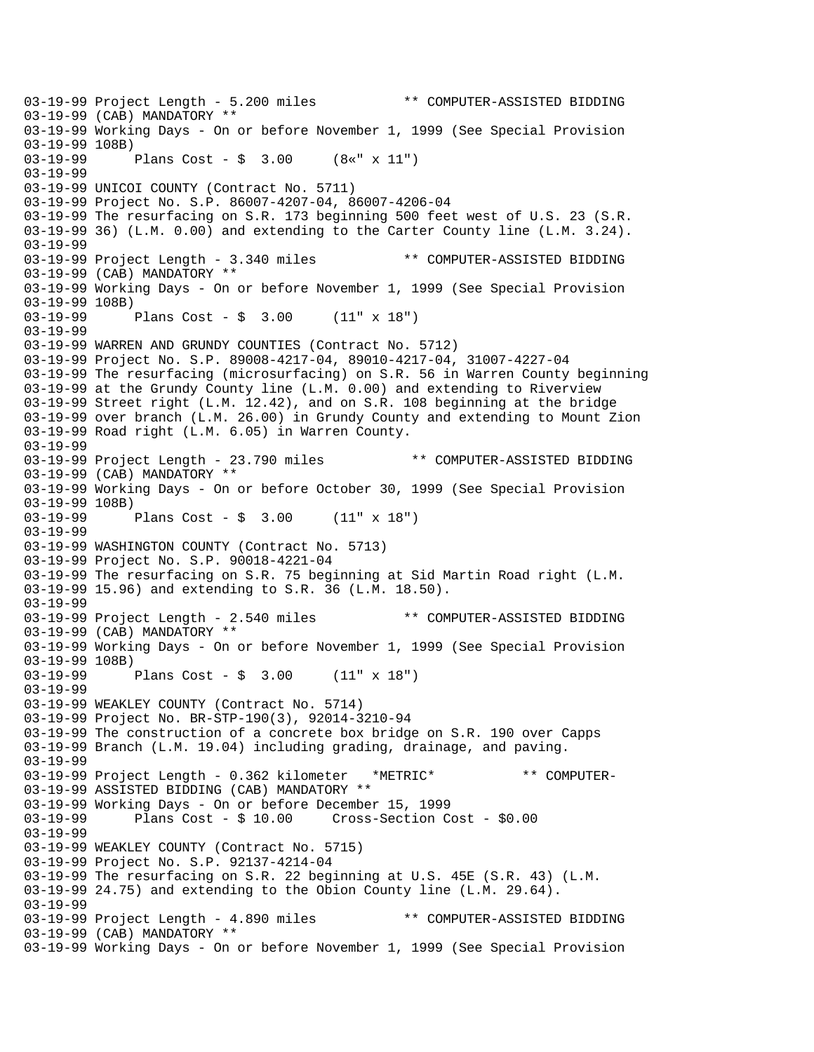03-19-99 Project Length - 5.200 miles ** COMPUTER-ASSISTED BIDDING
03-19-99 (CAB) MANDATORY **
03-19-99 Working Days - On or before November 1, 1999 (See Special Provision
03-19-99 108B)
03-19-99 Plans Cost - $ 3.00 (8«" x 11")
03-19-99
03-19-99 UNICOI COUNTY (Contract No. 5711)
03-19-99 Project No. S.P. 86007-4207-04, 86007-4206-04
03-19-99 The resurfacing on S.R. 173 beginning 500 feet west of U.S. 23 (S.R.
03-19-99 36) (L.M. 0.00) and extending to the Carter County line (L.M. 3.24).
03-19-99
03-19-99 Project Length - 3.340 miles ** COMPUTER-ASSISTED BIDDING
03-19-99 (CAB) MANDATORY **
03-19-99 Working Days - On or before November 1, 1999 (See Special Provision
03-19-99 108B)
03-19-99 Plans Cost - $ 3.00 (11" x 18")
03-19-99
03-19-99 WARREN AND GRUNDY COUNTIES (Contract No. 5712)
03-19-99 Project No. S.P. 89008-4217-04, 89010-4217-04, 31007-4227-04
03-19-99 The resurfacing (microsurfacing) on S.R. 56 in Warren County beginning
03-19-99 at the Grundy County line (L.M. 0.00) and extending to Riverview
03-19-99 Street right (L.M. 12.42), and on S.R. 108 beginning at the bridge
03-19-99 over branch (L.M. 26.00) in Grundy County and extending to Mount Zion
03-19-99 Road right (L.M. 6.05) in Warren County.
03-19-99
03-19-99 Project Length - 23.790 miles ** COMPUTER-ASSISTED BIDDING
03-19-99 (CAB) MANDATORY **
03-19-99 Working Days - On or before October 30, 1999 (See Special Provision
03-19-99 108B)
03-19-99 Plans Cost - $ 3.00 (11" x 18")
03-19-99
03-19-99 WASHINGTON COUNTY (Contract No. 5713)
03-19-99 Project No. S.P. 90018-4221-04
03-19-99 The resurfacing on S.R. 75 beginning at Sid Martin Road right (L.M.
03-19-99 15.96) and extending to S.R. 36 (L.M. 18.50).
03-19-99
03-19-99 Project Length - 2.540 miles ** COMPUTER-ASSISTED BIDDING
03-19-99 (CAB) MANDATORY **
03-19-99 Working Days - On or before November 1, 1999 (See Special Provision
03-19-99 108B)
03-19-99 Plans Cost - $ 3.00 (11" x 18")
03-19-99
03-19-99 WEAKLEY COUNTY (Contract No. 5714)
03-19-99 Project No. BR-STP-190(3), 92014-3210-94
03-19-99 The construction of a concrete box bridge on S.R. 190 over Capps
03-19-99 Branch (L.M. 19.04) including grading, drainage, and paving.
03-19-99
03-19-99 Project Length - 0.362 kilometer *METRIC* ** COMPUTER-
03-19-99 ASSISTED BIDDING (CAB) MANDATORY **
03-19-99 Working Days - On or before December 15, 1999
03-19-99 Plans Cost - $ 10.00 Cross-Section Cost - $0.00
03-19-99
03-19-99 WEAKLEY COUNTY (Contract No. 5715)
03-19-99 Project No. S.P. 92137-4214-04
03-19-99 The resurfacing on S.R. 22 beginning at U.S. 45E (S.R. 43) (L.M.
03-19-99 24.75) and extending to the Obion County line (L.M. 29.64).
03-19-99
03-19-99 Project Length - 4.890 miles ** COMPUTER-ASSISTED BIDDING
03-19-99 (CAB) MANDATORY **
03-19-99 Working Days - On or before November 1, 1999 (See Special Provision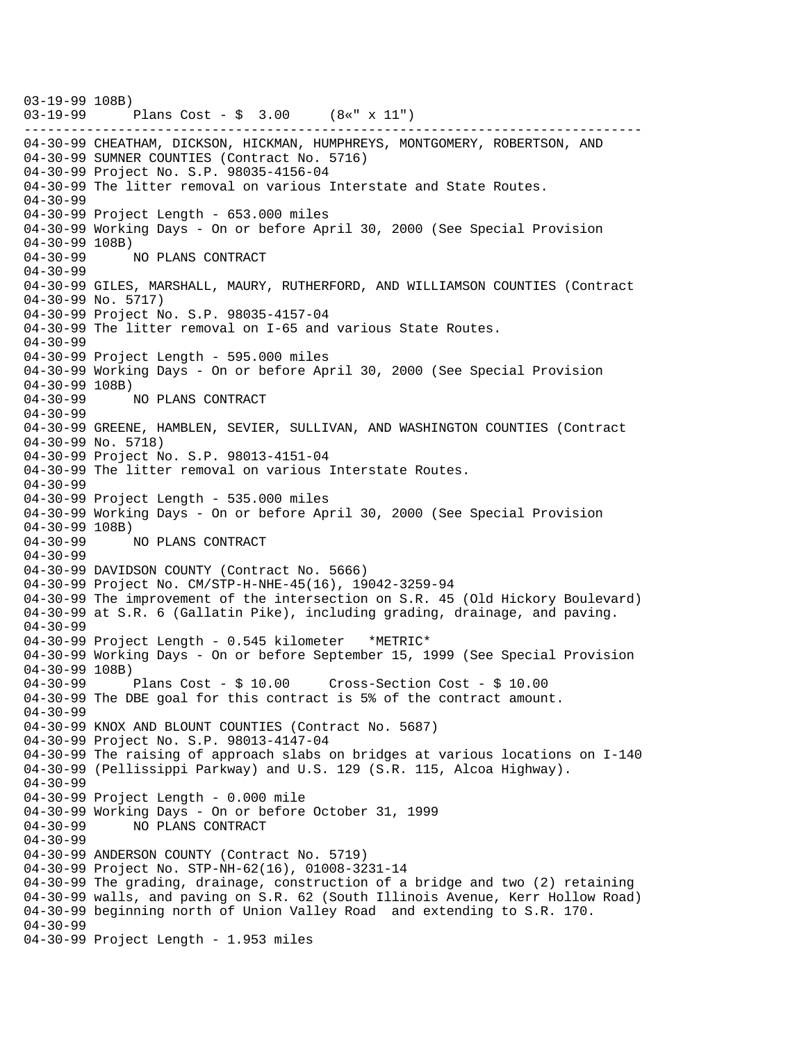```
03-19-99 108B)
03-19-99      Plans Cost - $  3.00     (8«" x 11")
--------------------------------------------------------------------------------
04-30-99 CHEATHAM, DICKSON, HICKMAN, HUMPHREYS, MONTGOMERY, ROBERTSON, AND
04-30-99 SUMNER COUNTIES (Contract No. 5716)
04-30-99 Project No. S.P. 98035-4156-04
04-30-99 The litter removal on various Interstate and State Routes.
04-30-99
04-30-99 Project Length - 653.000 miles
04-30-99 Working Days - On or before April 30, 2000 (See Special Provision
04-30-99 108B)
04-30-99      NO PLANS CONTRACT
04-30-99
04-30-99 GILES, MARSHALL, MAURY, RUTHERFORD, AND WILLIAMSON COUNTIES (Contract
04-30-99 No. 5717)
04-30-99 Project No. S.P. 98035-4157-04
04-30-99 The litter removal on I-65 and various State Routes.
04-30-99
04-30-99 Project Length - 595.000 miles
04-30-99 Working Days - On or before April 30, 2000 (See Special Provision
04-30-99 108B)
04-30-99      NO PLANS CONTRACT
04-30-99
04-30-99 GREENE, HAMBLEN, SEVIER, SULLIVAN, AND WASHINGTON COUNTIES (Contract
04-30-99 No. 5718)
04-30-99 Project No. S.P. 98013-4151-04
04-30-99 The litter removal on various Interstate Routes.
04-30-99
04-30-99 Project Length - 535.000 miles
04-30-99 Working Days - On or before April 30, 2000 (See Special Provision
04-30-99 108B)
04-30-99      NO PLANS CONTRACT
04-30-99
04-30-99 DAVIDSON COUNTY (Contract No. 5666)
04-30-99 Project No. CM/STP-H-NHE-45(16), 19042-3259-94
04-30-99 The improvement of the intersection on S.R. 45 (Old Hickory Boulevard)
04-30-99 at S.R. 6 (Gallatin Pike), including grading, drainage, and paving.
04-30-99
04-30-99 Project Length - 0.545 kilometer   *METRIC*
04-30-99 Working Days - On or before September 15, 1999 (See Special Provision
04-30-99 108B)
04-30-99      Plans Cost - $ 10.00     Cross-Section Cost - $ 10.00
04-30-99 The DBE goal for this contract is 5% of the contract amount.
04-30-99
04-30-99 KNOX AND BLOUNT COUNTIES (Contract No. 5687)
04-30-99 Project No. S.P. 98013-4147-04
04-30-99 The raising of approach slabs on bridges at various locations on I-140
04-30-99 (Pellissippi Parkway) and U.S. 129 (S.R. 115, Alcoa Highway).
04-30-99
04-30-99 Project Length - 0.000 mile
04-30-99 Working Days - On or before October 31, 1999
04-30-99      NO PLANS CONTRACT
04-30-99
04-30-99 ANDERSON COUNTY (Contract No. 5719)
04-30-99 Project No. STP-NH-62(16), 01008-3231-14
04-30-99 The grading, drainage, construction of a bridge and two (2) retaining
04-30-99 walls, and paving on S.R. 62 (South Illinois Avenue, Kerr Hollow Road)
04-30-99 beginning north of Union Valley Road  and extending to S.R. 170.
04-30-99
04-30-99 Project Length - 1.953 miles
```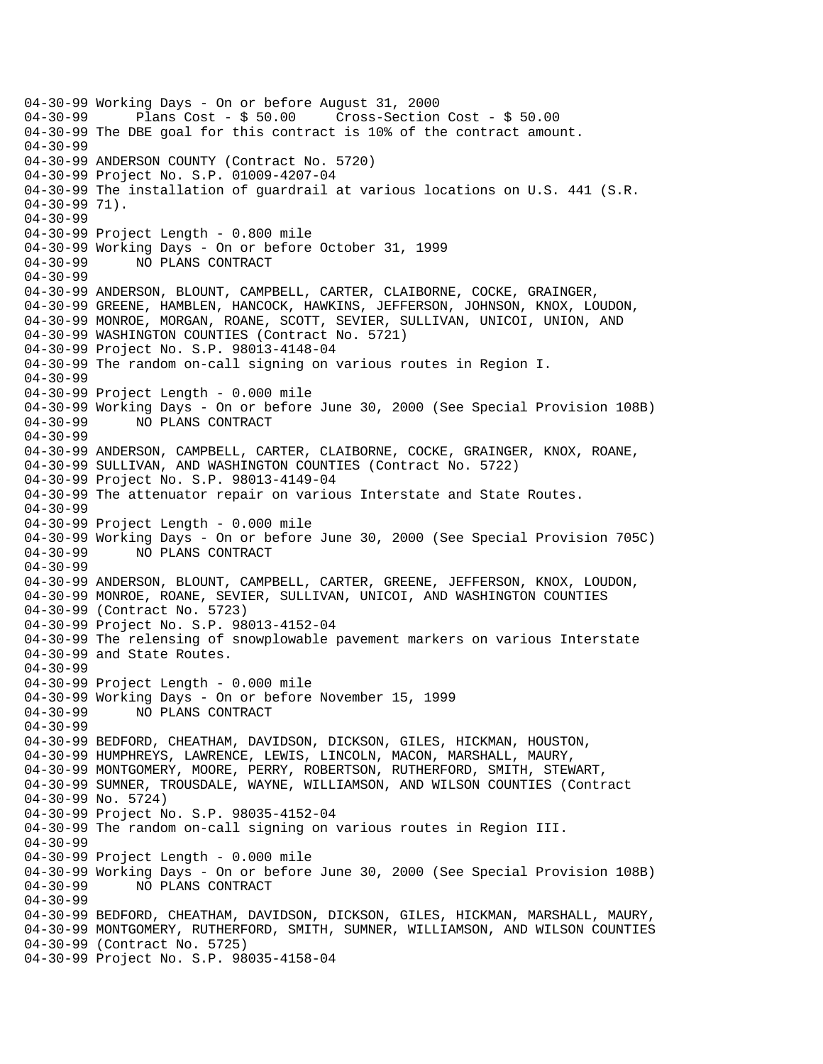```
04-30-99 Working Days - On or before August 31, 2000
04-30-99       Plans Cost - $ 50.00     Cross-Section Cost - $ 50.00
04-30-99 The DBE goal for this contract is 10% of the contract amount.
04-30-99
04-30-99 ANDERSON COUNTY (Contract No. 5720)
04-30-99 Project No. S.P. 01009-4207-04
04-30-99 The installation of guardrail at various locations on U.S. 441 (S.R.
04-30-99 71).
04-30-99
04-30-99 Project Length - 0.800 mile
04-30-99 Working Days - On or before October 31, 1999
04-30-99       NO PLANS CONTRACT
04-30-99
04-30-99 ANDERSON, BLOUNT, CAMPBELL, CARTER, CLAIBORNE, COCKE, GRAINGER,
04-30-99 GREENE, HAMBLEN, HANCOCK, HAWKINS, JEFFERSON, JOHNSON, KNOX, LOUDON,
04-30-99 MONROE, MORGAN, ROANE, SCOTT, SEVIER, SULLIVAN, UNICOI, UNION, AND
04-30-99 WASHINGTON COUNTIES (Contract No. 5721)
04-30-99 Project No. S.P. 98013-4148-04
04-30-99 The random on-call signing on various routes in Region I.
04-30-99
04-30-99 Project Length - 0.000 mile
04-30-99 Working Days - On or before June 30, 2000 (See Special Provision 108B)
04-30-99       NO PLANS CONTRACT
04-30-99
04-30-99 ANDERSON, CAMPBELL, CARTER, CLAIBORNE, COCKE, GRAINGER, KNOX, ROANE,
04-30-99 SULLIVAN, AND WASHINGTON COUNTIES (Contract No. 5722)
04-30-99 Project No. S.P. 98013-4149-04
04-30-99 The attenuator repair on various Interstate and State Routes.
04-30-99
04-30-99 Project Length - 0.000 mile
04-30-99 Working Days - On or before June 30, 2000 (See Special Provision 705C)
04-30-99       NO PLANS CONTRACT
04-30-99
04-30-99 ANDERSON, BLOUNT, CAMPBELL, CARTER, GREENE, JEFFERSON, KNOX, LOUDON,
04-30-99 MONROE, ROANE, SEVIER, SULLIVAN, UNICOI, AND WASHINGTON COUNTIES
04-30-99 (Contract No. 5723)
04-30-99 Project No. S.P. 98013-4152-04
04-30-99 The relensing of snowplowable pavement markers on various Interstate
04-30-99 and State Routes.
04-30-99
04-30-99 Project Length - 0.000 mile
04-30-99 Working Days - On or before November 15, 1999
04-30-99       NO PLANS CONTRACT
04-30-99
04-30-99 BEDFORD, CHEATHAM, DAVIDSON, DICKSON, GILES, HICKMAN, HOUSTON,
04-30-99 HUMPHREYS, LAWRENCE, LEWIS, LINCOLN, MACON, MARSHALL, MAURY,
04-30-99 MONTGOMERY, MOORE, PERRY, ROBERTSON, RUTHERFORD, SMITH, STEWART,
04-30-99 SUMNER, TROUSDALE, WAYNE, WILLIAMSON, AND WILSON COUNTIES (Contract
04-30-99 No. 5724)
04-30-99 Project No. S.P. 98035-4152-04
04-30-99 The random on-call signing on various routes in Region III.
04-30-99
04-30-99 Project Length - 0.000 mile
04-30-99 Working Days - On or before June 30, 2000 (See Special Provision 108B)
04-30-99       NO PLANS CONTRACT
04-30-99
04-30-99 BEDFORD, CHEATHAM, DAVIDSON, DICKSON, GILES, HICKMAN, MARSHALL, MAURY,
04-30-99 MONTGOMERY, RUTHERFORD, SMITH, SUMNER, WILLIAMSON, AND WILSON COUNTIES
04-30-99 (Contract No. 5725)
04-30-99 Project No. S.P. 98035-4158-04
```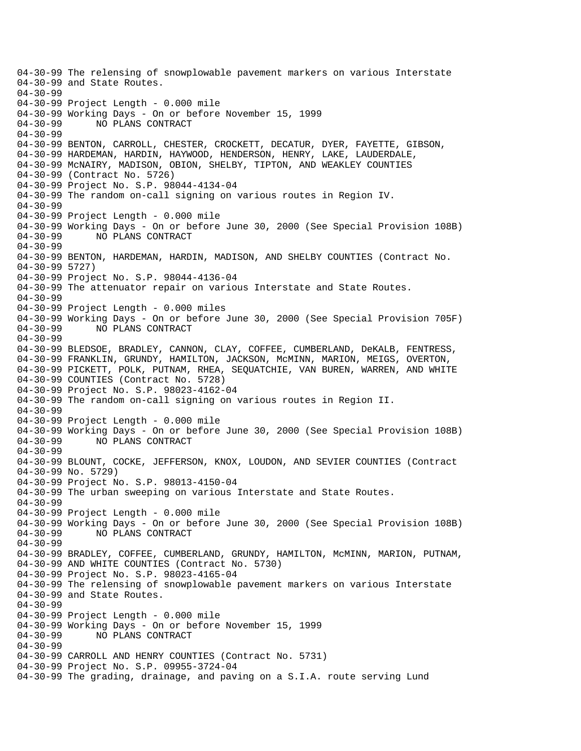```
04-30-99 The relensing of snowplowable pavement markers on various Interstate
04-30-99 and State Routes.
04-30-99
04-30-99 Project Length - 0.000 mile
04-30-99 Working Days - On or before November 15, 1999
04-30-99       NO PLANS CONTRACT
04-30-99
04-30-99 BENTON, CARROLL, CHESTER, CROCKETT, DECATUR, DYER, FAYETTE, GIBSON,
04-30-99 HARDEMAN, HARDIN, HAYWOOD, HENDERSON, HENRY, LAKE, LAUDERDALE,
04-30-99 McNAIRY, MADISON, OBION, SHELBY, TIPTON, AND WEAKLEY COUNTIES
04-30-99 (Contract No. 5726)
04-30-99 Project No. S.P. 98044-4134-04
04-30-99 The random on-call signing on various routes in Region IV.
04-30-99
04-30-99 Project Length - 0.000 mile
04-30-99 Working Days - On or before June 30, 2000 (See Special Provision 108B)
04-30-99       NO PLANS CONTRACT
04-30-99
04-30-99 BENTON, HARDEMAN, HARDIN, MADISON, AND SHELBY COUNTIES (Contract No.
04-30-99 5727)
04-30-99 Project No. S.P. 98044-4136-04
04-30-99 The attenuator repair on various Interstate and State Routes.
04-30-99
04-30-99 Project Length - 0.000 miles
04-30-99 Working Days - On or before June 30, 2000 (See Special Provision 705F)
04-30-99       NO PLANS CONTRACT
04-30-99
04-30-99 BLEDSOE, BRADLEY, CANNON, CLAY, COFFEE, CUMBERLAND, DeKALB, FENTRESS,
04-30-99 FRANKLIN, GRUNDY, HAMILTON, JACKSON, McMINN, MARION, MEIGS, OVERTON,
04-30-99 PICKETT, POLK, PUTNAM, RHEA, SEQUATCHIE, VAN BUREN, WARREN, AND WHITE
04-30-99 COUNTIES (Contract No. 5728)
04-30-99 Project No. S.P. 98023-4162-04
04-30-99 The random on-call signing on various routes in Region II.
04-30-99
04-30-99 Project Length - 0.000 mile
04-30-99 Working Days - On or before June 30, 2000 (See Special Provision 108B)
04-30-99       NO PLANS CONTRACT
04-30-99
04-30-99 BLOUNT, COCKE, JEFFERSON, KNOX, LOUDON, AND SEVIER COUNTIES (Contract
04-30-99 No. 5729)
04-30-99 Project No. S.P. 98013-4150-04
04-30-99 The urban sweeping on various Interstate and State Routes.
04-30-99
04-30-99 Project Length - 0.000 mile
04-30-99 Working Days - On or before June 30, 2000 (See Special Provision 108B)
04-30-99       NO PLANS CONTRACT
04-30-99
04-30-99 BRADLEY, COFFEE, CUMBERLAND, GRUNDY, HAMILTON, McMINN, MARION, PUTNAM,
04-30-99 AND WHITE COUNTIES (Contract No. 5730)
04-30-99 Project No. S.P. 98023-4165-04
04-30-99 The relensing of snowplowable pavement markers on various Interstate
04-30-99 and State Routes.
04-30-99
04-30-99 Project Length - 0.000 mile
04-30-99 Working Days - On or before November 15, 1999
04-30-99       NO PLANS CONTRACT
04-30-99
04-30-99 CARROLL AND HENRY COUNTIES (Contract No. 5731)
04-30-99 Project No. S.P. 09955-3724-04
04-30-99 The grading, drainage, and paving on a S.I.A. route serving Lund
```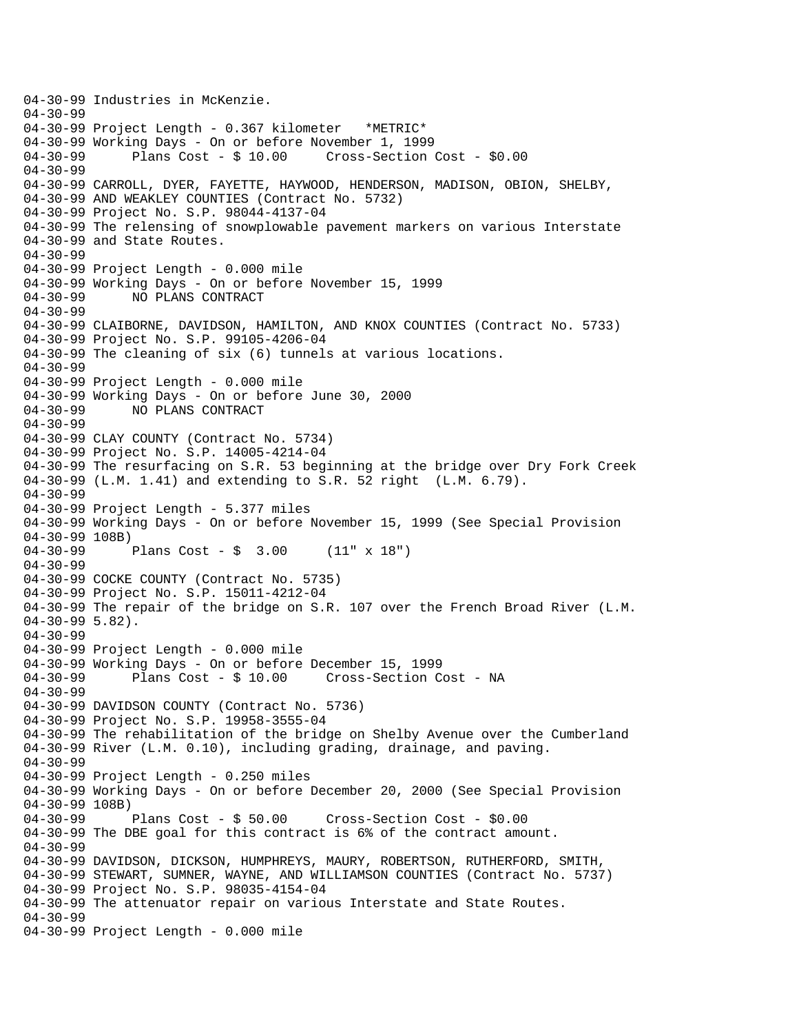```
04-30-99 Industries in McKenzie.
04-30-99
04-30-99 Project Length - 0.367 kilometer   *METRIC*
04-30-99 Working Days - On or before November 1, 1999
04-30-99      Plans Cost - $ 10.00     Cross-Section Cost - $0.00
04-30-99
04-30-99 CARROLL, DYER, FAYETTE, HAYWOOD, HENDERSON, MADISON, OBION, SHELBY,
04-30-99 AND WEAKLEY COUNTIES (Contract No. 5732)
04-30-99 Project No. S.P. 98044-4137-04
04-30-99 The relensing of snowplowable pavement markers on various Interstate
04-30-99 and State Routes.
04-30-99
04-30-99 Project Length - 0.000 mile
04-30-99 Working Days - On or before November 15, 1999
04-30-99      NO PLANS CONTRACT
04-30-99
04-30-99 CLAIBORNE, DAVIDSON, HAMILTON, AND KNOX COUNTIES (Contract No. 5733)
04-30-99 Project No. S.P. 99105-4206-04
04-30-99 The cleaning of six (6) tunnels at various locations.
04-30-99
04-30-99 Project Length - 0.000 mile
04-30-99 Working Days - On or before June 30, 2000
04-30-99      NO PLANS CONTRACT
04-30-99
04-30-99 CLAY COUNTY (Contract No. 5734)
04-30-99 Project No. S.P. 14005-4214-04
04-30-99 The resurfacing on S.R. 53 beginning at the bridge over Dry Fork Creek
04-30-99 (L.M. 1.41) and extending to S.R. 52 right  (L.M. 6.79).
04-30-99
04-30-99 Project Length - 5.377 miles
04-30-99 Working Days - On or before November 15, 1999 (See Special Provision
04-30-99 108B)
04-30-99      Plans Cost - $  3.00     (11" x 18")
04-30-99
04-30-99 COCKE COUNTY (Contract No. 5735)
04-30-99 Project No. S.P. 15011-4212-04
04-30-99 The repair of the bridge on S.R. 107 over the French Broad River (L.M.
04-30-99 5.82).
04-30-99
04-30-99 Project Length - 0.000 mile
04-30-99 Working Days - On or before December 15, 1999
04-30-99      Plans Cost - $ 10.00     Cross-Section Cost - NA
04-30-99
04-30-99 DAVIDSON COUNTY (Contract No. 5736)
04-30-99 Project No. S.P. 19958-3555-04
04-30-99 The rehabilitation of the bridge on Shelby Avenue over the Cumberland
04-30-99 River (L.M. 0.10), including grading, drainage, and paving.
04-30-99
04-30-99 Project Length - 0.250 miles
04-30-99 Working Days - On or before December 20, 2000 (See Special Provision
04-30-99 108B)
04-30-99      Plans Cost - $ 50.00     Cross-Section Cost - $0.00
04-30-99 The DBE goal for this contract is 6% of the contract amount.
04-30-99
04-30-99 DAVIDSON, DICKSON, HUMPHREYS, MAURY, ROBERTSON, RUTHERFORD, SMITH,
04-30-99 STEWART, SUMNER, WAYNE, AND WILLIAMSON COUNTIES (Contract No. 5737)
04-30-99 Project No. S.P. 98035-4154-04
04-30-99 The attenuator repair on various Interstate and State Routes.
04-30-99
04-30-99 Project Length - 0.000 mile
```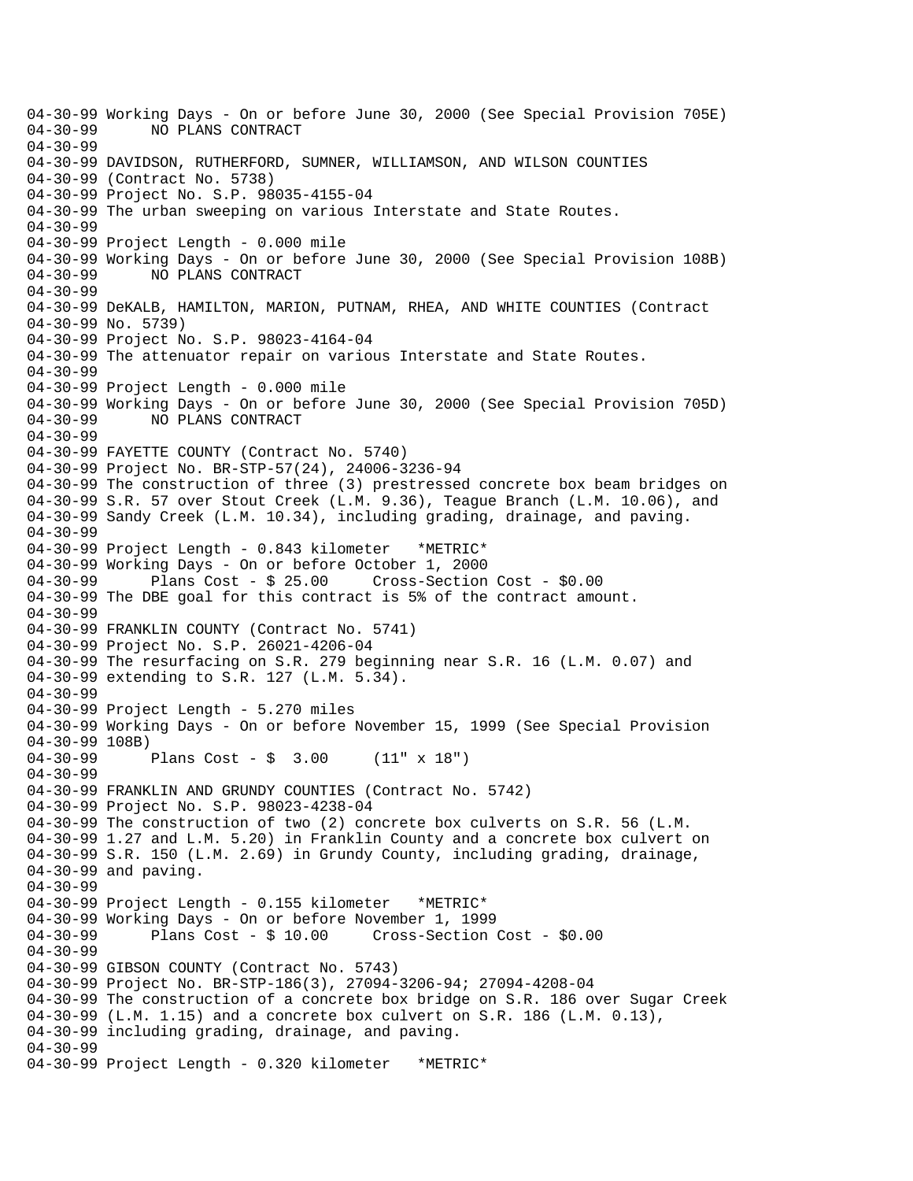```
04-30-99 Working Days - On or before June 30, 2000 (See Special Provision 705E)
04-30-99       NO PLANS CONTRACT
04-30-99
04-30-99 DAVIDSON, RUTHERFORD, SUMNER, WILLIAMSON, AND WILSON COUNTIES
04-30-99 (Contract No. 5738)
04-30-99 Project No. S.P. 98035-4155-04
04-30-99 The urban sweeping on various Interstate and State Routes.
04-30-99
04-30-99 Project Length - 0.000 mile
04-30-99 Working Days - On or before June 30, 2000 (See Special Provision 108B)
04-30-99       NO PLANS CONTRACT
04-30-99
04-30-99 DeKALB, HAMILTON, MARION, PUTNAM, RHEA, AND WHITE COUNTIES (Contract
04-30-99 No. 5739)
04-30-99 Project No. S.P. 98023-4164-04
04-30-99 The attenuator repair on various Interstate and State Routes.
04-30-99
04-30-99 Project Length - 0.000 mile
04-30-99 Working Days - On or before June 30, 2000 (See Special Provision 705D)
04-30-99       NO PLANS CONTRACT
04-30-99
04-30-99 FAYETTE COUNTY (Contract No. 5740)
04-30-99 Project No. BR-STP-57(24), 24006-3236-94
04-30-99 The construction of three (3) prestressed concrete box beam bridges on
04-30-99 S.R. 57 over Stout Creek (L.M. 9.36), Teague Branch (L.M. 10.06), and
04-30-99 Sandy Creek (L.M. 10.34), including grading, drainage, and paving.
04-30-99
04-30-99 Project Length - 0.843 kilometer   *METRIC*
04-30-99 Working Days - On or before October 1, 2000
04-30-99       Plans Cost - $ 25.00     Cross-Section Cost - $0.00
04-30-99 The DBE goal for this contract is 5% of the contract amount.
04-30-99
04-30-99 FRANKLIN COUNTY (Contract No. 5741)
04-30-99 Project No. S.P. 26021-4206-04
04-30-99 The resurfacing on S.R. 279 beginning near S.R. 16 (L.M. 0.07) and
04-30-99 extending to S.R. 127 (L.M. 5.34).
04-30-99
04-30-99 Project Length - 5.270 miles
04-30-99 Working Days - On or before November 15, 1999 (See Special Provision
04-30-99 108B)
04-30-99       Plans Cost - $  3.00     (11" x 18")
04-30-99
04-30-99 FRANKLIN AND GRUNDY COUNTIES (Contract No. 5742)
04-30-99 Project No. S.P. 98023-4238-04
04-30-99 The construction of two (2) concrete box culverts on S.R. 56 (L.M.
04-30-99 1.27 and L.M. 5.20) in Franklin County and a concrete box culvert on
04-30-99 S.R. 150 (L.M. 2.69) in Grundy County, including grading, drainage,
04-30-99 and paving.
04-30-99
04-30-99 Project Length - 0.155 kilometer   *METRIC*
04-30-99 Working Days - On or before November 1, 1999
04-30-99       Plans Cost - $ 10.00     Cross-Section Cost - $0.00
04-30-99
04-30-99 GIBSON COUNTY (Contract No. 5743)
04-30-99 Project No. BR-STP-186(3), 27094-3206-94; 27094-4208-04
04-30-99 The construction of a concrete box bridge on S.R. 186 over Sugar Creek
04-30-99 (L.M. 1.15) and a concrete box culvert on S.R. 186 (L.M. 0.13),
04-30-99 including grading, drainage, and paving.
04-30-99
04-30-99 Project Length - 0.320 kilometer   *METRIC*
```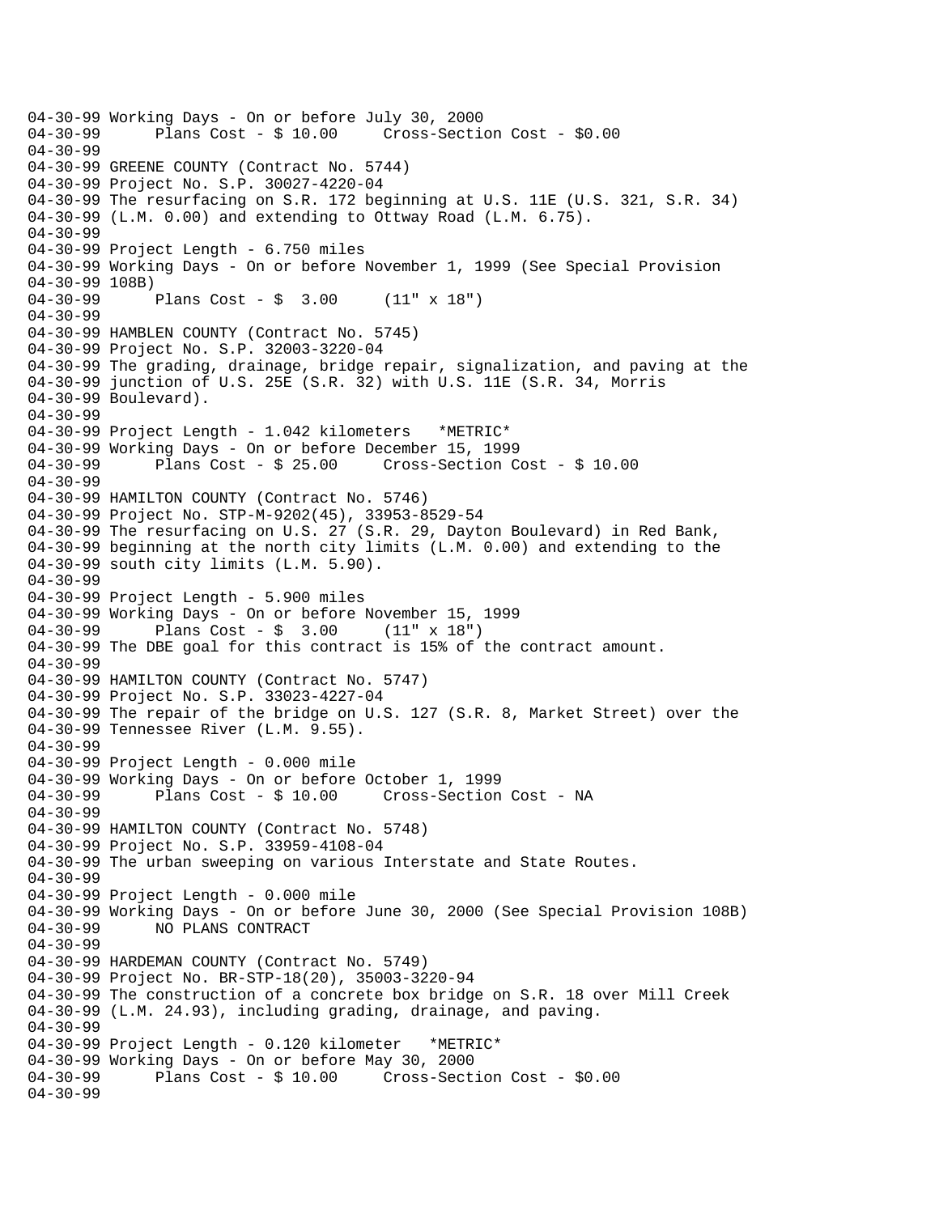```
04-30-99 Working Days - On or before July 30, 2000
04-30-99      Plans Cost - $ 10.00     Cross-Section Cost - $0.00
04-30-99
04-30-99 GREENE COUNTY (Contract No. 5744)
04-30-99 Project No. S.P. 30027-4220-04
04-30-99 The resurfacing on S.R. 172 beginning at U.S. 11E (U.S. 321, S.R. 34)
04-30-99 (L.M. 0.00) and extending to Ottway Road (L.M. 6.75).
04-30-99
04-30-99 Project Length - 6.750 miles
04-30-99 Working Days - On or before November 1, 1999 (See Special Provision
04-30-99 108B)
04-30-99      Plans Cost - $  3.00     (11" x 18")
04-30-99
04-30-99 HAMBLEN COUNTY (Contract No. 5745)
04-30-99 Project No. S.P. 32003-3220-04
04-30-99 The grading, drainage, bridge repair, signalization, and paving at the
04-30-99 junction of U.S. 25E (S.R. 32) with U.S. 11E (S.R. 34, Morris
04-30-99 Boulevard).
04-30-99
04-30-99 Project Length - 1.042 kilometers   *METRIC*
04-30-99 Working Days - On or before December 15, 1999
04-30-99      Plans Cost - $ 25.00     Cross-Section Cost - $ 10.00
04-30-99
04-30-99 HAMILTON COUNTY (Contract No. 5746)
04-30-99 Project No. STP-M-9202(45), 33953-8529-54
04-30-99 The resurfacing on U.S. 27 (S.R. 29, Dayton Boulevard) in Red Bank,
04-30-99 beginning at the north city limits (L.M. 0.00) and extending to the
04-30-99 south city limits (L.M. 5.90).
04-30-99
04-30-99 Project Length - 5.900 miles
04-30-99 Working Days - On or before November 15, 1999
04-30-99      Plans Cost - $  3.00     (11" x 18")
04-30-99 The DBE goal for this contract is 15% of the contract amount.
04-30-99
04-30-99 HAMILTON COUNTY (Contract No. 5747)
04-30-99 Project No. S.P. 33023-4227-04
04-30-99 The repair of the bridge on U.S. 127 (S.R. 8, Market Street) over the
04-30-99 Tennessee River (L.M. 9.55).
04-30-99
04-30-99 Project Length - 0.000 mile
04-30-99 Working Days - On or before October 1, 1999
04-30-99      Plans Cost - $ 10.00     Cross-Section Cost - NA
04-30-99
04-30-99 HAMILTON COUNTY (Contract No. 5748)
04-30-99 Project No. S.P. 33959-4108-04
04-30-99 The urban sweeping on various Interstate and State Routes.
04-30-99
04-30-99 Project Length - 0.000 mile
04-30-99 Working Days - On or before June 30, 2000 (See Special Provision 108B)
04-30-99      NO PLANS CONTRACT
04-30-99
04-30-99 HARDEMAN COUNTY (Contract No. 5749)
04-30-99 Project No. BR-STP-18(20), 35003-3220-94
04-30-99 The construction of a concrete box bridge on S.R. 18 over Mill Creek
04-30-99 (L.M. 24.93), including grading, drainage, and paving.
04-30-99
04-30-99 Project Length - 0.120 kilometer   *METRIC*
04-30-99 Working Days - On or before May 30, 2000
04-30-99      Plans Cost - $ 10.00     Cross-Section Cost - $0.00
04-30-99
```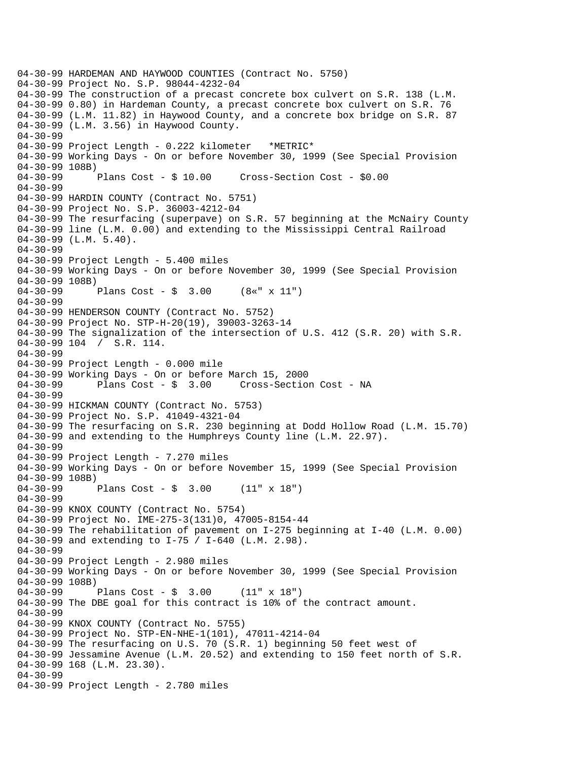04-30-99 HARDEMAN AND HAYWOOD COUNTIES (Contract No. 5750)
04-30-99 Project No. S.P. 98044-4232-04
04-30-99 The construction of a precast concrete box culvert on S.R. 138 (L.M.
04-30-99 0.80) in Hardeman County, a precast concrete box culvert on S.R. 76
04-30-99 (L.M. 11.82) in Haywood County, and a concrete box bridge on S.R. 87
04-30-99 (L.M. 3.56) in Haywood County.
04-30-99
04-30-99 Project Length - 0.222 kilometer   *METRIC*
04-30-99 Working Days - On or before November 30, 1999 (See Special Provision
04-30-99 108B)
04-30-99      Plans Cost - $ 10.00     Cross-Section Cost - $0.00
04-30-99
04-30-99 HARDIN COUNTY (Contract No. 5751)
04-30-99 Project No. S.P. 36003-4212-04
04-30-99 The resurfacing (superpave) on S.R. 57 beginning at the McNairy County
04-30-99 line (L.M. 0.00) and extending to the Mississippi Central Railroad
04-30-99 (L.M. 5.40).
04-30-99
04-30-99 Project Length - 5.400 miles
04-30-99 Working Days - On or before November 30, 1999 (See Special Provision
04-30-99 108B)
04-30-99      Plans Cost - $  3.00     (8«" x 11")
04-30-99
04-30-99 HENDERSON COUNTY (Contract No. 5752)
04-30-99 Project No. STP-H-20(19), 39003-3263-14
04-30-99 The signalization of the intersection of U.S. 412 (S.R. 20) with S.R.
04-30-99 104  /  S.R. 114.
04-30-99
04-30-99 Project Length - 0.000 mile
04-30-99 Working Days - On or before March 15, 2000
04-30-99      Plans Cost - $  3.00     Cross-Section Cost - NA
04-30-99
04-30-99 HICKMAN COUNTY (Contract No. 5753)
04-30-99 Project No. S.P. 41049-4321-04
04-30-99 The resurfacing on S.R. 230 beginning at Dodd Hollow Road (L.M. 15.70)
04-30-99 and extending to the Humphreys County line (L.M. 22.97).
04-30-99
04-30-99 Project Length - 7.270 miles
04-30-99 Working Days - On or before November 15, 1999 (See Special Provision
04-30-99 108B)
04-30-99      Plans Cost - $  3.00     (11" x 18")
04-30-99
04-30-99 KNOX COUNTY (Contract No. 5754)
04-30-99 Project No. IME-275-3(131)0, 47005-8154-44
04-30-99 The rehabilitation of pavement on I-275 beginning at I-40 (L.M. 0.00)
04-30-99 and extending to I-75 / I-640 (L.M. 2.98).
04-30-99
04-30-99 Project Length - 2.980 miles
04-30-99 Working Days - On or before November 30, 1999 (See Special Provision
04-30-99 108B)
04-30-99      Plans Cost - $  3.00     (11" x 18")
04-30-99 The DBE goal for this contract is 10% of the contract amount.
04-30-99
04-30-99 KNOX COUNTY (Contract No. 5755)
04-30-99 Project No. STP-EN-NHE-1(101), 47011-4214-04
04-30-99 The resurfacing on U.S. 70 (S.R. 1) beginning 50 feet west of
04-30-99 Jessamine Avenue (L.M. 20.52) and extending to 150 feet north of S.R.
04-30-99 168 (L.M. 23.30).
04-30-99
04-30-99 Project Length - 2.780 miles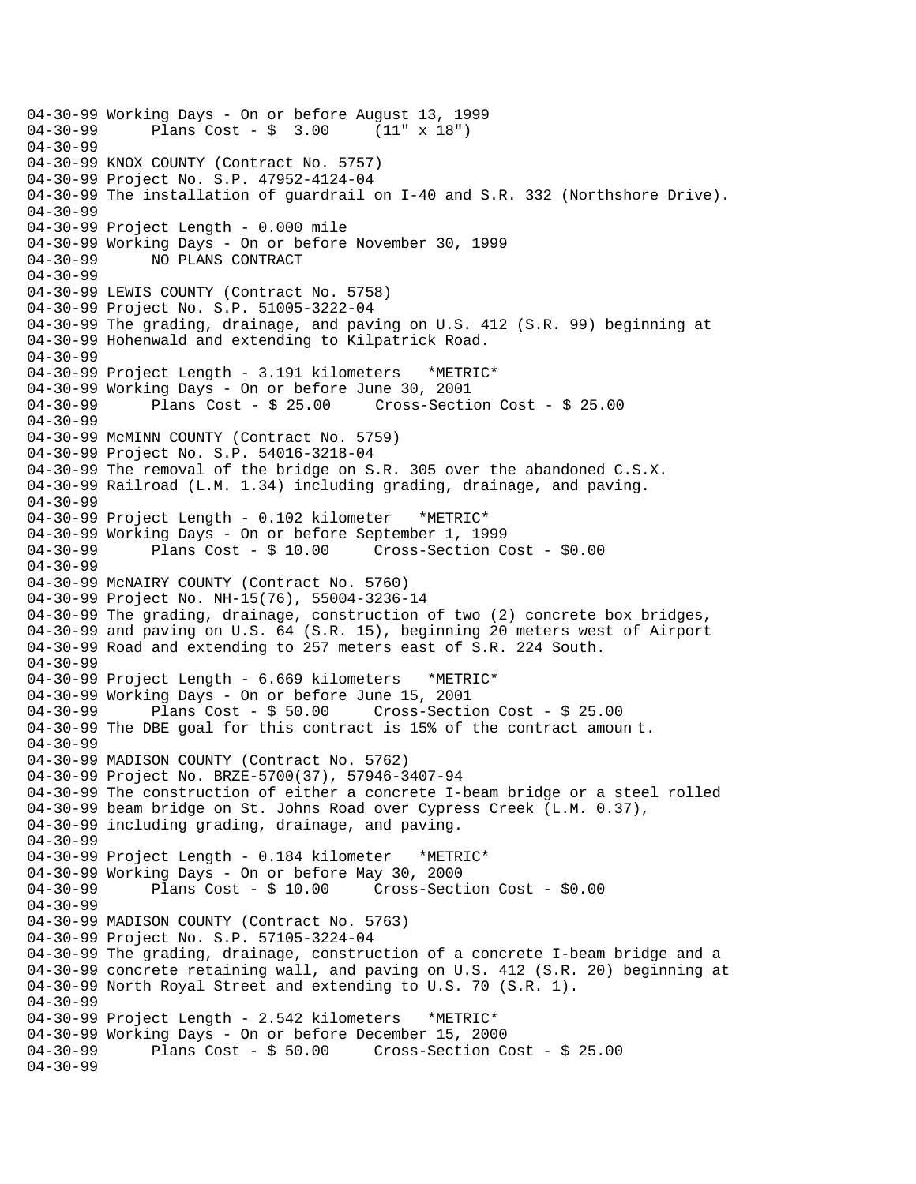```
04-30-99 Working Days - On or before August 13, 1999
04-30-99      Plans Cost - $  3.00     (11" x 18")
04-30-99
04-30-99 KNOX COUNTY (Contract No. 5757)
04-30-99 Project No. S.P. 47952-4124-04
04-30-99 The installation of guardrail on I-40 and S.R. 332 (Northshore Drive).
04-30-99
04-30-99 Project Length - 0.000 mile
04-30-99 Working Days - On or before November 30, 1999
04-30-99      NO PLANS CONTRACT
04-30-99
04-30-99 LEWIS COUNTY (Contract No. 5758)
04-30-99 Project No. S.P. 51005-3222-04
04-30-99 The grading, drainage, and paving on U.S. 412 (S.R. 99) beginning at
04-30-99 Hohenwald and extending to Kilpatrick Road.
04-30-99
04-30-99 Project Length - 3.191 kilometers   *METRIC*
04-30-99 Working Days - On or before June 30, 2001
04-30-99      Plans Cost - $ 25.00     Cross-Section Cost - $ 25.00
04-30-99
04-30-99 McMINN COUNTY (Contract No. 5759)
04-30-99 Project No. S.P. 54016-3218-04
04-30-99 The removal of the bridge on S.R. 305 over the abandoned C.S.X.
04-30-99 Railroad (L.M. 1.34) including grading, drainage, and paving.
04-30-99
04-30-99 Project Length - 0.102 kilometer   *METRIC*
04-30-99 Working Days - On or before September 1, 1999
04-30-99      Plans Cost - $ 10.00     Cross-Section Cost - $0.00
04-30-99
04-30-99 McNAIRY COUNTY (Contract No. 5760)
04-30-99 Project No. NH-15(76), 55004-3236-14
04-30-99 The grading, drainage, construction of two (2) concrete box bridges,
04-30-99 and paving on U.S. 64 (S.R. 15), beginning 20 meters west of Airport
04-30-99 Road and extending to 257 meters east of S.R. 224 South.
04-30-99
04-30-99 Project Length - 6.669 kilometers   *METRIC*
04-30-99 Working Days - On or before June 15, 2001
04-30-99      Plans Cost - $ 50.00     Cross-Section Cost - $ 25.00
04-30-99 The DBE goal for this contract is 15% of the contract amoun t.
04-30-99
04-30-99 MADISON COUNTY (Contract No. 5762)
04-30-99 Project No. BRZE-5700(37), 57946-3407-94
04-30-99 The construction of either a concrete I-beam bridge or a steel rolled
04-30-99 beam bridge on St. Johns Road over Cypress Creek (L.M. 0.37),
04-30-99 including grading, drainage, and paving.
04-30-99
04-30-99 Project Length - 0.184 kilometer   *METRIC*
04-30-99 Working Days - On or before May 30, 2000
04-30-99      Plans Cost - $ 10.00     Cross-Section Cost - $0.00
04-30-99
04-30-99 MADISON COUNTY (Contract No. 5763)
04-30-99 Project No. S.P. 57105-3224-04
04-30-99 The grading, drainage, construction of a concrete I-beam bridge and a
04-30-99 concrete retaining wall, and paving on U.S. 412 (S.R. 20) beginning at
04-30-99 North Royal Street and extending to U.S. 70 (S.R. 1).
04-30-99
04-30-99 Project Length - 2.542 kilometers   *METRIC*
04-30-99 Working Days - On or before December 15, 2000
04-30-99      Plans Cost - $ 50.00     Cross-Section Cost - $ 25.00
04-30-99
```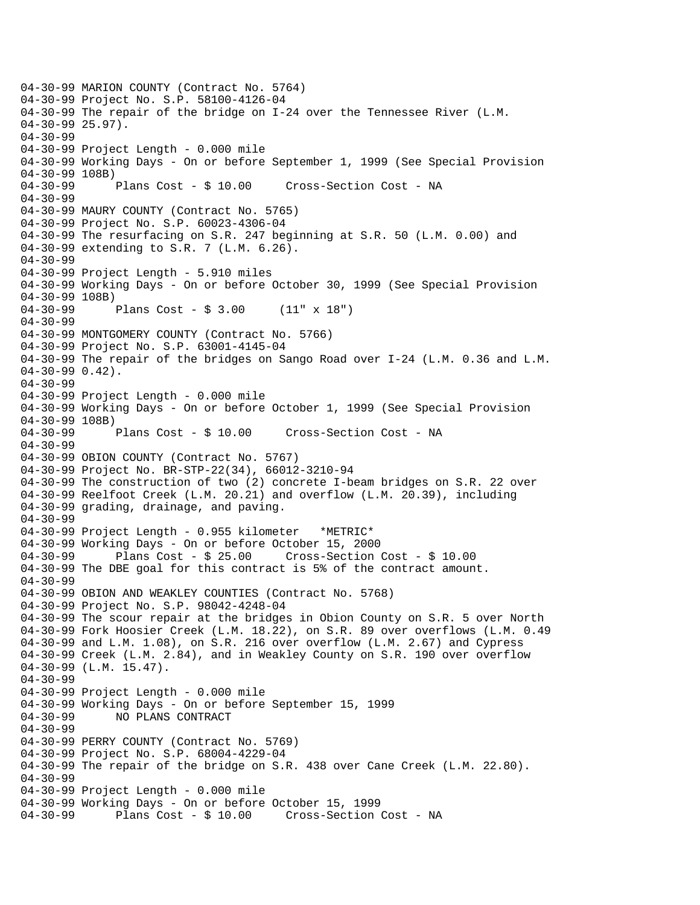```
04-30-99 MARION COUNTY (Contract No. 5764)
04-30-99 Project No. S.P. 58100-4126-04
04-30-99 The repair of the bridge on I-24 over the Tennessee River (L.M.
04-30-99 25.97).
04-30-99
04-30-99 Project Length - 0.000 mile
04-30-99 Working Days - On or before September 1, 1999 (See Special Provision
04-30-99 108B)
04-30-99      Plans Cost - $ 10.00     Cross-Section Cost - NA
04-30-99
04-30-99 MAURY COUNTY (Contract No. 5765)
04-30-99 Project No. S.P. 60023-4306-04
04-30-99 The resurfacing on S.R. 247 beginning at S.R. 50 (L.M. 0.00) and
04-30-99 extending to S.R. 7 (L.M. 6.26).
04-30-99
04-30-99 Project Length - 5.910 miles
04-30-99 Working Days - On or before October 30, 1999 (See Special Provision
04-30-99 108B)
04-30-99      Plans Cost - $ 3.00     (11" x 18")
04-30-99
04-30-99 MONTGOMERY COUNTY (Contract No. 5766)
04-30-99 Project No. S.P. 63001-4145-04
04-30-99 The repair of the bridges on Sango Road over I-24 (L.M. 0.36 and L.M.
04-30-99 0.42).
04-30-99
04-30-99 Project Length - 0.000 mile
04-30-99 Working Days - On or before October 1, 1999 (See Special Provision
04-30-99 108B)
04-30-99      Plans Cost - $ 10.00     Cross-Section Cost - NA
04-30-99
04-30-99 OBION COUNTY (Contract No. 5767)
04-30-99 Project No. BR-STP-22(34), 66012-3210-94
04-30-99 The construction of two (2) concrete I-beam bridges on S.R. 22 over
04-30-99 Reelfoot Creek (L.M. 20.21) and overflow (L.M. 20.39), including
04-30-99 grading, drainage, and paving.
04-30-99
04-30-99 Project Length - 0.955 kilometer   *METRIC*
04-30-99 Working Days - On or before October 15, 2000
04-30-99      Plans Cost - $ 25.00     Cross-Section Cost - $ 10.00
04-30-99 The DBE goal for this contract is 5% of the contract amount.
04-30-99
04-30-99 OBION AND WEAKLEY COUNTIES (Contract No. 5768)
04-30-99 Project No. S.P. 98042-4248-04
04-30-99 The scour repair at the bridges in Obion County on S.R. 5 over North
04-30-99 Fork Hoosier Creek (L.M. 18.22), on S.R. 89 over overflows (L.M. 0.49
04-30-99 and L.M. 1.08), on S.R. 216 over overflow (L.M. 2.67) and Cypress
04-30-99 Creek (L.M. 2.84), and in Weakley County on S.R. 190 over overflow
04-30-99 (L.M. 15.47).
04-30-99
04-30-99 Project Length - 0.000 mile
04-30-99 Working Days - On or before September 15, 1999
04-30-99      NO PLANS CONTRACT
04-30-99
04-30-99 PERRY COUNTY (Contract No. 5769)
04-30-99 Project No. S.P. 68004-4229-04
04-30-99 The repair of the bridge on S.R. 438 over Cane Creek (L.M. 22.80).
04-30-99
04-30-99 Project Length - 0.000 mile
04-30-99 Working Days - On or before October 15, 1999
04-30-99      Plans Cost - $ 10.00     Cross-Section Cost - NA
```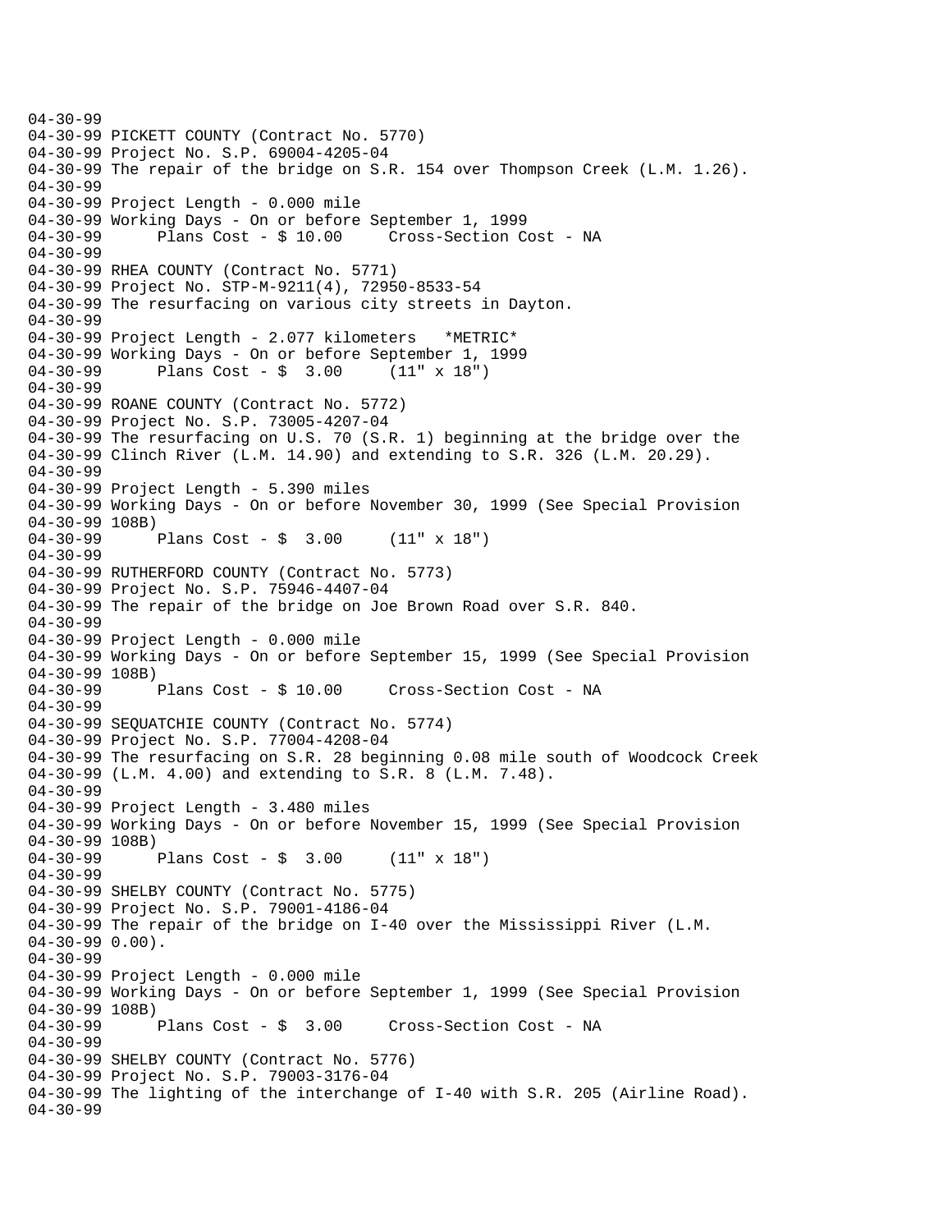```
04-30-99
04-30-99 PICKETT COUNTY (Contract No. 5770)
04-30-99 Project No. S.P. 69004-4205-04
04-30-99 The repair of the bridge on S.R. 154 over Thompson Creek (L.M. 1.26).
04-30-99
04-30-99 Project Length - 0.000 mile
04-30-99 Working Days - On or before September 1, 1999
04-30-99      Plans Cost - $ 10.00     Cross-Section Cost - NA
04-30-99
04-30-99 RHEA COUNTY (Contract No. 5771)
04-30-99 Project No. STP-M-9211(4), 72950-8533-54
04-30-99 The resurfacing on various city streets in Dayton.
04-30-99
04-30-99 Project Length - 2.077 kilometers   *METRIC*
04-30-99 Working Days - On or before September 1, 1999
04-30-99      Plans Cost - $  3.00     (11" x 18")
04-30-99
04-30-99 ROANE COUNTY (Contract No. 5772)
04-30-99 Project No. S.P. 73005-4207-04
04-30-99 The resurfacing on U.S. 70 (S.R. 1) beginning at the bridge over the
04-30-99 Clinch River (L.M. 14.90) and extending to S.R. 326 (L.M. 20.29).
04-30-99
04-30-99 Project Length - 5.390 miles
04-30-99 Working Days - On or before November 30, 1999 (See Special Provision
04-30-99 108B)
04-30-99      Plans Cost - $  3.00     (11" x 18")
04-30-99
04-30-99 RUTHERFORD COUNTY (Contract No. 5773)
04-30-99 Project No. S.P. 75946-4407-04
04-30-99 The repair of the bridge on Joe Brown Road over S.R. 840.
04-30-99
04-30-99 Project Length - 0.000 mile
04-30-99 Working Days - On or before September 15, 1999 (See Special Provision
04-30-99 108B)
04-30-99      Plans Cost - $ 10.00     Cross-Section Cost - NA
04-30-99
04-30-99 SEQUATCHIE COUNTY (Contract No. 5774)
04-30-99 Project No. S.P. 77004-4208-04
04-30-99 The resurfacing on S.R. 28 beginning 0.08 mile south of Woodcock Creek
04-30-99 (L.M. 4.00) and extending to S.R. 8 (L.M. 7.48).
04-30-99
04-30-99 Project Length - 3.480 miles
04-30-99 Working Days - On or before November 15, 1999 (See Special Provision
04-30-99 108B)
04-30-99      Plans Cost - $  3.00     (11" x 18")
04-30-99
04-30-99 SHELBY COUNTY (Contract No. 5775)
04-30-99 Project No. S.P. 79001-4186-04
04-30-99 The repair of the bridge on I-40 over the Mississippi River (L.M.
04-30-99 0.00).
04-30-99
04-30-99 Project Length - 0.000 mile
04-30-99 Working Days - On or before September 1, 1999 (See Special Provision
04-30-99 108B)
04-30-99      Plans Cost - $  3.00     Cross-Section Cost - NA
04-30-99
04-30-99 SHELBY COUNTY (Contract No. 5776)
04-30-99 Project No. S.P. 79003-3176-04
04-30-99 The lighting of the interchange of I-40 with S.R. 205 (Airline Road).
04-30-99
```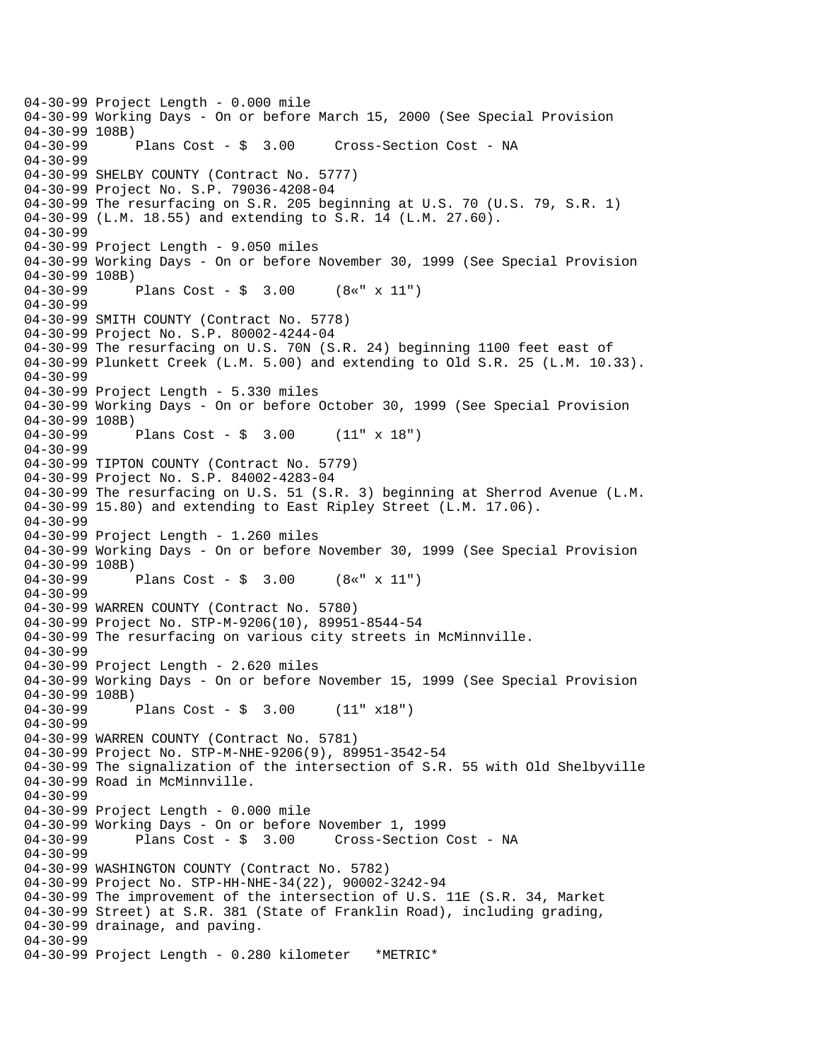```
04-30-99 Project Length - 0.000 mile
04-30-99 Working Days - On or before March 15, 2000 (See Special Provision
04-30-99 108B)
04-30-99      Plans Cost - $  3.00     Cross-Section Cost - NA
04-30-99
04-30-99 SHELBY COUNTY (Contract No. 5777)
04-30-99 Project No. S.P. 79036-4208-04
04-30-99 The resurfacing on S.R. 205 beginning at U.S. 70 (U.S. 79, S.R. 1)
04-30-99 (L.M. 18.55) and extending to S.R. 14 (L.M. 27.60).
04-30-99
04-30-99 Project Length - 9.050 miles
04-30-99 Working Days - On or before November 30, 1999 (See Special Provision
04-30-99 108B)
04-30-99      Plans Cost - $  3.00     (8«" x 11")
04-30-99
04-30-99 SMITH COUNTY (Contract No. 5778)
04-30-99 Project No. S.P. 80002-4244-04
04-30-99 The resurfacing on U.S. 70N (S.R. 24) beginning 1100 feet east of
04-30-99 Plunkett Creek (L.M. 5.00) and extending to Old S.R. 25 (L.M. 10.33).
04-30-99
04-30-99 Project Length - 5.330 miles
04-30-99 Working Days - On or before October 30, 1999 (See Special Provision
04-30-99 108B)
04-30-99      Plans Cost - $  3.00     (11" x 18")
04-30-99
04-30-99 TIPTON COUNTY (Contract No. 5779)
04-30-99 Project No. S.P. 84002-4283-04
04-30-99 The resurfacing on U.S. 51 (S.R. 3) beginning at Sherrod Avenue (L.M.
04-30-99 15.80) and extending to East Ripley Street (L.M. 17.06).
04-30-99
04-30-99 Project Length - 1.260 miles
04-30-99 Working Days - On or before November 30, 1999 (See Special Provision
04-30-99 108B)
04-30-99      Plans Cost - $  3.00     (8«" x 11")
04-30-99
04-30-99 WARREN COUNTY (Contract No. 5780)
04-30-99 Project No. STP-M-9206(10), 89951-8544-54
04-30-99 The resurfacing on various city streets in McMinnville.
04-30-99
04-30-99 Project Length - 2.620 miles
04-30-99 Working Days - On or before November 15, 1999 (See Special Provision
04-30-99 108B)
04-30-99      Plans Cost - $  3.00     (11" x18")
04-30-99
04-30-99 WARREN COUNTY (Contract No. 5781)
04-30-99 Project No. STP-M-NHE-9206(9), 89951-3542-54
04-30-99 The signalization of the intersection of S.R. 55 with Old Shelbyville
04-30-99 Road in McMinnville.
04-30-99
04-30-99 Project Length - 0.000 mile
04-30-99 Working Days - On or before November 1, 1999
04-30-99      Plans Cost - $  3.00     Cross-Section Cost - NA
04-30-99
04-30-99 WASHINGTON COUNTY (Contract No. 5782)
04-30-99 Project No. STP-HH-NHE-34(22), 90002-3242-94
04-30-99 The improvement of the intersection of U.S. 11E (S.R. 34, Market
04-30-99 Street) at S.R. 381 (State of Franklin Road), including grading,
04-30-99 drainage, and paving.
04-30-99
04-30-99 Project Length - 0.280 kilometer   *METRIC*
```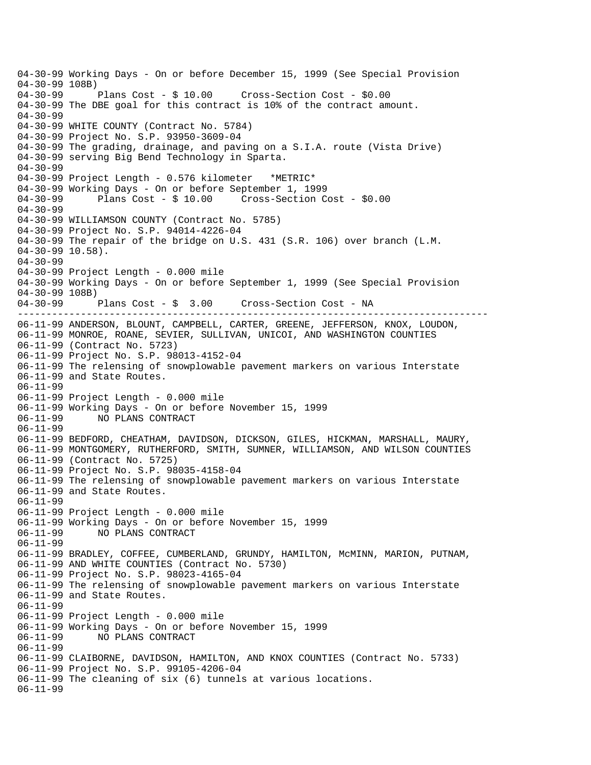```
04-30-99 Working Days - On or before December 15, 1999 (See Special Provision
04-30-99 108B)
04-30-99      Plans Cost - $ 10.00     Cross-Section Cost - $0.00
04-30-99 The DBE goal for this contract is 10% of the contract amount.
04-30-99
04-30-99 WHITE COUNTY (Contract No. 5784)
04-30-99 Project No. S.P. 93950-3609-04
04-30-99 The grading, drainage, and paving on a S.I.A. route (Vista Drive)
04-30-99 serving Big Bend Technology in Sparta.
04-30-99
04-30-99 Project Length - 0.576 kilometer   *METRIC*
04-30-99 Working Days - On or before September 1, 1999
04-30-99      Plans Cost - $ 10.00     Cross-Section Cost - $0.00
04-30-99
04-30-99 WILLIAMSON COUNTY (Contract No. 5785)
04-30-99 Project No. S.P. 94014-4226-04
04-30-99 The repair of the bridge on U.S. 431 (S.R. 106) over branch (L.M.
04-30-99 10.58).
04-30-99
04-30-99 Project Length - 0.000 mile
04-30-99 Working Days - On or before September 1, 1999 (See Special Provision
04-30-99 108B)
04-30-99      Plans Cost - $  3.00     Cross-Section Cost - NA
--------------------------------------------------------------------------------
06-11-99 ANDERSON, BLOUNT, CAMPBELL, CARTER, GREENE, JEFFERSON, KNOX, LOUDON,
06-11-99 MONROE, ROANE, SEVIER, SULLIVAN, UNICOI, AND WASHINGTON COUNTIES
06-11-99 (Contract No. 5723)
06-11-99 Project No. S.P. 98013-4152-04
06-11-99 The relensing of snowplowable pavement markers on various Interstate
06-11-99 and State Routes.
06-11-99
06-11-99 Project Length - 0.000 mile
06-11-99 Working Days - On or before November 15, 1999
06-11-99      NO PLANS CONTRACT
06-11-99
06-11-99 BEDFORD, CHEATHAM, DAVIDSON, DICKSON, GILES, HICKMAN, MARSHALL, MAURY,
06-11-99 MONTGOMERY, RUTHERFORD, SMITH, SUMNER, WILLIAMSON, AND WILSON COUNTIES
06-11-99 (Contract No. 5725)
06-11-99 Project No. S.P. 98035-4158-04
06-11-99 The relensing of snowplowable pavement markers on various Interstate
06-11-99 and State Routes.
06-11-99
06-11-99 Project Length - 0.000 mile
06-11-99 Working Days - On or before November 15, 1999
06-11-99      NO PLANS CONTRACT
06-11-99
06-11-99 BRADLEY, COFFEE, CUMBERLAND, GRUNDY, HAMILTON, McMINN, MARION, PUTNAM,
06-11-99 AND WHITE COUNTIES (Contract No. 5730)
06-11-99 Project No. S.P. 98023-4165-04
06-11-99 The relensing of snowplowable pavement markers on various Interstate
06-11-99 and State Routes.
06-11-99
06-11-99 Project Length - 0.000 mile
06-11-99 Working Days - On or before November 15, 1999
06-11-99      NO PLANS CONTRACT
06-11-99
06-11-99 CLAIBORNE, DAVIDSON, HAMILTON, AND KNOX COUNTIES (Contract No. 5733)
06-11-99 Project No. S.P. 99105-4206-04
06-11-99 The cleaning of six (6) tunnels at various locations.
06-11-99
```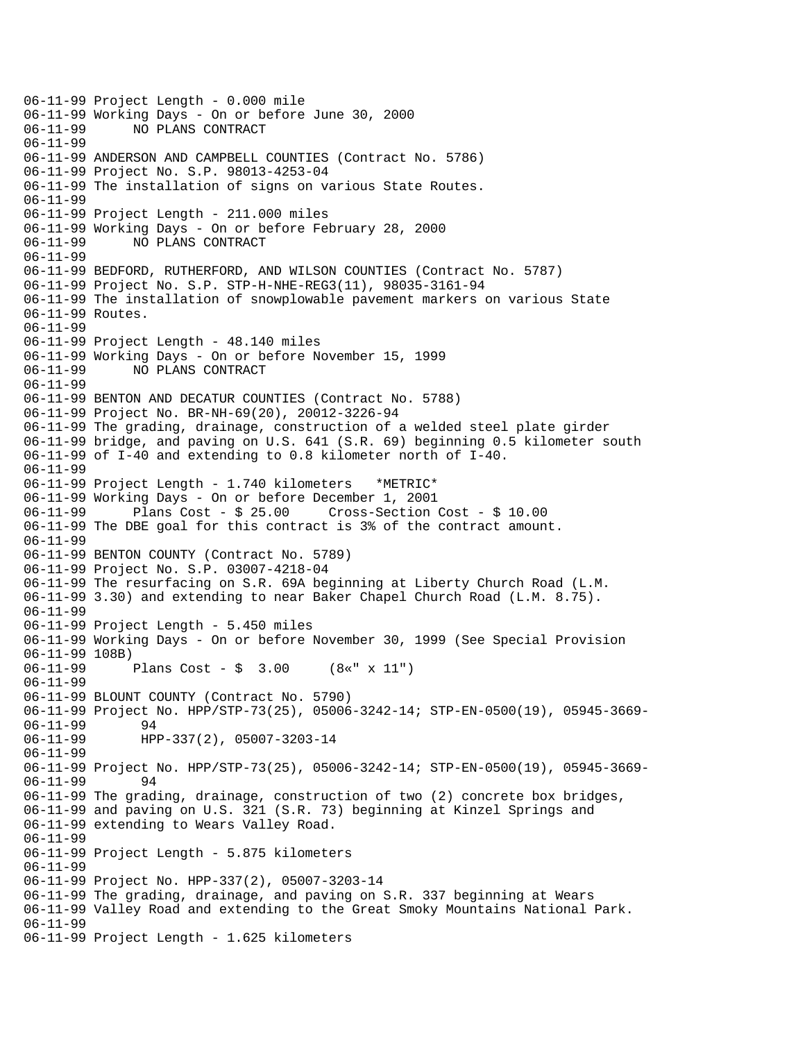```
06-11-99 Project Length - 0.000 mile
06-11-99 Working Days - On or before June 30, 2000
06-11-99      NO PLANS CONTRACT
06-11-99
06-11-99 ANDERSON AND CAMPBELL COUNTIES (Contract No. 5786)
06-11-99 Project No. S.P. 98013-4253-04
06-11-99 The installation of signs on various State Routes.
06-11-99
06-11-99 Project Length - 211.000 miles
06-11-99 Working Days - On or before February 28, 2000
06-11-99      NO PLANS CONTRACT
06-11-99
06-11-99 BEDFORD, RUTHERFORD, AND WILSON COUNTIES (Contract No. 5787)
06-11-99 Project No. S.P. STP-H-NHE-REG3(11), 98035-3161-94
06-11-99 The installation of snowplowable pavement markers on various State
06-11-99 Routes.
06-11-99
06-11-99 Project Length - 48.140 miles
06-11-99 Working Days - On or before November 15, 1999
06-11-99      NO PLANS CONTRACT
06-11-99
06-11-99 BENTON AND DECATUR COUNTIES (Contract No. 5788)
06-11-99 Project No. BR-NH-69(20), 20012-3226-94
06-11-99 The grading, drainage, construction of a welded steel plate girder
06-11-99 bridge, and paving on U.S. 641 (S.R. 69) beginning 0.5 kilometer south
06-11-99 of I-40 and extending to 0.8 kilometer north of I-40.
06-11-99
06-11-99 Project Length - 1.740 kilometers   *METRIC*
06-11-99 Working Days - On or before December 1, 2001
06-11-99      Plans Cost - $ 25.00     Cross-Section Cost - $ 10.00
06-11-99 The DBE goal for this contract is 3% of the contract amount.
06-11-99
06-11-99 BENTON COUNTY (Contract No. 5789)
06-11-99 Project No. S.P. 03007-4218-04
06-11-99 The resurfacing on S.R. 69A beginning at Liberty Church Road (L.M.
06-11-99 3.30) and extending to near Baker Chapel Church Road (L.M. 8.75).
06-11-99
06-11-99 Project Length - 5.450 miles
06-11-99 Working Days - On or before November 30, 1999 (See Special Provision
06-11-99 108B)
06-11-99      Plans Cost - $  3.00     (8«" x 11")
06-11-99
06-11-99 BLOUNT COUNTY (Contract No. 5790)
06-11-99 Project No. HPP/STP-73(25), 05006-3242-14; STP-EN-0500(19), 05945-3669-
06-11-99       94
06-11-99       HPP-337(2), 05007-3203-14
06-11-99
06-11-99 Project No. HPP/STP-73(25), 05006-3242-14; STP-EN-0500(19), 05945-3669-
06-11-99       94
06-11-99 The grading, drainage, construction of two (2) concrete box bridges,
06-11-99 and paving on U.S. 321 (S.R. 73) beginning at Kinzel Springs and
06-11-99 extending to Wears Valley Road.
06-11-99
06-11-99 Project Length - 5.875 kilometers
06-11-99
06-11-99 Project No. HPP-337(2), 05007-3203-14
06-11-99 The grading, drainage, and paving on S.R. 337 beginning at Wears
06-11-99 Valley Road and extending to the Great Smoky Mountains National Park.
06-11-99
06-11-99 Project Length - 1.625 kilometers
```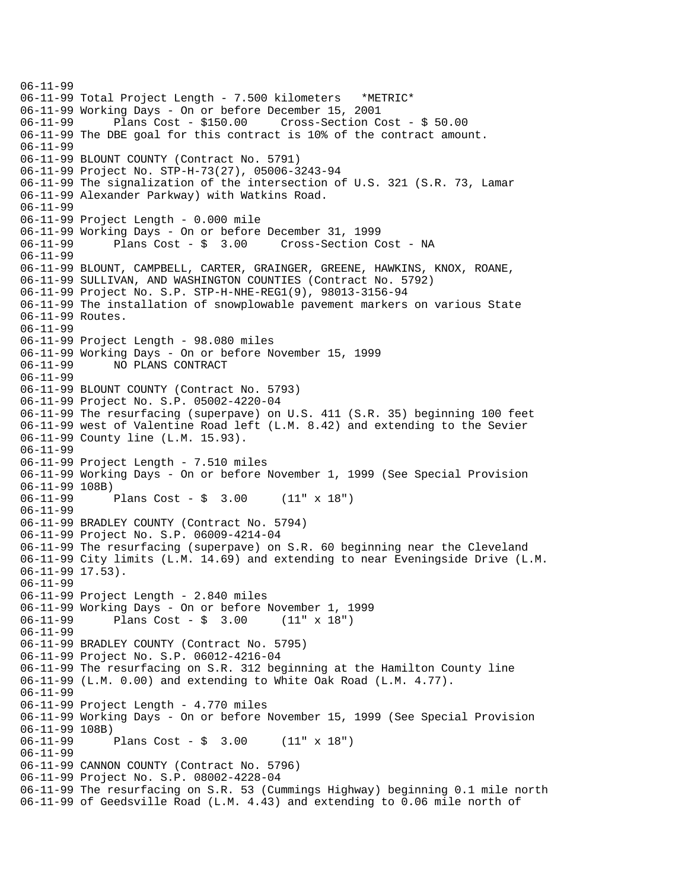```
06-11-99
06-11-99 Total Project Length - 7.500 kilometers   *METRIC*
06-11-99 Working Days - On or before December 15, 2001
06-11-99      Plans Cost - $150.00     Cross-Section Cost - $ 50.00
06-11-99 The DBE goal for this contract is 10% of the contract amount.
06-11-99
06-11-99 BLOUNT COUNTY (Contract No. 5791)
06-11-99 Project No. STP-H-73(27), 05006-3243-94
06-11-99 The signalization of the intersection of U.S. 321 (S.R. 73, Lamar
06-11-99 Alexander Parkway) with Watkins Road.
06-11-99
06-11-99 Project Length - 0.000 mile
06-11-99 Working Days - On or before December 31, 1999
06-11-99      Plans Cost - $  3.00     Cross-Section Cost - NA
06-11-99
06-11-99 BLOUNT, CAMPBELL, CARTER, GRAINGER, GREENE, HAWKINS, KNOX, ROANE,
06-11-99 SULLIVAN, AND WASHINGTON COUNTIES (Contract No. 5792)
06-11-99 Project No. S.P. STP-H-NHE-REG1(9), 98013-3156-94
06-11-99 The installation of snowplowable pavement markers on various State
06-11-99 Routes.
06-11-99
06-11-99 Project Length - 98.080 miles
06-11-99 Working Days - On or before November 15, 1999
06-11-99      NO PLANS CONTRACT
06-11-99
06-11-99 BLOUNT COUNTY (Contract No. 5793)
06-11-99 Project No. S.P. 05002-4220-04
06-11-99 The resurfacing (superpave) on U.S. 411 (S.R. 35) beginning 100 feet
06-11-99 west of Valentine Road left (L.M. 8.42) and extending to the Sevier
06-11-99 County line (L.M. 15.93).
06-11-99
06-11-99 Project Length - 7.510 miles
06-11-99 Working Days - On or before November 1, 1999 (See Special Provision
06-11-99 108B)
06-11-99      Plans Cost - $  3.00     (11" x 18")
06-11-99
06-11-99 BRADLEY COUNTY (Contract No. 5794)
06-11-99 Project No. S.P. 06009-4214-04
06-11-99 The resurfacing (superpave) on S.R. 60 beginning near the Cleveland
06-11-99 City limits (L.M. 14.69) and extending to near Eveningside Drive (L.M.
06-11-99 17.53).
06-11-99
06-11-99 Project Length - 2.840 miles
06-11-99 Working Days - On or before November 1, 1999
06-11-99      Plans Cost - $  3.00     (11" x 18")
06-11-99
06-11-99 BRADLEY COUNTY (Contract No. 5795)
06-11-99 Project No. S.P. 06012-4216-04
06-11-99 The resurfacing on S.R. 312 beginning at the Hamilton County line
06-11-99 (L.M. 0.00) and extending to White Oak Road (L.M. 4.77).
06-11-99
06-11-99 Project Length - 4.770 miles
06-11-99 Working Days - On or before November 15, 1999 (See Special Provision
06-11-99 108B)
06-11-99      Plans Cost - $  3.00     (11" x 18")
06-11-99
06-11-99 CANNON COUNTY (Contract No. 5796)
06-11-99 Project No. S.P. 08002-4228-04
06-11-99 The resurfacing on S.R. 53 (Cummings Highway) beginning 0.1 mile north
06-11-99 of Geedsville Road (L.M. 4.43) and extending to 0.06 mile north of
```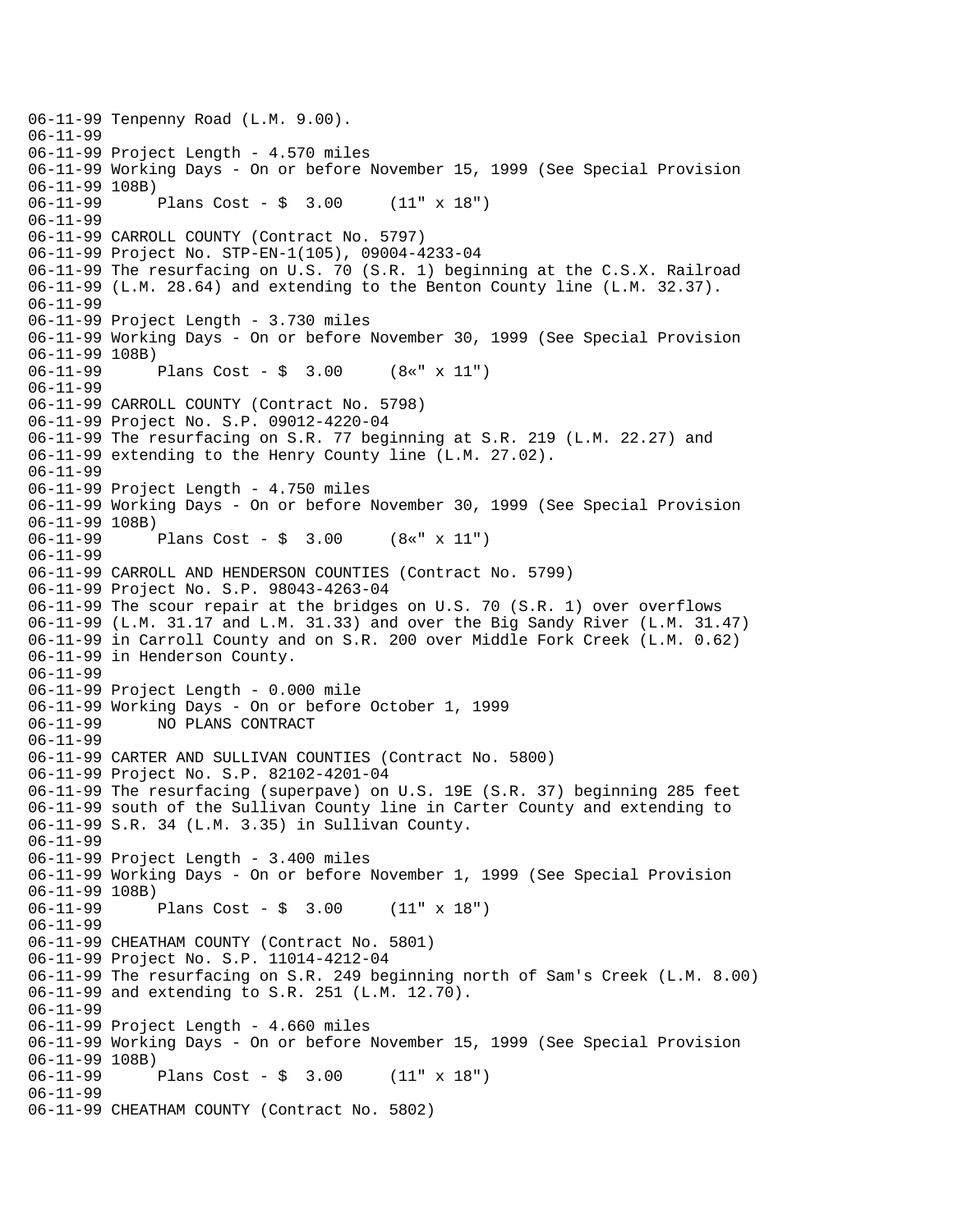```
06-11-99 Tenpenny Road (L.M. 9.00).
06-11-99
06-11-99 Project Length - 4.570 miles
06-11-99 Working Days - On or before November 15, 1999 (See Special Provision
06-11-99 108B)
06-11-99      Plans Cost - $  3.00     (11" x 18")
06-11-99
06-11-99 CARROLL COUNTY (Contract No. 5797)
06-11-99 Project No. STP-EN-1(105), 09004-4233-04
06-11-99 The resurfacing on U.S. 70 (S.R. 1) beginning at the C.S.X. Railroad
06-11-99 (L.M. 28.64) and extending to the Benton County line (L.M. 32.37).
06-11-99
06-11-99 Project Length - 3.730 miles
06-11-99 Working Days - On or before November 30, 1999 (See Special Provision
06-11-99 108B)
06-11-99      Plans Cost - $  3.00     (8«" x 11")
06-11-99
06-11-99 CARROLL COUNTY (Contract No. 5798)
06-11-99 Project No. S.P. 09012-4220-04
06-11-99 The resurfacing on S.R. 77 beginning at S.R. 219 (L.M. 22.27) and
06-11-99 extending to the Henry County line (L.M. 27.02).
06-11-99
06-11-99 Project Length - 4.750 miles
06-11-99 Working Days - On or before November 30, 1999 (See Special Provision
06-11-99 108B)
06-11-99      Plans Cost - $  3.00     (8«" x 11")
06-11-99
06-11-99 CARROLL AND HENDERSON COUNTIES (Contract No. 5799)
06-11-99 Project No. S.P. 98043-4263-04
06-11-99 The scour repair at the bridges on U.S. 70 (S.R. 1) over overflows
06-11-99 (L.M. 31.17 and L.M. 31.33) and over the Big Sandy River (L.M. 31.47)
06-11-99 in Carroll County and on S.R. 200 over Middle Fork Creek (L.M. 0.62)
06-11-99 in Henderson County.
06-11-99
06-11-99 Project Length - 0.000 mile
06-11-99 Working Days - On or before October 1, 1999
06-11-99      NO PLANS CONTRACT
06-11-99
06-11-99 CARTER AND SULLIVAN COUNTIES (Contract No. 5800)
06-11-99 Project No. S.P. 82102-4201-04
06-11-99 The resurfacing (superpave) on U.S. 19E (S.R. 37) beginning 285 feet
06-11-99 south of the Sullivan County line in Carter County and extending to
06-11-99 S.R. 34 (L.M. 3.35) in Sullivan County.
06-11-99
06-11-99 Project Length - 3.400 miles
06-11-99 Working Days - On or before November 1, 1999 (See Special Provision
06-11-99 108B)
06-11-99      Plans Cost - $  3.00     (11" x 18")
06-11-99
06-11-99 CHEATHAM COUNTY (Contract No. 5801)
06-11-99 Project No. S.P. 11014-4212-04
06-11-99 The resurfacing on S.R. 249 beginning north of Sam's Creek (L.M. 8.00)
06-11-99 and extending to S.R. 251 (L.M. 12.70).
06-11-99
06-11-99 Project Length - 4.660 miles
06-11-99 Working Days - On or before November 15, 1999 (See Special Provision
06-11-99 108B)
06-11-99      Plans Cost - $  3.00     (11" x 18")
06-11-99
06-11-99 CHEATHAM COUNTY (Contract No. 5802)
```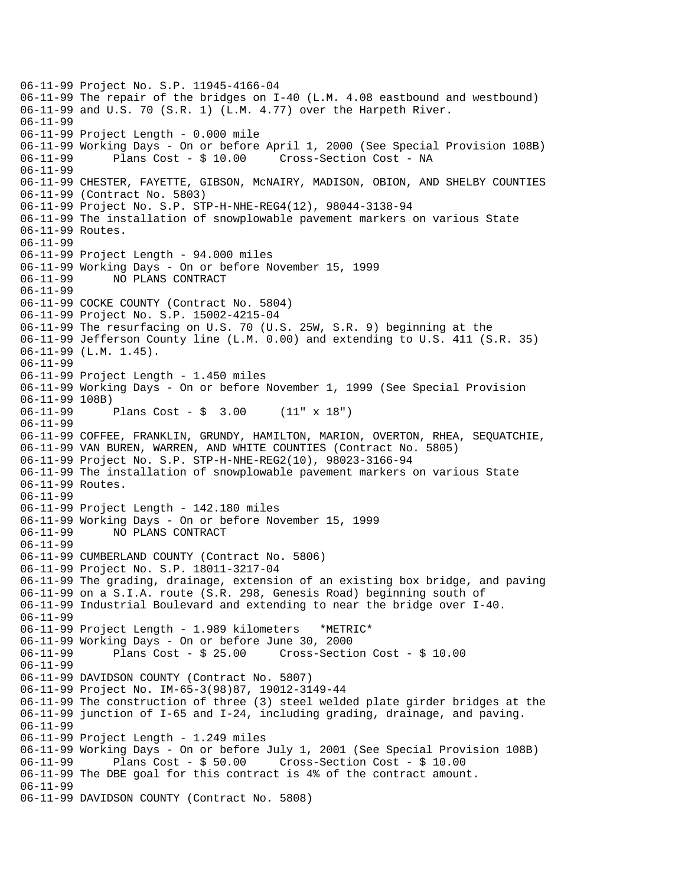```
06-11-99 Project No. S.P. 11945-4166-04
06-11-99 The repair of the bridges on I-40 (L.M. 4.08 eastbound and westbound)
06-11-99 and U.S. 70 (S.R. 1) (L.M. 4.77) over the Harpeth River.
06-11-99
06-11-99 Project Length - 0.000 mile
06-11-99 Working Days - On or before April 1, 2000 (See Special Provision 108B)
06-11-99      Plans Cost - $ 10.00     Cross-Section Cost - NA
06-11-99
06-11-99 CHESTER, FAYETTE, GIBSON, McNAIRY, MADISON, OBION, AND SHELBY COUNTIES
06-11-99 (Contract No. 5803)
06-11-99 Project No. S.P. STP-H-NHE-REG4(12), 98044-3138-94
06-11-99 The installation of snowplowable pavement markers on various State
06-11-99 Routes.
06-11-99
06-11-99 Project Length - 94.000 miles
06-11-99 Working Days - On or before November 15, 1999
06-11-99      NO PLANS CONTRACT
06-11-99
06-11-99 COCKE COUNTY (Contract No. 5804)
06-11-99 Project No. S.P. 15002-4215-04
06-11-99 The resurfacing on U.S. 70 (U.S. 25W, S.R. 9) beginning at the
06-11-99 Jefferson County line (L.M. 0.00) and extending to U.S. 411 (S.R. 35)
06-11-99 (L.M. 1.45).
06-11-99
06-11-99 Project Length - 1.450 miles
06-11-99 Working Days - On or before November 1, 1999 (See Special Provision
06-11-99 108B)
06-11-99      Plans Cost - $  3.00     (11" x 18")
06-11-99
06-11-99 COFFEE, FRANKLIN, GRUNDY, HAMILTON, MARION, OVERTON, RHEA, SEQUATCHIE,
06-11-99 VAN BUREN, WARREN, AND WHITE COUNTIES (Contract No. 5805)
06-11-99 Project No. S.P. STP-H-NHE-REG2(10), 98023-3166-94
06-11-99 The installation of snowplowable pavement markers on various State
06-11-99 Routes.
06-11-99
06-11-99 Project Length - 142.180 miles
06-11-99 Working Days - On or before November 15, 1999
06-11-99      NO PLANS CONTRACT
06-11-99
06-11-99 CUMBERLAND COUNTY (Contract No. 5806)
06-11-99 Project No. S.P. 18011-3217-04
06-11-99 The grading, drainage, extension of an existing box bridge, and paving
06-11-99 on a S.I.A. route (S.R. 298, Genesis Road) beginning south of
06-11-99 Industrial Boulevard and extending to near the bridge over I-40.
06-11-99
06-11-99 Project Length - 1.989 kilometers   *METRIC*
06-11-99 Working Days - On or before June 30, 2000
06-11-99      Plans Cost - $ 25.00     Cross-Section Cost - $ 10.00
06-11-99
06-11-99 DAVIDSON COUNTY (Contract No. 5807)
06-11-99 Project No. IM-65-3(98)87, 19012-3149-44
06-11-99 The construction of three (3) steel welded plate girder bridges at the
06-11-99 junction of I-65 and I-24, including grading, drainage, and paving.
06-11-99
06-11-99 Project Length - 1.249 miles
06-11-99 Working Days - On or before July 1, 2001 (See Special Provision 108B)
06-11-99      Plans Cost - $ 50.00     Cross-Section Cost - $ 10.00
06-11-99 The DBE goal for this contract is 4% of the contract amount.
06-11-99
06-11-99 DAVIDSON COUNTY (Contract No. 5808)
```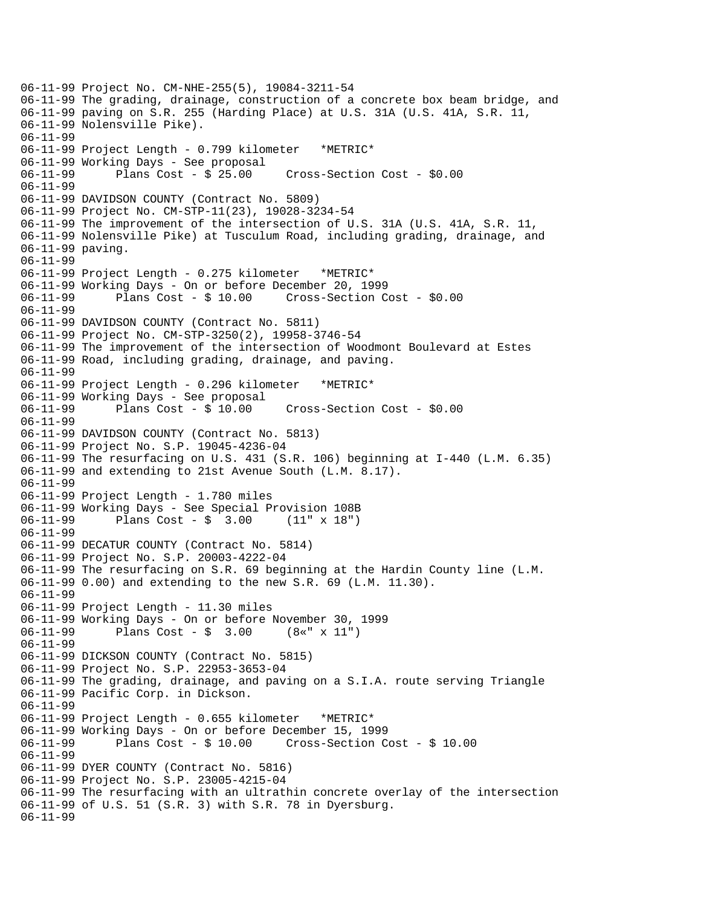```
06-11-99 Project No. CM-NHE-255(5), 19084-3211-54
06-11-99 The grading, drainage, construction of a concrete box beam bridge, and
06-11-99 paving on S.R. 255 (Harding Place) at U.S. 31A (U.S. 41A, S.R. 11,
06-11-99 Nolensville Pike).
06-11-99
06-11-99 Project Length - 0.799 kilometer   *METRIC*
06-11-99 Working Days - See proposal
06-11-99       Plans Cost - $ 25.00     Cross-Section Cost - $0.00
06-11-99
06-11-99 DAVIDSON COUNTY (Contract No. 5809)
06-11-99 Project No. CM-STP-11(23), 19028-3234-54
06-11-99 The improvement of the intersection of U.S. 31A (U.S. 41A, S.R. 11,
06-11-99 Nolensville Pike) at Tusculum Road, including grading, drainage, and
06-11-99 paving.
06-11-99
06-11-99 Project Length - 0.275 kilometer   *METRIC*
06-11-99 Working Days - On or before December 20, 1999
06-11-99       Plans Cost - $ 10.00     Cross-Section Cost - $0.00
06-11-99
06-11-99 DAVIDSON COUNTY (Contract No. 5811)
06-11-99 Project No. CM-STP-3250(2), 19958-3746-54
06-11-99 The improvement of the intersection of Woodmont Boulevard at Estes
06-11-99 Road, including grading, drainage, and paving.
06-11-99
06-11-99 Project Length - 0.296 kilometer   *METRIC*
06-11-99 Working Days - See proposal
06-11-99       Plans Cost - $ 10.00     Cross-Section Cost - $0.00
06-11-99
06-11-99 DAVIDSON COUNTY (Contract No. 5813)
06-11-99 Project No. S.P. 19045-4236-04
06-11-99 The resurfacing on U.S. 431 (S.R. 106) beginning at I-440 (L.M. 6.35)
06-11-99 and extending to 21st Avenue South (L.M. 8.17).
06-11-99
06-11-99 Project Length - 1.780 miles
06-11-99 Working Days - See Special Provision 108B
06-11-99       Plans Cost - $  3.00     (11" x 18")
06-11-99
06-11-99 DECATUR COUNTY (Contract No. 5814)
06-11-99 Project No. S.P. 20003-4222-04
06-11-99 The resurfacing on S.R. 69 beginning at the Hardin County line (L.M.
06-11-99 0.00) and extending to the new S.R. 69 (L.M. 11.30).
06-11-99
06-11-99 Project Length - 11.30 miles
06-11-99 Working Days - On or before November 30, 1999
06-11-99       Plans Cost - $  3.00     (8«" x 11")
06-11-99
06-11-99 DICKSON COUNTY (Contract No. 5815)
06-11-99 Project No. S.P. 22953-3653-04
06-11-99 The grading, drainage, and paving on a S.I.A. route serving Triangle
06-11-99 Pacific Corp. in Dickson.
06-11-99
06-11-99 Project Length - 0.655 kilometer   *METRIC*
06-11-99 Working Days - On or before December 15, 1999
06-11-99       Plans Cost - $ 10.00     Cross-Section Cost - $ 10.00
06-11-99
06-11-99 DYER COUNTY (Contract No. 5816)
06-11-99 Project No. S.P. 23005-4215-04
06-11-99 The resurfacing with an ultrathin concrete overlay of the intersection
06-11-99 of U.S. 51 (S.R. 3) with S.R. 78 in Dyersburg.
06-11-99
```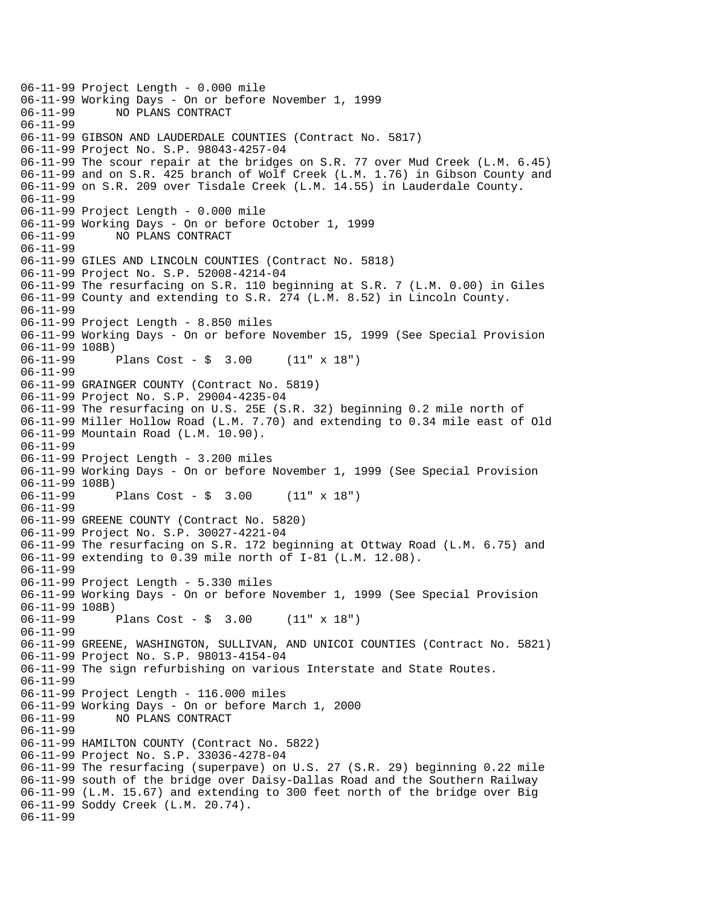```
06-11-99 Project Length - 0.000 mile
06-11-99 Working Days - On or before November 1, 1999
06-11-99      NO PLANS CONTRACT
06-11-99
06-11-99 GIBSON AND LAUDERDALE COUNTIES (Contract No. 5817)
06-11-99 Project No. S.P. 98043-4257-04
06-11-99 The scour repair at the bridges on S.R. 77 over Mud Creek (L.M. 6.45)
06-11-99 and on S.R. 425 branch of Wolf Creek (L.M. 1.76) in Gibson County and
06-11-99 on S.R. 209 over Tisdale Creek (L.M. 14.55) in Lauderdale County.
06-11-99
06-11-99 Project Length - 0.000 mile
06-11-99 Working Days - On or before October 1, 1999
06-11-99      NO PLANS CONTRACT
06-11-99
06-11-99 GILES AND LINCOLN COUNTIES (Contract No. 5818)
06-11-99 Project No. S.P. 52008-4214-04
06-11-99 The resurfacing on S.R. 110 beginning at S.R. 7 (L.M. 0.00) in Giles
06-11-99 County and extending to S.R. 274 (L.M. 8.52) in Lincoln County.
06-11-99
06-11-99 Project Length - 8.850 miles
06-11-99 Working Days - On or before November 15, 1999 (See Special Provision
06-11-99 108B)
06-11-99      Plans Cost - $  3.00     (11" x 18")
06-11-99
06-11-99 GRAINGER COUNTY (Contract No. 5819)
06-11-99 Project No. S.P. 29004-4235-04
06-11-99 The resurfacing on U.S. 25E (S.R. 32) beginning 0.2 mile north of
06-11-99 Miller Hollow Road (L.M. 7.70) and extending to 0.34 mile east of Old
06-11-99 Mountain Road (L.M. 10.90).
06-11-99
06-11-99 Project Length - 3.200 miles
06-11-99 Working Days - On or before November 1, 1999 (See Special Provision
06-11-99 108B)
06-11-99      Plans Cost - $  3.00     (11" x 18")
06-11-99
06-11-99 GREENE COUNTY (Contract No. 5820)
06-11-99 Project No. S.P. 30027-4221-04
06-11-99 The resurfacing on S.R. 172 beginning at Ottway Road (L.M. 6.75) and
06-11-99 extending to 0.39 mile north of I-81 (L.M. 12.08).
06-11-99
06-11-99 Project Length - 5.330 miles
06-11-99 Working Days - On or before November 1, 1999 (See Special Provision
06-11-99 108B)
06-11-99      Plans Cost - $  3.00     (11" x 18")
06-11-99
06-11-99 GREENE, WASHINGTON, SULLIVAN, AND UNICOI COUNTIES (Contract No. 5821)
06-11-99 Project No. S.P. 98013-4154-04
06-11-99 The sign refurbishing on various Interstate and State Routes.
06-11-99
06-11-99 Project Length - 116.000 miles
06-11-99 Working Days - On or before March 1, 2000
06-11-99      NO PLANS CONTRACT
06-11-99
06-11-99 HAMILTON COUNTY (Contract No. 5822)
06-11-99 Project No. S.P. 33036-4278-04
06-11-99 The resurfacing (superpave) on U.S. 27 (S.R. 29) beginning 0.22 mile
06-11-99 south of the bridge over Daisy-Dallas Road and the Southern Railway
06-11-99 (L.M. 15.67) and extending to 300 feet north of the bridge over Big
06-11-99 Soddy Creek (L.M. 20.74).
06-11-99
```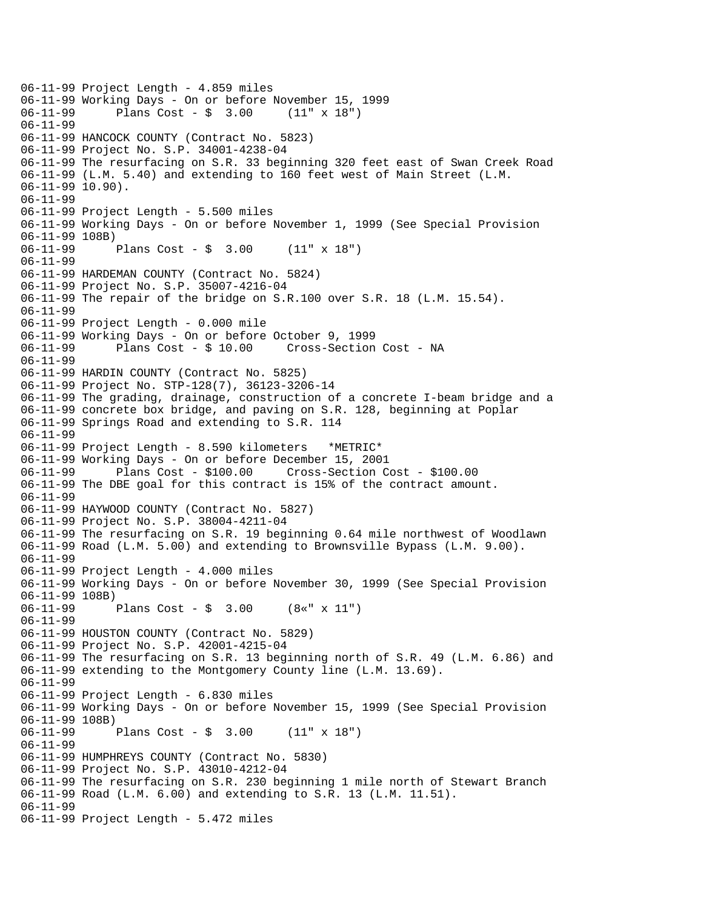```
06-11-99 Project Length - 4.859 miles
06-11-99 Working Days - On or before November 15, 1999
06-11-99       Plans Cost - $  3.00     (11" x 18")
06-11-99
06-11-99 HANCOCK COUNTY (Contract No. 5823)
06-11-99 Project No. S.P. 34001-4238-04
06-11-99 The resurfacing on S.R. 33 beginning 320 feet east of Swan Creek Road
06-11-99 (L.M. 5.40) and extending to 160 feet west of Main Street (L.M.
06-11-99 10.90).
06-11-99
06-11-99 Project Length - 5.500 miles
06-11-99 Working Days - On or before November 1, 1999 (See Special Provision
06-11-99 108B)
06-11-99       Plans Cost - $  3.00     (11" x 18")
06-11-99
06-11-99 HARDEMAN COUNTY (Contract No. 5824)
06-11-99 Project No. S.P. 35007-4216-04
06-11-99 The repair of the bridge on S.R.100 over S.R. 18 (L.M. 15.54).
06-11-99
06-11-99 Project Length - 0.000 mile
06-11-99 Working Days - On or before October 9, 1999
06-11-99       Plans Cost - $ 10.00     Cross-Section Cost - NA
06-11-99
06-11-99 HARDIN COUNTY (Contract No. 5825)
06-11-99 Project No. STP-128(7), 36123-3206-14
06-11-99 The grading, drainage, construction of a concrete I-beam bridge and a
06-11-99 concrete box bridge, and paving on S.R. 128, beginning at Poplar
06-11-99 Springs Road and extending to S.R. 114
06-11-99
06-11-99 Project Length - 8.590 kilometers   *METRIC*
06-11-99 Working Days - On or before December 15, 2001
06-11-99       Plans Cost - $100.00     Cross-Section Cost - $100.00
06-11-99 The DBE goal for this contract is 15% of the contract amount.
06-11-99
06-11-99 HAYWOOD COUNTY (Contract No. 5827)
06-11-99 Project No. S.P. 38004-4211-04
06-11-99 The resurfacing on S.R. 19 beginning 0.64 mile northwest of Woodlawn
06-11-99 Road (L.M. 5.00) and extending to Brownsville Bypass (L.M. 9.00).
06-11-99
06-11-99 Project Length - 4.000 miles
06-11-99 Working Days - On or before November 30, 1999 (See Special Provision
06-11-99 108B)
06-11-99       Plans Cost - $  3.00     (8«" x 11")
06-11-99
06-11-99 HOUSTON COUNTY (Contract No. 5829)
06-11-99 Project No. S.P. 42001-4215-04
06-11-99 The resurfacing on S.R. 13 beginning north of S.R. 49 (L.M. 6.86) and
06-11-99 extending to the Montgomery County line (L.M. 13.69).
06-11-99
06-11-99 Project Length - 6.830 miles
06-11-99 Working Days - On or before November 15, 1999 (See Special Provision
06-11-99 108B)
06-11-99       Plans Cost - $  3.00     (11" x 18")
06-11-99
06-11-99 HUMPHREYS COUNTY (Contract No. 5830)
06-11-99 Project No. S.P. 43010-4212-04
06-11-99 The resurfacing on S.R. 230 beginning 1 mile north of Stewart Branch
06-11-99 Road (L.M. 6.00) and extending to S.R. 13 (L.M. 11.51).
06-11-99
06-11-99 Project Length - 5.472 miles
```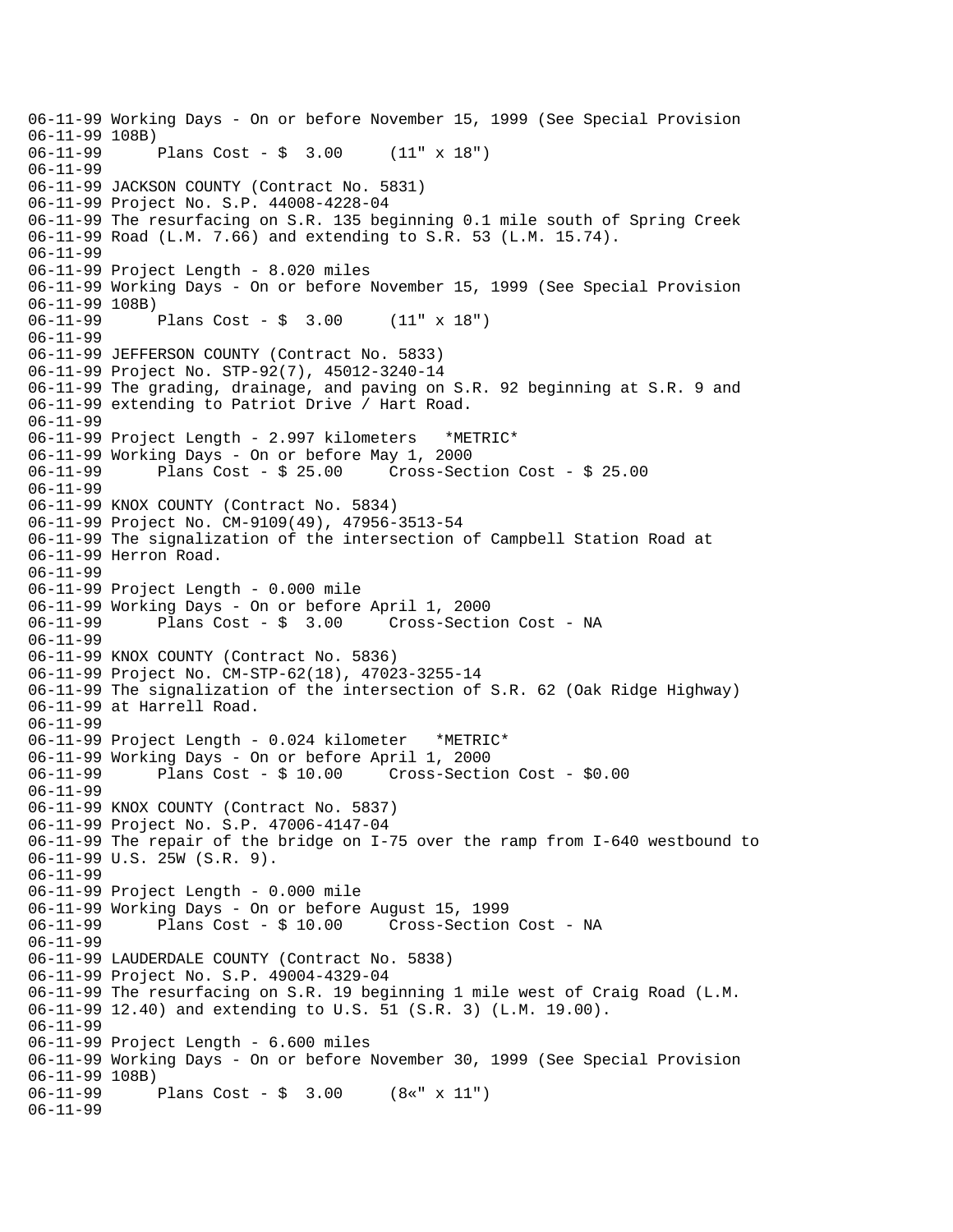```
06-11-99 Working Days - On or before November 15, 1999 (See Special Provision
06-11-99 108B)
06-11-99      Plans Cost - $  3.00     (11" x 18")
06-11-99
06-11-99 JACKSON COUNTY (Contract No. 5831)
06-11-99 Project No. S.P. 44008-4228-04
06-11-99 The resurfacing on S.R. 135 beginning 0.1 mile south of Spring Creek
06-11-99 Road (L.M. 7.66) and extending to S.R. 53 (L.M. 15.74).
06-11-99
06-11-99 Project Length - 8.020 miles
06-11-99 Working Days - On or before November 15, 1999 (See Special Provision
06-11-99 108B)
06-11-99      Plans Cost - $  3.00     (11" x 18")
06-11-99
06-11-99 JEFFERSON COUNTY (Contract No. 5833)
06-11-99 Project No. STP-92(7), 45012-3240-14
06-11-99 The grading, drainage, and paving on S.R. 92 beginning at S.R. 9 and
06-11-99 extending to Patriot Drive / Hart Road.
06-11-99
06-11-99 Project Length - 2.997 kilometers   *METRIC*
06-11-99 Working Days - On or before May 1, 2000
06-11-99      Plans Cost - $ 25.00     Cross-Section Cost - $ 25.00
06-11-99
06-11-99 KNOX COUNTY (Contract No. 5834)
06-11-99 Project No. CM-9109(49), 47956-3513-54
06-11-99 The signalization of the intersection of Campbell Station Road at
06-11-99 Herron Road.
06-11-99
06-11-99 Project Length - 0.000 mile
06-11-99 Working Days - On or before April 1, 2000
06-11-99      Plans Cost - $  3.00     Cross-Section Cost - NA
06-11-99
06-11-99 KNOX COUNTY (Contract No. 5836)
06-11-99 Project No. CM-STP-62(18), 47023-3255-14
06-11-99 The signalization of the intersection of S.R. 62 (Oak Ridge Highway)
06-11-99 at Harrell Road.
06-11-99
06-11-99 Project Length - 0.024 kilometer   *METRIC*
06-11-99 Working Days - On or before April 1, 2000
06-11-99      Plans Cost - $ 10.00     Cross-Section Cost - $0.00
06-11-99
06-11-99 KNOX COUNTY (Contract No. 5837)
06-11-99 Project No. S.P. 47006-4147-04
06-11-99 The repair of the bridge on I-75 over the ramp from I-640 westbound to
06-11-99 U.S. 25W (S.R. 9).
06-11-99
06-11-99 Project Length - 0.000 mile
06-11-99 Working Days - On or before August 15, 1999
06-11-99      Plans Cost - $ 10.00     Cross-Section Cost - NA
06-11-99
06-11-99 LAUDERDALE COUNTY (Contract No. 5838)
06-11-99 Project No. S.P. 49004-4329-04
06-11-99 The resurfacing on S.R. 19 beginning 1 mile west of Craig Road (L.M.
06-11-99 12.40) and extending to U.S. 51 (S.R. 3) (L.M. 19.00).
06-11-99
06-11-99 Project Length - 6.600 miles
06-11-99 Working Days - On or before November 30, 1999 (See Special Provision
06-11-99 108B)
06-11-99      Plans Cost - $  3.00     (8«" x 11")
06-11-99
```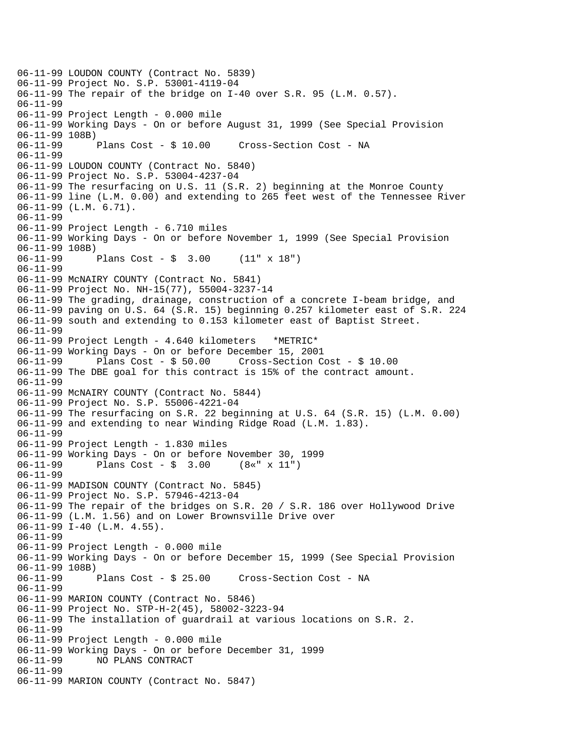```
06-11-99 LOUDON COUNTY (Contract No. 5839)
06-11-99 Project No. S.P. 53001-4119-04
06-11-99 The repair of the bridge on I-40 over S.R. 95 (L.M. 0.57).
06-11-99
06-11-99 Project Length - 0.000 mile
06-11-99 Working Days - On or before August 31, 1999 (See Special Provision
06-11-99 108B)
06-11-99      Plans Cost - $ 10.00     Cross-Section Cost - NA
06-11-99
06-11-99 LOUDON COUNTY (Contract No. 5840)
06-11-99 Project No. S.P. 53004-4237-04
06-11-99 The resurfacing on U.S. 11 (S.R. 2) beginning at the Monroe County
06-11-99 line (L.M. 0.00) and extending to 265 feet west of the Tennessee River
06-11-99 (L.M. 6.71).
06-11-99
06-11-99 Project Length - 6.710 miles
06-11-99 Working Days - On or before November 1, 1999 (See Special Provision
06-11-99 108B)
06-11-99      Plans Cost - $  3.00     (11" x 18")
06-11-99
06-11-99 McNAIRY COUNTY (Contract No. 5841)
06-11-99 Project No. NH-15(77), 55004-3237-14
06-11-99 The grading, drainage, construction of a concrete I-beam bridge, and
06-11-99 paving on U.S. 64 (S.R. 15) beginning 0.257 kilometer east of S.R. 224
06-11-99 south and extending to 0.153 kilometer east of Baptist Street.
06-11-99
06-11-99 Project Length - 4.640 kilometers   *METRIC*
06-11-99 Working Days - On or before December 15, 2001
06-11-99      Plans Cost - $ 50.00     Cross-Section Cost - $ 10.00
06-11-99 The DBE goal for this contract is 15% of the contract amount.
06-11-99
06-11-99 McNAIRY COUNTY (Contract No. 5844)
06-11-99 Project No. S.P. 55006-4221-04
06-11-99 The resurfacing on S.R. 22 beginning at U.S. 64 (S.R. 15) (L.M. 0.00)
06-11-99 and extending to near Winding Ridge Road (L.M. 1.83).
06-11-99
06-11-99 Project Length - 1.830 miles
06-11-99 Working Days - On or before November 30, 1999
06-11-99      Plans Cost - $  3.00     (8«" x 11")
06-11-99
06-11-99 MADISON COUNTY (Contract No. 5845)
06-11-99 Project No. S.P. 57946-4213-04
06-11-99 The repair of the bridges on S.R. 20 / S.R. 186 over Hollywood Drive
06-11-99 (L.M. 1.56) and on Lower Brownsville Drive over
06-11-99 I-40 (L.M. 4.55).
06-11-99
06-11-99 Project Length - 0.000 mile
06-11-99 Working Days - On or before December 15, 1999 (See Special Provision
06-11-99 108B)
06-11-99      Plans Cost - $ 25.00     Cross-Section Cost - NA
06-11-99
06-11-99 MARION COUNTY (Contract No. 5846)
06-11-99 Project No. STP-H-2(45), 58002-3223-94
06-11-99 The installation of guardrail at various locations on S.R. 2.
06-11-99
06-11-99 Project Length - 0.000 mile
06-11-99 Working Days - On or before December 31, 1999
06-11-99      NO PLANS CONTRACT
06-11-99
06-11-99 MARION COUNTY (Contract No. 5847)
```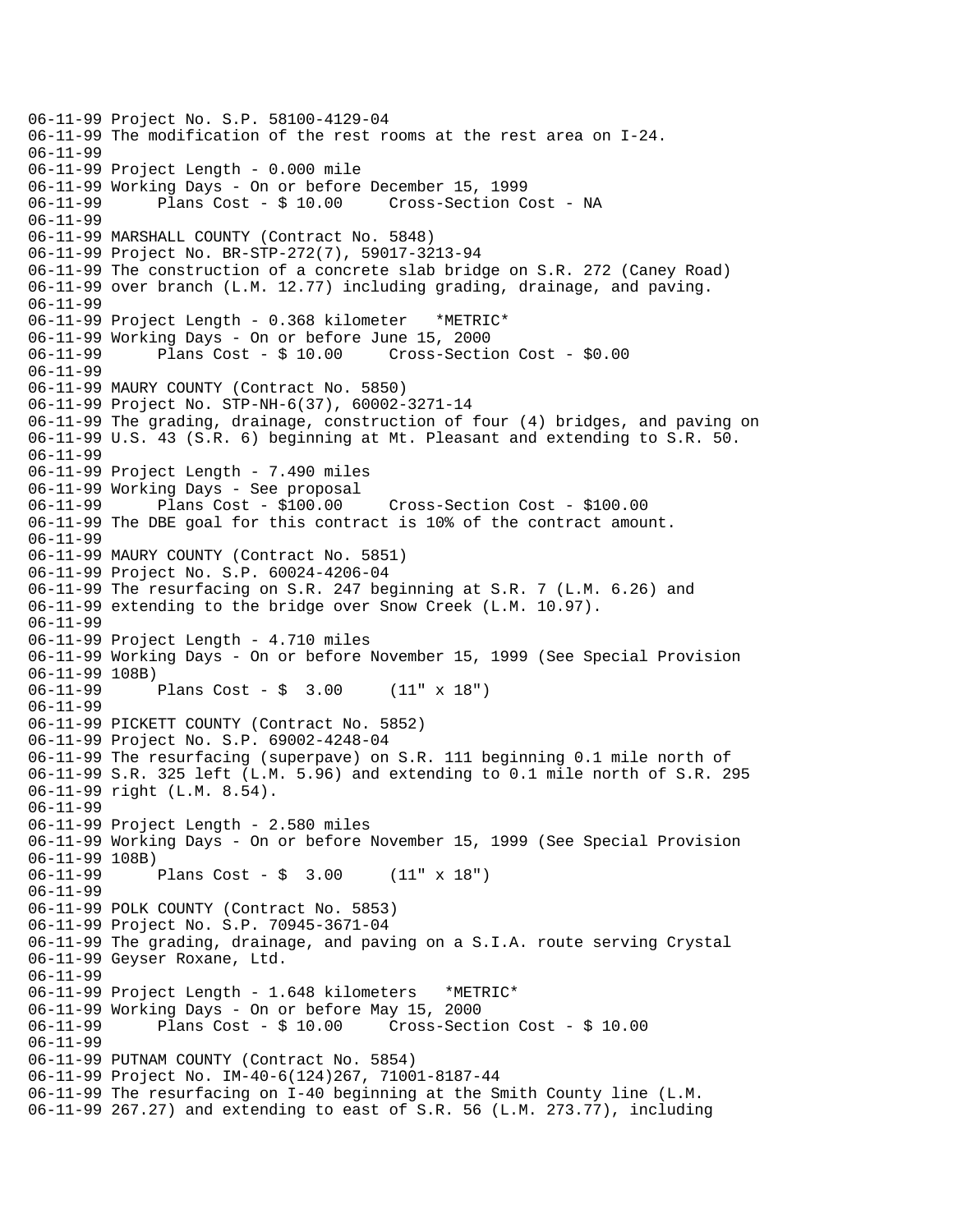```
06-11-99 Project No. S.P. 58100-4129-04
06-11-99 The modification of the rest rooms at the rest area on I-24.
06-11-99
06-11-99 Project Length - 0.000 mile
06-11-99 Working Days - On or before December 15, 1999
06-11-99       Plans Cost - $ 10.00     Cross-Section Cost - NA
06-11-99
06-11-99 MARSHALL COUNTY (Contract No. 5848)
06-11-99 Project No. BR-STP-272(7), 59017-3213-94
06-11-99 The construction of a concrete slab bridge on S.R. 272 (Caney Road)
06-11-99 over branch (L.M. 12.77) including grading, drainage, and paving.
06-11-99
06-11-99 Project Length - 0.368 kilometer   *METRIC*
06-11-99 Working Days - On or before June 15, 2000
06-11-99       Plans Cost - $ 10.00     Cross-Section Cost - $0.00
06-11-99
06-11-99 MAURY COUNTY (Contract No. 5850)
06-11-99 Project No. STP-NH-6(37), 60002-3271-14
06-11-99 The grading, drainage, construction of four (4) bridges, and paving on
06-11-99 U.S. 43 (S.R. 6) beginning at Mt. Pleasant and extending to S.R. 50.
06-11-99
06-11-99 Project Length - 7.490 miles
06-11-99 Working Days - See proposal
06-11-99       Plans Cost - $100.00     Cross-Section Cost - $100.00
06-11-99 The DBE goal for this contract is 10% of the contract amount.
06-11-99
06-11-99 MAURY COUNTY (Contract No. 5851)
06-11-99 Project No. S.P. 60024-4206-04
06-11-99 The resurfacing on S.R. 247 beginning at S.R. 7 (L.M. 6.26) and
06-11-99 extending to the bridge over Snow Creek (L.M. 10.97).
06-11-99
06-11-99 Project Length - 4.710 miles
06-11-99 Working Days - On or before November 15, 1999 (See Special Provision
06-11-99 108B)
06-11-99       Plans Cost - $  3.00     (11" x 18")
06-11-99
06-11-99 PICKETT COUNTY (Contract No. 5852)
06-11-99 Project No. S.P. 69002-4248-04
06-11-99 The resurfacing (superpave) on S.R. 111 beginning 0.1 mile north of
06-11-99 S.R. 325 left (L.M. 5.96) and extending to 0.1 mile north of S.R. 295
06-11-99 right (L.M. 8.54).
06-11-99
06-11-99 Project Length - 2.580 miles
06-11-99 Working Days - On or before November 15, 1999 (See Special Provision
06-11-99 108B)
06-11-99       Plans Cost - $  3.00     (11" x 18")
06-11-99
06-11-99 POLK COUNTY (Contract No. 5853)
06-11-99 Project No. S.P. 70945-3671-04
06-11-99 The grading, drainage, and paving on a S.I.A. route serving Crystal
06-11-99 Geyser Roxane, Ltd.
06-11-99
06-11-99 Project Length - 1.648 kilometers   *METRIC*
06-11-99 Working Days - On or before May 15, 2000
06-11-99       Plans Cost - $ 10.00     Cross-Section Cost - $ 10.00
06-11-99
06-11-99 PUTNAM COUNTY (Contract No. 5854)
06-11-99 Project No. IM-40-6(124)267, 71001-8187-44
06-11-99 The resurfacing on I-40 beginning at the Smith County line (L.M.
06-11-99 267.27) and extending to east of S.R. 56 (L.M. 273.77), including
```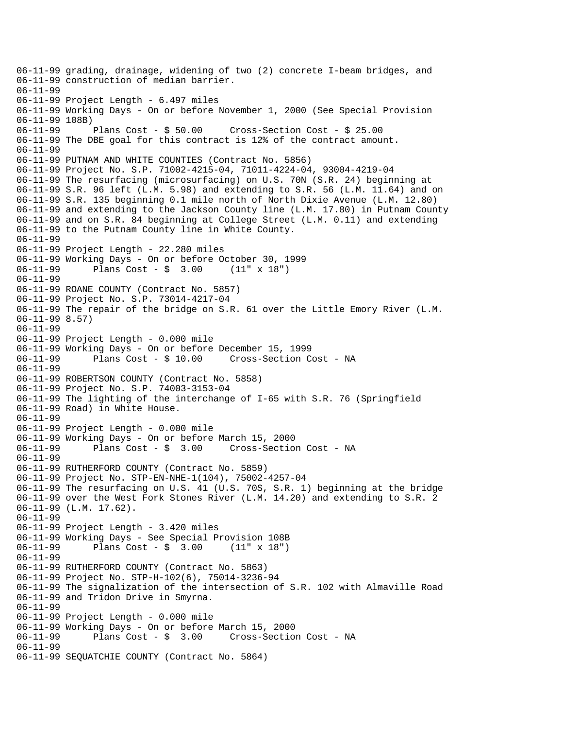```
06-11-99 grading, drainage, widening of two (2) concrete I-beam bridges, and
06-11-99 construction of median barrier.
06-11-99
06-11-99 Project Length - 6.497 miles
06-11-99 Working Days - On or before November 1, 2000 (See Special Provision
06-11-99 108B)
06-11-99       Plans Cost - $ 50.00     Cross-Section Cost - $ 25.00
06-11-99 The DBE goal for this contract is 12% of the contract amount.
06-11-99
06-11-99 PUTNAM AND WHITE COUNTIES (Contract No. 5856)
06-11-99 Project No. S.P. 71002-4215-04, 71011-4224-04, 93004-4219-04
06-11-99 The resurfacing (microsurfacing) on U.S. 70N (S.R. 24) beginning at
06-11-99 S.R. 96 left (L.M. 5.98) and extending to S.R. 56 (L.M. 11.64) and on
06-11-99 S.R. 135 beginning 0.1 mile north of North Dixie Avenue (L.M. 12.80)
06-11-99 and extending to the Jackson County line (L.M. 17.80) in Putnam County
06-11-99 and on S.R. 84 beginning at College Street (L.M. 0.11) and extending
06-11-99 to the Putnam County line in White County.
06-11-99
06-11-99 Project Length - 22.280 miles
06-11-99 Working Days - On or before October 30, 1999
06-11-99       Plans Cost - $  3.00     (11" x 18")
06-11-99
06-11-99 ROANE COUNTY (Contract No. 5857)
06-11-99 Project No. S.P. 73014-4217-04
06-11-99 The repair of the bridge on S.R. 61 over the Little Emory River (L.M.
06-11-99 8.57)
06-11-99
06-11-99 Project Length - 0.000 mile
06-11-99 Working Days - On or before December 15, 1999
06-11-99       Plans Cost - $ 10.00     Cross-Section Cost - NA
06-11-99
06-11-99 ROBERTSON COUNTY (Contract No. 5858)
06-11-99 Project No. S.P. 74003-3153-04
06-11-99 The lighting of the interchange of I-65 with S.R. 76 (Springfield
06-11-99 Road) in White House.
06-11-99
06-11-99 Project Length - 0.000 mile
06-11-99 Working Days - On or before March 15, 2000
06-11-99       Plans Cost - $  3.00     Cross-Section Cost - NA
06-11-99
06-11-99 RUTHERFORD COUNTY (Contract No. 5859)
06-11-99 Project No. STP-EN-NHE-1(104), 75002-4257-04
06-11-99 The resurfacing on U.S. 41 (U.S. 70S, S.R. 1) beginning at the bridge
06-11-99 over the West Fork Stones River (L.M. 14.20) and extending to S.R. 2
06-11-99 (L.M. 17.62).
06-11-99
06-11-99 Project Length - 3.420 miles
06-11-99 Working Days - See Special Provision 108B
06-11-99       Plans Cost - $  3.00     (11" x 18")
06-11-99
06-11-99 RUTHERFORD COUNTY (Contract No. 5863)
06-11-99 Project No. STP-H-102(6), 75014-3236-94
06-11-99 The signalization of the intersection of S.R. 102 with Almaville Road
06-11-99 and Tridon Drive in Smyrna.
06-11-99
06-11-99 Project Length - 0.000 mile
06-11-99 Working Days - On or before March 15, 2000
06-11-99       Plans Cost - $  3.00     Cross-Section Cost - NA
06-11-99
06-11-99 SEQUATCHIE COUNTY (Contract No. 5864)
```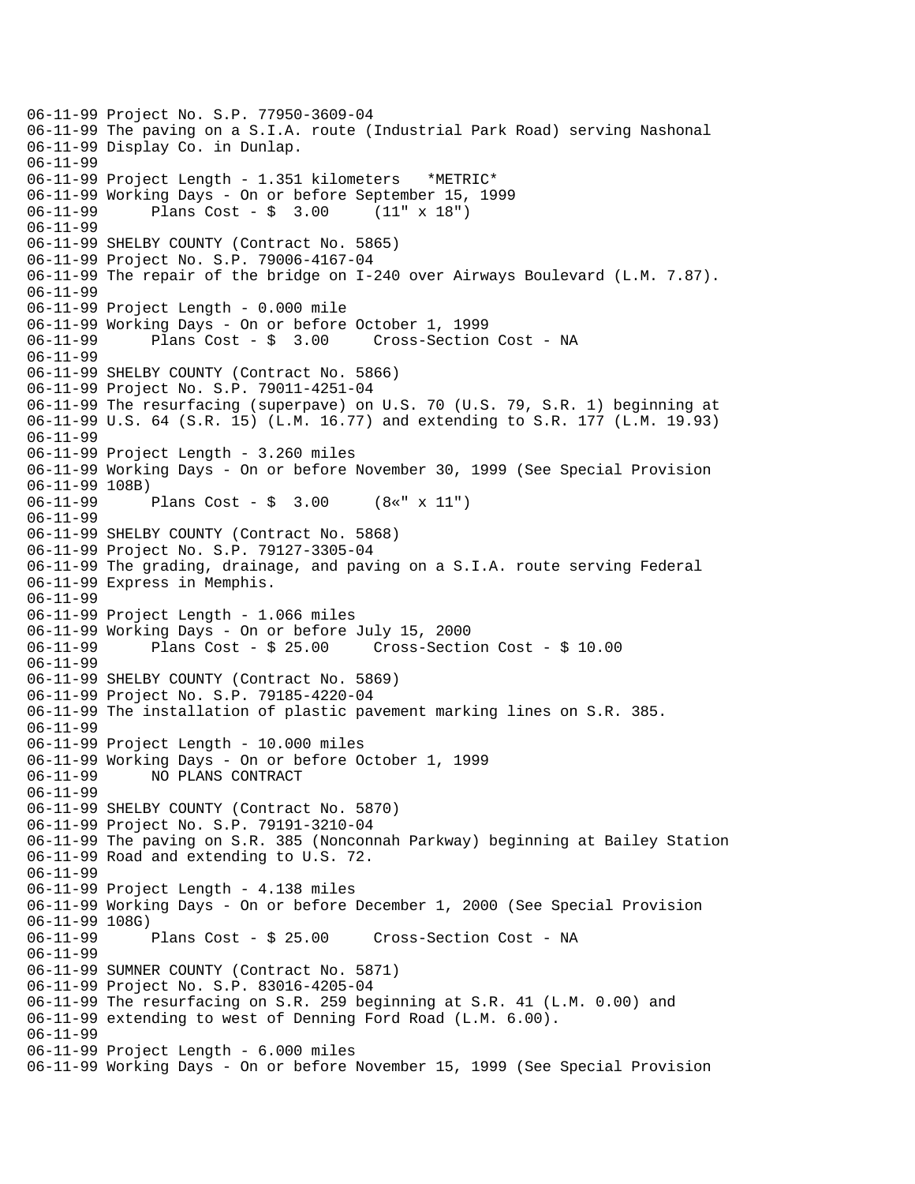```
06-11-99 Project No. S.P. 77950-3609-04
06-11-99 The paving on a S.I.A. route (Industrial Park Road) serving Nashonal
06-11-99 Display Co. in Dunlap.
06-11-99
06-11-99 Project Length - 1.351 kilometers   *METRIC*
06-11-99 Working Days - On or before September 15, 1999
06-11-99      Plans Cost - $  3.00     (11" x 18")
06-11-99
06-11-99 SHELBY COUNTY (Contract No. 5865)
06-11-99 Project No. S.P. 79006-4167-04
06-11-99 The repair of the bridge on I-240 over Airways Boulevard (L.M. 7.87).
06-11-99
06-11-99 Project Length - 0.000 mile
06-11-99 Working Days - On or before October 1, 1999
06-11-99      Plans Cost - $  3.00     Cross-Section Cost - NA
06-11-99
06-11-99 SHELBY COUNTY (Contract No. 5866)
06-11-99 Project No. S.P. 79011-4251-04
06-11-99 The resurfacing (superpave) on U.S. 70 (U.S. 79, S.R. 1) beginning at
06-11-99 U.S. 64 (S.R. 15) (L.M. 16.77) and extending to S.R. 177 (L.M. 19.93)
06-11-99
06-11-99 Project Length - 3.260 miles
06-11-99 Working Days - On or before November 30, 1999 (See Special Provision
06-11-99 108B)
06-11-99      Plans Cost - $  3.00     (8«" x 11")
06-11-99
06-11-99 SHELBY COUNTY (Contract No. 5868)
06-11-99 Project No. S.P. 79127-3305-04
06-11-99 The grading, drainage, and paving on a S.I.A. route serving Federal
06-11-99 Express in Memphis.
06-11-99
06-11-99 Project Length - 1.066 miles
06-11-99 Working Days - On or before July 15, 2000
06-11-99      Plans Cost - $ 25.00     Cross-Section Cost - $ 10.00
06-11-99
06-11-99 SHELBY COUNTY (Contract No. 5869)
06-11-99 Project No. S.P. 79185-4220-04
06-11-99 The installation of plastic pavement marking lines on S.R. 385.
06-11-99
06-11-99 Project Length - 10.000 miles
06-11-99 Working Days - On or before October 1, 1999
06-11-99      NO PLANS CONTRACT
06-11-99
06-11-99 SHELBY COUNTY (Contract No. 5870)
06-11-99 Project No. S.P. 79191-3210-04
06-11-99 The paving on S.R. 385 (Nonconnah Parkway) beginning at Bailey Station
06-11-99 Road and extending to U.S. 72.
06-11-99
06-11-99 Project Length - 4.138 miles
06-11-99 Working Days - On or before December 1, 2000 (See Special Provision
06-11-99 108G)
06-11-99      Plans Cost - $ 25.00     Cross-Section Cost - NA
06-11-99
06-11-99 SUMNER COUNTY (Contract No. 5871)
06-11-99 Project No. S.P. 83016-4205-04
06-11-99 The resurfacing on S.R. 259 beginning at S.R. 41 (L.M. 0.00) and
06-11-99 extending to west of Denning Ford Road (L.M. 6.00).
06-11-99
06-11-99 Project Length - 6.000 miles
06-11-99 Working Days - On or before November 15, 1999 (See Special Provision
```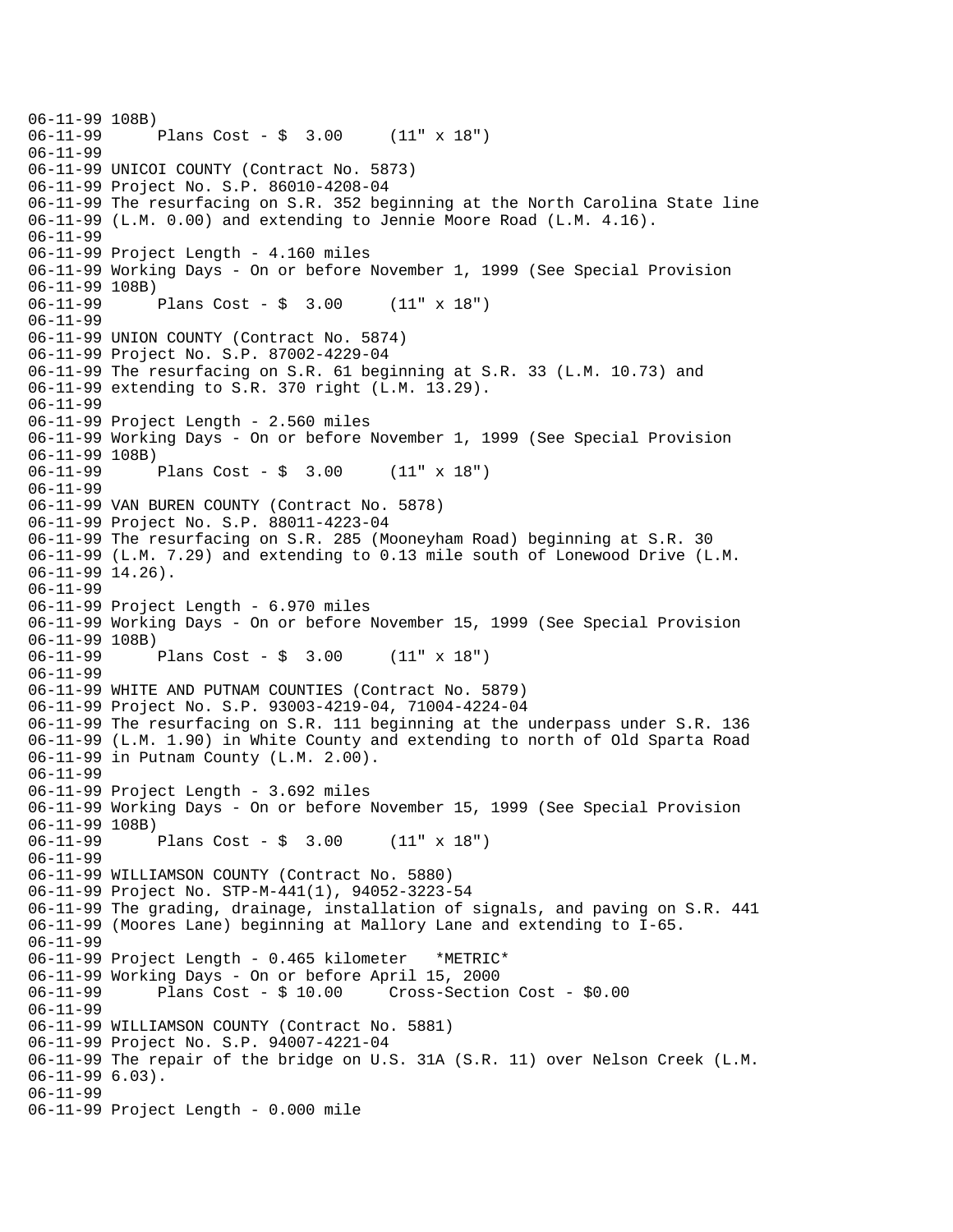```
06-11-99 108B)
06-11-99      Plans Cost - $  3.00     (11" x 18")
06-11-99
06-11-99 UNICOI COUNTY (Contract No. 5873)
06-11-99 Project No. S.P. 86010-4208-04
06-11-99 The resurfacing on S.R. 352 beginning at the North Carolina State line
06-11-99 (L.M. 0.00) and extending to Jennie Moore Road (L.M. 4.16).
06-11-99
06-11-99 Project Length - 4.160 miles
06-11-99 Working Days - On or before November 1, 1999 (See Special Provision
06-11-99 108B)
06-11-99      Plans Cost - $  3.00     (11" x 18")
06-11-99
06-11-99 UNION COUNTY (Contract No. 5874)
06-11-99 Project No. S.P. 87002-4229-04
06-11-99 The resurfacing on S.R. 61 beginning at S.R. 33 (L.M. 10.73) and
06-11-99 extending to S.R. 370 right (L.M. 13.29).
06-11-99
06-11-99 Project Length - 2.560 miles
06-11-99 Working Days - On or before November 1, 1999 (See Special Provision
06-11-99 108B)
06-11-99      Plans Cost - $  3.00     (11" x 18")
06-11-99
06-11-99 VAN BUREN COUNTY (Contract No. 5878)
06-11-99 Project No. S.P. 88011-4223-04
06-11-99 The resurfacing on S.R. 285 (Mooneyham Road) beginning at S.R. 30
06-11-99 (L.M. 7.29) and extending to 0.13 mile south of Lonewood Drive (L.M.
06-11-99 14.26).
06-11-99
06-11-99 Project Length - 6.970 miles
06-11-99 Working Days - On or before November 15, 1999 (See Special Provision
06-11-99 108B)
06-11-99      Plans Cost - $  3.00     (11" x 18")
06-11-99
06-11-99 WHITE AND PUTNAM COUNTIES (Contract No. 5879)
06-11-99 Project No. S.P. 93003-4219-04, 71004-4224-04
06-11-99 The resurfacing on S.R. 111 beginning at the underpass under S.R. 136
06-11-99 (L.M. 1.90) in White County and extending to north of Old Sparta Road
06-11-99 in Putnam County (L.M. 2.00).
06-11-99
06-11-99 Project Length - 3.692 miles
06-11-99 Working Days - On or before November 15, 1999 (See Special Provision
06-11-99 108B)
06-11-99      Plans Cost - $  3.00     (11" x 18")
06-11-99
06-11-99 WILLIAMSON COUNTY (Contract No. 5880)
06-11-99 Project No. STP-M-441(1), 94052-3223-54
06-11-99 The grading, drainage, installation of signals, and paving on S.R. 441
06-11-99 (Moores Lane) beginning at Mallory Lane and extending to I-65.
06-11-99
06-11-99 Project Length - 0.465 kilometer   *METRIC*
06-11-99 Working Days - On or before April 15, 2000
06-11-99      Plans Cost - $ 10.00     Cross-Section Cost - $0.00
06-11-99
06-11-99 WILLIAMSON COUNTY (Contract No. 5881)
06-11-99 Project No. S.P. 94007-4221-04
06-11-99 The repair of the bridge on U.S. 31A (S.R. 11) over Nelson Creek (L.M.
06-11-99 6.03).
06-11-99
06-11-99 Project Length - 0.000 mile
```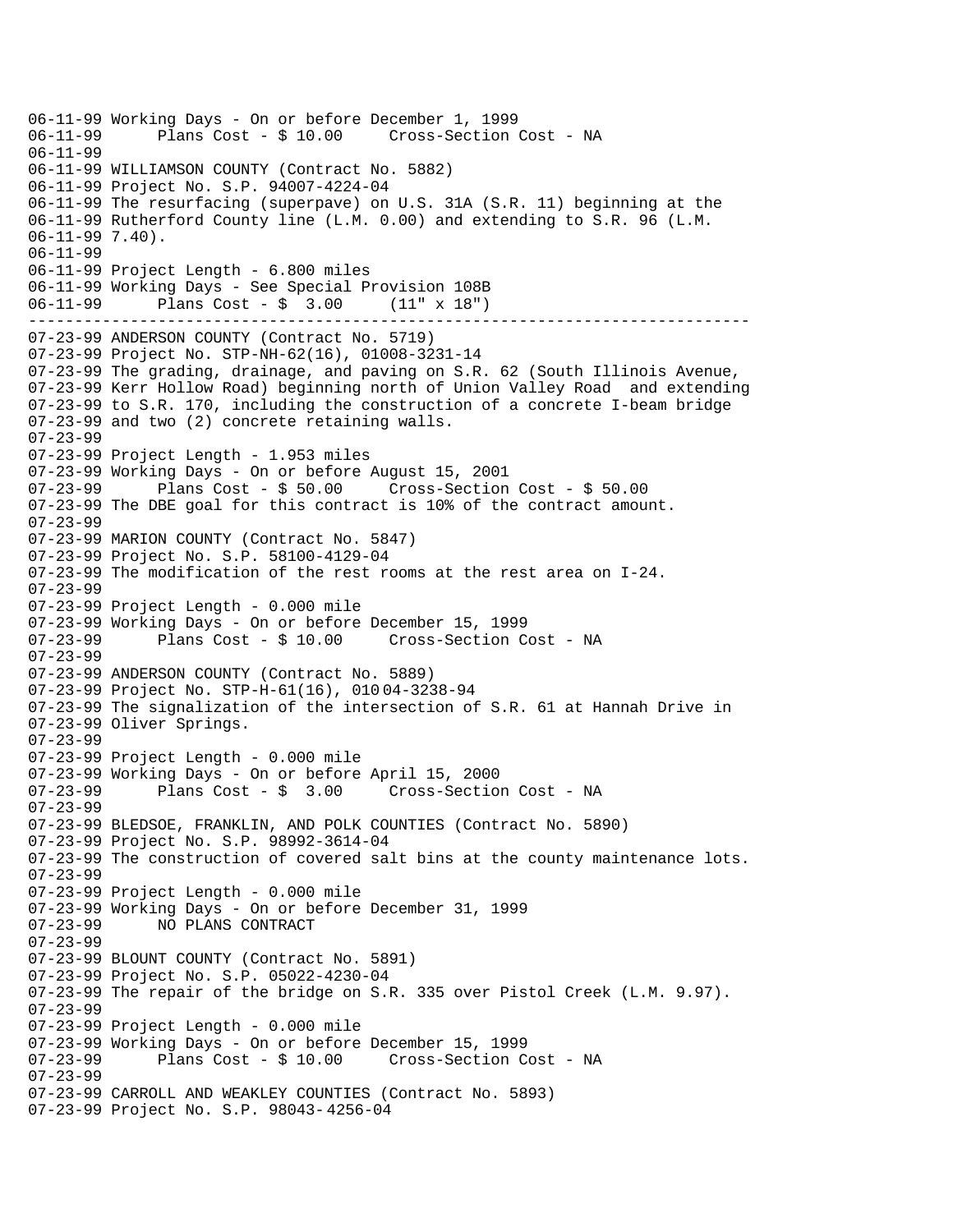```
06-11-99 Working Days - On or before December 1, 1999
06-11-99       Plans Cost - $ 10.00     Cross-Section Cost - NA
06-11-99
06-11-99 WILLIAMSON COUNTY (Contract No. 5882)
06-11-99 Project No. S.P. 94007-4224-04
06-11-99 The resurfacing (superpave) on U.S. 31A (S.R. 11) beginning at the
06-11-99 Rutherford County line (L.M. 0.00) and extending to S.R. 96 (L.M.
06-11-99 7.40).
06-11-99
06-11-99 Project Length - 6.800 miles
06-11-99 Working Days - See Special Provision 108B
06-11-99       Plans Cost - $  3.00     (11" x 18")
----------------------------------------------------------------------------
07-23-99 ANDERSON COUNTY (Contract No. 5719)
07-23-99 Project No. STP-NH-62(16), 01008-3231-14
07-23-99 The grading, drainage, and paving on S.R. 62 (South Illinois Avenue,
07-23-99 Kerr Hollow Road) beginning north of Union Valley Road  and extending
07-23-99 to S.R. 170, including the construction of a concrete I-beam bridge
07-23-99 and two (2) concrete retaining walls.
07-23-99
07-23-99 Project Length - 1.953 miles
07-23-99 Working Days - On or before August 15, 2001
07-23-99       Plans Cost - $ 50.00     Cross-Section Cost - $ 50.00
07-23-99 The DBE goal for this contract is 10% of the contract amount.
07-23-99
07-23-99 MARION COUNTY (Contract No. 5847)
07-23-99 Project No. S.P. 58100-4129-04
07-23-99 The modification of the rest rooms at the rest area on I-24.
07-23-99
07-23-99 Project Length - 0.000 mile
07-23-99 Working Days - On or before December 15, 1999
07-23-99       Plans Cost - $ 10.00     Cross-Section Cost - NA
07-23-99
07-23-99 ANDERSON COUNTY (Contract No. 5889)
07-23-99 Project No. STP-H-61(16), 010 04-3238-94
07-23-99 The signalization of the intersection of S.R. 61 at Hannah Drive in
07-23-99 Oliver Springs.
07-23-99
07-23-99 Project Length - 0.000 mile
07-23-99 Working Days - On or before April 15, 2000
07-23-99       Plans Cost - $  3.00     Cross-Section Cost - NA
07-23-99
07-23-99 BLEDSOE, FRANKLIN, AND POLK COUNTIES (Contract No. 5890)
07-23-99 Project No. S.P. 98992-3614-04
07-23-99 The construction of covered salt bins at the county maintenance lots.
07-23-99
07-23-99 Project Length - 0.000 mile
07-23-99 Working Days - On or before December 31, 1999
07-23-99       NO PLANS CONTRACT
07-23-99
07-23-99 BLOUNT COUNTY (Contract No. 5891)
07-23-99 Project No. S.P. 05022-4230-04
07-23-99 The repair of the bridge on S.R. 335 over Pistol Creek (L.M. 9.97).
07-23-99
07-23-99 Project Length - 0.000 mile
07-23-99 Working Days - On or before December 15, 1999
07-23-99       Plans Cost - $ 10.00     Cross-Section Cost - NA
07-23-99
07-23-99 CARROLL AND WEAKLEY COUNTIES (Contract No. 5893)
07-23-99 Project No. S.P. 98043-4256-04
```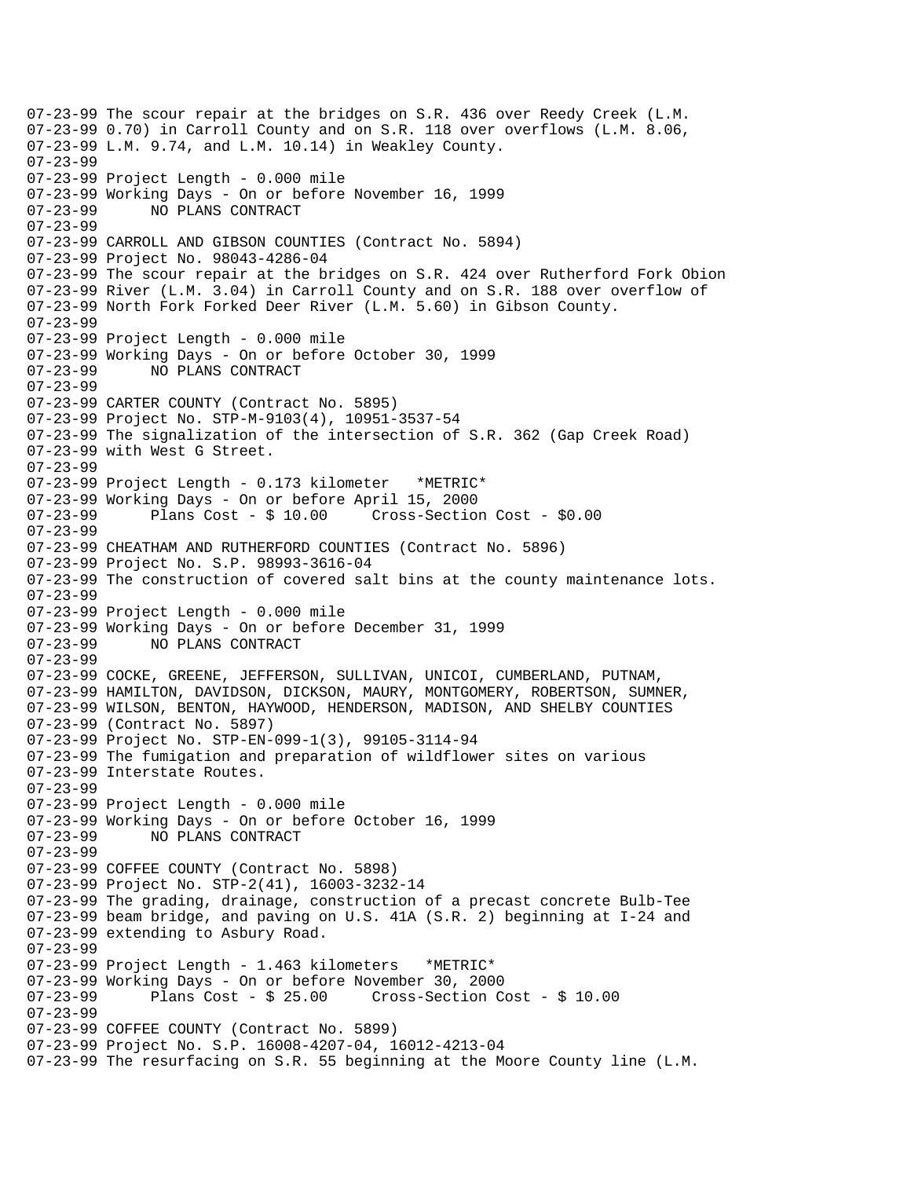07-23-99 The scour repair at the bridges on S.R. 436 over Reedy Creek (L.M.
07-23-99 0.70) in Carroll County and on S.R. 118 over overflows (L.M. 8.06,
07-23-99 L.M. 9.74, and L.M. 10.14) in Weakley County.
07-23-99
07-23-99 Project Length - 0.000 mile
07-23-99 Working Days - On or before November 16, 1999
07-23-99 NO PLANS CONTRACT
07-23-99
07-23-99 CARROLL AND GIBSON COUNTIES (Contract No. 5894)
07-23-99 Project No. 98043-4286-04
07-23-99 The scour repair at the bridges on S.R. 424 over Rutherford Fork Obion
07-23-99 River (L.M. 3.04) in Carroll County and on S.R. 188 over overflow of
07-23-99 North Fork Forked Deer River (L.M. 5.60) in Gibson County.
07-23-99
07-23-99 Project Length - 0.000 mile
07-23-99 Working Days - On or before October 30, 1999
07-23-99 NO PLANS CONTRACT
07-23-99
07-23-99 CARTER COUNTY (Contract No. 5895)
07-23-99 Project No. STP-M-9103(4), 10951-3537-54
07-23-99 The signalization of the intersection of S.R. 362 (Gap Creek Road)
07-23-99 with West G Street.
07-23-99
07-23-99 Project Length - 0.173 kilometer *METRIC*
07-23-99 Working Days - On or before April 15, 2000
07-23-99 Plans Cost - $ 10.00 Cross-Section Cost - $0.00
07-23-99
07-23-99 CHEATHAM AND RUTHERFORD COUNTIES (Contract No. 5896)
07-23-99 Project No. S.P. 98993-3616-04
07-23-99 The construction of covered salt bins at the county maintenance lots.
07-23-99
07-23-99 Project Length - 0.000 mile
07-23-99 Working Days - On or before December 31, 1999
07-23-99 NO PLANS CONTRACT
07-23-99
07-23-99 COCKE, GREENE, JEFFERSON, SULLIVAN, UNICOI, CUMBERLAND, PUTNAM,
07-23-99 HAMILTON, DAVIDSON, DICKSON, MAURY, MONTGOMERY, ROBERTSON, SUMNER,
07-23-99 WILSON, BENTON, HAYWOOD, HENDERSON, MADISON, AND SHELBY COUNTIES
07-23-99 (Contract No. 5897)
07-23-99 Project No. STP-EN-099-1(3), 99105-3114-94
07-23-99 The fumigation and preparation of wildflower sites on various
07-23-99 Interstate Routes.
07-23-99
07-23-99 Project Length - 0.000 mile
07-23-99 Working Days - On or before October 16, 1999
07-23-99 NO PLANS CONTRACT
07-23-99
07-23-99 COFFEE COUNTY (Contract No. 5898)
07-23-99 Project No. STP-2(41), 16003-3232-14
07-23-99 The grading, drainage, construction of a precast concrete Bulb-Tee
07-23-99 beam bridge, and paving on U.S. 41A (S.R. 2) beginning at I-24 and
07-23-99 extending to Asbury Road.
07-23-99
07-23-99 Project Length - 1.463 kilometers *METRIC*
07-23-99 Working Days - On or before November 30, 2000
07-23-99 Plans Cost - $ 25.00 Cross-Section Cost - $ 10.00
07-23-99
07-23-99 COFFEE COUNTY (Contract No. 5899)
07-23-99 Project No. S.P. 16008-4207-04, 16012-4213-04
07-23-99 The resurfacing on S.R. 55 beginning at the Moore County line (L.M.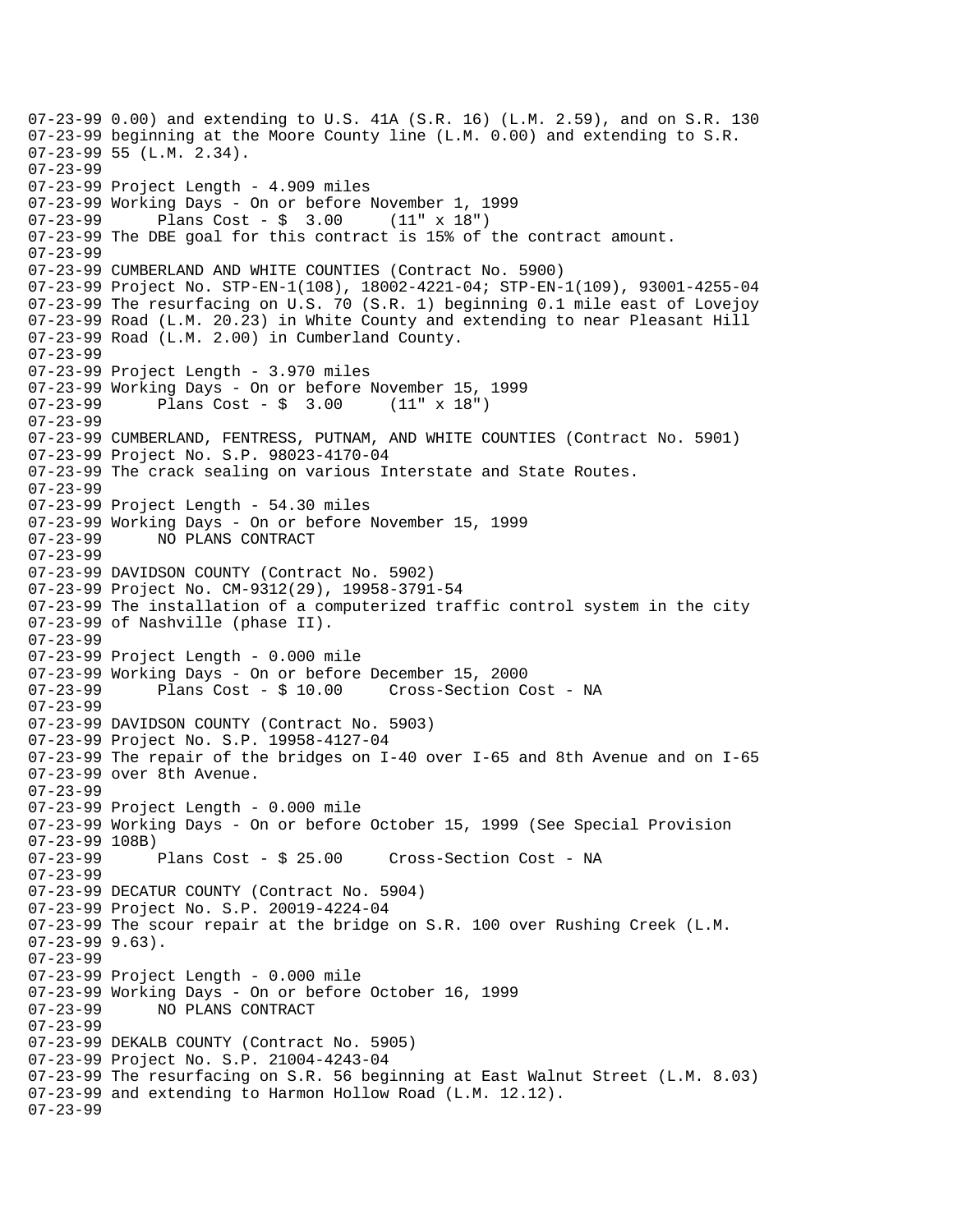```
07-23-99 0.00) and extending to U.S. 41A (S.R. 16) (L.M. 2.59), and on S.R. 130
07-23-99 beginning at the Moore County line (L.M. 0.00) and extending to S.R.
07-23-99 55 (L.M. 2.34).
07-23-99
07-23-99 Project Length - 4.909 miles
07-23-99 Working Days - On or before November 1, 1999
07-23-99      Plans Cost - $  3.00     (11" x 18")
07-23-99 The DBE goal for this contract is 15% of the contract amount.
07-23-99
07-23-99 CUMBERLAND AND WHITE COUNTIES (Contract No. 5900)
07-23-99 Project No. STP-EN-1(108), 18002-4221-04; STP-EN-1(109), 93001-4255-04
07-23-99 The resurfacing on U.S. 70 (S.R. 1) beginning 0.1 mile east of Lovejoy
07-23-99 Road (L.M. 20.23) in White County and extending to near Pleasant Hill
07-23-99 Road (L.M. 2.00) in Cumberland County.
07-23-99
07-23-99 Project Length - 3.970 miles
07-23-99 Working Days - On or before November 15, 1999
07-23-99      Plans Cost - $  3.00     (11" x 18")
07-23-99
07-23-99 CUMBERLAND, FENTRESS, PUTNAM, AND WHITE COUNTIES (Contract No. 5901)
07-23-99 Project No. S.P. 98023-4170-04
07-23-99 The crack sealing on various Interstate and State Routes.
07-23-99
07-23-99 Project Length - 54.30 miles
07-23-99 Working Days - On or before November 15, 1999
07-23-99      NO PLANS CONTRACT
07-23-99
07-23-99 DAVIDSON COUNTY (Contract No. 5902)
07-23-99 Project No. CM-9312(29), 19958-3791-54
07-23-99 The installation of a computerized traffic control system in the city
07-23-99 of Nashville (phase II).
07-23-99
07-23-99 Project Length - 0.000 mile
07-23-99 Working Days - On or before December 15, 2000
07-23-99      Plans Cost - $ 10.00     Cross-Section Cost - NA
07-23-99
07-23-99 DAVIDSON COUNTY (Contract No. 5903)
07-23-99 Project No. S.P. 19958-4127-04
07-23-99 The repair of the bridges on I-40 over I-65 and 8th Avenue and on I-65
07-23-99 over 8th Avenue.
07-23-99
07-23-99 Project Length - 0.000 mile
07-23-99 Working Days - On or before October 15, 1999 (See Special Provision
07-23-99 108B)
07-23-99      Plans Cost - $ 25.00     Cross-Section Cost - NA
07-23-99
07-23-99 DECATUR COUNTY (Contract No. 5904)
07-23-99 Project No. S.P. 20019-4224-04
07-23-99 The scour repair at the bridge on S.R. 100 over Rushing Creek (L.M.
07-23-99 9.63).
07-23-99
07-23-99 Project Length - 0.000 mile
07-23-99 Working Days - On or before October 16, 1999
07-23-99      NO PLANS CONTRACT
07-23-99
07-23-99 DEKALB COUNTY (Contract No. 5905)
07-23-99 Project No. S.P. 21004-4243-04
07-23-99 The resurfacing on S.R. 56 beginning at East Walnut Street (L.M. 8.03)
07-23-99 and extending to Harmon Hollow Road (L.M. 12.12).
07-23-99
```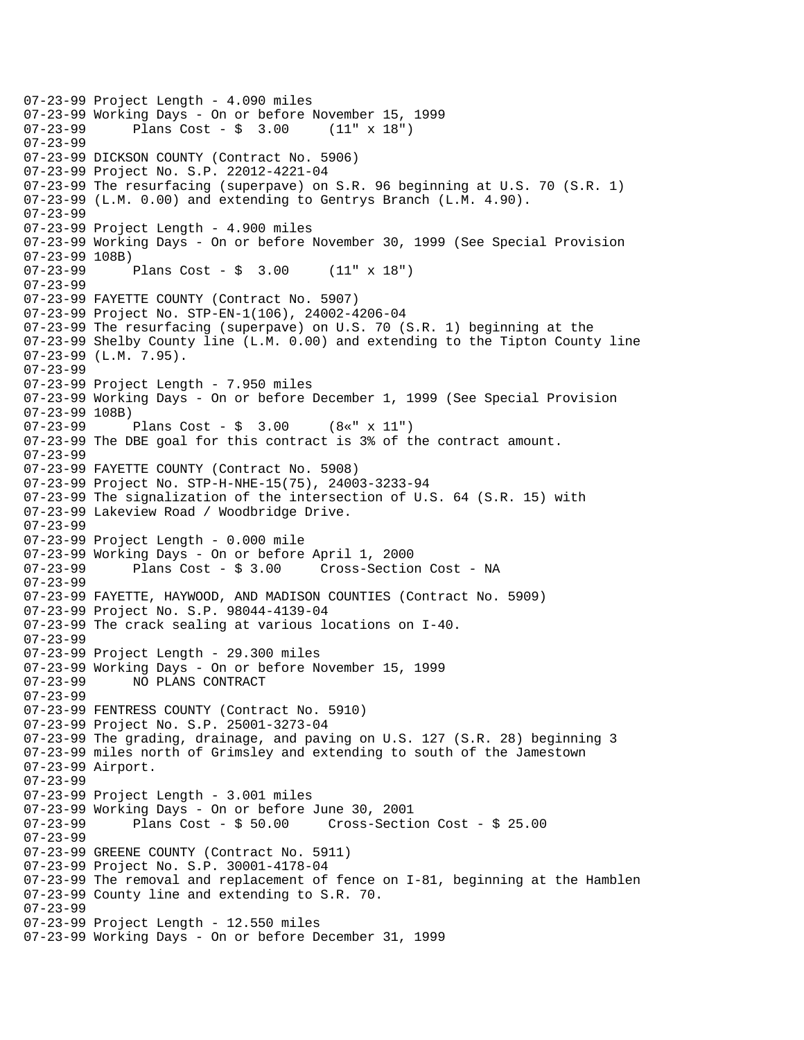```
07-23-99 Project Length - 4.090 miles
07-23-99 Working Days - On or before November 15, 1999
07-23-99      Plans Cost - $  3.00     (11" x 18")
07-23-99
07-23-99 DICKSON COUNTY (Contract No. 5906)
07-23-99 Project No. S.P. 22012-4221-04
07-23-99 The resurfacing (superpave) on S.R. 96 beginning at U.S. 70 (S.R. 1)
07-23-99 (L.M. 0.00) and extending to Gentrys Branch (L.M. 4.90).
07-23-99
07-23-99 Project Length - 4.900 miles
07-23-99 Working Days - On or before November 30, 1999 (See Special Provision
07-23-99 108B)
07-23-99      Plans Cost - $  3.00     (11" x 18")
07-23-99
07-23-99 FAYETTE COUNTY (Contract No. 5907)
07-23-99 Project No. STP-EN-1(106), 24002-4206-04
07-23-99 The resurfacing (superpave) on U.S. 70 (S.R. 1) beginning at the
07-23-99 Shelby County line (L.M. 0.00) and extending to the Tipton County line
07-23-99 (L.M. 7.95).
07-23-99
07-23-99 Project Length - 7.950 miles
07-23-99 Working Days - On or before December 1, 1999 (See Special Provision
07-23-99 108B)
07-23-99      Plans Cost - $  3.00     (8«" x 11")
07-23-99 The DBE goal for this contract is 3% of the contract amount.
07-23-99
07-23-99 FAYETTE COUNTY (Contract No. 5908)
07-23-99 Project No. STP-H-NHE-15(75), 24003-3233-94
07-23-99 The signalization of the intersection of U.S. 64 (S.R. 15) with
07-23-99 Lakeview Road / Woodbridge Drive.
07-23-99
07-23-99 Project Length - 0.000 mile
07-23-99 Working Days - On or before April 1, 2000
07-23-99      Plans Cost - $ 3.00     Cross-Section Cost - NA
07-23-99
07-23-99 FAYETTE, HAYWOOD, AND MADISON COUNTIES (Contract No. 5909)
07-23-99 Project No. S.P. 98044-4139-04
07-23-99 The crack sealing at various locations on I-40.
07-23-99
07-23-99 Project Length - 29.300 miles
07-23-99 Working Days - On or before November 15, 1999
07-23-99      NO PLANS CONTRACT
07-23-99
07-23-99 FENTRESS COUNTY (Contract No. 5910)
07-23-99 Project No. S.P. 25001-3273-04
07-23-99 The grading, drainage, and paving on U.S. 127 (S.R. 28) beginning 3
07-23-99 miles north of Grimsley and extending to south of the Jamestown
07-23-99 Airport.
07-23-99
07-23-99 Project Length - 3.001 miles
07-23-99 Working Days - On or before June 30, 2001
07-23-99      Plans Cost - $ 50.00     Cross-Section Cost - $ 25.00
07-23-99
07-23-99 GREENE COUNTY (Contract No. 5911)
07-23-99 Project No. S.P. 30001-4178-04
07-23-99 The removal and replacement of fence on I-81, beginning at the Hamblen
07-23-99 County line and extending to S.R. 70.
07-23-99
07-23-99 Project Length - 12.550 miles
07-23-99 Working Days - On or before December 31, 1999
```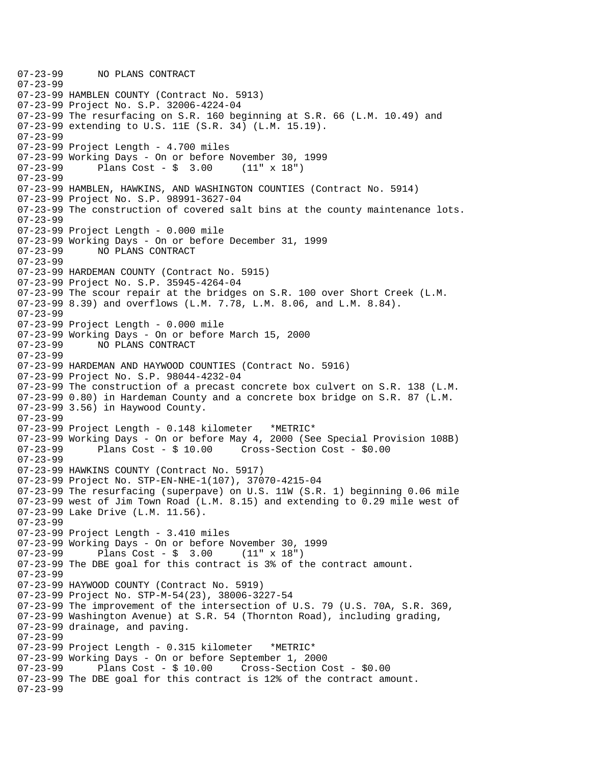```
07-23-99      NO PLANS CONTRACT
07-23-99
07-23-99 HAMBLEN COUNTY (Contract No. 5913)
07-23-99 Project No. S.P. 32006-4224-04
07-23-99 The resurfacing on S.R. 160 beginning at S.R. 66 (L.M. 10.49) and
07-23-99 extending to U.S. 11E (S.R. 34) (L.M. 15.19).
07-23-99
07-23-99 Project Length - 4.700 miles
07-23-99 Working Days - On or before November 30, 1999
07-23-99      Plans Cost - $  3.00     (11" x 18")
07-23-99
07-23-99 HAMBLEN, HAWKINS, AND WASHINGTON COUNTIES (Contract No. 5914)
07-23-99 Project No. S.P. 98991-3627-04
07-23-99 The construction of covered salt bins at the county maintenance lots.
07-23-99
07-23-99 Project Length - 0.000 mile
07-23-99 Working Days - On or before December 31, 1999
07-23-99      NO PLANS CONTRACT
07-23-99
07-23-99 HARDEMAN COUNTY (Contract No. 5915)
07-23-99 Project No. S.P. 35945-4264-04
07-23-99 The scour repair at the bridges on S.R. 100 over Short Creek (L.M.
07-23-99 8.39) and overflows (L.M. 7.78, L.M. 8.06, and L.M. 8.84).
07-23-99
07-23-99 Project Length - 0.000 mile
07-23-99 Working Days - On or before March 15, 2000
07-23-99      NO PLANS CONTRACT
07-23-99
07-23-99 HARDEMAN AND HAYWOOD COUNTIES (Contract No. 5916)
07-23-99 Project No. S.P. 98044-4232-04
07-23-99 The construction of a precast concrete box culvert on S.R. 138 (L.M.
07-23-99 0.80) in Hardeman County and a concrete box bridge on S.R. 87 (L.M.
07-23-99 3.56) in Haywood County.
07-23-99
07-23-99 Project Length - 0.148 kilometer   *METRIC*
07-23-99 Working Days - On or before May 4, 2000 (See Special Provision 108B)
07-23-99      Plans Cost - $ 10.00     Cross-Section Cost - $0.00
07-23-99
07-23-99 HAWKINS COUNTY (Contract No. 5917)
07-23-99 Project No. STP-EN-NHE-1(107), 37070-4215-04
07-23-99 The resurfacing (superpave) on U.S. 11W (S.R. 1) beginning 0.06 mile
07-23-99 west of Jim Town Road (L.M. 8.15) and extending to 0.29 mile west of
07-23-99 Lake Drive (L.M. 11.56).
07-23-99
07-23-99 Project Length - 3.410 miles
07-23-99 Working Days - On or before November 30, 1999
07-23-99      Plans Cost - $  3.00     (11" x 18")
07-23-99 The DBE goal for this contract is 3% of the contract amount.
07-23-99
07-23-99 HAYWOOD COUNTY (Contract No. 5919)
07-23-99 Project No. STP-M-54(23), 38006-3227-54
07-23-99 The improvement of the intersection of U.S. 79 (U.S. 70A, S.R. 369,
07-23-99 Washington Avenue) at S.R. 54 (Thornton Road), including grading,
07-23-99 drainage, and paving.
07-23-99
07-23-99 Project Length - 0.315 kilometer   *METRIC*
07-23-99 Working Days - On or before September 1, 2000
07-23-99      Plans Cost - $ 10.00     Cross-Section Cost - $0.00
07-23-99 The DBE goal for this contract is 12% of the contract amount.
07-23-99
```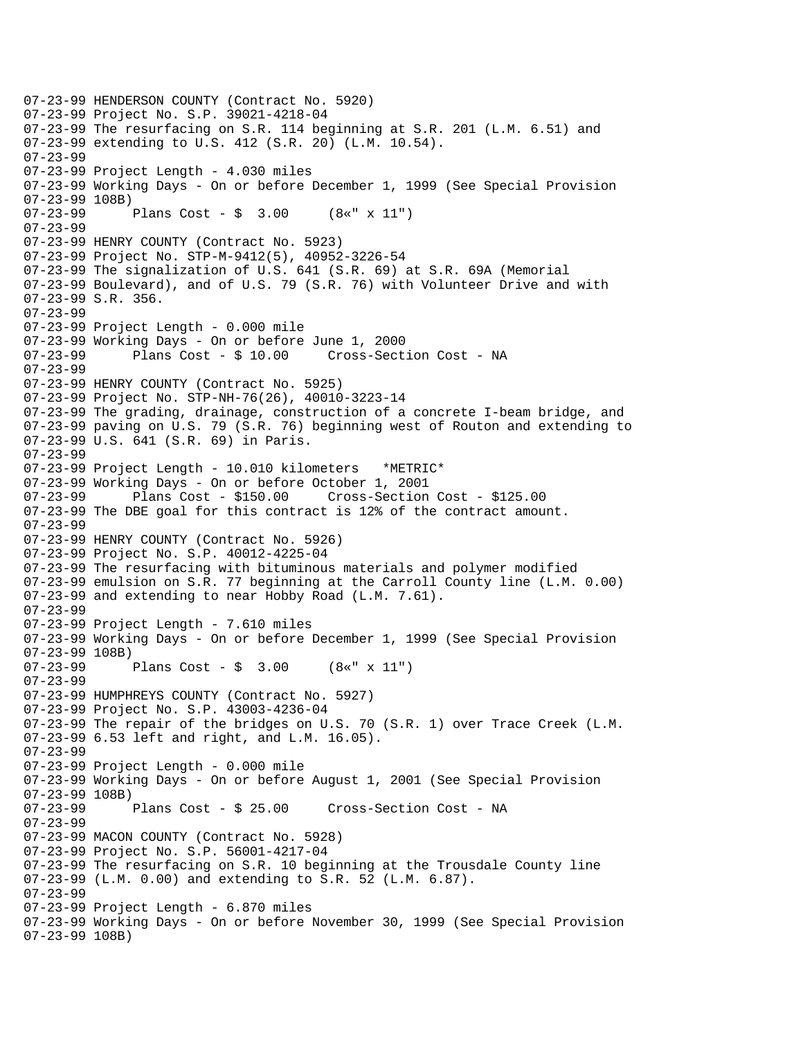```
07-23-99 HENDERSON COUNTY (Contract No. 5920)
07-23-99 Project No. S.P. 39021-4218-04
07-23-99 The resurfacing on S.R. 114 beginning at S.R. 201 (L.M. 6.51) and
07-23-99 extending to U.S. 412 (S.R. 20) (L.M. 10.54).
07-23-99
07-23-99 Project Length - 4.030 miles
07-23-99 Working Days - On or before December 1, 1999 (See Special Provision
07-23-99 108B)
07-23-99      Plans Cost - $  3.00     (8«" x 11")
07-23-99
07-23-99 HENRY COUNTY (Contract No. 5923)
07-23-99 Project No. STP-M-9412(5), 40952-3226-54
07-23-99 The signalization of U.S. 641 (S.R. 69) at S.R. 69A (Memorial
07-23-99 Boulevard), and of U.S. 79 (S.R. 76) with Volunteer Drive and with
07-23-99 S.R. 356.
07-23-99
07-23-99 Project Length - 0.000 mile
07-23-99 Working Days - On or before June 1, 2000
07-23-99      Plans Cost - $ 10.00     Cross-Section Cost - NA
07-23-99
07-23-99 HENRY COUNTY (Contract No. 5925)
07-23-99 Project No. STP-NH-76(26), 40010-3223-14
07-23-99 The grading, drainage, construction of a concrete I-beam bridge, and
07-23-99 paving on U.S. 79 (S.R. 76) beginning west of Routon and extending to
07-23-99 U.S. 641 (S.R. 69) in Paris.
07-23-99
07-23-99 Project Length - 10.010 kilometers   *METRIC*
07-23-99 Working Days - On or before October 1, 2001
07-23-99      Plans Cost - $150.00     Cross-Section Cost - $125.00
07-23-99 The DBE goal for this contract is 12% of the contract amount.
07-23-99
07-23-99 HENRY COUNTY (Contract No. 5926)
07-23-99 Project No. S.P. 40012-4225-04
07-23-99 The resurfacing with bituminous materials and polymer modified
07-23-99 emulsion on S.R. 77 beginning at the Carroll County line (L.M. 0.00)
07-23-99 and extending to near Hobby Road (L.M. 7.61).
07-23-99
07-23-99 Project Length - 7.610 miles
07-23-99 Working Days - On or before December 1, 1999 (See Special Provision
07-23-99 108B)
07-23-99      Plans Cost - $  3.00     (8«" x 11")
07-23-99
07-23-99 HUMPHREYS COUNTY (Contract No. 5927)
07-23-99 Project No. S.P. 43003-4236-04
07-23-99 The repair of the bridges on U.S. 70 (S.R. 1) over Trace Creek (L.M.
07-23-99 6.53 left and right, and L.M. 16.05).
07-23-99
07-23-99 Project Length - 0.000 mile
07-23-99 Working Days - On or before August 1, 2001 (See Special Provision
07-23-99 108B)
07-23-99      Plans Cost - $ 25.00     Cross-Section Cost - NA
07-23-99
07-23-99 MACON COUNTY (Contract No. 5928)
07-23-99 Project No. S.P. 56001-4217-04
07-23-99 The resurfacing on S.R. 10 beginning at the Trousdale County line
07-23-99 (L.M. 0.00) and extending to S.R. 52 (L.M. 6.87).
07-23-99
07-23-99 Project Length - 6.870 miles
07-23-99 Working Days - On or before November 30, 1999 (See Special Provision
07-23-99 108B)
```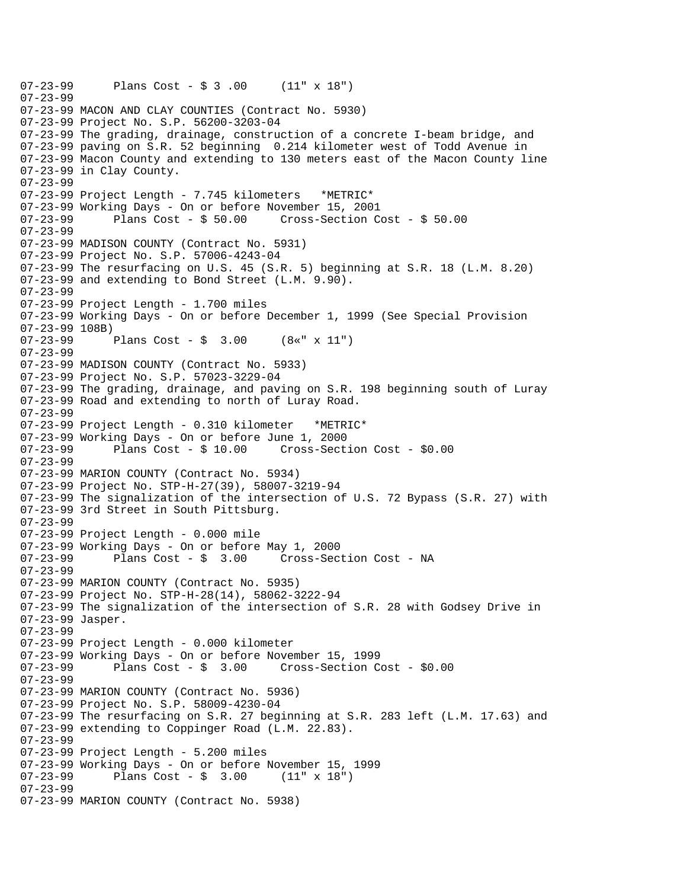```
07-23-99      Plans Cost - $ 3 .00     (11" x 18")
07-23-99
07-23-99 MACON AND CLAY COUNTIES (Contract No. 5930)
07-23-99 Project No. S.P. 56200-3203-04
07-23-99 The grading, drainage, construction of a concrete I-beam bridge, and
07-23-99 paving on S.R. 52 beginning  0.214 kilometer west of Todd Avenue in
07-23-99 Macon County and extending to 130 meters east of the Macon County line
07-23-99 in Clay County.
07-23-99
07-23-99 Project Length - 7.745 kilometers   *METRIC*
07-23-99 Working Days - On or before November 15, 2001
07-23-99      Plans Cost - $ 50.00     Cross-Section Cost - $ 50.00
07-23-99
07-23-99 MADISON COUNTY (Contract No. 5931)
07-23-99 Project No. S.P. 57006-4243-04
07-23-99 The resurfacing on U.S. 45 (S.R. 5) beginning at S.R. 18 (L.M. 8.20)
07-23-99 and extending to Bond Street (L.M. 9.90).
07-23-99
07-23-99 Project Length - 1.700 miles
07-23-99 Working Days - On or before December 1, 1999 (See Special Provision
07-23-99 108B)
07-23-99      Plans Cost - $  3.00     (8«" x 11")
07-23-99
07-23-99 MADISON COUNTY (Contract No. 5933)
07-23-99 Project No. S.P. 57023-3229-04
07-23-99 The grading, drainage, and paving on S.R. 198 beginning south of Luray
07-23-99 Road and extending to north of Luray Road.
07-23-99
07-23-99 Project Length - 0.310 kilometer   *METRIC*
07-23-99 Working Days - On or before June 1, 2000
07-23-99      Plans Cost - $ 10.00     Cross-Section Cost - $0.00
07-23-99
07-23-99 MARION COUNTY (Contract No. 5934)
07-23-99 Project No. STP-H-27(39), 58007-3219-94
07-23-99 The signalization of the intersection of U.S. 72 Bypass (S.R. 27) with
07-23-99 3rd Street in South Pittsburg.
07-23-99
07-23-99 Project Length - 0.000 mile
07-23-99 Working Days - On or before May 1, 2000
07-23-99      Plans Cost - $  3.00     Cross-Section Cost - NA
07-23-99
07-23-99 MARION COUNTY (Contract No. 5935)
07-23-99 Project No. STP-H-28(14), 58062-3222-94
07-23-99 The signalization of the intersection of S.R. 28 with Godsey Drive in
07-23-99 Jasper.
07-23-99
07-23-99 Project Length - 0.000 kilometer
07-23-99 Working Days - On or before November 15, 1999
07-23-99      Plans Cost - $  3.00     Cross-Section Cost - $0.00
07-23-99
07-23-99 MARION COUNTY (Contract No. 5936)
07-23-99 Project No. S.P. 58009-4230-04
07-23-99 The resurfacing on S.R. 27 beginning at S.R. 283 left (L.M. 17.63) and
07-23-99 extending to Coppinger Road (L.M. 22.83).
07-23-99
07-23-99 Project Length - 5.200 miles
07-23-99 Working Days - On or before November 15, 1999
07-23-99      Plans Cost - $  3.00     (11" x 18")
07-23-99
07-23-99 MARION COUNTY (Contract No. 5938)
```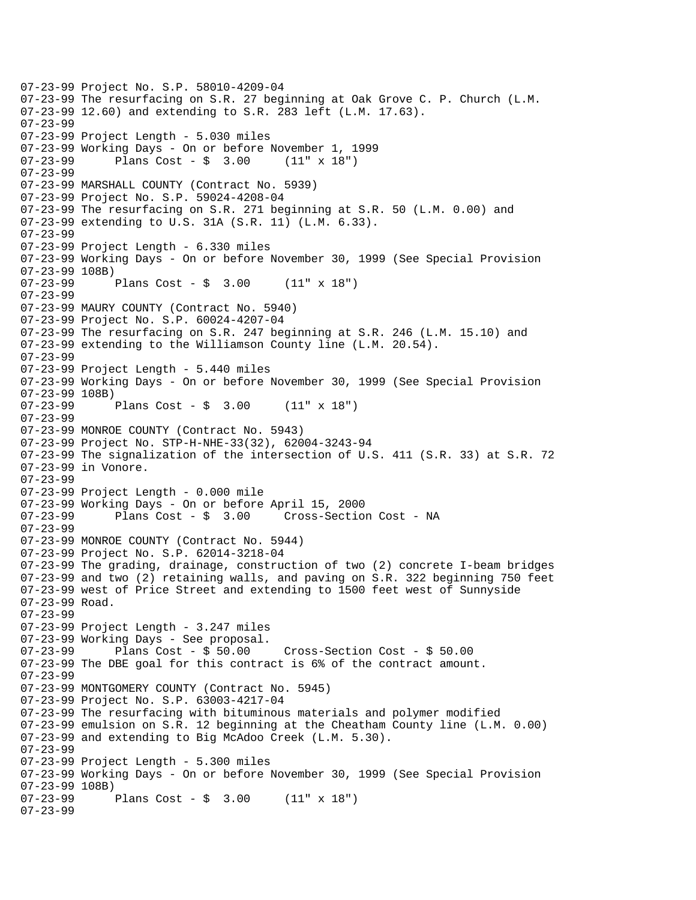```
07-23-99 Project No. S.P. 58010-4209-04
07-23-99 The resurfacing on S.R. 27 beginning at Oak Grove C. P. Church (L.M.
07-23-99 12.60) and extending to S.R. 283 left (L.M. 17.63).
07-23-99
07-23-99 Project Length - 5.030 miles
07-23-99 Working Days - On or before November 1, 1999
07-23-99      Plans Cost - $  3.00     (11" x 18")
07-23-99
07-23-99 MARSHALL COUNTY (Contract No. 5939)
07-23-99 Project No. S.P. 59024-4208-04
07-23-99 The resurfacing on S.R. 271 beginning at S.R. 50 (L.M. 0.00) and
07-23-99 extending to U.S. 31A (S.R. 11) (L.M. 6.33).
07-23-99
07-23-99 Project Length - 6.330 miles
07-23-99 Working Days - On or before November 30, 1999 (See Special Provision
07-23-99 108B)
07-23-99      Plans Cost - $  3.00     (11" x 18")
07-23-99
07-23-99 MAURY COUNTY (Contract No. 5940)
07-23-99 Project No. S.P. 60024-4207-04
07-23-99 The resurfacing on S.R. 247 beginning at S.R. 246 (L.M. 15.10) and
07-23-99 extending to the Williamson County line (L.M. 20.54).
07-23-99
07-23-99 Project Length - 5.440 miles
07-23-99 Working Days - On or before November 30, 1999 (See Special Provision
07-23-99 108B)
07-23-99      Plans Cost - $  3.00     (11" x 18")
07-23-99
07-23-99 MONROE COUNTY (Contract No. 5943)
07-23-99 Project No. STP-H-NHE-33(32), 62004-3243-94
07-23-99 The signalization of the intersection of U.S. 411 (S.R. 33) at S.R. 72
07-23-99 in Vonore.
07-23-99
07-23-99 Project Length - 0.000 mile
07-23-99 Working Days - On or before April 15, 2000
07-23-99      Plans Cost - $  3.00     Cross-Section Cost - NA
07-23-99
07-23-99 MONROE COUNTY (Contract No. 5944)
07-23-99 Project No. S.P. 62014-3218-04
07-23-99 The grading, drainage, construction of two (2) concrete I-beam bridges
07-23-99 and two (2) retaining walls, and paving on S.R. 322 beginning 750 feet
07-23-99 west of Price Street and extending to 1500 feet west of Sunnyside
07-23-99 Road.
07-23-99
07-23-99 Project Length - 3.247 miles
07-23-99 Working Days - See proposal.
07-23-99      Plans Cost - $ 50.00     Cross-Section Cost - $ 50.00
07-23-99 The DBE goal for this contract is 6% of the contract amount.
07-23-99
07-23-99 MONTGOMERY COUNTY (Contract No. 5945)
07-23-99 Project No. S.P. 63003-4217-04
07-23-99 The resurfacing with bituminous materials and polymer modified
07-23-99 emulsion on S.R. 12 beginning at the Cheatham County line (L.M. 0.00)
07-23-99 and extending to Big McAdoo Creek (L.M. 5.30).
07-23-99
07-23-99 Project Length - 5.300 miles
07-23-99 Working Days - On or before November 30, 1999 (See Special Provision
07-23-99 108B)
07-23-99      Plans Cost - $  3.00     (11" x 18")
07-23-99
```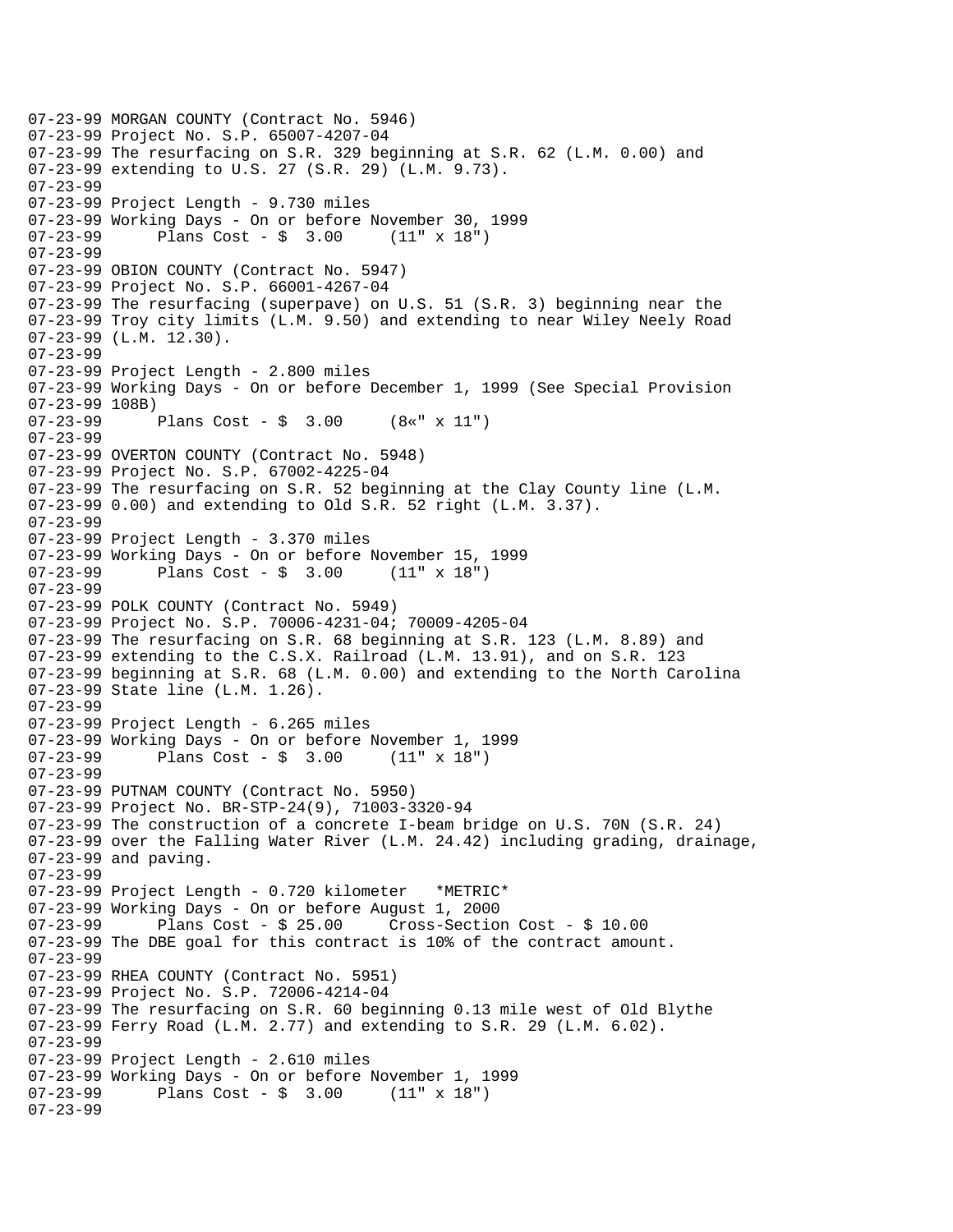```
07-23-99 MORGAN COUNTY (Contract No. 5946)
07-23-99 Project No. S.P. 65007-4207-04
07-23-99 The resurfacing on S.R. 329 beginning at S.R. 62 (L.M. 0.00) and
07-23-99 extending to U.S. 27 (S.R. 29) (L.M. 9.73).
07-23-99
07-23-99 Project Length - 9.730 miles
07-23-99 Working Days - On or before November 30, 1999
07-23-99      Plans Cost - $  3.00     (11" x 18")
07-23-99
07-23-99 OBION COUNTY (Contract No. 5947)
07-23-99 Project No. S.P. 66001-4267-04
07-23-99 The resurfacing (superpave) on U.S. 51 (S.R. 3) beginning near the
07-23-99 Troy city limits (L.M. 9.50) and extending to near Wiley Neely Road
07-23-99 (L.M. 12.30).
07-23-99
07-23-99 Project Length - 2.800 miles
07-23-99 Working Days - On or before December 1, 1999 (See Special Provision
07-23-99 108B)
07-23-99      Plans Cost - $  3.00     (8«" x 11")
07-23-99
07-23-99 OVERTON COUNTY (Contract No. 5948)
07-23-99 Project No. S.P. 67002-4225-04
07-23-99 The resurfacing on S.R. 52 beginning at the Clay County line (L.M.
07-23-99 0.00) and extending to Old S.R. 52 right (L.M. 3.37).
07-23-99
07-23-99 Project Length - 3.370 miles
07-23-99 Working Days - On or before November 15, 1999
07-23-99      Plans Cost - $  3.00     (11" x 18")
07-23-99
07-23-99 POLK COUNTY (Contract No. 5949)
07-23-99 Project No. S.P. 70006-4231-04; 70009-4205-04
07-23-99 The resurfacing on S.R. 68 beginning at S.R. 123 (L.M. 8.89) and
07-23-99 extending to the C.S.X. Railroad (L.M. 13.91), and on S.R. 123
07-23-99 beginning at S.R. 68 (L.M. 0.00) and extending to the North Carolina
07-23-99 State line (L.M. 1.26).
07-23-99
07-23-99 Project Length - 6.265 miles
07-23-99 Working Days - On or before November 1, 1999
07-23-99      Plans Cost - $  3.00     (11" x 18")
07-23-99
07-23-99 PUTNAM COUNTY (Contract No. 5950)
07-23-99 Project No. BR-STP-24(9), 71003-3320-94
07-23-99 The construction of a concrete I-beam bridge on U.S. 70N (S.R. 24)
07-23-99 over the Falling Water River (L.M. 24.42) including grading, drainage,
07-23-99 and paving.
07-23-99
07-23-99 Project Length - 0.720 kilometer   *METRIC*
07-23-99 Working Days - On or before August 1, 2000
07-23-99      Plans Cost - $ 25.00     Cross-Section Cost - $ 10.00
07-23-99 The DBE goal for this contract is 10% of the contract amount.
07-23-99
07-23-99 RHEA COUNTY (Contract No. 5951)
07-23-99 Project No. S.P. 72006-4214-04
07-23-99 The resurfacing on S.R. 60 beginning 0.13 mile west of Old Blythe
07-23-99 Ferry Road (L.M. 2.77) and extending to S.R. 29 (L.M. 6.02).
07-23-99
07-23-99 Project Length - 2.610 miles
07-23-99 Working Days - On or before November 1, 1999
07-23-99      Plans Cost - $  3.00     (11" x 18")
07-23-99
```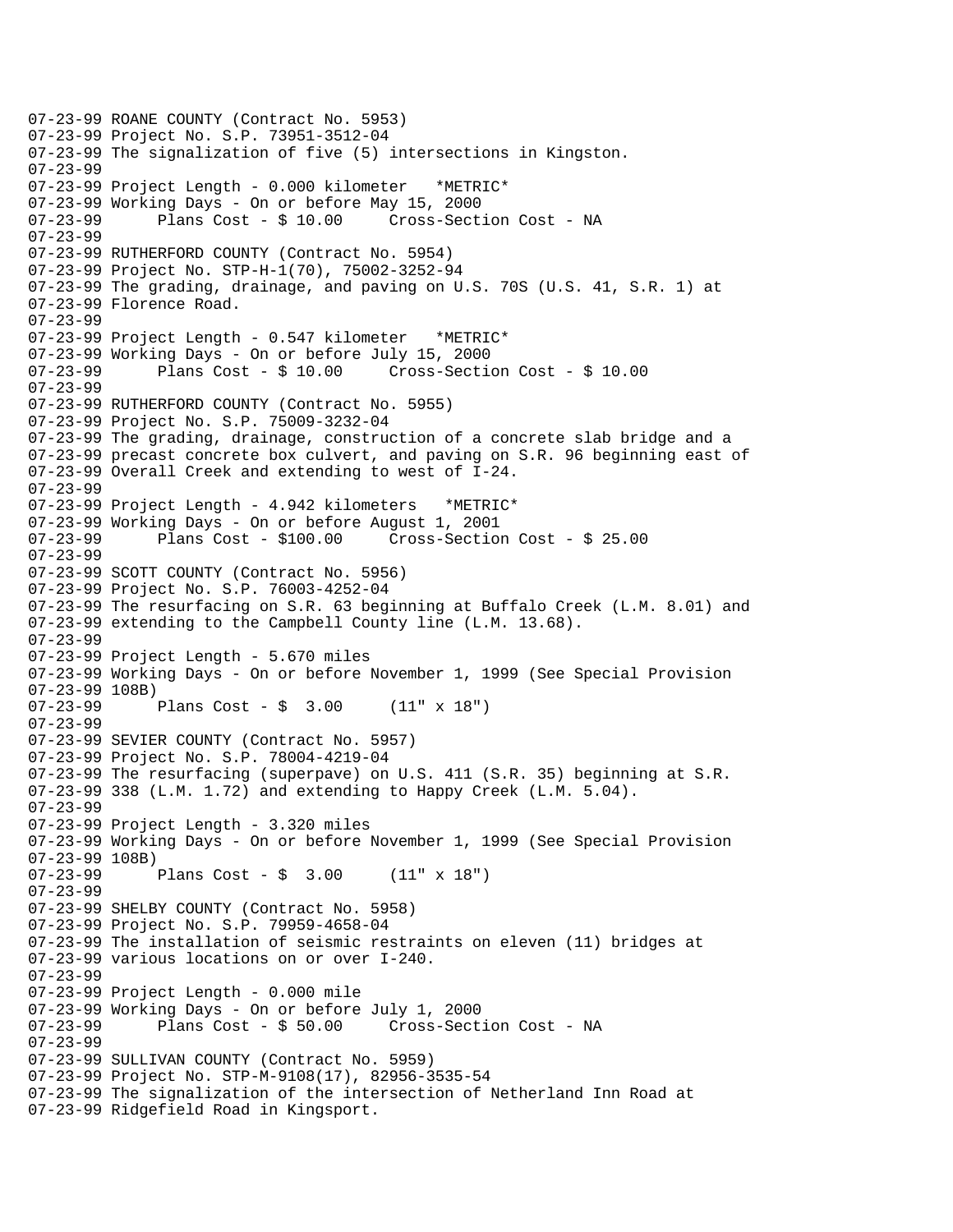```
07-23-99 ROANE COUNTY (Contract No. 5953)
07-23-99 Project No. S.P. 73951-3512-04
07-23-99 The signalization of five (5) intersections in Kingston.
07-23-99
07-23-99 Project Length - 0.000 kilometer   *METRIC*
07-23-99 Working Days - On or before May 15, 2000
07-23-99      Plans Cost - $ 10.00     Cross-Section Cost - NA
07-23-99
07-23-99 RUTHERFORD COUNTY (Contract No. 5954)
07-23-99 Project No. STP-H-1(70), 75002-3252-94
07-23-99 The grading, drainage, and paving on U.S. 70S (U.S. 41, S.R. 1) at
07-23-99 Florence Road.
07-23-99
07-23-99 Project Length - 0.547 kilometer   *METRIC*
07-23-99 Working Days - On or before July 15, 2000
07-23-99      Plans Cost - $ 10.00     Cross-Section Cost - $ 10.00
07-23-99
07-23-99 RUTHERFORD COUNTY (Contract No. 5955)
07-23-99 Project No. S.P. 75009-3232-04
07-23-99 The grading, drainage, construction of a concrete slab bridge and a
07-23-99 precast concrete box culvert, and paving on S.R. 96 beginning east of
07-23-99 Overall Creek and extending to west of I-24.
07-23-99
07-23-99 Project Length - 4.942 kilometers   *METRIC*
07-23-99 Working Days - On or before August 1, 2001
07-23-99      Plans Cost - $100.00     Cross-Section Cost - $ 25.00
07-23-99
07-23-99 SCOTT COUNTY (Contract No. 5956)
07-23-99 Project No. S.P. 76003-4252-04
07-23-99 The resurfacing on S.R. 63 beginning at Buffalo Creek (L.M. 8.01) and
07-23-99 extending to the Campbell County line (L.M. 13.68).
07-23-99
07-23-99 Project Length - 5.670 miles
07-23-99 Working Days - On or before November 1, 1999 (See Special Provision
07-23-99 108B)
07-23-99      Plans Cost - $  3.00     (11" x 18")
07-23-99
07-23-99 SEVIER COUNTY (Contract No. 5957)
07-23-99 Project No. S.P. 78004-4219-04
07-23-99 The resurfacing (superpave) on U.S. 411 (S.R. 35) beginning at S.R.
07-23-99 338 (L.M. 1.72) and extending to Happy Creek (L.M. 5.04).
07-23-99
07-23-99 Project Length - 3.320 miles
07-23-99 Working Days - On or before November 1, 1999 (See Special Provision
07-23-99 108B)
07-23-99      Plans Cost - $  3.00     (11" x 18")
07-23-99
07-23-99 SHELBY COUNTY (Contract No. 5958)
07-23-99 Project No. S.P. 79959-4658-04
07-23-99 The installation of seismic restraints on eleven (11) bridges at
07-23-99 various locations on or over I-240.
07-23-99
07-23-99 Project Length - 0.000 mile
07-23-99 Working Days - On or before July 1, 2000
07-23-99      Plans Cost - $ 50.00     Cross-Section Cost - NA
07-23-99
07-23-99 SULLIVAN COUNTY (Contract No. 5959)
07-23-99 Project No. STP-M-9108(17), 82956-3535-54
07-23-99 The signalization of the intersection of Netherland Inn Road at
07-23-99 Ridgefield Road in Kingsport.
```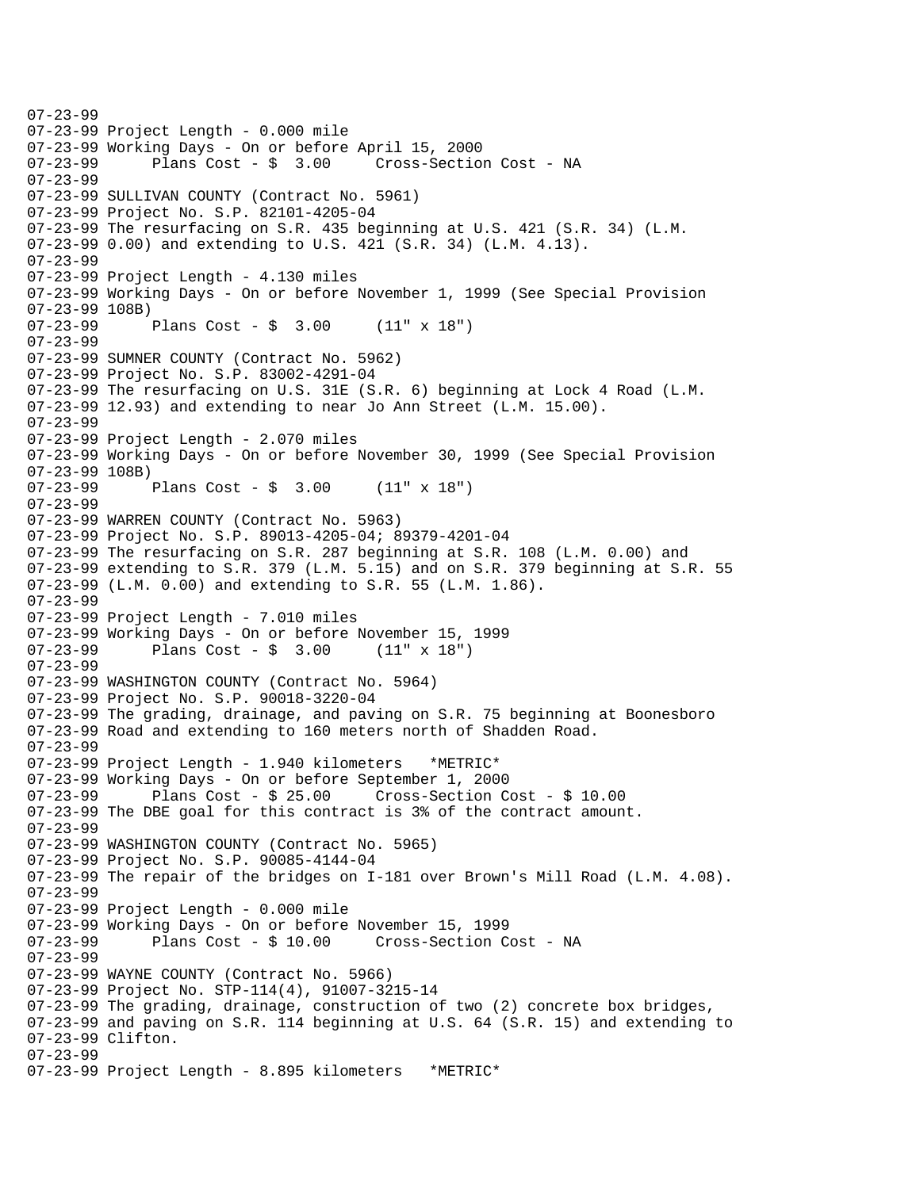```
07-23-99
07-23-99 Project Length - 0.000 mile
07-23-99 Working Days - On or before April 15, 2000
07-23-99      Plans Cost - $  3.00     Cross-Section Cost - NA
07-23-99
07-23-99 SULLIVAN COUNTY (Contract No. 5961)
07-23-99 Project No. S.P. 82101-4205-04
07-23-99 The resurfacing on S.R. 435 beginning at U.S. 421 (S.R. 34) (L.M.
07-23-99 0.00) and extending to U.S. 421 (S.R. 34) (L.M. 4.13).
07-23-99
07-23-99 Project Length - 4.130 miles
07-23-99 Working Days - On or before November 1, 1999 (See Special Provision
07-23-99 108B)
07-23-99      Plans Cost - $  3.00     (11" x 18")
07-23-99
07-23-99 SUMNER COUNTY (Contract No. 5962)
07-23-99 Project No. S.P. 83002-4291-04
07-23-99 The resurfacing on U.S. 31E (S.R. 6) beginning at Lock 4 Road (L.M.
07-23-99 12.93) and extending to near Jo Ann Street (L.M. 15.00).
07-23-99
07-23-99 Project Length - 2.070 miles
07-23-99 Working Days - On or before November 30, 1999 (See Special Provision
07-23-99 108B)
07-23-99      Plans Cost - $  3.00     (11" x 18")
07-23-99
07-23-99 WARREN COUNTY (Contract No. 5963)
07-23-99 Project No. S.P. 89013-4205-04; 89379-4201-04
07-23-99 The resurfacing on S.R. 287 beginning at S.R. 108 (L.M. 0.00) and
07-23-99 extending to S.R. 379 (L.M. 5.15) and on S.R. 379 beginning at S.R. 55
07-23-99 (L.M. 0.00) and extending to S.R. 55 (L.M. 1.86).
07-23-99
07-23-99 Project Length - 7.010 miles
07-23-99 Working Days - On or before November 15, 1999
07-23-99      Plans Cost - $  3.00     (11" x 18")
07-23-99
07-23-99 WASHINGTON COUNTY (Contract No. 5964)
07-23-99 Project No. S.P. 90018-3220-04
07-23-99 The grading, drainage, and paving on S.R. 75 beginning at Boonesboro
07-23-99 Road and extending to 160 meters north of Shadden Road.
07-23-99
07-23-99 Project Length - 1.940 kilometers   *METRIC*
07-23-99 Working Days - On or before September 1, 2000
07-23-99      Plans Cost - $ 25.00     Cross-Section Cost - $ 10.00
07-23-99 The DBE goal for this contract is 3% of the contract amount.
07-23-99
07-23-99 WASHINGTON COUNTY (Contract No. 5965)
07-23-99 Project No. S.P. 90085-4144-04
07-23-99 The repair of the bridges on I-181 over Brown's Mill Road (L.M. 4.08).
07-23-99
07-23-99 Project Length - 0.000 mile
07-23-99 Working Days - On or before November 15, 1999
07-23-99      Plans Cost - $ 10.00     Cross-Section Cost - NA
07-23-99
07-23-99 WAYNE COUNTY (Contract No. 5966)
07-23-99 Project No. STP-114(4), 91007-3215-14
07-23-99 The grading, drainage, construction of two (2) concrete box bridges,
07-23-99 and paving on S.R. 114 beginning at U.S. 64 (S.R. 15) and extending to
07-23-99 Clifton.
07-23-99
07-23-99 Project Length - 8.895 kilometers   *METRIC*
```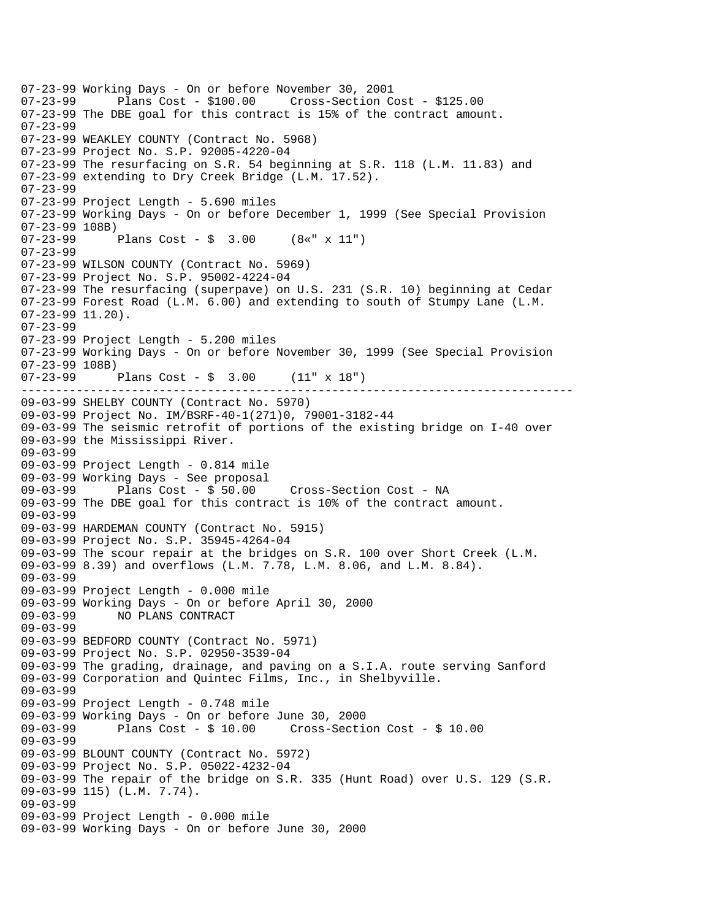```
07-23-99 Working Days - On or before November 30, 2001
07-23-99      Plans Cost - $100.00     Cross-Section Cost - $125.00
07-23-99 The DBE goal for this contract is 15% of the contract amount.
07-23-99
07-23-99 WEAKLEY COUNTY (Contract No. 5968)
07-23-99 Project No. S.P. 92005-4220-04
07-23-99 The resurfacing on S.R. 54 beginning at S.R. 118 (L.M. 11.83) and
07-23-99 extending to Dry Creek Bridge (L.M. 17.52).
07-23-99
07-23-99 Project Length - 5.690 miles
07-23-99 Working Days - On or before December 1, 1999 (See Special Provision
07-23-99 108B)
07-23-99      Plans Cost - $  3.00     (8«" x 11")
07-23-99
07-23-99 WILSON COUNTY (Contract No. 5969)
07-23-99 Project No. S.P. 95002-4224-04
07-23-99 The resurfacing (superpave) on U.S. 231 (S.R. 10) beginning at Cedar
07-23-99 Forest Road (L.M. 6.00) and extending to south of Stumpy Lane (L.M.
07-23-99 11.20).
07-23-99
07-23-99 Project Length - 5.200 miles
07-23-99 Working Days - On or before November 30, 1999 (See Special Provision
07-23-99 108B)
07-23-99      Plans Cost - $  3.00     (11" x 18")
-------------------------------------------------------------------------------
09-03-99 SHELBY COUNTY (Contract No. 5970)
09-03-99 Project No. IM/BSRF-40-1(271)0, 79001-3182-44
09-03-99 The seismic retrofit of portions of the existing bridge on I-40 over
09-03-99 the Mississippi River.
09-03-99
09-03-99 Project Length - 0.814 mile
09-03-99 Working Days - See proposal
09-03-99      Plans Cost - $ 50.00     Cross-Section Cost - NA
09-03-99 The DBE goal for this contract is 10% of the contract amount.
09-03-99
09-03-99 HARDEMAN COUNTY (Contract No. 5915)
09-03-99 Project No. S.P. 35945-4264-04
09-03-99 The scour repair at the bridges on S.R. 100 over Short Creek (L.M.
09-03-99 8.39) and overflows (L.M. 7.78, L.M. 8.06, and L.M. 8.84).
09-03-99
09-03-99 Project Length - 0.000 mile
09-03-99 Working Days - On or before April 30, 2000
09-03-99      NO PLANS CONTRACT
09-03-99
09-03-99 BEDFORD COUNTY (Contract No. 5971)
09-03-99 Project No. S.P. 02950-3539-04
09-03-99 The grading, drainage, and paving on a S.I.A. route serving Sanford
09-03-99 Corporation and Quintec Films, Inc., in Shelbyville.
09-03-99
09-03-99 Project Length - 0.748 mile
09-03-99 Working Days - On or before June 30, 2000
09-03-99      Plans Cost - $ 10.00     Cross-Section Cost - $ 10.00
09-03-99
09-03-99 BLOUNT COUNTY (Contract No. 5972)
09-03-99 Project No. S.P. 05022-4232-04
09-03-99 The repair of the bridge on S.R. 335 (Hunt Road) over U.S. 129 (S.R.
09-03-99 115) (L.M. 7.74).
09-03-99
09-03-99 Project Length - 0.000 mile
09-03-99 Working Days - On or before June 30, 2000
```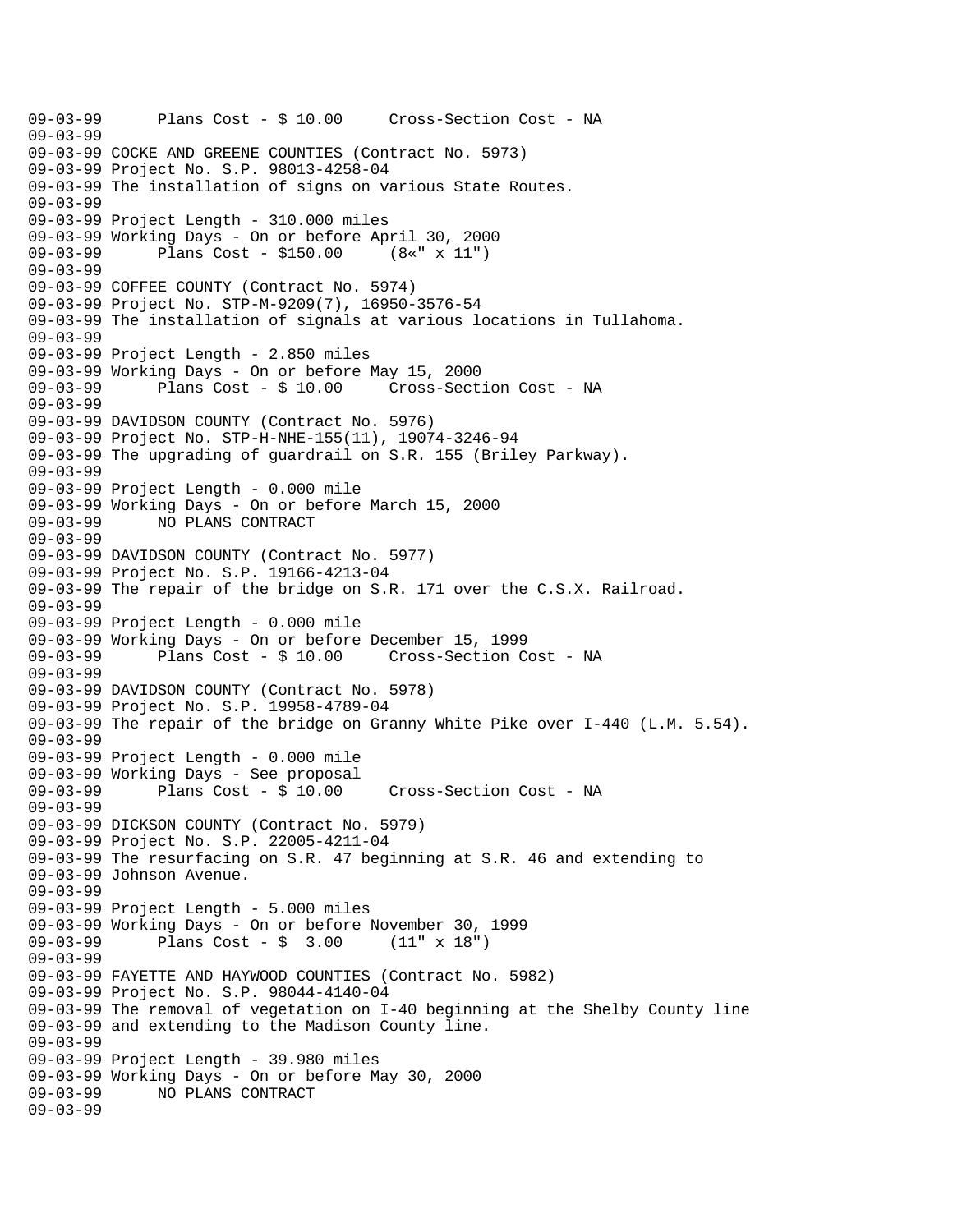```
09-03-99      Plans Cost - $ 10.00     Cross-Section Cost - NA
09-03-99
09-03-99 COCKE AND GREENE COUNTIES (Contract No. 5973)
09-03-99 Project No. S.P. 98013-4258-04
09-03-99 The installation of signs on various State Routes.
09-03-99
09-03-99 Project Length - 310.000 miles
09-03-99 Working Days - On or before April 30, 2000
09-03-99      Plans Cost - $150.00     (8«" x 11")
09-03-99
09-03-99 COFFEE COUNTY (Contract No. 5974)
09-03-99 Project No. STP-M-9209(7), 16950-3576-54
09-03-99 The installation of signals at various locations in Tullahoma.
09-03-99
09-03-99 Project Length - 2.850 miles
09-03-99 Working Days - On or before May 15, 2000
09-03-99      Plans Cost - $ 10.00     Cross-Section Cost - NA
09-03-99
09-03-99 DAVIDSON COUNTY (Contract No. 5976)
09-03-99 Project No. STP-H-NHE-155(11), 19074-3246-94
09-03-99 The upgrading of guardrail on S.R. 155 (Briley Parkway).
09-03-99
09-03-99 Project Length - 0.000 mile
09-03-99 Working Days - On or before March 15, 2000
09-03-99      NO PLANS CONTRACT
09-03-99
09-03-99 DAVIDSON COUNTY (Contract No. 5977)
09-03-99 Project No. S.P. 19166-4213-04
09-03-99 The repair of the bridge on S.R. 171 over the C.S.X. Railroad.
09-03-99
09-03-99 Project Length - 0.000 mile
09-03-99 Working Days - On or before December 15, 1999
09-03-99      Plans Cost - $ 10.00     Cross-Section Cost - NA
09-03-99
09-03-99 DAVIDSON COUNTY (Contract No. 5978)
09-03-99 Project No. S.P. 19958-4789-04
09-03-99 The repair of the bridge on Granny White Pike over I-440 (L.M. 5.54).
09-03-99
09-03-99 Project Length - 0.000 mile
09-03-99 Working Days - See proposal
09-03-99      Plans Cost - $ 10.00     Cross-Section Cost - NA
09-03-99
09-03-99 DICKSON COUNTY (Contract No. 5979)
09-03-99 Project No. S.P. 22005-4211-04
09-03-99 The resurfacing on S.R. 47 beginning at S.R. 46 and extending to
09-03-99 Johnson Avenue.
09-03-99
09-03-99 Project Length - 5.000 miles
09-03-99 Working Days - On or before November 30, 1999
09-03-99      Plans Cost - $  3.00     (11" x 18")
09-03-99
09-03-99 FAYETTE AND HAYWOOD COUNTIES (Contract No. 5982)
09-03-99 Project No. S.P. 98044-4140-04
09-03-99 The removal of vegetation on I-40 beginning at the Shelby County line
09-03-99 and extending to the Madison County line.
09-03-99
09-03-99 Project Length - 39.980 miles
09-03-99 Working Days - On or before May 30, 2000
09-03-99      NO PLANS CONTRACT
09-03-99
```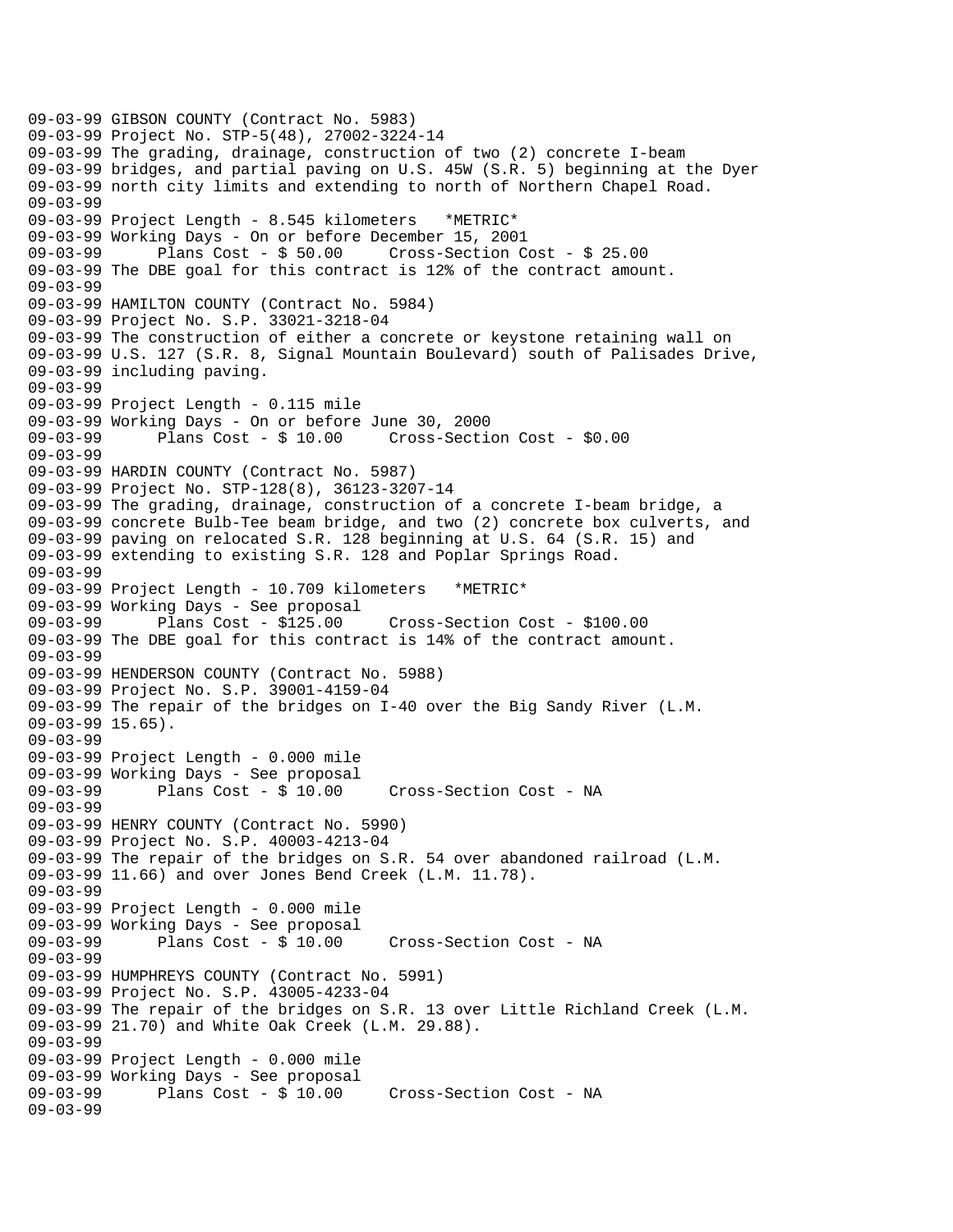```
09-03-99 GIBSON COUNTY (Contract No. 5983)
09-03-99 Project No. STP-5(48), 27002-3224-14
09-03-99 The grading, drainage, construction of two (2) concrete I-beam
09-03-99 bridges, and partial paving on U.S. 45W (S.R. 5) beginning at the Dyer
09-03-99 north city limits and extending to north of Northern Chapel Road.
09-03-99
09-03-99 Project Length - 8.545 kilometers   *METRIC*
09-03-99 Working Days - On or before December 15, 2001
09-03-99      Plans Cost - $ 50.00     Cross-Section Cost - $ 25.00
09-03-99 The DBE goal for this contract is 12% of the contract amount.
09-03-99
09-03-99 HAMILTON COUNTY (Contract No. 5984)
09-03-99 Project No. S.P. 33021-3218-04
09-03-99 The construction of either a concrete or keystone retaining wall on
09-03-99 U.S. 127 (S.R. 8, Signal Mountain Boulevard) south of Palisades Drive,
09-03-99 including paving.
09-03-99
09-03-99 Project Length - 0.115 mile
09-03-99 Working Days - On or before June 30, 2000
09-03-99      Plans Cost - $ 10.00     Cross-Section Cost - $0.00
09-03-99
09-03-99 HARDIN COUNTY (Contract No. 5987)
09-03-99 Project No. STP-128(8), 36123-3207-14
09-03-99 The grading, drainage, construction of a concrete I-beam bridge, a
09-03-99 concrete Bulb-Tee beam bridge, and two (2) concrete box culverts, and
09-03-99 paving on relocated S.R. 128 beginning at U.S. 64 (S.R. 15) and
09-03-99 extending to existing S.R. 128 and Poplar Springs Road.
09-03-99
09-03-99 Project Length - 10.709 kilometers   *METRIC*
09-03-99 Working Days - See proposal
09-03-99      Plans Cost - $125.00     Cross-Section Cost - $100.00
09-03-99 The DBE goal for this contract is 14% of the contract amount.
09-03-99
09-03-99 HENDERSON COUNTY (Contract No. 5988)
09-03-99 Project No. S.P. 39001-4159-04
09-03-99 The repair of the bridges on I-40 over the Big Sandy River (L.M.
09-03-99 15.65).
09-03-99
09-03-99 Project Length - 0.000 mile
09-03-99 Working Days - See proposal
09-03-99      Plans Cost - $ 10.00     Cross-Section Cost - NA
09-03-99
09-03-99 HENRY COUNTY (Contract No. 5990)
09-03-99 Project No. S.P. 40003-4213-04
09-03-99 The repair of the bridges on S.R. 54 over abandoned railroad (L.M.
09-03-99 11.66) and over Jones Bend Creek (L.M. 11.78).
09-03-99
09-03-99 Project Length - 0.000 mile
09-03-99 Working Days - See proposal
09-03-99      Plans Cost - $ 10.00     Cross-Section Cost - NA
09-03-99
09-03-99 HUMPHREYS COUNTY (Contract No. 5991)
09-03-99 Project No. S.P. 43005-4233-04
09-03-99 The repair of the bridges on S.R. 13 over Little Richland Creek (L.M.
09-03-99 21.70) and White Oak Creek (L.M. 29.88).
09-03-99
09-03-99 Project Length - 0.000 mile
09-03-99 Working Days - See proposal
09-03-99      Plans Cost - $ 10.00     Cross-Section Cost - NA
09-03-99
```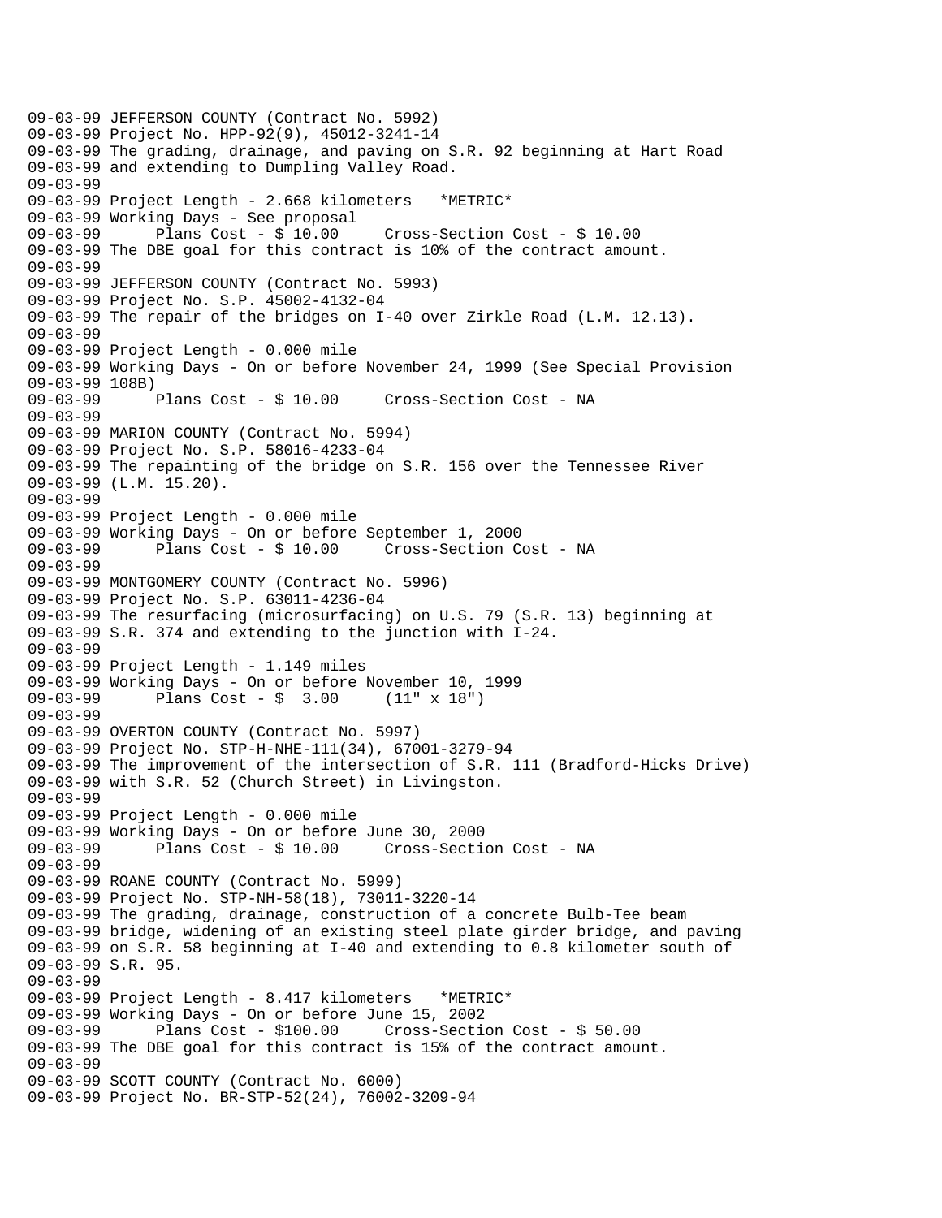```
09-03-99 JEFFERSON COUNTY (Contract No. 5992)
09-03-99 Project No. HPP-92(9), 45012-3241-14
09-03-99 The grading, drainage, and paving on S.R. 92 beginning at Hart Road
09-03-99 and extending to Dumpling Valley Road.
09-03-99
09-03-99 Project Length - 2.668 kilometers   *METRIC*
09-03-99 Working Days - See proposal
09-03-99      Plans Cost - $ 10.00     Cross-Section Cost - $ 10.00
09-03-99 The DBE goal for this contract is 10% of the contract amount.
09-03-99
09-03-99 JEFFERSON COUNTY (Contract No. 5993)
09-03-99 Project No. S.P. 45002-4132-04
09-03-99 The repair of the bridges on I-40 over Zirkle Road (L.M. 12.13).
09-03-99
09-03-99 Project Length - 0.000 mile
09-03-99 Working Days - On or before November 24, 1999 (See Special Provision
09-03-99 108B)
09-03-99      Plans Cost - $ 10.00     Cross-Section Cost - NA
09-03-99
09-03-99 MARION COUNTY (Contract No. 5994)
09-03-99 Project No. S.P. 58016-4233-04
09-03-99 The repainting of the bridge on S.R. 156 over the Tennessee River
09-03-99 (L.M. 15.20).
09-03-99
09-03-99 Project Length - 0.000 mile
09-03-99 Working Days - On or before September 1, 2000
09-03-99      Plans Cost - $ 10.00     Cross-Section Cost - NA
09-03-99
09-03-99 MONTGOMERY COUNTY (Contract No. 5996)
09-03-99 Project No. S.P. 63011-4236-04
09-03-99 The resurfacing (microsurfacing) on U.S. 79 (S.R. 13) beginning at
09-03-99 S.R. 374 and extending to the junction with I-24.
09-03-99
09-03-99 Project Length - 1.149 miles
09-03-99 Working Days - On or before November 10, 1999
09-03-99      Plans Cost - $  3.00     (11" x 18")
09-03-99
09-03-99 OVERTON COUNTY (Contract No. 5997)
09-03-99 Project No. STP-H-NHE-111(34), 67001-3279-94
09-03-99 The improvement of the intersection of S.R. 111 (Bradford-Hicks Drive)
09-03-99 with S.R. 52 (Church Street) in Livingston.
09-03-99
09-03-99 Project Length - 0.000 mile
09-03-99 Working Days - On or before June 30, 2000
09-03-99      Plans Cost - $ 10.00     Cross-Section Cost - NA
09-03-99
09-03-99 ROANE COUNTY (Contract No. 5999)
09-03-99 Project No. STP-NH-58(18), 73011-3220-14
09-03-99 The grading, drainage, construction of a concrete Bulb-Tee beam
09-03-99 bridge, widening of an existing steel plate girder bridge, and paving
09-03-99 on S.R. 58 beginning at I-40 and extending to 0.8 kilometer south of
09-03-99 S.R. 95.
09-03-99
09-03-99 Project Length - 8.417 kilometers   *METRIC*
09-03-99 Working Days - On or before June 15, 2002
09-03-99      Plans Cost - $100.00     Cross-Section Cost - $ 50.00
09-03-99 The DBE goal for this contract is 15% of the contract amount.
09-03-99
09-03-99 SCOTT COUNTY (Contract No. 6000)
09-03-99 Project No. BR-STP-52(24), 76002-3209-94
```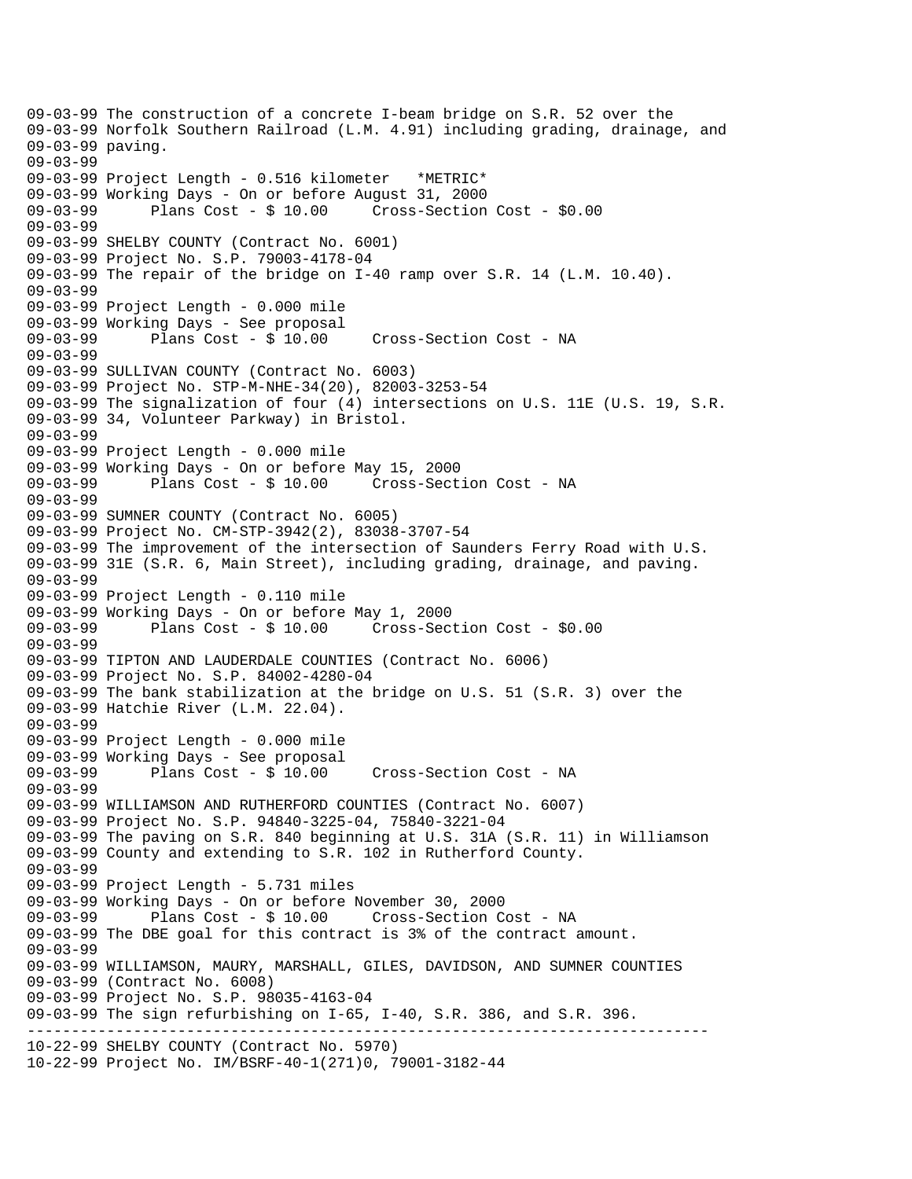```
09-03-99 The construction of a concrete I-beam bridge on S.R. 52 over the
09-03-99 Norfolk Southern Railroad (L.M. 4.91) including grading, drainage, and
09-03-99 paving.
09-03-99
09-03-99 Project Length - 0.516 kilometer   *METRIC*
09-03-99 Working Days - On or before August 31, 2000
09-03-99      Plans Cost - $ 10.00     Cross-Section Cost - $0.00
09-03-99
09-03-99 SHELBY COUNTY (Contract No. 6001)
09-03-99 Project No. S.P. 79003-4178-04
09-03-99 The repair of the bridge on I-40 ramp over S.R. 14 (L.M. 10.40).
09-03-99
09-03-99 Project Length - 0.000 mile
09-03-99 Working Days - See proposal
09-03-99      Plans Cost - $ 10.00     Cross-Section Cost - NA
09-03-99
09-03-99 SULLIVAN COUNTY (Contract No. 6003)
09-03-99 Project No. STP-M-NHE-34(20), 82003-3253-54
09-03-99 The signalization of four (4) intersections on U.S. 11E (U.S. 19, S.R.
09-03-99 34, Volunteer Parkway) in Bristol.
09-03-99
09-03-99 Project Length - 0.000 mile
09-03-99 Working Days - On or before May 15, 2000
09-03-99      Plans Cost - $ 10.00     Cross-Section Cost - NA
09-03-99
09-03-99 SUMNER COUNTY (Contract No. 6005)
09-03-99 Project No. CM-STP-3942(2), 83038-3707-54
09-03-99 The improvement of the intersection of Saunders Ferry Road with U.S.
09-03-99 31E (S.R. 6, Main Street), including grading, drainage, and paving.
09-03-99
09-03-99 Project Length - 0.110 mile
09-03-99 Working Days - On or before May 1, 2000
09-03-99      Plans Cost - $ 10.00     Cross-Section Cost - $0.00
09-03-99
09-03-99 TIPTON AND LAUDERDALE COUNTIES (Contract No. 6006)
09-03-99 Project No. S.P. 84002-4280-04
09-03-99 The bank stabilization at the bridge on U.S. 51 (S.R. 3) over the
09-03-99 Hatchie River (L.M. 22.04).
09-03-99
09-03-99 Project Length - 0.000 mile
09-03-99 Working Days - See proposal
09-03-99      Plans Cost - $ 10.00     Cross-Section Cost - NA
09-03-99
09-03-99 WILLIAMSON AND RUTHERFORD COUNTIES (Contract No. 6007)
09-03-99 Project No. S.P. 94840-3225-04, 75840-3221-04
09-03-99 The paving on S.R. 840 beginning at U.S. 31A (S.R. 11) in Williamson
09-03-99 County and extending to S.R. 102 in Rutherford County.
09-03-99
09-03-99 Project Length - 5.731 miles
09-03-99 Working Days - On or before November 30, 2000
09-03-99      Plans Cost - $ 10.00     Cross-Section Cost - NA
09-03-99 The DBE goal for this contract is 3% of the contract amount.
09-03-99
09-03-99 WILLIAMSON, MAURY, MARSHALL, GILES, DAVIDSON, AND SUMNER COUNTIES
09-03-99 (Contract No. 6008)
09-03-99 Project No. S.P. 98035-4163-04
09-03-99 The sign refurbishing on I-65, I-40, S.R. 386, and S.R. 396.
-----------------------------------------------------------------------------
10-22-99 SHELBY COUNTY (Contract No. 5970)
10-22-99 Project No. IM/BSRF-40-1(271)0, 79001-3182-44
```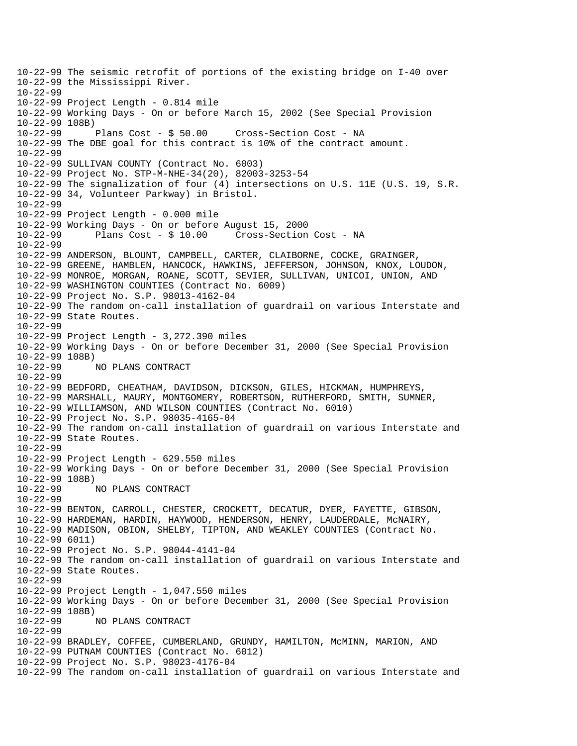```
10-22-99 The seismic retrofit of portions of the existing bridge on I-40 over
10-22-99 the Mississippi River.
10-22-99
10-22-99 Project Length - 0.814 mile
10-22-99 Working Days - On or before March 15, 2002 (See Special Provision
10-22-99 108B)
10-22-99       Plans Cost - $ 50.00     Cross-Section Cost - NA
10-22-99 The DBE goal for this contract is 10% of the contract amount.
10-22-99
10-22-99 SULLIVAN COUNTY (Contract No. 6003)
10-22-99 Project No. STP-M-NHE-34(20), 82003-3253-54
10-22-99 The signalization of four (4) intersections on U.S. 11E (U.S. 19, S.R.
10-22-99 34, Volunteer Parkway) in Bristol.
10-22-99
10-22-99 Project Length - 0.000 mile
10-22-99 Working Days - On or before August 15, 2000
10-22-99       Plans Cost - $ 10.00     Cross-Section Cost - NA
10-22-99
10-22-99 ANDERSON, BLOUNT, CAMPBELL, CARTER, CLAIBORNE, COCKE, GRAINGER,
10-22-99 GREENE, HAMBLEN, HANCOCK, HAWKINS, JEFFERSON, JOHNSON, KNOX, LOUDON,
10-22-99 MONROE, MORGAN, ROANE, SCOTT, SEVIER, SULLIVAN, UNICOI, UNION, AND
10-22-99 WASHINGTON COUNTIES (Contract No. 6009)
10-22-99 Project No. S.P. 98013-4162-04
10-22-99 The random on-call installation of guardrail on various Interstate and
10-22-99 State Routes.
10-22-99
10-22-99 Project Length - 3,272.390 miles
10-22-99 Working Days - On or before December 31, 2000 (See Special Provision
10-22-99 108B)
10-22-99      NO PLANS CONTRACT
10-22-99
10-22-99 BEDFORD, CHEATHAM, DAVIDSON, DICKSON, GILES, HICKMAN, HUMPHREYS,
10-22-99 MARSHALL, MAURY, MONTGOMERY, ROBERTSON, RUTHERFORD, SMITH, SUMNER,
10-22-99 WILLIAMSON, AND WILSON COUNTIES (Contract No. 6010)
10-22-99 Project No. S.P. 98035-4165-04
10-22-99 The random on-call installation of guardrail on various Interstate and
10-22-99 State Routes.
10-22-99
10-22-99 Project Length - 629.550 miles
10-22-99 Working Days - On or before December 31, 2000 (See Special Provision
10-22-99 108B)
10-22-99      NO PLANS CONTRACT
10-22-99
10-22-99 BENTON, CARROLL, CHESTER, CROCKETT, DECATUR, DYER, FAYETTE, GIBSON,
10-22-99 HARDEMAN, HARDIN, HAYWOOD, HENDERSON, HENRY, LAUDERDALE, McNAIRY,
10-22-99 MADISON, OBION, SHELBY, TIPTON, AND WEAKLEY COUNTIES (Contract No.
10-22-99 6011)
10-22-99 Project No. S.P. 98044-4141-04
10-22-99 The random on-call installation of guardrail on various Interstate and
10-22-99 State Routes.
10-22-99
10-22-99 Project Length - 1,047.550 miles
10-22-99 Working Days - On or before December 31, 2000 (See Special Provision
10-22-99 108B)
10-22-99      NO PLANS CONTRACT
10-22-99
10-22-99 BRADLEY, COFFEE, CUMBERLAND, GRUNDY, HAMILTON, McMINN, MARION, AND
10-22-99 PUTNAM COUNTIES (Contract No. 6012)
10-22-99 Project No. S.P. 98023-4176-04
10-22-99 The random on-call installation of guardrail on various Interstate and
```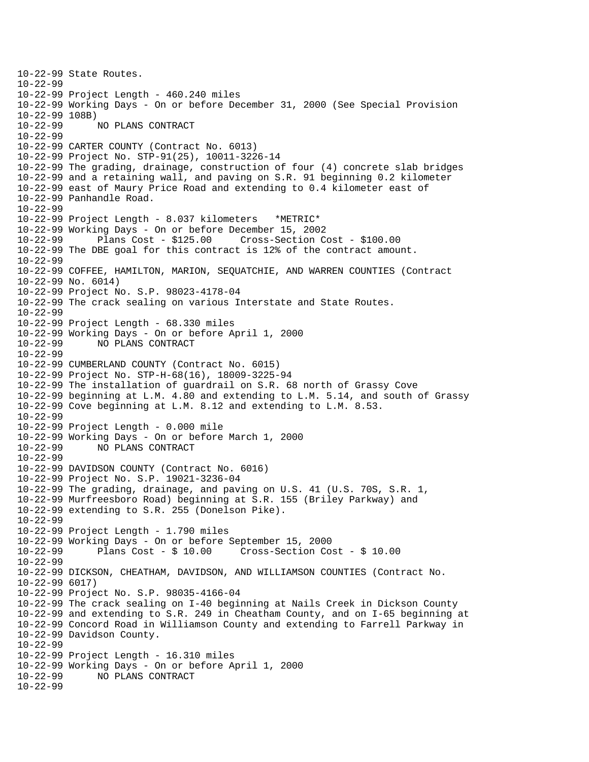10-22-99 State Routes.
10-22-99
10-22-99 Project Length - 460.240 miles
10-22-99 Working Days - On or before December 31, 2000 (See Special Provision
10-22-99 108B)
10-22-99 NO PLANS CONTRACT
10-22-99
10-22-99 CARTER COUNTY (Contract No. 6013)
10-22-99 Project No. STP-91(25), 10011-3226-14
10-22-99 The grading, drainage, construction of four (4) concrete slab bridges
10-22-99 and a retaining wall, and paving on S.R. 91 beginning 0.2 kilometer
10-22-99 east of Maury Price Road and extending to 0.4 kilometer east of
10-22-99 Panhandle Road.
10-22-99
10-22-99 Project Length - 8.037 kilometers *METRIC*
10-22-99 Working Days - On or before December 15, 2002
10-22-99 Plans Cost - $125.00 Cross-Section Cost - $100.00
10-22-99 The DBE goal for this contract is 12% of the contract amount.
10-22-99
10-22-99 COFFEE, HAMILTON, MARION, SEQUATCHIE, AND WARREN COUNTIES (Contract
10-22-99 No. 6014)
10-22-99 Project No. S.P. 98023-4178-04
10-22-99 The crack sealing on various Interstate and State Routes.
10-22-99
10-22-99 Project Length - 68.330 miles
10-22-99 Working Days - On or before April 1, 2000
10-22-99 NO PLANS CONTRACT
10-22-99
10-22-99 CUMBERLAND COUNTY (Contract No. 6015)
10-22-99 Project No. STP-H-68(16), 18009-3225-94
10-22-99 The installation of guardrail on S.R. 68 north of Grassy Cove
10-22-99 beginning at L.M. 4.80 and extending to L.M. 5.14, and south of Grassy
10-22-99 Cove beginning at L.M. 8.12 and extending to L.M. 8.53.
10-22-99
10-22-99 Project Length - 0.000 mile
10-22-99 Working Days - On or before March 1, 2000
10-22-99 NO PLANS CONTRACT
10-22-99
10-22-99 DAVIDSON COUNTY (Contract No. 6016)
10-22-99 Project No. S.P. 19021-3236-04
10-22-99 The grading, drainage, and paving on U.S. 41 (U.S. 70S, S.R. 1,
10-22-99 Murfreesboro Road) beginning at S.R. 155 (Briley Parkway) and
10-22-99 extending to S.R. 255 (Donelson Pike).
10-22-99
10-22-99 Project Length - 1.790 miles
10-22-99 Working Days - On or before September 15, 2000
10-22-99 Plans Cost - $ 10.00 Cross-Section Cost - $ 10.00
10-22-99
10-22-99 DICKSON, CHEATHAM, DAVIDSON, AND WILLIAMSON COUNTIES (Contract No.
10-22-99 6017)
10-22-99 Project No. S.P. 98035-4166-04
10-22-99 The crack sealing on I-40 beginning at Nails Creek in Dickson County
10-22-99 and extending to S.R. 249 in Cheatham County, and on I-65 beginning at
10-22-99 Concord Road in Williamson County and extending to Farrell Parkway in
10-22-99 Davidson County.
10-22-99
10-22-99 Project Length - 16.310 miles
10-22-99 Working Days - On or before April 1, 2000
10-22-99 NO PLANS CONTRACT
10-22-99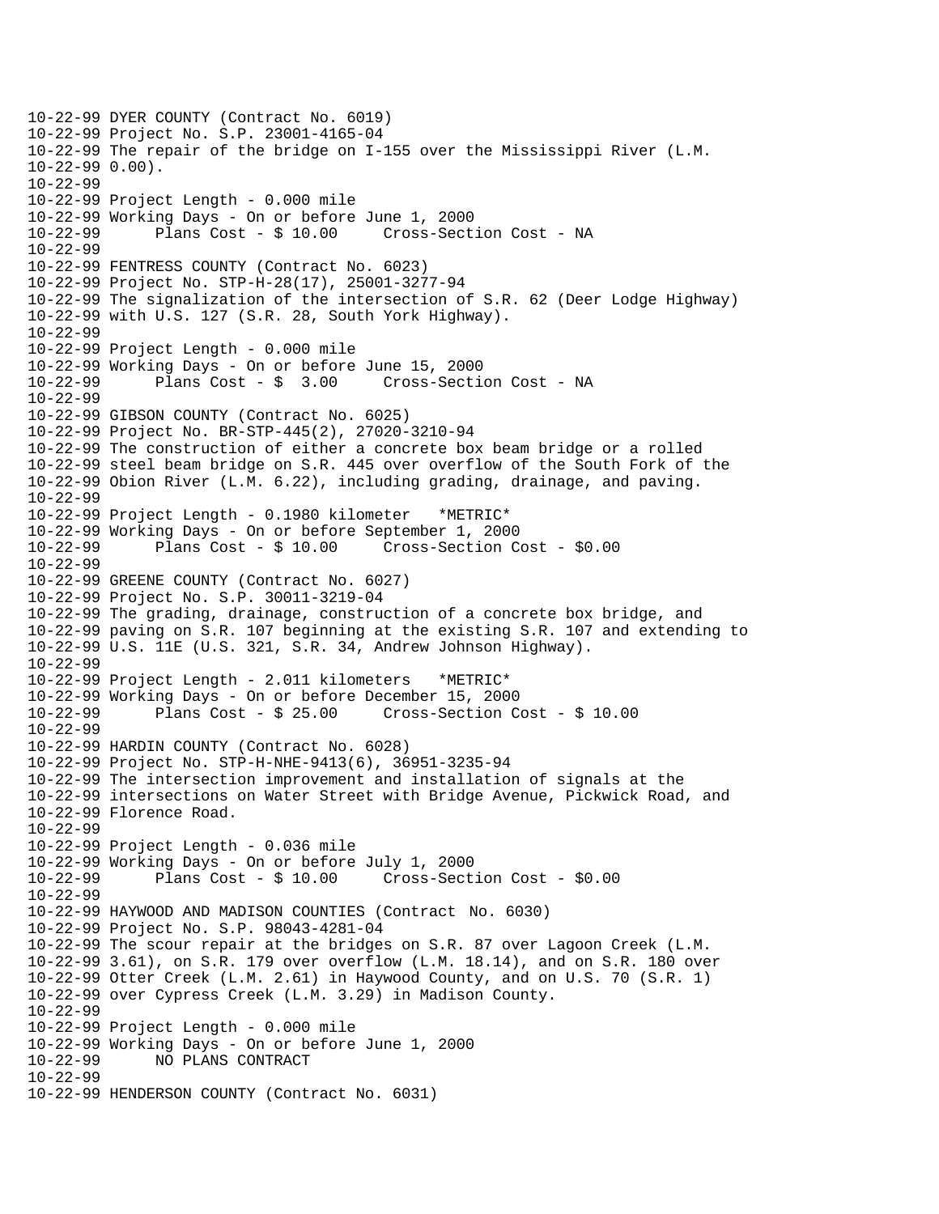```
10-22-99 DYER COUNTY (Contract No. 6019)
10-22-99 Project No. S.P. 23001-4165-04
10-22-99 The repair of the bridge on I-155 over the Mississippi River (L.M.
10-22-99 0.00).
10-22-99
10-22-99 Project Length - 0.000 mile
10-22-99 Working Days - On or before June 1, 2000
10-22-99       Plans Cost - $ 10.00     Cross-Section Cost - NA
10-22-99
10-22-99 FENTRESS COUNTY (Contract No. 6023)
10-22-99 Project No. STP-H-28(17), 25001-3277-94
10-22-99 The signalization of the intersection of S.R. 62 (Deer Lodge Highway)
10-22-99 with U.S. 127 (S.R. 28, South York Highway).
10-22-99
10-22-99 Project Length - 0.000 mile
10-22-99 Working Days - On or before June 15, 2000
10-22-99       Plans Cost - $  3.00     Cross-Section Cost - NA
10-22-99
10-22-99 GIBSON COUNTY (Contract No. 6025)
10-22-99 Project No. BR-STP-445(2), 27020-3210-94
10-22-99 The construction of either a concrete box beam bridge or a rolled
10-22-99 steel beam bridge on S.R. 445 over overflow of the South Fork of the
10-22-99 Obion River (L.M. 6.22), including grading, drainage, and paving.
10-22-99
10-22-99 Project Length - 0.1980 kilometer   *METRIC*
10-22-99 Working Days - On or before September 1, 2000
10-22-99       Plans Cost - $ 10.00     Cross-Section Cost - $0.00
10-22-99
10-22-99 GREENE COUNTY (Contract No. 6027)
10-22-99 Project No. S.P. 30011-3219-04
10-22-99 The grading, drainage, construction of a concrete box bridge, and
10-22-99 paving on S.R. 107 beginning at the existing S.R. 107 and extending to
10-22-99 U.S. 11E (U.S. 321, S.R. 34, Andrew Johnson Highway).
10-22-99
10-22-99 Project Length - 2.011 kilometers   *METRIC*
10-22-99 Working Days - On or before December 15, 2000
10-22-99       Plans Cost - $ 25.00     Cross-Section Cost - $ 10.00
10-22-99
10-22-99 HARDIN COUNTY (Contract No. 6028)
10-22-99 Project No. STP-H-NHE-9413(6), 36951-3235-94
10-22-99 The intersection improvement and installation of signals at the
10-22-99 intersections on Water Street with Bridge Avenue, Pickwick Road, and
10-22-99 Florence Road.
10-22-99
10-22-99 Project Length - 0.036 mile
10-22-99 Working Days - On or before July 1, 2000
10-22-99       Plans Cost - $ 10.00     Cross-Section Cost - $0.00
10-22-99
10-22-99 HAYWOOD AND MADISON COUNTIES (Contract No. 6030)
10-22-99 Project No. S.P. 98043-4281-04
10-22-99 The scour repair at the bridges on S.R. 87 over Lagoon Creek (L.M.
10-22-99 3.61), on S.R. 179 over overflow (L.M. 18.14), and on S.R. 180 over
10-22-99 Otter Creek (L.M. 2.61) in Haywood County, and on U.S. 70 (S.R. 1)
10-22-99 over Cypress Creek (L.M. 3.29) in Madison County.
10-22-99
10-22-99 Project Length - 0.000 mile
10-22-99 Working Days - On or before June 1, 2000
10-22-99       NO PLANS CONTRACT
10-22-99
10-22-99 HENDERSON COUNTY (Contract No. 6031)
```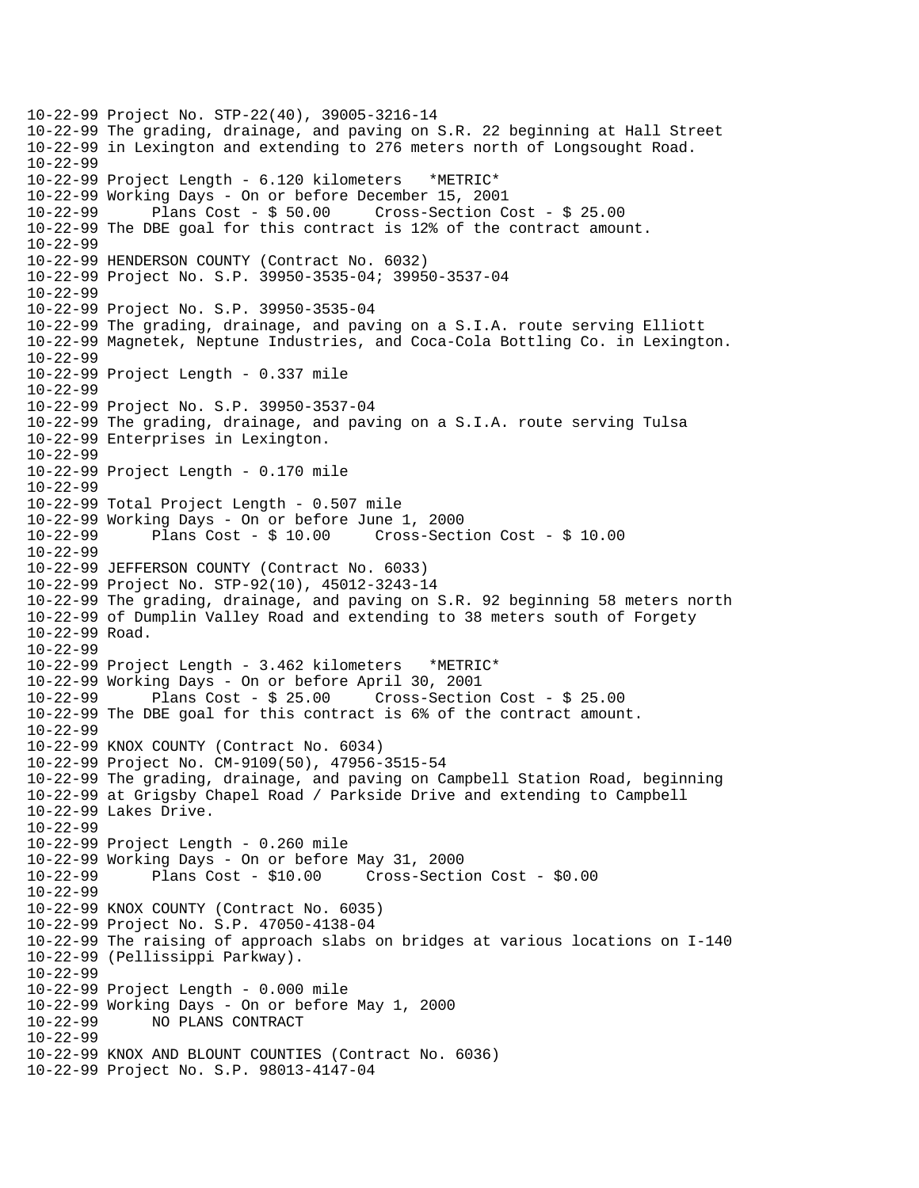```
10-22-99 Project No. STP-22(40), 39005-3216-14
10-22-99 The grading, drainage, and paving on S.R. 22 beginning at Hall Street
10-22-99 in Lexington and extending to 276 meters north of Longsought Road.
10-22-99
10-22-99 Project Length - 6.120 kilometers   *METRIC*
10-22-99 Working Days - On or before December 15, 2001
10-22-99       Plans Cost - $ 50.00     Cross-Section Cost - $ 25.00
10-22-99 The DBE goal for this contract is 12% of the contract amount.
10-22-99
10-22-99 HENDERSON COUNTY (Contract No. 6032)
10-22-99 Project No. S.P. 39950-3535-04; 39950-3537-04
10-22-99
10-22-99 Project No. S.P. 39950-3535-04
10-22-99 The grading, drainage, and paving on a S.I.A. route serving Elliott
10-22-99 Magnetek, Neptune Industries, and Coca-Cola Bottling Co. in Lexington.
10-22-99
10-22-99 Project Length - 0.337 mile
10-22-99
10-22-99 Project No. S.P. 39950-3537-04
10-22-99 The grading, drainage, and paving on a S.I.A. route serving Tulsa
10-22-99 Enterprises in Lexington.
10-22-99
10-22-99 Project Length - 0.170 mile
10-22-99
10-22-99 Total Project Length - 0.507 mile
10-22-99 Working Days - On or before June 1, 2000
10-22-99       Plans Cost - $ 10.00     Cross-Section Cost - $ 10.00
10-22-99
10-22-99 JEFFERSON COUNTY (Contract No. 6033)
10-22-99 Project No. STP-92(10), 45012-3243-14
10-22-99 The grading, drainage, and paving on S.R. 92 beginning 58 meters north
10-22-99 of Dumplin Valley Road and extending to 38 meters south of Forgety
10-22-99 Road.
10-22-99
10-22-99 Project Length - 3.462 kilometers   *METRIC*
10-22-99 Working Days - On or before April 30, 2001
10-22-99       Plans Cost - $ 25.00     Cross-Section Cost - $ 25.00
10-22-99 The DBE goal for this contract is 6% of the contract amount.
10-22-99
10-22-99 KNOX COUNTY (Contract No. 6034)
10-22-99 Project No. CM-9109(50), 47956-3515-54
10-22-99 The grading, drainage, and paving on Campbell Station Road, beginning
10-22-99 at Grigsby Chapel Road / Parkside Drive and extending to Campbell
10-22-99 Lakes Drive.
10-22-99
10-22-99 Project Length - 0.260 mile
10-22-99 Working Days - On or before May 31, 2000
10-22-99       Plans Cost - $10.00     Cross-Section Cost - $0.00
10-22-99
10-22-99 KNOX COUNTY (Contract No. 6035)
10-22-99 Project No. S.P. 47050-4138-04
10-22-99 The raising of approach slabs on bridges at various locations on I-140
10-22-99 (Pellissippi Parkway).
10-22-99
10-22-99 Project Length - 0.000 mile
10-22-99 Working Days - On or before May 1, 2000
10-22-99       NO PLANS CONTRACT
10-22-99
10-22-99 KNOX AND BLOUNT COUNTIES (Contract No. 6036)
10-22-99 Project No. S.P. 98013-4147-04
```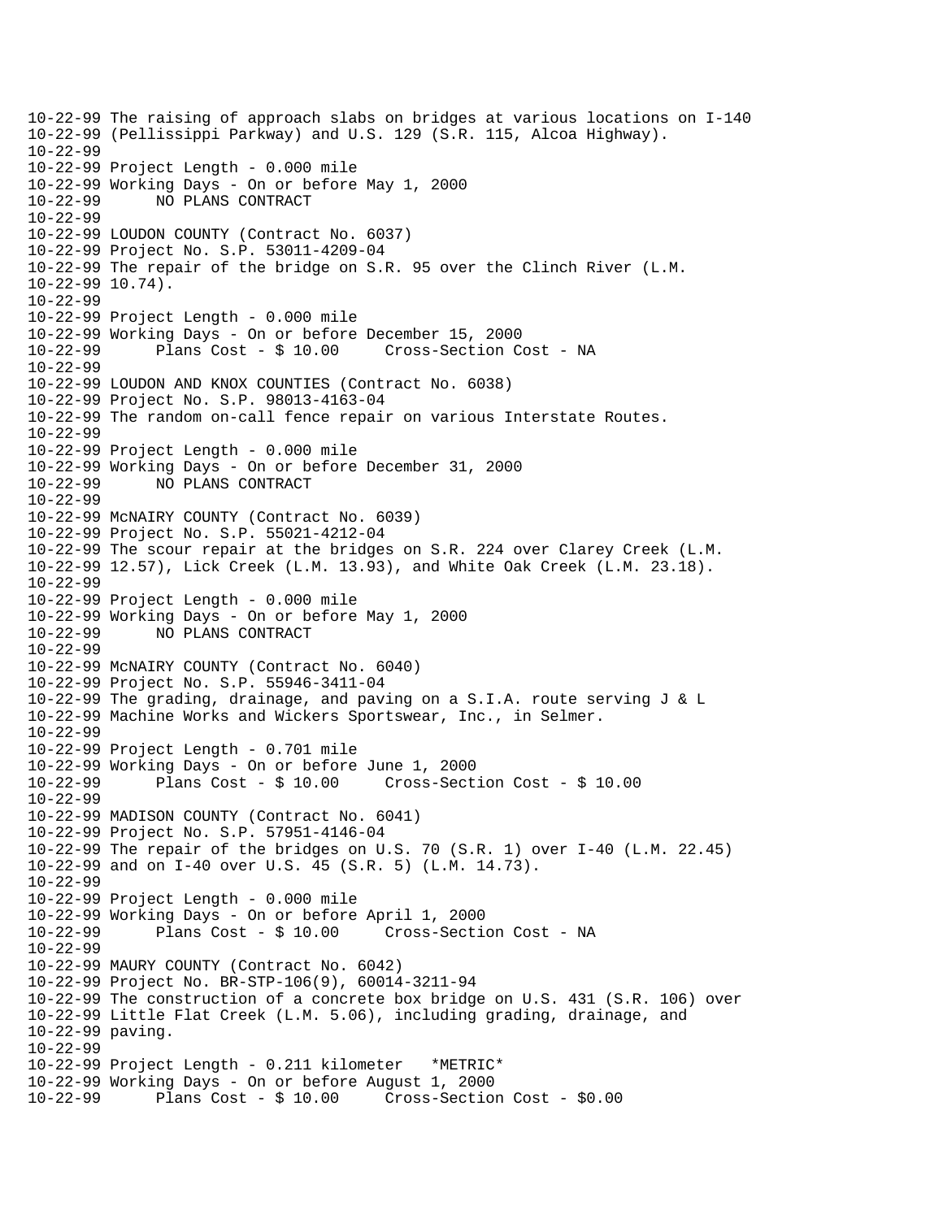```
10-22-99 The raising of approach slabs on bridges at various locations on I-140
10-22-99 (Pellissippi Parkway) and U.S. 129 (S.R. 115, Alcoa Highway).
10-22-99
10-22-99 Project Length - 0.000 mile
10-22-99 Working Days - On or before May 1, 2000
10-22-99      NO PLANS CONTRACT
10-22-99
10-22-99 LOUDON COUNTY (Contract No. 6037)
10-22-99 Project No. S.P. 53011-4209-04
10-22-99 The repair of the bridge on S.R. 95 over the Clinch River (L.M.
10-22-99 10.74).
10-22-99
10-22-99 Project Length - 0.000 mile
10-22-99 Working Days - On or before December 15, 2000
10-22-99      Plans Cost - $ 10.00     Cross-Section Cost - NA
10-22-99
10-22-99 LOUDON AND KNOX COUNTIES (Contract No. 6038)
10-22-99 Project No. S.P. 98013-4163-04
10-22-99 The random on-call fence repair on various Interstate Routes.
10-22-99
10-22-99 Project Length - 0.000 mile
10-22-99 Working Days - On or before December 31, 2000
10-22-99      NO PLANS CONTRACT
10-22-99
10-22-99 McNAIRY COUNTY (Contract No. 6039)
10-22-99 Project No. S.P. 55021-4212-04
10-22-99 The scour repair at the bridges on S.R. 224 over Clarey Creek (L.M.
10-22-99 12.57), Lick Creek (L.M. 13.93), and White Oak Creek (L.M. 23.18).
10-22-99
10-22-99 Project Length - 0.000 mile
10-22-99 Working Days - On or before May 1, 2000
10-22-99      NO PLANS CONTRACT
10-22-99
10-22-99 McNAIRY COUNTY (Contract No. 6040)
10-22-99 Project No. S.P. 55946-3411-04
10-22-99 The grading, drainage, and paving on a S.I.A. route serving J & L
10-22-99 Machine Works and Wickers Sportswear, Inc., in Selmer.
10-22-99
10-22-99 Project Length - 0.701 mile
10-22-99 Working Days - On or before June 1, 2000
10-22-99      Plans Cost - $ 10.00     Cross-Section Cost - $ 10.00
10-22-99
10-22-99 MADISON COUNTY (Contract No. 6041)
10-22-99 Project No. S.P. 57951-4146-04
10-22-99 The repair of the bridges on U.S. 70 (S.R. 1) over I-40 (L.M. 22.45)
10-22-99 and on I-40 over U.S. 45 (S.R. 5) (L.M. 14.73).
10-22-99
10-22-99 Project Length - 0.000 mile
10-22-99 Working Days - On or before April 1, 2000
10-22-99      Plans Cost - $ 10.00     Cross-Section Cost - NA
10-22-99
10-22-99 MAURY COUNTY (Contract No. 6042)
10-22-99 Project No. BR-STP-106(9), 60014-3211-94
10-22-99 The construction of a concrete box bridge on U.S. 431 (S.R. 106) over
10-22-99 Little Flat Creek (L.M. 5.06), including grading, drainage, and
10-22-99 paving.
10-22-99
10-22-99 Project Length - 0.211 kilometer   *METRIC*
10-22-99 Working Days - On or before August 1, 2000
10-22-99      Plans Cost - $ 10.00     Cross-Section Cost - $0.00
```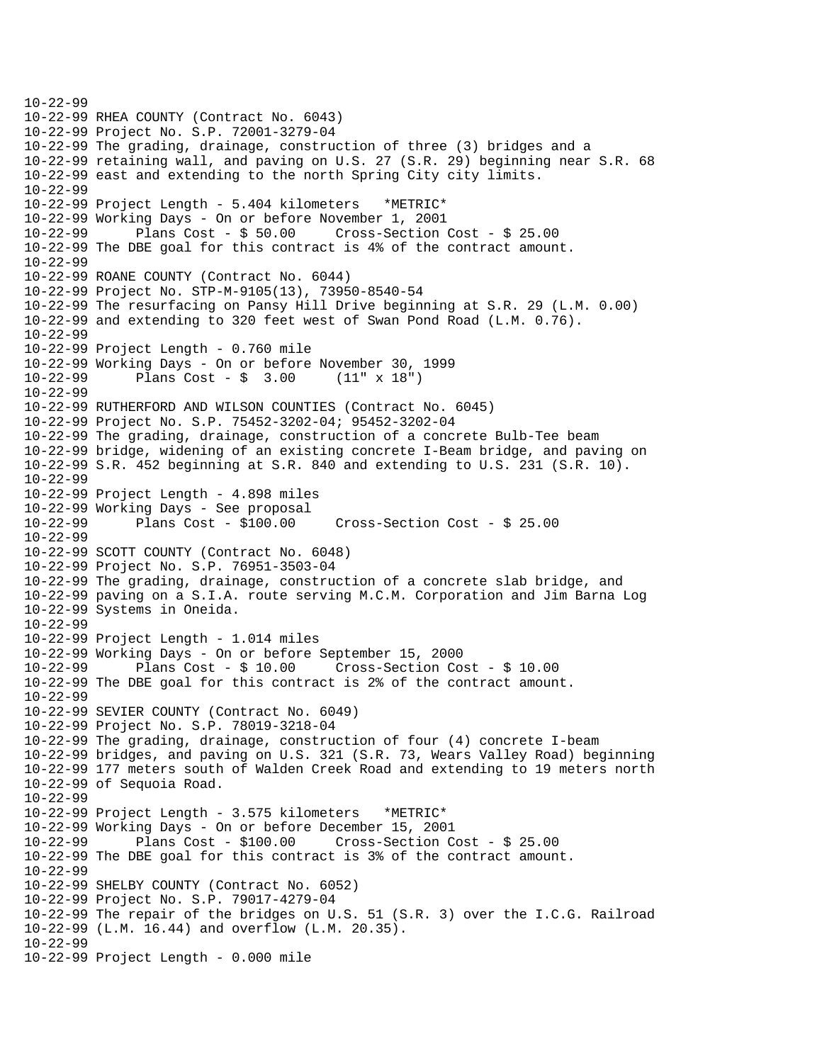```
10-22-99
10-22-99 RHEA COUNTY (Contract No. 6043)
10-22-99 Project No. S.P. 72001-3279-04
10-22-99 The grading, drainage, construction of three (3) bridges and a
10-22-99 retaining wall, and paving on U.S. 27 (S.R. 29) beginning near S.R. 68
10-22-99 east and extending to the north Spring City city limits.
10-22-99
10-22-99 Project Length - 5.404 kilometers   *METRIC*
10-22-99 Working Days - On or before November 1, 2001
10-22-99       Plans Cost - $ 50.00     Cross-Section Cost - $ 25.00
10-22-99 The DBE goal for this contract is 4% of the contract amount.
10-22-99
10-22-99 ROANE COUNTY (Contract No. 6044)
10-22-99 Project No. STP-M-9105(13), 73950-8540-54
10-22-99 The resurfacing on Pansy Hill Drive beginning at S.R. 29 (L.M. 0.00)
10-22-99 and extending to 320 feet west of Swan Pond Road (L.M. 0.76).
10-22-99
10-22-99 Project Length - 0.760 mile
10-22-99 Working Days - On or before November 30, 1999
10-22-99       Plans Cost - $  3.00     (11" x 18")
10-22-99
10-22-99 RUTHERFORD AND WILSON COUNTIES (Contract No. 6045)
10-22-99 Project No. S.P. 75452-3202-04; 95452-3202-04
10-22-99 The grading, drainage, construction of a concrete Bulb-Tee beam
10-22-99 bridge, widening of an existing concrete I-Beam bridge, and paving on
10-22-99 S.R. 452 beginning at S.R. 840 and extending to U.S. 231 (S.R. 10).
10-22-99
10-22-99 Project Length - 4.898 miles
10-22-99 Working Days - See proposal
10-22-99       Plans Cost - $100.00     Cross-Section Cost - $ 25.00
10-22-99
10-22-99 SCOTT COUNTY (Contract No. 6048)
10-22-99 Project No. S.P. 76951-3503-04
10-22-99 The grading, drainage, construction of a concrete slab bridge, and
10-22-99 paving on a S.I.A. route serving M.C.M. Corporation and Jim Barna Log
10-22-99 Systems in Oneida.
10-22-99
10-22-99 Project Length - 1.014 miles
10-22-99 Working Days - On or before September 15, 2000
10-22-99       Plans Cost - $ 10.00     Cross-Section Cost - $ 10.00
10-22-99 The DBE goal for this contract is 2% of the contract amount.
10-22-99
10-22-99 SEVIER COUNTY (Contract No. 6049)
10-22-99 Project No. S.P. 78019-3218-04
10-22-99 The grading, drainage, construction of four (4) concrete I-beam
10-22-99 bridges, and paving on U.S. 321 (S.R. 73, Wears Valley Road) beginning
10-22-99 177 meters south of Walden Creek Road and extending to 19 meters north
10-22-99 of Sequoia Road.
10-22-99
10-22-99 Project Length - 3.575 kilometers   *METRIC*
10-22-99 Working Days - On or before December 15, 2001
10-22-99       Plans Cost - $100.00     Cross-Section Cost - $ 25.00
10-22-99 The DBE goal for this contract is 3% of the contract amount.
10-22-99
10-22-99 SHELBY COUNTY (Contract No. 6052)
10-22-99 Project No. S.P. 79017-4279-04
10-22-99 The repair of the bridges on U.S. 51 (S.R. 3) over the I.C.G. Railroad
10-22-99 (L.M. 16.44) and overflow (L.M. 20.35).
10-22-99
10-22-99 Project Length - 0.000 mile
```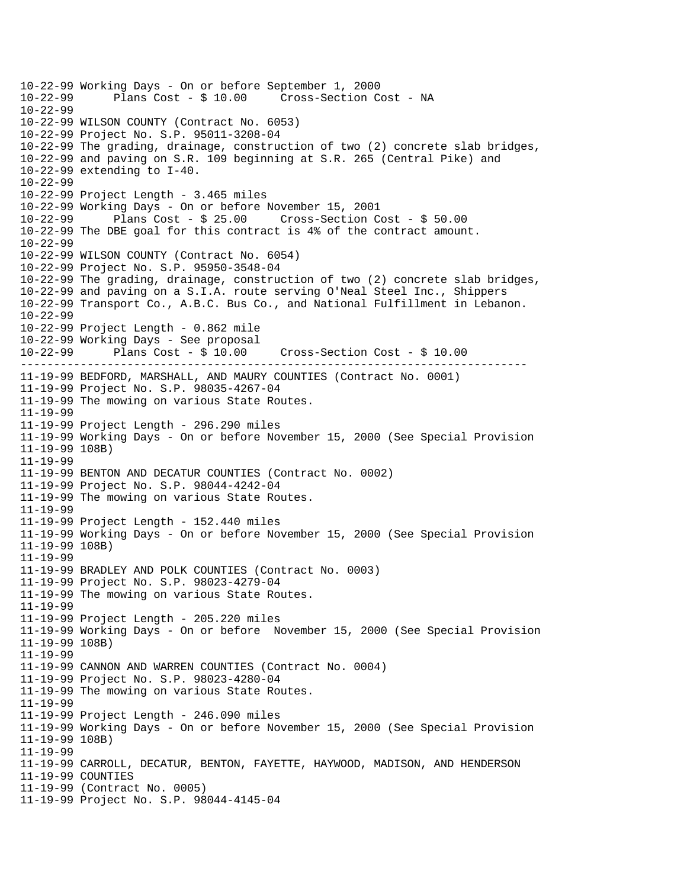```
10-22-99 Working Days - On or before September 1, 2000
10-22-99       Plans Cost - $ 10.00     Cross-Section Cost - NA
10-22-99
10-22-99 WILSON COUNTY (Contract No. 6053)
10-22-99 Project No. S.P. 95011-3208-04
10-22-99 The grading, drainage, construction of two (2) concrete slab bridges,
10-22-99 and paving on S.R. 109 beginning at S.R. 265 (Central Pike) and
10-22-99 extending to I-40.
10-22-99
10-22-99 Project Length - 3.465 miles
10-22-99 Working Days - On or before November 15, 2001
10-22-99       Plans Cost - $ 25.00     Cross-Section Cost - $ 50.00
10-22-99 The DBE goal for this contract is 4% of the contract amount.
10-22-99
10-22-99 WILSON COUNTY (Contract No. 6054)
10-22-99 Project No. S.P. 95950-3548-04
10-22-99 The grading, drainage, construction of two (2) concrete slab bridges,
10-22-99 and paving on a S.I.A. route serving O'Neal Steel Inc., Shippers
10-22-99 Transport Co., A.B.C. Bus Co., and National Fulfillment in Lebanon.
10-22-99
10-22-99 Project Length - 0.862 mile
10-22-99 Working Days - See proposal
10-22-99       Plans Cost - $ 10.00     Cross-Section Cost - $ 10.00
---------------------------------------------------------------------------
11-19-99 BEDFORD, MARSHALL, AND MAURY COUNTIES (Contract No. 0001)
11-19-99 Project No. S.P. 98035-4267-04
11-19-99 The mowing on various State Routes.
11-19-99
11-19-99 Project Length - 296.290 miles
11-19-99 Working Days - On or before November 15, 2000 (See Special Provision
11-19-99 108B)
11-19-99
11-19-99 BENTON AND DECATUR COUNTIES (Contract No. 0002)
11-19-99 Project No. S.P. 98044-4242-04
11-19-99 The mowing on various State Routes.
11-19-99
11-19-99 Project Length - 152.440 miles
11-19-99 Working Days - On or before November 15, 2000 (See Special Provision
11-19-99 108B)
11-19-99
11-19-99 BRADLEY AND POLK COUNTIES (Contract No. 0003)
11-19-99 Project No. S.P. 98023-4279-04
11-19-99 The mowing on various State Routes.
11-19-99
11-19-99 Project Length - 205.220 miles
11-19-99 Working Days - On or before  November 15, 2000 (See Special Provision
11-19-99 108B)
11-19-99
11-19-99 CANNON AND WARREN COUNTIES (Contract No. 0004)
11-19-99 Project No. S.P. 98023-4280-04
11-19-99 The mowing on various State Routes.
11-19-99
11-19-99 Project Length - 246.090 miles
11-19-99 Working Days - On or before November 15, 2000 (See Special Provision
11-19-99 108B)
11-19-99
11-19-99 CARROLL, DECATUR, BENTON, FAYETTE, HAYWOOD, MADISON, AND HENDERSON
11-19-99 COUNTIES
11-19-99 (Contract No. 0005)
11-19-99 Project No. S.P. 98044-4145-04
```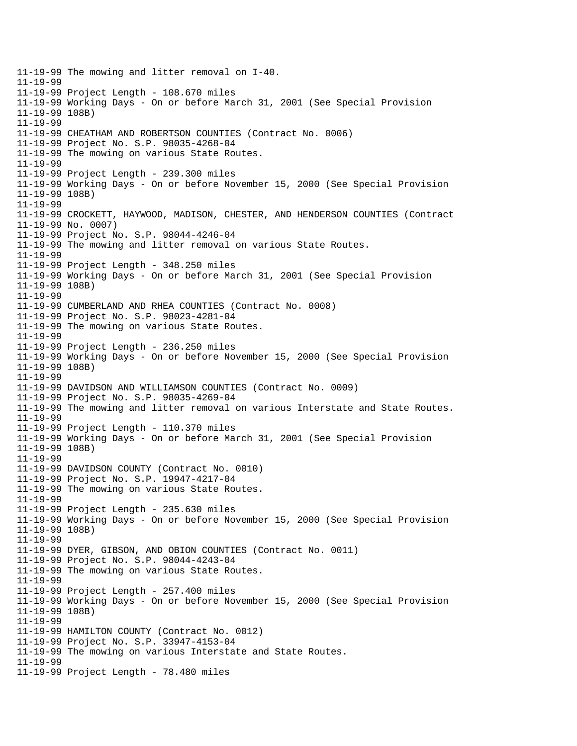11-19-99 The mowing and litter removal on I-40.
11-19-99
11-19-99 Project Length - 108.670 miles
11-19-99 Working Days - On or before March 31, 2001 (See Special Provision
11-19-99 108B)
11-19-99
11-19-99 CHEATHAM AND ROBERTSON COUNTIES (Contract No. 0006)
11-19-99 Project No. S.P. 98035-4268-04
11-19-99 The mowing on various State Routes.
11-19-99
11-19-99 Project Length - 239.300 miles
11-19-99 Working Days - On or before November 15, 2000 (See Special Provision
11-19-99 108B)
11-19-99
11-19-99 CROCKETT, HAYWOOD, MADISON, CHESTER, AND HENDERSON COUNTIES (Contract
11-19-99 No. 0007)
11-19-99 Project No. S.P. 98044-4246-04
11-19-99 The mowing and litter removal on various State Routes.
11-19-99
11-19-99 Project Length - 348.250 miles
11-19-99 Working Days - On or before March 31, 2001 (See Special Provision
11-19-99 108B)
11-19-99
11-19-99 CUMBERLAND AND RHEA COUNTIES (Contract No. 0008)
11-19-99 Project No. S.P. 98023-4281-04
11-19-99 The mowing on various State Routes.
11-19-99
11-19-99 Project Length - 236.250 miles
11-19-99 Working Days - On or before November 15, 2000 (See Special Provision
11-19-99 108B)
11-19-99
11-19-99 DAVIDSON AND WILLIAMSON COUNTIES (Contract No. 0009)
11-19-99 Project No. S.P. 98035-4269-04
11-19-99 The mowing and litter removal on various Interstate and State Routes.
11-19-99
11-19-99 Project Length - 110.370 miles
11-19-99 Working Days - On or before March 31, 2001 (See Special Provision
11-19-99 108B)
11-19-99
11-19-99 DAVIDSON COUNTY (Contract No. 0010)
11-19-99 Project No. S.P. 19947-4217-04
11-19-99 The mowing on various State Routes.
11-19-99
11-19-99 Project Length - 235.630 miles
11-19-99 Working Days - On or before November 15, 2000 (See Special Provision
11-19-99 108B)
11-19-99
11-19-99 DYER, GIBSON, AND OBION COUNTIES (Contract No. 0011)
11-19-99 Project No. S.P. 98044-4243-04
11-19-99 The mowing on various State Routes.
11-19-99
11-19-99 Project Length - 257.400 miles
11-19-99 Working Days - On or before November 15, 2000 (See Special Provision
11-19-99 108B)
11-19-99
11-19-99 HAMILTON COUNTY (Contract No. 0012)
11-19-99 Project No. S.P. 33947-4153-04
11-19-99 The mowing on various Interstate and State Routes.
11-19-99
11-19-99 Project Length - 78.480 miles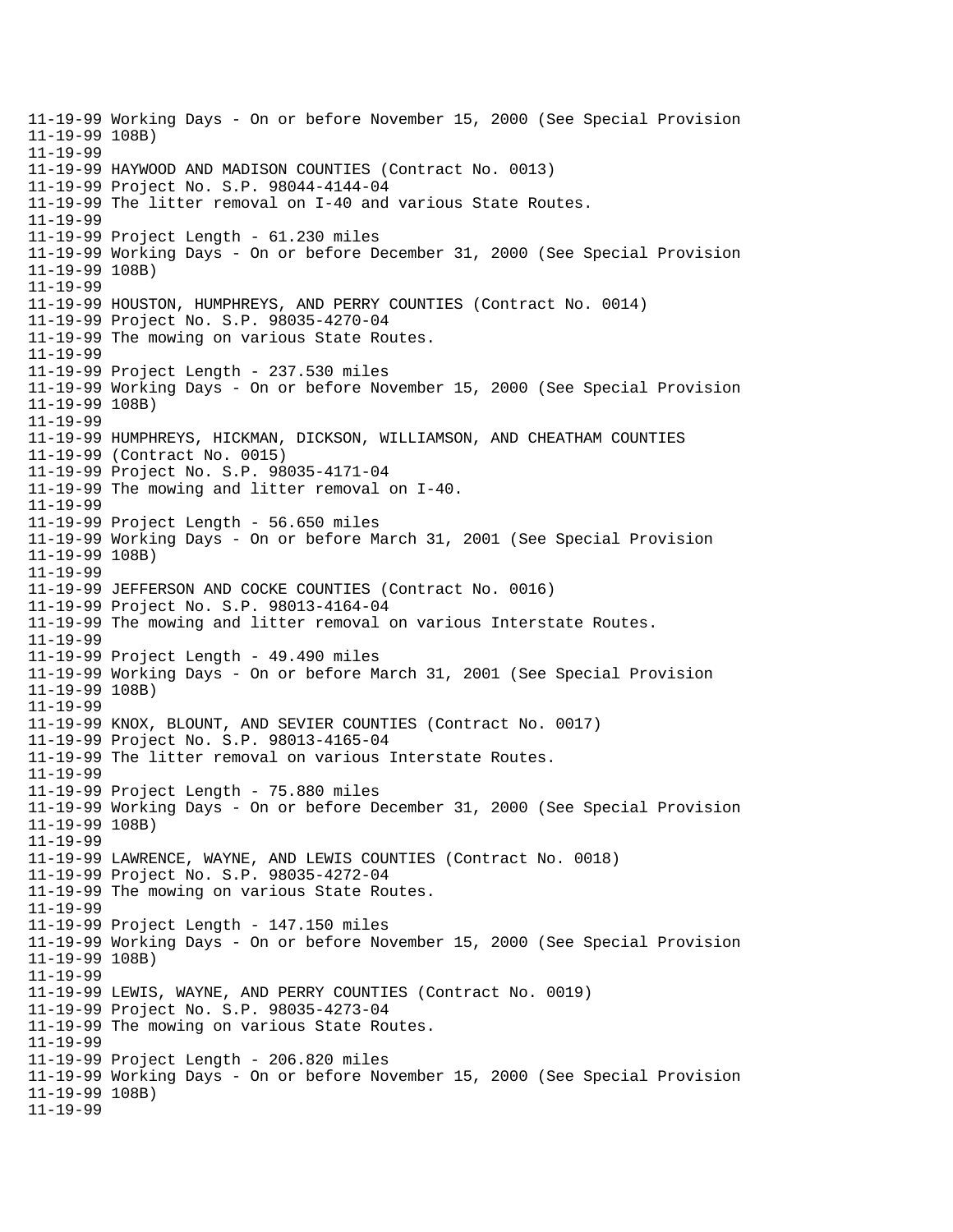11-19-99 Working Days - On or before November 15, 2000 (See Special Provision
11-19-99 108B)
11-19-99
11-19-99 HAYWOOD AND MADISON COUNTIES (Contract No. 0013)
11-19-99 Project No. S.P. 98044-4144-04
11-19-99 The litter removal on I-40 and various State Routes.
11-19-99
11-19-99 Project Length - 61.230 miles
11-19-99 Working Days - On or before December 31, 2000 (See Special Provision
11-19-99 108B)
11-19-99
11-19-99 HOUSTON, HUMPHREYS, AND PERRY COUNTIES (Contract No. 0014)
11-19-99 Project No. S.P. 98035-4270-04
11-19-99 The mowing on various State Routes.
11-19-99
11-19-99 Project Length - 237.530 miles
11-19-99 Working Days - On or before November 15, 2000 (See Special Provision
11-19-99 108B)
11-19-99
11-19-99 HUMPHREYS, HICKMAN, DICKSON, WILLIAMSON, AND CHEATHAM COUNTIES
11-19-99 (Contract No. 0015)
11-19-99 Project No. S.P. 98035-4171-04
11-19-99 The mowing and litter removal on I-40.
11-19-99
11-19-99 Project Length - 56.650 miles
11-19-99 Working Days - On or before March 31, 2001 (See Special Provision
11-19-99 108B)
11-19-99
11-19-99 JEFFERSON AND COCKE COUNTIES (Contract No. 0016)
11-19-99 Project No. S.P. 98013-4164-04
11-19-99 The mowing and litter removal on various Interstate Routes.
11-19-99
11-19-99 Project Length - 49.490 miles
11-19-99 Working Days - On or before March 31, 2001 (See Special Provision
11-19-99 108B)
11-19-99
11-19-99 KNOX, BLOUNT, AND SEVIER COUNTIES (Contract No. 0017)
11-19-99 Project No. S.P. 98013-4165-04
11-19-99 The litter removal on various Interstate Routes.
11-19-99
11-19-99 Project Length - 75.880 miles
11-19-99 Working Days - On or before December 31, 2000 (See Special Provision
11-19-99 108B)
11-19-99
11-19-99 LAWRENCE, WAYNE, AND LEWIS COUNTIES (Contract No. 0018)
11-19-99 Project No. S.P. 98035-4272-04
11-19-99 The mowing on various State Routes.
11-19-99
11-19-99 Project Length - 147.150 miles
11-19-99 Working Days - On or before November 15, 2000 (See Special Provision
11-19-99 108B)
11-19-99
11-19-99 LEWIS, WAYNE, AND PERRY COUNTIES (Contract No. 0019)
11-19-99 Project No. S.P. 98035-4273-04
11-19-99 The mowing on various State Routes.
11-19-99
11-19-99 Project Length - 206.820 miles
11-19-99 Working Days - On or before November 15, 2000 (See Special Provision
11-19-99 108B)
11-19-99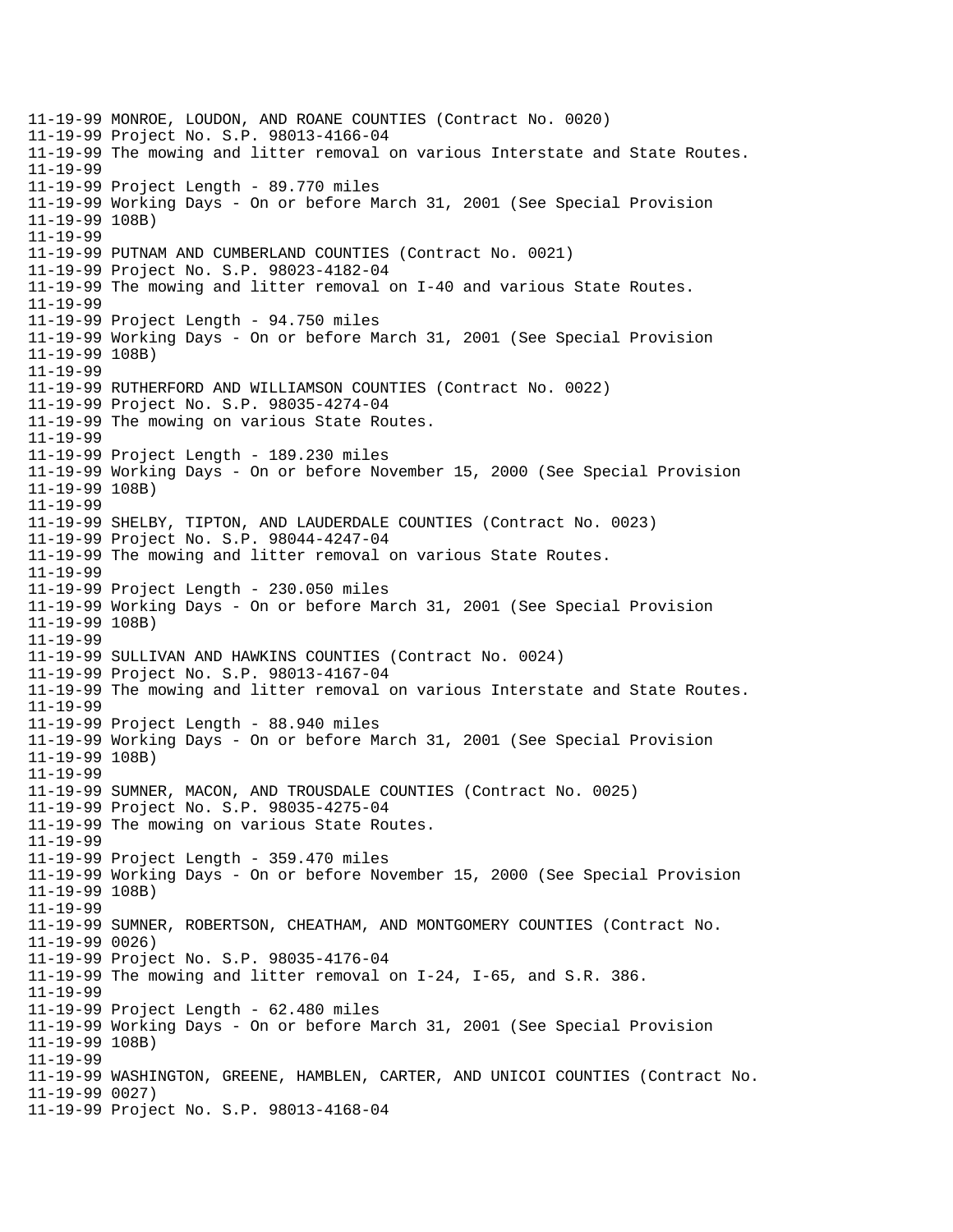```
11-19-99 MONROE, LOUDON, AND ROANE COUNTIES (Contract No. 0020)
11-19-99 Project No. S.P. 98013-4166-04
11-19-99 The mowing and litter removal on various Interstate and State Routes.
11-19-99
11-19-99 Project Length - 89.770 miles
11-19-99 Working Days - On or before March 31, 2001 (See Special Provision
11-19-99 108B)
11-19-99
11-19-99 PUTNAM AND CUMBERLAND COUNTIES (Contract No. 0021)
11-19-99 Project No. S.P. 98023-4182-04
11-19-99 The mowing and litter removal on I-40 and various State Routes.
11-19-99
11-19-99 Project Length - 94.750 miles
11-19-99 Working Days - On or before March 31, 2001 (See Special Provision
11-19-99 108B)
11-19-99
11-19-99 RUTHERFORD AND WILLIAMSON COUNTIES (Contract No. 0022)
11-19-99 Project No. S.P. 98035-4274-04
11-19-99 The mowing on various State Routes.
11-19-99
11-19-99 Project Length - 189.230 miles
11-19-99 Working Days - On or before November 15, 2000 (See Special Provision
11-19-99 108B)
11-19-99
11-19-99 SHELBY, TIPTON, AND LAUDERDALE COUNTIES (Contract No. 0023)
11-19-99 Project No. S.P. 98044-4247-04
11-19-99 The mowing and litter removal on various State Routes.
11-19-99
11-19-99 Project Length - 230.050 miles
11-19-99 Working Days - On or before March 31, 2001 (See Special Provision
11-19-99 108B)
11-19-99
11-19-99 SULLIVAN AND HAWKINS COUNTIES (Contract No. 0024)
11-19-99 Project No. S.P. 98013-4167-04
11-19-99 The mowing and litter removal on various Interstate and State Routes.
11-19-99
11-19-99 Project Length - 88.940 miles
11-19-99 Working Days - On or before March 31, 2001 (See Special Provision
11-19-99 108B)
11-19-99
11-19-99 SUMNER, MACON, AND TROUSDALE COUNTIES (Contract No. 0025)
11-19-99 Project No. S.P. 98035-4275-04
11-19-99 The mowing on various State Routes.
11-19-99
11-19-99 Project Length - 359.470 miles
11-19-99 Working Days - On or before November 15, 2000 (See Special Provision
11-19-99 108B)
11-19-99
11-19-99 SUMNER, ROBERTSON, CHEATHAM, AND MONTGOMERY COUNTIES (Contract No.
11-19-99 0026)
11-19-99 Project No. S.P. 98035-4176-04
11-19-99 The mowing and litter removal on I-24, I-65, and S.R. 386.
11-19-99
11-19-99 Project Length - 62.480 miles
11-19-99 Working Days - On or before March 31, 2001 (See Special Provision
11-19-99 108B)
11-19-99
11-19-99 WASHINGTON, GREENE, HAMBLEN, CARTER, AND UNICOI COUNTIES (Contract No.
11-19-99 0027)
11-19-99 Project No. S.P. 98013-4168-04
```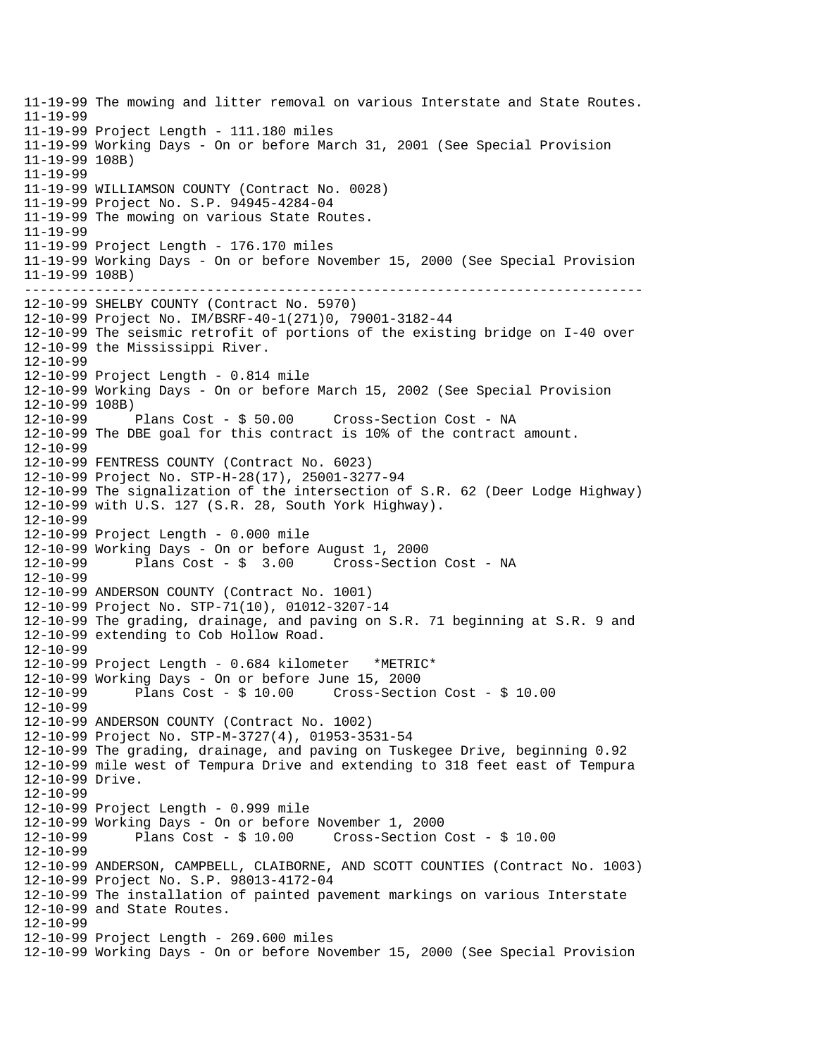```
11-19-99 The mowing and litter removal on various Interstate and State Routes.
11-19-99
11-19-99 Project Length - 111.180 miles
11-19-99 Working Days - On or before March 31, 2001 (See Special Provision
11-19-99 108B)
11-19-99
11-19-99 WILLIAMSON COUNTY (Contract No. 0028)
11-19-99 Project No. S.P. 94945-4284-04
11-19-99 The mowing on various State Routes.
11-19-99
11-19-99 Project Length - 176.170 miles
11-19-99 Working Days - On or before November 15, 2000 (See Special Provision
11-19-99 108B)
-----------------------------------------------------------------------------
12-10-99 SHELBY COUNTY (Contract No. 5970)
12-10-99 Project No. IM/BSRF-40-1(271)0, 79001-3182-44
12-10-99 The seismic retrofit of portions of the existing bridge on I-40 over
12-10-99 the Mississippi River.
12-10-99
12-10-99 Project Length - 0.814 mile
12-10-99 Working Days - On or before March 15, 2002 (See Special Provision
12-10-99 108B)
12-10-99      Plans Cost - $ 50.00     Cross-Section Cost - NA
12-10-99 The DBE goal for this contract is 10% of the contract amount.
12-10-99
12-10-99 FENTRESS COUNTY (Contract No. 6023)
12-10-99 Project No. STP-H-28(17), 25001-3277-94
12-10-99 The signalization of the intersection of S.R. 62 (Deer Lodge Highway)
12-10-99 with U.S. 127 (S.R. 28, South York Highway).
12-10-99
12-10-99 Project Length - 0.000 mile
12-10-99 Working Days - On or before August 1, 2000
12-10-99      Plans Cost - $  3.00     Cross-Section Cost - NA
12-10-99
12-10-99 ANDERSON COUNTY (Contract No. 1001)
12-10-99 Project No. STP-71(10), 01012-3207-14
12-10-99 The grading, drainage, and paving on S.R. 71 beginning at S.R. 9 and
12-10-99 extending to Cob Hollow Road.
12-10-99
12-10-99 Project Length - 0.684 kilometer   *METRIC*
12-10-99 Working Days - On or before June 15, 2000
12-10-99      Plans Cost - $ 10.00     Cross-Section Cost - $ 10.00
12-10-99
12-10-99 ANDERSON COUNTY (Contract No. 1002)
12-10-99 Project No. STP-M-3727(4), 01953-3531-54
12-10-99 The grading, drainage, and paving on Tuskegee Drive, beginning 0.92
12-10-99 mile west of Tempura Drive and extending to 318 feet east of Tempura
12-10-99 Drive.
12-10-99
12-10-99 Project Length - 0.999 mile
12-10-99 Working Days - On or before November 1, 2000
12-10-99      Plans Cost - $ 10.00     Cross-Section Cost - $ 10.00
12-10-99
12-10-99 ANDERSON, CAMPBELL, CLAIBORNE, AND SCOTT COUNTIES (Contract No. 1003)
12-10-99 Project No. S.P. 98013-4172-04
12-10-99 The installation of painted pavement markings on various Interstate
12-10-99 and State Routes.
12-10-99
12-10-99 Project Length - 269.600 miles
12-10-99 Working Days - On or before November 15, 2000 (See Special Provision
```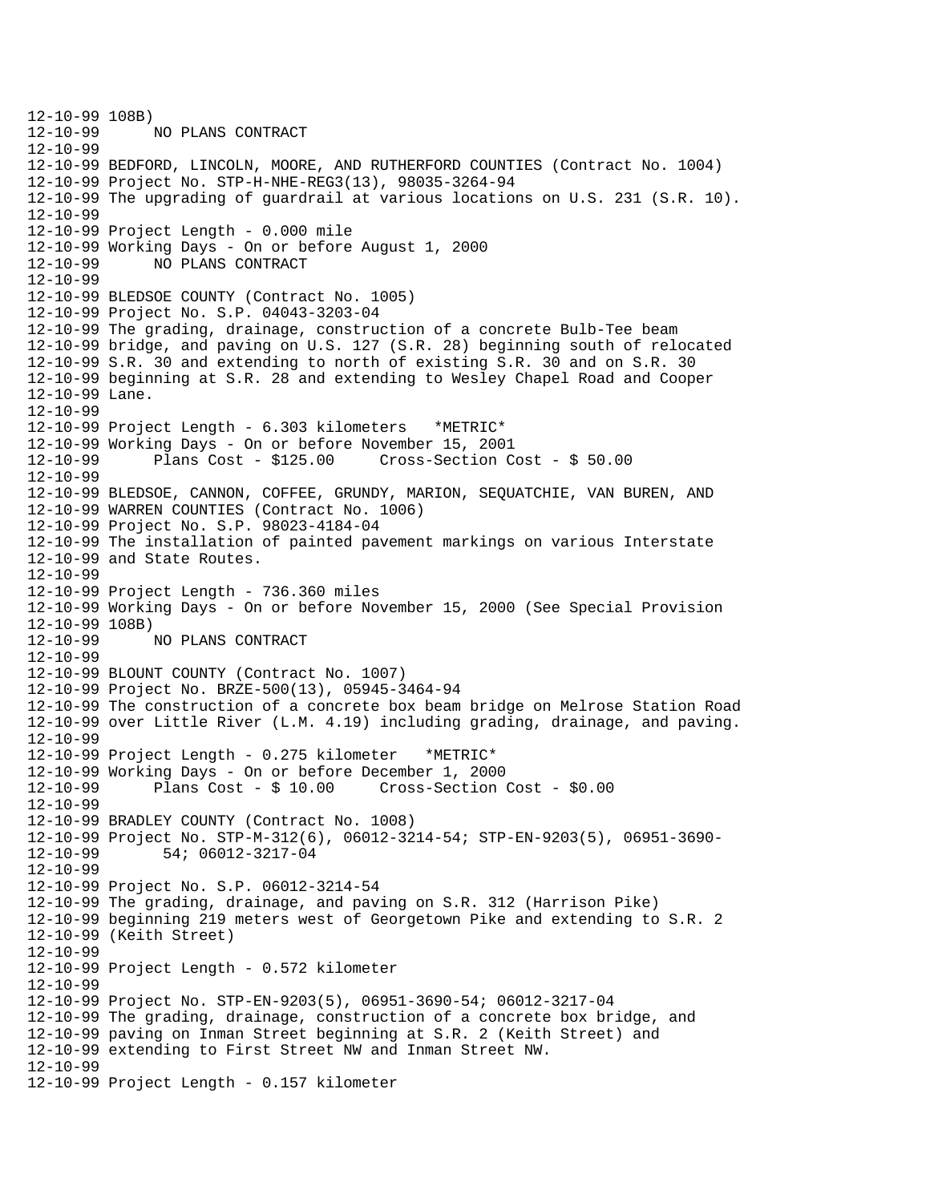```
12-10-99 108B)
12-10-99      NO PLANS CONTRACT
12-10-99
12-10-99 BEDFORD, LINCOLN, MOORE, AND RUTHERFORD COUNTIES (Contract No. 1004)
12-10-99 Project No. STP-H-NHE-REG3(13), 98035-3264-94
12-10-99 The upgrading of guardrail at various locations on U.S. 231 (S.R. 10).
12-10-99
12-10-99 Project Length - 0.000 mile
12-10-99 Working Days - On or before August 1, 2000
12-10-99      NO PLANS CONTRACT
12-10-99
12-10-99 BLEDSOE COUNTY (Contract No. 1005)
12-10-99 Project No. S.P. 04043-3203-04
12-10-99 The grading, drainage, construction of a concrete Bulb-Tee beam
12-10-99 bridge, and paving on U.S. 127 (S.R. 28) beginning south of relocated
12-10-99 S.R. 30 and extending to north of existing S.R. 30 and on S.R. 30
12-10-99 beginning at S.R. 28 and extending to Wesley Chapel Road and Cooper
12-10-99 Lane.
12-10-99
12-10-99 Project Length - 6.303 kilometers   *METRIC*
12-10-99 Working Days - On or before November 15, 2001
12-10-99      Plans Cost - $125.00     Cross-Section Cost - $ 50.00
12-10-99
12-10-99 BLEDSOE, CANNON, COFFEE, GRUNDY, MARION, SEQUATCHIE, VAN BUREN, AND
12-10-99 WARREN COUNTIES (Contract No. 1006)
12-10-99 Project No. S.P. 98023-4184-04
12-10-99 The installation of painted pavement markings on various Interstate
12-10-99 and State Routes.
12-10-99
12-10-99 Project Length - 736.360 miles
12-10-99 Working Days - On or before November 15, 2000 (See Special Provision
12-10-99 108B)
12-10-99      NO PLANS CONTRACT
12-10-99
12-10-99 BLOUNT COUNTY (Contract No. 1007)
12-10-99 Project No. BRZE-500(13), 05945-3464-94
12-10-99 The construction of a concrete box beam bridge on Melrose Station Road
12-10-99 over Little River (L.M. 4.19) including grading, drainage, and paving.
12-10-99
12-10-99 Project Length - 0.275 kilometer   *METRIC*
12-10-99 Working Days - On or before December 1, 2000
12-10-99      Plans Cost - $ 10.00     Cross-Section Cost - $0.00
12-10-99
12-10-99 BRADLEY COUNTY (Contract No. 1008)
12-10-99 Project No. STP-M-312(6), 06012-3214-54; STP-EN-9203(5), 06951-3690-
12-10-99       54; 06012-3217-04
12-10-99
12-10-99 Project No. S.P. 06012-3214-54
12-10-99 The grading, drainage, and paving on S.R. 312 (Harrison Pike)
12-10-99 beginning 219 meters west of Georgetown Pike and extending to S.R. 2
12-10-99 (Keith Street)
12-10-99
12-10-99 Project Length - 0.572 kilometer
12-10-99
12-10-99 Project No. STP-EN-9203(5), 06951-3690-54; 06012-3217-04
12-10-99 The grading, drainage, construction of a concrete box bridge, and
12-10-99 paving on Inman Street beginning at S.R. 2 (Keith Street) and
12-10-99 extending to First Street NW and Inman Street NW.
12-10-99
12-10-99 Project Length - 0.157 kilometer
```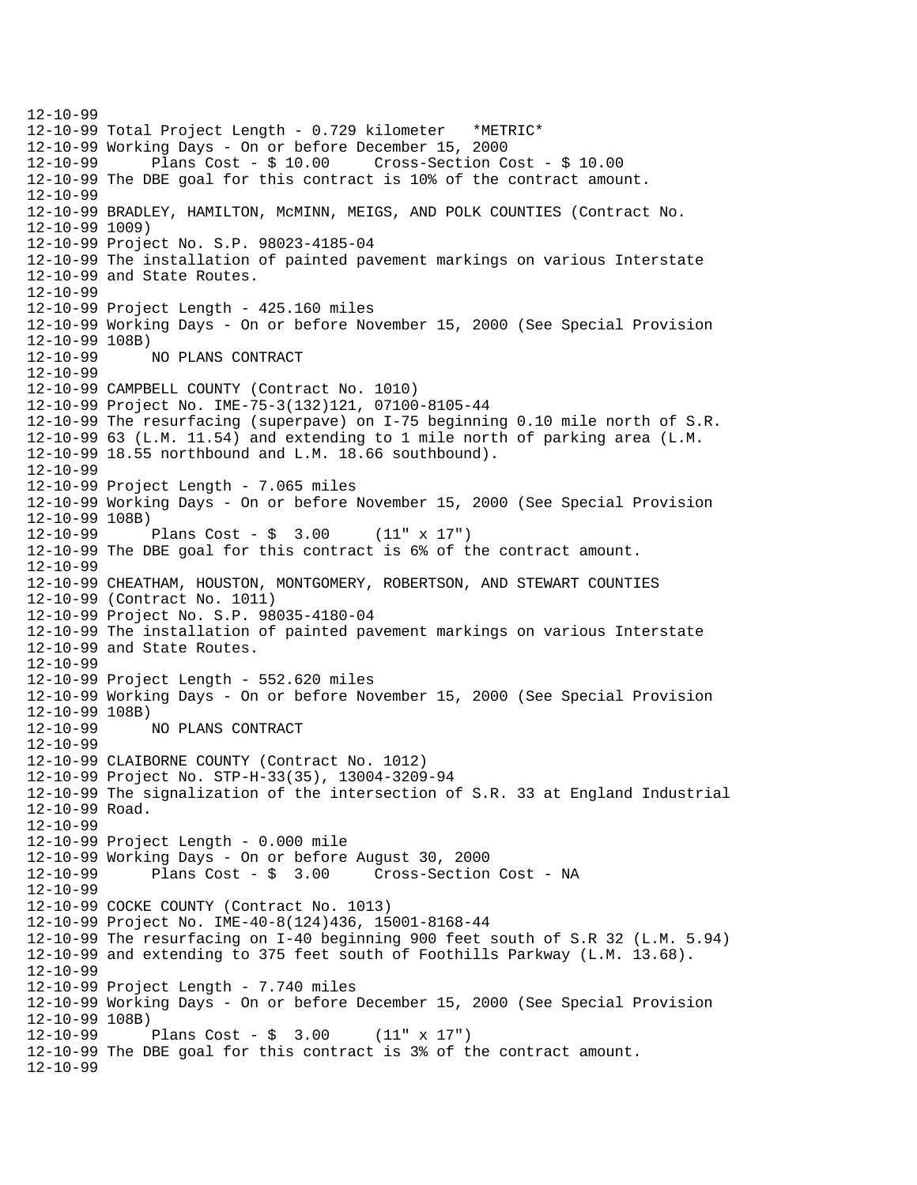12-10-99
12-10-99 Total Project Length - 0.729 kilometer   *METRIC*
12-10-99 Working Days - On or before December 15, 2000
12-10-99      Plans Cost - $ 10.00     Cross-Section Cost - $ 10.00
12-10-99 The DBE goal for this contract is 10% of the contract amount.
12-10-99
12-10-99 BRADLEY, HAMILTON, McMINN, MEIGS, AND POLK COUNTIES (Contract No.
12-10-99 1009)
12-10-99 Project No. S.P. 98023-4185-04
12-10-99 The installation of painted pavement markings on various Interstate
12-10-99 and State Routes.
12-10-99
12-10-99 Project Length - 425.160 miles
12-10-99 Working Days - On or before November 15, 2000 (See Special Provision
12-10-99 108B)
12-10-99      NO PLANS CONTRACT
12-10-99
12-10-99 CAMPBELL COUNTY (Contract No. 1010)
12-10-99 Project No. IME-75-3(132)121, 07100-8105-44
12-10-99 The resurfacing (superpave) on I-75 beginning 0.10 mile north of S.R.
12-10-99 63 (L.M. 11.54) and extending to 1 mile north of parking area (L.M.
12-10-99 18.55 northbound and L.M. 18.66 southbound).
12-10-99
12-10-99 Project Length - 7.065 miles
12-10-99 Working Days - On or before November 15, 2000 (See Special Provision
12-10-99 108B)
12-10-99      Plans Cost - $  3.00     (11" x 17")
12-10-99 The DBE goal for this contract is 6% of the contract amount.
12-10-99
12-10-99 CHEATHAM, HOUSTON, MONTGOMERY, ROBERTSON, AND STEWART COUNTIES
12-10-99 (Contract No. 1011)
12-10-99 Project No. S.P. 98035-4180-04
12-10-99 The installation of painted pavement markings on various Interstate
12-10-99 and State Routes.
12-10-99
12-10-99 Project Length - 552.620 miles
12-10-99 Working Days - On or before November 15, 2000 (See Special Provision
12-10-99 108B)
12-10-99      NO PLANS CONTRACT
12-10-99
12-10-99 CLAIBORNE COUNTY (Contract No. 1012)
12-10-99 Project No. STP-H-33(35), 13004-3209-94
12-10-99 The signalization of the intersection of S.R. 33 at England Industrial
12-10-99 Road.
12-10-99
12-10-99 Project Length - 0.000 mile
12-10-99 Working Days - On or before August 30, 2000
12-10-99      Plans Cost - $  3.00     Cross-Section Cost - NA
12-10-99
12-10-99 COCKE COUNTY (Contract No. 1013)
12-10-99 Project No. IME-40-8(124)436, 15001-8168-44
12-10-99 The resurfacing on I-40 beginning 900 feet south of S.R 32 (L.M. 5.94)
12-10-99 and extending to 375 feet south of Foothills Parkway (L.M. 13.68).
12-10-99
12-10-99 Project Length - 7.740 miles
12-10-99 Working Days - On or before December 15, 2000 (See Special Provision
12-10-99 108B)
12-10-99      Plans Cost - $  3.00     (11" x 17")
12-10-99 The DBE goal for this contract is 3% of the contract amount.
12-10-99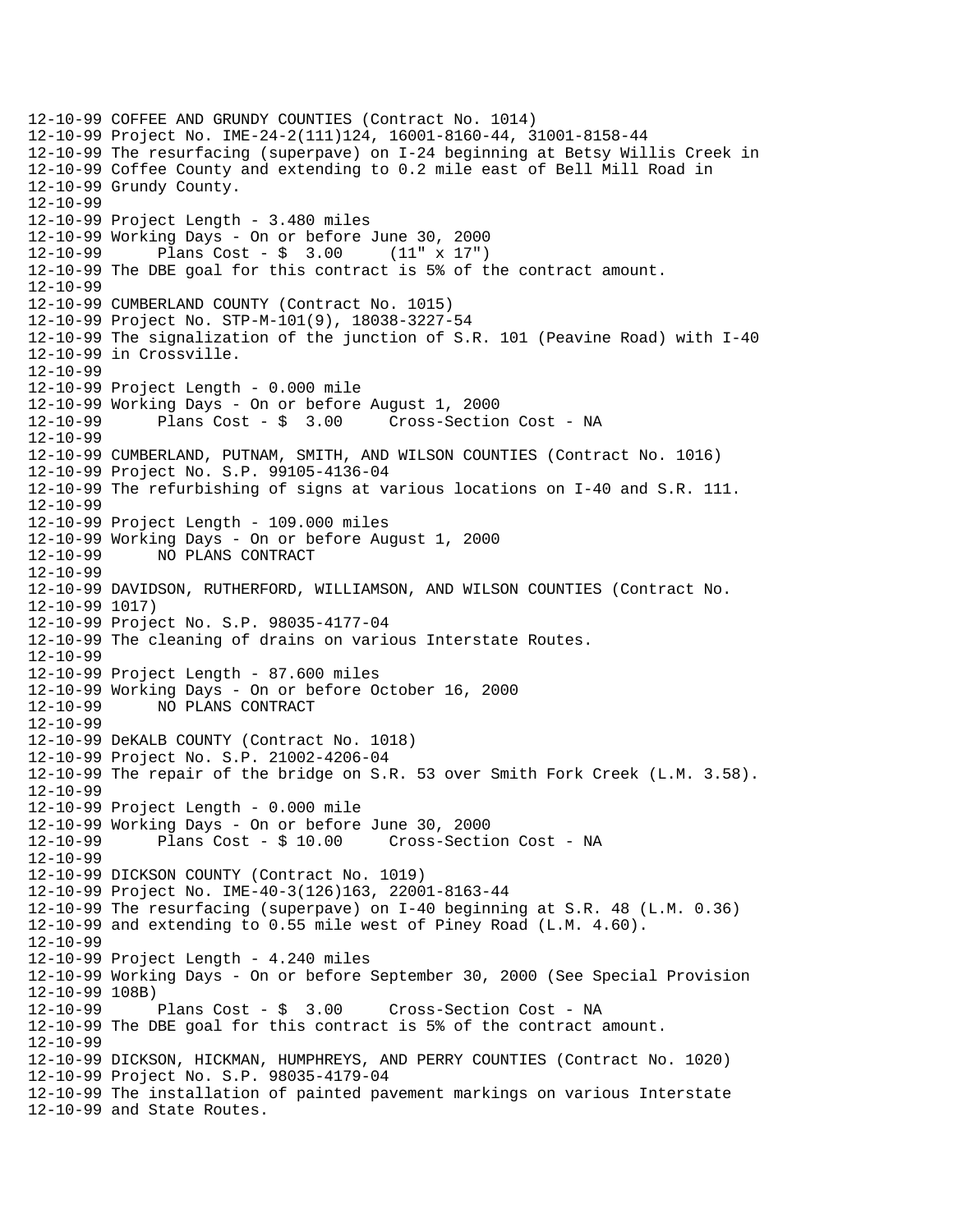```
12-10-99 COFFEE AND GRUNDY COUNTIES (Contract No. 1014)
12-10-99 Project No. IME-24-2(111)124, 16001-8160-44, 31001-8158-44
12-10-99 The resurfacing (superpave) on I-24 beginning at Betsy Willis Creek in
12-10-99 Coffee County and extending to 0.2 mile east of Bell Mill Road in
12-10-99 Grundy County.
12-10-99
12-10-99 Project Length - 3.480 miles
12-10-99 Working Days - On or before June 30, 2000
12-10-99       Plans Cost - $  3.00     (11" x 17")
12-10-99 The DBE goal for this contract is 5% of the contract amount.
12-10-99
12-10-99 CUMBERLAND COUNTY (Contract No. 1015)
12-10-99 Project No. STP-M-101(9), 18038-3227-54
12-10-99 The signalization of the junction of S.R. 101 (Peavine Road) with I-40
12-10-99 in Crossville.
12-10-99
12-10-99 Project Length - 0.000 mile
12-10-99 Working Days - On or before August 1, 2000
12-10-99       Plans Cost - $  3.00     Cross-Section Cost - NA
12-10-99
12-10-99 CUMBERLAND, PUTNAM, SMITH, AND WILSON COUNTIES (Contract No. 1016)
12-10-99 Project No. S.P. 99105-4136-04
12-10-99 The refurbishing of signs at various locations on I-40 and S.R. 111.
12-10-99
12-10-99 Project Length - 109.000 miles
12-10-99 Working Days - On or before August 1, 2000
12-10-99       NO PLANS CONTRACT
12-10-99
12-10-99 DAVIDSON, RUTHERFORD, WILLIAMSON, AND WILSON COUNTIES (Contract No.
12-10-99 1017)
12-10-99 Project No. S.P. 98035-4177-04
12-10-99 The cleaning of drains on various Interstate Routes.
12-10-99
12-10-99 Project Length - 87.600 miles
12-10-99 Working Days - On or before October 16, 2000
12-10-99       NO PLANS CONTRACT
12-10-99
12-10-99 DeKALB COUNTY (Contract No. 1018)
12-10-99 Project No. S.P. 21002-4206-04
12-10-99 The repair of the bridge on S.R. 53 over Smith Fork Creek (L.M. 3.58).
12-10-99
12-10-99 Project Length - 0.000 mile
12-10-99 Working Days - On or before June 30, 2000
12-10-99       Plans Cost - $ 10.00     Cross-Section Cost - NA
12-10-99
12-10-99 DICKSON COUNTY (Contract No. 1019)
12-10-99 Project No. IME-40-3(126)163, 22001-8163-44
12-10-99 The resurfacing (superpave) on I-40 beginning at S.R. 48 (L.M. 0.36)
12-10-99 and extending to 0.55 mile west of Piney Road (L.M. 4.60).
12-10-99
12-10-99 Project Length - 4.240 miles
12-10-99 Working Days - On or before September 30, 2000 (See Special Provision
12-10-99 108B)
12-10-99       Plans Cost - $  3.00     Cross-Section Cost - NA
12-10-99 The DBE goal for this contract is 5% of the contract amount.
12-10-99
12-10-99 DICKSON, HICKMAN, HUMPHREYS, AND PERRY COUNTIES (Contract No. 1020)
12-10-99 Project No. S.P. 98035-4179-04
12-10-99 The installation of painted pavement markings on various Interstate
12-10-99 and State Routes.
```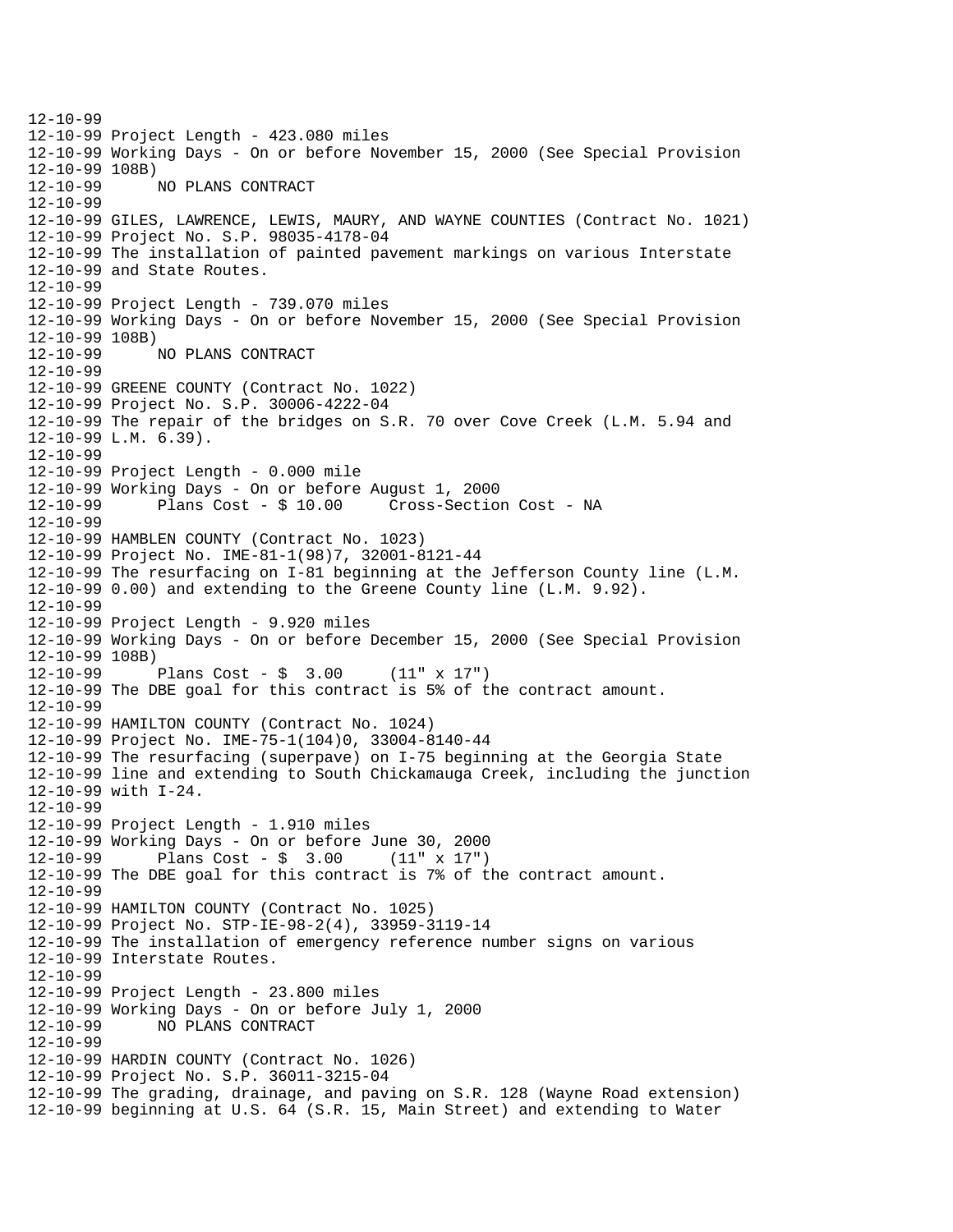```
12-10-99
12-10-99 Project Length - 423.080 miles
12-10-99 Working Days - On or before November 15, 2000 (See Special Provision
12-10-99 108B)
12-10-99      NO PLANS CONTRACT
12-10-99
12-10-99 GILES, LAWRENCE, LEWIS, MAURY, AND WAYNE COUNTIES (Contract No. 1021)
12-10-99 Project No. S.P. 98035-4178-04
12-10-99 The installation of painted pavement markings on various Interstate
12-10-99 and State Routes.
12-10-99
12-10-99 Project Length - 739.070 miles
12-10-99 Working Days - On or before November 15, 2000 (See Special Provision
12-10-99 108B)
12-10-99      NO PLANS CONTRACT
12-10-99
12-10-99 GREENE COUNTY (Contract No. 1022)
12-10-99 Project No. S.P. 30006-4222-04
12-10-99 The repair of the bridges on S.R. 70 over Cove Creek (L.M. 5.94 and
12-10-99 L.M. 6.39).
12-10-99
12-10-99 Project Length - 0.000 mile
12-10-99 Working Days - On or before August 1, 2000
12-10-99      Plans Cost - $ 10.00     Cross-Section Cost - NA
12-10-99
12-10-99 HAMBLEN COUNTY (Contract No. 1023)
12-10-99 Project No. IME-81-1(98)7, 32001-8121-44
12-10-99 The resurfacing on I-81 beginning at the Jefferson County line (L.M.
12-10-99 0.00) and extending to the Greene County line (L.M. 9.92).
12-10-99
12-10-99 Project Length - 9.920 miles
12-10-99 Working Days - On or before December 15, 2000 (See Special Provision
12-10-99 108B)
12-10-99      Plans Cost - $  3.00     (11" x 17")
12-10-99 The DBE goal for this contract is 5% of the contract amount.
12-10-99
12-10-99 HAMILTON COUNTY (Contract No. 1024)
12-10-99 Project No. IME-75-1(104)0, 33004-8140-44
12-10-99 The resurfacing (superpave) on I-75 beginning at the Georgia State
12-10-99 line and extending to South Chickamauga Creek, including the junction
12-10-99 with I-24.
12-10-99
12-10-99 Project Length - 1.910 miles
12-10-99 Working Days - On or before June 30, 2000
12-10-99      Plans Cost - $  3.00     (11" x 17")
12-10-99 The DBE goal for this contract is 7% of the contract amount.
12-10-99
12-10-99 HAMILTON COUNTY (Contract No. 1025)
12-10-99 Project No. STP-IE-98-2(4), 33959-3119-14
12-10-99 The installation of emergency reference number signs on various
12-10-99 Interstate Routes.
12-10-99
12-10-99 Project Length - 23.800 miles
12-10-99 Working Days - On or before July 1, 2000
12-10-99      NO PLANS CONTRACT
12-10-99
12-10-99 HARDIN COUNTY (Contract No. 1026)
12-10-99 Project No. S.P. 36011-3215-04
12-10-99 The grading, drainage, and paving on S.R. 128 (Wayne Road extension)
12-10-99 beginning at U.S. 64 (S.R. 15, Main Street) and extending to Water
```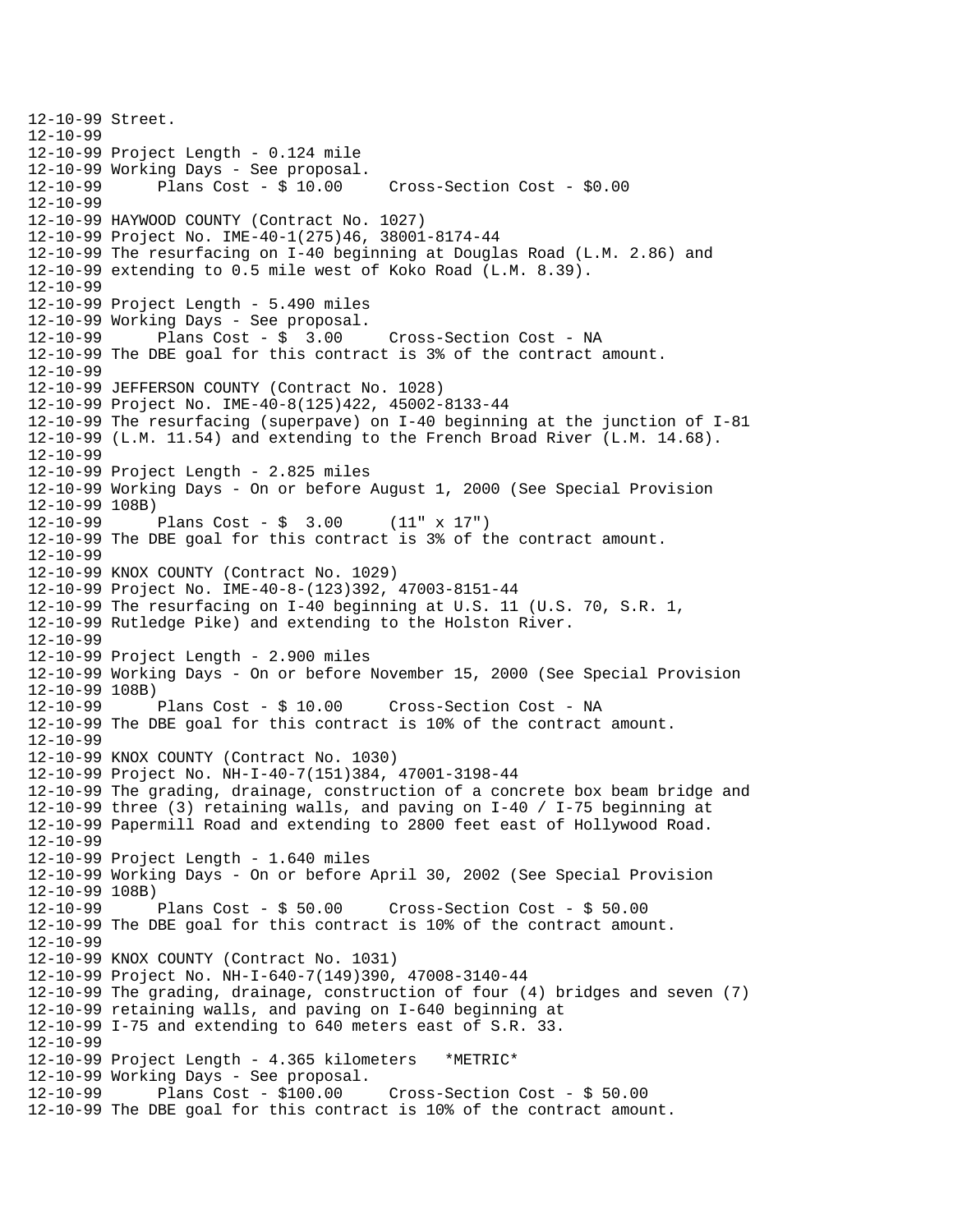```
12-10-99 Street.
12-10-99
12-10-99 Project Length - 0.124 mile
12-10-99 Working Days - See proposal.
12-10-99      Plans Cost - $ 10.00     Cross-Section Cost - $0.00
12-10-99
12-10-99 HAYWOOD COUNTY (Contract No. 1027)
12-10-99 Project No. IME-40-1(275)46, 38001-8174-44
12-10-99 The resurfacing on I-40 beginning at Douglas Road (L.M. 2.86) and
12-10-99 extending to 0.5 mile west of Koko Road (L.M. 8.39).
12-10-99
12-10-99 Project Length - 5.490 miles
12-10-99 Working Days - See proposal.
12-10-99      Plans Cost - $  3.00     Cross-Section Cost - NA
12-10-99 The DBE goal for this contract is 3% of the contract amount.
12-10-99
12-10-99 JEFFERSON COUNTY (Contract No. 1028)
12-10-99 Project No. IME-40-8(125)422, 45002-8133-44
12-10-99 The resurfacing (superpave) on I-40 beginning at the junction of I-81
12-10-99 (L.M. 11.54) and extending to the French Broad River (L.M. 14.68).
12-10-99
12-10-99 Project Length - 2.825 miles
12-10-99 Working Days - On or before August 1, 2000 (See Special Provision
12-10-99 108B)
12-10-99      Plans Cost - $  3.00     (11" x 17")
12-10-99 The DBE goal for this contract is 3% of the contract amount.
12-10-99
12-10-99 KNOX COUNTY (Contract No. 1029)
12-10-99 Project No. IME-40-8-(123)392, 47003-8151-44
12-10-99 The resurfacing on I-40 beginning at U.S. 11 (U.S. 70, S.R. 1,
12-10-99 Rutledge Pike) and extending to the Holston River.
12-10-99
12-10-99 Project Length - 2.900 miles
12-10-99 Working Days - On or before November 15, 2000 (See Special Provision
12-10-99 108B)
12-10-99      Plans Cost - $ 10.00     Cross-Section Cost - NA
12-10-99 The DBE goal for this contract is 10% of the contract amount.
12-10-99
12-10-99 KNOX COUNTY (Contract No. 1030)
12-10-99 Project No. NH-I-40-7(151)384, 47001-3198-44
12-10-99 The grading, drainage, construction of a concrete box beam bridge and
12-10-99 three (3) retaining walls, and paving on I-40 / I-75 beginning at
12-10-99 Papermill Road and extending to 2800 feet east of Hollywood Road.
12-10-99
12-10-99 Project Length - 1.640 miles
12-10-99 Working Days - On or before April 30, 2002 (See Special Provision
12-10-99 108B)
12-10-99      Plans Cost - $ 50.00     Cross-Section Cost - $ 50.00
12-10-99 The DBE goal for this contract is 10% of the contract amount.
12-10-99
12-10-99 KNOX COUNTY (Contract No. 1031)
12-10-99 Project No. NH-I-640-7(149)390, 47008-3140-44
12-10-99 The grading, drainage, construction of four (4) bridges and seven (7)
12-10-99 retaining walls, and paving on I-640 beginning at
12-10-99 I-75 and extending to 640 meters east of S.R. 33.
12-10-99
12-10-99 Project Length - 4.365 kilometers   *METRIC*
12-10-99 Working Days - See proposal.
12-10-99      Plans Cost - $100.00     Cross-Section Cost - $ 50.00
12-10-99 The DBE goal for this contract is 10% of the contract amount.
```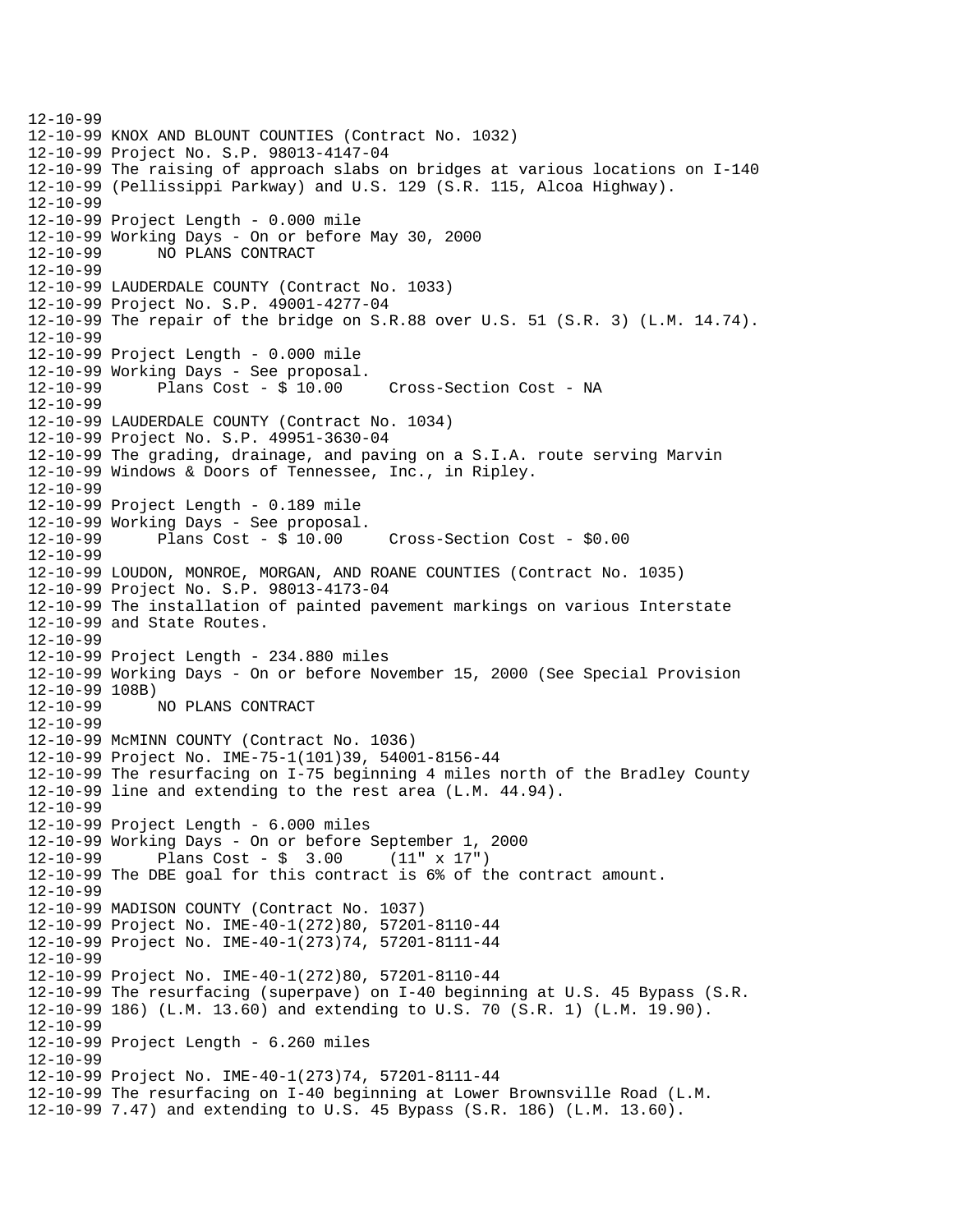```
12-10-99
12-10-99 KNOX AND BLOUNT COUNTIES (Contract No. 1032)
12-10-99 Project No. S.P. 98013-4147-04
12-10-99 The raising of approach slabs on bridges at various locations on I-140
12-10-99 (Pellissippi Parkway) and U.S. 129 (S.R. 115, Alcoa Highway).
12-10-99
12-10-99 Project Length - 0.000 mile
12-10-99 Working Days - On or before May 30, 2000
12-10-99      NO PLANS CONTRACT
12-10-99
12-10-99 LAUDERDALE COUNTY (Contract No. 1033)
12-10-99 Project No. S.P. 49001-4277-04
12-10-99 The repair of the bridge on S.R.88 over U.S. 51 (S.R. 3) (L.M. 14.74).
12-10-99
12-10-99 Project Length - 0.000 mile
12-10-99 Working Days - See proposal.
12-10-99      Plans Cost - $ 10.00     Cross-Section Cost - NA
12-10-99
12-10-99 LAUDERDALE COUNTY (Contract No. 1034)
12-10-99 Project No. S.P. 49951-3630-04
12-10-99 The grading, drainage, and paving on a S.I.A. route serving Marvin
12-10-99 Windows & Doors of Tennessee, Inc., in Ripley.
12-10-99
12-10-99 Project Length - 0.189 mile
12-10-99 Working Days - See proposal.
12-10-99      Plans Cost - $ 10.00     Cross-Section Cost - $0.00
12-10-99
12-10-99 LOUDON, MONROE, MORGAN, AND ROANE COUNTIES (Contract No. 1035)
12-10-99 Project No. S.P. 98013-4173-04
12-10-99 The installation of painted pavement markings on various Interstate
12-10-99 and State Routes.
12-10-99
12-10-99 Project Length - 234.880 miles
12-10-99 Working Days - On or before November 15, 2000 (See Special Provision
12-10-99 108B)
12-10-99      NO PLANS CONTRACT
12-10-99
12-10-99 McMINN COUNTY (Contract No. 1036)
12-10-99 Project No. IME-75-1(101)39, 54001-8156-44
12-10-99 The resurfacing on I-75 beginning 4 miles north of the Bradley County
12-10-99 line and extending to the rest area (L.M. 44.94).
12-10-99
12-10-99 Project Length - 6.000 miles
12-10-99 Working Days - On or before September 1, 2000
12-10-99      Plans Cost - $  3.00     (11" x 17")
12-10-99 The DBE goal for this contract is 6% of the contract amount.
12-10-99
12-10-99 MADISON COUNTY (Contract No. 1037)
12-10-99 Project No. IME-40-1(272)80, 57201-8110-44
12-10-99 Project No. IME-40-1(273)74, 57201-8111-44
12-10-99
12-10-99 Project No. IME-40-1(272)80, 57201-8110-44
12-10-99 The resurfacing (superpave) on I-40 beginning at U.S. 45 Bypass (S.R.
12-10-99 186) (L.M. 13.60) and extending to U.S. 70 (S.R. 1) (L.M. 19.90).
12-10-99
12-10-99 Project Length - 6.260 miles
12-10-99
12-10-99 Project No. IME-40-1(273)74, 57201-8111-44
12-10-99 The resurfacing on I-40 beginning at Lower Brownsville Road (L.M.
12-10-99 7.47) and extending to U.S. 45 Bypass (S.R. 186) (L.M. 13.60).
```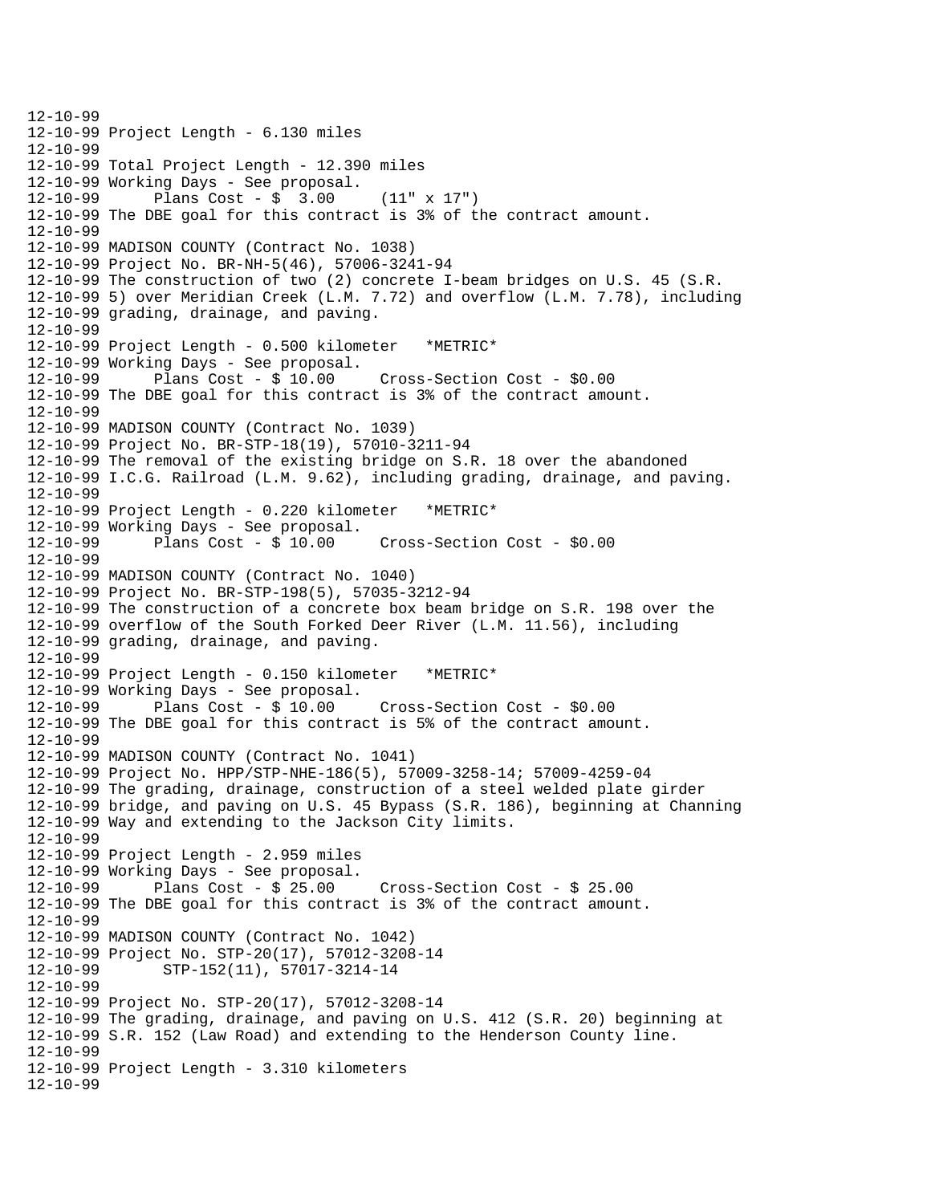```
12-10-99
12-10-99 Project Length - 6.130 miles
12-10-99
12-10-99 Total Project Length - 12.390 miles
12-10-99 Working Days - See proposal.
12-10-99       Plans Cost - $  3.00     (11" x 17")
12-10-99 The DBE goal for this contract is 3% of the contract amount.
12-10-99
12-10-99
12-10-99 MADISON COUNTY (Contract No. 1038)
12-10-99 Project No. BR-NH-5(46), 57006-3241-94
12-10-99 The construction of two (2) concrete I-beam bridges on U.S. 45 (S.R.
12-10-99 5) over Meridian Creek (L.M. 7.72) and overflow (L.M. 7.78), including
12-10-99 grading, drainage, and paving.
12-10-99
12-10-99 Project Length - 0.500 kilometer   *METRIC*
12-10-99 Working Days - See proposal.
12-10-99       Plans Cost - $ 10.00     Cross-Section Cost - $0.00
12-10-99 The DBE goal for this contract is 3% of the contract amount.
12-10-99
12-10-99 MADISON COUNTY (Contract No. 1039)
12-10-99 Project No. BR-STP-18(19), 57010-3211-94
12-10-99 The removal of the existing bridge on S.R. 18 over the abandoned
12-10-99 I.C.G. Railroad (L.M. 9.62), including grading, drainage, and paving.
12-10-99
12-10-99 Project Length - 0.220 kilometer   *METRIC*
12-10-99 Working Days - See proposal.
12-10-99       Plans Cost - $ 10.00     Cross-Section Cost - $0.00
12-10-99
12-10-99 MADISON COUNTY (Contract No. 1040)
12-10-99 Project No. BR-STP-198(5), 57035-3212-94
12-10-99 The construction of a concrete box beam bridge on S.R. 198 over the
12-10-99 overflow of the South Forked Deer River (L.M. 11.56), including
12-10-99 grading, drainage, and paving.
12-10-99
12-10-99 Project Length - 0.150 kilometer   *METRIC*
12-10-99 Working Days - See proposal.
12-10-99       Plans Cost - $ 10.00     Cross-Section Cost - $0.00
12-10-99 The DBE goal for this contract is 5% of the contract amount.
12-10-99
12-10-99 MADISON COUNTY (Contract No. 1041)
12-10-99 Project No. HPP/STP-NHE-186(5), 57009-3258-14; 57009-4259-04
12-10-99 The grading, drainage, construction of a steel welded plate girder
12-10-99 bridge, and paving on U.S. 45 Bypass (S.R. 186), beginning at Channing
12-10-99 Way and extending to the Jackson City limits.
12-10-99
12-10-99 Project Length - 2.959 miles
12-10-99 Working Days - See proposal.
12-10-99       Plans Cost - $ 25.00     Cross-Section Cost - $ 25.00
12-10-99 The DBE goal for this contract is 3% of the contract amount.
12-10-99
12-10-99 MADISON COUNTY (Contract No. 1042)
12-10-99 Project No. STP-20(17), 57012-3208-14
12-10-99        STP-152(11), 57017-3214-14
12-10-99
12-10-99 Project No. STP-20(17), 57012-3208-14
12-10-99 The grading, drainage, and paving on U.S. 412 (S.R. 20) beginning at
12-10-99 S.R. 152 (Law Road) and extending to the Henderson County line.
12-10-99
12-10-99 Project Length - 3.310 kilometers
12-10-99
```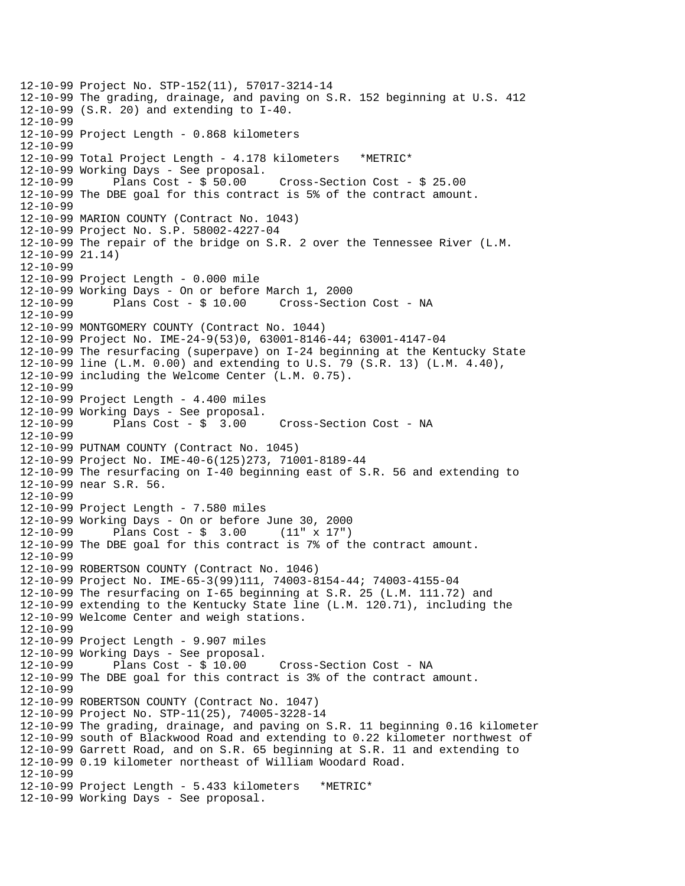```
12-10-99 Project No. STP-152(11), 57017-3214-14
12-10-99 The grading, drainage, and paving on S.R. 152 beginning at U.S. 412
12-10-99 (S.R. 20) and extending to I-40.
12-10-99
12-10-99 Project Length - 0.868 kilometers
12-10-99
12-10-99 Total Project Length - 4.178 kilometers   *METRIC*
12-10-99 Working Days - See proposal.
12-10-99      Plans Cost - $ 50.00     Cross-Section Cost - $ 25.00
12-10-99 The DBE goal for this contract is 5% of the contract amount.
12-10-99
12-10-99 MARION COUNTY (Contract No. 1043)
12-10-99 Project No. S.P. 58002-4227-04
12-10-99 The repair of the bridge on S.R. 2 over the Tennessee River (L.M.
12-10-99 21.14)
12-10-99
12-10-99 Project Length - 0.000 mile
12-10-99 Working Days - On or before March 1, 2000
12-10-99      Plans Cost - $ 10.00     Cross-Section Cost - NA
12-10-99
12-10-99 MONTGOMERY COUNTY (Contract No. 1044)
12-10-99 Project No. IME-24-9(53)0, 63001-8146-44; 63001-4147-04
12-10-99 The resurfacing (superpave) on I-24 beginning at the Kentucky State
12-10-99 line (L.M. 0.00) and extending to U.S. 79 (S.R. 13) (L.M. 4.40),
12-10-99 including the Welcome Center (L.M. 0.75).
12-10-99
12-10-99 Project Length - 4.400 miles
12-10-99 Working Days - See proposal.
12-10-99      Plans Cost - $  3.00     Cross-Section Cost - NA
12-10-99
12-10-99 PUTNAM COUNTY (Contract No. 1045)
12-10-99 Project No. IME-40-6(125)273, 71001-8189-44
12-10-99 The resurfacing on I-40 beginning east of S.R. 56 and extending to
12-10-99 near S.R. 56.
12-10-99
12-10-99 Project Length - 7.580 miles
12-10-99 Working Days - On or before June 30, 2000
12-10-99      Plans Cost - $  3.00     (11" x 17")
12-10-99 The DBE goal for this contract is 7% of the contract amount.
12-10-99
12-10-99 ROBERTSON COUNTY (Contract No. 1046)
12-10-99 Project No. IME-65-3(99)111, 74003-8154-44; 74003-4155-04
12-10-99 The resurfacing on I-65 beginning at S.R. 25 (L.M. 111.72) and
12-10-99 extending to the Kentucky State line (L.M. 120.71), including the
12-10-99 Welcome Center and weigh stations.
12-10-99
12-10-99 Project Length - 9.907 miles
12-10-99 Working Days - See proposal.
12-10-99      Plans Cost - $ 10.00     Cross-Section Cost - NA
12-10-99 The DBE goal for this contract is 3% of the contract amount.
12-10-99
12-10-99 ROBERTSON COUNTY (Contract No. 1047)
12-10-99 Project No. STP-11(25), 74005-3228-14
12-10-99 The grading, drainage, and paving on S.R. 11 beginning 0.16 kilometer
12-10-99 south of Blackwood Road and extending to 0.22 kilometer northwest of
12-10-99 Garrett Road, and on S.R. 65 beginning at S.R. 11 and extending to
12-10-99 0.19 kilometer northeast of William Woodard Road.
12-10-99
12-10-99 Project Length - 5.433 kilometers   *METRIC*
12-10-99 Working Days - See proposal.
```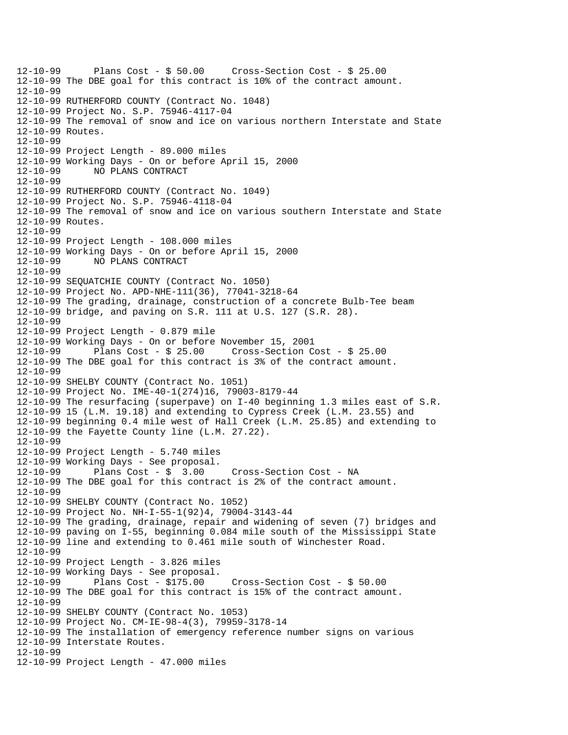```
12-10-99      Plans Cost - $ 50.00     Cross-Section Cost - $ 25.00
12-10-99 The DBE goal for this contract is 10% of the contract amount.
12-10-99
12-10-99 RUTHERFORD COUNTY (Contract No. 1048)
12-10-99 Project No. S.P. 75946-4117-04
12-10-99 The removal of snow and ice on various northern Interstate and State
12-10-99 Routes.
12-10-99
12-10-99 Project Length - 89.000 miles
12-10-99 Working Days - On or before April 15, 2000
12-10-99      NO PLANS CONTRACT
12-10-99
12-10-99 RUTHERFORD COUNTY (Contract No. 1049)
12-10-99 Project No. S.P. 75946-4118-04
12-10-99 The removal of snow and ice on various southern Interstate and State
12-10-99 Routes.
12-10-99
12-10-99 Project Length - 108.000 miles
12-10-99 Working Days - On or before April 15, 2000
12-10-99      NO PLANS CONTRACT
12-10-99
12-10-99 SEQUATCHIE COUNTY (Contract No. 1050)
12-10-99 Project No. APD-NHE-111(36), 77041-3218-64
12-10-99 The grading, drainage, construction of a concrete Bulb-Tee beam
12-10-99 bridge, and paving on S.R. 111 at U.S. 127 (S.R. 28).
12-10-99
12-10-99 Project Length - 0.879 mile
12-10-99 Working Days - On or before November 15, 2001
12-10-99      Plans Cost - $ 25.00     Cross-Section Cost - $ 25.00
12-10-99 The DBE goal for this contract is 3% of the contract amount.
12-10-99
12-10-99 SHELBY COUNTY (Contract No. 1051)
12-10-99 Project No. IME-40-1(274)16, 79003-8179-44
12-10-99 The resurfacing (superpave) on I-40 beginning 1.3 miles east of S.R.
12-10-99 15 (L.M. 19.18) and extending to Cypress Creek (L.M. 23.55) and
12-10-99 beginning 0.4 mile west of Hall Creek (L.M. 25.85) and extending to
12-10-99 the Fayette County line (L.M. 27.22).
12-10-99
12-10-99 Project Length - 5.740 miles
12-10-99 Working Days - See proposal.
12-10-99      Plans Cost - $  3.00     Cross-Section Cost - NA
12-10-99 The DBE goal for this contract is 2% of the contract amount.
12-10-99
12-10-99 SHELBY COUNTY (Contract No. 1052)
12-10-99 Project No. NH-I-55-1(92)4, 79004-3143-44
12-10-99 The grading, drainage, repair and widening of seven (7) bridges and
12-10-99 paving on I-55, beginning 0.084 mile south of the Mississippi State
12-10-99 line and extending to 0.461 mile south of Winchester Road.
12-10-99
12-10-99 Project Length - 3.826 miles
12-10-99 Working Days - See proposal.
12-10-99      Plans Cost - $175.00     Cross-Section Cost - $ 50.00
12-10-99 The DBE goal for this contract is 15% of the contract amount.
12-10-99
12-10-99 SHELBY COUNTY (Contract No. 1053)
12-10-99 Project No. CM-IE-98-4(3), 79959-3178-14
12-10-99 The installation of emergency reference number signs on various
12-10-99 Interstate Routes.
12-10-99
12-10-99 Project Length - 47.000 miles
```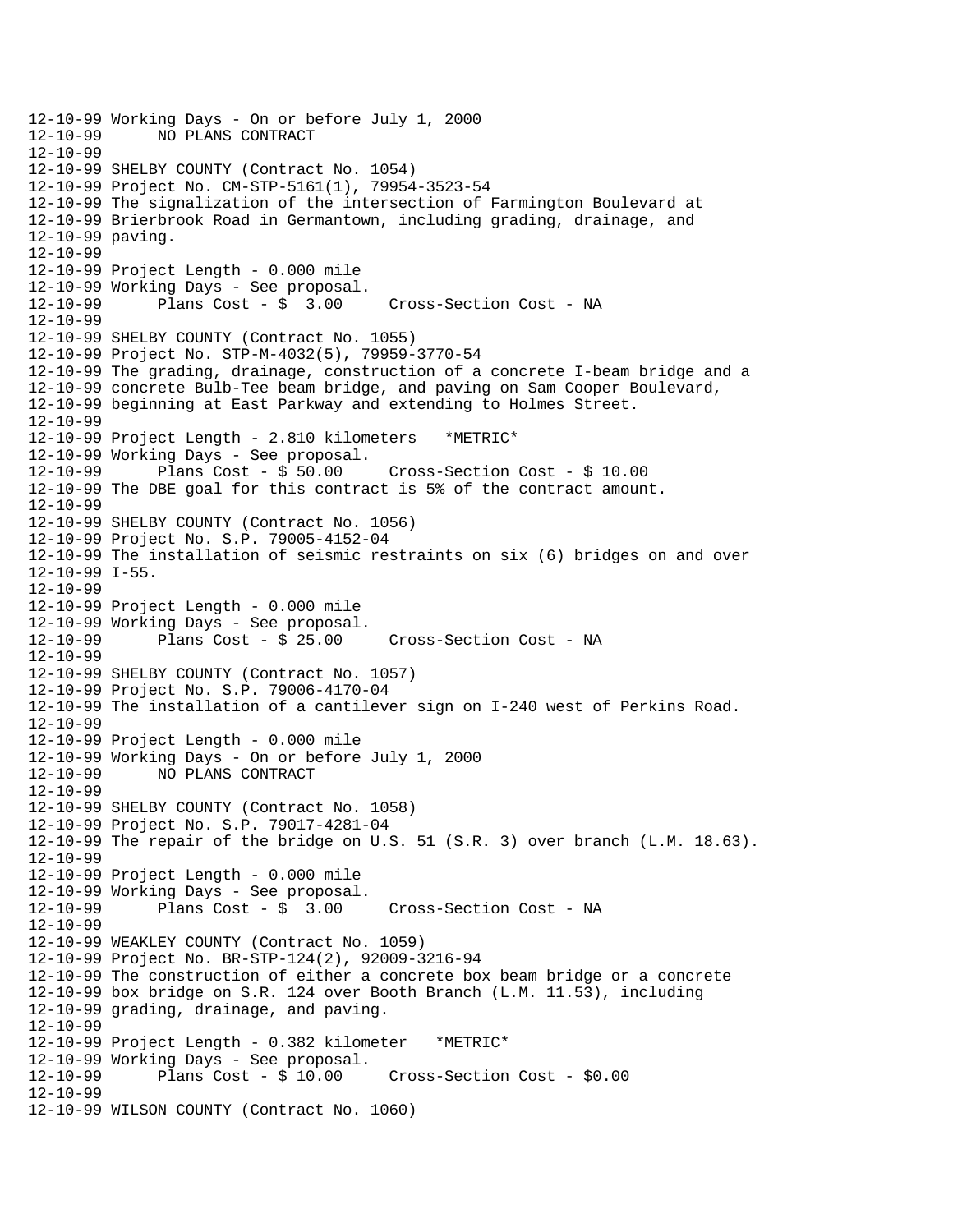```
12-10-99 Working Days - On or before July 1, 2000
12-10-99      NO PLANS CONTRACT
12-10-99
12-10-99 SHELBY COUNTY (Contract No. 1054)
12-10-99 Project No. CM-STP-5161(1), 79954-3523-54
12-10-99 The signalization of the intersection of Farmington Boulevard at
12-10-99 Brierbrook Road in Germantown, including grading, drainage, and
12-10-99 paving.
12-10-99
12-10-99 Project Length - 0.000 mile
12-10-99 Working Days - See proposal.
12-10-99      Plans Cost - $  3.00     Cross-Section Cost - NA
12-10-99
12-10-99 SHELBY COUNTY (Contract No. 1055)
12-10-99 Project No. STP-M-4032(5), 79959-3770-54
12-10-99 The grading, drainage, construction of a concrete I-beam bridge and a
12-10-99 concrete Bulb-Tee beam bridge, and paving on Sam Cooper Boulevard,
12-10-99 beginning at East Parkway and extending to Holmes Street.
12-10-99
12-10-99 Project Length - 2.810 kilometers   *METRIC*
12-10-99 Working Days - See proposal.
12-10-99      Plans Cost - $ 50.00     Cross-Section Cost - $ 10.00
12-10-99 The DBE goal for this contract is 5% of the contract amount.
12-10-99
12-10-99 SHELBY COUNTY (Contract No. 1056)
12-10-99 Project No. S.P. 79005-4152-04
12-10-99 The installation of seismic restraints on six (6) bridges on and over
12-10-99 I-55.
12-10-99
12-10-99 Project Length - 0.000 mile
12-10-99 Working Days - See proposal.
12-10-99      Plans Cost - $ 25.00     Cross-Section Cost - NA
12-10-99
12-10-99 SHELBY COUNTY (Contract No. 1057)
12-10-99 Project No. S.P. 79006-4170-04
12-10-99 The installation of a cantilever sign on I-240 west of Perkins Road.
12-10-99
12-10-99 Project Length - 0.000 mile
12-10-99 Working Days - On or before July 1, 2000
12-10-99      NO PLANS CONTRACT
12-10-99
12-10-99 SHELBY COUNTY (Contract No. 1058)
12-10-99 Project No. S.P. 79017-4281-04
12-10-99 The repair of the bridge on U.S. 51 (S.R. 3) over branch (L.M. 18.63).
12-10-99
12-10-99 Project Length - 0.000 mile
12-10-99 Working Days - See proposal.
12-10-99      Plans Cost - $  3.00     Cross-Section Cost - NA
12-10-99
12-10-99 WEAKLEY COUNTY (Contract No. 1059)
12-10-99 Project No. BR-STP-124(2), 92009-3216-94
12-10-99 The construction of either a concrete box beam bridge or a concrete
12-10-99 box bridge on S.R. 124 over Booth Branch (L.M. 11.53), including
12-10-99 grading, drainage, and paving.
12-10-99
12-10-99 Project Length - 0.382 kilometer   *METRIC*
12-10-99 Working Days - See proposal.
12-10-99      Plans Cost - $ 10.00     Cross-Section Cost - $0.00
12-10-99
12-10-99 WILSON COUNTY (Contract No. 1060)
```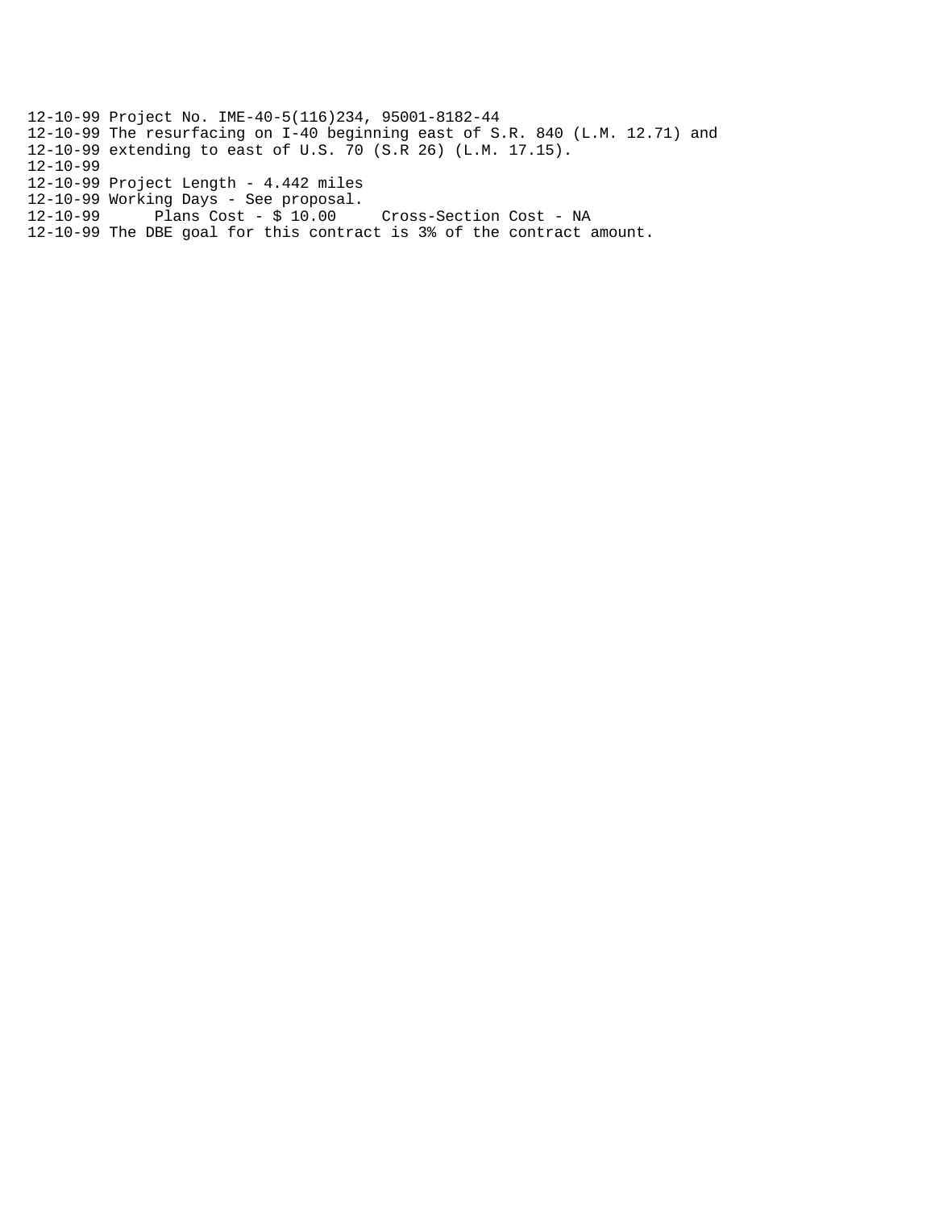```
12-10-99 Project No. IME-40-5(116)234, 95001-8182-44
12-10-99 The resurfacing on I-40 beginning east of S.R. 840 (L.M. 12.71) and
12-10-99 extending to east of U.S. 70 (S.R 26) (L.M. 17.15).
12-10-99
12-10-99 Project Length - 4.442 miles
12-10-99 Working Days - See proposal.
12-10-99      Plans Cost - $ 10.00     Cross-Section Cost - NA
12-10-99 The DBE goal for this contract is 3% of the contract amount.
```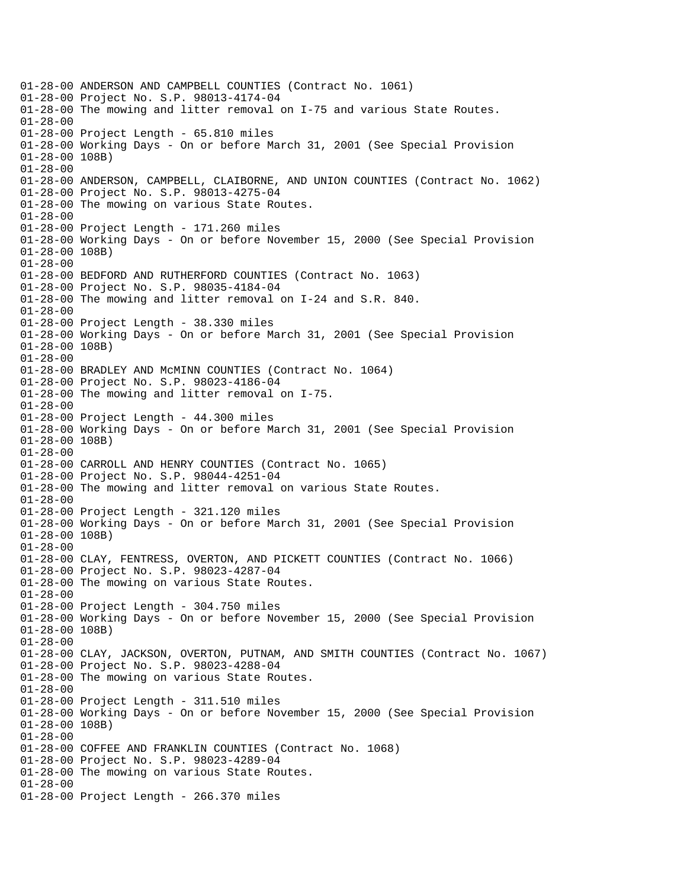```
01-28-00 ANDERSON AND CAMPBELL COUNTIES (Contract No. 1061)
01-28-00 Project No. S.P. 98013-4174-04
01-28-00 The mowing and litter removal on I-75 and various State Routes.
01-28-00
01-28-00 Project Length - 65.810 miles
01-28-00 Working Days - On or before March 31, 2001 (See Special Provision
01-28-00 108B)
01-28-00
01-28-00 ANDERSON, CAMPBELL, CLAIBORNE, AND UNION COUNTIES (Contract No. 1062)
01-28-00 Project No. S.P. 98013-4275-04
01-28-00 The mowing on various State Routes.
01-28-00
01-28-00 Project Length - 171.260 miles
01-28-00 Working Days - On or before November 15, 2000 (See Special Provision
01-28-00 108B)
01-28-00
01-28-00 BEDFORD AND RUTHERFORD COUNTIES (Contract No. 1063)
01-28-00 Project No. S.P. 98035-4184-04
01-28-00 The mowing and litter removal on I-24 and S.R. 840.
01-28-00
01-28-00 Project Length - 38.330 miles
01-28-00 Working Days - On or before March 31, 2001 (See Special Provision
01-28-00 108B)
01-28-00
01-28-00 BRADLEY AND McMINN COUNTIES (Contract No. 1064)
01-28-00 Project No. S.P. 98023-4186-04
01-28-00 The mowing and litter removal on I-75.
01-28-00
01-28-00 Project Length - 44.300 miles
01-28-00 Working Days - On or before March 31, 2001 (See Special Provision
01-28-00 108B)
01-28-00
01-28-00 CARROLL AND HENRY COUNTIES (Contract No. 1065)
01-28-00 Project No. S.P. 98044-4251-04
01-28-00 The mowing and litter removal on various State Routes.
01-28-00
01-28-00 Project Length - 321.120 miles
01-28-00 Working Days - On or before March 31, 2001 (See Special Provision
01-28-00 108B)
01-28-00
01-28-00 CLAY, FENTRESS, OVERTON, AND PICKETT COUNTIES (Contract No. 1066)
01-28-00 Project No. S.P. 98023-4287-04
01-28-00 The mowing on various State Routes.
01-28-00
01-28-00 Project Length - 304.750 miles
01-28-00 Working Days - On or before November 15, 2000 (See Special Provision
01-28-00 108B)
01-28-00
01-28-00 CLAY, JACKSON, OVERTON, PUTNAM, AND SMITH COUNTIES (Contract No. 1067)
01-28-00 Project No. S.P. 98023-4288-04
01-28-00 The mowing on various State Routes.
01-28-00
01-28-00 Project Length - 311.510 miles
01-28-00 Working Days - On or before November 15, 2000 (See Special Provision
01-28-00 108B)
01-28-00
01-28-00 COFFEE AND FRANKLIN COUNTIES (Contract No. 1068)
01-28-00 Project No. S.P. 98023-4289-04
01-28-00 The mowing on various State Routes.
01-28-00
01-28-00 Project Length - 266.370 miles
```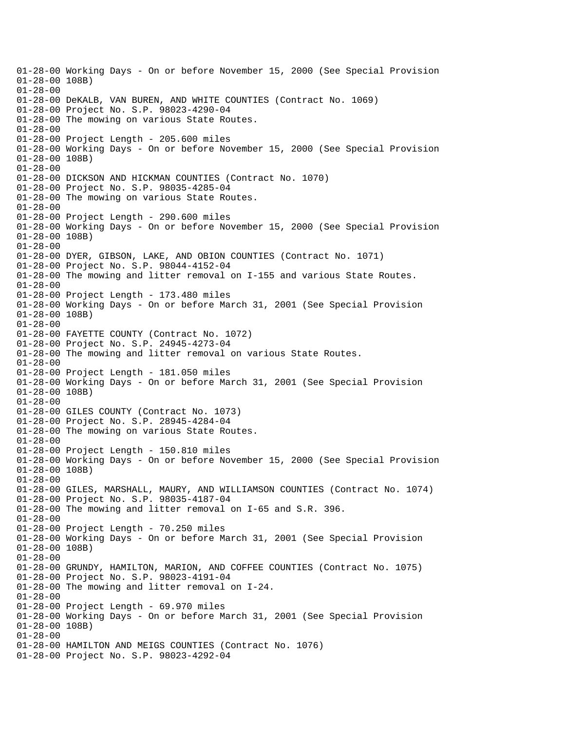```
01-28-00 Working Days - On or before November 15, 2000 (See Special Provision
01-28-00 108B)
01-28-00
01-28-00 DeKALB, VAN BUREN, AND WHITE COUNTIES (Contract No. 1069)
01-28-00 Project No. S.P. 98023-4290-04
01-28-00 The mowing on various State Routes.
01-28-00
01-28-00 Project Length - 205.600 miles
01-28-00 Working Days - On or before November 15, 2000 (See Special Provision
01-28-00 108B)
01-28-00
01-28-00 DICKSON AND HICKMAN COUNTIES (Contract No. 1070)
01-28-00 Project No. S.P. 98035-4285-04
01-28-00 The mowing on various State Routes.
01-28-00
01-28-00 Project Length - 290.600 miles
01-28-00 Working Days - On or before November 15, 2000 (See Special Provision
01-28-00 108B)
01-28-00
01-28-00 DYER, GIBSON, LAKE, AND OBION COUNTIES (Contract No. 1071)
01-28-00 Project No. S.P. 98044-4152-04
01-28-00 The mowing and litter removal on I-155 and various State Routes.
01-28-00
01-28-00 Project Length - 173.480 miles
01-28-00 Working Days - On or before March 31, 2001 (See Special Provision
01-28-00 108B)
01-28-00
01-28-00 FAYETTE COUNTY (Contract No. 1072)
01-28-00 Project No. S.P. 24945-4273-04
01-28-00 The mowing and litter removal on various State Routes.
01-28-00
01-28-00 Project Length - 181.050 miles
01-28-00 Working Days - On or before March 31, 2001 (See Special Provision
01-28-00 108B)
01-28-00
01-28-00 GILES COUNTY (Contract No. 1073)
01-28-00 Project No. S.P. 28945-4284-04
01-28-00 The mowing on various State Routes.
01-28-00
01-28-00 Project Length - 150.810 miles
01-28-00 Working Days - On or before November 15, 2000 (See Special Provision
01-28-00 108B)
01-28-00
01-28-00 GILES, MARSHALL, MAURY, AND WILLIAMSON COUNTIES (Contract No. 1074)
01-28-00 Project No. S.P. 98035-4187-04
01-28-00 The mowing and litter removal on I-65 and S.R. 396.
01-28-00
01-28-00 Project Length - 70.250 miles
01-28-00 Working Days - On or before March 31, 2001 (See Special Provision
01-28-00 108B)
01-28-00
01-28-00 GRUNDY, HAMILTON, MARION, AND COFFEE COUNTIES (Contract No. 1075)
01-28-00 Project No. S.P. 98023-4191-04
01-28-00 The mowing and litter removal on I-24.
01-28-00
01-28-00 Project Length - 69.970 miles
01-28-00 Working Days - On or before March 31, 2001 (See Special Provision
01-28-00 108B)
01-28-00
01-28-00 HAMILTON AND MEIGS COUNTIES (Contract No. 1076)
01-28-00 Project No. S.P. 98023-4292-04
```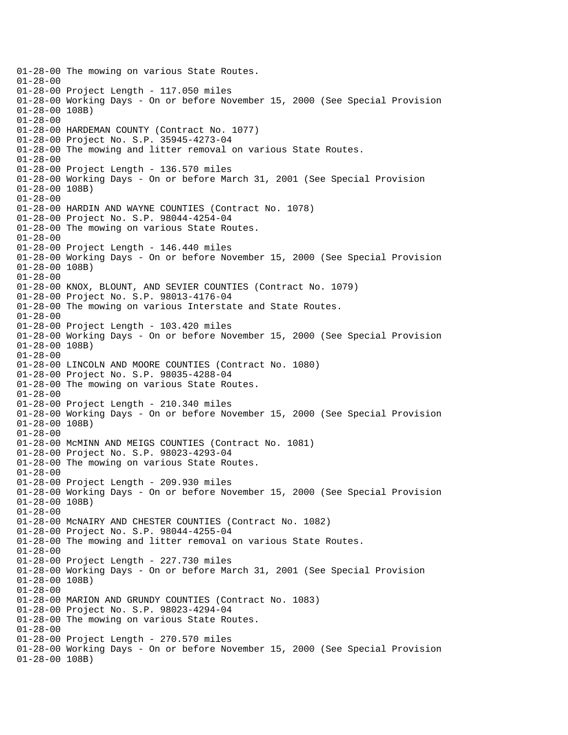```
01-28-00 The mowing on various State Routes.
01-28-00
01-28-00 Project Length - 117.050 miles
01-28-00 Working Days - On or before November 15, 2000 (See Special Provision
01-28-00 108B)
01-28-00
01-28-00 HARDEMAN COUNTY (Contract No. 1077)
01-28-00 Project No. S.P. 35945-4273-04
01-28-00 The mowing and litter removal on various State Routes.
01-28-00
01-28-00 Project Length - 136.570 miles
01-28-00 Working Days - On or before March 31, 2001 (See Special Provision
01-28-00 108B)
01-28-00
01-28-00 HARDIN AND WAYNE COUNTIES (Contract No. 1078)
01-28-00 Project No. S.P. 98044-4254-04
01-28-00 The mowing on various State Routes.
01-28-00
01-28-00 Project Length - 146.440 miles
01-28-00 Working Days - On or before November 15, 2000 (See Special Provision
01-28-00 108B)
01-28-00
01-28-00 KNOX, BLOUNT, AND SEVIER COUNTIES (Contract No. 1079)
01-28-00 Project No. S.P. 98013-4176-04
01-28-00 The mowing on various Interstate and State Routes.
01-28-00
01-28-00 Project Length - 103.420 miles
01-28-00 Working Days - On or before November 15, 2000 (See Special Provision
01-28-00 108B)
01-28-00
01-28-00 LINCOLN AND MOORE COUNTIES (Contract No. 1080)
01-28-00 Project No. S.P. 98035-4288-04
01-28-00 The mowing on various State Routes.
01-28-00
01-28-00 Project Length - 210.340 miles
01-28-00 Working Days - On or before November 15, 2000 (See Special Provision
01-28-00 108B)
01-28-00
01-28-00 McMINN AND MEIGS COUNTIES (Contract No. 1081)
01-28-00 Project No. S.P. 98023-4293-04
01-28-00 The mowing on various State Routes.
01-28-00
01-28-00 Project Length - 209.930 miles
01-28-00 Working Days - On or before November 15, 2000 (See Special Provision
01-28-00 108B)
01-28-00
01-28-00 McNAIRY AND CHESTER COUNTIES (Contract No. 1082)
01-28-00 Project No. S.P. 98044-4255-04
01-28-00 The mowing and litter removal on various State Routes.
01-28-00
01-28-00 Project Length - 227.730 miles
01-28-00 Working Days - On or before March 31, 2001 (See Special Provision
01-28-00 108B)
01-28-00
01-28-00 MARION AND GRUNDY COUNTIES (Contract No. 1083)
01-28-00 Project No. S.P. 98023-4294-04
01-28-00 The mowing on various State Routes.
01-28-00
01-28-00 Project Length - 270.570 miles
01-28-00 Working Days - On or before November 15, 2000 (See Special Provision
01-28-00 108B)
```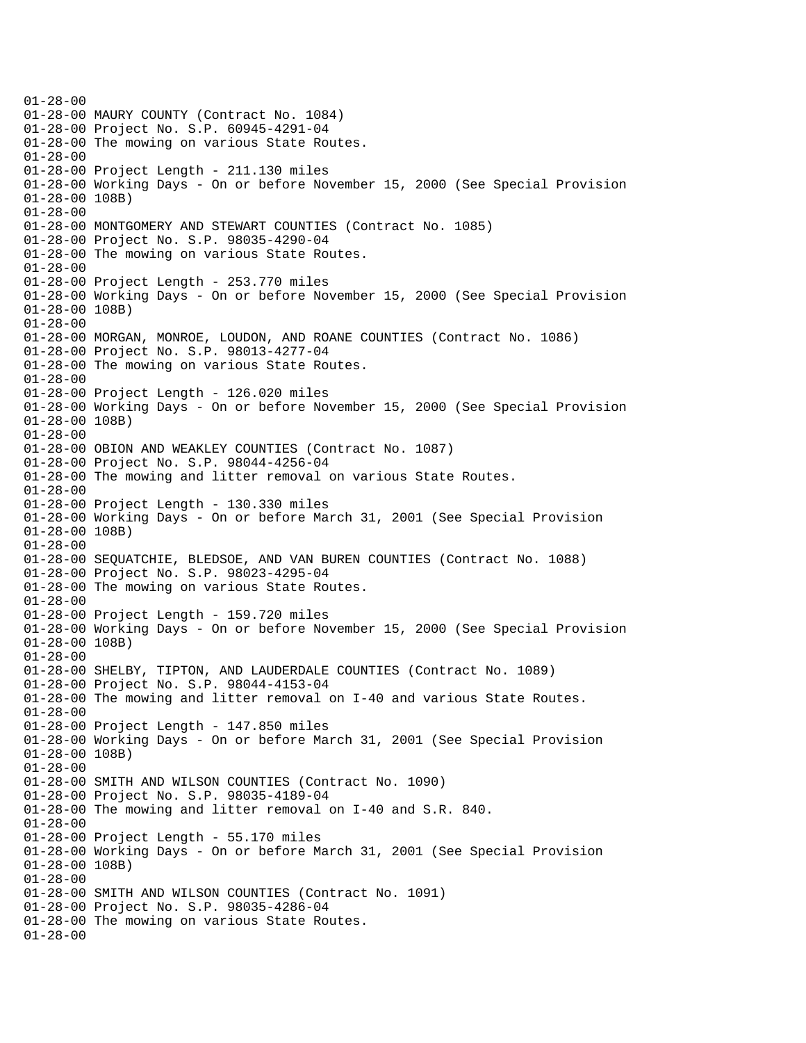01-28-00
01-28-00 MAURY COUNTY (Contract No. 1084)
01-28-00 Project No. S.P. 60945-4291-04
01-28-00 The mowing on various State Routes.
01-28-00
01-28-00 Project Length - 211.130 miles
01-28-00 Working Days - On or before November 15, 2000 (See Special Provision
01-28-00 108B)
01-28-00
01-28-00 MONTGOMERY AND STEWART COUNTIES (Contract No. 1085)
01-28-00 Project No. S.P. 98035-4290-04
01-28-00 The mowing on various State Routes.
01-28-00
01-28-00 Project Length - 253.770 miles
01-28-00 Working Days - On or before November 15, 2000 (See Special Provision
01-28-00 108B)
01-28-00
01-28-00 MORGAN, MONROE, LOUDON, AND ROANE COUNTIES (Contract No. 1086)
01-28-00 Project No. S.P. 98013-4277-04
01-28-00 The mowing on various State Routes.
01-28-00
01-28-00 Project Length - 126.020 miles
01-28-00 Working Days - On or before November 15, 2000 (See Special Provision
01-28-00 108B)
01-28-00
01-28-00 OBION AND WEAKLEY COUNTIES (Contract No. 1087)
01-28-00 Project No. S.P. 98044-4256-04
01-28-00 The mowing and litter removal on various State Routes.
01-28-00
01-28-00 Project Length - 130.330 miles
01-28-00 Working Days - On or before March 31, 2001 (See Special Provision
01-28-00 108B)
01-28-00
01-28-00 SEQUATCHIE, BLEDSOE, AND VAN BUREN COUNTIES (Contract No. 1088)
01-28-00 Project No. S.P. 98023-4295-04
01-28-00 The mowing on various State Routes.
01-28-00
01-28-00 Project Length - 159.720 miles
01-28-00 Working Days - On or before November 15, 2000 (See Special Provision
01-28-00 108B)
01-28-00
01-28-00 SHELBY, TIPTON, AND LAUDERDALE COUNTIES (Contract No. 1089)
01-28-00 Project No. S.P. 98044-4153-04
01-28-00 The mowing and litter removal on I-40 and various State Routes.
01-28-00
01-28-00 Project Length - 147.850 miles
01-28-00 Working Days - On or before March 31, 2001 (See Special Provision
01-28-00 108B)
01-28-00
01-28-00 SMITH AND WILSON COUNTIES (Contract No. 1090)
01-28-00 Project No. S.P. 98035-4189-04
01-28-00 The mowing and litter removal on I-40 and S.R. 840.
01-28-00
01-28-00 Project Length - 55.170 miles
01-28-00 Working Days - On or before March 31, 2001 (See Special Provision
01-28-00 108B)
01-28-00
01-28-00 SMITH AND WILSON COUNTIES (Contract No. 1091)
01-28-00 Project No. S.P. 98035-4286-04
01-28-00 The mowing on various State Routes.
01-28-00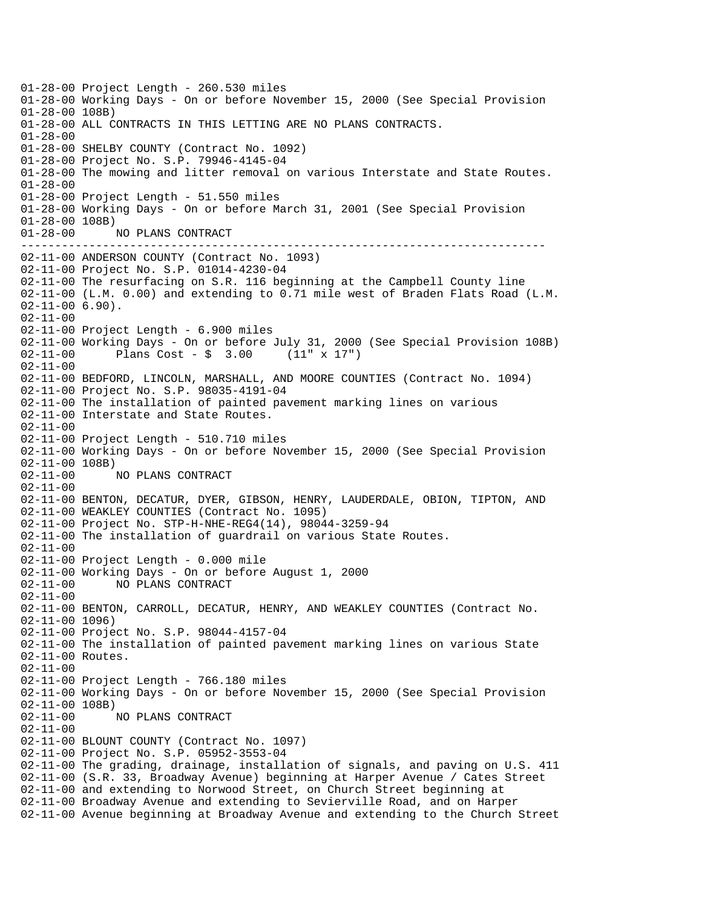```
01-28-00 Project Length - 260.530 miles
01-28-00 Working Days - On or before November 15, 2000 (See Special Provision
01-28-00 108B)
01-28-00 ALL CONTRACTS IN THIS LETTING ARE NO PLANS CONTRACTS.
01-28-00
01-28-00 SHELBY COUNTY (Contract No. 1092)
01-28-00 Project No. S.P. 79946-4145-04
01-28-00 The mowing and litter removal on various Interstate and State Routes.
01-28-00
01-28-00 Project Length - 51.550 miles
01-28-00 Working Days - On or before March 31, 2001 (See Special Provision
01-28-00 108B)
01-28-00      NO PLANS CONTRACT
-----------------------------------------------------------------------------
02-11-00 ANDERSON COUNTY (Contract No. 1093)
02-11-00 Project No. S.P. 01014-4230-04
02-11-00 The resurfacing on S.R. 116 beginning at the Campbell County line
02-11-00 (L.M. 0.00) and extending to 0.71 mile west of Braden Flats Road (L.M.
02-11-00 6.90).
02-11-00
02-11-00 Project Length - 6.900 miles
02-11-00 Working Days - On or before July 31, 2000 (See Special Provision 108B)
02-11-00      Plans Cost - $  3.00     (11" x 17")
02-11-00
02-11-00 BEDFORD, LINCOLN, MARSHALL, AND MOORE COUNTIES (Contract No. 1094)
02-11-00 Project No. S.P. 98035-4191-04
02-11-00 The installation of painted pavement marking lines on various
02-11-00 Interstate and State Routes.
02-11-00
02-11-00 Project Length - 510.710 miles
02-11-00 Working Days - On or before November 15, 2000 (See Special Provision
02-11-00 108B)
02-11-00      NO PLANS CONTRACT
02-11-00
02-11-00 BENTON, DECATUR, DYER, GIBSON, HENRY, LAUDERDALE, OBION, TIPTON, AND
02-11-00 WEAKLEY COUNTIES (Contract No. 1095)
02-11-00 Project No. STP-H-NHE-REG4(14), 98044-3259-94
02-11-00 The installation of guardrail on various State Routes.
02-11-00
02-11-00 Project Length - 0.000 mile
02-11-00 Working Days - On or before August 1, 2000
02-11-00      NO PLANS CONTRACT
02-11-00
02-11-00 BENTON, CARROLL, DECATUR, HENRY, AND WEAKLEY COUNTIES (Contract No.
02-11-00 1096)
02-11-00 Project No. S.P. 98044-4157-04
02-11-00 The installation of painted pavement marking lines on various State
02-11-00 Routes.
02-11-00
02-11-00 Project Length - 766.180 miles
02-11-00 Working Days - On or before November 15, 2000 (See Special Provision
02-11-00 108B)
02-11-00      NO PLANS CONTRACT
02-11-00
02-11-00 BLOUNT COUNTY (Contract No. 1097)
02-11-00 Project No. S.P. 05952-3553-04
02-11-00 The grading, drainage, installation of signals, and paving on U.S. 411
02-11-00 (S.R. 33, Broadway Avenue) beginning at Harper Avenue / Cates Street
02-11-00 and extending to Norwood Street, on Church Street beginning at
02-11-00 Broadway Avenue and extending to Sevierville Road, and on Harper
02-11-00 Avenue beginning at Broadway Avenue and extending to the Church Street
```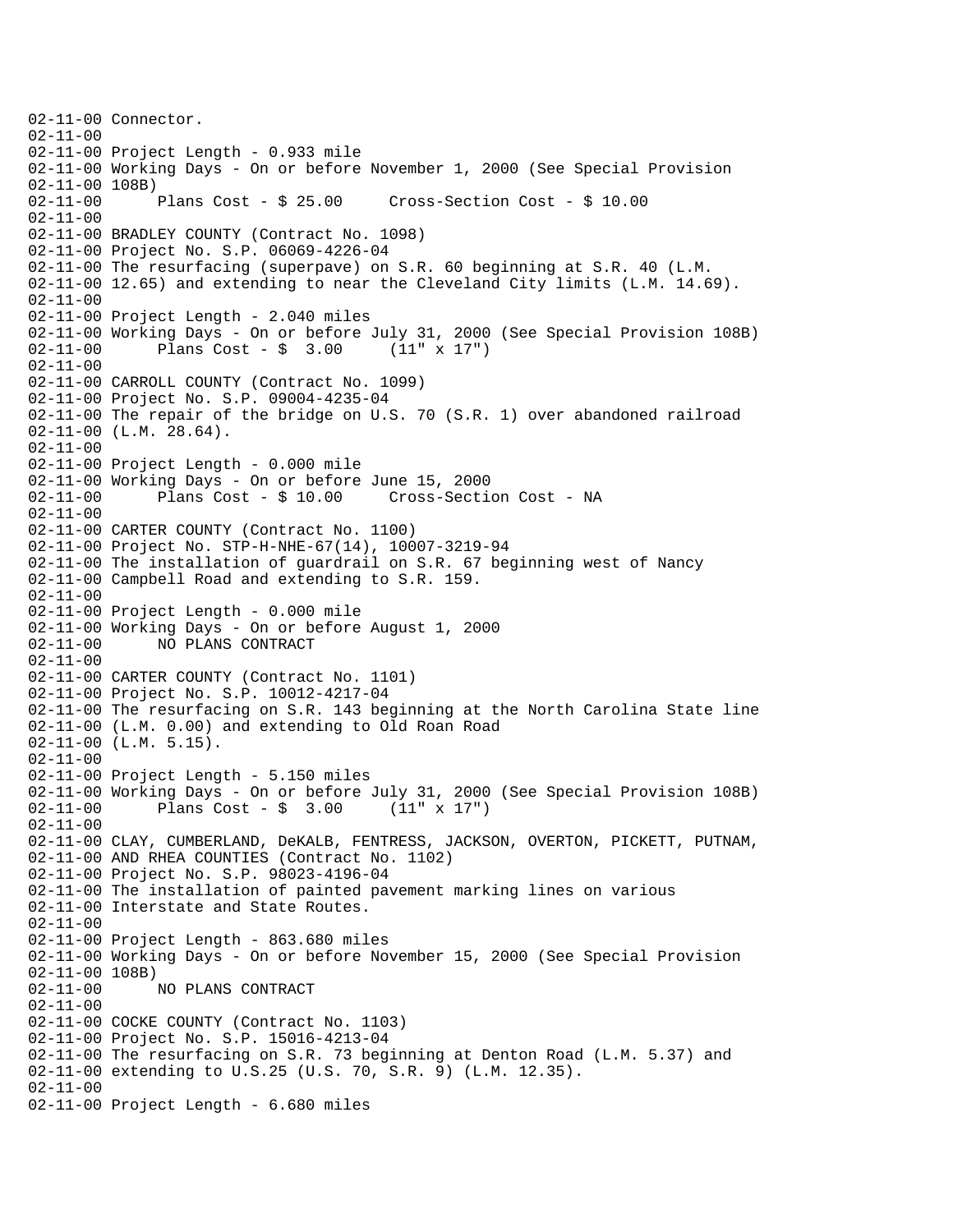```
02-11-00 Connector.
02-11-00
02-11-00 Project Length - 0.933 mile
02-11-00 Working Days - On or before November 1, 2000 (See Special Provision
02-11-00 108B)
02-11-00      Plans Cost - $ 25.00     Cross-Section Cost - $ 10.00
02-11-00
02-11-00 BRADLEY COUNTY (Contract No. 1098)
02-11-00 Project No. S.P. 06069-4226-04
02-11-00 The resurfacing (superpave) on S.R. 60 beginning at S.R. 40 (L.M.
02-11-00 12.65) and extending to near the Cleveland City limits (L.M. 14.69).
02-11-00
02-11-00 Project Length - 2.040 miles
02-11-00 Working Days - On or before July 31, 2000 (See Special Provision 108B)
02-11-00      Plans Cost - $  3.00     (11" x 17")
02-11-00
02-11-00 CARROLL COUNTY (Contract No. 1099)
02-11-00 Project No. S.P. 09004-4235-04
02-11-00 The repair of the bridge on U.S. 70 (S.R. 1) over abandoned railroad
02-11-00 (L.M. 28.64).
02-11-00
02-11-00 Project Length - 0.000 mile
02-11-00 Working Days - On or before June 15, 2000
02-11-00      Plans Cost - $ 10.00     Cross-Section Cost - NA
02-11-00
02-11-00 CARTER COUNTY (Contract No. 1100)
02-11-00 Project No. STP-H-NHE-67(14), 10007-3219-94
02-11-00 The installation of guardrail on S.R. 67 beginning west of Nancy
02-11-00 Campbell Road and extending to S.R. 159.
02-11-00
02-11-00 Project Length - 0.000 mile
02-11-00 Working Days - On or before August 1, 2000
02-11-00      NO PLANS CONTRACT
02-11-00
02-11-00 CARTER COUNTY (Contract No. 1101)
02-11-00 Project No. S.P. 10012-4217-04
02-11-00 The resurfacing on S.R. 143 beginning at the North Carolina State line
02-11-00 (L.M. 0.00) and extending to Old Roan Road
02-11-00 (L.M. 5.15).
02-11-00
02-11-00 Project Length - 5.150 miles
02-11-00 Working Days - On or before July 31, 2000 (See Special Provision 108B)
02-11-00      Plans Cost - $  3.00     (11" x 17")
02-11-00
02-11-00 CLAY, CUMBERLAND, DeKALB, FENTRESS, JACKSON, OVERTON, PICKETT, PUTNAM,
02-11-00 AND RHEA COUNTIES (Contract No. 1102)
02-11-00 Project No. S.P. 98023-4196-04
02-11-00 The installation of painted pavement marking lines on various
02-11-00 Interstate and State Routes.
02-11-00
02-11-00 Project Length - 863.680 miles
02-11-00 Working Days - On or before November 15, 2000 (See Special Provision
02-11-00 108B)
02-11-00      NO PLANS CONTRACT
02-11-00
02-11-00 COCKE COUNTY (Contract No. 1103)
02-11-00 Project No. S.P. 15016-4213-04
02-11-00 The resurfacing on S.R. 73 beginning at Denton Road (L.M. 5.37) and
02-11-00 extending to U.S.25 (U.S. 70, S.R. 9) (L.M. 12.35).
02-11-00
02-11-00 Project Length - 6.680 miles
```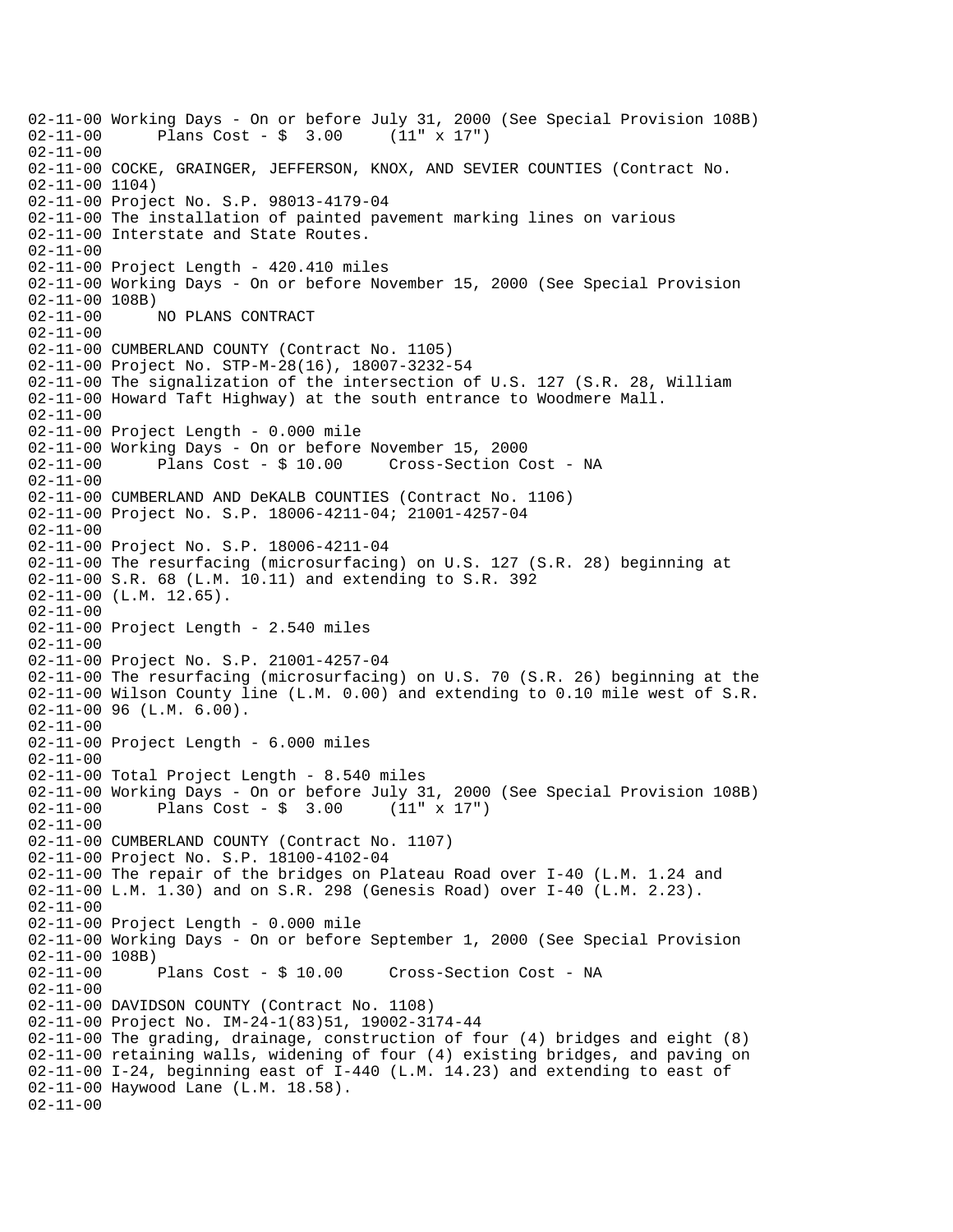```
02-11-00 Working Days - On or before July 31, 2000 (See Special Provision 108B)
02-11-00      Plans Cost - $  3.00     (11" x 17")
02-11-00
02-11-00 COCKE, GRAINGER, JEFFERSON, KNOX, AND SEVIER COUNTIES (Contract No.
02-11-00 1104)
02-11-00 Project No. S.P. 98013-4179-04
02-11-00 The installation of painted pavement marking lines on various
02-11-00 Interstate and State Routes.
02-11-00
02-11-00 Project Length - 420.410 miles
02-11-00 Working Days - On or before November 15, 2000 (See Special Provision
02-11-00 108B)
02-11-00      NO PLANS CONTRACT
02-11-00
02-11-00 CUMBERLAND COUNTY (Contract No. 1105)
02-11-00 Project No. STP-M-28(16), 18007-3232-54
02-11-00 The signalization of the intersection of U.S. 127 (S.R. 28, William
02-11-00 Howard Taft Highway) at the south entrance to Woodmere Mall.
02-11-00
02-11-00 Project Length - 0.000 mile
02-11-00 Working Days - On or before November 15, 2000
02-11-00      Plans Cost - $ 10.00     Cross-Section Cost - NA
02-11-00
02-11-00 CUMBERLAND AND DeKALB COUNTIES (Contract No. 1106)
02-11-00 Project No. S.P. 18006-4211-04; 21001-4257-04
02-11-00
02-11-00 Project No. S.P. 18006-4211-04
02-11-00 The resurfacing (microsurfacing) on U.S. 127 (S.R. 28) beginning at
02-11-00 S.R. 68 (L.M. 10.11) and extending to S.R. 392
02-11-00 (L.M. 12.65).
02-11-00
02-11-00 Project Length - 2.540 miles
02-11-00
02-11-00 Project No. S.P. 21001-4257-04
02-11-00 The resurfacing (microsurfacing) on U.S. 70 (S.R. 26) beginning at the
02-11-00 Wilson County line (L.M. 0.00) and extending to 0.10 mile west of S.R.
02-11-00 96 (L.M. 6.00).
02-11-00
02-11-00 Project Length - 6.000 miles
02-11-00
02-11-00 Total Project Length - 8.540 miles
02-11-00 Working Days - On or before July 31, 2000 (See Special Provision 108B)
02-11-00      Plans Cost - $  3.00     (11" x 17")
02-11-00
02-11-00 CUMBERLAND COUNTY (Contract No. 1107)
02-11-00 Project No. S.P. 18100-4102-04
02-11-00 The repair of the bridges on Plateau Road over I-40 (L.M. 1.24 and
02-11-00 L.M. 1.30) and on S.R. 298 (Genesis Road) over I-40 (L.M. 2.23).
02-11-00
02-11-00 Project Length - 0.000 mile
02-11-00 Working Days - On or before September 1, 2000 (See Special Provision
02-11-00 108B)
02-11-00      Plans Cost - $ 10.00     Cross-Section Cost - NA
02-11-00
02-11-00 DAVIDSON COUNTY (Contract No. 1108)
02-11-00 Project No. IM-24-1(83)51, 19002-3174-44
02-11-00 The grading, drainage, construction of four (4) bridges and eight (8)
02-11-00 retaining walls, widening of four (4) existing bridges, and paving on
02-11-00 I-24, beginning east of I-440 (L.M. 14.23) and extending to east of
02-11-00 Haywood Lane (L.M. 18.58).
02-11-00
```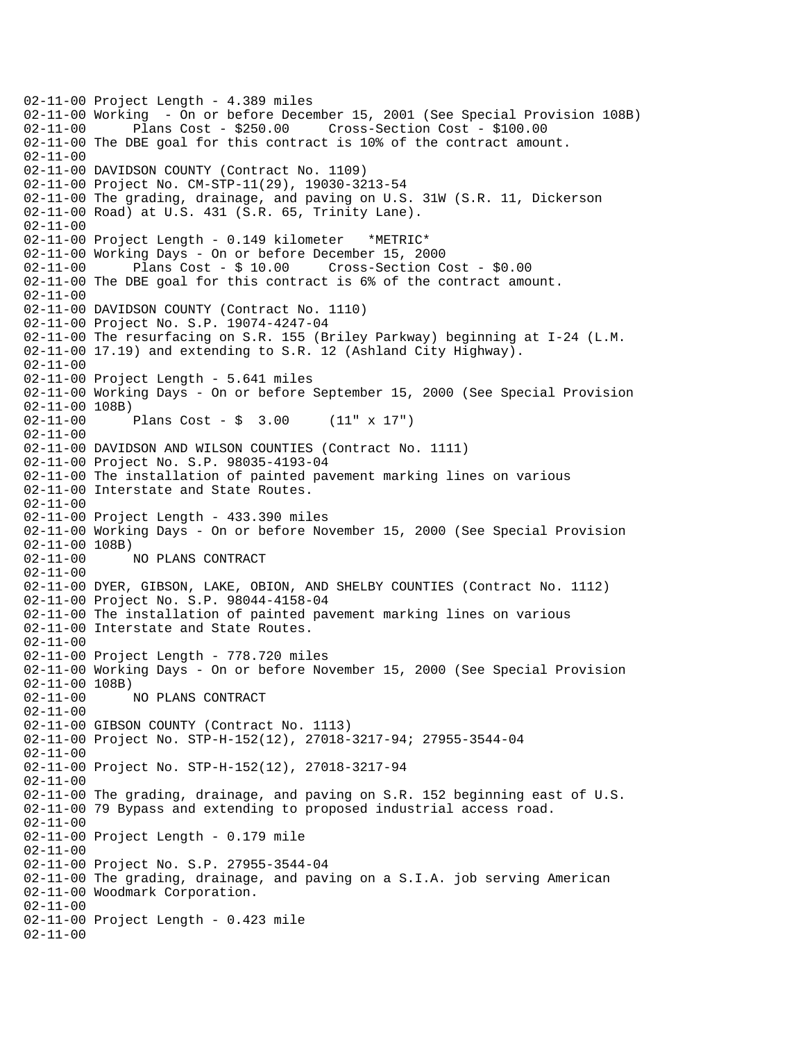02-11-00 Project Length - 4.389 miles
02-11-00 Working - On or before December 15, 2001 (See Special Provision 108B)
02-11-00 Plans Cost - $250.00 Cross-Section Cost - $100.00
02-11-00 The DBE goal for this contract is 10% of the contract amount.
02-11-00
02-11-00 DAVIDSON COUNTY (Contract No. 1109)
02-11-00 Project No. CM-STP-11(29), 19030-3213-54
02-11-00 The grading, drainage, and paving on U.S. 31W (S.R. 11, Dickerson
02-11-00 Road) at U.S. 431 (S.R. 65, Trinity Lane).
02-11-00
02-11-00 Project Length - 0.149 kilometer *METRIC*
02-11-00 Working Days - On or before December 15, 2000
02-11-00 Plans Cost - $ 10.00 Cross-Section Cost - $0.00
02-11-00 The DBE goal for this contract is 6% of the contract amount.
02-11-00
02-11-00 DAVIDSON COUNTY (Contract No. 1110)
02-11-00 Project No. S.P. 19074-4247-04
02-11-00 The resurfacing on S.R. 155 (Briley Parkway) beginning at I-24 (L.M.
02-11-00 17.19) and extending to S.R. 12 (Ashland City Highway).
02-11-00
02-11-00 Project Length - 5.641 miles
02-11-00 Working Days - On or before September 15, 2000 (See Special Provision
02-11-00 108B)
02-11-00 Plans Cost - $ 3.00 (11" x 17")
02-11-00
02-11-00 DAVIDSON AND WILSON COUNTIES (Contract No. 1111)
02-11-00 Project No. S.P. 98035-4193-04
02-11-00 The installation of painted pavement marking lines on various
02-11-00 Interstate and State Routes.
02-11-00
02-11-00 Project Length - 433.390 miles
02-11-00 Working Days - On or before November 15, 2000 (See Special Provision
02-11-00 108B)
02-11-00 NO PLANS CONTRACT
02-11-00
02-11-00 DYER, GIBSON, LAKE, OBION, AND SHELBY COUNTIES (Contract No. 1112)
02-11-00 Project No. S.P. 98044-4158-04
02-11-00 The installation of painted pavement marking lines on various
02-11-00 Interstate and State Routes.
02-11-00
02-11-00 Project Length - 778.720 miles
02-11-00 Working Days - On or before November 15, 2000 (See Special Provision
02-11-00 108B)
02-11-00 NO PLANS CONTRACT
02-11-00
02-11-00 GIBSON COUNTY (Contract No. 1113)
02-11-00 Project No. STP-H-152(12), 27018-3217-94; 27955-3544-04
02-11-00
02-11-00 Project No. STP-H-152(12), 27018-3217-94
02-11-00
02-11-00 The grading, drainage, and paving on S.R. 152 beginning east of U.S.
02-11-00 79 Bypass and extending to proposed industrial access road.
02-11-00
02-11-00 Project Length - 0.179 mile
02-11-00
02-11-00 Project No. S.P. 27955-3544-04
02-11-00 The grading, drainage, and paving on a S.I.A. job serving American
02-11-00 Woodmark Corporation.
02-11-00
02-11-00 Project Length - 0.423 mile
02-11-00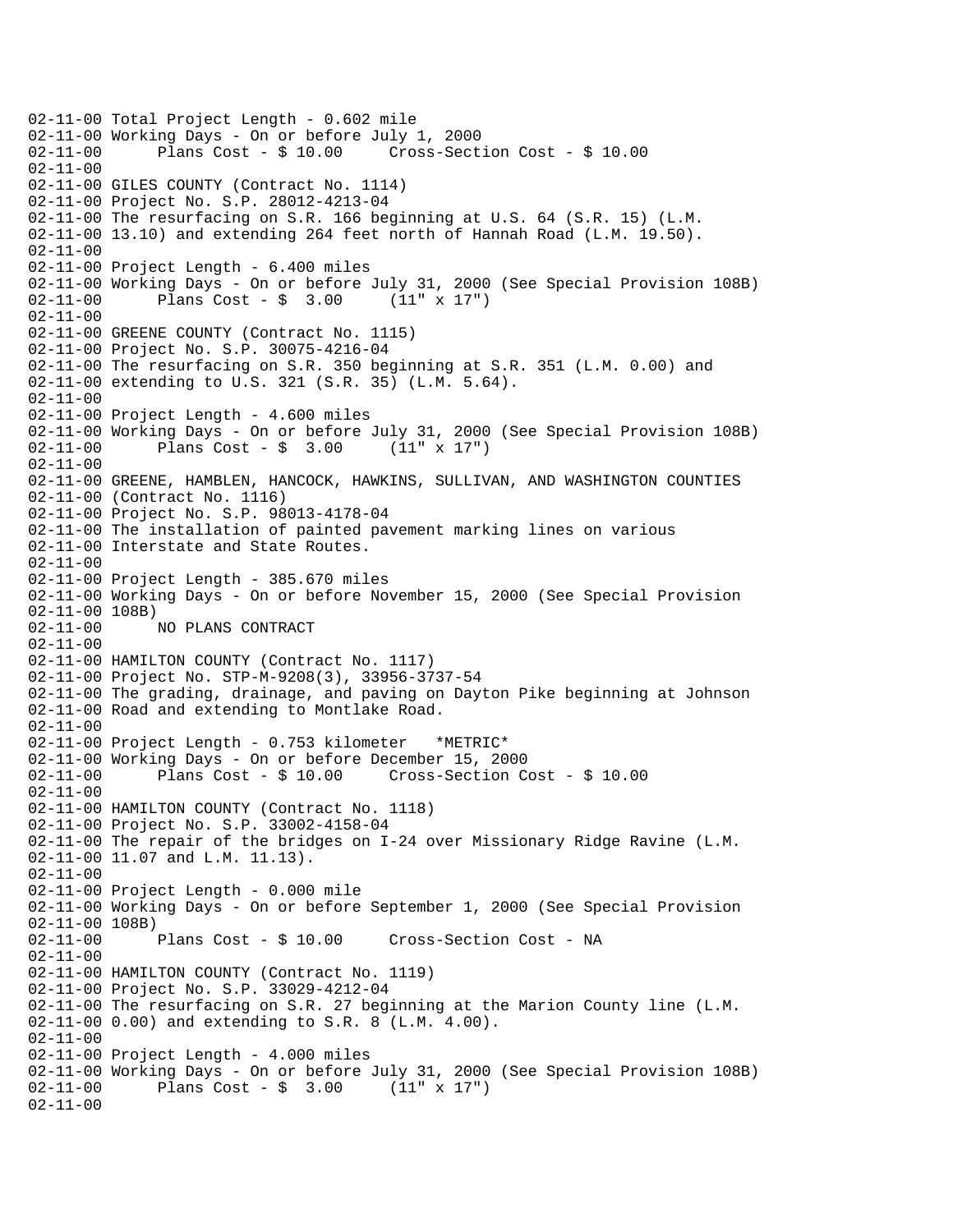```
02-11-00 Total Project Length - 0.602 mile
02-11-00 Working Days - On or before July 1, 2000
02-11-00      Plans Cost - $ 10.00     Cross-Section Cost - $ 10.00
02-11-00
02-11-00 GILES COUNTY (Contract No. 1114)
02-11-00 Project No. S.P. 28012-4213-04
02-11-00 The resurfacing on S.R. 166 beginning at U.S. 64 (S.R. 15) (L.M.
02-11-00 13.10) and extending 264 feet north of Hannah Road (L.M. 19.50).
02-11-00
02-11-00 Project Length - 6.400 miles
02-11-00 Working Days - On or before July 31, 2000 (See Special Provision 108B)
02-11-00      Plans Cost - $  3.00     (11" x 17")
02-11-00
02-11-00 GREENE COUNTY (Contract No. 1115)
02-11-00 Project No. S.P. 30075-4216-04
02-11-00 The resurfacing on S.R. 350 beginning at S.R. 351 (L.M. 0.00) and
02-11-00 extending to U.S. 321 (S.R. 35) (L.M. 5.64).
02-11-00
02-11-00 Project Length - 4.600 miles
02-11-00 Working Days - On or before July 31, 2000 (See Special Provision 108B)
02-11-00      Plans Cost - $  3.00     (11" x 17")
02-11-00
02-11-00 GREENE, HAMBLEN, HANCOCK, HAWKINS, SULLIVAN, AND WASHINGTON COUNTIES
02-11-00 (Contract No. 1116)
02-11-00 Project No. S.P. 98013-4178-04
02-11-00 The installation of painted pavement marking lines on various
02-11-00 Interstate and State Routes.
02-11-00
02-11-00 Project Length - 385.670 miles
02-11-00 Working Days - On or before November 15, 2000 (See Special Provision
02-11-00 108B)
02-11-00      NO PLANS CONTRACT
02-11-00
02-11-00 HAMILTON COUNTY (Contract No. 1117)
02-11-00 Project No. STP-M-9208(3), 33956-3737-54
02-11-00 The grading, drainage, and paving on Dayton Pike beginning at Johnson
02-11-00 Road and extending to Montlake Road.
02-11-00
02-11-00 Project Length - 0.753 kilometer   *METRIC*
02-11-00 Working Days - On or before December 15, 2000
02-11-00      Plans Cost - $ 10.00     Cross-Section Cost - $ 10.00
02-11-00
02-11-00 HAMILTON COUNTY (Contract No. 1118)
02-11-00 Project No. S.P. 33002-4158-04
02-11-00 The repair of the bridges on I-24 over Missionary Ridge Ravine (L.M.
02-11-00 11.07 and L.M. 11.13).
02-11-00
02-11-00 Project Length - 0.000 mile
02-11-00 Working Days - On or before September 1, 2000 (See Special Provision
02-11-00 108B)
02-11-00      Plans Cost - $ 10.00     Cross-Section Cost - NA
02-11-00
02-11-00 HAMILTON COUNTY (Contract No. 1119)
02-11-00 Project No. S.P. 33029-4212-04
02-11-00 The resurfacing on S.R. 27 beginning at the Marion County line (L.M.
02-11-00 0.00) and extending to S.R. 8 (L.M. 4.00).
02-11-00
02-11-00 Project Length - 4.000 miles
02-11-00 Working Days - On or before July 31, 2000 (See Special Provision 108B)
02-11-00      Plans Cost - $  3.00     (11" x 17")
02-11-00
```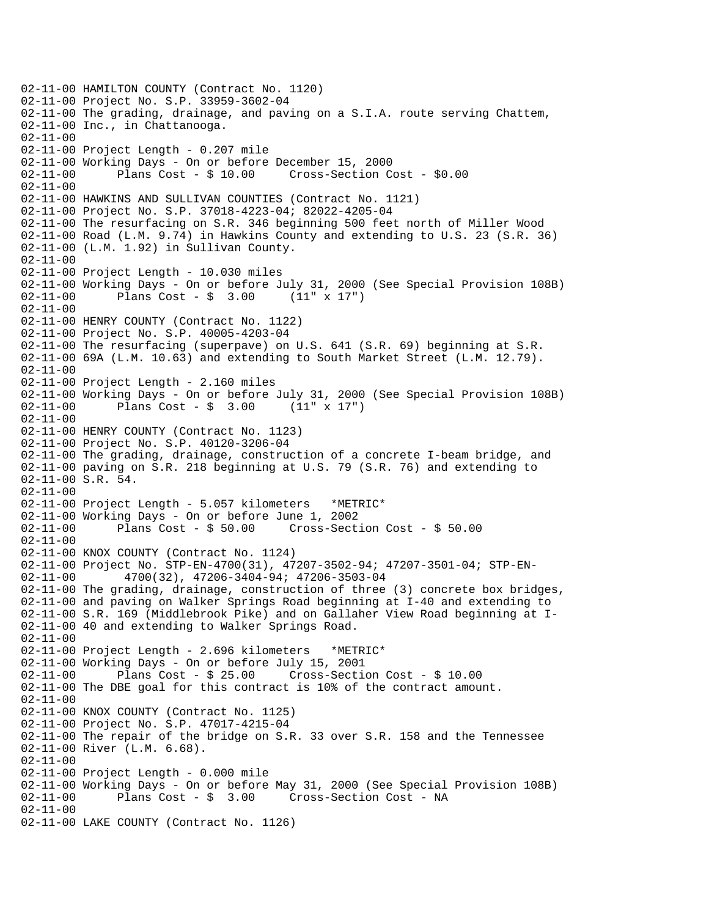```
02-11-00 HAMILTON COUNTY (Contract No. 1120)
02-11-00 Project No. S.P. 33959-3602-04
02-11-00 The grading, drainage, and paving on a S.I.A. route serving Chattem,
02-11-00 Inc., in Chattanooga.
02-11-00
02-11-00 Project Length - 0.207 mile
02-11-00 Working Days - On or before December 15, 2000
02-11-00       Plans Cost - $ 10.00     Cross-Section Cost - $0.00
02-11-00
02-11-00 HAWKINS AND SULLIVAN COUNTIES (Contract No. 1121)
02-11-00 Project No. S.P. 37018-4223-04; 82022-4205-04
02-11-00 The resurfacing on S.R. 346 beginning 500 feet north of Miller Wood
02-11-00 Road (L.M. 9.74) in Hawkins County and extending to U.S. 23 (S.R. 36)
02-11-00 (L.M. 1.92) in Sullivan County.
02-11-00
02-11-00 Project Length - 10.030 miles
02-11-00 Working Days - On or before July 31, 2000 (See Special Provision 108B)
02-11-00       Plans Cost - $  3.00     (11" x 17")
02-11-00
02-11-00 HENRY COUNTY (Contract No. 1122)
02-11-00 Project No. S.P. 40005-4203-04
02-11-00 The resurfacing (superpave) on U.S. 641 (S.R. 69) beginning at S.R.
02-11-00 69A (L.M. 10.63) and extending to South Market Street (L.M. 12.79).
02-11-00
02-11-00 Project Length - 2.160 miles
02-11-00 Working Days - On or before July 31, 2000 (See Special Provision 108B)
02-11-00       Plans Cost - $  3.00     (11" x 17")
02-11-00
02-11-00 HENRY COUNTY (Contract No. 1123)
02-11-00 Project No. S.P. 40120-3206-04
02-11-00 The grading, drainage, construction of a concrete I-beam bridge, and
02-11-00 paving on S.R. 218 beginning at U.S. 79 (S.R. 76) and extending to
02-11-00 S.R. 54.
02-11-00
02-11-00 Project Length - 5.057 kilometers   *METRIC*
02-11-00 Working Days - On or before June 1, 2002
02-11-00       Plans Cost - $ 50.00     Cross-Section Cost - $ 50.00
02-11-00
02-11-00 KNOX COUNTY (Contract No. 1124)
02-11-00 Project No. STP-EN-4700(31), 47207-3502-94; 47207-3501-04; STP-EN-
02-11-00        4700(32), 47206-3404-94; 47206-3503-04
02-11-00 The grading, drainage, construction of three (3) concrete box bridges,
02-11-00 and paving on Walker Springs Road beginning at I-40 and extending to
02-11-00 S.R. 169 (Middlebrook Pike) and on Gallaher View Road beginning at I-
02-11-00 40 and extending to Walker Springs Road.
02-11-00
02-11-00 Project Length - 2.696 kilometers   *METRIC*
02-11-00 Working Days - On or before July 15, 2001
02-11-00       Plans Cost - $ 25.00     Cross-Section Cost - $ 10.00
02-11-00 The DBE goal for this contract is 10% of the contract amount.
02-11-00
02-11-00 KNOX COUNTY (Contract No. 1125)
02-11-00 Project No. S.P. 47017-4215-04
02-11-00 The repair of the bridge on S.R. 33 over S.R. 158 and the Tennessee
02-11-00 River (L.M. 6.68).
02-11-00
02-11-00 Project Length - 0.000 mile
02-11-00 Working Days - On or before May 31, 2000 (See Special Provision 108B)
02-11-00       Plans Cost - $  3.00     Cross-Section Cost - NA
02-11-00
02-11-00 LAKE COUNTY (Contract No. 1126)
```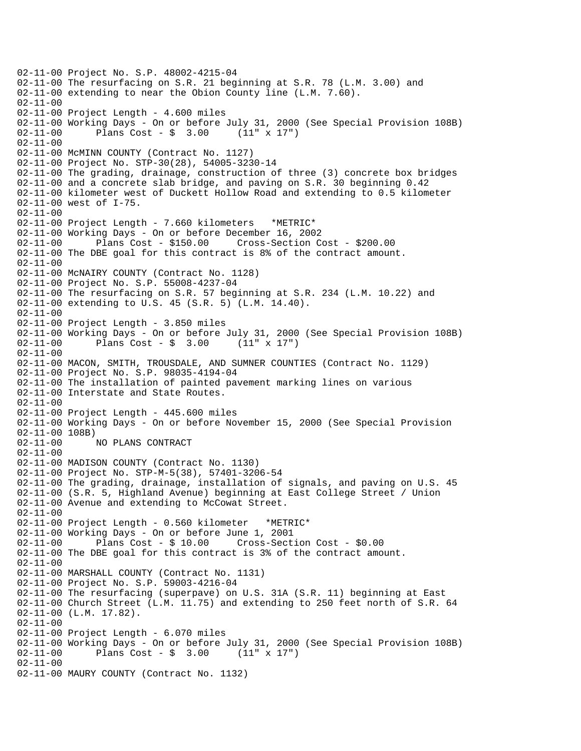```
02-11-00 Project No. S.P. 48002-4215-04
02-11-00 The resurfacing on S.R. 21 beginning at S.R. 78 (L.M. 3.00) and
02-11-00 extending to near the Obion County line (L.M. 7.60).
02-11-00
02-11-00 Project Length - 4.600 miles
02-11-00 Working Days - On or before July 31, 2000 (See Special Provision 108B)
02-11-00      Plans Cost - $  3.00     (11" x 17")
02-11-00
02-11-00 McMINN COUNTY (Contract No. 1127)
02-11-00 Project No. STP-30(28), 54005-3230-14
02-11-00 The grading, drainage, construction of three (3) concrete box bridges
02-11-00 and a concrete slab bridge, and paving on S.R. 30 beginning 0.42
02-11-00 kilometer west of Duckett Hollow Road and extending to 0.5 kilometer
02-11-00 west of I-75.
02-11-00
02-11-00 Project Length - 7.660 kilometers   *METRIC*
02-11-00 Working Days - On or before December 16, 2002
02-11-00      Plans Cost - $150.00     Cross-Section Cost - $200.00
02-11-00 The DBE goal for this contract is 8% of the contract amount.
02-11-00
02-11-00 McNAIRY COUNTY (Contract No. 1128)
02-11-00 Project No. S.P. 55008-4237-04
02-11-00 The resurfacing on S.R. 57 beginning at S.R. 234 (L.M. 10.22) and
02-11-00 extending to U.S. 45 (S.R. 5) (L.M. 14.40).
02-11-00
02-11-00 Project Length - 3.850 miles
02-11-00 Working Days - On or before July 31, 2000 (See Special Provision 108B)
02-11-00      Plans Cost - $  3.00     (11" x 17")
02-11-00
02-11-00 MACON, SMITH, TROUSDALE, AND SUMNER COUNTIES (Contract No. 1129)
02-11-00 Project No. S.P. 98035-4194-04
02-11-00 The installation of painted pavement marking lines on various
02-11-00 Interstate and State Routes.
02-11-00
02-11-00 Project Length - 445.600 miles
02-11-00 Working Days - On or before November 15, 2000 (See Special Provision
02-11-00 108B)
02-11-00      NO PLANS CONTRACT
02-11-00
02-11-00 MADISON COUNTY (Contract No. 1130)
02-11-00 Project No. STP-M-5(38), 57401-3206-54
02-11-00 The grading, drainage, installation of signals, and paving on U.S. 45
02-11-00 (S.R. 5, Highland Avenue) beginning at East College Street / Union
02-11-00 Avenue and extending to McCowat Street.
02-11-00
02-11-00 Project Length - 0.560 kilometer   *METRIC*
02-11-00 Working Days - On or before June 1, 2001
02-11-00      Plans Cost - $ 10.00     Cross-Section Cost - $0.00
02-11-00 The DBE goal for this contract is 3% of the contract amount.
02-11-00
02-11-00 MARSHALL COUNTY (Contract No. 1131)
02-11-00 Project No. S.P. 59003-4216-04
02-11-00 The resurfacing (superpave) on U.S. 31A (S.R. 11) beginning at East
02-11-00 Church Street (L.M. 11.75) and extending to 250 feet north of S.R. 64
02-11-00 (L.M. 17.82).
02-11-00
02-11-00 Project Length - 6.070 miles
02-11-00 Working Days - On or before July 31, 2000 (See Special Provision 108B)
02-11-00      Plans Cost - $  3.00     (11" x 17")
02-11-00
02-11-00 MAURY COUNTY (Contract No. 1132)
```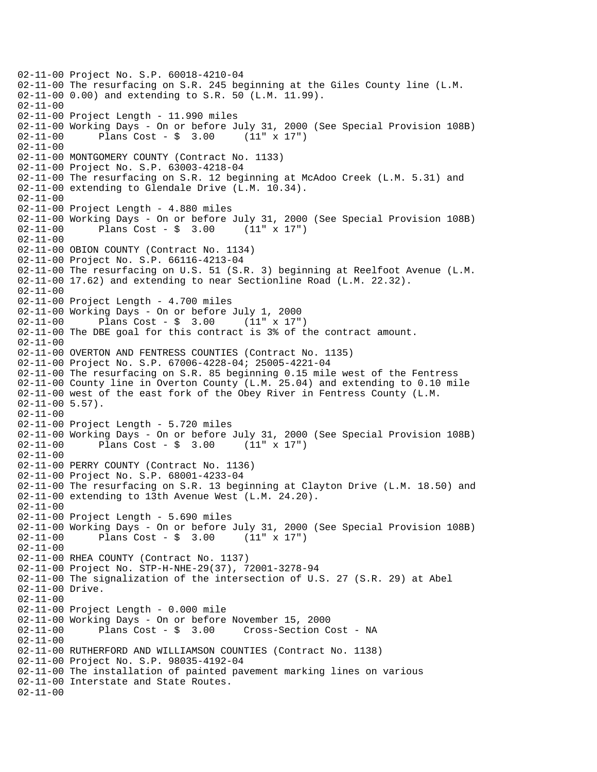```
02-11-00 Project No. S.P. 60018-4210-04
02-11-00 The resurfacing on S.R. 245 beginning at the Giles County line (L.M.
02-11-00 0.00) and extending to S.R. 50 (L.M. 11.99).
02-11-00
02-11-00 Project Length - 11.990 miles
02-11-00 Working Days - On or before July 31, 2000 (See Special Provision 108B)
02-11-00       Plans Cost - $  3.00     (11" x 17")
02-11-00
02-11-00 MONTGOMERY COUNTY (Contract No. 1133)
02-11-00 Project No. S.P. 63003-4218-04
02-11-00 The resurfacing on S.R. 12 beginning at McAdoo Creek (L.M. 5.31) and
02-11-00 extending to Glendale Drive (L.M. 10.34).
02-11-00
02-11-00 Project Length - 4.880 miles
02-11-00 Working Days - On or before July 31, 2000 (See Special Provision 108B)
02-11-00       Plans Cost - $  3.00     (11" x 17")
02-11-00
02-11-00 OBION COUNTY (Contract No. 1134)
02-11-00 Project No. S.P. 66116-4213-04
02-11-00 The resurfacing on U.S. 51 (S.R. 3) beginning at Reelfoot Avenue (L.M.
02-11-00 17.62) and extending to near Sectionline Road (L.M. 22.32).
02-11-00
02-11-00 Project Length - 4.700 miles
02-11-00 Working Days - On or before July 1, 2000
02-11-00       Plans Cost - $  3.00     (11" x 17")
02-11-00 The DBE goal for this contract is 3% of the contract amount.
02-11-00
02-11-00 OVERTON AND FENTRESS COUNTIES (Contract No. 1135)
02-11-00 Project No. S.P. 67006-4228-04; 25005-4221-04
02-11-00 The resurfacing on S.R. 85 beginning 0.15 mile west of the Fentress
02-11-00 County line in Overton County (L.M. 25.04) and extending to 0.10 mile
02-11-00 west of the east fork of the Obey River in Fentress County (L.M.
02-11-00 5.57).
02-11-00
02-11-00 Project Length - 5.720 miles
02-11-00 Working Days - On or before July 31, 2000 (See Special Provision 108B)
02-11-00       Plans Cost - $  3.00     (11" x 17")
02-11-00
02-11-00 PERRY COUNTY (Contract No. 1136)
02-11-00 Project No. S.P. 68001-4233-04
02-11-00 The resurfacing on S.R. 13 beginning at Clayton Drive (L.M. 18.50) and
02-11-00 extending to 13th Avenue West (L.M. 24.20).
02-11-00
02-11-00 Project Length - 5.690 miles
02-11-00 Working Days - On or before July 31, 2000 (See Special Provision 108B)
02-11-00       Plans Cost - $  3.00     (11" x 17")
02-11-00
02-11-00 RHEA COUNTY (Contract No. 1137)
02-11-00 Project No. STP-H-NHE-29(37), 72001-3278-94
02-11-00 The signalization of the intersection of U.S. 27 (S.R. 29) at Abel
02-11-00 Drive.
02-11-00
02-11-00 Project Length - 0.000 mile
02-11-00 Working Days - On or before November 15, 2000
02-11-00       Plans Cost - $  3.00     Cross-Section Cost - NA
02-11-00
02-11-00 RUTHERFORD AND WILLIAMSON COUNTIES (Contract No. 1138)
02-11-00 Project No. S.P. 98035-4192-04
02-11-00 The installation of painted pavement marking lines on various
02-11-00 Interstate and State Routes.
02-11-00
```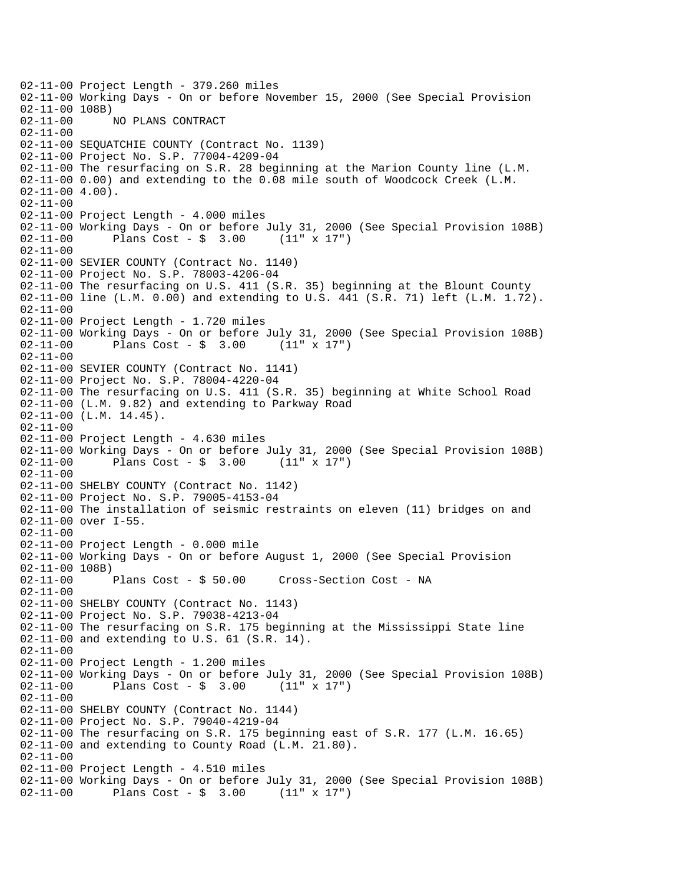```
02-11-00 Project Length - 379.260 miles
02-11-00 Working Days - On or before November 15, 2000 (See Special Provision
02-11-00 108B)
02-11-00      NO PLANS CONTRACT
02-11-00
02-11-00 SEQUATCHIE COUNTY (Contract No. 1139)
02-11-00 Project No. S.P. 77004-4209-04
02-11-00 The resurfacing on S.R. 28 beginning at the Marion County line (L.M.
02-11-00 0.00) and extending to the 0.08 mile south of Woodcock Creek (L.M.
02-11-00 4.00).
02-11-00
02-11-00 Project Length - 4.000 miles
02-11-00 Working Days - On or before July 31, 2000 (See Special Provision 108B)
02-11-00      Plans Cost - $  3.00     (11" x 17")
02-11-00
02-11-00 SEVIER COUNTY (Contract No. 1140)
02-11-00 Project No. S.P. 78003-4206-04
02-11-00 The resurfacing on U.S. 411 (S.R. 35) beginning at the Blount County
02-11-00 line (L.M. 0.00) and extending to U.S. 441 (S.R. 71) left (L.M. 1.72).
02-11-00
02-11-00 Project Length - 1.720 miles
02-11-00 Working Days - On or before July 31, 2000 (See Special Provision 108B)
02-11-00      Plans Cost - $  3.00     (11" x 17")
02-11-00
02-11-00 SEVIER COUNTY (Contract No. 1141)
02-11-00 Project No. S.P. 78004-4220-04
02-11-00 The resurfacing on U.S. 411 (S.R. 35) beginning at White School Road
02-11-00 (L.M. 9.82) and extending to Parkway Road
02-11-00 (L.M. 14.45).
02-11-00
02-11-00 Project Length - 4.630 miles
02-11-00 Working Days - On or before July 31, 2000 (See Special Provision 108B)
02-11-00      Plans Cost - $  3.00     (11" x 17")
02-11-00
02-11-00 SHELBY COUNTY (Contract No. 1142)
02-11-00 Project No. S.P. 79005-4153-04
02-11-00 The installation of seismic restraints on eleven (11) bridges on and
02-11-00 over I-55.
02-11-00
02-11-00 Project Length - 0.000 mile
02-11-00 Working Days - On or before August 1, 2000 (See Special Provision
02-11-00 108B)
02-11-00      Plans Cost - $ 50.00     Cross-Section Cost - NA
02-11-00
02-11-00 SHELBY COUNTY (Contract No. 1143)
02-11-00 Project No. S.P. 79038-4213-04
02-11-00 The resurfacing on S.R. 175 beginning at the Mississippi State line
02-11-00 and extending to U.S. 61 (S.R. 14).
02-11-00
02-11-00 Project Length - 1.200 miles
02-11-00 Working Days - On or before July 31, 2000 (See Special Provision 108B)
02-11-00      Plans Cost - $  3.00     (11" x 17")
02-11-00
02-11-00 SHELBY COUNTY (Contract No. 1144)
02-11-00 Project No. S.P. 79040-4219-04
02-11-00 The resurfacing on S.R. 175 beginning east of S.R. 177 (L.M. 16.65)
02-11-00 and extending to County Road (L.M. 21.80).
02-11-00
02-11-00 Project Length - 4.510 miles
02-11-00 Working Days - On or before July 31, 2000 (See Special Provision 108B)
02-11-00      Plans Cost - $  3.00     (11" x 17")
```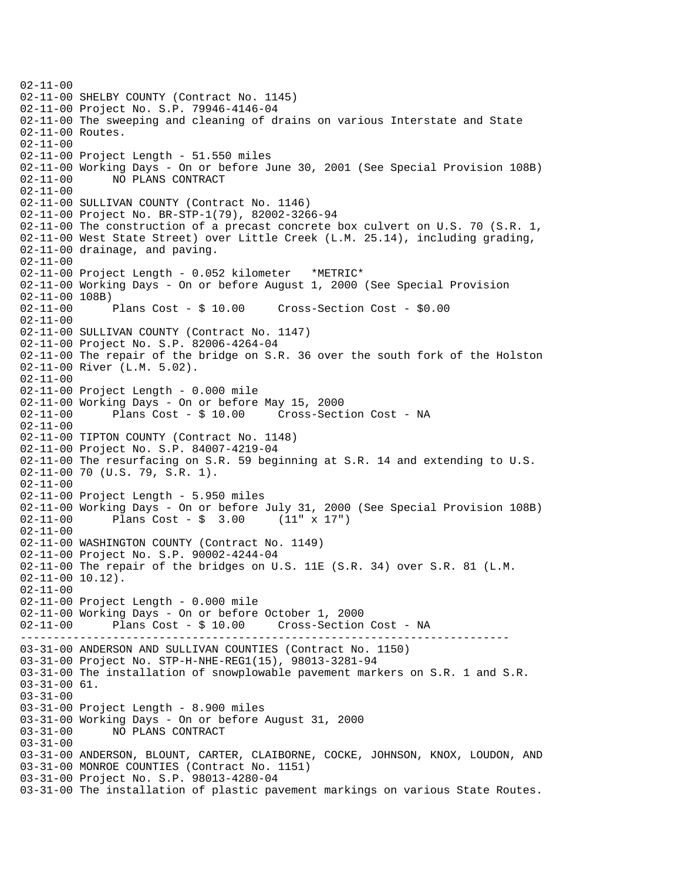```
02-11-00
02-11-00 SHELBY COUNTY (Contract No. 1145)
02-11-00 Project No. S.P. 79946-4146-04
02-11-00 The sweeping and cleaning of drains on various Interstate and State
02-11-00 Routes.
02-11-00
02-11-00 Project Length - 51.550 miles
02-11-00 Working Days - On or before June 30, 2001 (See Special Provision 108B)
02-11-00       NO PLANS CONTRACT
02-11-00
02-11-00 SULLIVAN COUNTY (Contract No. 1146)
02-11-00 Project No. BR-STP-1(79), 82002-3266-94
02-11-00 The construction of a precast concrete box culvert on U.S. 70 (S.R. 1,
02-11-00 West State Street) over Little Creek (L.M. 25.14), including grading,
02-11-00 drainage, and paving.
02-11-00
02-11-00 Project Length - 0.052 kilometer   *METRIC*
02-11-00 Working Days - On or before August 1, 2000 (See Special Provision
02-11-00 108B)
02-11-00       Plans Cost - $ 10.00     Cross-Section Cost - $0.00
02-11-00
02-11-00 SULLIVAN COUNTY (Contract No. 1147)
02-11-00 Project No. S.P. 82006-4264-04
02-11-00 The repair of the bridge on S.R. 36 over the south fork of the Holston
02-11-00 River (L.M. 5.02).
02-11-00
02-11-00 Project Length - 0.000 mile
02-11-00 Working Days - On or before May 15, 2000
02-11-00       Plans Cost - $ 10.00     Cross-Section Cost - NA
02-11-00
02-11-00 TIPTON COUNTY (Contract No. 1148)
02-11-00 Project No. S.P. 84007-4219-04
02-11-00 The resurfacing on S.R. 59 beginning at S.R. 14 and extending to U.S.
02-11-00 70 (U.S. 79, S.R. 1).
02-11-00
02-11-00 Project Length - 5.950 miles
02-11-00 Working Days - On or before July 31, 2000 (See Special Provision 108B)
02-11-00       Plans Cost - $  3.00     (11" x 17")
02-11-00
02-11-00 WASHINGTON COUNTY (Contract No. 1149)
02-11-00 Project No. S.P. 90002-4244-04
02-11-00 The repair of the bridges on U.S. 11E (S.R. 34) over S.R. 81 (L.M.
02-11-00 10.12).
02-11-00
02-11-00 Project Length - 0.000 mile
02-11-00 Working Days - On or before October 1, 2000
02-11-00       Plans Cost - $ 10.00     Cross-Section Cost - NA
------------------------------------------------------------------------
03-31-00 ANDERSON AND SULLIVAN COUNTIES (Contract No. 1150)
03-31-00 Project No. STP-H-NHE-REG1(15), 98013-3281-94
03-31-00 The installation of snowplowable pavement markers on S.R. 1 and S.R.
03-31-00 61.
03-31-00
03-31-00 Project Length - 8.900 miles
03-31-00 Working Days - On or before August 31, 2000
03-31-00       NO PLANS CONTRACT
03-31-00
03-31-00 ANDERSON, BLOUNT, CARTER, CLAIBORNE, COCKE, JOHNSON, KNOX, LOUDON, AND
03-31-00 MONROE COUNTIES (Contract No. 1151)
03-31-00 Project No. S.P. 98013-4280-04
03-31-00 The installation of plastic pavement markings on various State Routes.
```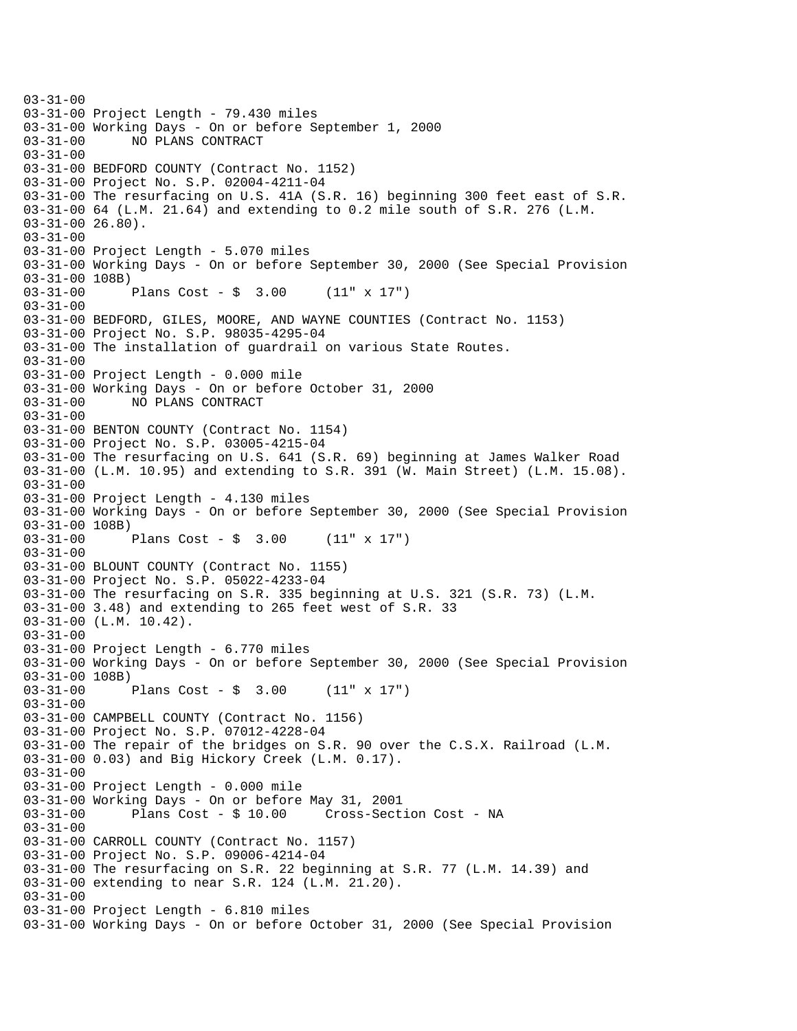```
03-31-00
03-31-00 Project Length - 79.430 miles
03-31-00 Working Days - On or before September 1, 2000
03-31-00       NO PLANS CONTRACT
03-31-00
03-31-00 BEDFORD COUNTY (Contract No. 1152)
03-31-00 Project No. S.P. 02004-4211-04
03-31-00 The resurfacing on U.S. 41A (S.R. 16) beginning 300 feet east of S.R.
03-31-00 64 (L.M. 21.64) and extending to 0.2 mile south of S.R. 276 (L.M.
03-31-00 26.80).
03-31-00
03-31-00 Project Length - 5.070 miles
03-31-00 Working Days - On or before September 30, 2000 (See Special Provision
03-31-00 108B)
03-31-00       Plans Cost - $  3.00     (11" x 17")
03-31-00
03-31-00 BEDFORD, GILES, MOORE, AND WAYNE COUNTIES (Contract No. 1153)
03-31-00 Project No. S.P. 98035-4295-04
03-31-00 The installation of guardrail on various State Routes.
03-31-00
03-31-00 Project Length - 0.000 mile
03-31-00 Working Days - On or before October 31, 2000
03-31-00       NO PLANS CONTRACT
03-31-00
03-31-00 BENTON COUNTY (Contract No. 1154)
03-31-00 Project No. S.P. 03005-4215-04
03-31-00 The resurfacing on U.S. 641 (S.R. 69) beginning at James Walker Road
03-31-00 (L.M. 10.95) and extending to S.R. 391 (W. Main Street) (L.M. 15.08).
03-31-00
03-31-00 Project Length - 4.130 miles
03-31-00 Working Days - On or before September 30, 2000 (See Special Provision
03-31-00 108B)
03-31-00       Plans Cost - $  3.00     (11" x 17")
03-31-00
03-31-00 BLOUNT COUNTY (Contract No. 1155)
03-31-00 Project No. S.P. 05022-4233-04
03-31-00 The resurfacing on S.R. 335 beginning at U.S. 321 (S.R. 73) (L.M.
03-31-00 3.48) and extending to 265 feet west of S.R. 33
03-31-00 (L.M. 10.42).
03-31-00
03-31-00 Project Length - 6.770 miles
03-31-00 Working Days - On or before September 30, 2000 (See Special Provision
03-31-00 108B)
03-31-00       Plans Cost - $  3.00     (11" x 17")
03-31-00
03-31-00 CAMPBELL COUNTY (Contract No. 1156)
03-31-00 Project No. S.P. 07012-4228-04
03-31-00 The repair of the bridges on S.R. 90 over the C.S.X. Railroad (L.M.
03-31-00 0.03) and Big Hickory Creek (L.M. 0.17).
03-31-00
03-31-00 Project Length - 0.000 mile
03-31-00 Working Days - On or before May 31, 2001
03-31-00       Plans Cost - $ 10.00     Cross-Section Cost - NA
03-31-00
03-31-00 CARROLL COUNTY (Contract No. 1157)
03-31-00 Project No. S.P. 09006-4214-04
03-31-00 The resurfacing on S.R. 22 beginning at S.R. 77 (L.M. 14.39) and
03-31-00 extending to near S.R. 124 (L.M. 21.20).
03-31-00
03-31-00 Project Length - 6.810 miles
03-31-00 Working Days - On or before October 31, 2000 (See Special Provision
```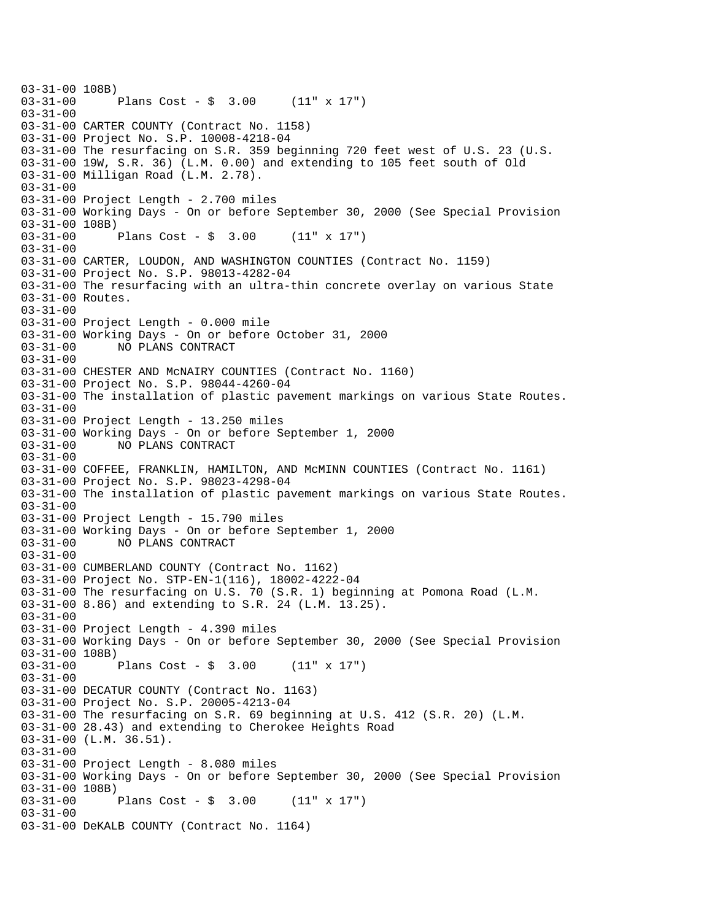```
03-31-00 108B)
03-31-00      Plans Cost - $  3.00     (11" x 17")
03-31-00
03-31-00 CARTER COUNTY (Contract No. 1158)
03-31-00 Project No. S.P. 10008-4218-04
03-31-00 The resurfacing on S.R. 359 beginning 720 feet west of U.S. 23 (U.S.
03-31-00 19W, S.R. 36) (L.M. 0.00) and extending to 105 feet south of Old
03-31-00 Milligan Road (L.M. 2.78).
03-31-00
03-31-00 Project Length - 2.700 miles
03-31-00 Working Days - On or before September 30, 2000 (See Special Provision
03-31-00 108B)
03-31-00      Plans Cost - $  3.00     (11" x 17")
03-31-00
03-31-00 CARTER, LOUDON, AND WASHINGTON COUNTIES (Contract No. 1159)
03-31-00 Project No. S.P. 98013-4282-04
03-31-00 The resurfacing with an ultra-thin concrete overlay on various State
03-31-00 Routes.
03-31-00
03-31-00 Project Length - 0.000 mile
03-31-00 Working Days - On or before October 31, 2000
03-31-00      NO PLANS CONTRACT
03-31-00
03-31-00 CHESTER AND McNAIRY COUNTIES (Contract No. 1160)
03-31-00 Project No. S.P. 98044-4260-04
03-31-00 The installation of plastic pavement markings on various State Routes.
03-31-00
03-31-00 Project Length - 13.250 miles
03-31-00 Working Days - On or before September 1, 2000
03-31-00      NO PLANS CONTRACT
03-31-00
03-31-00 COFFEE, FRANKLIN, HAMILTON, AND McMINN COUNTIES (Contract No. 1161)
03-31-00 Project No. S.P. 98023-4298-04
03-31-00 The installation of plastic pavement markings on various State Routes.
03-31-00
03-31-00 Project Length - 15.790 miles
03-31-00 Working Days - On or before September 1, 2000
03-31-00      NO PLANS CONTRACT
03-31-00
03-31-00 CUMBERLAND COUNTY (Contract No. 1162)
03-31-00 Project No. STP-EN-1(116), 18002-4222-04
03-31-00 The resurfacing on U.S. 70 (S.R. 1) beginning at Pomona Road (L.M.
03-31-00 8.86) and extending to S.R. 24 (L.M. 13.25).
03-31-00
03-31-00 Project Length - 4.390 miles
03-31-00 Working Days - On or before September 30, 2000 (See Special Provision
03-31-00 108B)
03-31-00      Plans Cost - $  3.00     (11" x 17")
03-31-00
03-31-00 DECATUR COUNTY (Contract No. 1163)
03-31-00 Project No. S.P. 20005-4213-04
03-31-00 The resurfacing on S.R. 69 beginning at U.S. 412 (S.R. 20) (L.M.
03-31-00 28.43) and extending to Cherokee Heights Road
03-31-00 (L.M. 36.51).
03-31-00
03-31-00 Project Length - 8.080 miles
03-31-00 Working Days - On or before September 30, 2000 (See Special Provision
03-31-00 108B)
03-31-00      Plans Cost - $  3.00     (11" x 17")
03-31-00
03-31-00 DeKALB COUNTY (Contract No. 1164)
```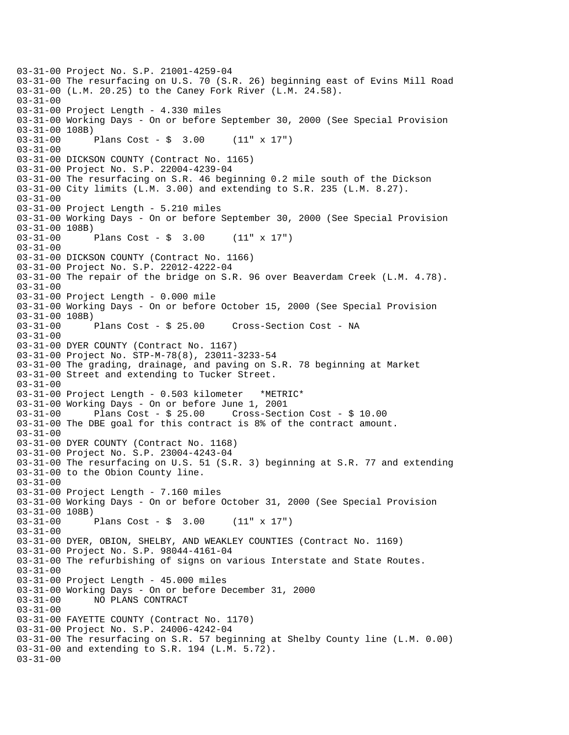03-31-00 Project No. S.P. 21001-4259-04
03-31-00 The resurfacing on U.S. 70 (S.R. 26) beginning east of Evins Mill Road
03-31-00 (L.M. 20.25) to the Caney Fork River (L.M. 24.58).
03-31-00
03-31-00 Project Length - 4.330 miles
03-31-00 Working Days - On or before September 30, 2000 (See Special Provision
03-31-00 108B)
03-31-00 Plans Cost - $ 3.00 (11" x 17")
03-31-00
03-31-00 DICKSON COUNTY (Contract No. 1165)
03-31-00 Project No. S.P. 22004-4239-04
03-31-00 The resurfacing on S.R. 46 beginning 0.2 mile south of the Dickson
03-31-00 City limits (L.M. 3.00) and extending to S.R. 235 (L.M. 8.27).
03-31-00
03-31-00 Project Length - 5.210 miles
03-31-00 Working Days - On or before September 30, 2000 (See Special Provision
03-31-00 108B)
03-31-00 Plans Cost - $ 3.00 (11" x 17")
03-31-00
03-31-00 DICKSON COUNTY (Contract No. 1166)
03-31-00 Project No. S.P. 22012-4222-04
03-31-00 The repair of the bridge on S.R. 96 over Beaverdam Creek (L.M. 4.78).
03-31-00
03-31-00 Project Length - 0.000 mile
03-31-00 Working Days - On or before October 15, 2000 (See Special Provision
03-31-00 108B)
03-31-00 Plans Cost - $ 25.00 Cross-Section Cost - NA
03-31-00
03-31-00 DYER COUNTY (Contract No. 1167)
03-31-00 Project No. STP-M-78(8), 23011-3233-54
03-31-00 The grading, drainage, and paving on S.R. 78 beginning at Market
03-31-00 Street and extending to Tucker Street.
03-31-00
03-31-00 Project Length - 0.503 kilometer *METRIC*
03-31-00 Working Days - On or before June 1, 2001
03-31-00 Plans Cost - $ 25.00 Cross-Section Cost - $ 10.00
03-31-00 The DBE goal for this contract is 8% of the contract amount.
03-31-00
03-31-00 DYER COUNTY (Contract No. 1168)
03-31-00 Project No. S.P. 23004-4243-04
03-31-00 The resurfacing on U.S. 51 (S.R. 3) beginning at S.R. 77 and extending
03-31-00 to the Obion County line.
03-31-00
03-31-00 Project Length - 7.160 miles
03-31-00 Working Days - On or before October 31, 2000 (See Special Provision
03-31-00 108B)
03-31-00 Plans Cost - $ 3.00 (11" x 17")
03-31-00
03-31-00 DYER, OBION, SHELBY, AND WEAKLEY COUNTIES (Contract No. 1169)
03-31-00 Project No. S.P. 98044-4161-04
03-31-00 The refurbishing of signs on various Interstate and State Routes.
03-31-00
03-31-00 Project Length - 45.000 miles
03-31-00 Working Days - On or before December 31, 2000
03-31-00 NO PLANS CONTRACT
03-31-00
03-31-00 FAYETTE COUNTY (Contract No. 1170)
03-31-00 Project No. S.P. 24006-4242-04
03-31-00 The resurfacing on S.R. 57 beginning at Shelby County line (L.M. 0.00)
03-31-00 and extending to S.R. 194 (L.M. 5.72).
03-31-00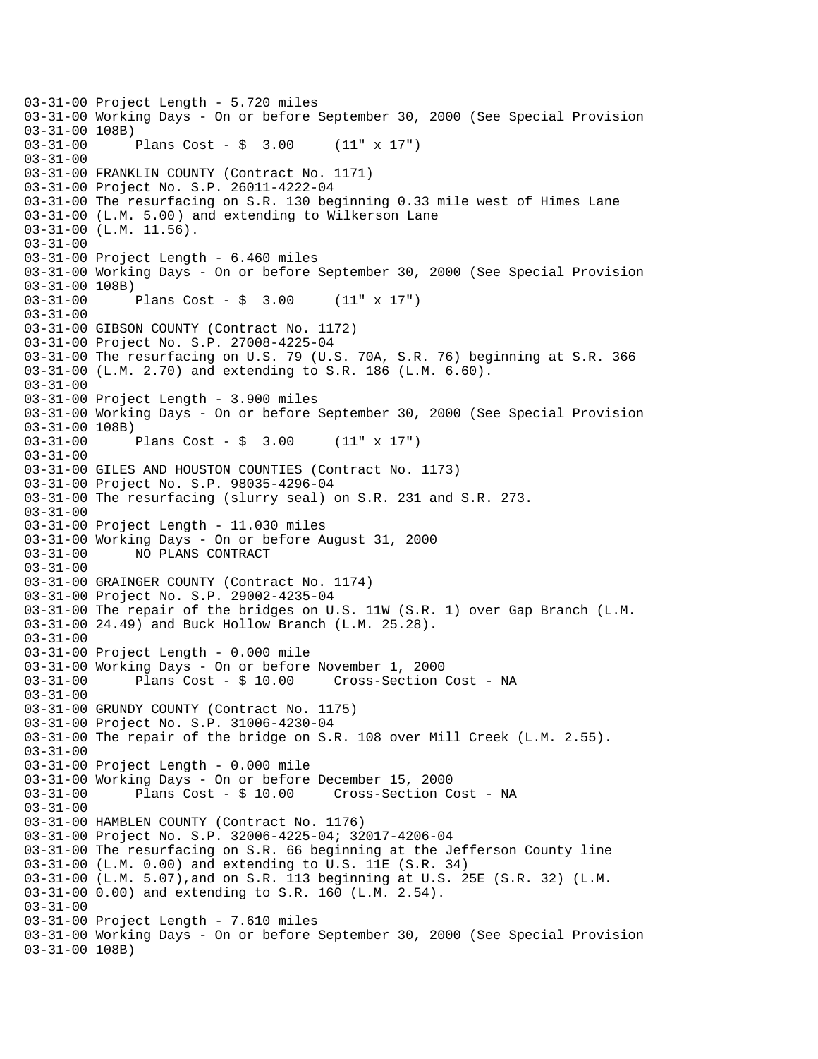```
03-31-00 Project Length - 5.720 miles
03-31-00 Working Days - On or before September 30, 2000 (See Special Provision
03-31-00 108B)
03-31-00      Plans Cost - $  3.00     (11" x 17")
03-31-00
03-31-00 FRANKLIN COUNTY (Contract No. 1171)
03-31-00 Project No. S.P. 26011-4222-04
03-31-00 The resurfacing on S.R. 130 beginning 0.33 mile west of Himes Lane
03-31-00 (L.M. 5.00) and extending to Wilkerson Lane
03-31-00 (L.M. 11.56).
03-31-00
03-31-00 Project Length - 6.460 miles
03-31-00 Working Days - On or before September 30, 2000 (See Special Provision
03-31-00 108B)
03-31-00      Plans Cost - $  3.00     (11" x 17")
03-31-00
03-31-00 GIBSON COUNTY (Contract No. 1172)
03-31-00 Project No. S.P. 27008-4225-04
03-31-00 The resurfacing on U.S. 79 (U.S. 70A, S.R. 76) beginning at S.R. 366
03-31-00 (L.M. 2.70) and extending to S.R. 186 (L.M. 6.60).
03-31-00
03-31-00 Project Length - 3.900 miles
03-31-00 Working Days - On or before September 30, 2000 (See Special Provision
03-31-00 108B)
03-31-00      Plans Cost - $  3.00     (11" x 17")
03-31-00
03-31-00 GILES AND HOUSTON COUNTIES (Contract No. 1173)
03-31-00 Project No. S.P. 98035-4296-04
03-31-00 The resurfacing (slurry seal) on S.R. 231 and S.R. 273.
03-31-00
03-31-00 Project Length - 11.030 miles
03-31-00 Working Days - On or before August 31, 2000
03-31-00      NO PLANS CONTRACT
03-31-00
03-31-00 GRAINGER COUNTY (Contract No. 1174)
03-31-00 Project No. S.P. 29002-4235-04
03-31-00 The repair of the bridges on U.S. 11W (S.R. 1) over Gap Branch (L.M.
03-31-00 24.49) and Buck Hollow Branch (L.M. 25.28).
03-31-00
03-31-00 Project Length - 0.000 mile
03-31-00 Working Days - On or before November 1, 2000
03-31-00      Plans Cost - $ 10.00     Cross-Section Cost - NA
03-31-00
03-31-00 GRUNDY COUNTY (Contract No. 1175)
03-31-00 Project No. S.P. 31006-4230-04
03-31-00 The repair of the bridge on S.R. 108 over Mill Creek (L.M. 2.55).
03-31-00
03-31-00 Project Length - 0.000 mile
03-31-00 Working Days - On or before December 15, 2000
03-31-00      Plans Cost - $ 10.00     Cross-Section Cost - NA
03-31-00
03-31-00 HAMBLEN COUNTY (Contract No. 1176)
03-31-00 Project No. S.P. 32006-4225-04; 32017-4206-04
03-31-00 The resurfacing on S.R. 66 beginning at the Jefferson County line
03-31-00 (L.M. 0.00) and extending to U.S. 11E (S.R. 34)
03-31-00 (L.M. 5.07),and on S.R. 113 beginning at U.S. 25E (S.R. 32) (L.M.
03-31-00 0.00) and extending to S.R. 160 (L.M. 2.54).
03-31-00
03-31-00 Project Length - 7.610 miles
03-31-00 Working Days - On or before September 30, 2000 (See Special Provision
03-31-00 108B)
```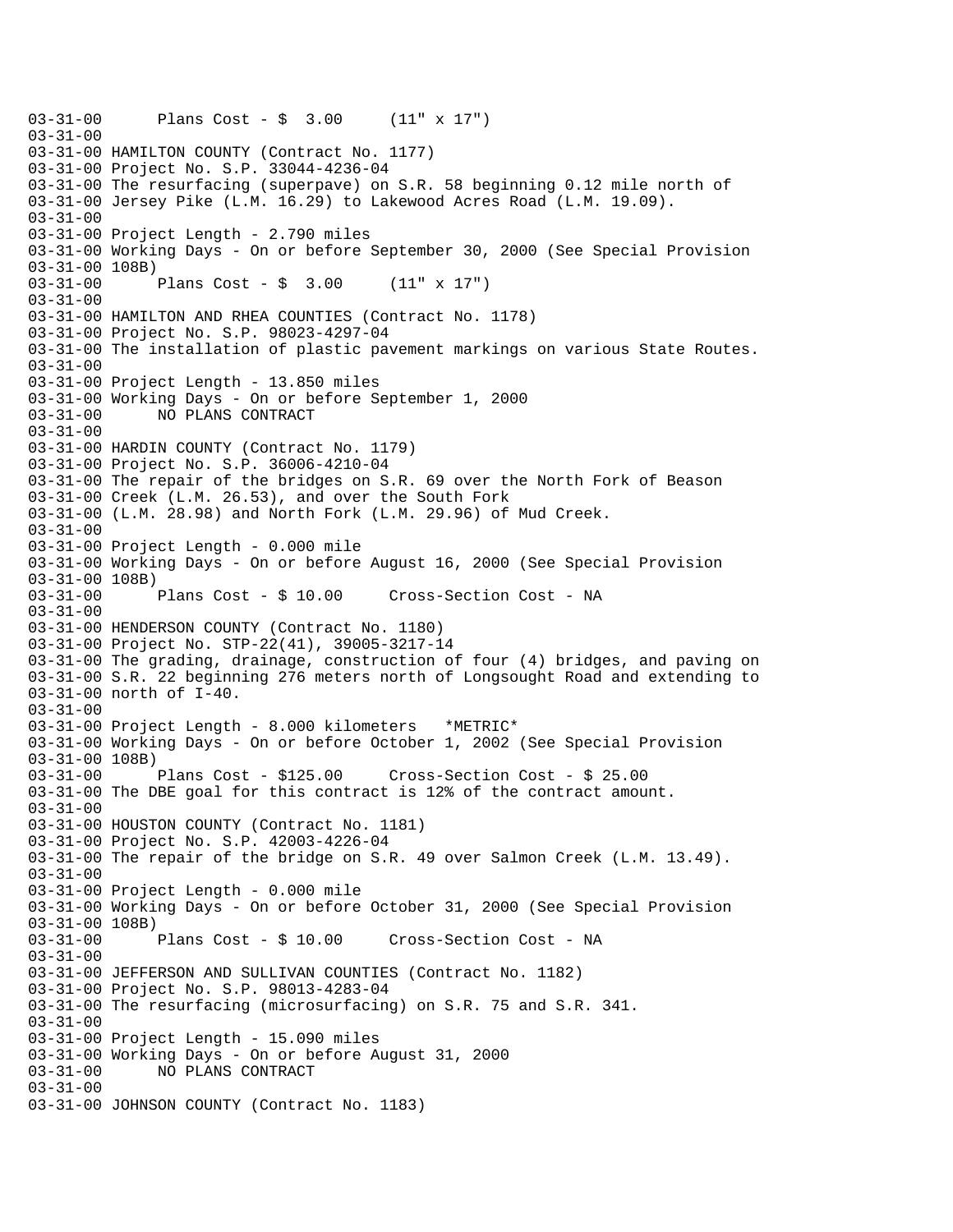```
03-31-00      Plans Cost - $  3.00     (11" x 17")
03-31-00
03-31-00 HAMILTON COUNTY (Contract No. 1177)
03-31-00 Project No. S.P. 33044-4236-04
03-31-00 The resurfacing (superpave) on S.R. 58 beginning 0.12 mile north of
03-31-00 Jersey Pike (L.M. 16.29) to Lakewood Acres Road (L.M. 19.09).
03-31-00
03-31-00 Project Length - 2.790 miles
03-31-00 Working Days - On or before September 30, 2000 (See Special Provision
03-31-00 108B)
03-31-00      Plans Cost - $  3.00     (11" x 17")
03-31-00
03-31-00 HAMILTON AND RHEA COUNTIES (Contract No. 1178)
03-31-00 Project No. S.P. 98023-4297-04
03-31-00 The installation of plastic pavement markings on various State Routes.
03-31-00
03-31-00 Project Length - 13.850 miles
03-31-00 Working Days - On or before September 1, 2000
03-31-00      NO PLANS CONTRACT
03-31-00
03-31-00 HARDIN COUNTY (Contract No. 1179)
03-31-00 Project No. S.P. 36006-4210-04
03-31-00 The repair of the bridges on S.R. 69 over the North Fork of Beason
03-31-00 Creek (L.M. 26.53), and over the South Fork
03-31-00 (L.M. 28.98) and North Fork (L.M. 29.96) of Mud Creek.
03-31-00
03-31-00 Project Length - 0.000 mile
03-31-00 Working Days - On or before August 16, 2000 (See Special Provision
03-31-00 108B)
03-31-00      Plans Cost - $ 10.00     Cross-Section Cost - NA
03-31-00
03-31-00 HENDERSON COUNTY (Contract No. 1180)
03-31-00 Project No. STP-22(41), 39005-3217-14
03-31-00 The grading, drainage, construction of four (4) bridges, and paving on
03-31-00 S.R. 22 beginning 276 meters north of Longsought Road and extending to
03-31-00 north of I-40.
03-31-00
03-31-00 Project Length - 8.000 kilometers   *METRIC*
03-31-00 Working Days - On or before October 1, 2002 (See Special Provision
03-31-00 108B)
03-31-00      Plans Cost - $125.00     Cross-Section Cost - $ 25.00
03-31-00 The DBE goal for this contract is 12% of the contract amount.
03-31-00
03-31-00 HOUSTON COUNTY (Contract No. 1181)
03-31-00 Project No. S.P. 42003-4226-04
03-31-00 The repair of the bridge on S.R. 49 over Salmon Creek (L.M. 13.49).
03-31-00
03-31-00 Project Length - 0.000 mile
03-31-00 Working Days - On or before October 31, 2000 (See Special Provision
03-31-00 108B)
03-31-00      Plans Cost - $ 10.00     Cross-Section Cost - NA
03-31-00
03-31-00 JEFFERSON AND SULLIVAN COUNTIES (Contract No. 1182)
03-31-00 Project No. S.P. 98013-4283-04
03-31-00 The resurfacing (microsurfacing) on S.R. 75 and S.R. 341.
03-31-00
03-31-00 Project Length - 15.090 miles
03-31-00 Working Days - On or before August 31, 2000
03-31-00      NO PLANS CONTRACT
03-31-00
03-31-00 JOHNSON COUNTY (Contract No. 1183)
```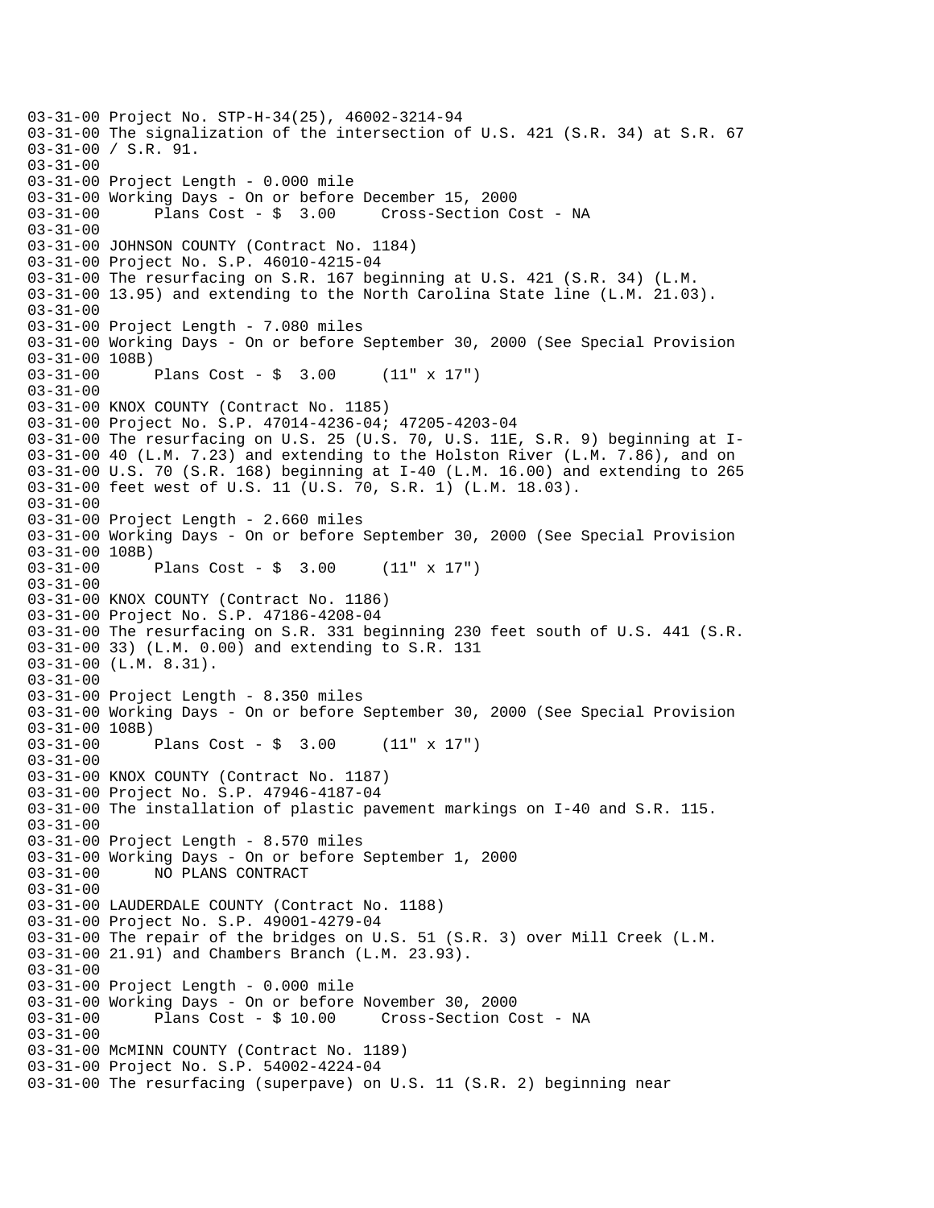```
03-31-00 Project No. STP-H-34(25), 46002-3214-94
03-31-00 The signalization of the intersection of U.S. 421 (S.R. 34) at S.R. 67
03-31-00 / S.R. 91.
03-31-00
03-31-00 Project Length - 0.000 mile
03-31-00 Working Days - On or before December 15, 2000
03-31-00      Plans Cost - $  3.00     Cross-Section Cost - NA
03-31-00
03-31-00 JOHNSON COUNTY (Contract No. 1184)
03-31-00 Project No. S.P. 46010-4215-04
03-31-00 The resurfacing on S.R. 167 beginning at U.S. 421 (S.R. 34) (L.M.
03-31-00 13.95) and extending to the North Carolina State line (L.M. 21.03).
03-31-00
03-31-00 Project Length - 7.080 miles
03-31-00 Working Days - On or before September 30, 2000 (See Special Provision
03-31-00 108B)
03-31-00      Plans Cost - $  3.00     (11" x 17")
03-31-00
03-31-00 KNOX COUNTY (Contract No. 1185)
03-31-00 Project No. S.P. 47014-4236-04; 47205-4203-04
03-31-00 The resurfacing on U.S. 25 (U.S. 70, U.S. 11E, S.R. 9) beginning at I-
03-31-00 40 (L.M. 7.23) and extending to the Holston River (L.M. 7.86), and on
03-31-00 U.S. 70 (S.R. 168) beginning at I-40 (L.M. 16.00) and extending to 265
03-31-00 feet west of U.S. 11 (U.S. 70, S.R. 1) (L.M. 18.03).
03-31-00
03-31-00 Project Length - 2.660 miles
03-31-00 Working Days - On or before September 30, 2000 (See Special Provision
03-31-00 108B)
03-31-00      Plans Cost - $  3.00     (11" x 17")
03-31-00
03-31-00 KNOX COUNTY (Contract No. 1186)
03-31-00 Project No. S.P. 47186-4208-04
03-31-00 The resurfacing on S.R. 331 beginning 230 feet south of U.S. 441 (S.R.
03-31-00 33) (L.M. 0.00) and extending to S.R. 131
03-31-00 (L.M. 8.31).
03-31-00
03-31-00 Project Length - 8.350 miles
03-31-00 Working Days - On or before September 30, 2000 (See Special Provision
03-31-00 108B)
03-31-00      Plans Cost - $  3.00     (11" x 17")
03-31-00
03-31-00 KNOX COUNTY (Contract No. 1187)
03-31-00 Project No. S.P. 47946-4187-04
03-31-00 The installation of plastic pavement markings on I-40 and S.R. 115.
03-31-00
03-31-00 Project Length - 8.570 miles
03-31-00 Working Days - On or before September 1, 2000
03-31-00      NO PLANS CONTRACT
03-31-00
03-31-00 LAUDERDALE COUNTY (Contract No. 1188)
03-31-00 Project No. S.P. 49001-4279-04
03-31-00 The repair of the bridges on U.S. 51 (S.R. 3) over Mill Creek (L.M.
03-31-00 21.91) and Chambers Branch (L.M. 23.93).
03-31-00
03-31-00 Project Length - 0.000 mile
03-31-00 Working Days - On or before November 30, 2000
03-31-00      Plans Cost - $ 10.00     Cross-Section Cost - NA
03-31-00
03-31-00 McMINN COUNTY (Contract No. 1189)
03-31-00 Project No. S.P. 54002-4224-04
03-31-00 The resurfacing (superpave) on U.S. 11 (S.R. 2) beginning near
```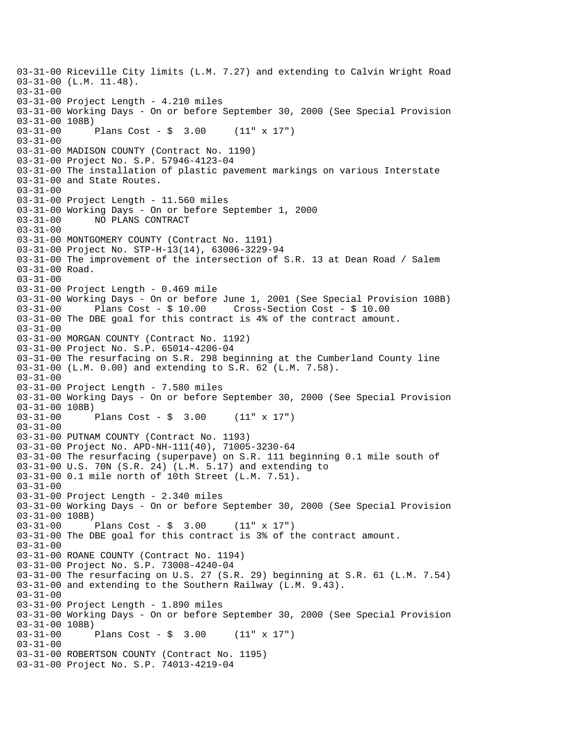```
03-31-00 Riceville City limits (L.M. 7.27) and extending to Calvin Wright Road
03-31-00 (L.M. 11.48).
03-31-00
03-31-00 Project Length - 4.210 miles
03-31-00 Working Days - On or before September 30, 2000 (See Special Provision
03-31-00 108B)
03-31-00      Plans Cost - $  3.00     (11" x 17")
03-31-00
03-31-00 MADISON COUNTY (Contract No. 1190)
03-31-00 Project No. S.P. 57946-4123-04
03-31-00 The installation of plastic pavement markings on various Interstate
03-31-00 and State Routes.
03-31-00
03-31-00 Project Length - 11.560 miles
03-31-00 Working Days - On or before September 1, 2000
03-31-00      NO PLANS CONTRACT
03-31-00
03-31-00 MONTGOMERY COUNTY (Contract No. 1191)
03-31-00 Project No. STP-H-13(14), 63006-3229-94
03-31-00 The improvement of the intersection of S.R. 13 at Dean Road / Salem
03-31-00 Road.
03-31-00
03-31-00 Project Length - 0.469 mile
03-31-00 Working Days - On or before June 1, 2001 (See Special Provision 108B)
03-31-00      Plans Cost - $ 10.00     Cross-Section Cost - $ 10.00
03-31-00 The DBE goal for this contract is 4% of the contract amount.
03-31-00
03-31-00 MORGAN COUNTY (Contract No. 1192)
03-31-00 Project No. S.P. 65014-4206-04
03-31-00 The resurfacing on S.R. 298 beginning at the Cumberland County line
03-31-00 (L.M. 0.00) and extending to S.R. 62 (L.M. 7.58).
03-31-00
03-31-00 Project Length - 7.580 miles
03-31-00 Working Days - On or before September 30, 2000 (See Special Provision
03-31-00 108B)
03-31-00      Plans Cost - $  3.00     (11" x 17")
03-31-00
03-31-00 PUTNAM COUNTY (Contract No. 1193)
03-31-00 Project No. APD-NH-111(40), 71005-3230-64
03-31-00 The resurfacing (superpave) on S.R. 111 beginning 0.1 mile south of
03-31-00 U.S. 70N (S.R. 24) (L.M. 5.17) and extending to
03-31-00 0.1 mile north of 10th Street (L.M. 7.51).
03-31-00
03-31-00 Project Length - 2.340 miles
03-31-00 Working Days - On or before September 30, 2000 (See Special Provision
03-31-00 108B)
03-31-00      Plans Cost - $  3.00     (11" x 17")
03-31-00 The DBE goal for this contract is 3% of the contract amount.
03-31-00
03-31-00 ROANE COUNTY (Contract No. 1194)
03-31-00 Project No. S.P. 73008-4240-04
03-31-00 The resurfacing on U.S. 27 (S.R. 29) beginning at S.R. 61 (L.M. 7.54)
03-31-00 and extending to the Southern Railway (L.M. 9.43).
03-31-00
03-31-00 Project Length - 1.890 miles
03-31-00 Working Days - On or before September 30, 2000 (See Special Provision
03-31-00 108B)
03-31-00      Plans Cost - $  3.00     (11" x 17")
03-31-00
03-31-00 ROBERTSON COUNTY (Contract No. 1195)
03-31-00 Project No. S.P. 74013-4219-04
```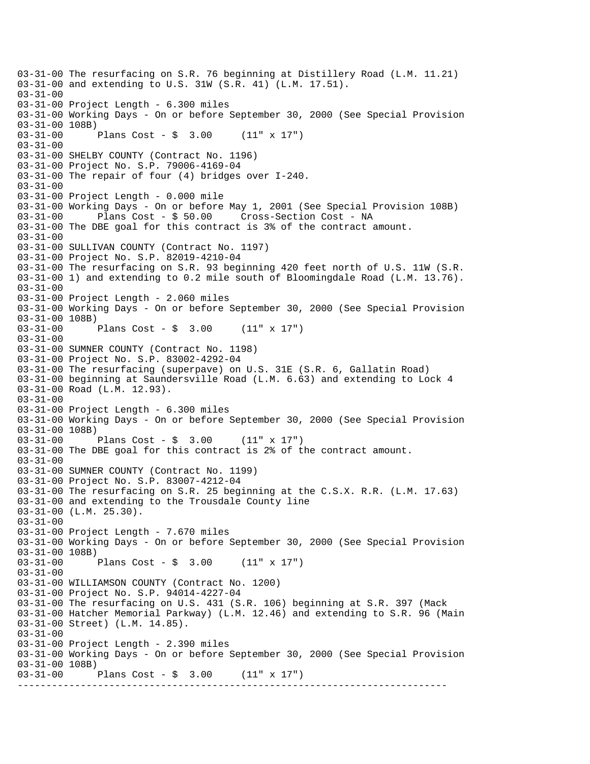```
03-31-00 The resurfacing on S.R. 76 beginning at Distillery Road (L.M. 11.21)
03-31-00 and extending to U.S. 31W (S.R. 41) (L.M. 17.51).
03-31-00
03-31-00 Project Length - 6.300 miles
03-31-00 Working Days - On or before September 30, 2000 (See Special Provision
03-31-00 108B)
03-31-00      Plans Cost - $  3.00     (11" x 17")
03-31-00
03-31-00 SHELBY COUNTY (Contract No. 1196)
03-31-00 Project No. S.P. 79006-4169-04
03-31-00 The repair of four (4) bridges over I-240.
03-31-00
03-31-00 Project Length - 0.000 mile
03-31-00 Working Days - On or before May 1, 2001 (See Special Provision 108B)
03-31-00      Plans Cost - $ 50.00     Cross-Section Cost - NA
03-31-00 The DBE goal for this contract is 3% of the contract amount.
03-31-00
03-31-00 SULLIVAN COUNTY (Contract No. 1197)
03-31-00 Project No. S.P. 82019-4210-04
03-31-00 The resurfacing on S.R. 93 beginning 420 feet north of U.S. 11W (S.R.
03-31-00 1) and extending to 0.2 mile south of Bloomingdale Road (L.M. 13.76).
03-31-00
03-31-00 Project Length - 2.060 miles
03-31-00 Working Days - On or before September 30, 2000 (See Special Provision
03-31-00 108B)
03-31-00      Plans Cost - $  3.00     (11" x 17")
03-31-00
03-31-00 SUMNER COUNTY (Contract No. 1198)
03-31-00 Project No. S.P. 83002-4292-04
03-31-00 The resurfacing (superpave) on U.S. 31E (S.R. 6, Gallatin Road)
03-31-00 beginning at Saundersville Road (L.M. 6.63) and extending to Lock 4
03-31-00 Road (L.M. 12.93).
03-31-00
03-31-00 Project Length - 6.300 miles
03-31-00 Working Days - On or before September 30, 2000 (See Special Provision
03-31-00 108B)
03-31-00      Plans Cost - $  3.00     (11" x 17")
03-31-00 The DBE goal for this contract is 2% of the contract amount.
03-31-00
03-31-00 SUMNER COUNTY (Contract No. 1199)
03-31-00 Project No. S.P. 83007-4212-04
03-31-00 The resurfacing on S.R. 25 beginning at the C.S.X. R.R. (L.M. 17.63)
03-31-00 and extending to the Trousdale County line
03-31-00 (L.M. 25.30).
03-31-00
03-31-00 Project Length - 7.670 miles
03-31-00 Working Days - On or before September 30, 2000 (See Special Provision
03-31-00 108B)
03-31-00      Plans Cost - $  3.00     (11" x 17")
03-31-00
03-31-00 WILLIAMSON COUNTY (Contract No. 1200)
03-31-00 Project No. S.P. 94014-4227-04
03-31-00 The resurfacing on U.S. 431 (S.R. 106) beginning at S.R. 397 (Mack
03-31-00 Hatcher Memorial Parkway) (L.M. 12.46) and extending to S.R. 96 (Main
03-31-00 Street) (L.M. 14.85).
03-31-00
03-31-00 Project Length - 2.390 miles
03-31-00 Working Days - On or before September 30, 2000 (See Special Provision
03-31-00 108B)
03-31-00      Plans Cost - $  3.00     (11" x 17")
---------------------------------------------------------------------------
```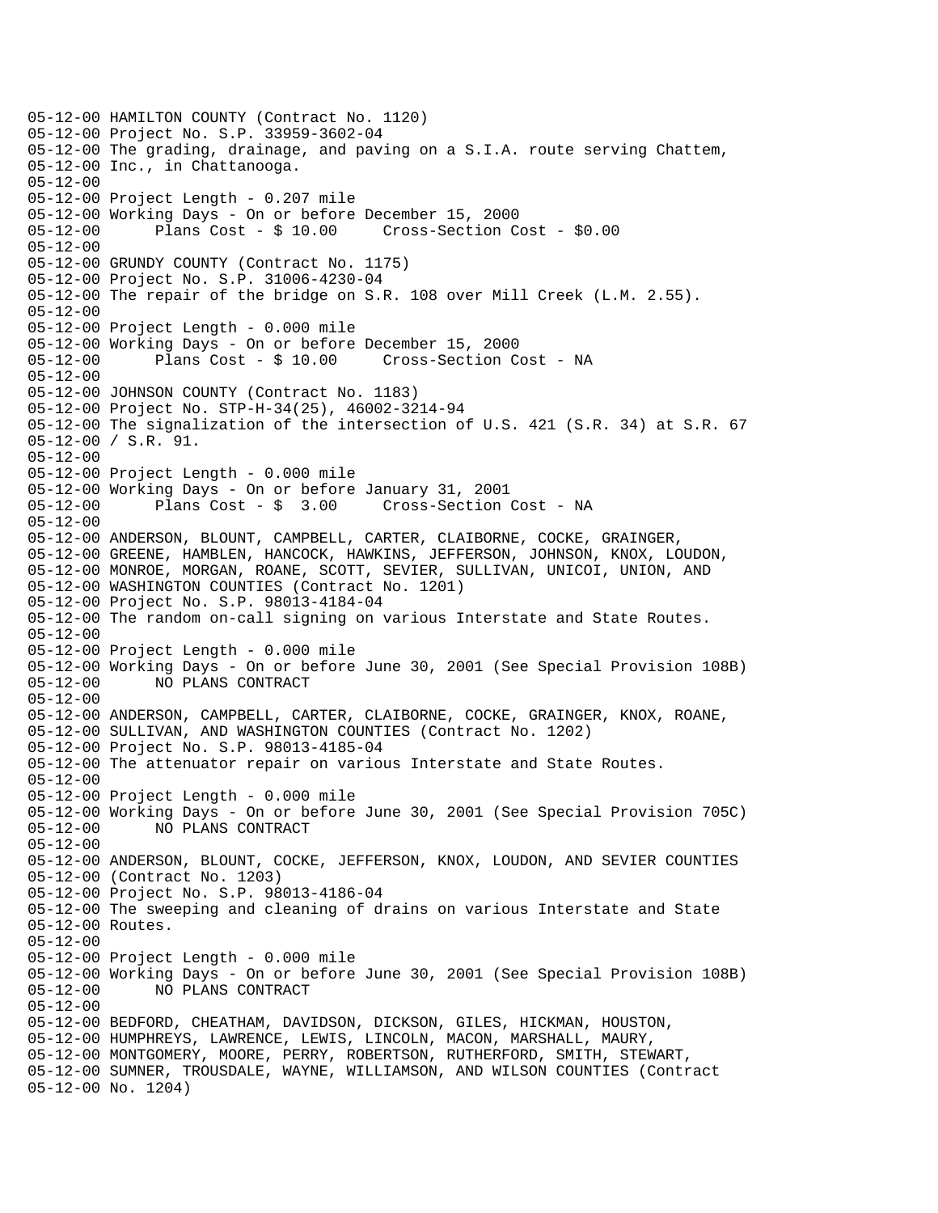05-12-00 HAMILTON COUNTY (Contract No. 1120)
05-12-00 Project No. S.P. 33959-3602-04
05-12-00 The grading, drainage, and paving on a S.I.A. route serving Chattem,
05-12-00 Inc., in Chattanooga.
05-12-00
05-12-00 Project Length - 0.207 mile
05-12-00 Working Days - On or before December 15, 2000
05-12-00 Plans Cost - $ 10.00 Cross-Section Cost - $0.00
05-12-00
05-12-00 GRUNDY COUNTY (Contract No. 1175)
05-12-00 Project No. S.P. 31006-4230-04
05-12-00 The repair of the bridge on S.R. 108 over Mill Creek (L.M. 2.55).
05-12-00
05-12-00 Project Length - 0.000 mile
05-12-00 Working Days - On or before December 15, 2000
05-12-00 Plans Cost - $ 10.00 Cross-Section Cost - NA
05-12-00
05-12-00 JOHNSON COUNTY (Contract No. 1183)
05-12-00 Project No. STP-H-34(25), 46002-3214-94
05-12-00 The signalization of the intersection of U.S. 421 (S.R. 34) at S.R. 67
05-12-00 / S.R. 91.
05-12-00
05-12-00 Project Length - 0.000 mile
05-12-00 Working Days - On or before January 31, 2001
05-12-00 Plans Cost - $ 3.00 Cross-Section Cost - NA
05-12-00
05-12-00 ANDERSON, BLOUNT, CAMPBELL, CARTER, CLAIBORNE, COCKE, GRAINGER,
05-12-00 GREENE, HAMBLEN, HANCOCK, HAWKINS, JEFFERSON, JOHNSON, KNOX, LOUDON,
05-12-00 MONROE, MORGAN, ROANE, SCOTT, SEVIER, SULLIVAN, UNICOI, UNION, AND
05-12-00 WASHINGTON COUNTIES (Contract No. 1201)
05-12-00 Project No. S.P. 98013-4184-04
05-12-00 The random on-call signing on various Interstate and State Routes.
05-12-00
05-12-00 Project Length - 0.000 mile
05-12-00 Working Days - On or before June 30, 2001 (See Special Provision 108B)
05-12-00 NO PLANS CONTRACT
05-12-00
05-12-00 ANDERSON, CAMPBELL, CARTER, CLAIBORNE, COCKE, GRAINGER, KNOX, ROANE,
05-12-00 SULLIVAN, AND WASHINGTON COUNTIES (Contract No. 1202)
05-12-00 Project No. S.P. 98013-4185-04
05-12-00 The attenuator repair on various Interstate and State Routes.
05-12-00
05-12-00 Project Length - 0.000 mile
05-12-00 Working Days - On or before June 30, 2001 (See Special Provision 705C)
05-12-00 NO PLANS CONTRACT
05-12-00
05-12-00 ANDERSON, BLOUNT, COCKE, JEFFERSON, KNOX, LOUDON, AND SEVIER COUNTIES
05-12-00 (Contract No. 1203)
05-12-00 Project No. S.P. 98013-4186-04
05-12-00 The sweeping and cleaning of drains on various Interstate and State
05-12-00 Routes.
05-12-00
05-12-00 Project Length - 0.000 mile
05-12-00 Working Days - On or before June 30, 2001 (See Special Provision 108B)
05-12-00 NO PLANS CONTRACT
05-12-00
05-12-00 BEDFORD, CHEATHAM, DAVIDSON, DICKSON, GILES, HICKMAN, HOUSTON,
05-12-00 HUMPHREYS, LAWRENCE, LEWIS, LINCOLN, MACON, MARSHALL, MAURY,
05-12-00 MONTGOMERY, MOORE, PERRY, ROBERTSON, RUTHERFORD, SMITH, STEWART,
05-12-00 SUMNER, TROUSDALE, WAYNE, WILLIAMSON, AND WILSON COUNTIES (Contract
05-12-00 No. 1204)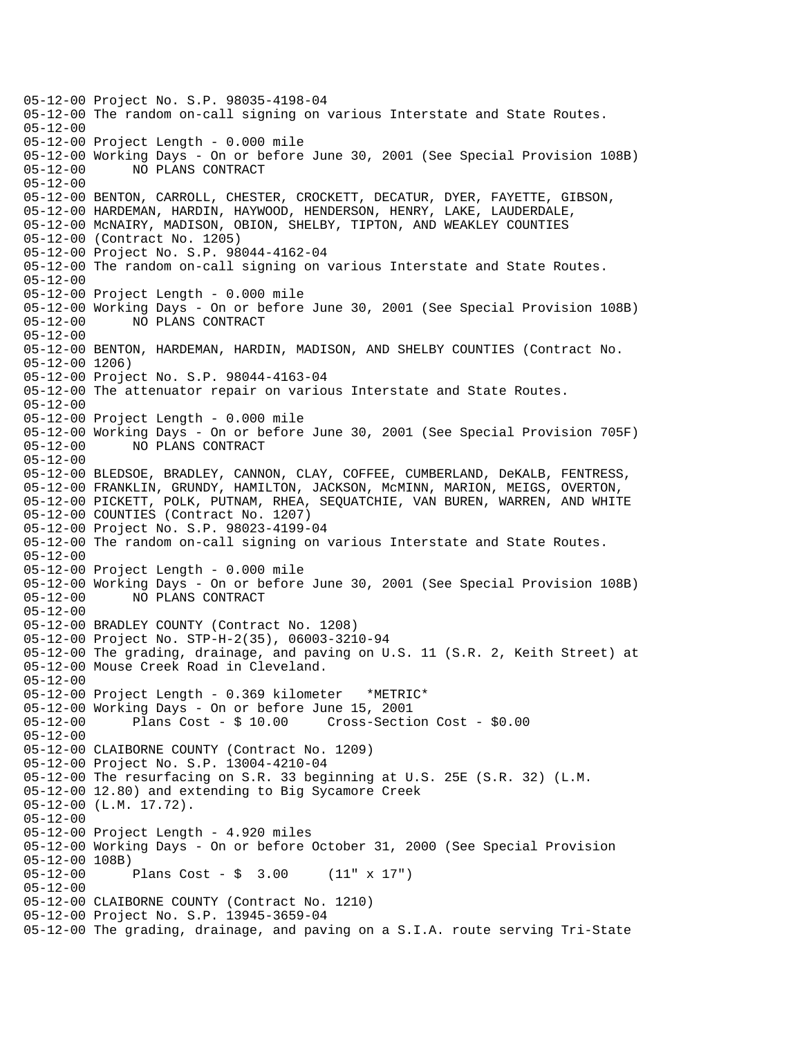05-12-00 Project No. S.P. 98035-4198-04
05-12-00 The random on-call signing on various Interstate and State Routes.
05-12-00
05-12-00 Project Length - 0.000 mile
05-12-00 Working Days - On or before June 30, 2001 (See Special Provision 108B)
05-12-00       NO PLANS CONTRACT
05-12-00
05-12-00 BENTON, CARROLL, CHESTER, CROCKETT, DECATUR, DYER, FAYETTE, GIBSON,
05-12-00 HARDEMAN, HARDIN, HAYWOOD, HENDERSON, HENRY, LAKE, LAUDERDALE,
05-12-00 McNAIRY, MADISON, OBION, SHELBY, TIPTON, AND WEAKLEY COUNTIES
05-12-00 (Contract No. 1205)
05-12-00 Project No. S.P. 98044-4162-04
05-12-00 The random on-call signing on various Interstate and State Routes.
05-12-00
05-12-00 Project Length - 0.000 mile
05-12-00 Working Days - On or before June 30, 2001 (See Special Provision 108B)
05-12-00       NO PLANS CONTRACT
05-12-00
05-12-00 BENTON, HARDEMAN, HARDIN, MADISON, AND SHELBY COUNTIES (Contract No.
05-12-00 1206)
05-12-00 Project No. S.P. 98044-4163-04
05-12-00 The attenuator repair on various Interstate and State Routes.
05-12-00
05-12-00 Project Length - 0.000 mile
05-12-00 Working Days - On or before June 30, 2001 (See Special Provision 705F)
05-12-00       NO PLANS CONTRACT
05-12-00
05-12-00 BLEDSOE, BRADLEY, CANNON, CLAY, COFFEE, CUMBERLAND, DeKALB, FENTRESS,
05-12-00 FRANKLIN, GRUNDY, HAMILTON, JACKSON, McMINN, MARION, MEIGS, OVERTON,
05-12-00 PICKETT, POLK, PUTNAM, RHEA, SEQUATCHIE, VAN BUREN, WARREN, AND WHITE
05-12-00 COUNTIES (Contract No. 1207)
05-12-00 Project No. S.P. 98023-4199-04
05-12-00 The random on-call signing on various Interstate and State Routes.
05-12-00
05-12-00 Project Length - 0.000 mile
05-12-00 Working Days - On or before June 30, 2001 (See Special Provision 108B)
05-12-00       NO PLANS CONTRACT
05-12-00
05-12-00 BRADLEY COUNTY (Contract No. 1208)
05-12-00 Project No. STP-H-2(35), 06003-3210-94
05-12-00 The grading, drainage, and paving on U.S. 11 (S.R. 2, Keith Street) at
05-12-00 Mouse Creek Road in Cleveland.
05-12-00
05-12-00 Project Length - 0.369 kilometer   *METRIC*
05-12-00 Working Days - On or before June 15, 2001
05-12-00       Plans Cost - $ 10.00     Cross-Section Cost - $0.00
05-12-00
05-12-00 CLAIBORNE COUNTY (Contract No. 1209)
05-12-00 Project No. S.P. 13004-4210-04
05-12-00 The resurfacing on S.R. 33 beginning at U.S. 25E (S.R. 32) (L.M.
05-12-00 12.80) and extending to Big Sycamore Creek
05-12-00 (L.M. 17.72).
05-12-00
05-12-00 Project Length - 4.920 miles
05-12-00 Working Days - On or before October 31, 2000 (See Special Provision
05-12-00 108B)
05-12-00       Plans Cost - $  3.00     (11" x 17")
05-12-00
05-12-00 CLAIBORNE COUNTY (Contract No. 1210)
05-12-00 Project No. S.P. 13945-3659-04
05-12-00 The grading, drainage, and paving on a S.I.A. route serving Tri-State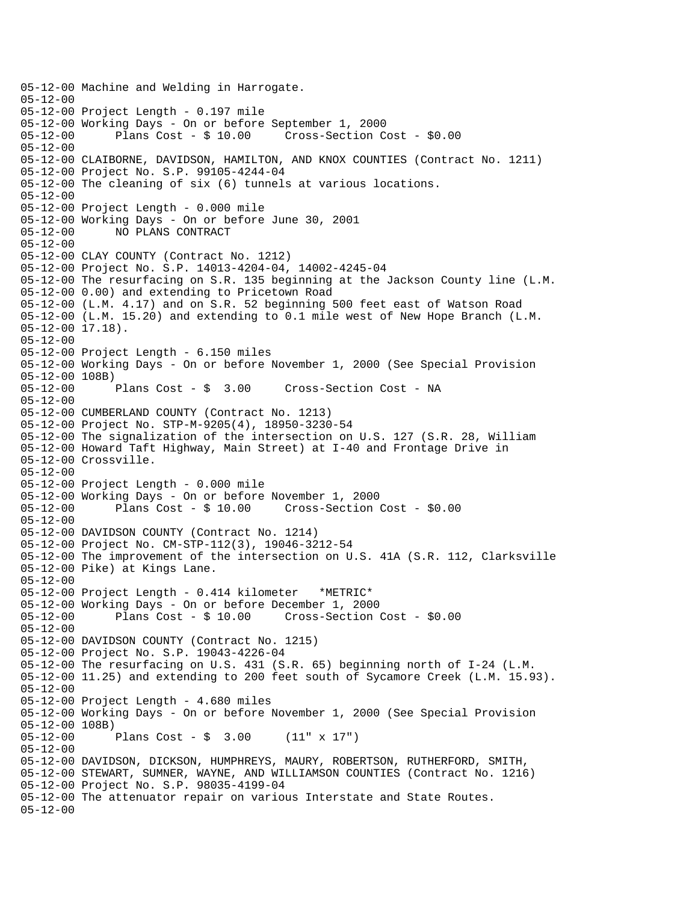```
05-12-00 Machine and Welding in Harrogate.
05-12-00
05-12-00 Project Length - 0.197 mile
05-12-00 Working Days - On or before September 1, 2000
05-12-00       Plans Cost - $ 10.00     Cross-Section Cost - $0.00
05-12-00
05-12-00 CLAIBORNE, DAVIDSON, HAMILTON, AND KNOX COUNTIES (Contract No. 1211)
05-12-00 Project No. S.P. 99105-4244-04
05-12-00 The cleaning of six (6) tunnels at various locations.
05-12-00
05-12-00 Project Length - 0.000 mile
05-12-00 Working Days - On or before June 30, 2001
05-12-00       NO PLANS CONTRACT
05-12-00
05-12-00 CLAY COUNTY (Contract No. 1212)
05-12-00 Project No. S.P. 14013-4204-04, 14002-4245-04
05-12-00 The resurfacing on S.R. 135 beginning at the Jackson County line (L.M.
05-12-00 0.00) and extending to Pricetown Road
05-12-00 (L.M. 4.17) and on S.R. 52 beginning 500 feet east of Watson Road
05-12-00 (L.M. 15.20) and extending to 0.1 mile west of New Hope Branch (L.M.
05-12-00 17.18).
05-12-00
05-12-00 Project Length - 6.150 miles
05-12-00 Working Days - On or before November 1, 2000 (See Special Provision
05-12-00 108B)
05-12-00       Plans Cost - $  3.00     Cross-Section Cost - NA
05-12-00
05-12-00 CUMBERLAND COUNTY (Contract No. 1213)
05-12-00 Project No. STP-M-9205(4), 18950-3230-54
05-12-00 The signalization of the intersection on U.S. 127 (S.R. 28, William
05-12-00 Howard Taft Highway, Main Street) at I-40 and Frontage Drive in
05-12-00 Crossville.
05-12-00
05-12-00 Project Length - 0.000 mile
05-12-00 Working Days - On or before November 1, 2000
05-12-00       Plans Cost - $ 10.00     Cross-Section Cost - $0.00
05-12-00
05-12-00 DAVIDSON COUNTY (Contract No. 1214)
05-12-00 Project No. CM-STP-112(3), 19046-3212-54
05-12-00 The improvement of the intersection on U.S. 41A (S.R. 112, Clarksville
05-12-00 Pike) at Kings Lane.
05-12-00
05-12-00 Project Length - 0.414 kilometer   *METRIC*
05-12-00 Working Days - On or before December 1, 2000
05-12-00       Plans Cost - $ 10.00     Cross-Section Cost - $0.00
05-12-00
05-12-00 DAVIDSON COUNTY (Contract No. 1215)
05-12-00 Project No. S.P. 19043-4226-04
05-12-00 The resurfacing on U.S. 431 (S.R. 65) beginning north of I-24 (L.M.
05-12-00 11.25) and extending to 200 feet south of Sycamore Creek (L.M. 15.93).
05-12-00
05-12-00 Project Length - 4.680 miles
05-12-00 Working Days - On or before November 1, 2000 (See Special Provision
05-12-00 108B)
05-12-00       Plans Cost - $  3.00     (11" x 17")
05-12-00
05-12-00 DAVIDSON, DICKSON, HUMPHREYS, MAURY, ROBERTSON, RUTHERFORD, SMITH,
05-12-00 STEWART, SUMNER, WAYNE, AND WILLIAMSON COUNTIES (Contract No. 1216)
05-12-00 Project No. S.P. 98035-4199-04
05-12-00 The attenuator repair on various Interstate and State Routes.
05-12-00
```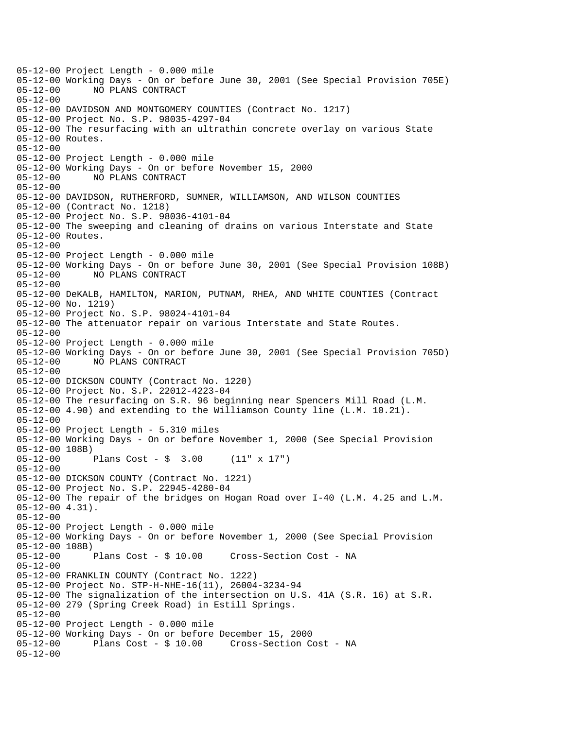```
05-12-00 Project Length - 0.000 mile
05-12-00 Working Days - On or before June 30, 2001 (See Special Provision 705E)
05-12-00       NO PLANS CONTRACT
05-12-00
05-12-00 DAVIDSON AND MONTGOMERY COUNTIES (Contract No. 1217)
05-12-00 Project No. S.P. 98035-4297-04
05-12-00 The resurfacing with an ultrathin concrete overlay on various State
05-12-00 Routes.
05-12-00
05-12-00 Project Length - 0.000 mile
05-12-00 Working Days - On or before November 15, 2000
05-12-00       NO PLANS CONTRACT
05-12-00
05-12-00 DAVIDSON, RUTHERFORD, SUMNER, WILLIAMSON, AND WILSON COUNTIES
05-12-00 (Contract No. 1218)
05-12-00 Project No. S.P. 98036-4101-04
05-12-00 The sweeping and cleaning of drains on various Interstate and State
05-12-00 Routes.
05-12-00
05-12-00 Project Length - 0.000 mile
05-12-00 Working Days - On or before June 30, 2001 (See Special Provision 108B)
05-12-00       NO PLANS CONTRACT
05-12-00
05-12-00 DeKALB, HAMILTON, MARION, PUTNAM, RHEA, AND WHITE COUNTIES (Contract
05-12-00 No. 1219)
05-12-00 Project No. S.P. 98024-4101-04
05-12-00 The attenuator repair on various Interstate and State Routes.
05-12-00
05-12-00 Project Length - 0.000 mile
05-12-00 Working Days - On or before June 30, 2001 (See Special Provision 705D)
05-12-00       NO PLANS CONTRACT
05-12-00
05-12-00 DICKSON COUNTY (Contract No. 1220)
05-12-00 Project No. S.P. 22012-4223-04
05-12-00 The resurfacing on S.R. 96 beginning near Spencers Mill Road (L.M.
05-12-00 4.90) and extending to the Williamson County line (L.M. 10.21).
05-12-00
05-12-00 Project Length - 5.310 miles
05-12-00 Working Days - On or before November 1, 2000 (See Special Provision
05-12-00 108B)
05-12-00       Plans Cost - $  3.00     (11" x 17")
05-12-00
05-12-00 DICKSON COUNTY (Contract No. 1221)
05-12-00 Project No. S.P. 22945-4280-04
05-12-00 The repair of the bridges on Hogan Road over I-40 (L.M. 4.25 and L.M.
05-12-00 4.31).
05-12-00
05-12-00 Project Length - 0.000 mile
05-12-00 Working Days - On or before November 1, 2000 (See Special Provision
05-12-00 108B)
05-12-00       Plans Cost - $ 10.00     Cross-Section Cost - NA
05-12-00
05-12-00 FRANKLIN COUNTY (Contract No. 1222)
05-12-00 Project No. STP-H-NHE-16(11), 26004-3234-94
05-12-00 The signalization of the intersection on U.S. 41A (S.R. 16) at S.R.
05-12-00 279 (Spring Creek Road) in Estill Springs.
05-12-00
05-12-00 Project Length - 0.000 mile
05-12-00 Working Days - On or before December 15, 2000
05-12-00       Plans Cost - $ 10.00     Cross-Section Cost - NA
05-12-00
```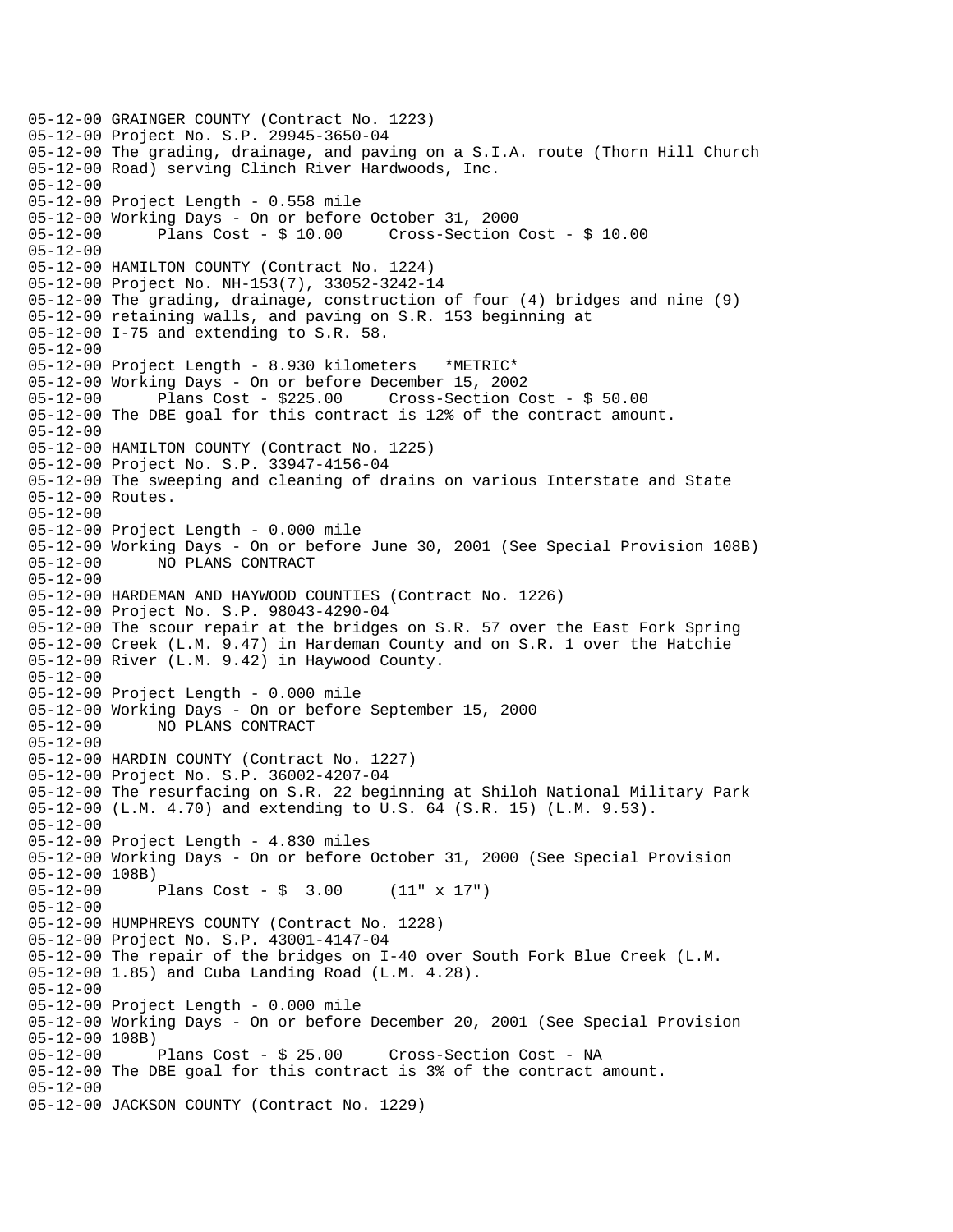```
05-12-00 GRAINGER COUNTY (Contract No. 1223)
05-12-00 Project No. S.P. 29945-3650-04
05-12-00 The grading, drainage, and paving on a S.I.A. route (Thorn Hill Church
05-12-00 Road) serving Clinch River Hardwoods, Inc.
05-12-00
05-12-00 Project Length - 0.558 mile
05-12-00 Working Days - On or before October 31, 2000
05-12-00      Plans Cost - $ 10.00     Cross-Section Cost - $ 10.00
05-12-00
05-12-00 HAMILTON COUNTY (Contract No. 1224)
05-12-00 Project No. NH-153(7), 33052-3242-14
05-12-00 The grading, drainage, construction of four (4) bridges and nine (9)
05-12-00 retaining walls, and paving on S.R. 153 beginning at
05-12-00 I-75 and extending to S.R. 58.
05-12-00
05-12-00 Project Length - 8.930 kilometers   *METRIC*
05-12-00 Working Days - On or before December 15, 2002
05-12-00      Plans Cost - $225.00     Cross-Section Cost - $ 50.00
05-12-00 The DBE goal for this contract is 12% of the contract amount.
05-12-00
05-12-00 HAMILTON COUNTY (Contract No. 1225)
05-12-00 Project No. S.P. 33947-4156-04
05-12-00 The sweeping and cleaning of drains on various Interstate and State
05-12-00 Routes.
05-12-00
05-12-00 Project Length - 0.000 mile
05-12-00 Working Days - On or before June 30, 2001 (See Special Provision 108B)
05-12-00      NO PLANS CONTRACT
05-12-00
05-12-00 HARDEMAN AND HAYWOOD COUNTIES (Contract No. 1226)
05-12-00 Project No. S.P. 98043-4290-04
05-12-00 The scour repair at the bridges on S.R. 57 over the East Fork Spring
05-12-00 Creek (L.M. 9.47) in Hardeman County and on S.R. 1 over the Hatchie
05-12-00 River (L.M. 9.42) in Haywood County.
05-12-00
05-12-00 Project Length - 0.000 mile
05-12-00 Working Days - On or before September 15, 2000
05-12-00      NO PLANS CONTRACT
05-12-00
05-12-00 HARDIN COUNTY (Contract No. 1227)
05-12-00 Project No. S.P. 36002-4207-04
05-12-00 The resurfacing on S.R. 22 beginning at Shiloh National Military Park
05-12-00 (L.M. 4.70) and extending to U.S. 64 (S.R. 15) (L.M. 9.53).
05-12-00
05-12-00 Project Length - 4.830 miles
05-12-00 Working Days - On or before October 31, 2000 (See Special Provision
05-12-00 108B)
05-12-00      Plans Cost - $  3.00     (11" x 17")
05-12-00
05-12-00 HUMPHREYS COUNTY (Contract No. 1228)
05-12-00 Project No. S.P. 43001-4147-04
05-12-00 The repair of the bridges on I-40 over South Fork Blue Creek (L.M.
05-12-00 1.85) and Cuba Landing Road (L.M. 4.28).
05-12-00
05-12-00 Project Length - 0.000 mile
05-12-00 Working Days - On or before December 20, 2001 (See Special Provision
05-12-00 108B)
05-12-00      Plans Cost - $ 25.00     Cross-Section Cost - NA
05-12-00 The DBE goal for this contract is 3% of the contract amount.
05-12-00
05-12-00 JACKSON COUNTY (Contract No. 1229)
```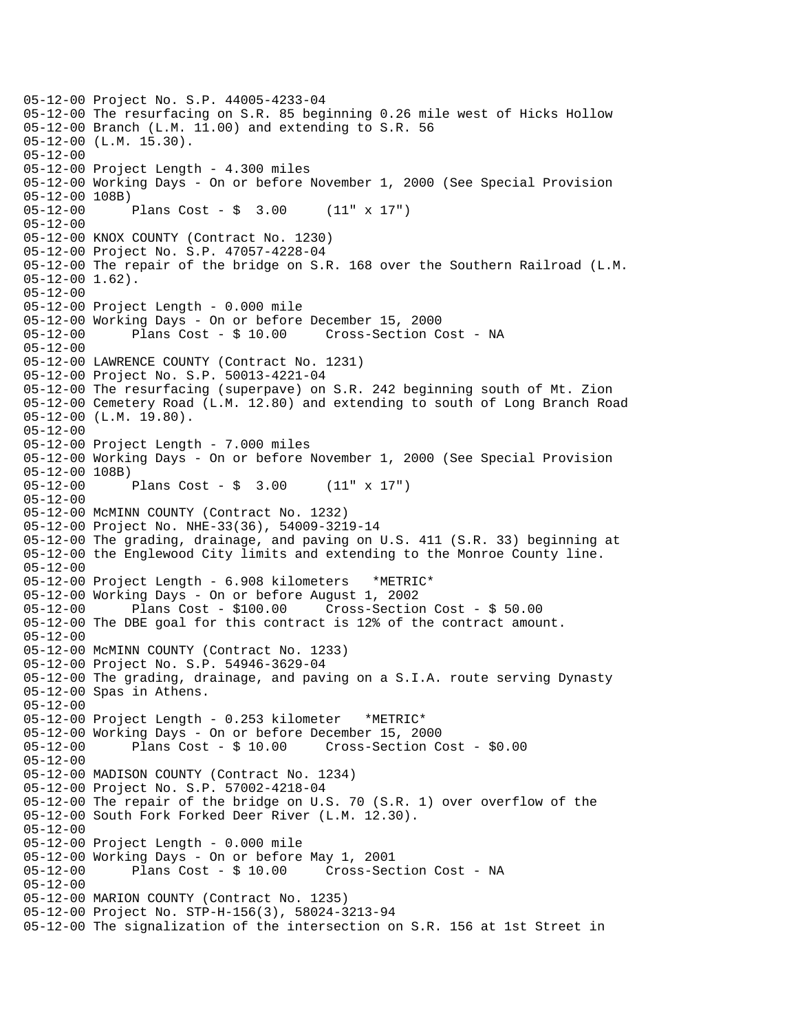```
05-12-00 Project No. S.P. 44005-4233-04
05-12-00 The resurfacing on S.R. 85 beginning 0.26 mile west of Hicks Hollow
05-12-00 Branch (L.M. 11.00) and extending to S.R. 56
05-12-00 (L.M. 15.30).
05-12-00
05-12-00 Project Length - 4.300 miles
05-12-00 Working Days - On or before November 1, 2000 (See Special Provision
05-12-00 108B)
05-12-00      Plans Cost - $  3.00     (11" x 17")
05-12-00
05-12-00 KNOX COUNTY (Contract No. 1230)
05-12-00 Project No. S.P. 47057-4228-04
05-12-00 The repair of the bridge on S.R. 168 over the Southern Railroad (L.M.
05-12-00 1.62).
05-12-00
05-12-00 Project Length - 0.000 mile
05-12-00 Working Days - On or before December 15, 2000
05-12-00      Plans Cost - $ 10.00     Cross-Section Cost - NA
05-12-00
05-12-00 LAWRENCE COUNTY (Contract No. 1231)
05-12-00 Project No. S.P. 50013-4221-04
05-12-00 The resurfacing (superpave) on S.R. 242 beginning south of Mt. Zion
05-12-00 Cemetery Road (L.M. 12.80) and extending to south of Long Branch Road
05-12-00 (L.M. 19.80).
05-12-00
05-12-00 Project Length - 7.000 miles
05-12-00 Working Days - On or before November 1, 2000 (See Special Provision
05-12-00 108B)
05-12-00      Plans Cost - $  3.00     (11" x 17")
05-12-00
05-12-00 McMINN COUNTY (Contract No. 1232)
05-12-00 Project No. NHE-33(36), 54009-3219-14
05-12-00 The grading, drainage, and paving on U.S. 411 (S.R. 33) beginning at
05-12-00 the Englewood City limits and extending to the Monroe County line.
05-12-00
05-12-00 Project Length - 6.908 kilometers   *METRIC*
05-12-00 Working Days - On or before August 1, 2002
05-12-00      Plans Cost - $100.00     Cross-Section Cost - $ 50.00
05-12-00 The DBE goal for this contract is 12% of the contract amount.
05-12-00
05-12-00 McMINN COUNTY (Contract No. 1233)
05-12-00 Project No. S.P. 54946-3629-04
05-12-00 The grading, drainage, and paving on a S.I.A. route serving Dynasty
05-12-00 Spas in Athens.
05-12-00
05-12-00 Project Length - 0.253 kilometer   *METRIC*
05-12-00 Working Days - On or before December 15, 2000
05-12-00      Plans Cost - $ 10.00     Cross-Section Cost - $0.00
05-12-00
05-12-00 MADISON COUNTY (Contract No. 1234)
05-12-00 Project No. S.P. 57002-4218-04
05-12-00 The repair of the bridge on U.S. 70 (S.R. 1) over overflow of the
05-12-00 South Fork Forked Deer River (L.M. 12.30).
05-12-00
05-12-00 Project Length - 0.000 mile
05-12-00 Working Days - On or before May 1, 2001
05-12-00      Plans Cost - $ 10.00     Cross-Section Cost - NA
05-12-00
05-12-00 MARION COUNTY (Contract No. 1235)
05-12-00 Project No. STP-H-156(3), 58024-3213-94
05-12-00 The signalization of the intersection on S.R. 156 at 1st Street in
```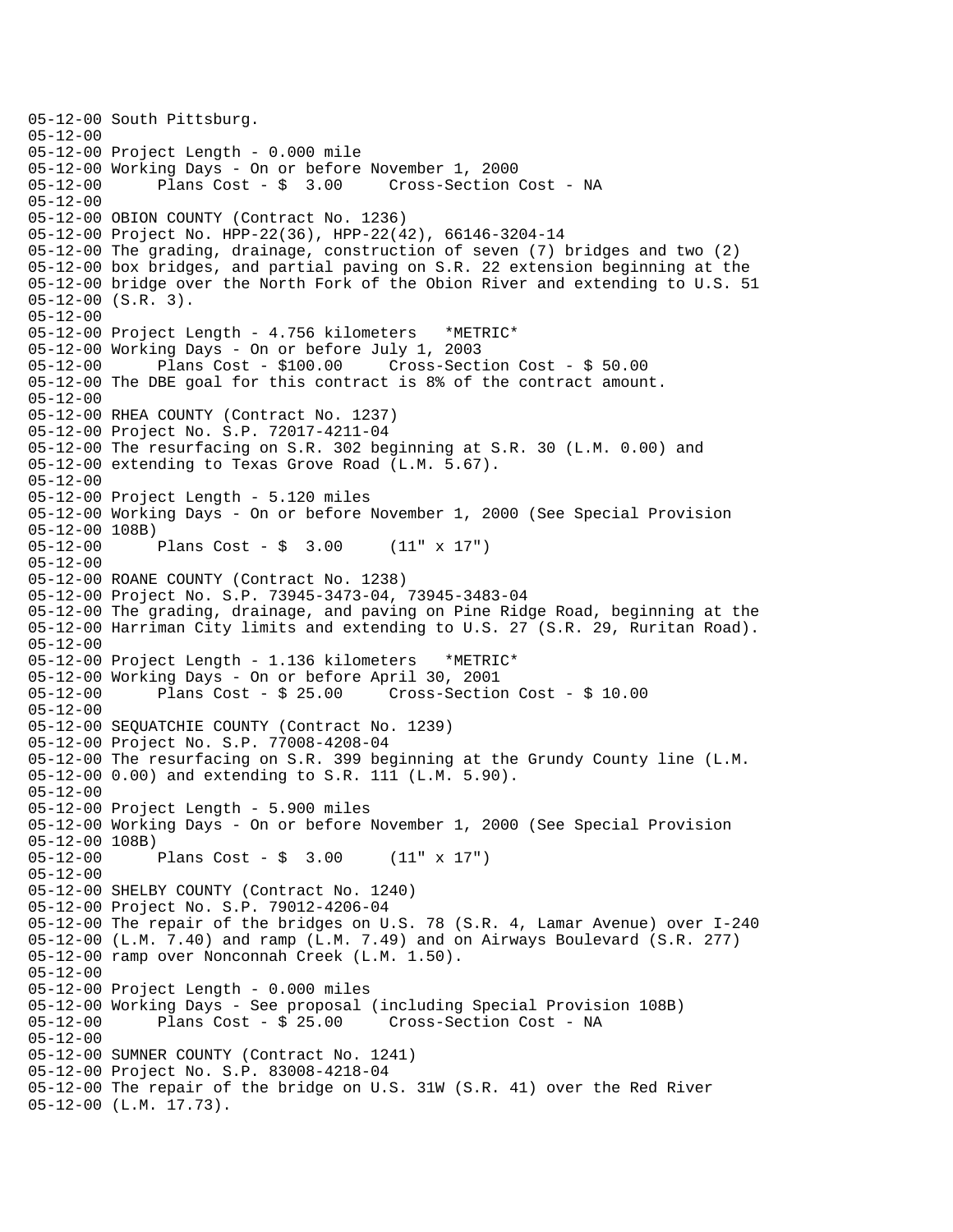```
05-12-00 South Pittsburg.
05-12-00
05-12-00 Project Length - 0.000 mile
05-12-00 Working Days - On or before November 1, 2000
05-12-00      Plans Cost - $  3.00     Cross-Section Cost - NA
05-12-00
05-12-00 OBION COUNTY (Contract No. 1236)
05-12-00 Project No. HPP-22(36), HPP-22(42), 66146-3204-14
05-12-00 The grading, drainage, construction of seven (7) bridges and two (2)
05-12-00 box bridges, and partial paving on S.R. 22 extension beginning at the
05-12-00 bridge over the North Fork of the Obion River and extending to U.S. 51
05-12-00 (S.R. 3).
05-12-00
05-12-00 Project Length - 4.756 kilometers   *METRIC*
05-12-00 Working Days - On or before July 1, 2003
05-12-00      Plans Cost - $100.00     Cross-Section Cost - $ 50.00
05-12-00 The DBE goal for this contract is 8% of the contract amount.
05-12-00
05-12-00 RHEA COUNTY (Contract No. 1237)
05-12-00 Project No. S.P. 72017-4211-04
05-12-00 The resurfacing on S.R. 302 beginning at S.R. 30 (L.M. 0.00) and
05-12-00 extending to Texas Grove Road (L.M. 5.67).
05-12-00
05-12-00 Project Length - 5.120 miles
05-12-00 Working Days - On or before November 1, 2000 (See Special Provision
05-12-00 108B)
05-12-00      Plans Cost - $  3.00     (11" x 17")
05-12-00
05-12-00 ROANE COUNTY (Contract No. 1238)
05-12-00 Project No. S.P. 73945-3473-04, 73945-3483-04
05-12-00 The grading, drainage, and paving on Pine Ridge Road, beginning at the
05-12-00 Harriman City limits and extending to U.S. 27 (S.R. 29, Ruritan Road).
05-12-00
05-12-00 Project Length - 1.136 kilometers   *METRIC*
05-12-00 Working Days - On or before April 30, 2001
05-12-00      Plans Cost - $ 25.00     Cross-Section Cost - $ 10.00
05-12-00
05-12-00 SEQUATCHIE COUNTY (Contract No. 1239)
05-12-00 Project No. S.P. 77008-4208-04
05-12-00 The resurfacing on S.R. 399 beginning at the Grundy County line (L.M.
05-12-00 0.00) and extending to S.R. 111 (L.M. 5.90).
05-12-00
05-12-00 Project Length - 5.900 miles
05-12-00 Working Days - On or before November 1, 2000 (See Special Provision
05-12-00 108B)
05-12-00      Plans Cost - $  3.00     (11" x 17")
05-12-00
05-12-00 SHELBY COUNTY (Contract No. 1240)
05-12-00 Project No. S.P. 79012-4206-04
05-12-00 The repair of the bridges on U.S. 78 (S.R. 4, Lamar Avenue) over I-240
05-12-00 (L.M. 7.40) and ramp (L.M. 7.49) and on Airways Boulevard (S.R. 277)
05-12-00 ramp over Nonconnah Creek (L.M. 1.50).
05-12-00
05-12-00 Project Length - 0.000 miles
05-12-00 Working Days - See proposal (including Special Provision 108B)
05-12-00      Plans Cost - $ 25.00     Cross-Section Cost - NA
05-12-00
05-12-00 SUMNER COUNTY (Contract No. 1241)
05-12-00 Project No. S.P. 83008-4218-04
05-12-00 The repair of the bridge on U.S. 31W (S.R. 41) over the Red River
05-12-00 (L.M. 17.73).
```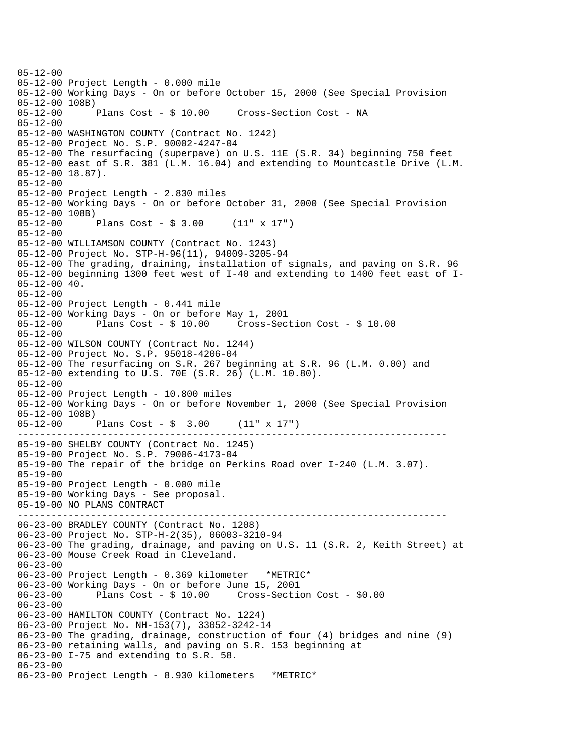```
05-12-00
05-12-00 Project Length - 0.000 mile
05-12-00 Working Days - On or before October 15, 2000 (See Special Provision
05-12-00 108B)
05-12-00       Plans Cost - $ 10.00     Cross-Section Cost - NA
05-12-00
05-12-00 WASHINGTON COUNTY (Contract No. 1242)
05-12-00 Project No. S.P. 90002-4247-04
05-12-00 The resurfacing (superpave) on U.S. 11E (S.R. 34) beginning 750 feet
05-12-00 east of S.R. 381 (L.M. 16.04) and extending to Mountcastle Drive (L.M.
05-12-00 18.87).
05-12-00
05-12-00 Project Length - 2.830 miles
05-12-00 Working Days - On or before October 31, 2000 (See Special Provision
05-12-00 108B)
05-12-00       Plans Cost - $ 3.00     (11" x 17")
05-12-00
05-12-00 WILLIAMSON COUNTY (Contract No. 1243)
05-12-00 Project No. STP-H-96(11), 94009-3205-94
05-12-00 The grading, draining, installation of signals, and paving on S.R. 96
05-12-00 beginning 1300 feet west of I-40 and extending to 1400 feet east of I-
05-12-00 40.
05-12-00
05-12-00 Project Length - 0.441 mile
05-12-00 Working Days - On or before May 1, 2001
05-12-00       Plans Cost - $ 10.00     Cross-Section Cost - $ 10.00
05-12-00
05-12-00 WILSON COUNTY (Contract No. 1244)
05-12-00 Project No. S.P. 95018-4206-04
05-12-00 The resurfacing on S.R. 267 beginning at S.R. 96 (L.M. 0.00) and
05-12-00 extending to U.S. 70E (S.R. 26) (L.M. 10.80).
05-12-00
05-12-00 Project Length - 10.800 miles
05-12-00 Working Days - On or before November 1, 2000 (See Special Provision
05-12-00 108B)
05-12-00       Plans Cost - $  3.00     (11" x 17")
-------------------------------------------------------------------------
05-19-00 SHELBY COUNTY (Contract No. 1245)
05-19-00 Project No. S.P. 79006-4173-04
05-19-00 The repair of the bridge on Perkins Road over I-240 (L.M. 3.07).
05-19-00
05-19-00 Project Length - 0.000 mile
05-19-00 Working Days - See proposal.
05-19-00 NO PLANS CONTRACT
-------------------------------------------------------------------------
06-23-00 BRADLEY COUNTY (Contract No. 1208)
06-23-00 Project No. STP-H-2(35), 06003-3210-94
06-23-00 The grading, drainage, and paving on U.S. 11 (S.R. 2, Keith Street) at
06-23-00 Mouse Creek Road in Cleveland.
06-23-00
06-23-00 Project Length - 0.369 kilometer   *METRIC*
06-23-00 Working Days - On or before June 15, 2001
06-23-00       Plans Cost - $ 10.00     Cross-Section Cost - $0.00
06-23-00
06-23-00 HAMILTON COUNTY (Contract No. 1224)
06-23-00 Project No. NH-153(7), 33052-3242-14
06-23-00 The grading, drainage, construction of four (4) bridges and nine (9)
06-23-00 retaining walls, and paving on S.R. 153 beginning at
06-23-00 I-75 and extending to S.R. 58.
06-23-00
06-23-00 Project Length - 8.930 kilometers   *METRIC*
```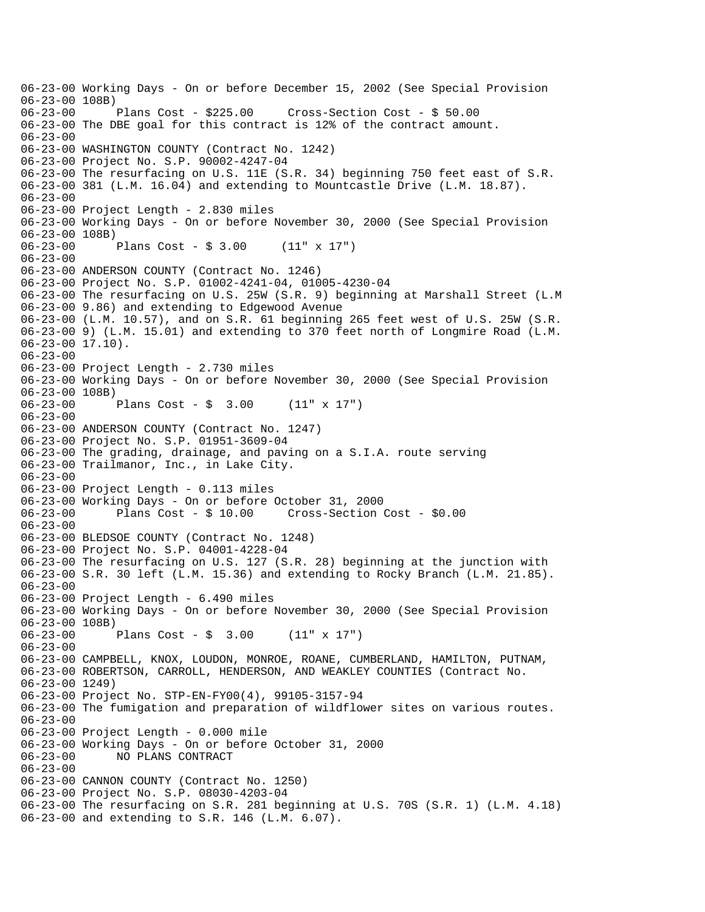```
06-23-00 Working Days - On or before December 15, 2002 (See Special Provision
06-23-00 108B)
06-23-00      Plans Cost - $225.00     Cross-Section Cost - $ 50.00
06-23-00 The DBE goal for this contract is 12% of the contract amount.
06-23-00
06-23-00 WASHINGTON COUNTY (Contract No. 1242)
06-23-00 Project No. S.P. 90002-4247-04
06-23-00 The resurfacing on U.S. 11E (S.R. 34) beginning 750 feet east of S.R.
06-23-00 381 (L.M. 16.04) and extending to Mountcastle Drive (L.M. 18.87).
06-23-00
06-23-00 Project Length - 2.830 miles
06-23-00 Working Days - On or before November 30, 2000 (See Special Provision
06-23-00 108B)
06-23-00      Plans Cost - $ 3.00     (11" x 17")
06-23-00
06-23-00 ANDERSON COUNTY (Contract No. 1246)
06-23-00 Project No. S.P. 01002-4241-04, 01005-4230-04
06-23-00 The resurfacing on U.S. 25W (S.R. 9) beginning at Marshall Street (L.M
06-23-00 9.86) and extending to Edgewood Avenue
06-23-00 (L.M. 10.57), and on S.R. 61 beginning 265 feet west of U.S. 25W (S.R.
06-23-00 9) (L.M. 15.01) and extending to 370 feet north of Longmire Road (L.M.
06-23-00 17.10).
06-23-00
06-23-00 Project Length - 2.730 miles
06-23-00 Working Days - On or before November 30, 2000 (See Special Provision
06-23-00 108B)
06-23-00      Plans Cost - $  3.00     (11" x 17")
06-23-00
06-23-00 ANDERSON COUNTY (Contract No. 1247)
06-23-00 Project No. S.P. 01951-3609-04
06-23-00 The grading, drainage, and paving on a S.I.A. route serving
06-23-00 Trailmanor, Inc., in Lake City.
06-23-00
06-23-00 Project Length - 0.113 miles
06-23-00 Working Days - On or before October 31, 2000
06-23-00      Plans Cost - $ 10.00     Cross-Section Cost - $0.00
06-23-00
06-23-00 BLEDSOE COUNTY (Contract No. 1248)
06-23-00 Project No. S.P. 04001-4228-04
06-23-00 The resurfacing on U.S. 127 (S.R. 28) beginning at the junction with
06-23-00 S.R. 30 left (L.M. 15.36) and extending to Rocky Branch (L.M. 21.85).
06-23-00
06-23-00 Project Length - 6.490 miles
06-23-00 Working Days - On or before November 30, 2000 (See Special Provision
06-23-00 108B)
06-23-00      Plans Cost - $  3.00     (11" x 17")
06-23-00
06-23-00 CAMPBELL, KNOX, LOUDON, MONROE, ROANE, CUMBERLAND, HAMILTON, PUTNAM,
06-23-00 ROBERTSON, CARROLL, HENDERSON, AND WEAKLEY COUNTIES (Contract No.
06-23-00 1249)
06-23-00 Project No. STP-EN-FY00(4), 99105-3157-94
06-23-00 The fumigation and preparation of wildflower sites on various routes.
06-23-00
06-23-00 Project Length - 0.000 mile
06-23-00 Working Days - On or before October 31, 2000
06-23-00      NO PLANS CONTRACT
06-23-00
06-23-00 CANNON COUNTY (Contract No. 1250)
06-23-00 Project No. S.P. 08030-4203-04
06-23-00 The resurfacing on S.R. 281 beginning at U.S. 70S (S.R. 1) (L.M. 4.18)
06-23-00 and extending to S.R. 146 (L.M. 6.07).
```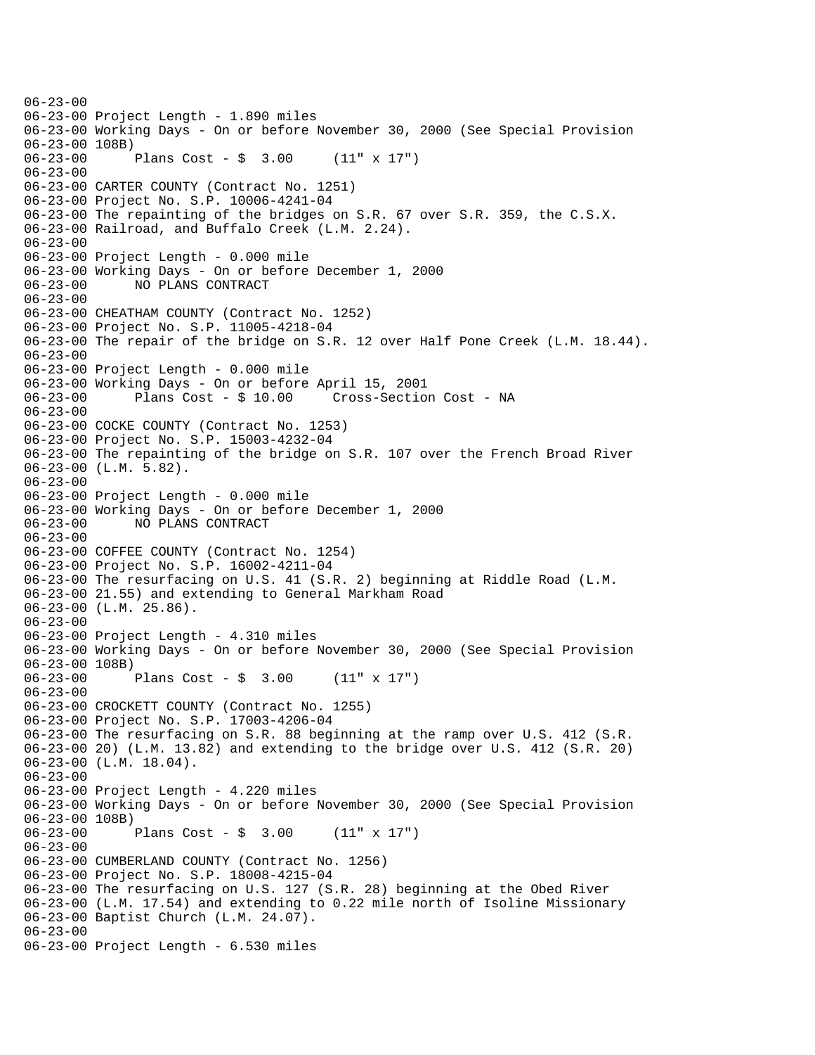```
06-23-00
06-23-00 Project Length - 1.890 miles
06-23-00 Working Days - On or before November 30, 2000 (See Special Provision
06-23-00 108B)
06-23-00       Plans Cost - $  3.00     (11" x 17")
06-23-00
06-23-00 CARTER COUNTY (Contract No. 1251)
06-23-00 Project No. S.P. 10006-4241-04
06-23-00 The repainting of the bridges on S.R. 67 over S.R. 359, the C.S.X.
06-23-00 Railroad, and Buffalo Creek (L.M. 2.24).
06-23-00
06-23-00 Project Length - 0.000 mile
06-23-00 Working Days - On or before December 1, 2000
06-23-00       NO PLANS CONTRACT
06-23-00
06-23-00 CHEATHAM COUNTY (Contract No. 1252)
06-23-00 Project No. S.P. 11005-4218-04
06-23-00 The repair of the bridge on S.R. 12 over Half Pone Creek (L.M. 18.44).
06-23-00
06-23-00 Project Length - 0.000 mile
06-23-00 Working Days - On or before April 15, 2001
06-23-00       Plans Cost - $ 10.00     Cross-Section Cost - NA
06-23-00
06-23-00 COCKE COUNTY (Contract No. 1253)
06-23-00 Project No. S.P. 15003-4232-04
06-23-00 The repainting of the bridge on S.R. 107 over the French Broad River
06-23-00 (L.M. 5.82).
06-23-00
06-23-00 Project Length - 0.000 mile
06-23-00 Working Days - On or before December 1, 2000
06-23-00       NO PLANS CONTRACT
06-23-00
06-23-00 COFFEE COUNTY (Contract No. 1254)
06-23-00 Project No. S.P. 16002-4211-04
06-23-00 The resurfacing on U.S. 41 (S.R. 2) beginning at Riddle Road (L.M.
06-23-00 21.55) and extending to General Markham Road
06-23-00 (L.M. 25.86).
06-23-00
06-23-00 Project Length - 4.310 miles
06-23-00 Working Days - On or before November 30, 2000 (See Special Provision
06-23-00 108B)
06-23-00       Plans Cost - $  3.00     (11" x 17")
06-23-00
06-23-00 CROCKETT COUNTY (Contract No. 1255)
06-23-00 Project No. S.P. 17003-4206-04
06-23-00 The resurfacing on S.R. 88 beginning at the ramp over U.S. 412 (S.R.
06-23-00 20) (L.M. 13.82) and extending to the bridge over U.S. 412 (S.R. 20)
06-23-00 (L.M. 18.04).
06-23-00
06-23-00 Project Length - 4.220 miles
06-23-00 Working Days - On or before November 30, 2000 (See Special Provision
06-23-00 108B)
06-23-00       Plans Cost - $  3.00     (11" x 17")
06-23-00
06-23-00 CUMBERLAND COUNTY (Contract No. 1256)
06-23-00 Project No. S.P. 18008-4215-04
06-23-00 The resurfacing on U.S. 127 (S.R. 28) beginning at the Obed River
06-23-00 (L.M. 17.54) and extending to 0.22 mile north of Isoline Missionary
06-23-00 Baptist Church (L.M. 24.07).
06-23-00
06-23-00 Project Length - 6.530 miles
```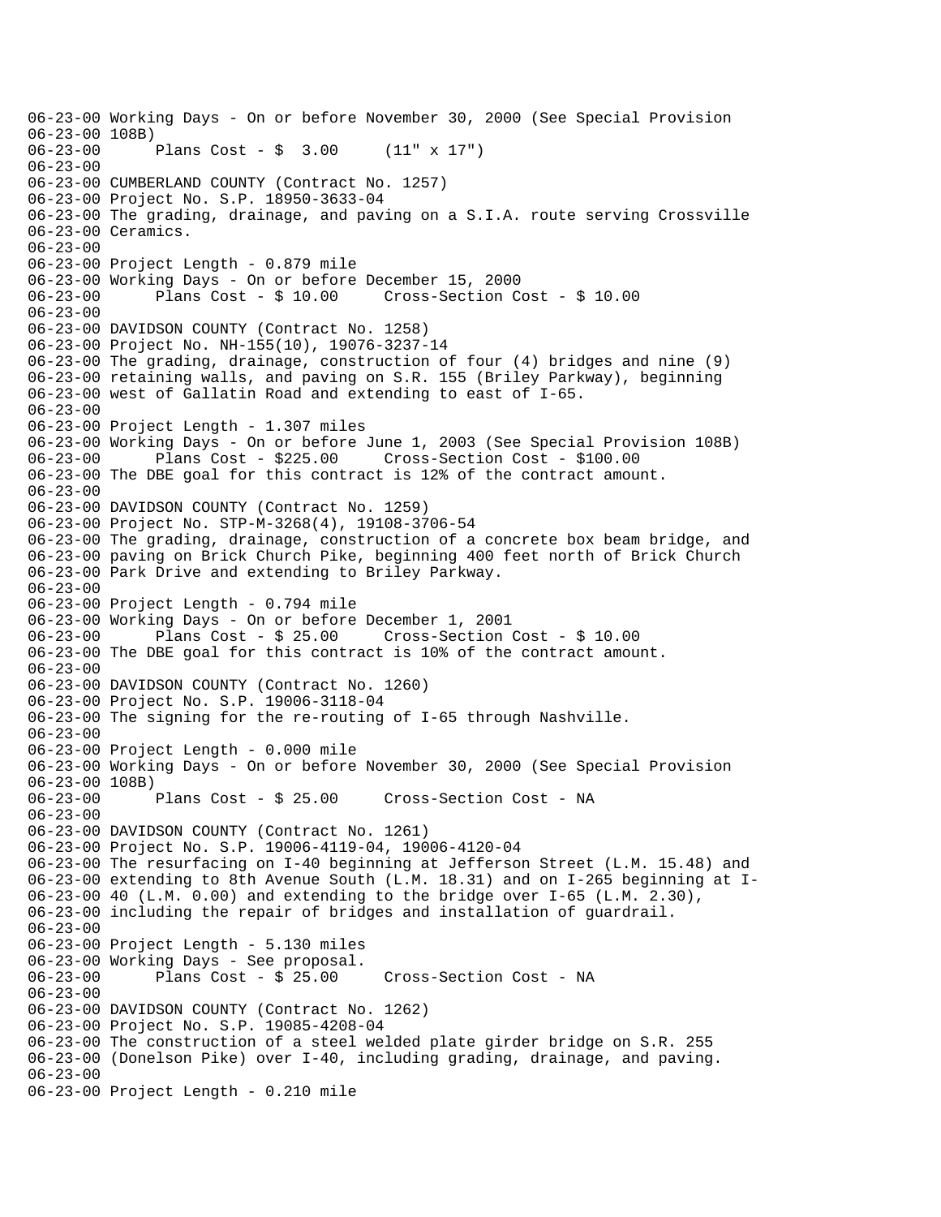```
06-23-00 Working Days - On or before November 30, 2000 (See Special Provision
06-23-00 108B)
06-23-00      Plans Cost - $  3.00     (11" x 17")
06-23-00
06-23-00 CUMBERLAND COUNTY (Contract No. 1257)
06-23-00 Project No. S.P. 18950-3633-04
06-23-00 The grading, drainage, and paving on a S.I.A. route serving Crossville
06-23-00 Ceramics.
06-23-00
06-23-00 Project Length - 0.879 mile
06-23-00 Working Days - On or before December 15, 2000
06-23-00      Plans Cost - $ 10.00     Cross-Section Cost - $ 10.00
06-23-00
06-23-00 DAVIDSON COUNTY (Contract No. 1258)
06-23-00 Project No. NH-155(10), 19076-3237-14
06-23-00 The grading, drainage, construction of four (4) bridges and nine (9)
06-23-00 retaining walls, and paving on S.R. 155 (Briley Parkway), beginning
06-23-00 west of Gallatin Road and extending to east of I-65.
06-23-00
06-23-00 Project Length - 1.307 miles
06-23-00 Working Days - On or before June 1, 2003 (See Special Provision 108B)
06-23-00      Plans Cost - $225.00     Cross-Section Cost - $100.00
06-23-00 The DBE goal for this contract is 12% of the contract amount.
06-23-00
06-23-00 DAVIDSON COUNTY (Contract No. 1259)
06-23-00 Project No. STP-M-3268(4), 19108-3706-54
06-23-00 The grading, drainage, construction of a concrete box beam bridge, and
06-23-00 paving on Brick Church Pike, beginning 400 feet north of Brick Church
06-23-00 Park Drive and extending to Briley Parkway.
06-23-00
06-23-00 Project Length - 0.794 mile
06-23-00 Working Days - On or before December 1, 2001
06-23-00      Plans Cost - $ 25.00     Cross-Section Cost - $ 10.00
06-23-00 The DBE goal for this contract is 10% of the contract amount.
06-23-00
06-23-00 DAVIDSON COUNTY (Contract No. 1260)
06-23-00 Project No. S.P. 19006-3118-04
06-23-00 The signing for the re-routing of I-65 through Nashville.
06-23-00
06-23-00 Project Length - 0.000 mile
06-23-00 Working Days - On or before November 30, 2000 (See Special Provision
06-23-00 108B)
06-23-00      Plans Cost - $ 25.00     Cross-Section Cost - NA
06-23-00
06-23-00 DAVIDSON COUNTY (Contract No. 1261)
06-23-00 Project No. S.P. 19006-4119-04, 19006-4120-04
06-23-00 The resurfacing on I-40 beginning at Jefferson Street (L.M. 15.48) and
06-23-00 extending to 8th Avenue South (L.M. 18.31) and on I-265 beginning at I-
06-23-00 40 (L.M. 0.00) and extending to the bridge over I-65 (L.M. 2.30),
06-23-00 including the repair of bridges and installation of guardrail.
06-23-00
06-23-00 Project Length - 5.130 miles
06-23-00 Working Days - See proposal.
06-23-00      Plans Cost - $ 25.00     Cross-Section Cost - NA
06-23-00
06-23-00 DAVIDSON COUNTY (Contract No. 1262)
06-23-00 Project No. S.P. 19085-4208-04
06-23-00 The construction of a steel welded plate girder bridge on S.R. 255
06-23-00 (Donelson Pike) over I-40, including grading, drainage, and paving.
06-23-00
06-23-00 Project Length - 0.210 mile
```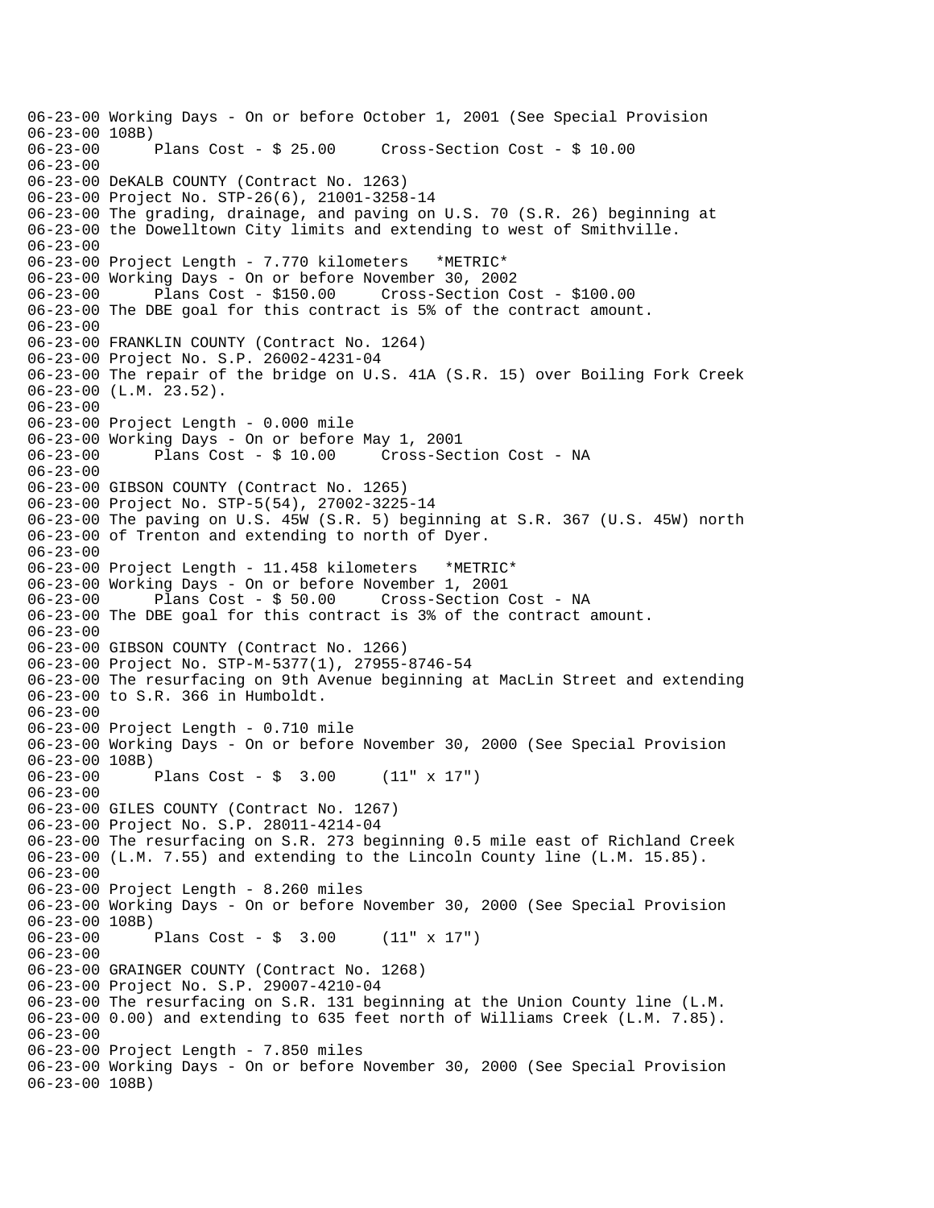```
06-23-00 Working Days - On or before October 1, 2001 (See Special Provision
06-23-00 108B)
06-23-00      Plans Cost - $ 25.00     Cross-Section Cost - $ 10.00
06-23-00
06-23-00 DeKALB COUNTY (Contract No. 1263)
06-23-00 Project No. STP-26(6), 21001-3258-14
06-23-00 The grading, drainage, and paving on U.S. 70 (S.R. 26) beginning at
06-23-00 the Dowelltown City limits and extending to west of Smithville.
06-23-00
06-23-00 Project Length - 7.770 kilometers   *METRIC*
06-23-00 Working Days - On or before November 30, 2002
06-23-00      Plans Cost - $150.00     Cross-Section Cost - $100.00
06-23-00 The DBE goal for this contract is 5% of the contract amount.
06-23-00
06-23-00 FRANKLIN COUNTY (Contract No. 1264)
06-23-00 Project No. S.P. 26002-4231-04
06-23-00 The repair of the bridge on U.S. 41A (S.R. 15) over Boiling Fork Creek
06-23-00 (L.M. 23.52).
06-23-00
06-23-00 Project Length - 0.000 mile
06-23-00 Working Days - On or before May 1, 2001
06-23-00      Plans Cost - $ 10.00     Cross-Section Cost - NA
06-23-00
06-23-00 GIBSON COUNTY (Contract No. 1265)
06-23-00 Project No. STP-5(54), 27002-3225-14
06-23-00 The paving on U.S. 45W (S.R. 5) beginning at S.R. 367 (U.S. 45W) north
06-23-00 of Trenton and extending to north of Dyer.
06-23-00
06-23-00 Project Length - 11.458 kilometers   *METRIC*
06-23-00 Working Days - On or before November 1, 2001
06-23-00      Plans Cost - $ 50.00     Cross-Section Cost - NA
06-23-00 The DBE goal for this contract is 3% of the contract amount.
06-23-00
06-23-00 GIBSON COUNTY (Contract No. 1266)
06-23-00 Project No. STP-M-5377(1), 27955-8746-54
06-23-00 The resurfacing on 9th Avenue beginning at MacLin Street and extending
06-23-00 to S.R. 366 in Humboldt.
06-23-00
06-23-00 Project Length - 0.710 mile
06-23-00 Working Days - On or before November 30, 2000 (See Special Provision
06-23-00 108B)
06-23-00      Plans Cost - $  3.00     (11" x 17")
06-23-00
06-23-00 GILES COUNTY (Contract No. 1267)
06-23-00 Project No. S.P. 28011-4214-04
06-23-00 The resurfacing on S.R. 273 beginning 0.5 mile east of Richland Creek
06-23-00 (L.M. 7.55) and extending to the Lincoln County line (L.M. 15.85).
06-23-00
06-23-00 Project Length - 8.260 miles
06-23-00 Working Days - On or before November 30, 2000 (See Special Provision
06-23-00 108B)
06-23-00      Plans Cost - $  3.00     (11" x 17")
06-23-00
06-23-00 GRAINGER COUNTY (Contract No. 1268)
06-23-00 Project No. S.P. 29007-4210-04
06-23-00 The resurfacing on S.R. 131 beginning at the Union County line (L.M.
06-23-00 0.00) and extending to 635 feet north of Williams Creek (L.M. 7.85).
06-23-00
06-23-00 Project Length - 7.850 miles
06-23-00 Working Days - On or before November 30, 2000 (See Special Provision
06-23-00 108B)
```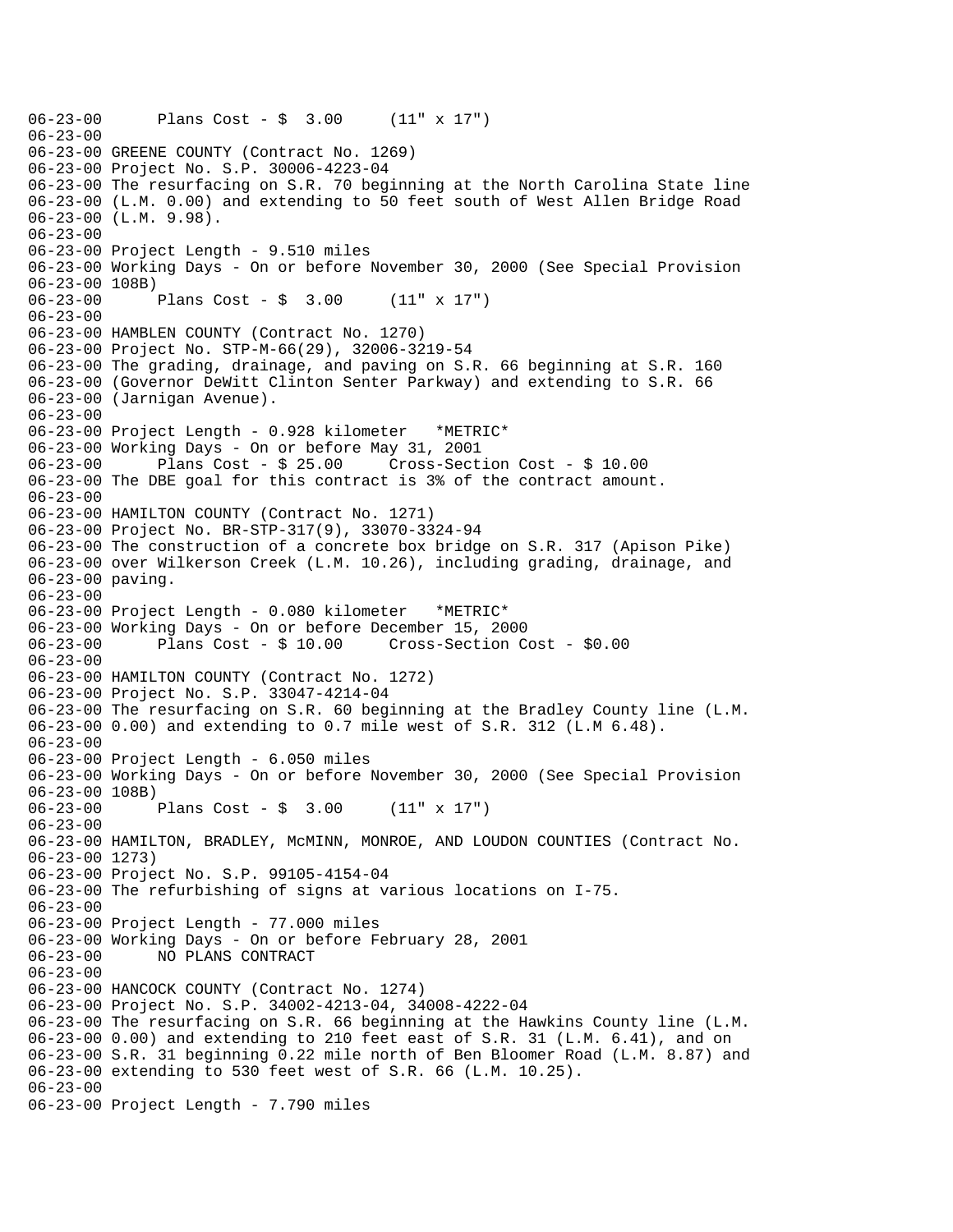```
06-23-00      Plans Cost - $  3.00     (11" x 17")
06-23-00
06-23-00 GREENE COUNTY (Contract No. 1269)
06-23-00 Project No. S.P. 30006-4223-04
06-23-00 The resurfacing on S.R. 70 beginning at the North Carolina State line
06-23-00 (L.M. 0.00) and extending to 50 feet south of West Allen Bridge Road
06-23-00 (L.M. 9.98).
06-23-00
06-23-00 Project Length - 9.510 miles
06-23-00 Working Days - On or before November 30, 2000 (See Special Provision
06-23-00 108B)
06-23-00      Plans Cost - $  3.00     (11" x 17")
06-23-00
06-23-00 HAMBLEN COUNTY (Contract No. 1270)
06-23-00 Project No. STP-M-66(29), 32006-3219-54
06-23-00 The grading, drainage, and paving on S.R. 66 beginning at S.R. 160
06-23-00 (Governor DeWitt Clinton Senter Parkway) and extending to S.R. 66
06-23-00 (Jarnigan Avenue).
06-23-00
06-23-00 Project Length - 0.928 kilometer   *METRIC*
06-23-00 Working Days - On or before May 31, 2001
06-23-00      Plans Cost - $ 25.00     Cross-Section Cost - $ 10.00
06-23-00 The DBE goal for this contract is 3% of the contract amount.
06-23-00
06-23-00 HAMILTON COUNTY (Contract No. 1271)
06-23-00 Project No. BR-STP-317(9), 33070-3324-94
06-23-00 The construction of a concrete box bridge on S.R. 317 (Apison Pike)
06-23-00 over Wilkerson Creek (L.M. 10.26), including grading, drainage, and
06-23-00 paving.
06-23-00
06-23-00 Project Length - 0.080 kilometer   *METRIC*
06-23-00 Working Days - On or before December 15, 2000
06-23-00      Plans Cost - $ 10.00     Cross-Section Cost - $0.00
06-23-00
06-23-00 HAMILTON COUNTY (Contract No. 1272)
06-23-00 Project No. S.P. 33047-4214-04
06-23-00 The resurfacing on S.R. 60 beginning at the Bradley County line (L.M.
06-23-00 0.00) and extending to 0.7 mile west of S.R. 312 (L.M 6.48).
06-23-00
06-23-00 Project Length - 6.050 miles
06-23-00 Working Days - On or before November 30, 2000 (See Special Provision
06-23-00 108B)
06-23-00      Plans Cost - $  3.00     (11" x 17")
06-23-00
06-23-00 HAMILTON, BRADLEY, McMINN, MONROE, AND LOUDON COUNTIES (Contract No.
06-23-00 1273)
06-23-00 Project No. S.P. 99105-4154-04
06-23-00 The refurbishing of signs at various locations on I-75.
06-23-00
06-23-00 Project Length - 77.000 miles
06-23-00 Working Days - On or before February 28, 2001
06-23-00      NO PLANS CONTRACT
06-23-00
06-23-00 HANCOCK COUNTY (Contract No. 1274)
06-23-00 Project No. S.P. 34002-4213-04, 34008-4222-04
06-23-00 The resurfacing on S.R. 66 beginning at the Hawkins County line (L.M.
06-23-00 0.00) and extending to 210 feet east of S.R. 31 (L.M. 6.41), and on
06-23-00 S.R. 31 beginning 0.22 mile north of Ben Bloomer Road (L.M. 8.87) and
06-23-00 extending to 530 feet west of S.R. 66 (L.M. 10.25).
06-23-00
06-23-00 Project Length - 7.790 miles
```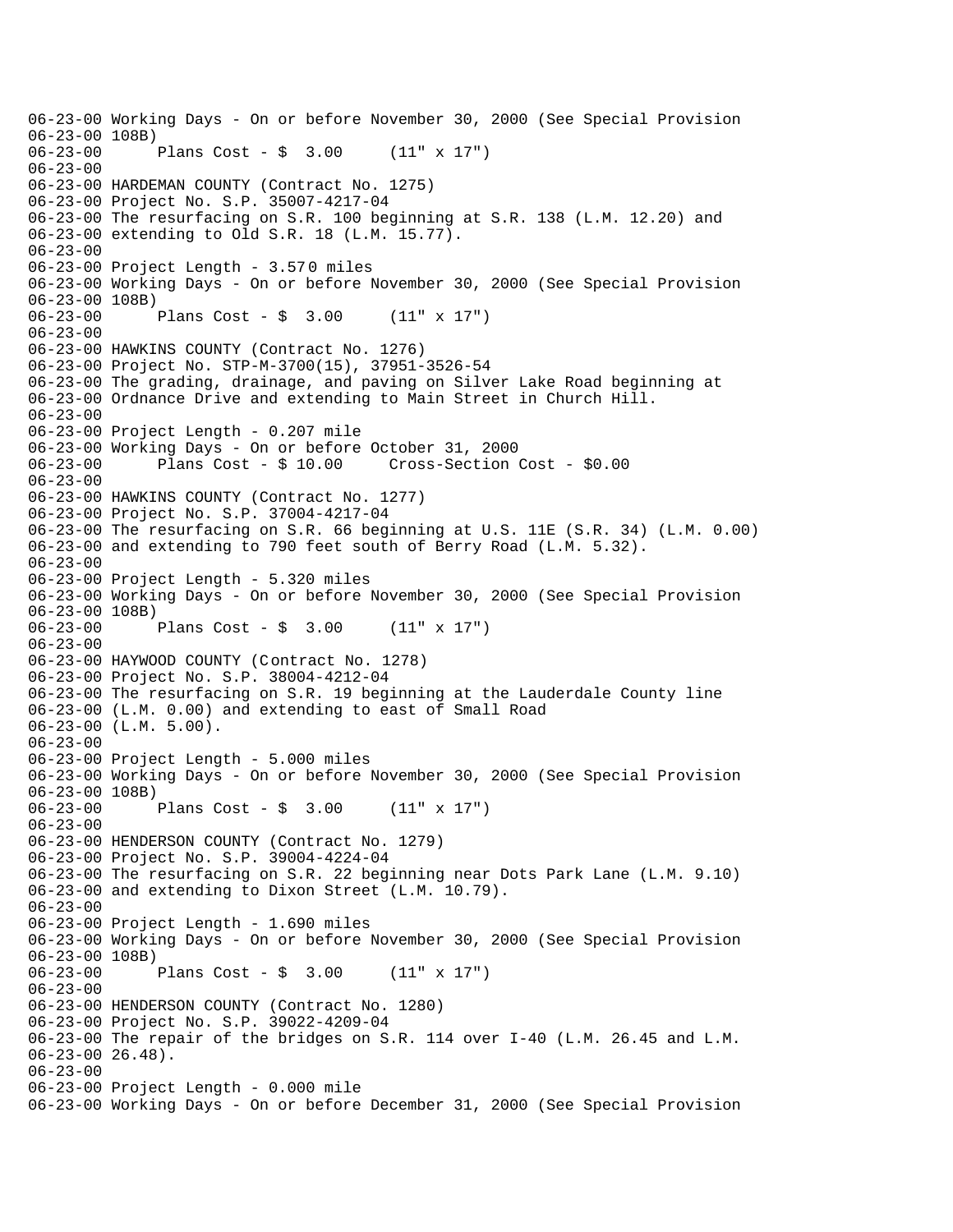```
06-23-00 Working Days - On or before November 30, 2000 (See Special Provision
06-23-00 108B)
06-23-00      Plans Cost - $  3.00     (11" x 17")
06-23-00
06-23-00 HARDEMAN COUNTY (Contract No. 1275)
06-23-00 Project No. S.P. 35007-4217-04
06-23-00 The resurfacing on S.R. 100 beginning at S.R. 138 (L.M. 12.20) and
06-23-00 extending to Old S.R. 18 (L.M. 15.77).
06-23-00
06-23-00 Project Length - 3.570 miles
06-23-00 Working Days - On or before November 30, 2000 (See Special Provision
06-23-00 108B)
06-23-00      Plans Cost - $  3.00     (11" x 17")
06-23-00
06-23-00 HAWKINS COUNTY (Contract No. 1276)
06-23-00 Project No. STP-M-3700(15), 37951-3526-54
06-23-00 The grading, drainage, and paving on Silver Lake Road beginning at
06-23-00 Ordnance Drive and extending to Main Street in Church Hill.
06-23-00
06-23-00 Project Length - 0.207 mile
06-23-00 Working Days - On or before October 31, 2000
06-23-00      Plans Cost - $ 10.00     Cross-Section Cost - $0.00
06-23-00
06-23-00 HAWKINS COUNTY (Contract No. 1277)
06-23-00 Project No. S.P. 37004-4217-04
06-23-00 The resurfacing on S.R. 66 beginning at U.S. 11E (S.R. 34) (L.M. 0.00)
06-23-00 and extending to 790 feet south of Berry Road (L.M. 5.32).
06-23-00
06-23-00 Project Length - 5.320 miles
06-23-00 Working Days - On or before November 30, 2000 (See Special Provision
06-23-00 108B)
06-23-00      Plans Cost - $  3.00     (11" x 17")
06-23-00
06-23-00 HAYWOOD COUNTY (Contract No. 1278)
06-23-00 Project No. S.P. 38004-4212-04
06-23-00 The resurfacing on S.R. 19 beginning at the Lauderdale County line
06-23-00 (L.M. 0.00) and extending to east of Small Road
06-23-00 (L.M. 5.00).
06-23-00
06-23-00 Project Length - 5.000 miles
06-23-00 Working Days - On or before November 30, 2000 (See Special Provision
06-23-00 108B)
06-23-00      Plans Cost - $  3.00     (11" x 17")
06-23-00
06-23-00 HENDERSON COUNTY (Contract No. 1279)
06-23-00 Project No. S.P. 39004-4224-04
06-23-00 The resurfacing on S.R. 22 beginning near Dots Park Lane (L.M. 9.10)
06-23-00 and extending to Dixon Street (L.M. 10.79).
06-23-00
06-23-00 Project Length - 1.690 miles
06-23-00 Working Days - On or before November 30, 2000 (See Special Provision
06-23-00 108B)
06-23-00      Plans Cost - $  3.00     (11" x 17")
06-23-00
06-23-00 HENDERSON COUNTY (Contract No. 1280)
06-23-00 Project No. S.P. 39022-4209-04
06-23-00 The repair of the bridges on S.R. 114 over I-40 (L.M. 26.45 and L.M.
06-23-00 26.48).
06-23-00
06-23-00 Project Length - 0.000 mile
06-23-00 Working Days - On or before December 31, 2000 (See Special Provision
```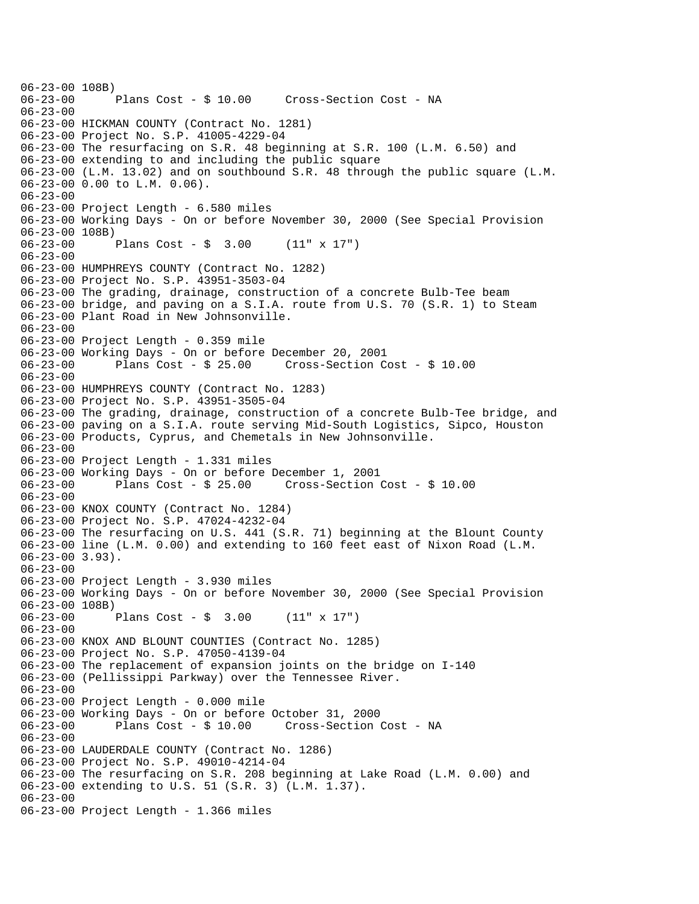```
06-23-00 108B)
06-23-00      Plans Cost - $ 10.00     Cross-Section Cost - NA
06-23-00
06-23-00 HICKMAN COUNTY (Contract No. 1281)
06-23-00 Project No. S.P. 41005-4229-04
06-23-00 The resurfacing on S.R. 48 beginning at S.R. 100 (L.M. 6.50) and
06-23-00 extending to and including the public square
06-23-00 (L.M. 13.02) and on southbound S.R. 48 through the public square (L.M.
06-23-00 0.00 to L.M. 0.06).
06-23-00
06-23-00 Project Length - 6.580 miles
06-23-00 Working Days - On or before November 30, 2000 (See Special Provision
06-23-00 108B)
06-23-00      Plans Cost - $  3.00     (11" x 17")
06-23-00
06-23-00 HUMPHREYS COUNTY (Contract No. 1282)
06-23-00 Project No. S.P. 43951-3503-04
06-23-00 The grading, drainage, construction of a concrete Bulb-Tee beam
06-23-00 bridge, and paving on a S.I.A. route from U.S. 70 (S.R. 1) to Steam
06-23-00 Plant Road in New Johnsonville.
06-23-00
06-23-00 Project Length - 0.359 mile
06-23-00 Working Days - On or before December 20, 2001
06-23-00      Plans Cost - $ 25.00     Cross-Section Cost - $ 10.00
06-23-00
06-23-00 HUMPHREYS COUNTY (Contract No. 1283)
06-23-00 Project No. S.P. 43951-3505-04
06-23-00 The grading, drainage, construction of a concrete Bulb-Tee bridge, and
06-23-00 paving on a S.I.A. route serving Mid-South Logistics, Sipco, Houston
06-23-00 Products, Cyprus, and Chemetals in New Johnsonville.
06-23-00
06-23-00 Project Length - 1.331 miles
06-23-00 Working Days - On or before December 1, 2001
06-23-00      Plans Cost - $ 25.00     Cross-Section Cost - $ 10.00
06-23-00
06-23-00 KNOX COUNTY (Contract No. 1284)
06-23-00 Project No. S.P. 47024-4232-04
06-23-00 The resurfacing on U.S. 441 (S.R. 71) beginning at the Blount County
06-23-00 line (L.M. 0.00) and extending to 160 feet east of Nixon Road (L.M.
06-23-00 3.93).
06-23-00
06-23-00 Project Length - 3.930 miles
06-23-00 Working Days - On or before November 30, 2000 (See Special Provision
06-23-00 108B)
06-23-00      Plans Cost - $  3.00     (11" x 17")
06-23-00
06-23-00 KNOX AND BLOUNT COUNTIES (Contract No. 1285)
06-23-00 Project No. S.P. 47050-4139-04
06-23-00 The replacement of expansion joints on the bridge on I-140
06-23-00 (Pellissippi Parkway) over the Tennessee River.
06-23-00
06-23-00 Project Length - 0.000 mile
06-23-00 Working Days - On or before October 31, 2000
06-23-00      Plans Cost - $ 10.00     Cross-Section Cost - NA
06-23-00
06-23-00 LAUDERDALE COUNTY (Contract No. 1286)
06-23-00 Project No. S.P. 49010-4214-04
06-23-00 The resurfacing on S.R. 208 beginning at Lake Road (L.M. 0.00) and
06-23-00 extending to U.S. 51 (S.R. 3) (L.M. 1.37).
06-23-00
06-23-00 Project Length - 1.366 miles
```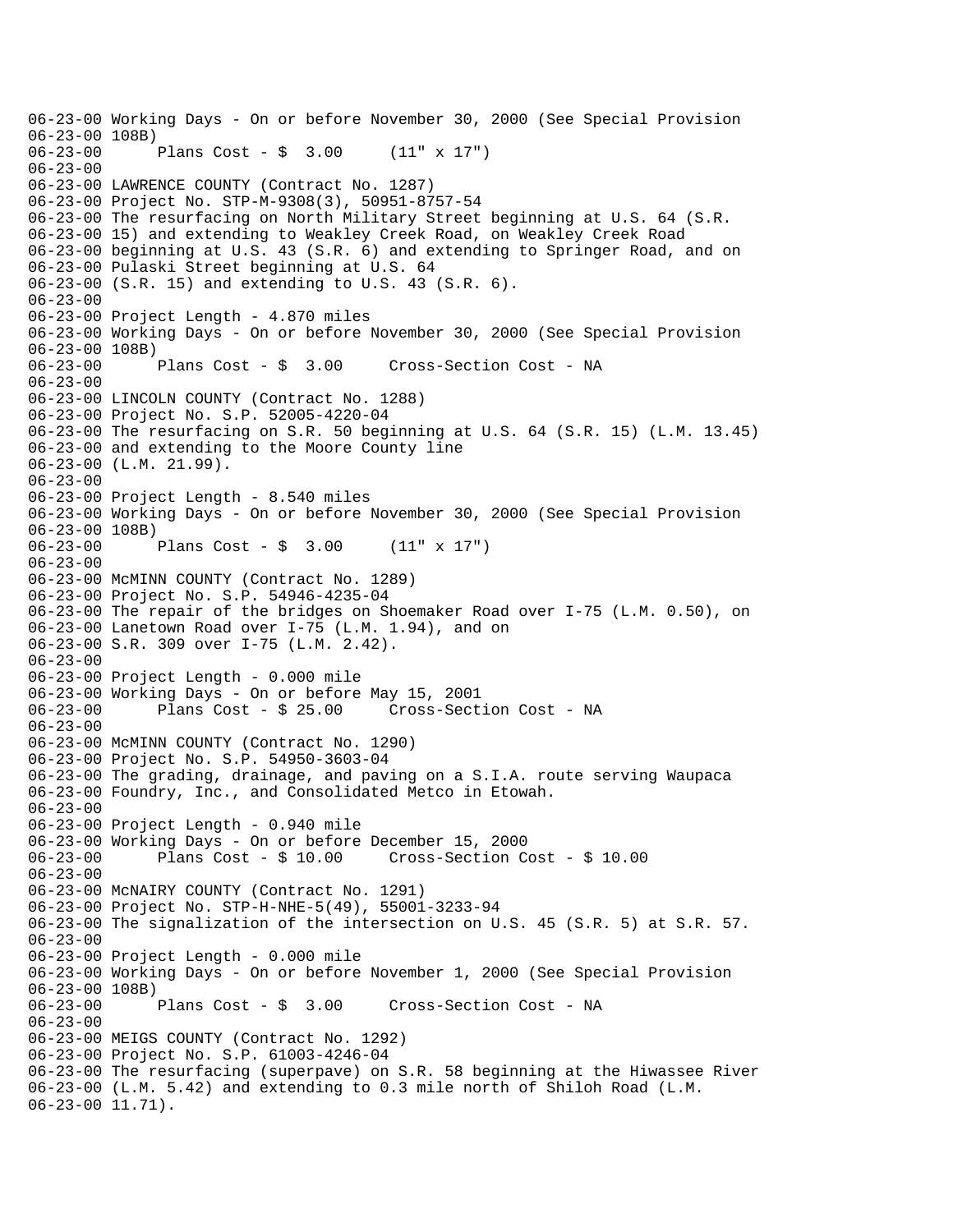```
06-23-00 Working Days - On or before November 30, 2000 (See Special Provision
06-23-00 108B)
06-23-00      Plans Cost - $  3.00     (11" x 17")
06-23-00
06-23-00 LAWRENCE COUNTY (Contract No. 1287)
06-23-00 Project No. STP-M-9308(3), 50951-8757-54
06-23-00 The resurfacing on North Military Street beginning at U.S. 64 (S.R.
06-23-00 15) and extending to Weakley Creek Road, on Weakley Creek Road
06-23-00 beginning at U.S. 43 (S.R. 6) and extending to Springer Road, and on
06-23-00 Pulaski Street beginning at U.S. 64
06-23-00 (S.R. 15) and extending to U.S. 43 (S.R. 6).
06-23-00
06-23-00 Project Length - 4.870 miles
06-23-00 Working Days - On or before November 30, 2000 (See Special Provision
06-23-00 108B)
06-23-00      Plans Cost - $  3.00     Cross-Section Cost - NA
06-23-00
06-23-00 LINCOLN COUNTY (Contract No. 1288)
06-23-00 Project No. S.P. 52005-4220-04
06-23-00 The resurfacing on S.R. 50 beginning at U.S. 64 (S.R. 15) (L.M. 13.45)
06-23-00 and extending to the Moore County line
06-23-00 (L.M. 21.99).
06-23-00
06-23-00 Project Length - 8.540 miles
06-23-00 Working Days - On or before November 30, 2000 (See Special Provision
06-23-00 108B)
06-23-00      Plans Cost - $  3.00     (11" x 17")
06-23-00
06-23-00 McMINN COUNTY (Contract No. 1289)
06-23-00 Project No. S.P. 54946-4235-04
06-23-00 The repair of the bridges on Shoemaker Road over I-75 (L.M. 0.50), on
06-23-00 Lanetown Road over I-75 (L.M. 1.94), and on
06-23-00 S.R. 309 over I-75 (L.M. 2.42).
06-23-00
06-23-00 Project Length - 0.000 mile
06-23-00 Working Days - On or before May 15, 2001
06-23-00      Plans Cost - $ 25.00     Cross-Section Cost - NA
06-23-00
06-23-00 McMINN COUNTY (Contract No. 1290)
06-23-00 Project No. S.P. 54950-3603-04
06-23-00 The grading, drainage, and paving on a S.I.A. route serving Waupaca
06-23-00 Foundry, Inc., and Consolidated Metco in Etowah.
06-23-00
06-23-00 Project Length - 0.940 mile
06-23-00 Working Days - On or before December 15, 2000
06-23-00      Plans Cost - $ 10.00     Cross-Section Cost - $ 10.00
06-23-00
06-23-00 McNAIRY COUNTY (Contract No. 1291)
06-23-00 Project No. STP-H-NHE-5(49), 55001-3233-94
06-23-00 The signalization of the intersection on U.S. 45 (S.R. 5) at S.R. 57.
06-23-00
06-23-00 Project Length - 0.000 mile
06-23-00 Working Days - On or before November 1, 2000 (See Special Provision
06-23-00 108B)
06-23-00      Plans Cost - $  3.00     Cross-Section Cost - NA
06-23-00
06-23-00 MEIGS COUNTY (Contract No. 1292)
06-23-00 Project No. S.P. 61003-4246-04
06-23-00 The resurfacing (superpave) on S.R. 58 beginning at the Hiwassee River
06-23-00 (L.M. 5.42) and extending to 0.3 mile north of Shiloh Road (L.M.
06-23-00 11.71).
```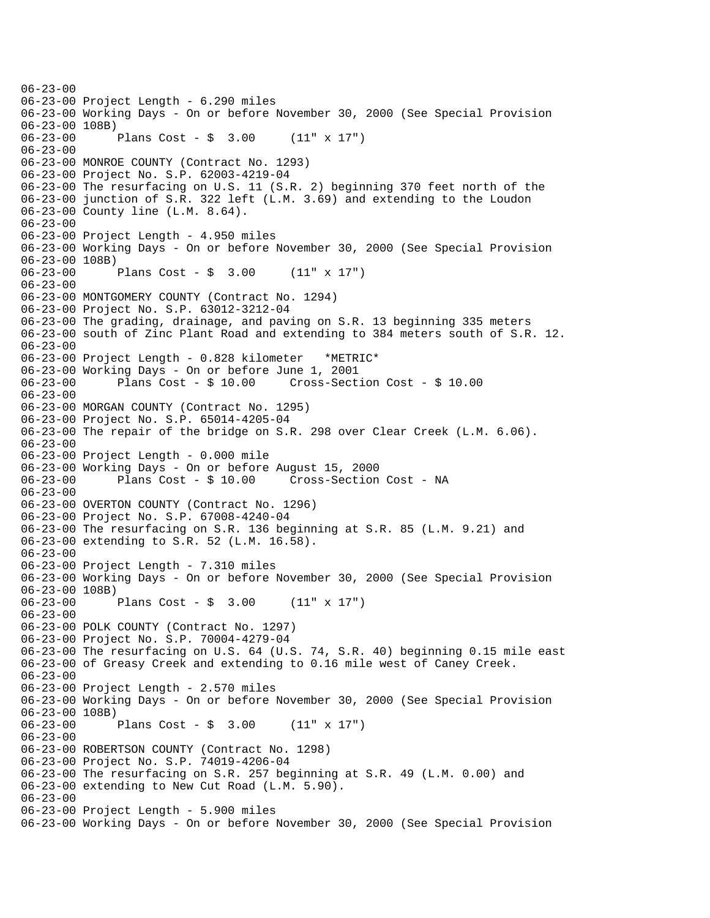```
06-23-00
06-23-00 Project Length - 6.290 miles
06-23-00 Working Days - On or before November 30, 2000 (See Special Provision
06-23-00 108B)
06-23-00       Plans Cost - $  3.00     (11" x 17")
06-23-00
06-23-00 MONROE COUNTY (Contract No. 1293)
06-23-00 Project No. S.P. 62003-4219-04
06-23-00 The resurfacing on U.S. 11 (S.R. 2) beginning 370 feet north of the
06-23-00 junction of S.R. 322 left (L.M. 3.69) and extending to the Loudon
06-23-00 County line (L.M. 8.64).
06-23-00
06-23-00 Project Length - 4.950 miles
06-23-00 Working Days - On or before November 30, 2000 (See Special Provision
06-23-00 108B)
06-23-00       Plans Cost - $  3.00     (11" x 17")
06-23-00
06-23-00 MONTGOMERY COUNTY (Contract No. 1294)
06-23-00 Project No. S.P. 63012-3212-04
06-23-00 The grading, drainage, and paving on S.R. 13 beginning 335 meters
06-23-00 south of Zinc Plant Road and extending to 384 meters south of S.R. 12.
06-23-00
06-23-00 Project Length - 0.828 kilometer   *METRIC*
06-23-00 Working Days - On or before June 1, 2001
06-23-00       Plans Cost - $ 10.00     Cross-Section Cost - $ 10.00
06-23-00
06-23-00 MORGAN COUNTY (Contract No. 1295)
06-23-00 Project No. S.P. 65014-4205-04
06-23-00 The repair of the bridge on S.R. 298 over Clear Creek (L.M. 6.06).
06-23-00
06-23-00 Project Length - 0.000 mile
06-23-00 Working Days - On or before August 15, 2000
06-23-00       Plans Cost - $ 10.00     Cross-Section Cost - NA
06-23-00
06-23-00 OVERTON COUNTY (Contract No. 1296)
06-23-00 Project No. S.P. 67008-4240-04
06-23-00 The resurfacing on S.R. 136 beginning at S.R. 85 (L.M. 9.21) and
06-23-00 extending to S.R. 52 (L.M. 16.58).
06-23-00
06-23-00 Project Length - 7.310 miles
06-23-00 Working Days - On or before November 30, 2000 (See Special Provision
06-23-00 108B)
06-23-00       Plans Cost - $  3.00     (11" x 17")
06-23-00
06-23-00 POLK COUNTY (Contract No. 1297)
06-23-00 Project No. S.P. 70004-4279-04
06-23-00 The resurfacing on U.S. 64 (U.S. 74, S.R. 40) beginning 0.15 mile east
06-23-00 of Greasy Creek and extending to 0.16 mile west of Caney Creek.
06-23-00
06-23-00 Project Length - 2.570 miles
06-23-00 Working Days - On or before November 30, 2000 (See Special Provision
06-23-00 108B)
06-23-00       Plans Cost - $  3.00     (11" x 17")
06-23-00
06-23-00 ROBERTSON COUNTY (Contract No. 1298)
06-23-00 Project No. S.P. 74019-4206-04
06-23-00 The resurfacing on S.R. 257 beginning at S.R. 49 (L.M. 0.00) and
06-23-00 extending to New Cut Road (L.M. 5.90).
06-23-00
06-23-00 Project Length - 5.900 miles
06-23-00 Working Days - On or before November 30, 2000 (See Special Provision
```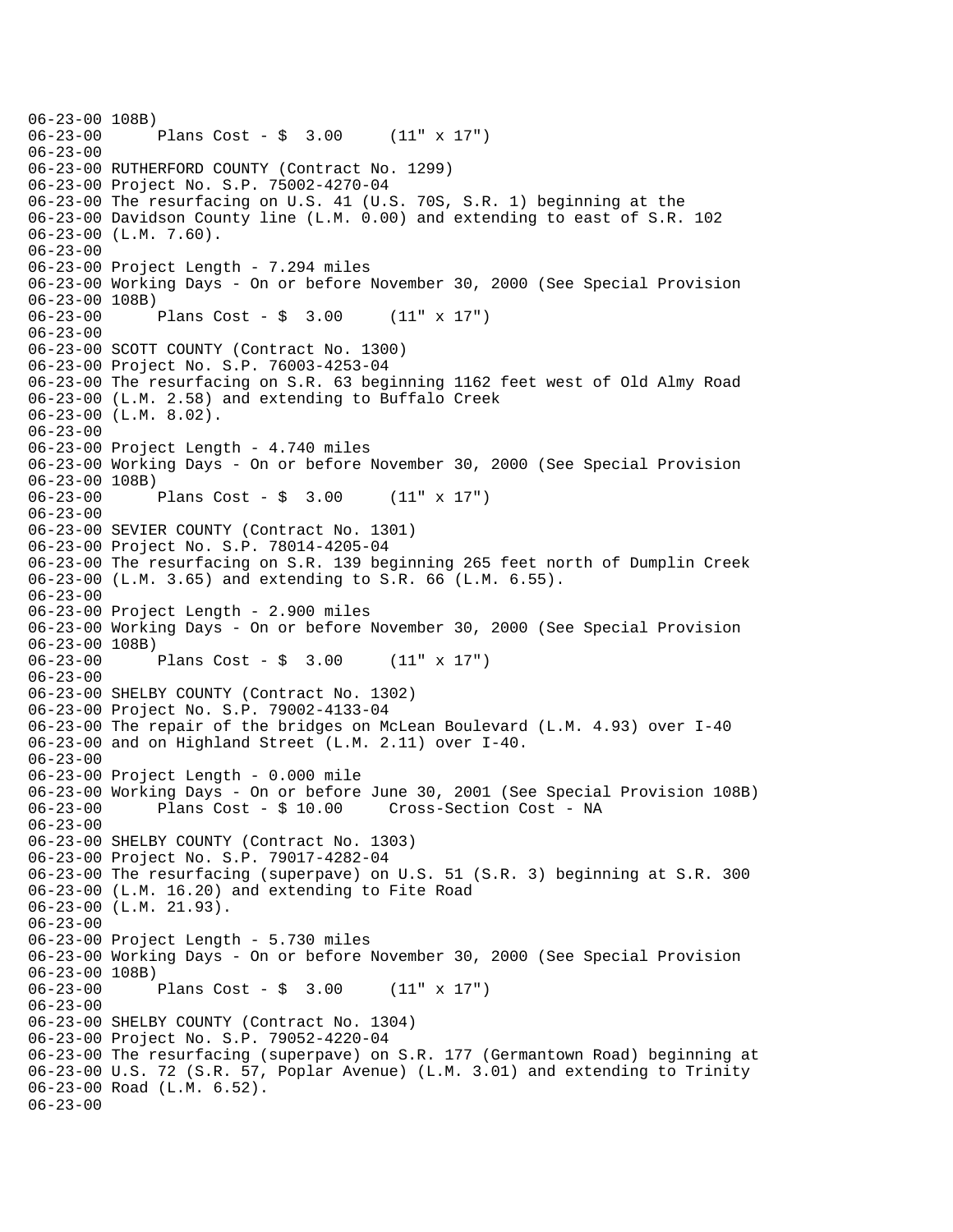```
06-23-00 108B)
06-23-00      Plans Cost - $  3.00     (11" x 17")
06-23-00
06-23-00 RUTHERFORD COUNTY (Contract No. 1299)
06-23-00 Project No. S.P. 75002-4270-04
06-23-00 The resurfacing on U.S. 41 (U.S. 70S, S.R. 1) beginning at the
06-23-00 Davidson County line (L.M. 0.00) and extending to east of S.R. 102
06-23-00 (L.M. 7.60).
06-23-00
06-23-00 Project Length - 7.294 miles
06-23-00 Working Days - On or before November 30, 2000 (See Special Provision
06-23-00 108B)
06-23-00      Plans Cost - $  3.00     (11" x 17")
06-23-00
06-23-00 SCOTT COUNTY (Contract No. 1300)
06-23-00 Project No. S.P. 76003-4253-04
06-23-00 The resurfacing on S.R. 63 beginning 1162 feet west of Old Almy Road
06-23-00 (L.M. 2.58) and extending to Buffalo Creek
06-23-00 (L.M. 8.02).
06-23-00
06-23-00 Project Length - 4.740 miles
06-23-00 Working Days - On or before November 30, 2000 (See Special Provision
06-23-00 108B)
06-23-00      Plans Cost - $  3.00     (11" x 17")
06-23-00
06-23-00 SEVIER COUNTY (Contract No. 1301)
06-23-00 Project No. S.P. 78014-4205-04
06-23-00 The resurfacing on S.R. 139 beginning 265 feet north of Dumplin Creek
06-23-00 (L.M. 3.65) and extending to S.R. 66 (L.M. 6.55).
06-23-00
06-23-00 Project Length - 2.900 miles
06-23-00 Working Days - On or before November 30, 2000 (See Special Provision
06-23-00 108B)
06-23-00      Plans Cost - $  3.00     (11" x 17")
06-23-00
06-23-00 SHELBY COUNTY (Contract No. 1302)
06-23-00 Project No. S.P. 79002-4133-04
06-23-00 The repair of the bridges on McLean Boulevard (L.M. 4.93) over I-40
06-23-00 and on Highland Street (L.M. 2.11) over I-40.
06-23-00
06-23-00 Project Length - 0.000 mile
06-23-00 Working Days - On or before June 30, 2001 (See Special Provision 108B)
06-23-00      Plans Cost - $ 10.00     Cross-Section Cost - NA
06-23-00
06-23-00 SHELBY COUNTY (Contract No. 1303)
06-23-00 Project No. S.P. 79017-4282-04
06-23-00 The resurfacing (superpave) on U.S. 51 (S.R. 3) beginning at S.R. 300
06-23-00 (L.M. 16.20) and extending to Fite Road
06-23-00 (L.M. 21.93).
06-23-00
06-23-00 Project Length - 5.730 miles
06-23-00 Working Days - On or before November 30, 2000 (See Special Provision
06-23-00 108B)
06-23-00      Plans Cost - $  3.00     (11" x 17")
06-23-00
06-23-00 SHELBY COUNTY (Contract No. 1304)
06-23-00 Project No. S.P. 79052-4220-04
06-23-00 The resurfacing (superpave) on S.R. 177 (Germantown Road) beginning at
06-23-00 U.S. 72 (S.R. 57, Poplar Avenue) (L.M. 3.01) and extending to Trinity
06-23-00 Road (L.M. 6.52).
06-23-00
```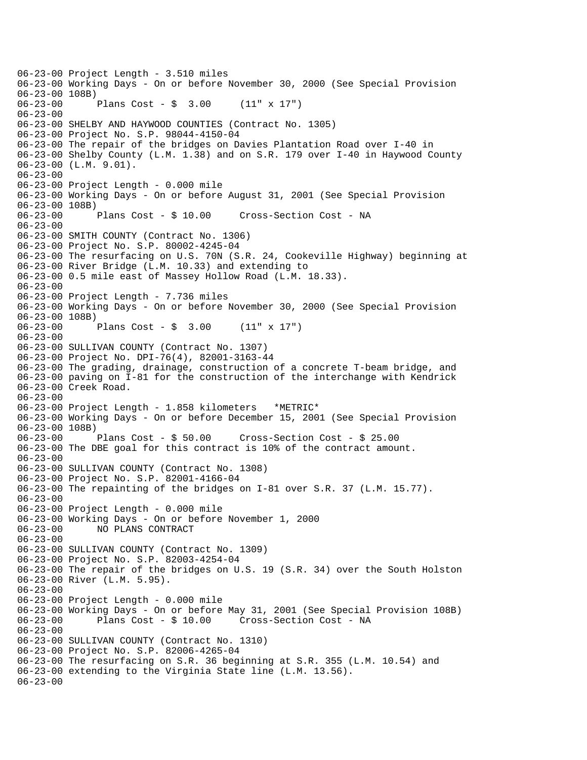```
06-23-00 Project Length - 3.510 miles
06-23-00 Working Days - On or before November 30, 2000 (See Special Provision
06-23-00 108B)
06-23-00       Plans Cost - $  3.00     (11" x 17")
06-23-00
06-23-00 SHELBY AND HAYWOOD COUNTIES (Contract No. 1305)
06-23-00 Project No. S.P. 98044-4150-04
06-23-00 The repair of the bridges on Davies Plantation Road over I-40 in
06-23-00 Shelby County (L.M. 1.38) and on S.R. 179 over I-40 in Haywood County
06-23-00 (L.M. 9.01).
06-23-00
06-23-00 Project Length - 0.000 mile
06-23-00 Working Days - On or before August 31, 2001 (See Special Provision
06-23-00 108B)
06-23-00       Plans Cost - $ 10.00     Cross-Section Cost - NA
06-23-00
06-23-00 SMITH COUNTY (Contract No. 1306)
06-23-00 Project No. S.P. 80002-4245-04
06-23-00 The resurfacing on U.S. 70N (S.R. 24, Cookeville Highway) beginning at
06-23-00 River Bridge (L.M. 10.33) and extending to
06-23-00 0.5 mile east of Massey Hollow Road (L.M. 18.33).
06-23-00
06-23-00 Project Length - 7.736 miles
06-23-00 Working Days - On or before November 30, 2000 (See Special Provision
06-23-00 108B)
06-23-00       Plans Cost - $  3.00     (11" x 17")
06-23-00
06-23-00 SULLIVAN COUNTY (Contract No. 1307)
06-23-00 Project No. DPI-76(4), 82001-3163-44
06-23-00 The grading, drainage, construction of a concrete T-beam bridge, and
06-23-00 paving on I-81 for the construction of the interchange with Kendrick
06-23-00 Creek Road.
06-23-00
06-23-00 Project Length - 1.858 kilometers   *METRIC*
06-23-00 Working Days - On or before December 15, 2001 (See Special Provision
06-23-00 108B)
06-23-00       Plans Cost - $ 50.00     Cross-Section Cost - $ 25.00
06-23-00 The DBE goal for this contract is 10% of the contract amount.
06-23-00
06-23-00 SULLIVAN COUNTY (Contract No. 1308)
06-23-00 Project No. S.P. 82001-4166-04
06-23-00 The repainting of the bridges on I-81 over S.R. 37 (L.M. 15.77).
06-23-00
06-23-00 Project Length - 0.000 mile
06-23-00 Working Days - On or before November 1, 2000
06-23-00       NO PLANS CONTRACT
06-23-00
06-23-00 SULLIVAN COUNTY (Contract No. 1309)
06-23-00 Project No. S.P. 82003-4254-04
06-23-00 The repair of the bridges on U.S. 19 (S.R. 34) over the South Holston
06-23-00 River (L.M. 5.95).
06-23-00
06-23-00 Project Length - 0.000 mile
06-23-00 Working Days - On or before May 31, 2001 (See Special Provision 108B)
06-23-00       Plans Cost - $ 10.00     Cross-Section Cost - NA
06-23-00
06-23-00 SULLIVAN COUNTY (Contract No. 1310)
06-23-00 Project No. S.P. 82006-4265-04
06-23-00 The resurfacing on S.R. 36 beginning at S.R. 355 (L.M. 10.54) and
06-23-00 extending to the Virginia State line (L.M. 13.56).
06-23-00
```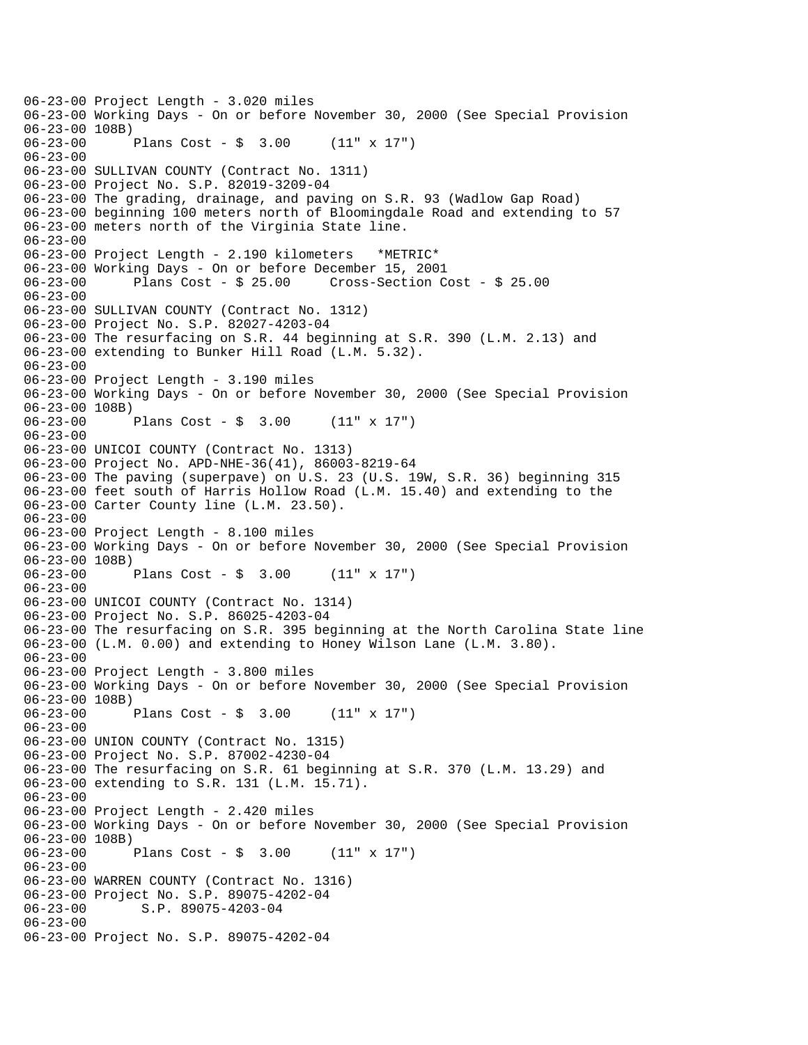```
06-23-00 Project Length - 3.020 miles
06-23-00 Working Days - On or before November 30, 2000 (See Special Provision
06-23-00 108B)
06-23-00      Plans Cost - $  3.00     (11" x 17")
06-23-00
06-23-00 SULLIVAN COUNTY (Contract No. 1311)
06-23-00 Project No. S.P. 82019-3209-04
06-23-00 The grading, drainage, and paving on S.R. 93 (Wadlow Gap Road)
06-23-00 beginning 100 meters north of Bloomingdale Road and extending to 57
06-23-00 meters north of the Virginia State line.
06-23-00
06-23-00 Project Length - 2.190 kilometers   *METRIC*
06-23-00 Working Days - On or before December 15, 2001
06-23-00      Plans Cost - $ 25.00     Cross-Section Cost - $ 25.00
06-23-00
06-23-00 SULLIVAN COUNTY (Contract No. 1312)
06-23-00 Project No. S.P. 82027-4203-04
06-23-00 The resurfacing on S.R. 44 beginning at S.R. 390 (L.M. 2.13) and
06-23-00 extending to Bunker Hill Road (L.M. 5.32).
06-23-00
06-23-00 Project Length - 3.190 miles
06-23-00 Working Days - On or before November 30, 2000 (See Special Provision
06-23-00 108B)
06-23-00      Plans Cost - $  3.00     (11" x 17")
06-23-00
06-23-00 UNICOI COUNTY (Contract No. 1313)
06-23-00 Project No. APD-NHE-36(41), 86003-8219-64
06-23-00 The paving (superpave) on U.S. 23 (U.S. 19W, S.R. 36) beginning 315
06-23-00 feet south of Harris Hollow Road (L.M. 15.40) and extending to the
06-23-00 Carter County line (L.M. 23.50).
06-23-00
06-23-00 Project Length - 8.100 miles
06-23-00 Working Days - On or before November 30, 2000 (See Special Provision
06-23-00 108B)
06-23-00      Plans Cost - $  3.00     (11" x 17")
06-23-00
06-23-00 UNICOI COUNTY (Contract No. 1314)
06-23-00 Project No. S.P. 86025-4203-04
06-23-00 The resurfacing on S.R. 395 beginning at the North Carolina State line
06-23-00 (L.M. 0.00) and extending to Honey Wilson Lane (L.M. 3.80).
06-23-00
06-23-00 Project Length - 3.800 miles
06-23-00 Working Days - On or before November 30, 2000 (See Special Provision
06-23-00 108B)
06-23-00      Plans Cost - $  3.00     (11" x 17")
06-23-00
06-23-00 UNION COUNTY (Contract No. 1315)
06-23-00 Project No. S.P. 87002-4230-04
06-23-00 The resurfacing on S.R. 61 beginning at S.R. 370 (L.M. 13.29) and
06-23-00 extending to S.R. 131 (L.M. 15.71).
06-23-00
06-23-00 Project Length - 2.420 miles
06-23-00 Working Days - On or before November 30, 2000 (See Special Provision
06-23-00 108B)
06-23-00      Plans Cost - $  3.00     (11" x 17")
06-23-00
06-23-00 WARREN COUNTY (Contract No. 1316)
06-23-00 Project No. S.P. 89075-4202-04
06-23-00       S.P. 89075-4203-04
06-23-00
06-23-00 Project No. S.P. 89075-4202-04
```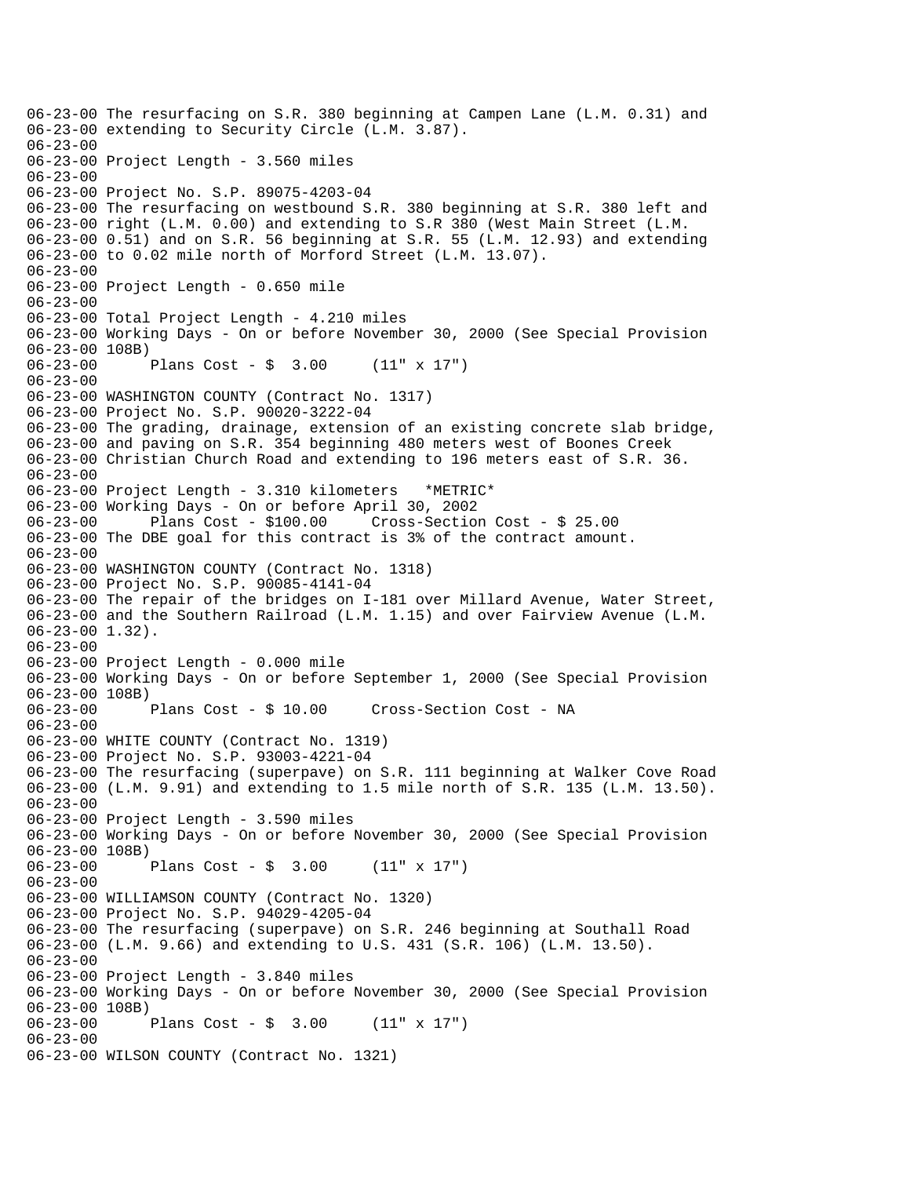```
06-23-00 The resurfacing on S.R. 380 beginning at Campen Lane (L.M. 0.31) and
06-23-00 extending to Security Circle (L.M. 3.87).
06-23-00
06-23-00 Project Length - 3.560 miles
06-23-00
06-23-00 Project No. S.P. 89075-4203-04
06-23-00 The resurfacing on westbound S.R. 380 beginning at S.R. 380 left and
06-23-00 right (L.M. 0.00) and extending to S.R 380 (West Main Street (L.M.
06-23-00 0.51) and on S.R. 56 beginning at S.R. 55 (L.M. 12.93) and extending
06-23-00 to 0.02 mile north of Morford Street (L.M. 13.07).
06-23-00
06-23-00 Project Length - 0.650 mile
06-23-00
06-23-00 Total Project Length - 4.210 miles
06-23-00 Working Days - On or before November 30, 2000 (See Special Provision
06-23-00 108B)
06-23-00      Plans Cost - $  3.00     (11" x 17")
06-23-00
06-23-00 WASHINGTON COUNTY (Contract No. 1317)
06-23-00 Project No. S.P. 90020-3222-04
06-23-00 The grading, drainage, extension of an existing concrete slab bridge,
06-23-00 and paving on S.R. 354 beginning 480 meters west of Boones Creek
06-23-00 Christian Church Road and extending to 196 meters east of S.R. 36.
06-23-00
06-23-00 Project Length - 3.310 kilometers   *METRIC*
06-23-00 Working Days - On or before April 30, 2002
06-23-00      Plans Cost - $100.00     Cross-Section Cost - $ 25.00
06-23-00 The DBE goal for this contract is 3% of the contract amount.
06-23-00
06-23-00 WASHINGTON COUNTY (Contract No. 1318)
06-23-00 Project No. S.P. 90085-4141-04
06-23-00 The repair of the bridges on I-181 over Millard Avenue, Water Street,
06-23-00 and the Southern Railroad (L.M. 1.15) and over Fairview Avenue (L.M.
06-23-00 1.32).
06-23-00
06-23-00 Project Length - 0.000 mile
06-23-00 Working Days - On or before September 1, 2000 (See Special Provision
06-23-00 108B)
06-23-00      Plans Cost - $ 10.00     Cross-Section Cost - NA
06-23-00
06-23-00 WHITE COUNTY (Contract No. 1319)
06-23-00 Project No. S.P. 93003-4221-04
06-23-00 The resurfacing (superpave) on S.R. 111 beginning at Walker Cove Road
06-23-00 (L.M. 9.91) and extending to 1.5 mile north of S.R. 135 (L.M. 13.50).
06-23-00
06-23-00 Project Length - 3.590 miles
06-23-00 Working Days - On or before November 30, 2000 (See Special Provision
06-23-00 108B)
06-23-00      Plans Cost - $  3.00     (11" x 17")
06-23-00
06-23-00 WILLIAMSON COUNTY (Contract No. 1320)
06-23-00 Project No. S.P. 94029-4205-04
06-23-00 The resurfacing (superpave) on S.R. 246 beginning at Southall Road
06-23-00 (L.M. 9.66) and extending to U.S. 431 (S.R. 106) (L.M. 13.50).
06-23-00
06-23-00 Project Length - 3.840 miles
06-23-00 Working Days - On or before November 30, 2000 (See Special Provision
06-23-00 108B)
06-23-00      Plans Cost - $  3.00     (11" x 17")
06-23-00
06-23-00 WILSON COUNTY (Contract No. 1321)
```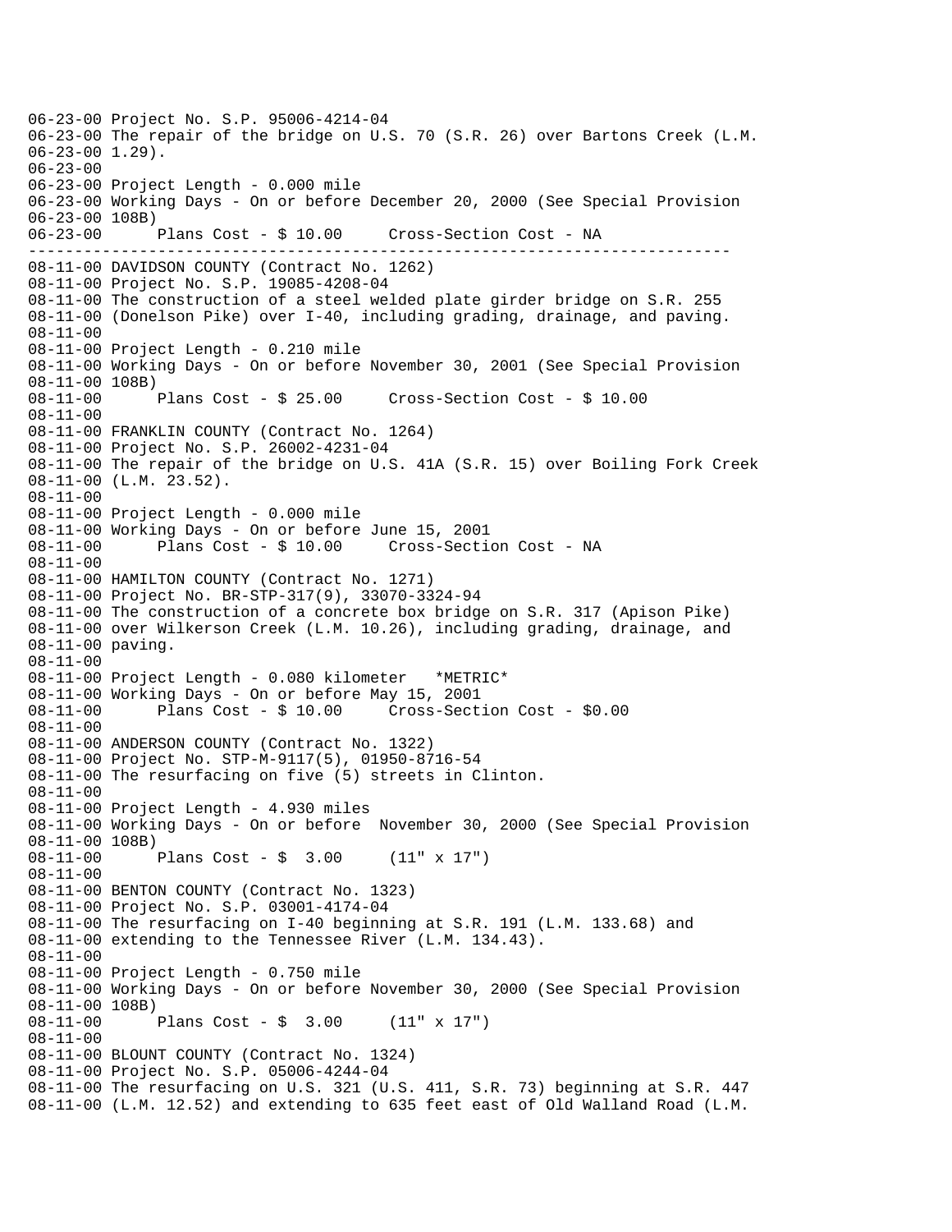```
06-23-00 Project No. S.P. 95006-4214-04
06-23-00 The repair of the bridge on U.S. 70 (S.R. 26) over Bartons Creek (L.M.
06-23-00 1.29).
06-23-00
06-23-00 Project Length - 0.000 mile
06-23-00 Working Days - On or before December 20, 2000 (See Special Provision
06-23-00 108B)
06-23-00      Plans Cost - $ 10.00     Cross-Section Cost - NA
-------------------------------------------------------------------------
08-11-00 DAVIDSON COUNTY (Contract No. 1262)
08-11-00 Project No. S.P. 19085-4208-04
08-11-00 The construction of a steel welded plate girder bridge on S.R. 255
08-11-00 (Donelson Pike) over I-40, including grading, drainage, and paving.
08-11-00
08-11-00 Project Length - 0.210 mile
08-11-00 Working Days - On or before November 30, 2001 (See Special Provision
08-11-00 108B)
08-11-00      Plans Cost - $ 25.00     Cross-Section Cost - $ 10.00
08-11-00
08-11-00 FRANKLIN COUNTY (Contract No. 1264)
08-11-00 Project No. S.P. 26002-4231-04
08-11-00 The repair of the bridge on U.S. 41A (S.R. 15) over Boiling Fork Creek
08-11-00 (L.M. 23.52).
08-11-00
08-11-00 Project Length - 0.000 mile
08-11-00 Working Days - On or before June 15, 2001
08-11-00      Plans Cost - $ 10.00     Cross-Section Cost - NA
08-11-00
08-11-00 HAMILTON COUNTY (Contract No. 1271)
08-11-00 Project No. BR-STP-317(9), 33070-3324-94
08-11-00 The construction of a concrete box bridge on S.R. 317 (Apison Pike)
08-11-00 over Wilkerson Creek (L.M. 10.26), including grading, drainage, and
08-11-00 paving.
08-11-00
08-11-00 Project Length - 0.080 kilometer   *METRIC*
08-11-00 Working Days - On or before May 15, 2001
08-11-00      Plans Cost - $ 10.00     Cross-Section Cost - $0.00
08-11-00
08-11-00 ANDERSON COUNTY (Contract No. 1322)
08-11-00 Project No. STP-M-9117(5), 01950-8716-54
08-11-00 The resurfacing on five (5) streets in Clinton.
08-11-00
08-11-00 Project Length - 4.930 miles
08-11-00 Working Days - On or before  November 30, 2000 (See Special Provision
08-11-00 108B)
08-11-00      Plans Cost - $  3.00     (11" x 17")
08-11-00
08-11-00 BENTON COUNTY (Contract No. 1323)
08-11-00 Project No. S.P. 03001-4174-04
08-11-00 The resurfacing on I-40 beginning at S.R. 191 (L.M. 133.68) and
08-11-00 extending to the Tennessee River (L.M. 134.43).
08-11-00
08-11-00 Project Length - 0.750 mile
08-11-00 Working Days - On or before November 30, 2000 (See Special Provision
08-11-00 108B)
08-11-00      Plans Cost - $  3.00     (11" x 17")
08-11-00
08-11-00 BLOUNT COUNTY (Contract No. 1324)
08-11-00 Project No. S.P. 05006-4244-04
08-11-00 The resurfacing on U.S. 321 (U.S. 411, S.R. 73) beginning at S.R. 447
08-11-00 (L.M. 12.52) and extending to 635 feet east of Old Walland Road (L.M.
```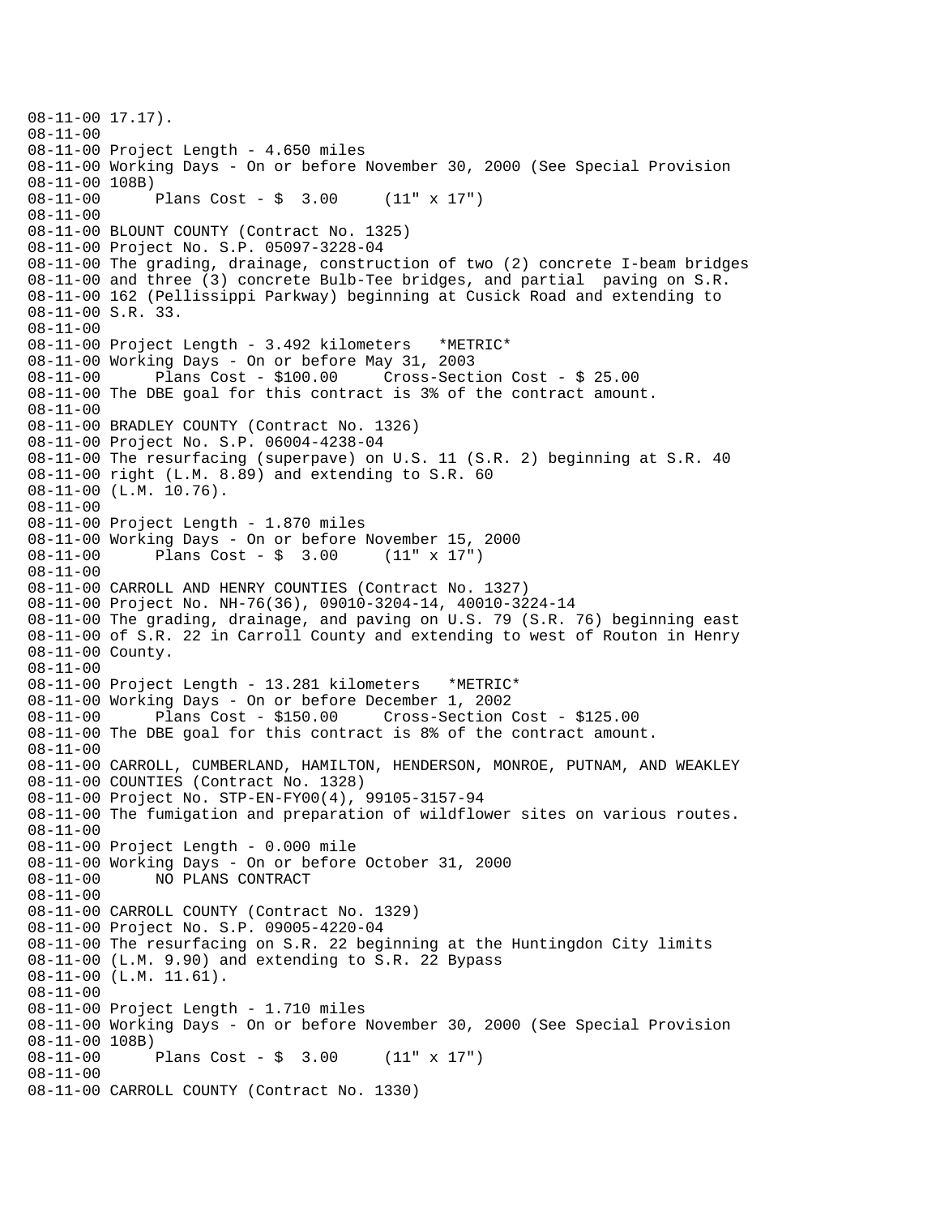```
08-11-00 17.17).
08-11-00
08-11-00 Project Length - 4.650 miles
08-11-00 Working Days - On or before November 30, 2000 (See Special Provision
08-11-00 108B)
08-11-00      Plans Cost - $  3.00     (11" x 17")
08-11-00
08-11-00 BLOUNT COUNTY (Contract No. 1325)
08-11-00 Project No. S.P. 05097-3228-04
08-11-00 The grading, drainage, construction of two (2) concrete I-beam bridges
08-11-00 and three (3) concrete Bulb-Tee bridges, and partial  paving on S.R.
08-11-00 162 (Pellissippi Parkway) beginning at Cusick Road and extending to
08-11-00 S.R. 33.
08-11-00
08-11-00 Project Length - 3.492 kilometers   *METRIC*
08-11-00 Working Days - On or before May 31, 2003
08-11-00      Plans Cost - $100.00     Cross-Section Cost - $ 25.00
08-11-00 The DBE goal for this contract is 3% of the contract amount.
08-11-00
08-11-00 BRADLEY COUNTY (Contract No. 1326)
08-11-00 Project No. S.P. 06004-4238-04
08-11-00 The resurfacing (superpave) on U.S. 11 (S.R. 2) beginning at S.R. 40
08-11-00 right (L.M. 8.89) and extending to S.R. 60
08-11-00 (L.M. 10.76).
08-11-00
08-11-00 Project Length - 1.870 miles
08-11-00 Working Days - On or before November 15, 2000
08-11-00      Plans Cost - $  3.00     (11" x 17")
08-11-00
08-11-00 CARROLL AND HENRY COUNTIES (Contract No. 1327)
08-11-00 Project No. NH-76(36), 09010-3204-14, 40010-3224-14
08-11-00 The grading, drainage, and paving on U.S. 79 (S.R. 76) beginning east
08-11-00 of S.R. 22 in Carroll County and extending to west of Routon in Henry
08-11-00 County.
08-11-00
08-11-00 Project Length - 13.281 kilometers   *METRIC*
08-11-00 Working Days - On or before December 1, 2002
08-11-00      Plans Cost - $150.00     Cross-Section Cost - $125.00
08-11-00 The DBE goal for this contract is 8% of the contract amount.
08-11-00
08-11-00 CARROLL, CUMBERLAND, HAMILTON, HENDERSON, MONROE, PUTNAM, AND WEAKLEY
08-11-00 COUNTIES (Contract No. 1328)
08-11-00 Project No. STP-EN-FY00(4), 99105-3157-94
08-11-00 The fumigation and preparation of wildflower sites on various routes.
08-11-00
08-11-00 Project Length - 0.000 mile
08-11-00 Working Days - On or before October 31, 2000
08-11-00      NO PLANS CONTRACT
08-11-00
08-11-00 CARROLL COUNTY (Contract No. 1329)
08-11-00 Project No. S.P. 09005-4220-04
08-11-00 The resurfacing on S.R. 22 beginning at the Huntingdon City limits
08-11-00 (L.M. 9.90) and extending to S.R. 22 Bypass
08-11-00 (L.M. 11.61).
08-11-00
08-11-00 Project Length - 1.710 miles
08-11-00 Working Days - On or before November 30, 2000 (See Special Provision
08-11-00 108B)
08-11-00      Plans Cost - $  3.00     (11" x 17")
08-11-00
08-11-00 CARROLL COUNTY (Contract No. 1330)
```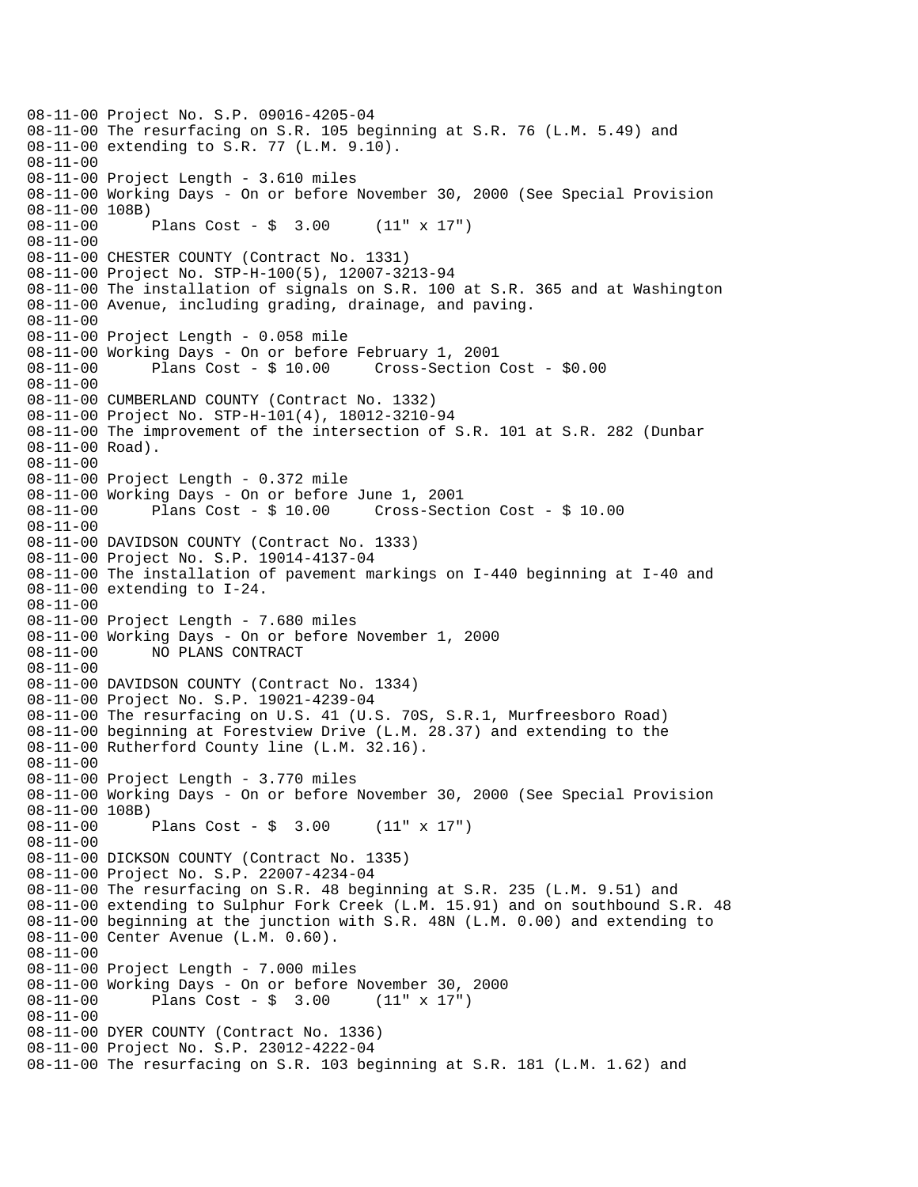```
08-11-00 Project No. S.P. 09016-4205-04
08-11-00 The resurfacing on S.R. 105 beginning at S.R. 76 (L.M. 5.49) and
08-11-00 extending to S.R. 77 (L.M. 9.10).
08-11-00
08-11-00 Project Length - 3.610 miles
08-11-00 Working Days - On or before November 30, 2000 (See Special Provision
08-11-00 108B)
08-11-00      Plans Cost - $  3.00     (11" x 17")
08-11-00
08-11-00 CHESTER COUNTY (Contract No. 1331)
08-11-00 Project No. STP-H-100(5), 12007-3213-94
08-11-00 The installation of signals on S.R. 100 at S.R. 365 and at Washington
08-11-00 Avenue, including grading, drainage, and paving.
08-11-00
08-11-00 Project Length - 0.058 mile
08-11-00 Working Days - On or before February 1, 2001
08-11-00      Plans Cost - $ 10.00     Cross-Section Cost - $0.00
08-11-00
08-11-00 CUMBERLAND COUNTY (Contract No. 1332)
08-11-00 Project No. STP-H-101(4), 18012-3210-94
08-11-00 The improvement of the intersection of S.R. 101 at S.R. 282 (Dunbar
08-11-00 Road).
08-11-00
08-11-00 Project Length - 0.372 mile
08-11-00 Working Days - On or before June 1, 2001
08-11-00      Plans Cost - $ 10.00     Cross-Section Cost - $ 10.00
08-11-00
08-11-00 DAVIDSON COUNTY (Contract No. 1333)
08-11-00 Project No. S.P. 19014-4137-04
08-11-00 The installation of pavement markings on I-440 beginning at I-40 and
08-11-00 extending to I-24.
08-11-00
08-11-00 Project Length - 7.680 miles
08-11-00 Working Days - On or before November 1, 2000
08-11-00      NO PLANS CONTRACT
08-11-00
08-11-00 DAVIDSON COUNTY (Contract No. 1334)
08-11-00 Project No. S.P. 19021-4239-04
08-11-00 The resurfacing on U.S. 41 (U.S. 70S, S.R.1, Murfreesboro Road)
08-11-00 beginning at Forestview Drive (L.M. 28.37) and extending to the
08-11-00 Rutherford County line (L.M. 32.16).
08-11-00
08-11-00 Project Length - 3.770 miles
08-11-00 Working Days - On or before November 30, 2000 (See Special Provision
08-11-00 108B)
08-11-00      Plans Cost - $  3.00     (11" x 17")
08-11-00
08-11-00 DICKSON COUNTY (Contract No. 1335)
08-11-00 Project No. S.P. 22007-4234-04
08-11-00 The resurfacing on S.R. 48 beginning at S.R. 235 (L.M. 9.51) and
08-11-00 extending to Sulphur Fork Creek (L.M. 15.91) and on southbound S.R. 48
08-11-00 beginning at the junction with S.R. 48N (L.M. 0.00) and extending to
08-11-00 Center Avenue (L.M. 0.60).
08-11-00
08-11-00 Project Length - 7.000 miles
08-11-00 Working Days - On or before November 30, 2000
08-11-00      Plans Cost - $  3.00     (11" x 17")
08-11-00
08-11-00 DYER COUNTY (Contract No. 1336)
08-11-00 Project No. S.P. 23012-4222-04
08-11-00 The resurfacing on S.R. 103 beginning at S.R. 181 (L.M. 1.62) and
```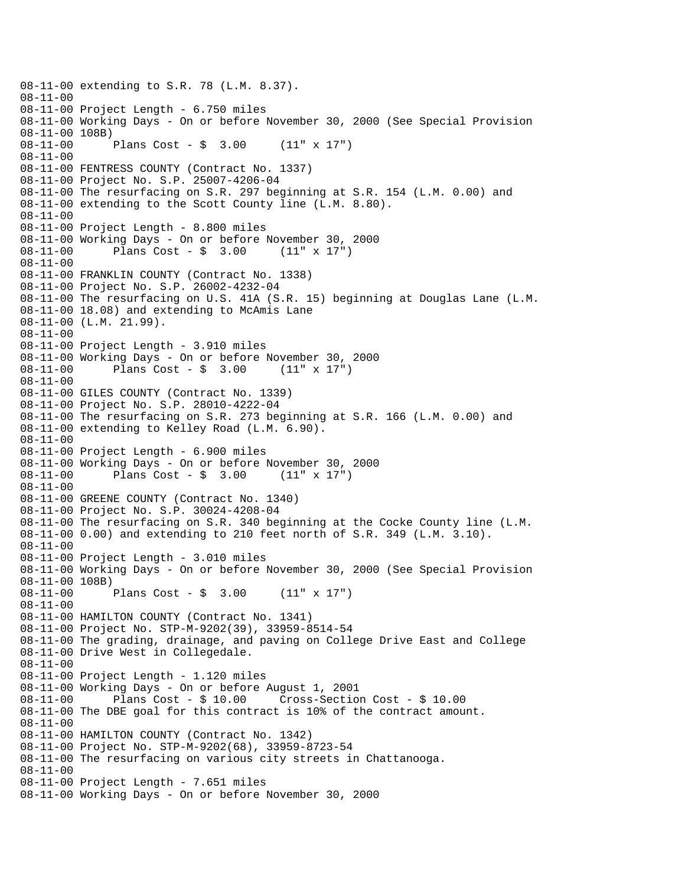08-11-00 extending to S.R. 78 (L.M. 8.37).
08-11-00
08-11-00 Project Length - 6.750 miles
08-11-00 Working Days - On or before November 30, 2000 (See Special Provision
08-11-00 108B)
08-11-00       Plans Cost - $  3.00     (11" x 17")
08-11-00
08-11-00 FENTRESS COUNTY (Contract No. 1337)
08-11-00 Project No. S.P. 25007-4206-04
08-11-00 The resurfacing on S.R. 297 beginning at S.R. 154 (L.M. 0.00) and
08-11-00 extending to the Scott County line (L.M. 8.80).
08-11-00
08-11-00 Project Length - 8.800 miles
08-11-00 Working Days - On or before November 30, 2000
08-11-00       Plans Cost - $  3.00     (11" x 17")
08-11-00
08-11-00 FRANKLIN COUNTY (Contract No. 1338)
08-11-00 Project No. S.P. 26002-4232-04
08-11-00 The resurfacing on U.S. 41A (S.R. 15) beginning at Douglas Lane (L.M.
08-11-00 18.08) and extending to McAmis Lane
08-11-00 (L.M. 21.99).
08-11-00
08-11-00 Project Length - 3.910 miles
08-11-00 Working Days - On or before November 30, 2000
08-11-00       Plans Cost - $  3.00     (11" x 17")
08-11-00
08-11-00 GILES COUNTY (Contract No. 1339)
08-11-00 Project No. S.P. 28010-4222-04
08-11-00 The resurfacing on S.R. 273 beginning at S.R. 166 (L.M. 0.00) and
08-11-00 extending to Kelley Road (L.M. 6.90).
08-11-00
08-11-00 Project Length - 6.900 miles
08-11-00 Working Days - On or before November 30, 2000
08-11-00       Plans Cost - $  3.00     (11" x 17")
08-11-00
08-11-00 GREENE COUNTY (Contract No. 1340)
08-11-00 Project No. S.P. 30024-4208-04
08-11-00 The resurfacing on S.R. 340 beginning at the Cocke County line (L.M.
08-11-00 0.00) and extending to 210 feet north of S.R. 349 (L.M. 3.10).
08-11-00
08-11-00 Project Length - 3.010 miles
08-11-00 Working Days - On or before November 30, 2000 (See Special Provision
08-11-00 108B)
08-11-00       Plans Cost - $  3.00     (11" x 17")
08-11-00
08-11-00 HAMILTON COUNTY (Contract No. 1341)
08-11-00 Project No. STP-M-9202(39), 33959-8514-54
08-11-00 The grading, drainage, and paving on College Drive East and College
08-11-00 Drive West in Collegedale.
08-11-00
08-11-00 Project Length - 1.120 miles
08-11-00 Working Days - On or before August 1, 2001
08-11-00       Plans Cost - $ 10.00     Cross-Section Cost - $ 10.00
08-11-00 The DBE goal for this contract is 10% of the contract amount.
08-11-00
08-11-00 HAMILTON COUNTY (Contract No. 1342)
08-11-00 Project No. STP-M-9202(68), 33959-8723-54
08-11-00 The resurfacing on various city streets in Chattanooga.
08-11-00
08-11-00 Project Length - 7.651 miles
08-11-00 Working Days - On or before November 30, 2000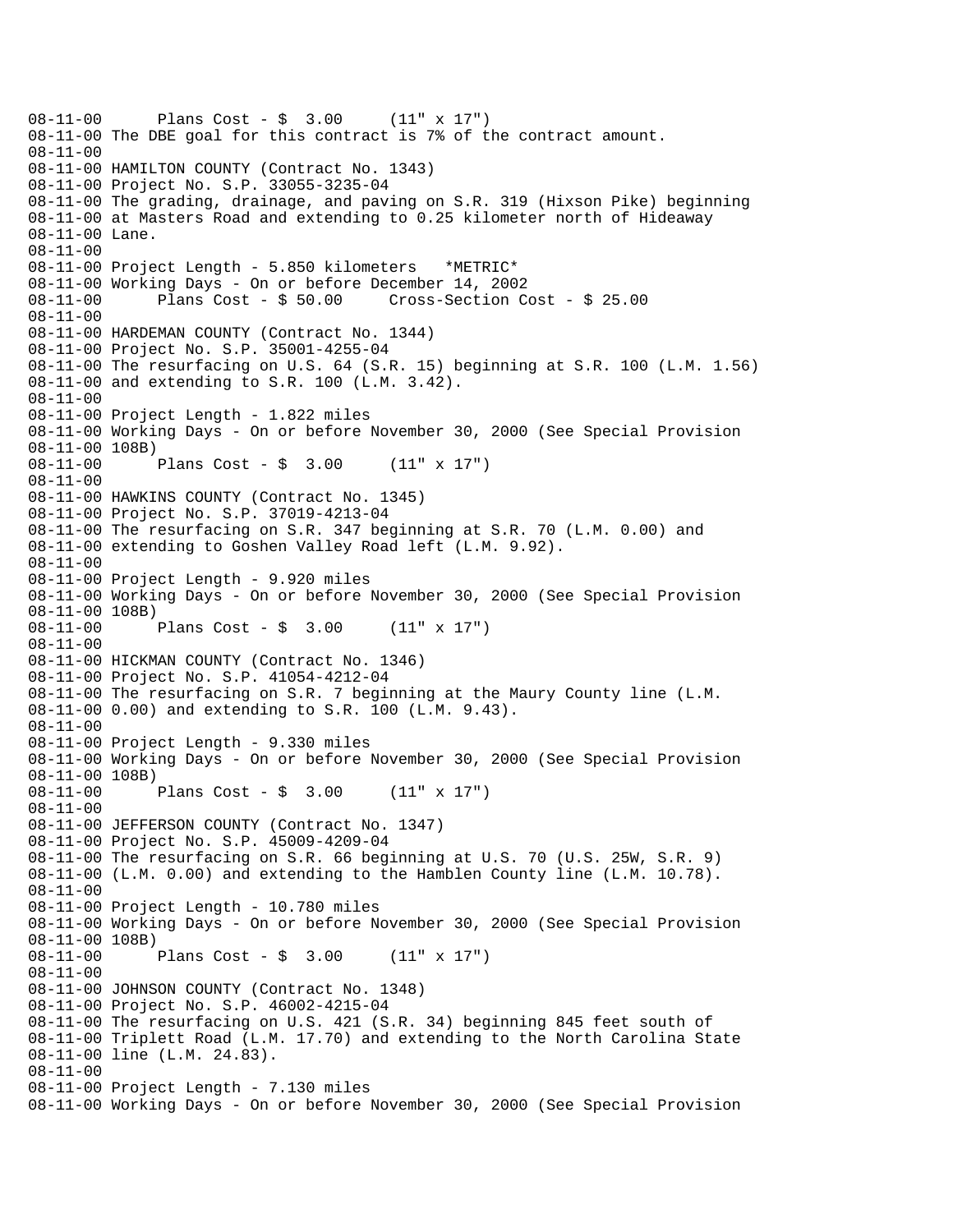```
08-11-00      Plans Cost - $  3.00     (11" x 17")
08-11-00 The DBE goal for this contract is 7% of the contract amount.
08-11-00
08-11-00 HAMILTON COUNTY (Contract No. 1343)
08-11-00 Project No. S.P. 33055-3235-04
08-11-00 The grading, drainage, and paving on S.R. 319 (Hixson Pike) beginning
08-11-00 at Masters Road and extending to 0.25 kilometer north of Hideaway
08-11-00 Lane.
08-11-00
08-11-00 Project Length - 5.850 kilometers   *METRIC*
08-11-00 Working Days - On or before December 14, 2002
08-11-00      Plans Cost - $ 50.00     Cross-Section Cost - $ 25.00
08-11-00
08-11-00 HARDEMAN COUNTY (Contract No. 1344)
08-11-00 Project No. S.P. 35001-4255-04
08-11-00 The resurfacing on U.S. 64 (S.R. 15) beginning at S.R. 100 (L.M. 1.56)
08-11-00 and extending to S.R. 100 (L.M. 3.42).
08-11-00
08-11-00 Project Length - 1.822 miles
08-11-00 Working Days - On or before November 30, 2000 (See Special Provision
08-11-00 108B)
08-11-00      Plans Cost - $  3.00     (11" x 17")
08-11-00
08-11-00 HAWKINS COUNTY (Contract No. 1345)
08-11-00 Project No. S.P. 37019-4213-04
08-11-00 The resurfacing on S.R. 347 beginning at S.R. 70 (L.M. 0.00) and
08-11-00 extending to Goshen Valley Road left (L.M. 9.92).
08-11-00
08-11-00 Project Length - 9.920 miles
08-11-00 Working Days - On or before November 30, 2000 (See Special Provision
08-11-00 108B)
08-11-00      Plans Cost - $  3.00     (11" x 17")
08-11-00
08-11-00 HICKMAN COUNTY (Contract No. 1346)
08-11-00 Project No. S.P. 41054-4212-04
08-11-00 The resurfacing on S.R. 7 beginning at the Maury County line (L.M.
08-11-00 0.00) and extending to S.R. 100 (L.M. 9.43).
08-11-00
08-11-00 Project Length - 9.330 miles
08-11-00 Working Days - On or before November 30, 2000 (See Special Provision
08-11-00 108B)
08-11-00      Plans Cost - $  3.00     (11" x 17")
08-11-00
08-11-00 JEFFERSON COUNTY (Contract No. 1347)
08-11-00 Project No. S.P. 45009-4209-04
08-11-00 The resurfacing on S.R. 66 beginning at U.S. 70 (U.S. 25W, S.R. 9)
08-11-00 (L.M. 0.00) and extending to the Hamblen County line (L.M. 10.78).
08-11-00
08-11-00 Project Length - 10.780 miles
08-11-00 Working Days - On or before November 30, 2000 (See Special Provision
08-11-00 108B)
08-11-00      Plans Cost - $  3.00     (11" x 17")
08-11-00
08-11-00 JOHNSON COUNTY (Contract No. 1348)
08-11-00 Project No. S.P. 46002-4215-04
08-11-00 The resurfacing on U.S. 421 (S.R. 34) beginning 845 feet south of
08-11-00 Triplett Road (L.M. 17.70) and extending to the North Carolina State
08-11-00 line (L.M. 24.83).
08-11-00
08-11-00 Project Length - 7.130 miles
08-11-00 Working Days - On or before November 30, 2000 (See Special Provision
```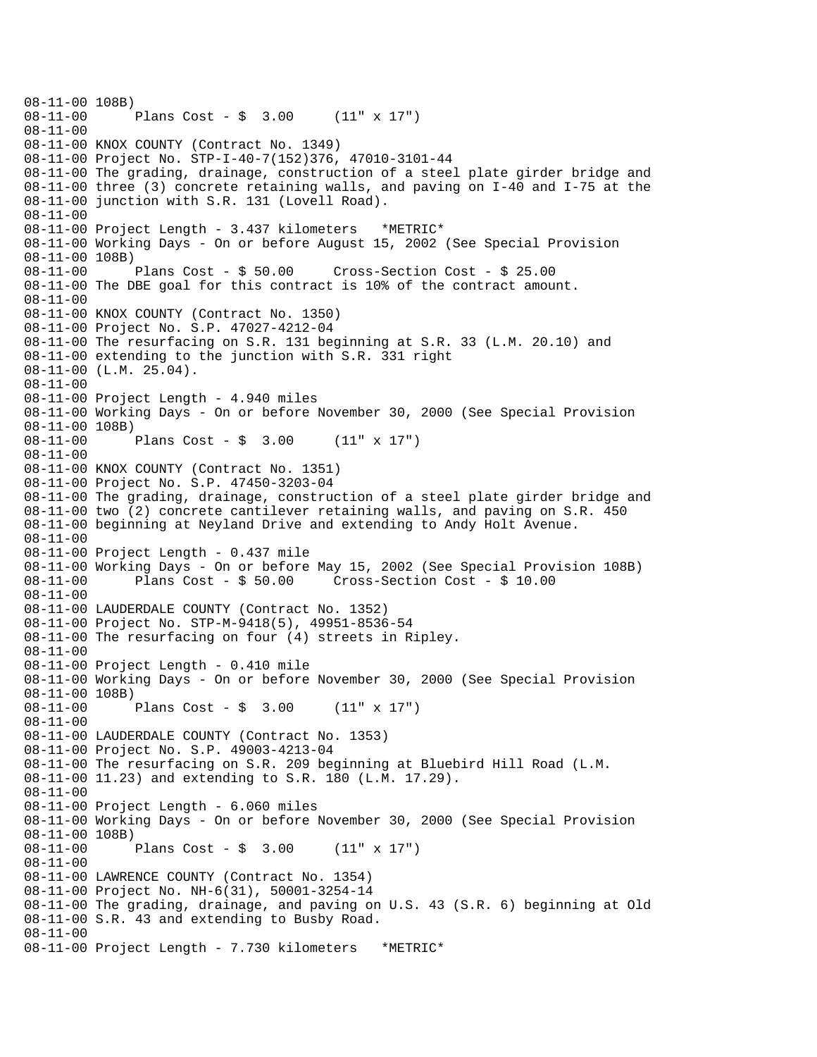```
08-11-00 108B)
08-11-00      Plans Cost - $  3.00     (11" x 17")
08-11-00
08-11-00 KNOX COUNTY (Contract No. 1349)
08-11-00 Project No. STP-I-40-7(152)376, 47010-3101-44
08-11-00 The grading, drainage, construction of a steel plate girder bridge and
08-11-00 three (3) concrete retaining walls, and paving on I-40 and I-75 at the
08-11-00 junction with S.R. 131 (Lovell Road).
08-11-00
08-11-00 Project Length - 3.437 kilometers   *METRIC*
08-11-00 Working Days - On or before August 15, 2002 (See Special Provision
08-11-00 108B)
08-11-00      Plans Cost - $ 50.00     Cross-Section Cost - $ 25.00
08-11-00 The DBE goal for this contract is 10% of the contract amount.
08-11-00
08-11-00 KNOX COUNTY (Contract No. 1350)
08-11-00 Project No. S.P. 47027-4212-04
08-11-00 The resurfacing on S.R. 131 beginning at S.R. 33 (L.M. 20.10) and
08-11-00 extending to the junction with S.R. 331 right
08-11-00 (L.M. 25.04).
08-11-00
08-11-00 Project Length - 4.940 miles
08-11-00 Working Days - On or before November 30, 2000 (See Special Provision
08-11-00 108B)
08-11-00      Plans Cost - $  3.00     (11" x 17")
08-11-00
08-11-00 KNOX COUNTY (Contract No. 1351)
08-11-00 Project No. S.P. 47450-3203-04
08-11-00 The grading, drainage, construction of a steel plate girder bridge and
08-11-00 two (2) concrete cantilever retaining walls, and paving on S.R. 450
08-11-00 beginning at Neyland Drive and extending to Andy Holt Avenue.
08-11-00
08-11-00 Project Length - 0.437 mile
08-11-00 Working Days - On or before May 15, 2002 (See Special Provision 108B)
08-11-00      Plans Cost - $ 50.00     Cross-Section Cost - $ 10.00
08-11-00
08-11-00 LAUDERDALE COUNTY (Contract No. 1352)
08-11-00 Project No. STP-M-9418(5), 49951-8536-54
08-11-00 The resurfacing on four (4) streets in Ripley.
08-11-00
08-11-00 Project Length - 0.410 mile
08-11-00 Working Days - On or before November 30, 2000 (See Special Provision
08-11-00 108B)
08-11-00      Plans Cost - $  3.00     (11" x 17")
08-11-00
08-11-00 LAUDERDALE COUNTY (Contract No. 1353)
08-11-00 Project No. S.P. 49003-4213-04
08-11-00 The resurfacing on S.R. 209 beginning at Bluebird Hill Road (L.M.
08-11-00 11.23) and extending to S.R. 180 (L.M. 17.29).
08-11-00
08-11-00 Project Length - 6.060 miles
08-11-00 Working Days - On or before November 30, 2000 (See Special Provision
08-11-00 108B)
08-11-00      Plans Cost - $  3.00     (11" x 17")
08-11-00
08-11-00 LAWRENCE COUNTY (Contract No. 1354)
08-11-00 Project No. NH-6(31), 50001-3254-14
08-11-00 The grading, drainage, and paving on U.S. 43 (S.R. 6) beginning at Old
08-11-00 S.R. 43 and extending to Busby Road.
08-11-00
08-11-00 Project Length - 7.730 kilometers   *METRIC*
```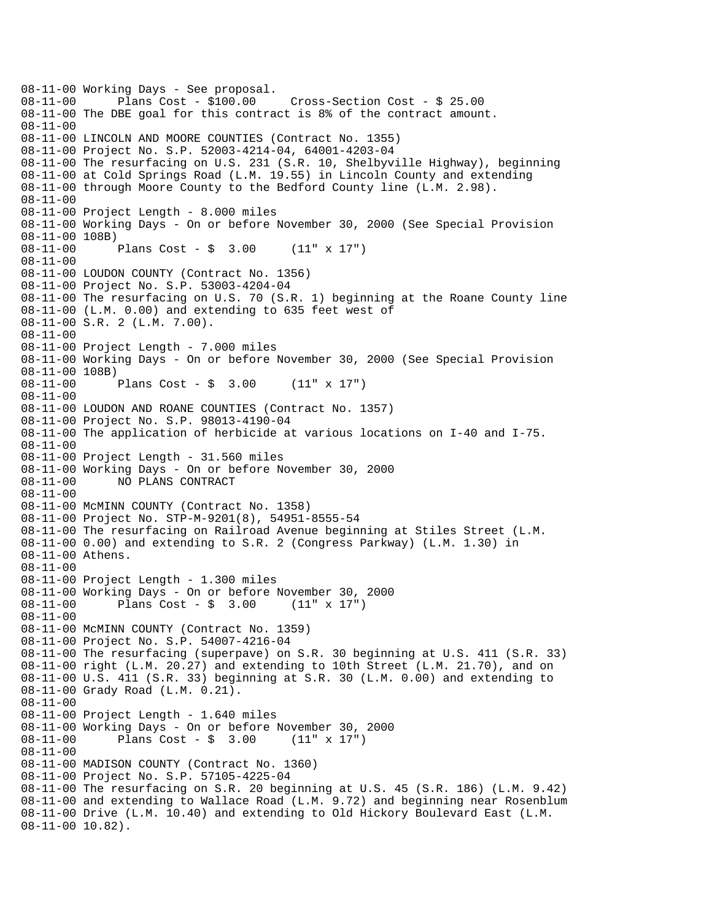08-11-00 Working Days - See proposal.
08-11-00      Plans Cost - $100.00     Cross-Section Cost - $ 25.00
08-11-00 The DBE goal for this contract is 8% of the contract amount.
08-11-00
08-11-00 LINCOLN AND MOORE COUNTIES (Contract No. 1355)
08-11-00 Project No. S.P. 52003-4214-04, 64001-4203-04
08-11-00 The resurfacing on U.S. 231 (S.R. 10, Shelbyville Highway), beginning
08-11-00 at Cold Springs Road (L.M. 19.55) in Lincoln County and extending
08-11-00 through Moore County to the Bedford County line (L.M. 2.98).
08-11-00
08-11-00 Project Length - 8.000 miles
08-11-00 Working Days - On or before November 30, 2000 (See Special Provision
08-11-00 108B)
08-11-00      Plans Cost - $  3.00     (11" x 17")
08-11-00
08-11-00 LOUDON COUNTY (Contract No. 1356)
08-11-00 Project No. S.P. 53003-4204-04
08-11-00 The resurfacing on U.S. 70 (S.R. 1) beginning at the Roane County line
08-11-00 (L.M. 0.00) and extending to 635 feet west of
08-11-00 S.R. 2 (L.M. 7.00).
08-11-00
08-11-00 Project Length - 7.000 miles
08-11-00 Working Days - On or before November 30, 2000 (See Special Provision
08-11-00 108B)
08-11-00      Plans Cost - $  3.00     (11" x 17")
08-11-00
08-11-00 LOUDON AND ROANE COUNTIES (Contract No. 1357)
08-11-00 Project No. S.P. 98013-4190-04
08-11-00 The application of herbicide at various locations on I-40 and I-75.
08-11-00
08-11-00 Project Length - 31.560 miles
08-11-00 Working Days - On or before November 30, 2000
08-11-00      NO PLANS CONTRACT
08-11-00
08-11-00 McMINN COUNTY (Contract No. 1358)
08-11-00 Project No. STP-M-9201(8), 54951-8555-54
08-11-00 The resurfacing on Railroad Avenue beginning at Stiles Street (L.M.
08-11-00 0.00) and extending to S.R. 2 (Congress Parkway) (L.M. 1.30) in
08-11-00 Athens.
08-11-00
08-11-00 Project Length - 1.300 miles
08-11-00 Working Days - On or before November 30, 2000
08-11-00      Plans Cost - $  3.00     (11" x 17")
08-11-00
08-11-00 McMINN COUNTY (Contract No. 1359)
08-11-00 Project No. S.P. 54007-4216-04
08-11-00 The resurfacing (superpave) on S.R. 30 beginning at U.S. 411 (S.R. 33)
08-11-00 right (L.M. 20.27) and extending to 10th Street (L.M. 21.70), and on
08-11-00 U.S. 411 (S.R. 33) beginning at S.R. 30 (L.M. 0.00) and extending to
08-11-00 Grady Road (L.M. 0.21).
08-11-00
08-11-00 Project Length - 1.640 miles
08-11-00 Working Days - On or before November 30, 2000
08-11-00      Plans Cost - $  3.00     (11" x 17")
08-11-00
08-11-00 MADISON COUNTY (Contract No. 1360)
08-11-00 Project No. S.P. 57105-4225-04
08-11-00 The resurfacing on S.R. 20 beginning at U.S. 45 (S.R. 186) (L.M. 9.42)
08-11-00 and extending to Wallace Road (L.M. 9.72) and beginning near Rosenblum
08-11-00 Drive (L.M. 10.40) and extending to Old Hickory Boulevard East (L.M.
08-11-00 10.82).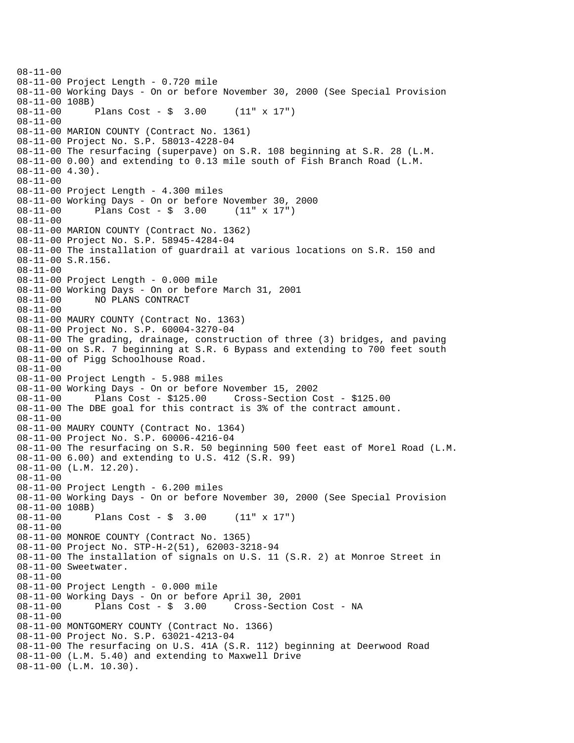```
08-11-00
08-11-00 Project Length - 0.720 mile
08-11-00 Working Days - On or before November 30, 2000 (See Special Provision
08-11-00 108B)
08-11-00       Plans Cost - $  3.00     (11" x 17")
08-11-00
08-11-00 MARION COUNTY (Contract No. 1361)
08-11-00 Project No. S.P. 58013-4228-04
08-11-00 The resurfacing (superpave) on S.R. 108 beginning at S.R. 28 (L.M.
08-11-00 0.00) and extending to 0.13 mile south of Fish Branch Road (L.M.
08-11-00 4.30).
08-11-00
08-11-00 Project Length - 4.300 miles
08-11-00 Working Days - On or before November 30, 2000
08-11-00       Plans Cost - $  3.00     (11" x 17")
08-11-00
08-11-00 MARION COUNTY (Contract No. 1362)
08-11-00 Project No. S.P. 58945-4284-04
08-11-00 The installation of guardrail at various locations on S.R. 150 and
08-11-00 S.R.156.
08-11-00
08-11-00 Project Length - 0.000 mile
08-11-00 Working Days - On or before March 31, 2001
08-11-00       NO PLANS CONTRACT
08-11-00
08-11-00 MAURY COUNTY (Contract No. 1363)
08-11-00 Project No. S.P. 60004-3270-04
08-11-00 The grading, drainage, construction of three (3) bridges, and paving
08-11-00 on S.R. 7 beginning at S.R. 6 Bypass and extending to 700 feet south
08-11-00 of Pigg Schoolhouse Road.
08-11-00
08-11-00 Project Length - 5.988 miles
08-11-00 Working Days - On or before November 15, 2002
08-11-00       Plans Cost - $125.00     Cross-Section Cost - $125.00
08-11-00 The DBE goal for this contract is 3% of the contract amount.
08-11-00
08-11-00 MAURY COUNTY (Contract No. 1364)
08-11-00 Project No. S.P. 60006-4216-04
08-11-00 The resurfacing on S.R. 50 beginning 500 feet east of Morel Road (L.M.
08-11-00 6.00) and extending to U.S. 412 (S.R. 99)
08-11-00 (L.M. 12.20).
08-11-00
08-11-00 Project Length - 6.200 miles
08-11-00 Working Days - On or before November 30, 2000 (See Special Provision
08-11-00 108B)
08-11-00       Plans Cost - $  3.00     (11" x 17")
08-11-00
08-11-00 MONROE COUNTY (Contract No. 1365)
08-11-00 Project No. STP-H-2(51), 62003-3218-94
08-11-00 The installation of signals on U.S. 11 (S.R. 2) at Monroe Street in
08-11-00 Sweetwater.
08-11-00
08-11-00 Project Length - 0.000 mile
08-11-00 Working Days - On or before April 30, 2001
08-11-00       Plans Cost - $  3.00     Cross-Section Cost - NA
08-11-00
08-11-00 MONTGOMERY COUNTY (Contract No. 1366)
08-11-00 Project No. S.P. 63021-4213-04
08-11-00 The resurfacing on U.S. 41A (S.R. 112) beginning at Deerwood Road
08-11-00 (L.M. 5.40) and extending to Maxwell Drive
08-11-00 (L.M. 10.30).
```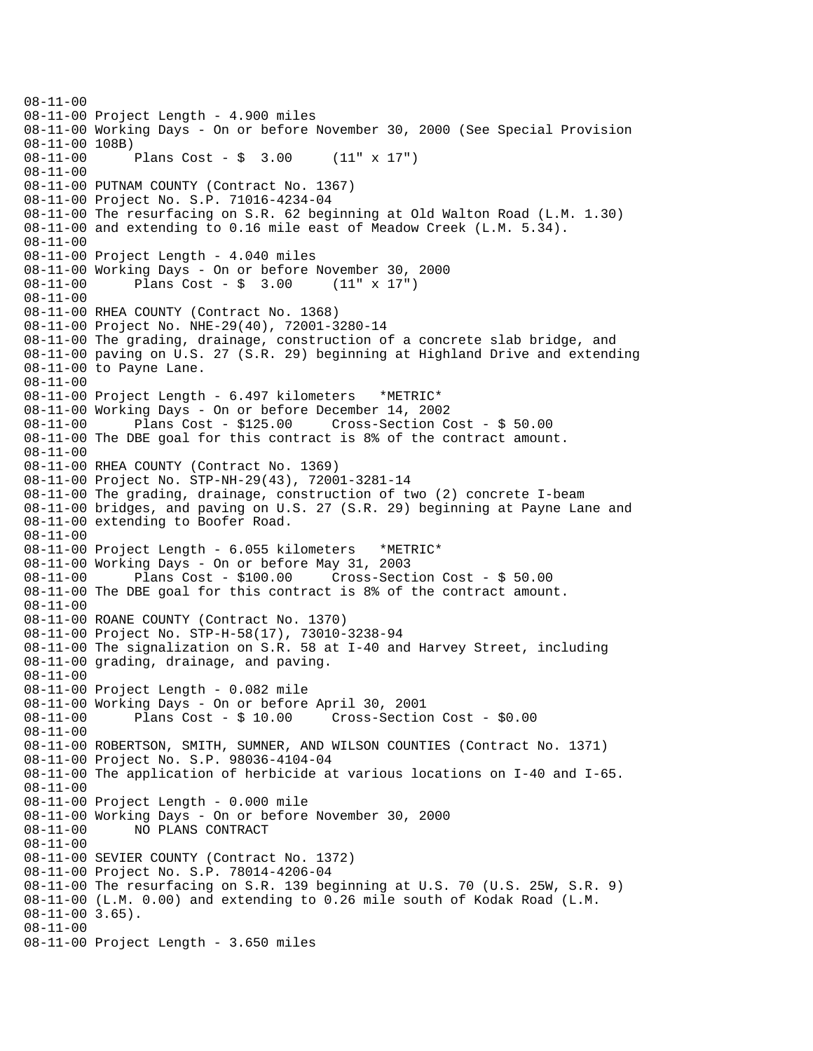```
08-11-00
08-11-00 Project Length - 4.900 miles
08-11-00 Working Days - On or before November 30, 2000 (See Special Provision
08-11-00 108B)
08-11-00       Plans Cost - $  3.00     (11" x 17")
08-11-00
08-11-00 PUTNAM COUNTY (Contract No. 1367)
08-11-00 Project No. S.P. 71016-4234-04
08-11-00 The resurfacing on S.R. 62 beginning at Old Walton Road (L.M. 1.30)
08-11-00 and extending to 0.16 mile east of Meadow Creek (L.M. 5.34).
08-11-00
08-11-00 Project Length - 4.040 miles
08-11-00 Working Days - On or before November 30, 2000
08-11-00       Plans Cost - $  3.00     (11" x 17")
08-11-00
08-11-00 RHEA COUNTY (Contract No. 1368)
08-11-00 Project No. NHE-29(40), 72001-3280-14
08-11-00 The grading, drainage, construction of a concrete slab bridge, and
08-11-00 paving on U.S. 27 (S.R. 29) beginning at Highland Drive and extending
08-11-00 to Payne Lane.
08-11-00
08-11-00 Project Length - 6.497 kilometers   *METRIC*
08-11-00 Working Days - On or before December 14, 2002
08-11-00       Plans Cost - $125.00     Cross-Section Cost - $ 50.00
08-11-00 The DBE goal for this contract is 8% of the contract amount.
08-11-00
08-11-00 RHEA COUNTY (Contract No. 1369)
08-11-00 Project No. STP-NH-29(43), 72001-3281-14
08-11-00 The grading, drainage, construction of two (2) concrete I-beam
08-11-00 bridges, and paving on U.S. 27 (S.R. 29) beginning at Payne Lane and
08-11-00 extending to Boofer Road.
08-11-00
08-11-00 Project Length - 6.055 kilometers   *METRIC*
08-11-00 Working Days - On or before May 31, 2003
08-11-00       Plans Cost - $100.00     Cross-Section Cost - $ 50.00
08-11-00 The DBE goal for this contract is 8% of the contract amount.
08-11-00
08-11-00 ROANE COUNTY (Contract No. 1370)
08-11-00 Project No. STP-H-58(17), 73010-3238-94
08-11-00 The signalization on S.R. 58 at I-40 and Harvey Street, including
08-11-00 grading, drainage, and paving.
08-11-00
08-11-00 Project Length - 0.082 mile
08-11-00 Working Days - On or before April 30, 2001
08-11-00       Plans Cost - $ 10.00     Cross-Section Cost - $0.00
08-11-00
08-11-00 ROBERTSON, SMITH, SUMNER, AND WILSON COUNTIES (Contract No. 1371)
08-11-00 Project No. S.P. 98036-4104-04
08-11-00 The application of herbicide at various locations on I-40 and I-65.
08-11-00
08-11-00 Project Length - 0.000 mile
08-11-00 Working Days - On or before November 30, 2000
08-11-00       NO PLANS CONTRACT
08-11-00
08-11-00 SEVIER COUNTY (Contract No. 1372)
08-11-00 Project No. S.P. 78014-4206-04
08-11-00 The resurfacing on S.R. 139 beginning at U.S. 70 (U.S. 25W, S.R. 9)
08-11-00 (L.M. 0.00) and extending to 0.26 mile south of Kodak Road (L.M.
08-11-00 3.65).
08-11-00
08-11-00 Project Length - 3.650 miles
```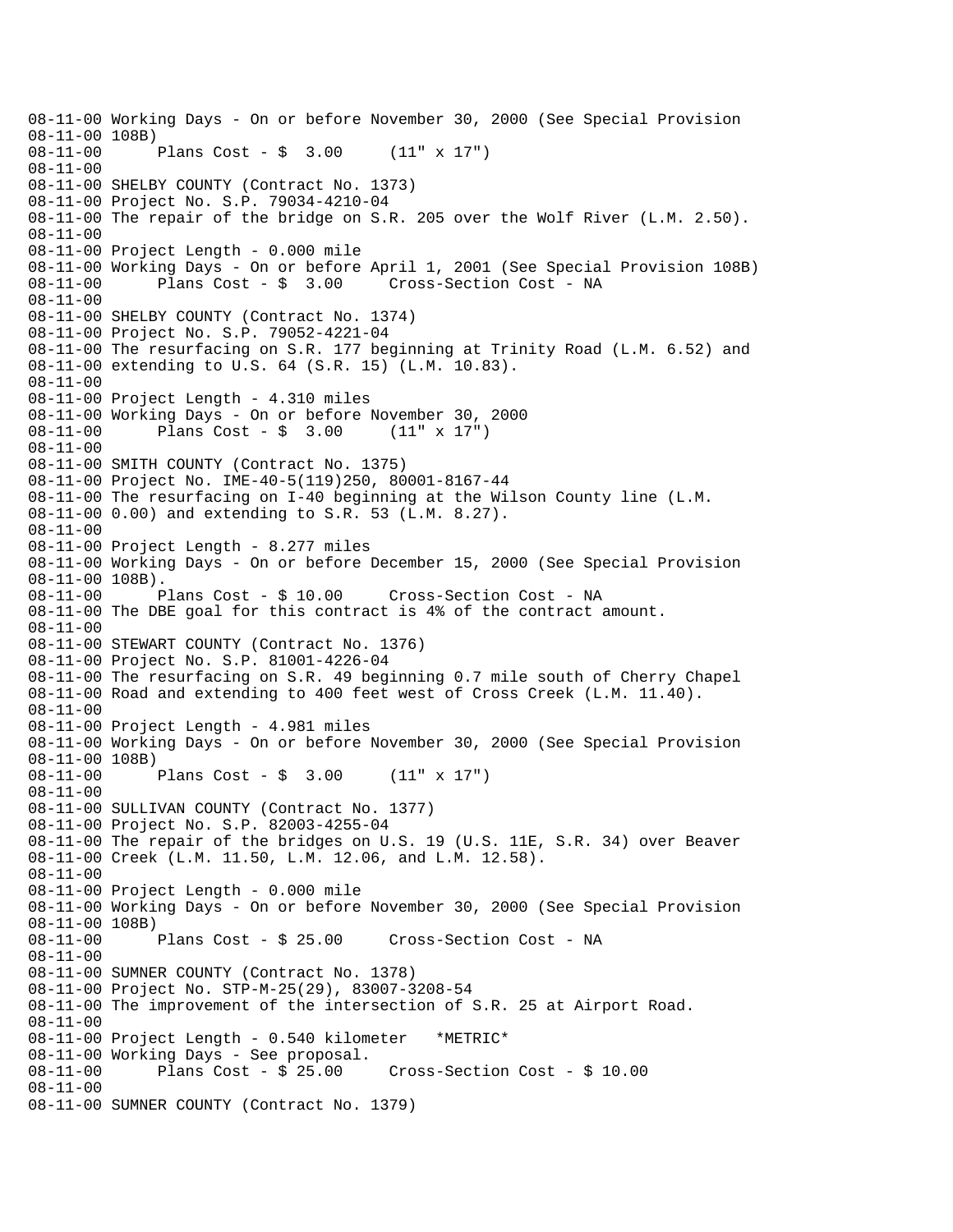```
08-11-00 Working Days - On or before November 30, 2000 (See Special Provision
08-11-00 108B)
08-11-00      Plans Cost - $  3.00     (11" x 17")
08-11-00
08-11-00 SHELBY COUNTY (Contract No. 1373)
08-11-00 Project No. S.P. 79034-4210-04
08-11-00 The repair of the bridge on S.R. 205 over the Wolf River (L.M. 2.50).
08-11-00
08-11-00 Project Length - 0.000 mile
08-11-00 Working Days - On or before April 1, 2001 (See Special Provision 108B)
08-11-00      Plans Cost - $  3.00     Cross-Section Cost - NA
08-11-00
08-11-00 SHELBY COUNTY (Contract No. 1374)
08-11-00 Project No. S.P. 79052-4221-04
08-11-00 The resurfacing on S.R. 177 beginning at Trinity Road (L.M. 6.52) and
08-11-00 extending to U.S. 64 (S.R. 15) (L.M. 10.83).
08-11-00
08-11-00 Project Length - 4.310 miles
08-11-00 Working Days - On or before November 30, 2000
08-11-00      Plans Cost - $  3.00     (11" x 17")
08-11-00
08-11-00 SMITH COUNTY (Contract No. 1375)
08-11-00 Project No. IME-40-5(119)250, 80001-8167-44
08-11-00 The resurfacing on I-40 beginning at the Wilson County line (L.M.
08-11-00 0.00) and extending to S.R. 53 (L.M. 8.27).
08-11-00
08-11-00 Project Length - 8.277 miles
08-11-00 Working Days - On or before December 15, 2000 (See Special Provision
08-11-00 108B).
08-11-00      Plans Cost - $ 10.00     Cross-Section Cost - NA
08-11-00 The DBE goal for this contract is 4% of the contract amount.
08-11-00
08-11-00 STEWART COUNTY (Contract No. 1376)
08-11-00 Project No. S.P. 81001-4226-04
08-11-00 The resurfacing on S.R. 49 beginning 0.7 mile south of Cherry Chapel
08-11-00 Road and extending to 400 feet west of Cross Creek (L.M. 11.40).
08-11-00
08-11-00 Project Length - 4.981 miles
08-11-00 Working Days - On or before November 30, 2000 (See Special Provision
08-11-00 108B)
08-11-00      Plans Cost - $  3.00     (11" x 17")
08-11-00
08-11-00 SULLIVAN COUNTY (Contract No. 1377)
08-11-00 Project No. S.P. 82003-4255-04
08-11-00 The repair of the bridges on U.S. 19 (U.S. 11E, S.R. 34) over Beaver
08-11-00 Creek (L.M. 11.50, L.M. 12.06, and L.M. 12.58).
08-11-00
08-11-00 Project Length - 0.000 mile
08-11-00 Working Days - On or before November 30, 2000 (See Special Provision
08-11-00 108B)
08-11-00      Plans Cost - $ 25.00     Cross-Section Cost - NA
08-11-00
08-11-00 SUMNER COUNTY (Contract No. 1378)
08-11-00 Project No. STP-M-25(29), 83007-3208-54
08-11-00 The improvement of the intersection of S.R. 25 at Airport Road.
08-11-00
08-11-00 Project Length - 0.540 kilometer   *METRIC*
08-11-00 Working Days - See proposal.
08-11-00      Plans Cost - $ 25.00     Cross-Section Cost - $ 10.00
08-11-00
08-11-00 SUMNER COUNTY (Contract No. 1379)
```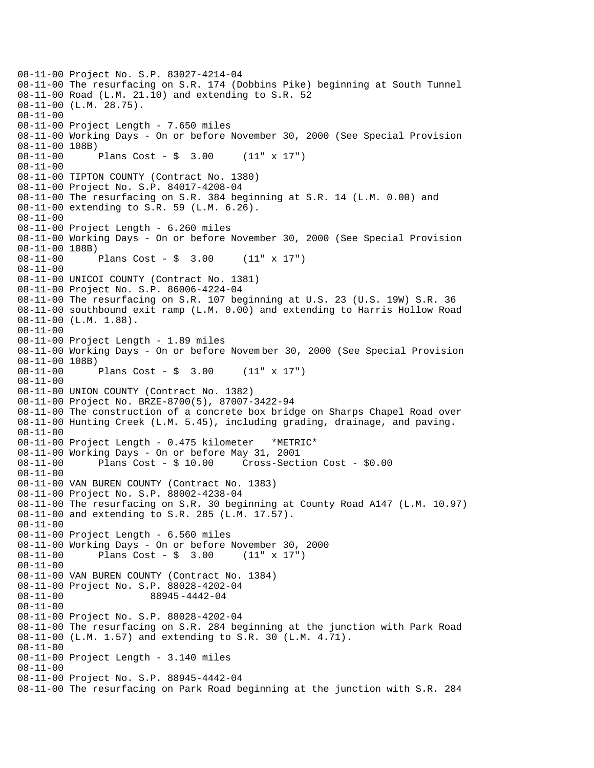```
08-11-00 Project No. S.P. 83027-4214-04
08-11-00 The resurfacing on S.R. 174 (Dobbins Pike) beginning at South Tunnel
08-11-00 Road (L.M. 21.10) and extending to S.R. 52
08-11-00 (L.M. 28.75).
08-11-00
08-11-00 Project Length - 7.650 miles
08-11-00 Working Days - On or before November 30, 2000 (See Special Provision
08-11-00 108B)
08-11-00      Plans Cost - $  3.00     (11" x 17")
08-11-00
08-11-00 TIPTON COUNTY (Contract No. 1380)
08-11-00 Project No. S.P. 84017-4208-04
08-11-00 The resurfacing on S.R. 384 beginning at S.R. 14 (L.M. 0.00) and
08-11-00 extending to S.R. 59 (L.M. 6.26).
08-11-00
08-11-00 Project Length - 6.260 miles
08-11-00 Working Days - On or before November 30, 2000 (See Special Provision
08-11-00 108B)
08-11-00      Plans Cost - $  3.00     (11" x 17")
08-11-00
08-11-00 UNICOI COUNTY (Contract No. 1381)
08-11-00 Project No. S.P. 86006-4224-04
08-11-00 The resurfacing on S.R. 107 beginning at U.S. 23 (U.S. 19W) S.R. 36
08-11-00 southbound exit ramp (L.M. 0.00) and extending to Harris Hollow Road
08-11-00 (L.M. 1.88).
08-11-00
08-11-00 Project Length - 1.89 miles
08-11-00 Working Days - On or before November 30, 2000 (See Special Provision
08-11-00 108B)
08-11-00      Plans Cost - $  3.00     (11" x 17")
08-11-00
08-11-00 UNION COUNTY (Contract No. 1382)
08-11-00 Project No. BRZE-8700(5), 87007-3422-94
08-11-00 The construction of a concrete box bridge on Sharps Chapel Road over
08-11-00 Hunting Creek (L.M. 5.45), including grading, drainage, and paving.
08-11-00
08-11-00 Project Length - 0.475 kilometer   *METRIC*
08-11-00 Working Days - On or before May 31, 2001
08-11-00      Plans Cost - $ 10.00     Cross-Section Cost - $0.00
08-11-00
08-11-00 VAN BUREN COUNTY (Contract No. 1383)
08-11-00 Project No. S.P. 88002-4238-04
08-11-00 The resurfacing on S.R. 30 beginning at County Road A147 (L.M. 10.97)
08-11-00 and extending to S.R. 285 (L.M. 17.57).
08-11-00
08-11-00 Project Length - 6.560 miles
08-11-00 Working Days - On or before November 30, 2000
08-11-00      Plans Cost - $  3.00     (11" x 17")
08-11-00
08-11-00 VAN BUREN COUNTY (Contract No. 1384)
08-11-00 Project No. S.P. 88028-4202-04
08-11-00                88945-4442-04
08-11-00
08-11-00 Project No. S.P. 88028-4202-04
08-11-00 The resurfacing on S.R. 284 beginning at the junction with Park Road
08-11-00 (L.M. 1.57) and extending to S.R. 30 (L.M. 4.71).
08-11-00
08-11-00 Project Length - 3.140 miles
08-11-00
08-11-00 Project No. S.P. 88945-4442-04
08-11-00 The resurfacing on Park Road beginning at the junction with S.R. 284
```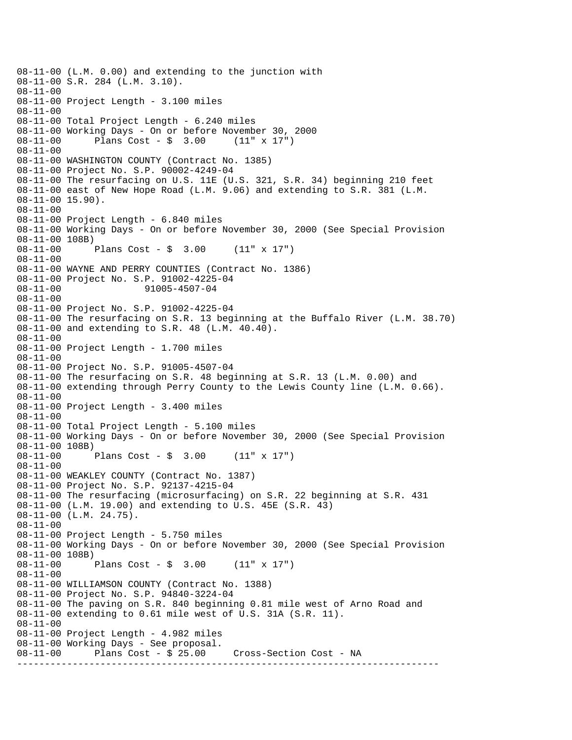```
08-11-00 (L.M. 0.00) and extending to the junction with
08-11-00 S.R. 284 (L.M. 3.10).
08-11-00
08-11-00 Project Length - 3.100 miles
08-11-00
08-11-00 Total Project Length - 6.240 miles
08-11-00 Working Days - On or before November 30, 2000
08-11-00      Plans Cost - $  3.00     (11" x 17")
08-11-00
08-11-00 WASHINGTON COUNTY (Contract No. 1385)
08-11-00 Project No. S.P. 90002-4249-04
08-11-00 The resurfacing on U.S. 11E (U.S. 321, S.R. 34) beginning 210 feet
08-11-00 east of New Hope Road (L.M. 9.06) and extending to S.R. 381 (L.M.
08-11-00 15.90).
08-11-00
08-11-00 Project Length - 6.840 miles
08-11-00 Working Days - On or before November 30, 2000 (See Special Provision
08-11-00 108B)
08-11-00      Plans Cost - $  3.00     (11" x 17")
08-11-00
08-11-00 WAYNE AND PERRY COUNTIES (Contract No. 1386)
08-11-00 Project No. S.P. 91002-4225-04
08-11-00                91005-4507-04
08-11-00
08-11-00 Project No. S.P. 91002-4225-04
08-11-00 The resurfacing on S.R. 13 beginning at the Buffalo River (L.M. 38.70)
08-11-00 and extending to S.R. 48 (L.M. 40.40).
08-11-00
08-11-00 Project Length - 1.700 miles
08-11-00
08-11-00 Project No. S.P. 91005-4507-04
08-11-00 The resurfacing on S.R. 48 beginning at S.R. 13 (L.M. 0.00) and
08-11-00 extending through Perry County to the Lewis County line (L.M. 0.66).
08-11-00
08-11-00 Project Length - 3.400 miles
08-11-00
08-11-00 Total Project Length - 5.100 miles
08-11-00 Working Days - On or before November 30, 2000 (See Special Provision
08-11-00 108B)
08-11-00      Plans Cost - $  3.00     (11" x 17")
08-11-00
08-11-00 WEAKLEY COUNTY (Contract No. 1387)
08-11-00 Project No. S.P. 92137-4215-04
08-11-00 The resurfacing (microsurfacing) on S.R. 22 beginning at S.R. 431
08-11-00 (L.M. 19.00) and extending to U.S. 45E (S.R. 43)
08-11-00 (L.M. 24.75).
08-11-00
08-11-00 Project Length - 5.750 miles
08-11-00 Working Days - On or before November 30, 2000 (See Special Provision
08-11-00 108B)
08-11-00      Plans Cost - $  3.00     (11" x 17")
08-11-00
08-11-00 WILLIAMSON COUNTY (Contract No. 1388)
08-11-00 Project No. S.P. 94840-3224-04
08-11-00 The paving on S.R. 840 beginning 0.81 mile west of Arno Road and
08-11-00 extending to 0.61 mile west of U.S. 31A (S.R. 11).
08-11-00
08-11-00 Project Length - 4.982 miles
08-11-00 Working Days - See proposal.
08-11-00      Plans Cost - $ 25.00     Cross-Section Cost - NA
---------------------------------------------------------------------------
```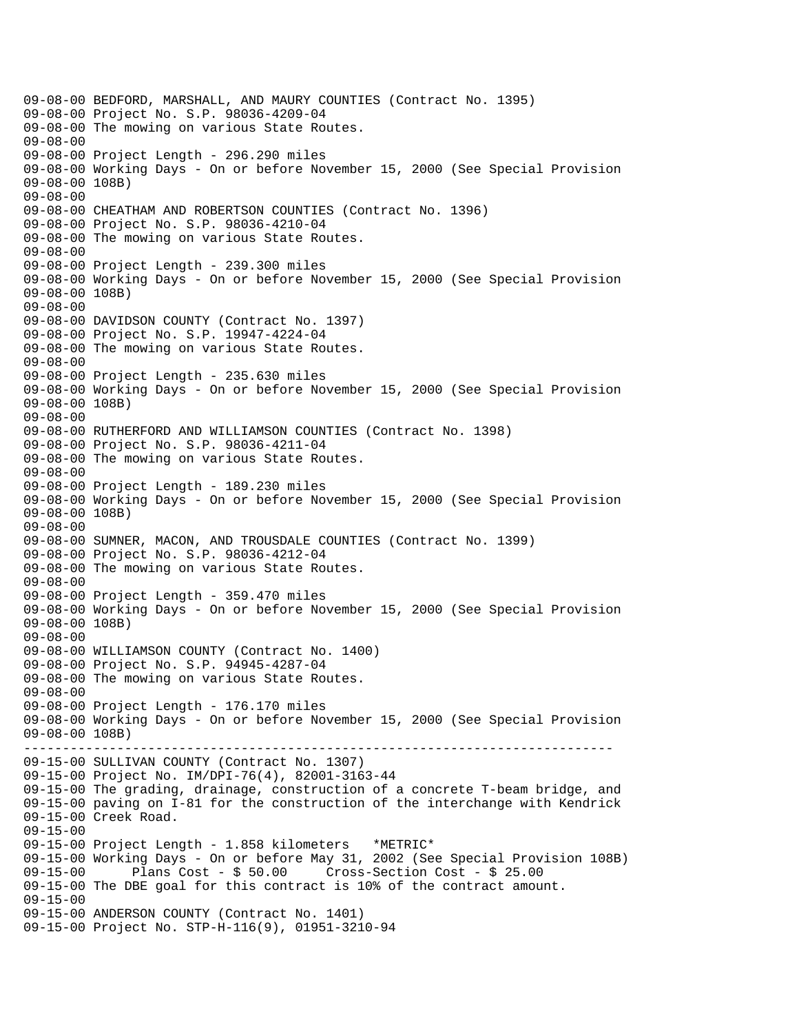09-08-00 BEDFORD, MARSHALL, AND MAURY COUNTIES (Contract No. 1395)
09-08-00 Project No. S.P. 98036-4209-04
09-08-00 The mowing on various State Routes.
09-08-00
09-08-00 Project Length - 296.290 miles
09-08-00 Working Days - On or before November 15, 2000 (See Special Provision
09-08-00 108B)
09-08-00
09-08-00 CHEATHAM AND ROBERTSON COUNTIES (Contract No. 1396)
09-08-00 Project No. S.P. 98036-4210-04
09-08-00 The mowing on various State Routes.
09-08-00
09-08-00 Project Length - 239.300 miles
09-08-00 Working Days - On or before November 15, 2000 (See Special Provision
09-08-00 108B)
09-08-00
09-08-00 DAVIDSON COUNTY (Contract No. 1397)
09-08-00 Project No. S.P. 19947-4224-04
09-08-00 The mowing on various State Routes.
09-08-00
09-08-00 Project Length - 235.630 miles
09-08-00 Working Days - On or before November 15, 2000 (See Special Provision
09-08-00 108B)
09-08-00
09-08-00 RUTHERFORD AND WILLIAMSON COUNTIES (Contract No. 1398)
09-08-00 Project No. S.P. 98036-4211-04
09-08-00 The mowing on various State Routes.
09-08-00
09-08-00 Project Length - 189.230 miles
09-08-00 Working Days - On or before November 15, 2000 (See Special Provision
09-08-00 108B)
09-08-00
09-08-00 SUMNER, MACON, AND TROUSDALE COUNTIES (Contract No. 1399)
09-08-00 Project No. S.P. 98036-4212-04
09-08-00 The mowing on various State Routes.
09-08-00
09-08-00 Project Length - 359.470 miles
09-08-00 Working Days - On or before November 15, 2000 (See Special Provision
09-08-00 108B)
09-08-00
09-08-00 WILLIAMSON COUNTY (Contract No. 1400)
09-08-00 Project No. S.P. 94945-4287-04
09-08-00 The mowing on various State Routes.
09-08-00
09-08-00 Project Length - 176.170 miles
09-08-00 Working Days - On or before November 15, 2000 (See Special Provision
09-08-00 108B)

---

09-15-00 SULLIVAN COUNTY (Contract No. 1307)
09-15-00 Project No. IM/DPI-76(4), 82001-3163-44
09-15-00 The grading, drainage, construction of a concrete T-beam bridge, and
09-15-00 paving on I-81 for the construction of the interchange with Kendrick
09-15-00 Creek Road.
09-15-00
09-15-00 Project Length - 1.858 kilometers *METRIC*
09-15-00 Working Days - On or before May 31, 2002 (See Special Provision 108B)
09-15-00 Plans Cost - $ 50.00 Cross-Section Cost - $ 25.00
09-15-00 The DBE goal for this contract is 10% of the contract amount.
09-15-00
09-15-00 ANDERSON COUNTY (Contract No. 1401)
09-15-00 Project No. STP-H-116(9), 01951-3210-94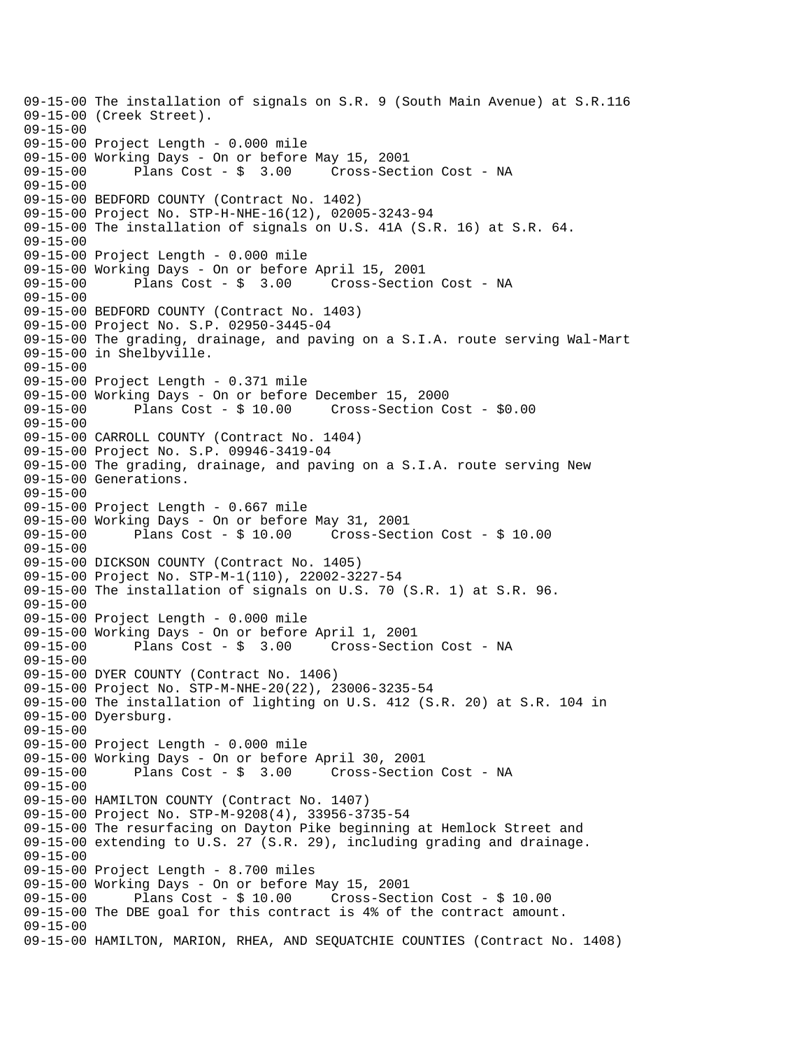```
09-15-00 The installation of signals on S.R. 9 (South Main Avenue) at S.R.116
09-15-00 (Creek Street).
09-15-00
09-15-00 Project Length - 0.000 mile
09-15-00 Working Days - On or before May 15, 2001
09-15-00       Plans Cost - $  3.00     Cross-Section Cost - NA
09-15-00
09-15-00 BEDFORD COUNTY (Contract No. 1402)
09-15-00 Project No. STP-H-NHE-16(12), 02005-3243-94
09-15-00 The installation of signals on U.S. 41A (S.R. 16) at S.R. 64.
09-15-00
09-15-00 Project Length - 0.000 mile
09-15-00 Working Days - On or before April 15, 2001
09-15-00       Plans Cost - $  3.00     Cross-Section Cost - NA
09-15-00
09-15-00 BEDFORD COUNTY (Contract No. 1403)
09-15-00 Project No. S.P. 02950-3445-04
09-15-00 The grading, drainage, and paving on a S.I.A. route serving Wal-Mart
09-15-00 in Shelbyville.
09-15-00
09-15-00 Project Length - 0.371 mile
09-15-00 Working Days - On or before December 15, 2000
09-15-00       Plans Cost - $ 10.00     Cross-Section Cost - $0.00
09-15-00
09-15-00 CARROLL COUNTY (Contract No. 1404)
09-15-00 Project No. S.P. 09946-3419-04
09-15-00 The grading, drainage, and paving on a S.I.A. route serving New
09-15-00 Generations.
09-15-00
09-15-00 Project Length - 0.667 mile
09-15-00 Working Days - On or before May 31, 2001
09-15-00       Plans Cost - $ 10.00     Cross-Section Cost - $ 10.00
09-15-00
09-15-00 DICKSON COUNTY (Contract No. 1405)
09-15-00 Project No. STP-M-1(110), 22002-3227-54
09-15-00 The installation of signals on U.S. 70 (S.R. 1) at S.R. 96.
09-15-00
09-15-00 Project Length - 0.000 mile
09-15-00 Working Days - On or before April 1, 2001
09-15-00       Plans Cost - $  3.00     Cross-Section Cost - NA
09-15-00
09-15-00 DYER COUNTY (Contract No. 1406)
09-15-00 Project No. STP-M-NHE-20(22), 23006-3235-54
09-15-00 The installation of lighting on U.S. 412 (S.R. 20) at S.R. 104 in
09-15-00 Dyersburg.
09-15-00
09-15-00 Project Length - 0.000 mile
09-15-00 Working Days - On or before April 30, 2001
09-15-00       Plans Cost - $  3.00     Cross-Section Cost - NA
09-15-00
09-15-00 HAMILTON COUNTY (Contract No. 1407)
09-15-00 Project No. STP-M-9208(4), 33956-3735-54
09-15-00 The resurfacing on Dayton Pike beginning at Hemlock Street and
09-15-00 extending to U.S. 27 (S.R. 29), including grading and drainage.
09-15-00
09-15-00 Project Length - 8.700 miles
09-15-00 Working Days - On or before May 15, 2001
09-15-00       Plans Cost - $ 10.00     Cross-Section Cost - $ 10.00
09-15-00 The DBE goal for this contract is 4% of the contract amount.
09-15-00
09-15-00 HAMILTON, MARION, RHEA, AND SEQUATCHIE COUNTIES (Contract No. 1408)
```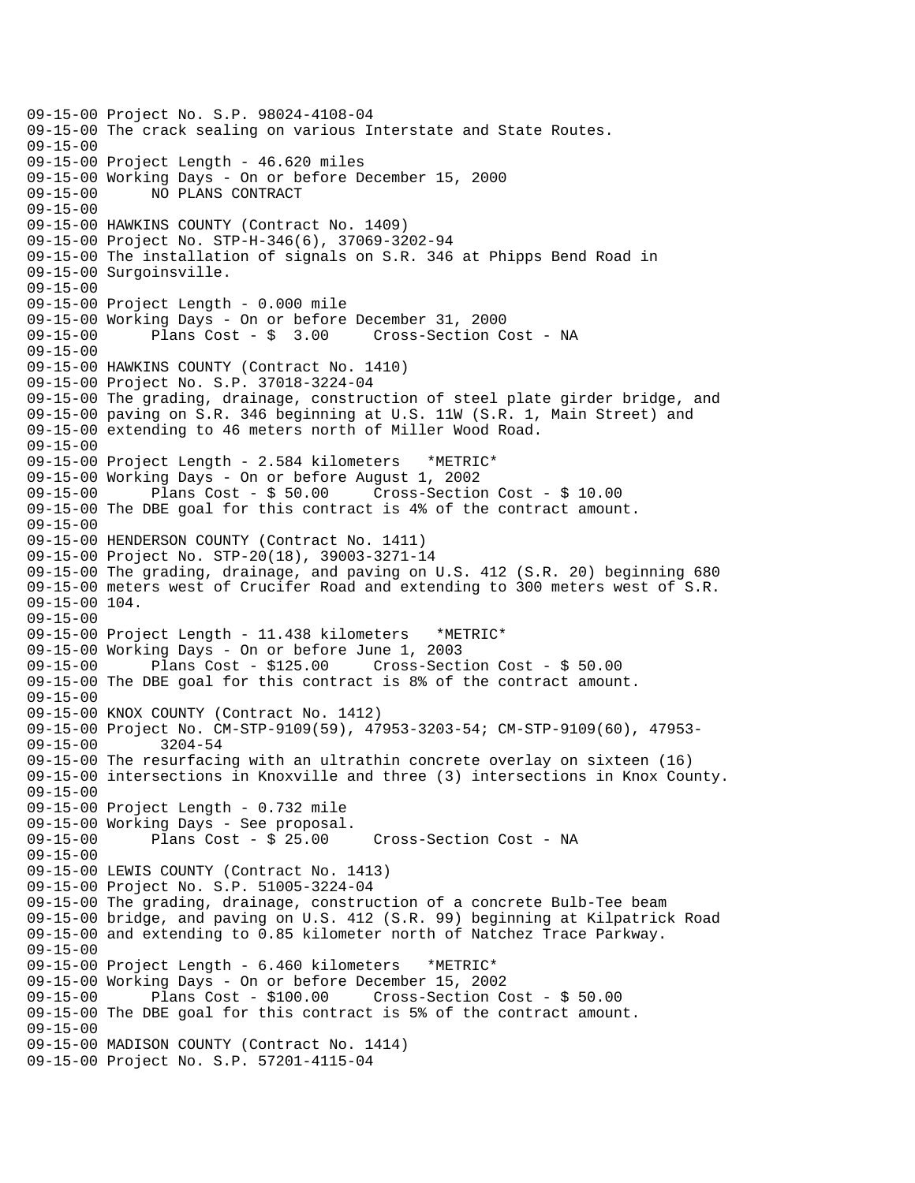```
09-15-00 Project No. S.P. 98024-4108-04
09-15-00 The crack sealing on various Interstate and State Routes.
09-15-00
09-15-00 Project Length - 46.620 miles
09-15-00 Working Days - On or before December 15, 2000
09-15-00       NO PLANS CONTRACT
09-15-00
09-15-00 HAWKINS COUNTY (Contract No. 1409)
09-15-00 Project No. STP-H-346(6), 37069-3202-94
09-15-00 The installation of signals on S.R. 346 at Phipps Bend Road in
09-15-00 Surgoinsville.
09-15-00
09-15-00 Project Length - 0.000 mile
09-15-00 Working Days - On or before December 31, 2000
09-15-00       Plans Cost - $  3.00     Cross-Section Cost - NA
09-15-00
09-15-00 HAWKINS COUNTY (Contract No. 1410)
09-15-00 Project No. S.P. 37018-3224-04
09-15-00 The grading, drainage, construction of steel plate girder bridge, and
09-15-00 paving on S.R. 346 beginning at U.S. 11W (S.R. 1, Main Street) and
09-15-00 extending to 46 meters north of Miller Wood Road.
09-15-00
09-15-00 Project Length - 2.584 kilometers   *METRIC*
09-15-00 Working Days - On or before August 1, 2002
09-15-00       Plans Cost - $ 50.00     Cross-Section Cost - $ 10.00
09-15-00 The DBE goal for this contract is 4% of the contract amount.
09-15-00
09-15-00 HENDERSON COUNTY (Contract No. 1411)
09-15-00 Project No. STP-20(18), 39003-3271-14
09-15-00 The grading, drainage, and paving on U.S. 412 (S.R. 20) beginning 680
09-15-00 meters west of Crucifer Road and extending to 300 meters west of S.R.
09-15-00 104.
09-15-00
09-15-00 Project Length - 11.438 kilometers   *METRIC*
09-15-00 Working Days - On or before June 1, 2003
09-15-00       Plans Cost - $125.00     Cross-Section Cost - $ 50.00
09-15-00 The DBE goal for this contract is 8% of the contract amount.
09-15-00
09-15-00 KNOX COUNTY (Contract No. 1412)
09-15-00 Project No. CM-STP-9109(59), 47953-3203-54; CM-STP-9109(60), 47953-
09-15-00        3204-54
09-15-00 The resurfacing with an ultrathin concrete overlay on sixteen (16)
09-15-00 intersections in Knoxville and three (3) intersections in Knox County.
09-15-00
09-15-00 Project Length - 0.732 mile
09-15-00 Working Days - See proposal.
09-15-00       Plans Cost - $ 25.00     Cross-Section Cost - NA
09-15-00
09-15-00 LEWIS COUNTY (Contract No. 1413)
09-15-00 Project No. S.P. 51005-3224-04
09-15-00 The grading, drainage, construction of a concrete Bulb-Tee beam
09-15-00 bridge, and paving on U.S. 412 (S.R. 99) beginning at Kilpatrick Road
09-15-00 and extending to 0.85 kilometer north of Natchez Trace Parkway.
09-15-00
09-15-00 Project Length - 6.460 kilometers   *METRIC*
09-15-00 Working Days - On or before December 15, 2002
09-15-00       Plans Cost - $100.00     Cross-Section Cost - $ 50.00
09-15-00 The DBE goal for this contract is 5% of the contract amount.
09-15-00
09-15-00 MADISON COUNTY (Contract No. 1414)
09-15-00 Project No. S.P. 57201-4115-04
```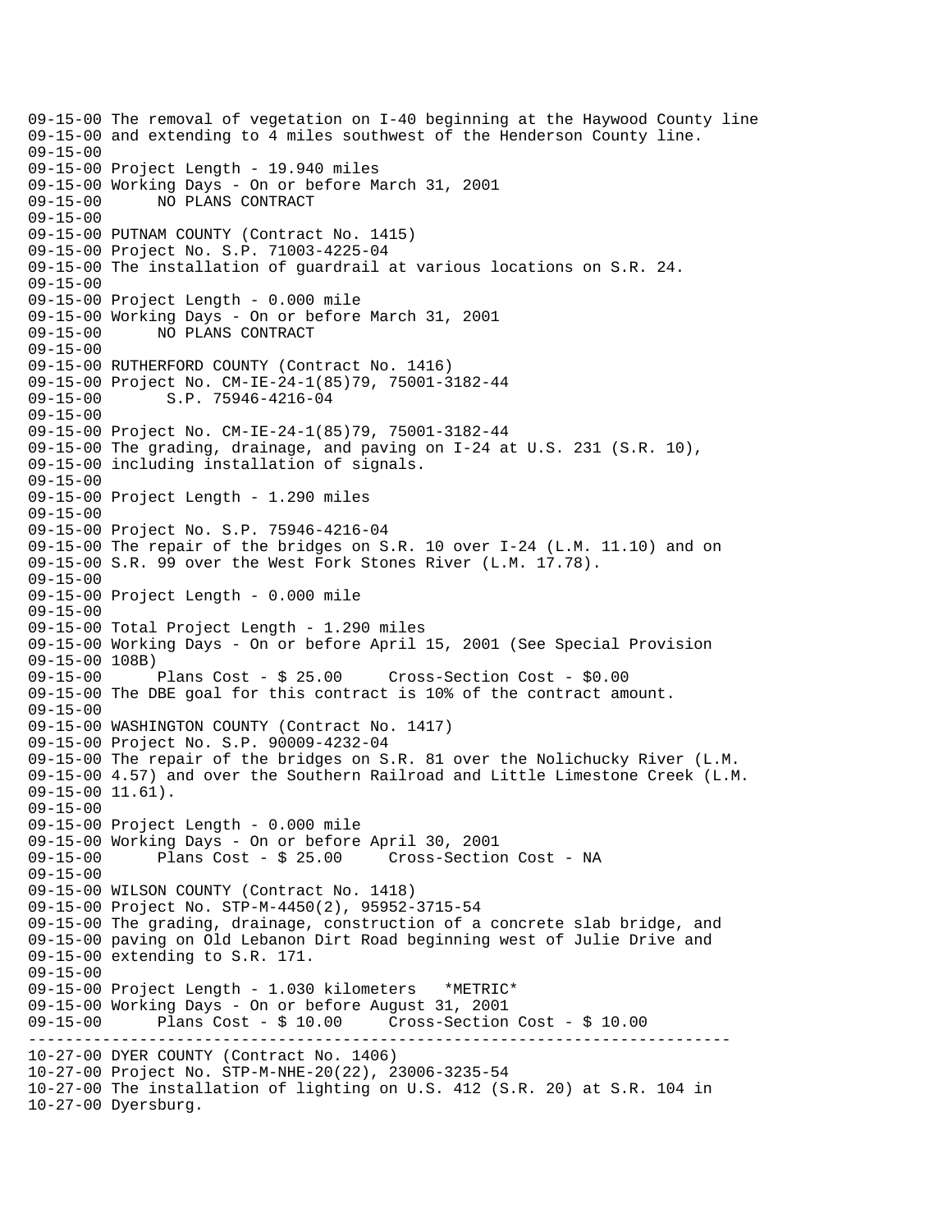```
09-15-00 The removal of vegetation on I-40 beginning at the Haywood County line
09-15-00 and extending to 4 miles southwest of the Henderson County line.
09-15-00
09-15-00 Project Length - 19.940 miles
09-15-00 Working Days - On or before March 31, 2001
09-15-00      NO PLANS CONTRACT
09-15-00
09-15-00 PUTNAM COUNTY (Contract No. 1415)
09-15-00 Project No. S.P. 71003-4225-04
09-15-00 The installation of guardrail at various locations on S.R. 24.
09-15-00
09-15-00 Project Length - 0.000 mile
09-15-00 Working Days - On or before March 31, 2001
09-15-00      NO PLANS CONTRACT
09-15-00
09-15-00 RUTHERFORD COUNTY (Contract No. 1416)
09-15-00 Project No. CM-IE-24-1(85)79, 75001-3182-44
09-15-00       S.P. 75946-4216-04
09-15-00
09-15-00 Project No. CM-IE-24-1(85)79, 75001-3182-44
09-15-00 The grading, drainage, and paving on I-24 at U.S. 231 (S.R. 10),
09-15-00 including installation of signals.
09-15-00
09-15-00 Project Length - 1.290 miles
09-15-00
09-15-00 Project No. S.P. 75946-4216-04
09-15-00 The repair of the bridges on S.R. 10 over I-24 (L.M. 11.10) and on
09-15-00 S.R. 99 over the West Fork Stones River (L.M. 17.78).
09-15-00
09-15-00 Project Length - 0.000 mile
09-15-00
09-15-00 Total Project Length - 1.290 miles
09-15-00 Working Days - On or before April 15, 2001 (See Special Provision
09-15-00 108B)
09-15-00      Plans Cost - $ 25.00     Cross-Section Cost - $0.00
09-15-00 The DBE goal for this contract is 10% of the contract amount.
09-15-00
09-15-00 WASHINGTON COUNTY (Contract No. 1417)
09-15-00 Project No. S.P. 90009-4232-04
09-15-00 The repair of the bridges on S.R. 81 over the Nolichucky River (L.M.
09-15-00 4.57) and over the Southern Railroad and Little Limestone Creek (L.M.
09-15-00 11.61).
09-15-00
09-15-00 Project Length - 0.000 mile
09-15-00 Working Days - On or before April 30, 2001
09-15-00      Plans Cost - $ 25.00     Cross-Section Cost - NA
09-15-00
09-15-00 WILSON COUNTY (Contract No. 1418)
09-15-00 Project No. STP-M-4450(2), 95952-3715-54
09-15-00 The grading, drainage, construction of a concrete slab bridge, and
09-15-00 paving on Old Lebanon Dirt Road beginning west of Julie Drive and
09-15-00 extending to S.R. 171.
09-15-00
09-15-00 Project Length - 1.030 kilometers   *METRIC*
09-15-00 Working Days - On or before August 31, 2001
09-15-00      Plans Cost - $ 10.00     Cross-Section Cost - $ 10.00
-----------------------------------------------------------------------------
10-27-00 DYER COUNTY (Contract No. 1406)
10-27-00 Project No. STP-M-NHE-20(22), 23006-3235-54
10-27-00 The installation of lighting on U.S. 412 (S.R. 20) at S.R. 104 in
10-27-00 Dyersburg.
```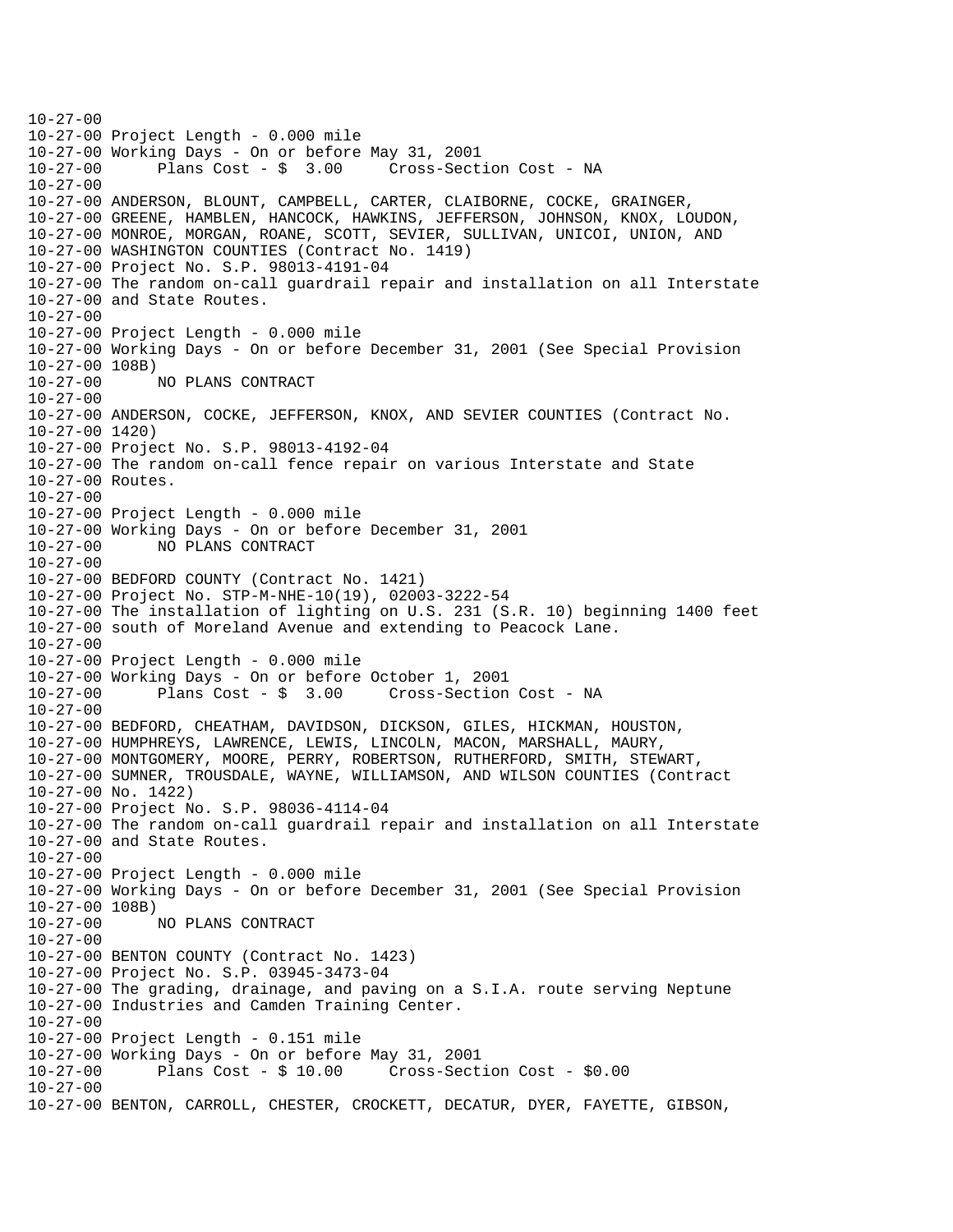```
10-27-00
10-27-00 Project Length - 0.000 mile
10-27-00 Working Days - On or before May 31, 2001
10-27-00       Plans Cost - $  3.00     Cross-Section Cost - NA
10-27-00
10-27-00 ANDERSON, BLOUNT, CAMPBELL, CARTER, CLAIBORNE, COCKE, GRAINGER,
10-27-00 GREENE, HAMBLEN, HANCOCK, HAWKINS, JEFFERSON, JOHNSON, KNOX, LOUDON,
10-27-00 MONROE, MORGAN, ROANE, SCOTT, SEVIER, SULLIVAN, UNICOI, UNION, AND
10-27-00 WASHINGTON COUNTIES (Contract No. 1419)
10-27-00 Project No. S.P. 98013-4191-04
10-27-00 The random on-call guardrail repair and installation on all Interstate
10-27-00 and State Routes.
10-27-00
10-27-00 Project Length - 0.000 mile
10-27-00 Working Days - On or before December 31, 2001 (See Special Provision
10-27-00 108B)
10-27-00       NO PLANS CONTRACT
10-27-00
10-27-00 ANDERSON, COCKE, JEFFERSON, KNOX, AND SEVIER COUNTIES (Contract No.
10-27-00 1420)
10-27-00 Project No. S.P. 98013-4192-04
10-27-00 The random on-call fence repair on various Interstate and State
10-27-00 Routes.
10-27-00
10-27-00 Project Length - 0.000 mile
10-27-00 Working Days - On or before December 31, 2001
10-27-00       NO PLANS CONTRACT
10-27-00
10-27-00 BEDFORD COUNTY (Contract No. 1421)
10-27-00 Project No. STP-M-NHE-10(19), 02003-3222-54
10-27-00 The installation of lighting on U.S. 231 (S.R. 10) beginning 1400 feet
10-27-00 south of Moreland Avenue and extending to Peacock Lane.
10-27-00
10-27-00 Project Length - 0.000 mile
10-27-00 Working Days - On or before October 1, 2001
10-27-00       Plans Cost - $  3.00     Cross-Section Cost - NA
10-27-00
10-27-00 BEDFORD, CHEATHAM, DAVIDSON, DICKSON, GILES, HICKMAN, HOUSTON,
10-27-00 HUMPHREYS, LAWRENCE, LEWIS, LINCOLN, MACON, MARSHALL, MAURY,
10-27-00 MONTGOMERY, MOORE, PERRY, ROBERTSON, RUTHERFORD, SMITH, STEWART,
10-27-00 SUMNER, TROUSDALE, WAYNE, WILLIAMSON, AND WILSON COUNTIES (Contract
10-27-00 No. 1422)
10-27-00 Project No. S.P. 98036-4114-04
10-27-00 The random on-call guardrail repair and installation on all Interstate
10-27-00 and State Routes.
10-27-00
10-27-00 Project Length - 0.000 mile
10-27-00 Working Days - On or before December 31, 2001 (See Special Provision
10-27-00 108B)
10-27-00       NO PLANS CONTRACT
10-27-00
10-27-00 BENTON COUNTY (Contract No. 1423)
10-27-00 Project No. S.P. 03945-3473-04
10-27-00 The grading, drainage, and paving on a S.I.A. route serving Neptune
10-27-00 Industries and Camden Training Center.
10-27-00
10-27-00 Project Length - 0.151 mile
10-27-00 Working Days - On or before May 31, 2001
10-27-00       Plans Cost - $ 10.00     Cross-Section Cost - $0.00
10-27-00
10-27-00 BENTON, CARROLL, CHESTER, CROCKETT, DECATUR, DYER, FAYETTE, GIBSON,
```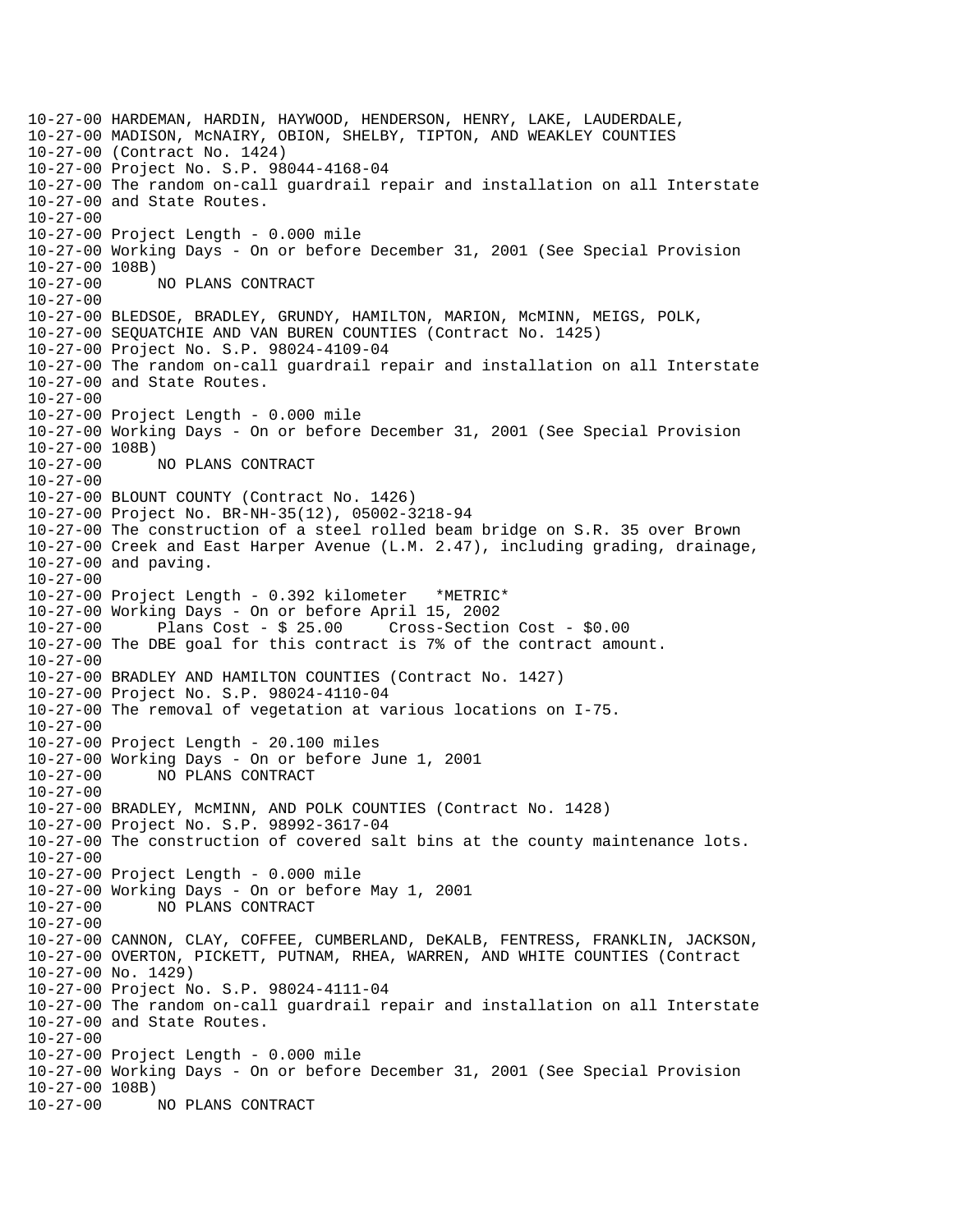10-27-00 HARDEMAN, HARDIN, HAYWOOD, HENDERSON, HENRY, LAKE, LAUDERDALE,
10-27-00 MADISON, McNAIRY, OBION, SHELBY, TIPTON, AND WEAKLEY COUNTIES
10-27-00 (Contract No. 1424)
10-27-00 Project No. S.P. 98044-4168-04
10-27-00 The random on-call guardrail repair and installation on all Interstate
10-27-00 and State Routes.
10-27-00
10-27-00 Project Length - 0.000 mile
10-27-00 Working Days - On or before December 31, 2001 (See Special Provision
10-27-00 108B)
10-27-00 NO PLANS CONTRACT
10-27-00
10-27-00 BLEDSOE, BRADLEY, GRUNDY, HAMILTON, MARION, McMINN, MEIGS, POLK,
10-27-00 SEQUATCHIE AND VAN BUREN COUNTIES (Contract No. 1425)
10-27-00 Project No. S.P. 98024-4109-04
10-27-00 The random on-call guardrail repair and installation on all Interstate
10-27-00 and State Routes.
10-27-00
10-27-00 Project Length - 0.000 mile
10-27-00 Working Days - On or before December 31, 2001 (See Special Provision
10-27-00 108B)
10-27-00 NO PLANS CONTRACT
10-27-00
10-27-00 BLOUNT COUNTY (Contract No. 1426)
10-27-00 Project No. BR-NH-35(12), 05002-3218-94
10-27-00 The construction of a steel rolled beam bridge on S.R. 35 over Brown
10-27-00 Creek and East Harper Avenue (L.M. 2.47), including grading, drainage,
10-27-00 and paving.
10-27-00
10-27-00 Project Length - 0.392 kilometer *METRIC*
10-27-00 Working Days - On or before April 15, 2002
10-27-00 Plans Cost - $ 25.00 Cross-Section Cost - $0.00
10-27-00 The DBE goal for this contract is 7% of the contract amount.
10-27-00
10-27-00 BRADLEY AND HAMILTON COUNTIES (Contract No. 1427)
10-27-00 Project No. S.P. 98024-4110-04
10-27-00 The removal of vegetation at various locations on I-75.
10-27-00
10-27-00 Project Length - 20.100 miles
10-27-00 Working Days - On or before June 1, 2001
10-27-00 NO PLANS CONTRACT
10-27-00
10-27-00 BRADLEY, McMINN, AND POLK COUNTIES (Contract No. 1428)
10-27-00 Project No. S.P. 98992-3617-04
10-27-00 The construction of covered salt bins at the county maintenance lots.
10-27-00
10-27-00 Project Length - 0.000 mile
10-27-00 Working Days - On or before May 1, 2001
10-27-00 NO PLANS CONTRACT
10-27-00
10-27-00 CANNON, CLAY, COFFEE, CUMBERLAND, DeKALB, FENTRESS, FRANKLIN, JACKSON,
10-27-00 OVERTON, PICKETT, PUTNAM, RHEA, WARREN, AND WHITE COUNTIES (Contract
10-27-00 No. 1429)
10-27-00 Project No. S.P. 98024-4111-04
10-27-00 The random on-call guardrail repair and installation on all Interstate
10-27-00 and State Routes.
10-27-00
10-27-00 Project Length - 0.000 mile
10-27-00 Working Days - On or before December 31, 2001 (See Special Provision
10-27-00 108B)
10-27-00 NO PLANS CONTRACT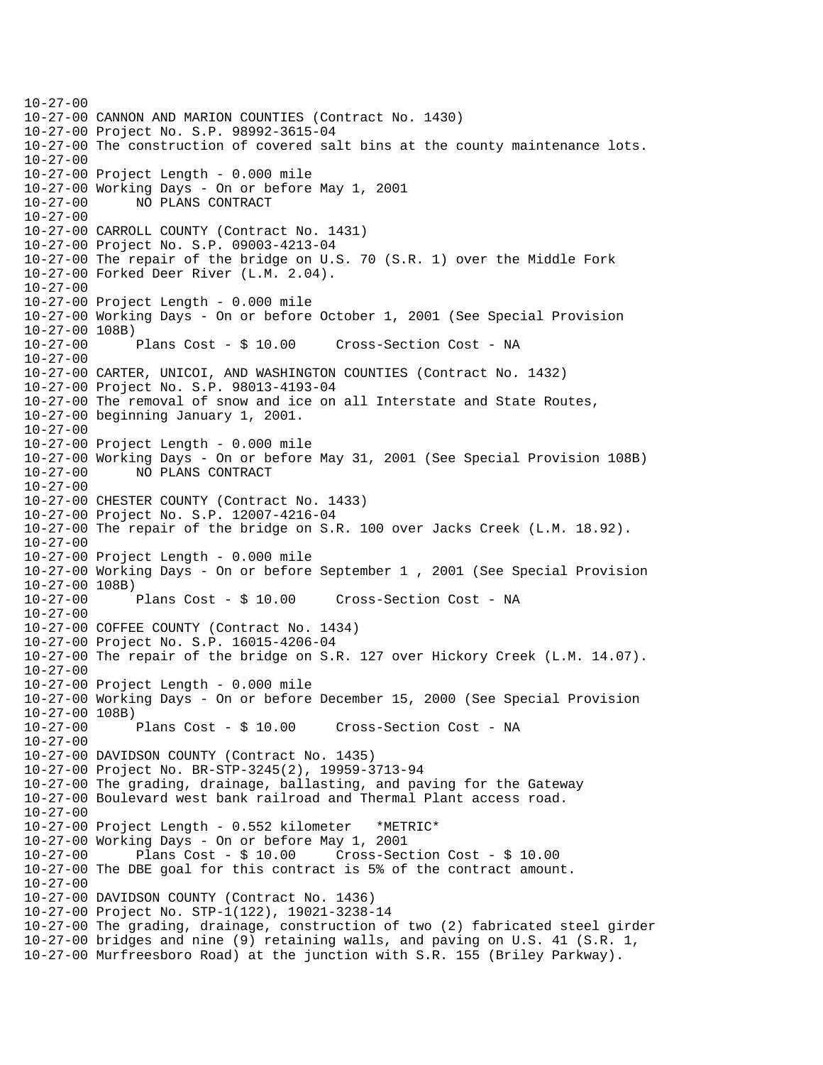```
10-27-00
10-27-00 CANNON AND MARION COUNTIES (Contract No. 1430)
10-27-00 Project No. S.P. 98992-3615-04
10-27-00 The construction of covered salt bins at the county maintenance lots.
10-27-00
10-27-00 Project Length - 0.000 mile
10-27-00 Working Days - On or before May 1, 2001
10-27-00      NO PLANS CONTRACT
10-27-00
10-27-00 CARROLL COUNTY (Contract No. 1431)
10-27-00 Project No. S.P. 09003-4213-04
10-27-00 The repair of the bridge on U.S. 70 (S.R. 1) over the Middle Fork
10-27-00 Forked Deer River (L.M. 2.04).
10-27-00
10-27-00 Project Length - 0.000 mile
10-27-00 Working Days - On or before October 1, 2001 (See Special Provision
10-27-00 108B)
10-27-00      Plans Cost - $ 10.00     Cross-Section Cost - NA
10-27-00
10-27-00 CARTER, UNICOI, AND WASHINGTON COUNTIES (Contract No. 1432)
10-27-00 Project No. S.P. 98013-4193-04
10-27-00 The removal of snow and ice on all Interstate and State Routes,
10-27-00 beginning January 1, 2001.
10-27-00
10-27-00 Project Length - 0.000 mile
10-27-00 Working Days - On or before May 31, 2001 (See Special Provision 108B)
10-27-00      NO PLANS CONTRACT
10-27-00
10-27-00 CHESTER COUNTY (Contract No. 1433)
10-27-00 Project No. S.P. 12007-4216-04
10-27-00 The repair of the bridge on S.R. 100 over Jacks Creek (L.M. 18.92).
10-27-00
10-27-00 Project Length - 0.000 mile
10-27-00 Working Days - On or before September 1 , 2001 (See Special Provision
10-27-00 108B)
10-27-00      Plans Cost - $ 10.00     Cross-Section Cost - NA
10-27-00
10-27-00 COFFEE COUNTY (Contract No. 1434)
10-27-00 Project No. S.P. 16015-4206-04
10-27-00 The repair of the bridge on S.R. 127 over Hickory Creek (L.M. 14.07).
10-27-00
10-27-00 Project Length - 0.000 mile
10-27-00 Working Days - On or before December 15, 2000 (See Special Provision
10-27-00 108B)
10-27-00      Plans Cost - $ 10.00     Cross-Section Cost - NA
10-27-00
10-27-00 DAVIDSON COUNTY (Contract No. 1435)
10-27-00 Project No. BR-STP-3245(2), 19959-3713-94
10-27-00 The grading, drainage, ballasting, and paving for the Gateway
10-27-00 Boulevard west bank railroad and Thermal Plant access road.
10-27-00
10-27-00 Project Length - 0.552 kilometer   *METRIC*
10-27-00 Working Days - On or before May 1, 2001
10-27-00      Plans Cost - $ 10.00     Cross-Section Cost - $ 10.00
10-27-00 The DBE goal for this contract is 5% of the contract amount.
10-27-00
10-27-00 DAVIDSON COUNTY (Contract No. 1436)
10-27-00 Project No. STP-1(122), 19021-3238-14
10-27-00 The grading, drainage, construction of two (2) fabricated steel girder
10-27-00 bridges and nine (9) retaining walls, and paving on U.S. 41 (S.R. 1,
10-27-00 Murfreesboro Road) at the junction with S.R. 155 (Briley Parkway).
```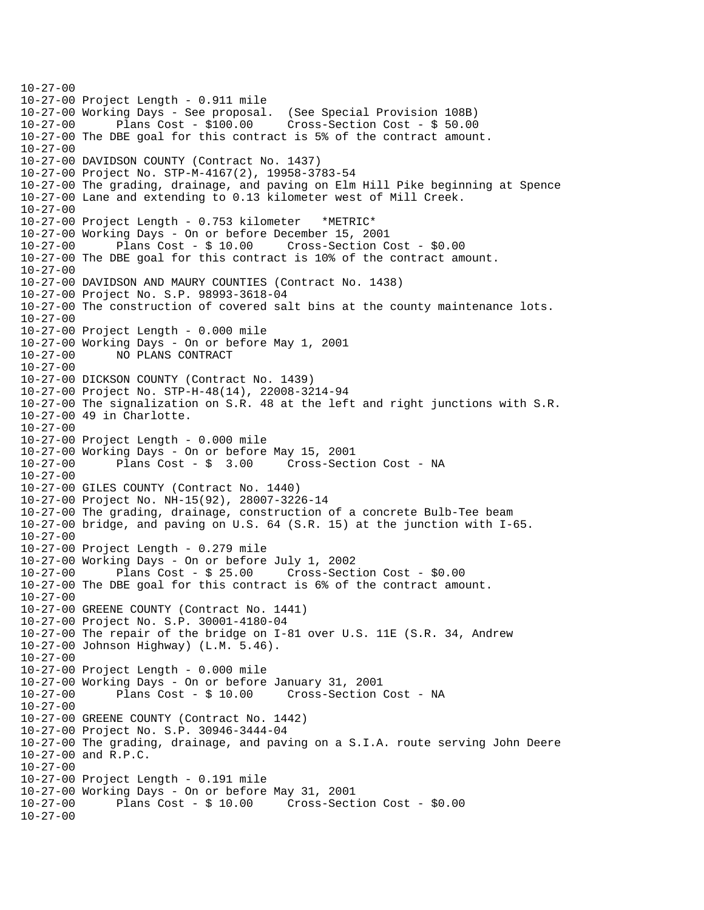```
10-27-00
10-27-00 Project Length - 0.911 mile
10-27-00 Working Days - See proposal.  (See Special Provision 108B)
10-27-00      Plans Cost - $100.00     Cross-Section Cost - $ 50.00
10-27-00 The DBE goal for this contract is 5% of the contract amount.
10-27-00
10-27-00 DAVIDSON COUNTY (Contract No. 1437)
10-27-00 Project No. STP-M-4167(2), 19958-3783-54
10-27-00 The grading, drainage, and paving on Elm Hill Pike beginning at Spence
10-27-00 Lane and extending to 0.13 kilometer west of Mill Creek.
10-27-00
10-27-00 Project Length - 0.753 kilometer   *METRIC*
10-27-00 Working Days - On or before December 15, 2001
10-27-00      Plans Cost - $ 10.00     Cross-Section Cost - $0.00
10-27-00 The DBE goal for this contract is 10% of the contract amount.
10-27-00
10-27-00 DAVIDSON AND MAURY COUNTIES (Contract No. 1438)
10-27-00 Project No. S.P. 98993-3618-04
10-27-00 The construction of covered salt bins at the county maintenance lots.
10-27-00
10-27-00 Project Length - 0.000 mile
10-27-00 Working Days - On or before May 1, 2001
10-27-00      NO PLANS CONTRACT
10-27-00
10-27-00 DICKSON COUNTY (Contract No. 1439)
10-27-00 Project No. STP-H-48(14), 22008-3214-94
10-27-00 The signalization on S.R. 48 at the left and right junctions with S.R.
10-27-00 49 in Charlotte.
10-27-00
10-27-00 Project Length - 0.000 mile
10-27-00 Working Days - On or before May 15, 2001
10-27-00      Plans Cost - $  3.00     Cross-Section Cost - NA
10-27-00
10-27-00 GILES COUNTY (Contract No. 1440)
10-27-00 Project No. NH-15(92), 28007-3226-14
10-27-00 The grading, drainage, construction of a concrete Bulb-Tee beam
10-27-00 bridge, and paving on U.S. 64 (S.R. 15) at the junction with I-65.
10-27-00
10-27-00 Project Length - 0.279 mile
10-27-00 Working Days - On or before July 1, 2002
10-27-00      Plans Cost - $ 25.00     Cross-Section Cost - $0.00
10-27-00 The DBE goal for this contract is 6% of the contract amount.
10-27-00
10-27-00 GREENE COUNTY (Contract No. 1441)
10-27-00 Project No. S.P. 30001-4180-04
10-27-00 The repair of the bridge on I-81 over U.S. 11E (S.R. 34, Andrew
10-27-00 Johnson Highway) (L.M. 5.46).
10-27-00
10-27-00 Project Length - 0.000 mile
10-27-00 Working Days - On or before January 31, 2001
10-27-00      Plans Cost - $ 10.00     Cross-Section Cost - NA
10-27-00
10-27-00 GREENE COUNTY (Contract No. 1442)
10-27-00 Project No. S.P. 30946-3444-04
10-27-00 The grading, drainage, and paving on a S.I.A. route serving John Deere
10-27-00 and R.P.C.
10-27-00
10-27-00 Project Length - 0.191 mile
10-27-00 Working Days - On or before May 31, 2001
10-27-00      Plans Cost - $ 10.00     Cross-Section Cost - $0.00
10-27-00
```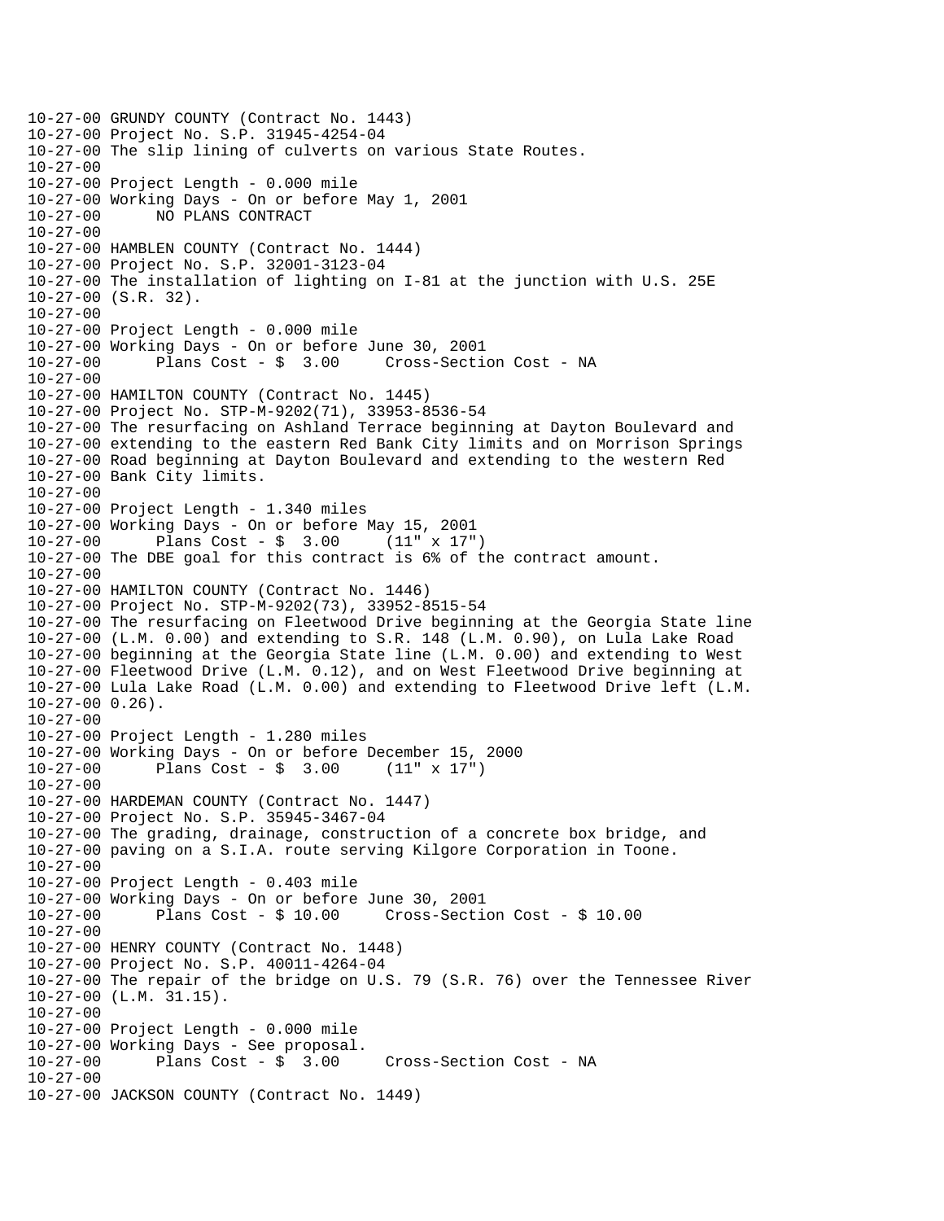```
10-27-00 GRUNDY COUNTY (Contract No. 1443)
10-27-00 Project No. S.P. 31945-4254-04
10-27-00 The slip lining of culverts on various State Routes.
10-27-00
10-27-00 Project Length - 0.000 mile
10-27-00 Working Days - On or before May 1, 2001
10-27-00      NO PLANS CONTRACT
10-27-00
10-27-00 HAMBLEN COUNTY (Contract No. 1444)
10-27-00 Project No. S.P. 32001-3123-04
10-27-00 The installation of lighting on I-81 at the junction with U.S. 25E
10-27-00 (S.R. 32).
10-27-00
10-27-00 Project Length - 0.000 mile
10-27-00 Working Days - On or before June 30, 2001
10-27-00      Plans Cost - $  3.00     Cross-Section Cost - NA
10-27-00
10-27-00 HAMILTON COUNTY (Contract No. 1445)
10-27-00 Project No. STP-M-9202(71), 33953-8536-54
10-27-00 The resurfacing on Ashland Terrace beginning at Dayton Boulevard and
10-27-00 extending to the eastern Red Bank City limits and on Morrison Springs
10-27-00 Road beginning at Dayton Boulevard and extending to the western Red
10-27-00 Bank City limits.
10-27-00
10-27-00 Project Length - 1.340 miles
10-27-00 Working Days - On or before May 15, 2001
10-27-00      Plans Cost - $  3.00     (11" x 17")
10-27-00 The DBE goal for this contract is 6% of the contract amount.
10-27-00
10-27-00 HAMILTON COUNTY (Contract No. 1446)
10-27-00 Project No. STP-M-9202(73), 33952-8515-54
10-27-00 The resurfacing on Fleetwood Drive beginning at the Georgia State line
10-27-00 (L.M. 0.00) and extending to S.R. 148 (L.M. 0.90), on Lula Lake Road
10-27-00 beginning at the Georgia State line (L.M. 0.00) and extending to West
10-27-00 Fleetwood Drive (L.M. 0.12), and on West Fleetwood Drive beginning at
10-27-00 Lula Lake Road (L.M. 0.00) and extending to Fleetwood Drive left (L.M.
10-27-00 0.26).
10-27-00
10-27-00 Project Length - 1.280 miles
10-27-00 Working Days - On or before December 15, 2000
10-27-00      Plans Cost - $  3.00     (11" x 17")
10-27-00
10-27-00 HARDEMAN COUNTY (Contract No. 1447)
10-27-00 Project No. S.P. 35945-3467-04
10-27-00 The grading, drainage, construction of a concrete box bridge, and
10-27-00 paving on a S.I.A. route serving Kilgore Corporation in Toone.
10-27-00
10-27-00 Project Length - 0.403 mile
10-27-00 Working Days - On or before June 30, 2001
10-27-00      Plans Cost - $ 10.00     Cross-Section Cost - $ 10.00
10-27-00
10-27-00 HENRY COUNTY (Contract No. 1448)
10-27-00 Project No. S.P. 40011-4264-04
10-27-00 The repair of the bridge on U.S. 79 (S.R. 76) over the Tennessee River
10-27-00 (L.M. 31.15).
10-27-00
10-27-00 Project Length - 0.000 mile
10-27-00 Working Days - See proposal.
10-27-00      Plans Cost - $  3.00     Cross-Section Cost - NA
10-27-00
10-27-00 JACKSON COUNTY (Contract No. 1449)
```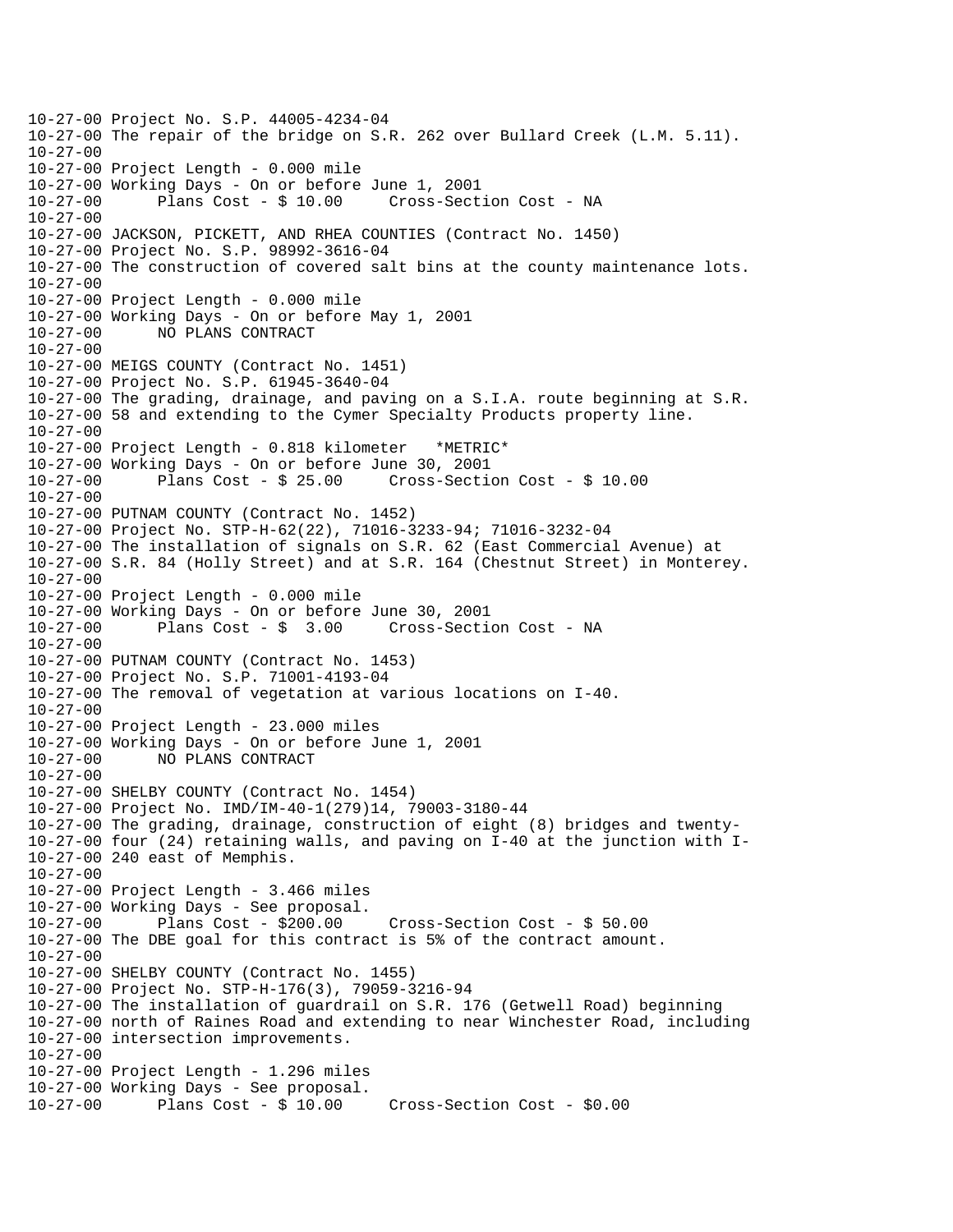```
10-27-00 Project No. S.P. 44005-4234-04
10-27-00 The repair of the bridge on S.R. 262 over Bullard Creek (L.M. 5.11).
10-27-00
10-27-00 Project Length - 0.000 mile
10-27-00 Working Days - On or before June 1, 2001
10-27-00      Plans Cost - $ 10.00     Cross-Section Cost - NA
10-27-00
10-27-00 JACKSON, PICKETT, AND RHEA COUNTIES (Contract No. 1450)
10-27-00 Project No. S.P. 98992-3616-04
10-27-00 The construction of covered salt bins at the county maintenance lots.
10-27-00
10-27-00 Project Length - 0.000 mile
10-27-00 Working Days - On or before May 1, 2001
10-27-00      NO PLANS CONTRACT
10-27-00
10-27-00 MEIGS COUNTY (Contract No. 1451)
10-27-00 Project No. S.P. 61945-3640-04
10-27-00 The grading, drainage, and paving on a S.I.A. route beginning at S.R.
10-27-00 58 and extending to the Cymer Specialty Products property line.
10-27-00
10-27-00 Project Length - 0.818 kilometer   *METRIC*
10-27-00 Working Days - On or before June 30, 2001
10-27-00      Plans Cost - $ 25.00     Cross-Section Cost - $ 10.00
10-27-00
10-27-00 PUTNAM COUNTY (Contract No. 1452)
10-27-00 Project No. STP-H-62(22), 71016-3233-94; 71016-3232-04
10-27-00 The installation of signals on S.R. 62 (East Commercial Avenue) at
10-27-00 S.R. 84 (Holly Street) and at S.R. 164 (Chestnut Street) in Monterey.
10-27-00
10-27-00 Project Length - 0.000 mile
10-27-00 Working Days - On or before June 30, 2001
10-27-00      Plans Cost - $  3.00     Cross-Section Cost - NA
10-27-00
10-27-00 PUTNAM COUNTY (Contract No. 1453)
10-27-00 Project No. S.P. 71001-4193-04
10-27-00 The removal of vegetation at various locations on I-40.
10-27-00
10-27-00 Project Length - 23.000 miles
10-27-00 Working Days - On or before June 1, 2001
10-27-00      NO PLANS CONTRACT
10-27-00
10-27-00 SHELBY COUNTY (Contract No. 1454)
10-27-00 Project No. IMD/IM-40-1(279)14, 79003-3180-44
10-27-00 The grading, drainage, construction of eight (8) bridges and twenty-
10-27-00 four (24) retaining walls, and paving on I-40 at the junction with I-
10-27-00 240 east of Memphis.
10-27-00
10-27-00 Project Length - 3.466 miles
10-27-00 Working Days - See proposal.
10-27-00      Plans Cost - $200.00     Cross-Section Cost - $ 50.00
10-27-00 The DBE goal for this contract is 5% of the contract amount.
10-27-00
10-27-00 SHELBY COUNTY (Contract No. 1455)
10-27-00 Project No. STP-H-176(3), 79059-3216-94
10-27-00 The installation of guardrail on S.R. 176 (Getwell Road) beginning
10-27-00 north of Raines Road and extending to near Winchester Road, including
10-27-00 intersection improvements.
10-27-00
10-27-00 Project Length - 1.296 miles
10-27-00 Working Days - See proposal.
10-27-00      Plans Cost - $ 10.00     Cross-Section Cost - $0.00
```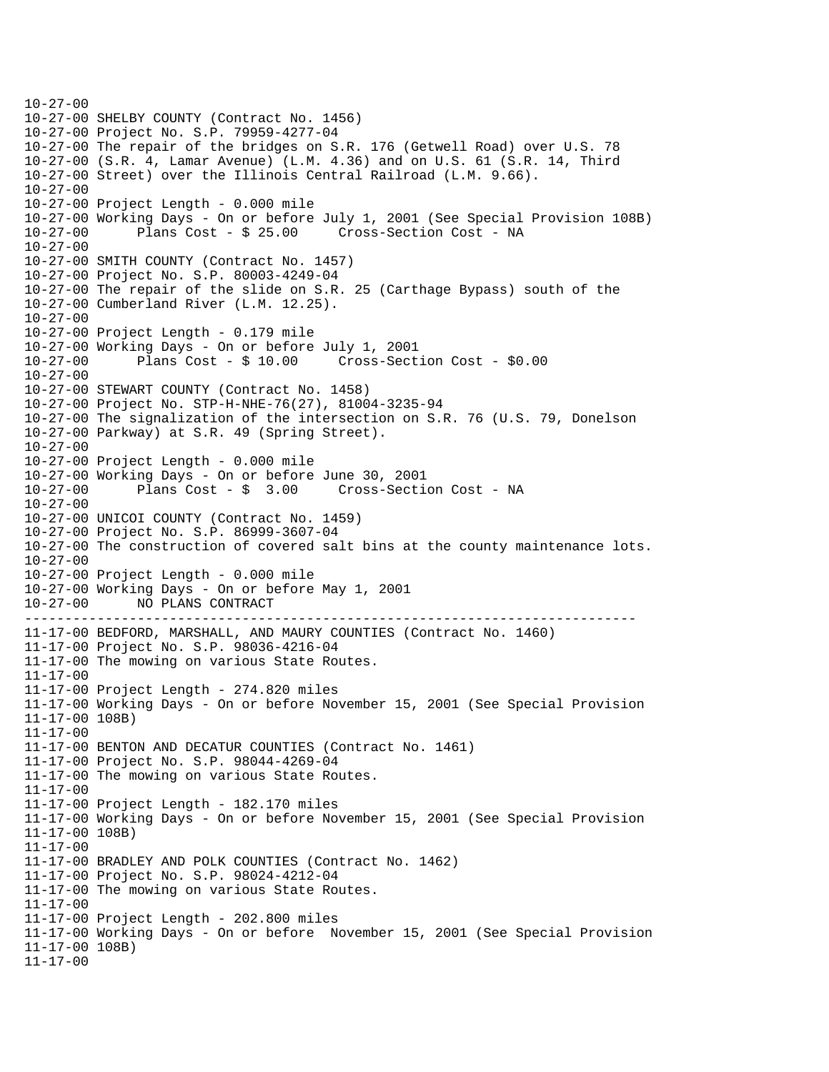```
10-27-00
10-27-00 SHELBY COUNTY (Contract No. 1456)
10-27-00 Project No. S.P. 79959-4277-04
10-27-00 The repair of the bridges on S.R. 176 (Getwell Road) over U.S. 78
10-27-00 (S.R. 4, Lamar Avenue) (L.M. 4.36) and on U.S. 61 (S.R. 14, Third
10-27-00 Street) over the Illinois Central Railroad (L.M. 9.66).
10-27-00
10-27-00 Project Length - 0.000 mile
10-27-00 Working Days - On or before July 1, 2001 (See Special Provision 108B)
10-27-00      Plans Cost - $ 25.00     Cross-Section Cost - NA
10-27-00
10-27-00 SMITH COUNTY (Contract No. 1457)
10-27-00 Project No. S.P. 80003-4249-04
10-27-00 The repair of the slide on S.R. 25 (Carthage Bypass) south of the
10-27-00 Cumberland River (L.M. 12.25).
10-27-00
10-27-00 Project Length - 0.179 mile
10-27-00 Working Days - On or before July 1, 2001
10-27-00      Plans Cost - $ 10.00     Cross-Section Cost - $0.00
10-27-00
10-27-00 STEWART COUNTY (Contract No. 1458)
10-27-00 Project No. STP-H-NHE-76(27), 81004-3235-94
10-27-00 The signalization of the intersection on S.R. 76 (U.S. 79, Donelson
10-27-00 Parkway) at S.R. 49 (Spring Street).
10-27-00
10-27-00 Project Length - 0.000 mile
10-27-00 Working Days - On or before June 30, 2001
10-27-00      Plans Cost - $  3.00     Cross-Section Cost - NA
10-27-00
10-27-00 UNICOI COUNTY (Contract No. 1459)
10-27-00 Project No. S.P. 86999-3607-04
10-27-00 The construction of covered salt bins at the county maintenance lots.
10-27-00
10-27-00 Project Length - 0.000 mile
10-27-00 Working Days - On or before May 1, 2001
10-27-00      NO PLANS CONTRACT
------------------------------------------------------------------------
11-17-00 BEDFORD, MARSHALL, AND MAURY COUNTIES (Contract No. 1460)
11-17-00 Project No. S.P. 98036-4216-04
11-17-00 The mowing on various State Routes.
11-17-00
11-17-00 Project Length - 274.820 miles
11-17-00 Working Days - On or before November 15, 2001 (See Special Provision
11-17-00 108B)
11-17-00
11-17-00 BENTON AND DECATUR COUNTIES (Contract No. 1461)
11-17-00 Project No. S.P. 98044-4269-04
11-17-00 The mowing on various State Routes.
11-17-00
11-17-00 Project Length - 182.170 miles
11-17-00 Working Days - On or before November 15, 2001 (See Special Provision
11-17-00 108B)
11-17-00
11-17-00 BRADLEY AND POLK COUNTIES (Contract No. 1462)
11-17-00 Project No. S.P. 98024-4212-04
11-17-00 The mowing on various State Routes.
11-17-00
11-17-00 Project Length - 202.800 miles
11-17-00 Working Days - On or before  November 15, 2001 (See Special Provision
11-17-00 108B)
11-17-00
```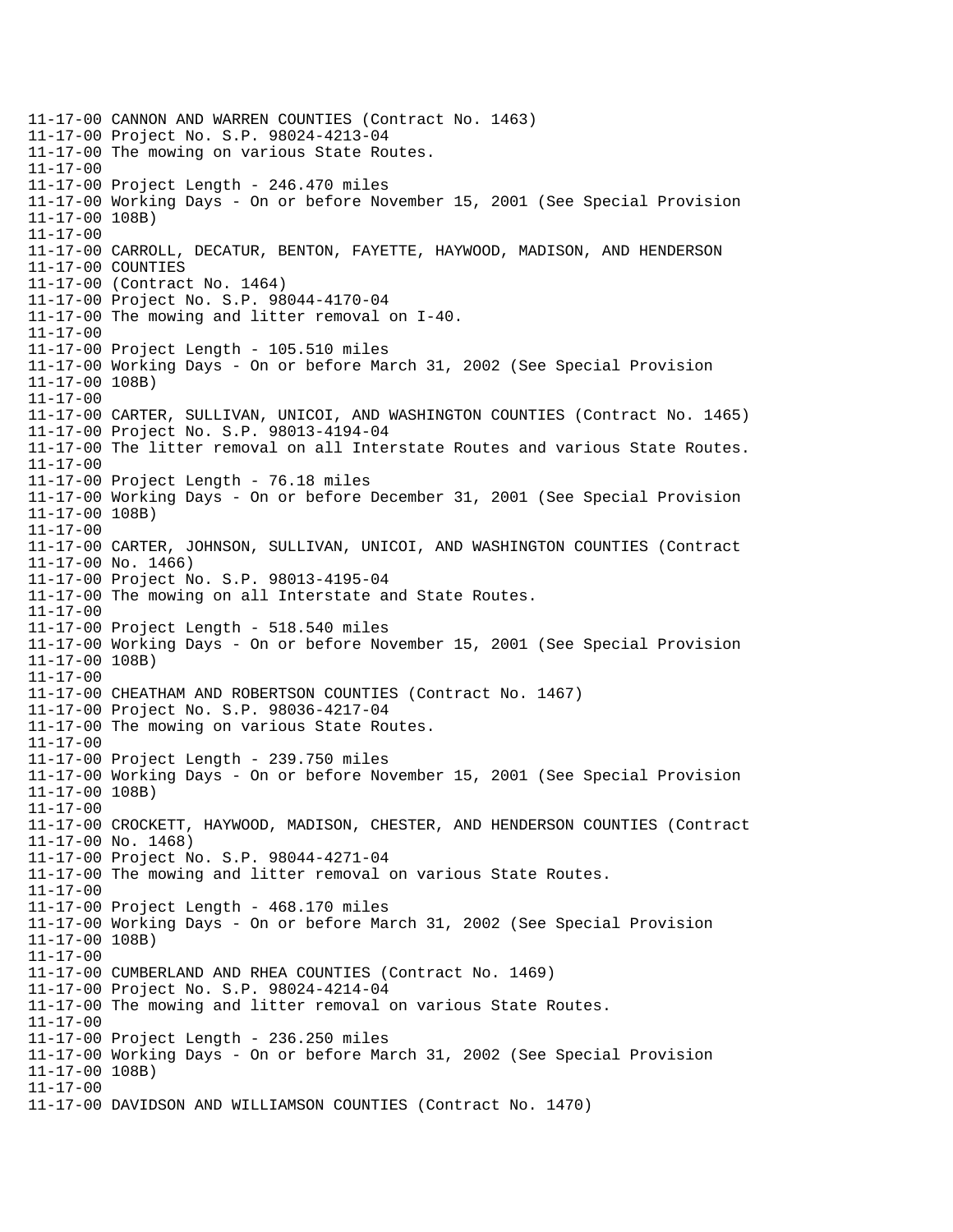```
11-17-00 CANNON AND WARREN COUNTIES (Contract No. 1463)
11-17-00 Project No. S.P. 98024-4213-04
11-17-00 The mowing on various State Routes.
11-17-00
11-17-00 Project Length - 246.470 miles
11-17-00 Working Days - On or before November 15, 2001 (See Special Provision
11-17-00 108B)
11-17-00
11-17-00 CARROLL, DECATUR, BENTON, FAYETTE, HAYWOOD, MADISON, AND HENDERSON
11-17-00 COUNTIES
11-17-00 (Contract No. 1464)
11-17-00 Project No. S.P. 98044-4170-04
11-17-00 The mowing and litter removal on I-40.
11-17-00
11-17-00 Project Length - 105.510 miles
11-17-00 Working Days - On or before March 31, 2002 (See Special Provision
11-17-00 108B)
11-17-00
11-17-00 CARTER, SULLIVAN, UNICOI, AND WASHINGTON COUNTIES (Contract No. 1465)
11-17-00 Project No. S.P. 98013-4194-04
11-17-00 The litter removal on all Interstate Routes and various State Routes.
11-17-00
11-17-00 Project Length - 76.18 miles
11-17-00 Working Days - On or before December 31, 2001 (See Special Provision
11-17-00 108B)
11-17-00
11-17-00 CARTER, JOHNSON, SULLIVAN, UNICOI, AND WASHINGTON COUNTIES (Contract
11-17-00 No. 1466)
11-17-00 Project No. S.P. 98013-4195-04
11-17-00 The mowing on all Interstate and State Routes.
11-17-00
11-17-00 Project Length - 518.540 miles
11-17-00 Working Days - On or before November 15, 2001 (See Special Provision
11-17-00 108B)
11-17-00
11-17-00 CHEATHAM AND ROBERTSON COUNTIES (Contract No. 1467)
11-17-00 Project No. S.P. 98036-4217-04
11-17-00 The mowing on various State Routes.
11-17-00
11-17-00 Project Length - 239.750 miles
11-17-00 Working Days - On or before November 15, 2001 (See Special Provision
11-17-00 108B)
11-17-00
11-17-00 CROCKETT, HAYWOOD, MADISON, CHESTER, AND HENDERSON COUNTIES (Contract
11-17-00 No. 1468)
11-17-00 Project No. S.P. 98044-4271-04
11-17-00 The mowing and litter removal on various State Routes.
11-17-00
11-17-00 Project Length - 468.170 miles
11-17-00 Working Days - On or before March 31, 2002 (See Special Provision
11-17-00 108B)
11-17-00
11-17-00 CUMBERLAND AND RHEA COUNTIES (Contract No. 1469)
11-17-00 Project No. S.P. 98024-4214-04
11-17-00 The mowing and litter removal on various State Routes.
11-17-00
11-17-00 Project Length - 236.250 miles
11-17-00 Working Days - On or before March 31, 2002 (See Special Provision
11-17-00 108B)
11-17-00
11-17-00 DAVIDSON AND WILLIAMSON COUNTIES (Contract No. 1470)
```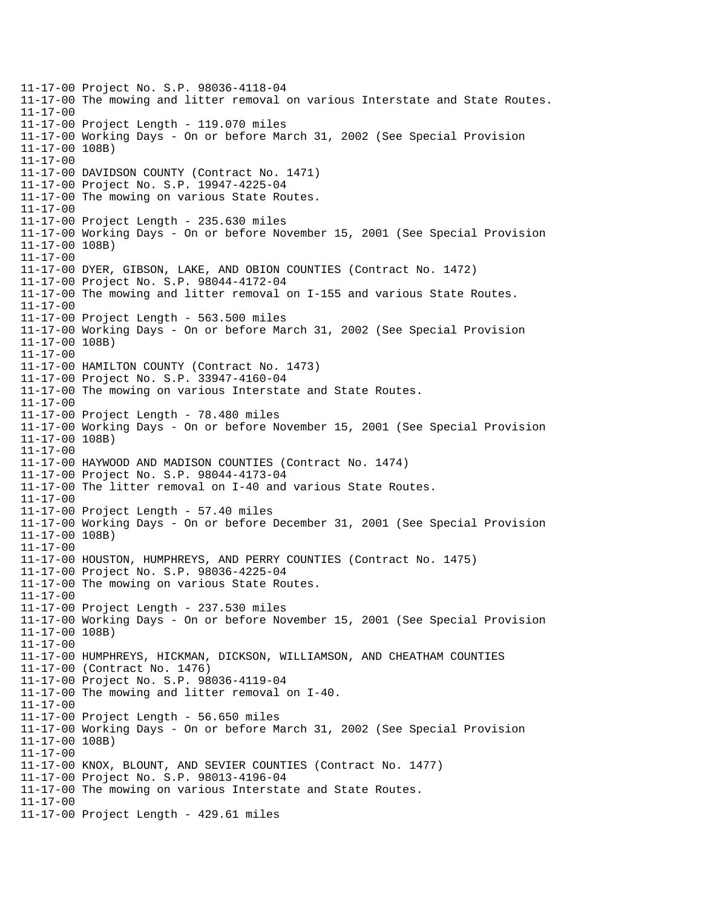```
11-17-00 Project No. S.P. 98036-4118-04
11-17-00 The mowing and litter removal on various Interstate and State Routes.
11-17-00
11-17-00 Project Length - 119.070 miles
11-17-00 Working Days - On or before March 31, 2002 (See Special Provision
11-17-00 108B)
11-17-00
11-17-00 DAVIDSON COUNTY (Contract No. 1471)
11-17-00 Project No. S.P. 19947-4225-04
11-17-00 The mowing on various State Routes.
11-17-00
11-17-00 Project Length - 235.630 miles
11-17-00 Working Days - On or before November 15, 2001 (See Special Provision
11-17-00 108B)
11-17-00
11-17-00 DYER, GIBSON, LAKE, AND OBION COUNTIES (Contract No. 1472)
11-17-00 Project No. S.P. 98044-4172-04
11-17-00 The mowing and litter removal on I-155 and various State Routes.
11-17-00
11-17-00 Project Length - 563.500 miles
11-17-00 Working Days - On or before March 31, 2002 (See Special Provision
11-17-00 108B)
11-17-00
11-17-00 HAMILTON COUNTY (Contract No. 1473)
11-17-00 Project No. S.P. 33947-4160-04
11-17-00 The mowing on various Interstate and State Routes.
11-17-00
11-17-00 Project Length - 78.480 miles
11-17-00 Working Days - On or before November 15, 2001 (See Special Provision
11-17-00 108B)
11-17-00
11-17-00 HAYWOOD AND MADISON COUNTIES (Contract No. 1474)
11-17-00 Project No. S.P. 98044-4173-04
11-17-00 The litter removal on I-40 and various State Routes.
11-17-00
11-17-00 Project Length - 57.40 miles
11-17-00 Working Days - On or before December 31, 2001 (See Special Provision
11-17-00 108B)
11-17-00
11-17-00 HOUSTON, HUMPHREYS, AND PERRY COUNTIES (Contract No. 1475)
11-17-00 Project No. S.P. 98036-4225-04
11-17-00 The mowing on various State Routes.
11-17-00
11-17-00 Project Length - 237.530 miles
11-17-00 Working Days - On or before November 15, 2001 (See Special Provision
11-17-00 108B)
11-17-00
11-17-00 HUMPHREYS, HICKMAN, DICKSON, WILLIAMSON, AND CHEATHAM COUNTIES
11-17-00 (Contract No. 1476)
11-17-00 Project No. S.P. 98036-4119-04
11-17-00 The mowing and litter removal on I-40.
11-17-00
11-17-00 Project Length - 56.650 miles
11-17-00 Working Days - On or before March 31, 2002 (See Special Provision
11-17-00 108B)
11-17-00
11-17-00 KNOX, BLOUNT, AND SEVIER COUNTIES (Contract No. 1477)
11-17-00 Project No. S.P. 98013-4196-04
11-17-00 The mowing on various Interstate and State Routes.
11-17-00
11-17-00 Project Length - 429.61 miles
```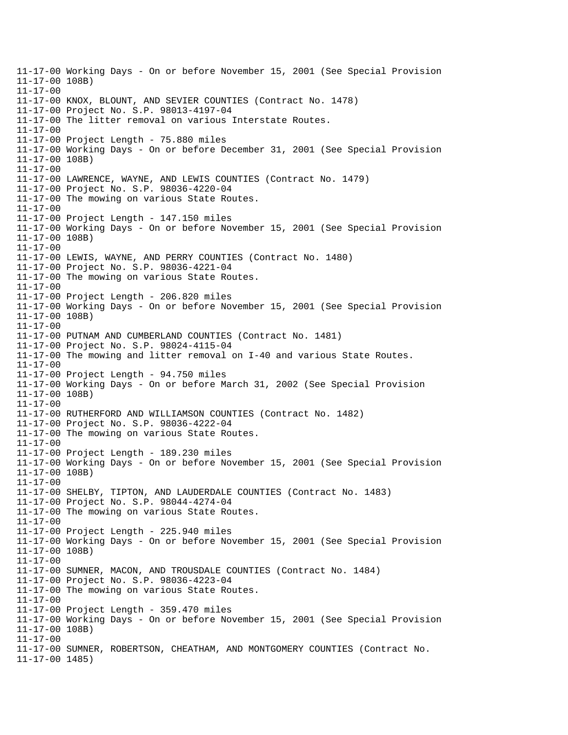11-17-00 Working Days - On or before November 15, 2001 (See Special Provision
11-17-00 108B)
11-17-00
11-17-00 KNOX, BLOUNT, AND SEVIER COUNTIES (Contract No. 1478)
11-17-00 Project No. S.P. 98013-4197-04
11-17-00 The litter removal on various Interstate Routes.
11-17-00
11-17-00 Project Length - 75.880 miles
11-17-00 Working Days - On or before December 31, 2001 (See Special Provision
11-17-00 108B)
11-17-00
11-17-00 LAWRENCE, WAYNE, AND LEWIS COUNTIES (Contract No. 1479)
11-17-00 Project No. S.P. 98036-4220-04
11-17-00 The mowing on various State Routes.
11-17-00
11-17-00 Project Length - 147.150 miles
11-17-00 Working Days - On or before November 15, 2001 (See Special Provision
11-17-00 108B)
11-17-00
11-17-00 LEWIS, WAYNE, AND PERRY COUNTIES (Contract No. 1480)
11-17-00 Project No. S.P. 98036-4221-04
11-17-00 The mowing on various State Routes.
11-17-00
11-17-00 Project Length - 206.820 miles
11-17-00 Working Days - On or before November 15, 2001 (See Special Provision
11-17-00 108B)
11-17-00
11-17-00 PUTNAM AND CUMBERLAND COUNTIES (Contract No. 1481)
11-17-00 Project No. S.P. 98024-4115-04
11-17-00 The mowing and litter removal on I-40 and various State Routes.
11-17-00
11-17-00 Project Length - 94.750 miles
11-17-00 Working Days - On or before March 31, 2002 (See Special Provision
11-17-00 108B)
11-17-00
11-17-00 RUTHERFORD AND WILLIAMSON COUNTIES (Contract No. 1482)
11-17-00 Project No. S.P. 98036-4222-04
11-17-00 The mowing on various State Routes.
11-17-00
11-17-00 Project Length - 189.230 miles
11-17-00 Working Days - On or before November 15, 2001 (See Special Provision
11-17-00 108B)
11-17-00
11-17-00 SHELBY, TIPTON, AND LAUDERDALE COUNTIES (Contract No. 1483)
11-17-00 Project No. S.P. 98044-4274-04
11-17-00 The mowing on various State Routes.
11-17-00
11-17-00 Project Length - 225.940 miles
11-17-00 Working Days - On or before November 15, 2001 (See Special Provision
11-17-00 108B)
11-17-00
11-17-00 SUMNER, MACON, AND TROUSDALE COUNTIES (Contract No. 1484)
11-17-00 Project No. S.P. 98036-4223-04
11-17-00 The mowing on various State Routes.
11-17-00
11-17-00 Project Length - 359.470 miles
11-17-00 Working Days - On or before November 15, 2001 (See Special Provision
11-17-00 108B)
11-17-00
11-17-00 SUMNER, ROBERTSON, CHEATHAM, AND MONTGOMERY COUNTIES (Contract No.
11-17-00 1485)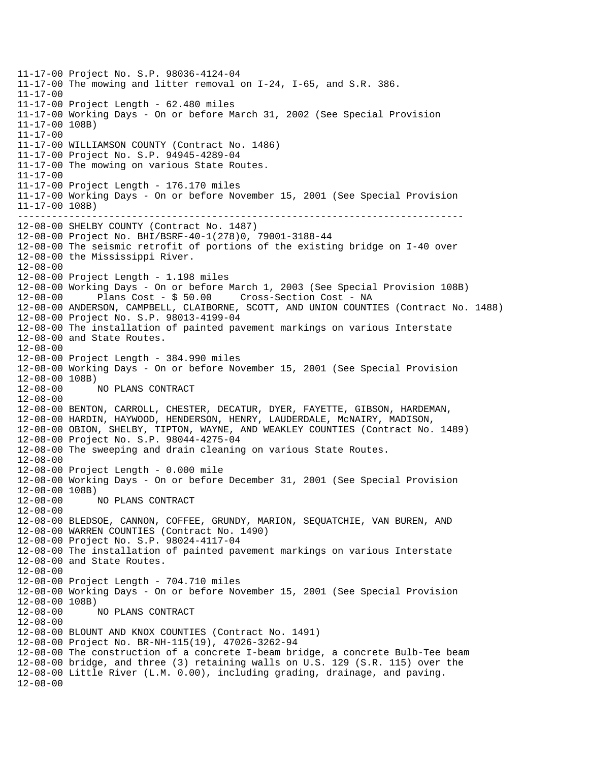```
11-17-00 Project No. S.P. 98036-4124-04
11-17-00 The mowing and litter removal on I-24, I-65, and S.R. 386.
11-17-00
11-17-00 Project Length - 62.480 miles
11-17-00 Working Days - On or before March 31, 2002 (See Special Provision
11-17-00 108B)
11-17-00
11-17-00 WILLIAMSON COUNTY (Contract No. 1486)
11-17-00 Project No. S.P. 94945-4289-04
11-17-00 The mowing on various State Routes.
11-17-00
11-17-00 Project Length - 176.170 miles
11-17-00 Working Days - On or before November 15, 2001 (See Special Provision
11-17-00 108B)
---------------------------------------------------------------------------
12-08-00 SHELBY COUNTY (Contract No. 1487)
12-08-00 Project No. BHI/BSRF-40-1(278)0, 79001-3188-44
12-08-00 The seismic retrofit of portions of the existing bridge on I-40 over
12-08-00 the Mississippi River.
12-08-00
12-08-00 Project Length - 1.198 miles
12-08-00 Working Days - On or before March 1, 2003 (See Special Provision 108B)
12-08-00      Plans Cost - $ 50.00     Cross-Section Cost - NA
12-08-00 ANDERSON, CAMPBELL, CLAIBORNE, SCOTT, AND UNION COUNTIES (Contract No. 1488)
12-08-00 Project No. S.P. 98013-4199-04
12-08-00 The installation of painted pavement markings on various Interstate
12-08-00 and State Routes.
12-08-00
12-08-00 Project Length - 384.990 miles
12-08-00 Working Days - On or before November 15, 2001 (See Special Provision
12-08-00 108B)
12-08-00      NO PLANS CONTRACT
12-08-00
12-08-00 BENTON, CARROLL, CHESTER, DECATUR, DYER, FAYETTE, GIBSON, HARDEMAN,
12-08-00 HARDIN, HAYWOOD, HENDERSON, HENRY, LAUDERDALE, McNAIRY, MADISON,
12-08-00 OBION, SHELBY, TIPTON, WAYNE, AND WEAKLEY COUNTIES (Contract No. 1489)
12-08-00 Project No. S.P. 98044-4275-04
12-08-00 The sweeping and drain cleaning on various State Routes.
12-08-00
12-08-00 Project Length - 0.000 mile
12-08-00 Working Days - On or before December 31, 2001 (See Special Provision
12-08-00 108B)
12-08-00      NO PLANS CONTRACT
12-08-00
12-08-00 BLEDSOE, CANNON, COFFEE, GRUNDY, MARION, SEQUATCHIE, VAN BUREN, AND
12-08-00 WARREN COUNTIES (Contract No. 1490)
12-08-00 Project No. S.P. 98024-4117-04
12-08-00 The installation of painted pavement markings on various Interstate
12-08-00 and State Routes.
12-08-00
12-08-00 Project Length - 704.710 miles
12-08-00 Working Days - On or before November 15, 2001 (See Special Provision
12-08-00 108B)
12-08-00      NO PLANS CONTRACT
12-08-00
12-08-00 BLOUNT AND KNOX COUNTIES (Contract No. 1491)
12-08-00 Project No. BR-NH-115(19), 47026-3262-94
12-08-00 The construction of a concrete I-beam bridge, a concrete Bulb-Tee beam
12-08-00 bridge, and three (3) retaining walls on U.S. 129 (S.R. 115) over the
12-08-00 Little River (L.M. 0.00), including grading, drainage, and paving.
12-08-00
```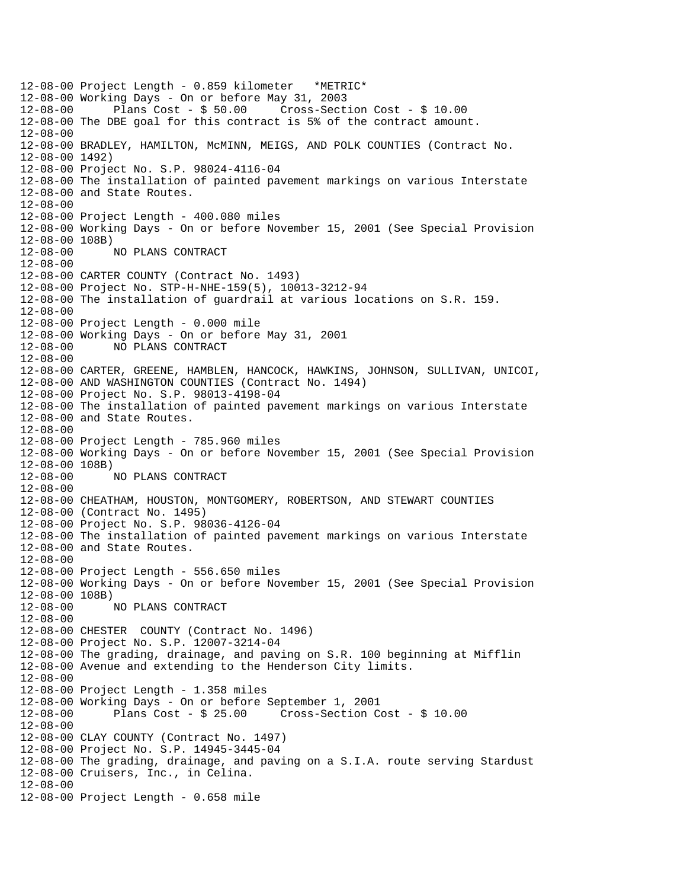```
12-08-00 Project Length - 0.859 kilometer   *METRIC*
12-08-00 Working Days - On or before May 31, 2003
12-08-00      Plans Cost - $ 50.00     Cross-Section Cost - $ 10.00
12-08-00 The DBE goal for this contract is 5% of the contract amount.
12-08-00
12-08-00 BRADLEY, HAMILTON, McMINN, MEIGS, AND POLK COUNTIES (Contract No.
12-08-00 1492)
12-08-00 Project No. S.P. 98024-4116-04
12-08-00 The installation of painted pavement markings on various Interstate
12-08-00 and State Routes.
12-08-00
12-08-00 Project Length - 400.080 miles
12-08-00 Working Days - On or before November 15, 2001 (See Special Provision
12-08-00 108B)
12-08-00      NO PLANS CONTRACT
12-08-00
12-08-00 CARTER COUNTY (Contract No. 1493)
12-08-00 Project No. STP-H-NHE-159(5), 10013-3212-94
12-08-00 The installation of guardrail at various locations on S.R. 159.
12-08-00
12-08-00 Project Length - 0.000 mile
12-08-00 Working Days - On or before May 31, 2001
12-08-00      NO PLANS CONTRACT
12-08-00
12-08-00 CARTER, GREENE, HAMBLEN, HANCOCK, HAWKINS, JOHNSON, SULLIVAN, UNICOI,
12-08-00 AND WASHINGTON COUNTIES (Contract No. 1494)
12-08-00 Project No. S.P. 98013-4198-04
12-08-00 The installation of painted pavement markings on various Interstate
12-08-00 and State Routes.
12-08-00
12-08-00 Project Length - 785.960 miles
12-08-00 Working Days - On or before November 15, 2001 (See Special Provision
12-08-00 108B)
12-08-00      NO PLANS CONTRACT
12-08-00
12-08-00 CHEATHAM, HOUSTON, MONTGOMERY, ROBERTSON, AND STEWART COUNTIES
12-08-00 (Contract No. 1495)
12-08-00 Project No. S.P. 98036-4126-04
12-08-00 The installation of painted pavement markings on various Interstate
12-08-00 and State Routes.
12-08-00
12-08-00 Project Length - 556.650 miles
12-08-00 Working Days - On or before November 15, 2001 (See Special Provision
12-08-00 108B)
12-08-00      NO PLANS CONTRACT
12-08-00
12-08-00 CHESTER  COUNTY (Contract No. 1496)
12-08-00 Project No. S.P. 12007-3214-04
12-08-00 The grading, drainage, and paving on S.R. 100 beginning at Mifflin
12-08-00 Avenue and extending to the Henderson City limits.
12-08-00
12-08-00 Project Length - 1.358 miles
12-08-00 Working Days - On or before September 1, 2001
12-08-00      Plans Cost - $ 25.00     Cross-Section Cost - $ 10.00
12-08-00
12-08-00 CLAY COUNTY (Contract No. 1497)
12-08-00 Project No. S.P. 14945-3445-04
12-08-00 The grading, drainage, and paving on a S.I.A. route serving Stardust
12-08-00 Cruisers, Inc., in Celina.
12-08-00
12-08-00 Project Length - 0.658 mile
```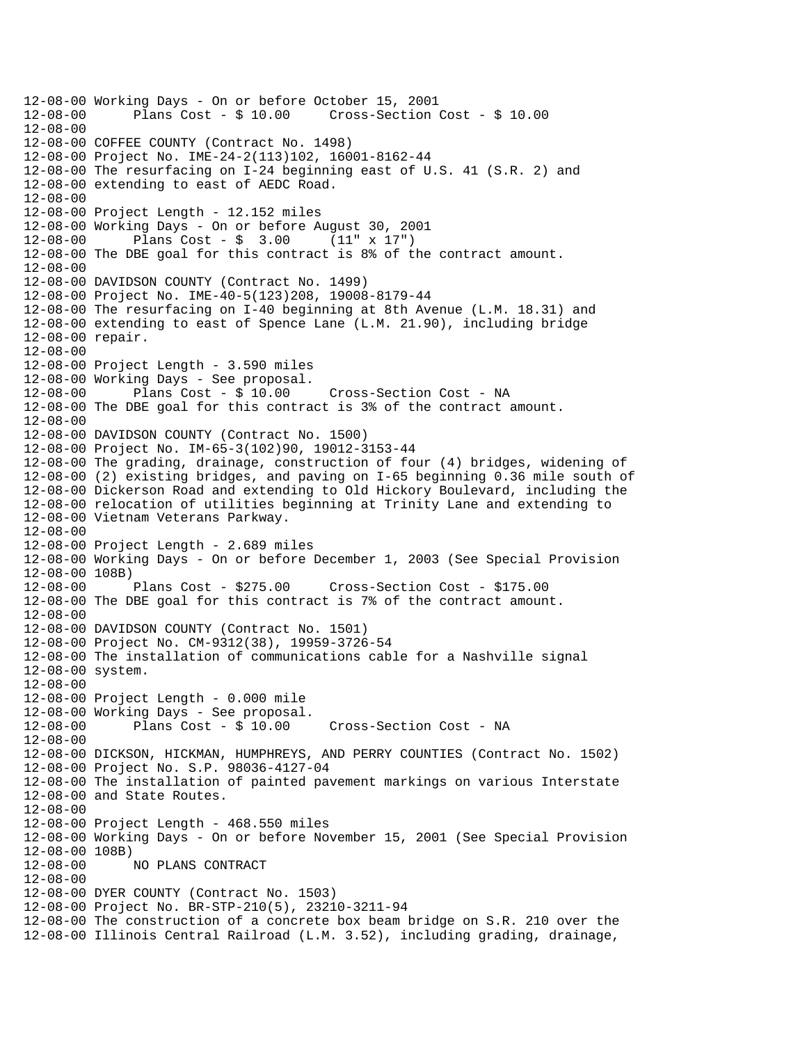```
12-08-00 Working Days - On or before October 15, 2001
12-08-00      Plans Cost - $ 10.00     Cross-Section Cost - $ 10.00
12-08-00
12-08-00 COFFEE COUNTY (Contract No. 1498)
12-08-00 Project No. IME-24-2(113)102, 16001-8162-44
12-08-00 The resurfacing on I-24 beginning east of U.S. 41 (S.R. 2) and
12-08-00 extending to east of AEDC Road.
12-08-00
12-08-00 Project Length - 12.152 miles
12-08-00 Working Days - On or before August 30, 2001
12-08-00      Plans Cost - $  3.00     (11" x 17")
12-08-00 The DBE goal for this contract is 8% of the contract amount.
12-08-00
12-08-00 DAVIDSON COUNTY (Contract No. 1499)
12-08-00 Project No. IME-40-5(123)208, 19008-8179-44
12-08-00 The resurfacing on I-40 beginning at 8th Avenue (L.M. 18.31) and
12-08-00 extending to east of Spence Lane (L.M. 21.90), including bridge
12-08-00 repair.
12-08-00
12-08-00 Project Length - 3.590 miles
12-08-00 Working Days - See proposal.
12-08-00      Plans Cost - $ 10.00     Cross-Section Cost - NA
12-08-00 The DBE goal for this contract is 3% of the contract amount.
12-08-00
12-08-00 DAVIDSON COUNTY (Contract No. 1500)
12-08-00 Project No. IM-65-3(102)90, 19012-3153-44
12-08-00 The grading, drainage, construction of four (4) bridges, widening of
12-08-00 (2) existing bridges, and paving on I-65 beginning 0.36 mile south of
12-08-00 Dickerson Road and extending to Old Hickory Boulevard, including the
12-08-00 relocation of utilities beginning at Trinity Lane and extending to
12-08-00 Vietnam Veterans Parkway.
12-08-00
12-08-00 Project Length - 2.689 miles
12-08-00 Working Days - On or before December 1, 2003 (See Special Provision
12-08-00 108B)
12-08-00      Plans Cost - $275.00     Cross-Section Cost - $175.00
12-08-00 The DBE goal for this contract is 7% of the contract amount.
12-08-00
12-08-00 DAVIDSON COUNTY (Contract No. 1501)
12-08-00 Project No. CM-9312(38), 19959-3726-54
12-08-00 The installation of communications cable for a Nashville signal
12-08-00 system.
12-08-00
12-08-00 Project Length - 0.000 mile
12-08-00 Working Days - See proposal.
12-08-00      Plans Cost - $ 10.00     Cross-Section Cost - NA
12-08-00
12-08-00 DICKSON, HICKMAN, HUMPHREYS, AND PERRY COUNTIES (Contract No. 1502)
12-08-00 Project No. S.P. 98036-4127-04
12-08-00 The installation of painted pavement markings on various Interstate
12-08-00 and State Routes.
12-08-00
12-08-00 Project Length - 468.550 miles
12-08-00 Working Days - On or before November 15, 2001 (See Special Provision
12-08-00 108B)
12-08-00      NO PLANS CONTRACT
12-08-00
12-08-00 DYER COUNTY (Contract No. 1503)
12-08-00 Project No. BR-STP-210(5), 23210-3211-94
12-08-00 The construction of a concrete box beam bridge on S.R. 210 over the
12-08-00 Illinois Central Railroad (L.M. 3.52), including grading, drainage,
```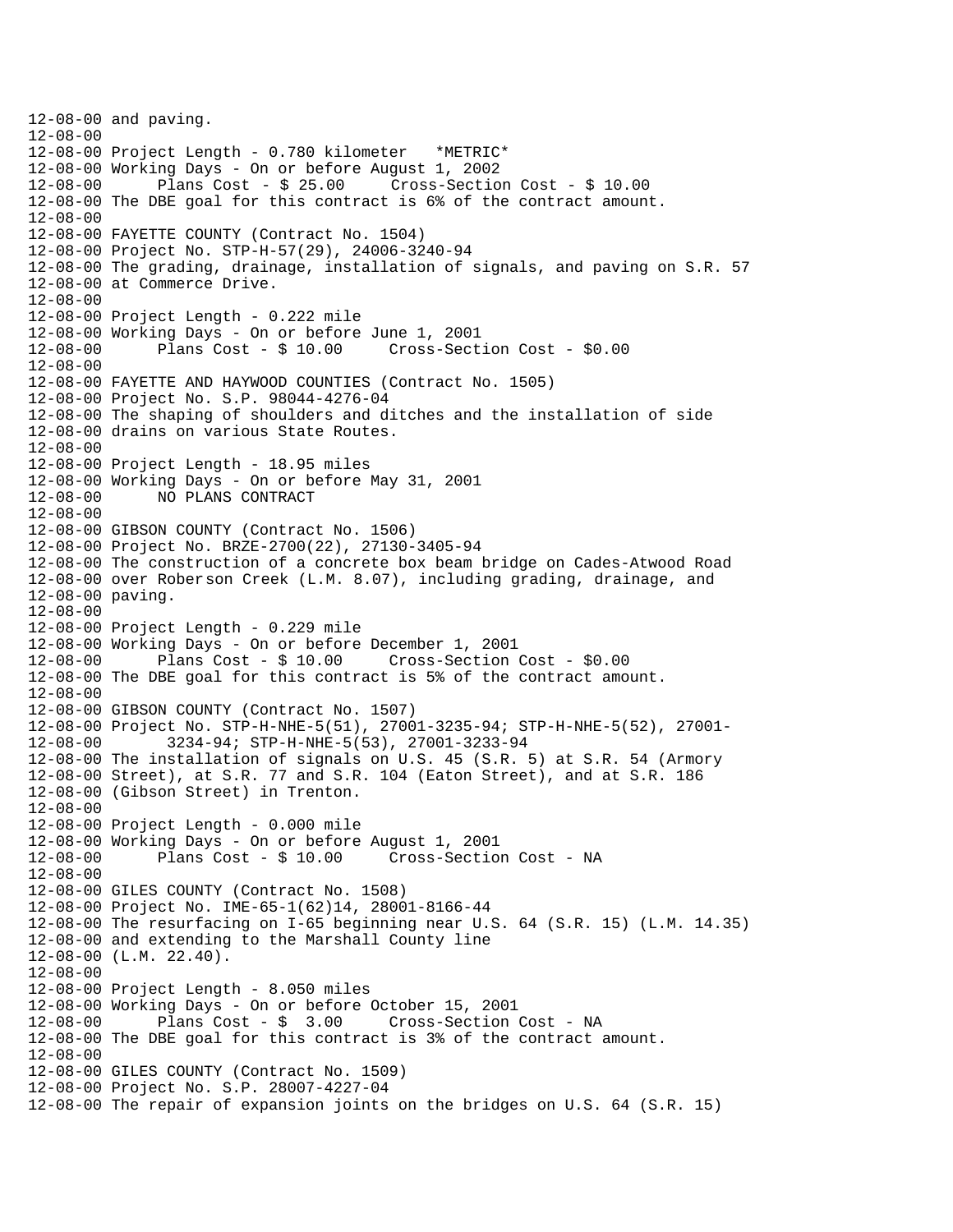```
12-08-00 and paving.
12-08-00
12-08-00 Project Length - 0.780 kilometer   *METRIC*
12-08-00 Working Days - On or before August 1, 2002
12-08-00      Plans Cost - $ 25.00     Cross-Section Cost - $ 10.00
12-08-00 The DBE goal for this contract is 6% of the contract amount.
12-08-00
12-08-00 FAYETTE COUNTY (Contract No. 1504)
12-08-00 Project No. STP-H-57(29), 24006-3240-94
12-08-00 The grading, drainage, installation of signals, and paving on S.R. 57
12-08-00 at Commerce Drive.
12-08-00
12-08-00 Project Length - 0.222 mile
12-08-00 Working Days - On or before June 1, 2001
12-08-00      Plans Cost - $ 10.00     Cross-Section Cost - $0.00
12-08-00
12-08-00 FAYETTE AND HAYWOOD COUNTIES (Contract No. 1505)
12-08-00 Project No. S.P. 98044-4276-04
12-08-00 The shaping of shoulders and ditches and the installation of side
12-08-00 drains on various State Routes.
12-08-00
12-08-00 Project Length - 18.95 miles
12-08-00 Working Days - On or before May 31, 2001
12-08-00      NO PLANS CONTRACT
12-08-00
12-08-00 GIBSON COUNTY (Contract No. 1506)
12-08-00 Project No. BRZE-2700(22), 27130-3405-94
12-08-00 The construction of a concrete box beam bridge on Cades-Atwood Road
12-08-00 over Roberson Creek (L.M. 8.07), including grading, drainage, and
12-08-00 paving.
12-08-00
12-08-00 Project Length - 0.229 mile
12-08-00 Working Days - On or before December 1, 2001
12-08-00      Plans Cost - $ 10.00     Cross-Section Cost - $0.00
12-08-00 The DBE goal for this contract is 5% of the contract amount.
12-08-00
12-08-00 GIBSON COUNTY (Contract No. 1507)
12-08-00 Project No. STP-H-NHE-5(51), 27001-3235-94; STP-H-NHE-5(52), 27001-
12-08-00       3234-94; STP-H-NHE-5(53), 27001-3233-94
12-08-00 The installation of signals on U.S. 45 (S.R. 5) at S.R. 54 (Armory
12-08-00 Street), at S.R. 77 and S.R. 104 (Eaton Street), and at S.R. 186
12-08-00 (Gibson Street) in Trenton.
12-08-00
12-08-00 Project Length - 0.000 mile
12-08-00 Working Days - On or before August 1, 2001
12-08-00      Plans Cost - $ 10.00     Cross-Section Cost - NA
12-08-00
12-08-00 GILES COUNTY (Contract No. 1508)
12-08-00 Project No. IME-65-1(62)14, 28001-8166-44
12-08-00 The resurfacing on I-65 beginning near U.S. 64 (S.R. 15) (L.M. 14.35)
12-08-00 and extending to the Marshall County line
12-08-00 (L.M. 22.40).
12-08-00
12-08-00 Project Length - 8.050 miles
12-08-00 Working Days - On or before October 15, 2001
12-08-00      Plans Cost - $  3.00     Cross-Section Cost - NA
12-08-00 The DBE goal for this contract is 3% of the contract amount.
12-08-00
12-08-00 GILES COUNTY (Contract No. 1509)
12-08-00 Project No. S.P. 28007-4227-04
12-08-00 The repair of expansion joints on the bridges on U.S. 64 (S.R. 15)
```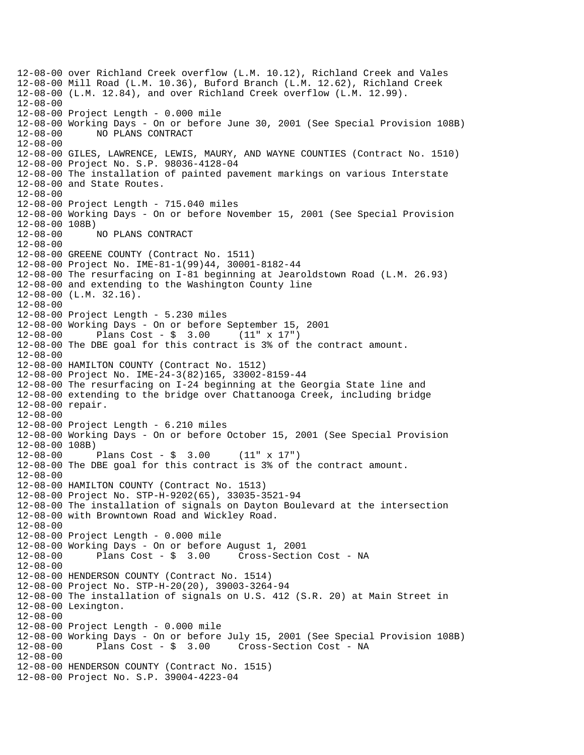12-08-00 over Richland Creek overflow (L.M. 10.12), Richland Creek and Vales
12-08-00 Mill Road (L.M. 10.36), Buford Branch (L.M. 12.62), Richland Creek
12-08-00 (L.M. 12.84), and over Richland Creek overflow (L.M. 12.99).
12-08-00
12-08-00 Project Length - 0.000 mile
12-08-00 Working Days - On or before June 30, 2001 (See Special Provision 108B)
12-08-00 NO PLANS CONTRACT
12-08-00
12-08-00 GILES, LAWRENCE, LEWIS, MAURY, AND WAYNE COUNTIES (Contract No. 1510)
12-08-00 Project No. S.P. 98036-4128-04
12-08-00 The installation of painted pavement markings on various Interstate
12-08-00 and State Routes.
12-08-00
12-08-00 Project Length - 715.040 miles
12-08-00 Working Days - On or before November 15, 2001 (See Special Provision
12-08-00 108B)
12-08-00 NO PLANS CONTRACT
12-08-00
12-08-00 GREENE COUNTY (Contract No. 1511)
12-08-00 Project No. IME-81-1(99)44, 30001-8182-44
12-08-00 The resurfacing on I-81 beginning at Jearoldstown Road (L.M. 26.93)
12-08-00 and extending to the Washington County line
12-08-00 (L.M. 32.16).
12-08-00
12-08-00 Project Length - 5.230 miles
12-08-00 Working Days - On or before September 15, 2001
12-08-00 Plans Cost - $ 3.00 (11" x 17")
12-08-00 The DBE goal for this contract is 3% of the contract amount.
12-08-00
12-08-00 HAMILTON COUNTY (Contract No. 1512)
12-08-00 Project No. IME-24-3(82)165, 33002-8159-44
12-08-00 The resurfacing on I-24 beginning at the Georgia State line and
12-08-00 extending to the bridge over Chattanooga Creek, including bridge
12-08-00 repair.
12-08-00
12-08-00 Project Length - 6.210 miles
12-08-00 Working Days - On or before October 15, 2001 (See Special Provision
12-08-00 108B)
12-08-00 Plans Cost - $ 3.00 (11" x 17")
12-08-00 The DBE goal for this contract is 3% of the contract amount.
12-08-00
12-08-00 HAMILTON COUNTY (Contract No. 1513)
12-08-00 Project No. STP-H-9202(65), 33035-3521-94
12-08-00 The installation of signals on Dayton Boulevard at the intersection
12-08-00 with Browntown Road and Wickley Road.
12-08-00
12-08-00 Project Length - 0.000 mile
12-08-00 Working Days - On or before August 1, 2001
12-08-00 Plans Cost - $ 3.00 Cross-Section Cost - NA
12-08-00
12-08-00 HENDERSON COUNTY (Contract No. 1514)
12-08-00 Project No. STP-H-20(20), 39003-3264-94
12-08-00 The installation of signals on U.S. 412 (S.R. 20) at Main Street in
12-08-00 Lexington.
12-08-00
12-08-00 Project Length - 0.000 mile
12-08-00 Working Days - On or before July 15, 2001 (See Special Provision 108B)
12-08-00 Plans Cost - $ 3.00 Cross-Section Cost - NA
12-08-00
12-08-00 HENDERSON COUNTY (Contract No. 1515)
12-08-00 Project No. S.P. 39004-4223-04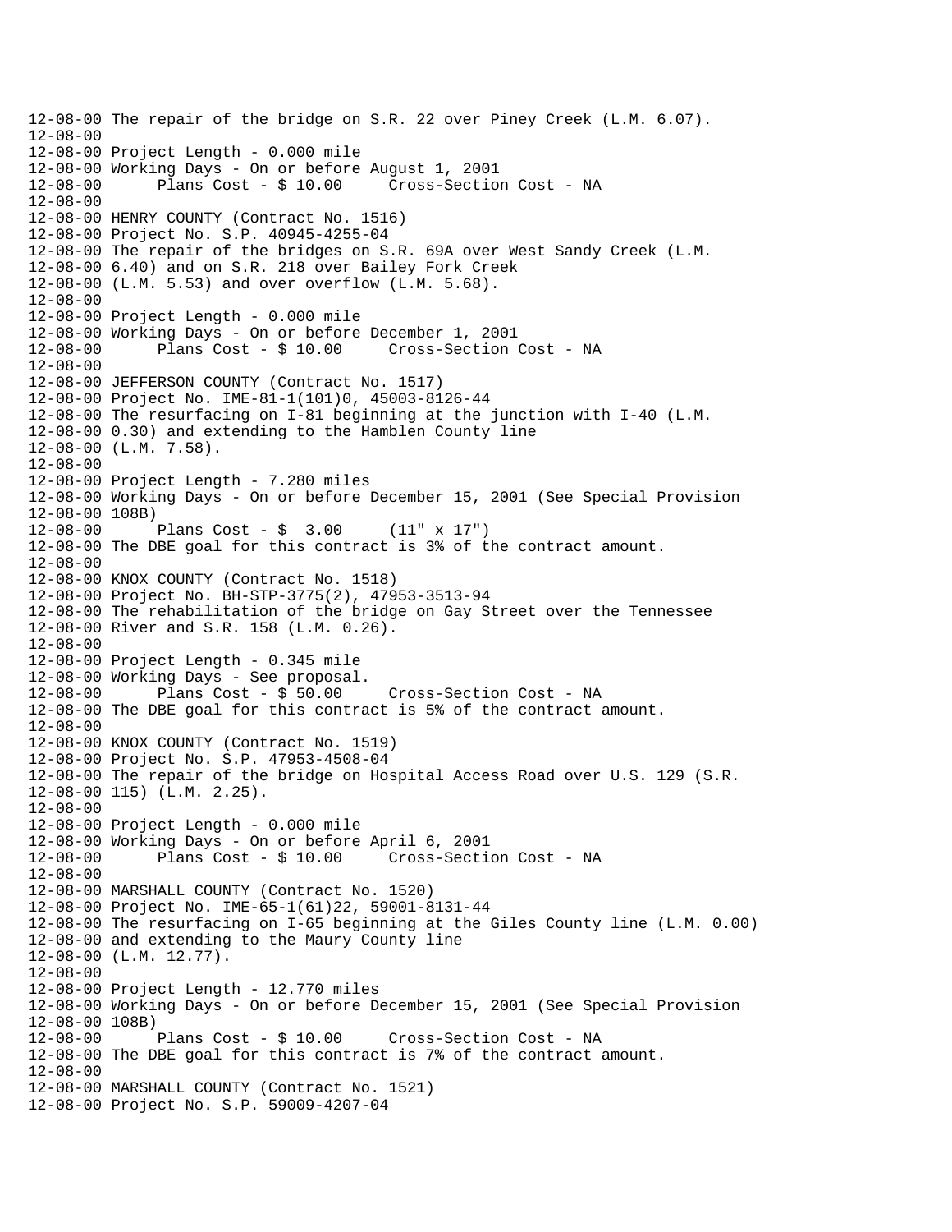12-08-00 The repair of the bridge on S.R. 22 over Piney Creek (L.M. 6.07).
12-08-00
12-08-00 Project Length - 0.000 mile
12-08-00 Working Days - On or before August 1, 2001
12-08-00       Plans Cost - $ 10.00     Cross-Section Cost - NA
12-08-00
12-08-00 HENRY COUNTY (Contract No. 1516)
12-08-00 Project No. S.P. 40945-4255-04
12-08-00 The repair of the bridges on S.R. 69A over West Sandy Creek (L.M.
12-08-00 6.40) and on S.R. 218 over Bailey Fork Creek
12-08-00 (L.M. 5.53) and over overflow (L.M. 5.68).
12-08-00
12-08-00 Project Length - 0.000 mile
12-08-00 Working Days - On or before December 1, 2001
12-08-00       Plans Cost - $ 10.00     Cross-Section Cost - NA
12-08-00
12-08-00 JEFFERSON COUNTY (Contract No. 1517)
12-08-00 Project No. IME-81-1(101)0, 45003-8126-44
12-08-00 The resurfacing on I-81 beginning at the junction with I-40 (L.M.
12-08-00 0.30) and extending to the Hamblen County line
12-08-00 (L.M. 7.58).
12-08-00
12-08-00 Project Length - 7.280 miles
12-08-00 Working Days - On or before December 15, 2001 (See Special Provision
12-08-00 108B)
12-08-00       Plans Cost - $  3.00     (11" x 17")
12-08-00 The DBE goal for this contract is 3% of the contract amount.
12-08-00
12-08-00 KNOX COUNTY (Contract No. 1518)
12-08-00 Project No. BH-STP-3775(2), 47953-3513-94
12-08-00 The rehabilitation of the bridge on Gay Street over the Tennessee
12-08-00 River and S.R. 158 (L.M. 0.26).
12-08-00
12-08-00 Project Length - 0.345 mile
12-08-00 Working Days - See proposal.
12-08-00       Plans Cost - $ 50.00     Cross-Section Cost - NA
12-08-00 The DBE goal for this contract is 5% of the contract amount.
12-08-00
12-08-00 KNOX COUNTY (Contract No. 1519)
12-08-00 Project No. S.P. 47953-4508-04
12-08-00 The repair of the bridge on Hospital Access Road over U.S. 129 (S.R.
12-08-00 115) (L.M. 2.25).
12-08-00
12-08-00 Project Length - 0.000 mile
12-08-00 Working Days - On or before April 6, 2001
12-08-00       Plans Cost - $ 10.00     Cross-Section Cost - NA
12-08-00
12-08-00 MARSHALL COUNTY (Contract No. 1520)
12-08-00 Project No. IME-65-1(61)22, 59001-8131-44
12-08-00 The resurfacing on I-65 beginning at the Giles County line (L.M. 0.00)
12-08-00 and extending to the Maury County line
12-08-00 (L.M. 12.77).
12-08-00
12-08-00 Project Length - 12.770 miles
12-08-00 Working Days - On or before December 15, 2001 (See Special Provision
12-08-00 108B)
12-08-00       Plans Cost - $ 10.00     Cross-Section Cost - NA
12-08-00 The DBE goal for this contract is 7% of the contract amount.
12-08-00
12-08-00 MARSHALL COUNTY (Contract No. 1521)
12-08-00 Project No. S.P. 59009-4207-04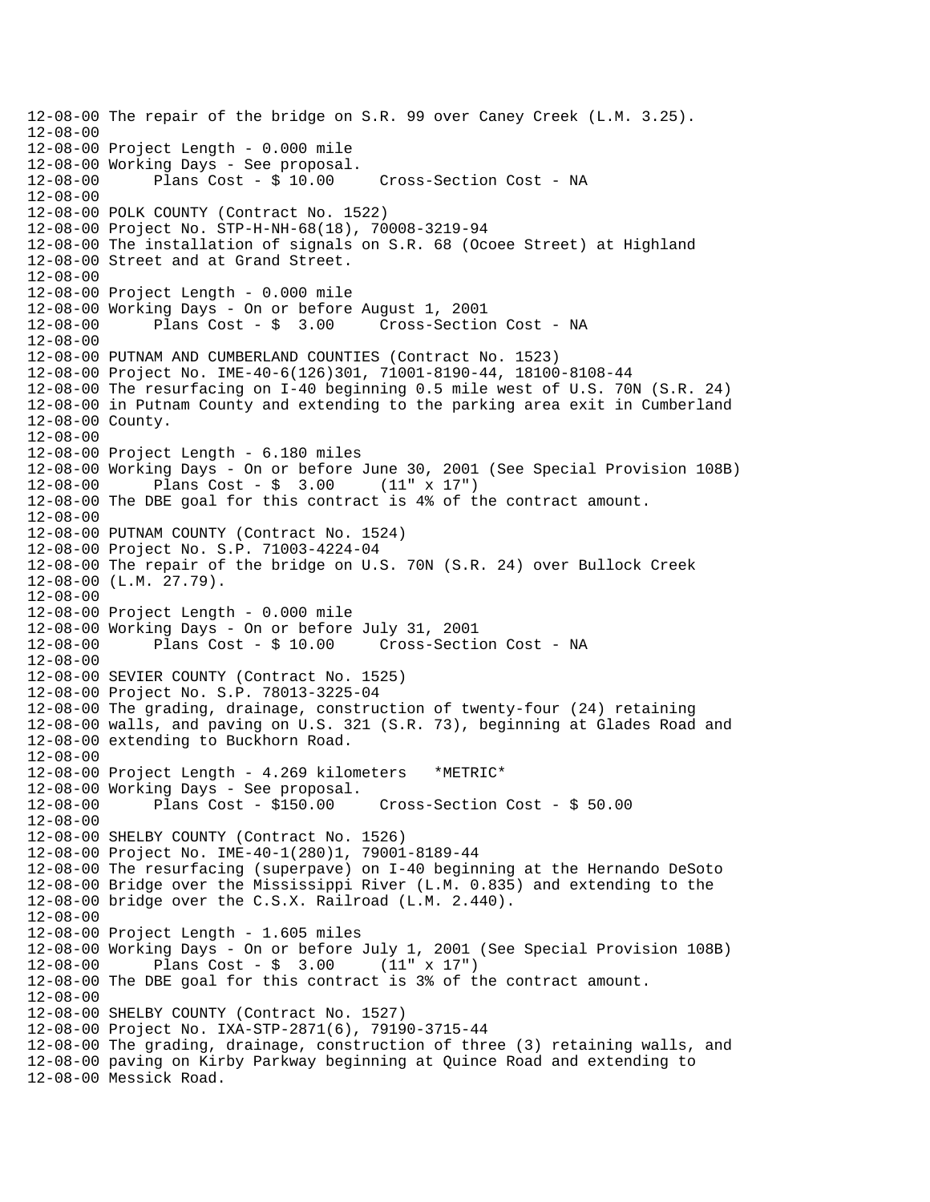```
12-08-00 The repair of the bridge on S.R. 99 over Caney Creek (L.M. 3.25).
12-08-00
12-08-00 Project Length - 0.000 mile
12-08-00 Working Days - See proposal.
12-08-00      Plans Cost - $ 10.00     Cross-Section Cost - NA
12-08-00
12-08-00 POLK COUNTY (Contract No. 1522)
12-08-00 Project No. STP-H-NH-68(18), 70008-3219-94
12-08-00 The installation of signals on S.R. 68 (Ocoee Street) at Highland
12-08-00 Street and at Grand Street.
12-08-00
12-08-00 Project Length - 0.000 mile
12-08-00 Working Days - On or before August 1, 2001
12-08-00      Plans Cost - $  3.00     Cross-Section Cost - NA
12-08-00
12-08-00 PUTNAM AND CUMBERLAND COUNTIES (Contract No. 1523)
12-08-00 Project No. IME-40-6(126)301, 71001-8190-44, 18100-8108-44
12-08-00 The resurfacing on I-40 beginning 0.5 mile west of U.S. 70N (S.R. 24)
12-08-00 in Putnam County and extending to the parking area exit in Cumberland
12-08-00 County.
12-08-00
12-08-00 Project Length - 6.180 miles
12-08-00 Working Days - On or before June 30, 2001 (See Special Provision 108B)
12-08-00      Plans Cost - $  3.00     (11" x 17")
12-08-00 The DBE goal for this contract is 4% of the contract amount.
12-08-00
12-08-00 PUTNAM COUNTY (Contract No. 1524)
12-08-00 Project No. S.P. 71003-4224-04
12-08-00 The repair of the bridge on U.S. 70N (S.R. 24) over Bullock Creek
12-08-00 (L.M. 27.79).
12-08-00
12-08-00 Project Length - 0.000 mile
12-08-00 Working Days - On or before July 31, 2001
12-08-00      Plans Cost - $ 10.00     Cross-Section Cost - NA
12-08-00
12-08-00 SEVIER COUNTY (Contract No. 1525)
12-08-00 Project No. S.P. 78013-3225-04
12-08-00 The grading, drainage, construction of twenty-four (24) retaining
12-08-00 walls, and paving on U.S. 321 (S.R. 73), beginning at Glades Road and
12-08-00 extending to Buckhorn Road.
12-08-00
12-08-00 Project Length - 4.269 kilometers   *METRIC*
12-08-00 Working Days - See proposal.
12-08-00      Plans Cost - $150.00     Cross-Section Cost - $ 50.00
12-08-00
12-08-00 SHELBY COUNTY (Contract No. 1526)
12-08-00 Project No. IME-40-1(280)1, 79001-8189-44
12-08-00 The resurfacing (superpave) on I-40 beginning at the Hernando DeSoto
12-08-00 Bridge over the Mississippi River (L.M. 0.835) and extending to the
12-08-00 bridge over the C.S.X. Railroad (L.M. 2.440).
12-08-00
12-08-00 Project Length - 1.605 miles
12-08-00 Working Days - On or before July 1, 2001 (See Special Provision 108B)
12-08-00      Plans Cost - $  3.00     (11" x 17")
12-08-00 The DBE goal for this contract is 3% of the contract amount.
12-08-00
12-08-00 SHELBY COUNTY (Contract No. 1527)
12-08-00 Project No. IXA-STP-2871(6), 79190-3715-44
12-08-00 The grading, drainage, construction of three (3) retaining walls, and
12-08-00 paving on Kirby Parkway beginning at Quince Road and extending to
12-08-00 Messick Road.
```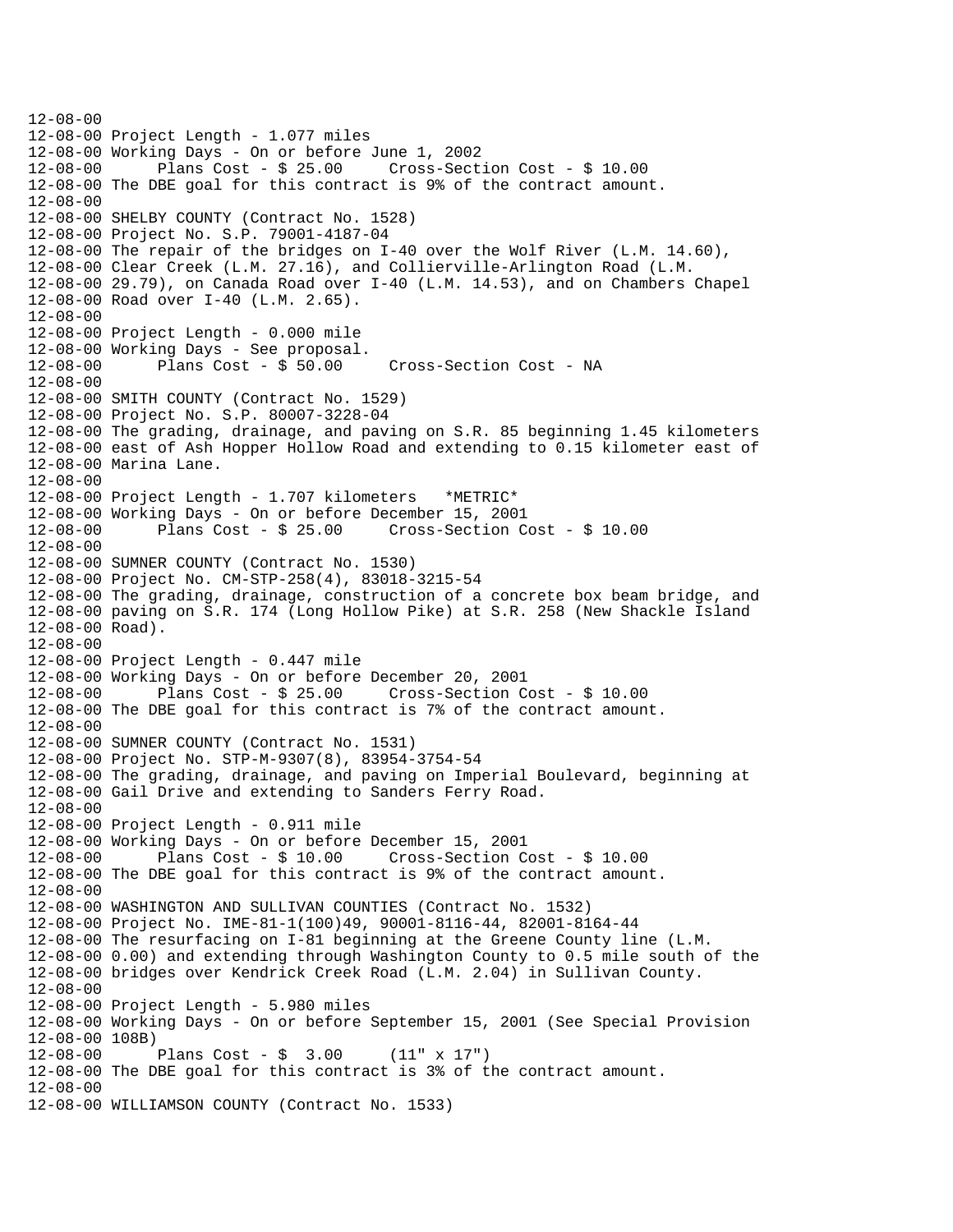```
12-08-00
12-08-00 Project Length - 1.077 miles
12-08-00 Working Days - On or before June 1, 2002
12-08-00      Plans Cost - $ 25.00     Cross-Section Cost - $ 10.00
12-08-00 The DBE goal for this contract is 9% of the contract amount.
12-08-00
12-08-00 SHELBY COUNTY (Contract No. 1528)
12-08-00 Project No. S.P. 79001-4187-04
12-08-00 The repair of the bridges on I-40 over the Wolf River (L.M. 14.60),
12-08-00 Clear Creek (L.M. 27.16), and Collierville-Arlington Road (L.M.
12-08-00 29.79), on Canada Road over I-40 (L.M. 14.53), and on Chambers Chapel
12-08-00 Road over I-40 (L.M. 2.65).
12-08-00
12-08-00 Project Length - 0.000 mile
12-08-00 Working Days - See proposal.
12-08-00      Plans Cost - $ 50.00     Cross-Section Cost - NA
12-08-00
12-08-00 SMITH COUNTY (Contract No. 1529)
12-08-00 Project No. S.P. 80007-3228-04
12-08-00 The grading, drainage, and paving on S.R. 85 beginning 1.45 kilometers
12-08-00 east of Ash Hopper Hollow Road and extending to 0.15 kilometer east of
12-08-00 Marina Lane.
12-08-00
12-08-00 Project Length - 1.707 kilometers   *METRIC*
12-08-00 Working Days - On or before December 15, 2001
12-08-00      Plans Cost - $ 25.00     Cross-Section Cost - $ 10.00
12-08-00
12-08-00 SUMNER COUNTY (Contract No. 1530)
12-08-00 Project No. CM-STP-258(4), 83018-3215-54
12-08-00 The grading, drainage, construction of a concrete box beam bridge, and
12-08-00 paving on S.R. 174 (Long Hollow Pike) at S.R. 258 (New Shackle Island
12-08-00 Road).
12-08-00
12-08-00 Project Length - 0.447 mile
12-08-00 Working Days - On or before December 20, 2001
12-08-00      Plans Cost - $ 25.00     Cross-Section Cost - $ 10.00
12-08-00 The DBE goal for this contract is 7% of the contract amount.
12-08-00
12-08-00 SUMNER COUNTY (Contract No. 1531)
12-08-00 Project No. STP-M-9307(8), 83954-3754-54
12-08-00 The grading, drainage, and paving on Imperial Boulevard, beginning at
12-08-00 Gail Drive and extending to Sanders Ferry Road.
12-08-00
12-08-00 Project Length - 0.911 mile
12-08-00 Working Days - On or before December 15, 2001
12-08-00      Plans Cost - $ 10.00     Cross-Section Cost - $ 10.00
12-08-00 The DBE goal for this contract is 9% of the contract amount.
12-08-00
12-08-00 WASHINGTON AND SULLIVAN COUNTIES (Contract No. 1532)
12-08-00 Project No. IME-81-1(100)49, 90001-8116-44, 82001-8164-44
12-08-00 The resurfacing on I-81 beginning at the Greene County line (L.M.
12-08-00 0.00) and extending through Washington County to 0.5 mile south of the
12-08-00 bridges over Kendrick Creek Road (L.M. 2.04) in Sullivan County.
12-08-00
12-08-00 Project Length - 5.980 miles
12-08-00 Working Days - On or before September 15, 2001 (See Special Provision
12-08-00 108B)
12-08-00      Plans Cost - $  3.00     (11" x 17")
12-08-00 The DBE goal for this contract is 3% of the contract amount.
12-08-00
12-08-00 WILLIAMSON COUNTY (Contract No. 1533)
```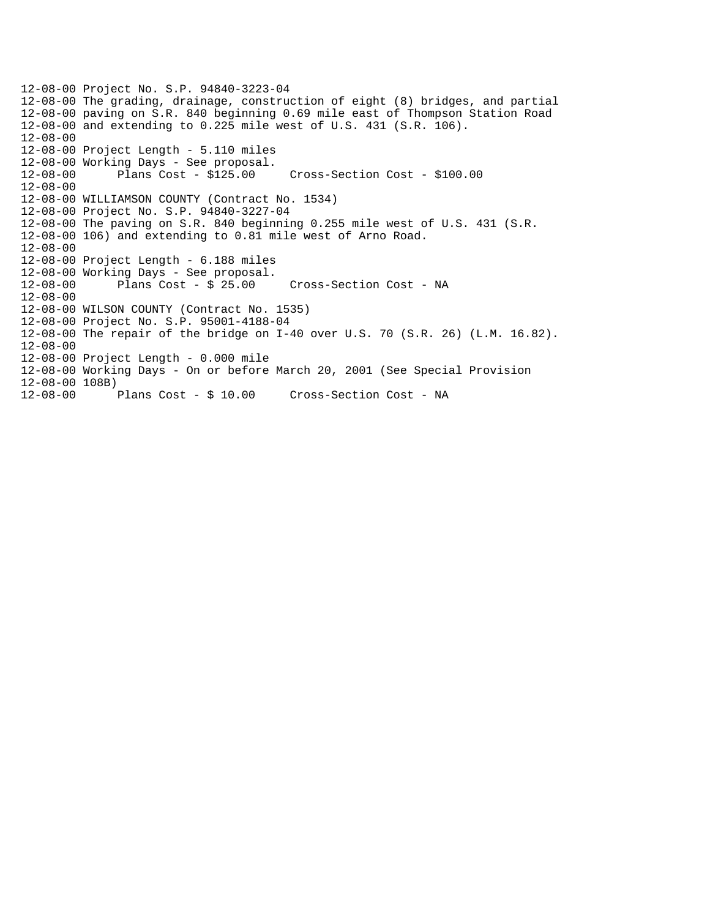```
12-08-00 Project No. S.P. 94840-3223-04
12-08-00 The grading, drainage, construction of eight (8) bridges, and partial
12-08-00 paving on S.R. 840 beginning 0.69 mile east of Thompson Station Road
12-08-00 and extending to 0.225 mile west of U.S. 431 (S.R. 106).
12-08-00
12-08-00 Project Length - 5.110 miles
12-08-00 Working Days - See proposal.
12-08-00       Plans Cost - $125.00     Cross-Section Cost - $100.00
12-08-00
12-08-00 WILLIAMSON COUNTY (Contract No. 1534)
12-08-00 Project No. S.P. 94840-3227-04
12-08-00 The paving on S.R. 840 beginning 0.255 mile west of U.S. 431 (S.R.
12-08-00 106) and extending to 0.81 mile west of Arno Road.
12-08-00
12-08-00 Project Length - 6.188 miles
12-08-00 Working Days - See proposal.
12-08-00       Plans Cost - $ 25.00     Cross-Section Cost - NA
12-08-00
12-08-00 WILSON COUNTY (Contract No. 1535)
12-08-00 Project No. S.P. 95001-4188-04
12-08-00 The repair of the bridge on I-40 over U.S. 70 (S.R. 26) (L.M. 16.82).
12-08-00
12-08-00 Project Length - 0.000 mile
12-08-00 Working Days - On or before March 20, 2001 (See Special Provision
12-08-00 108B)
12-08-00       Plans Cost - $ 10.00     Cross-Section Cost - NA
```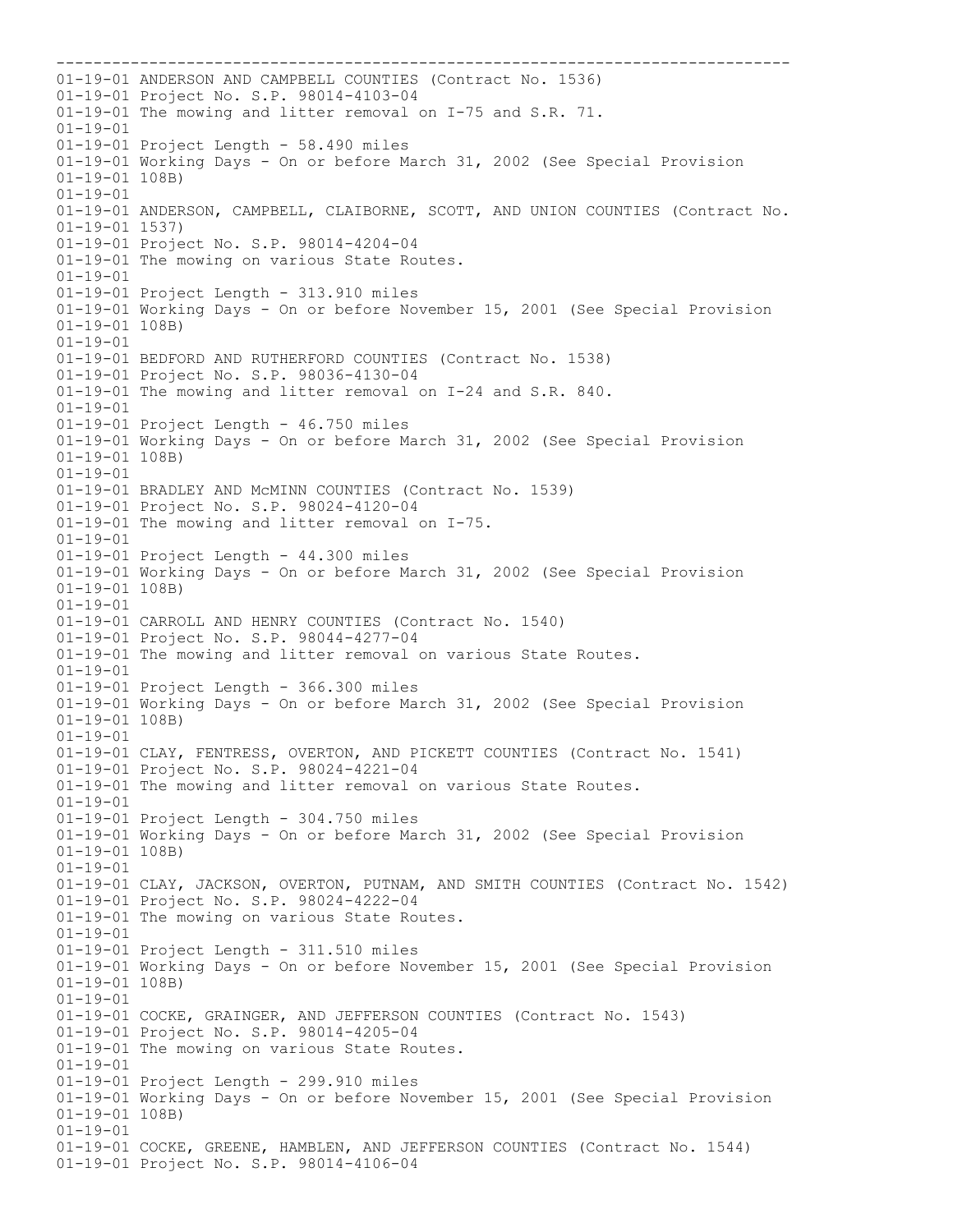```
--------------------------------------------------------------------------------
01-19-01 ANDERSON AND CAMPBELL COUNTIES (Contract No. 1536)
01-19-01 Project No. S.P. 98014-4103-04
01-19-01 The mowing and litter removal on I-75 and S.R. 71.
01-19-01
01-19-01 Project Length - 58.490 miles
01-19-01 Working Days - On or before March 31, 2002 (See Special Provision
01-19-01 108B)
01-19-01
01-19-01 ANDERSON, CAMPBELL, CLAIBORNE, SCOTT, AND UNION COUNTIES (Contract No.
01-19-01 1537)
01-19-01 Project No. S.P. 98014-4204-04
01-19-01 The mowing on various State Routes.
01-19-01
01-19-01 Project Length - 313.910 miles
01-19-01 Working Days - On or before November 15, 2001 (See Special Provision
01-19-01 108B)
01-19-01
01-19-01 BEDFORD AND RUTHERFORD COUNTIES (Contract No. 1538)
01-19-01 Project No. S.P. 98036-4130-04
01-19-01 The mowing and litter removal on I-24 and S.R. 840.
01-19-01
01-19-01 Project Length - 46.750 miles
01-19-01 Working Days - On or before March 31, 2002 (See Special Provision
01-19-01 108B)
01-19-01
01-19-01 BRADLEY AND McMINN COUNTIES (Contract No. 1539)
01-19-01 Project No. S.P. 98024-4120-04
01-19-01 The mowing and litter removal on I-75.
01-19-01
01-19-01 Project Length - 44.300 miles
01-19-01 Working Days - On or before March 31, 2002 (See Special Provision
01-19-01 108B)
01-19-01
01-19-01 CARROLL AND HENRY COUNTIES (Contract No. 1540)
01-19-01 Project No. S.P. 98044-4277-04
01-19-01 The mowing and litter removal on various State Routes.
01-19-01
01-19-01 Project Length - 366.300 miles
01-19-01 Working Days - On or before March 31, 2002 (See Special Provision
01-19-01 108B)
01-19-01
01-19-01 CLAY, FENTRESS, OVERTON, AND PICKETT COUNTIES (Contract No. 1541)
01-19-01 Project No. S.P. 98024-4221-04
01-19-01 The mowing and litter removal on various State Routes.
01-19-01
01-19-01 Project Length - 304.750 miles
01-19-01 Working Days - On or before March 31, 2002 (See Special Provision
01-19-01 108B)
01-19-01
01-19-01 CLAY, JACKSON, OVERTON, PUTNAM, AND SMITH COUNTIES (Contract No. 1542)
01-19-01 Project No. S.P. 98024-4222-04
01-19-01 The mowing on various State Routes.
01-19-01
01-19-01 Project Length - 311.510 miles
01-19-01 Working Days - On or before November 15, 2001 (See Special Provision
01-19-01 108B)
01-19-01
01-19-01 COCKE, GRAINGER, AND JEFFERSON COUNTIES (Contract No. 1543)
01-19-01 Project No. S.P. 98014-4205-04
01-19-01 The mowing on various State Routes.
01-19-01
01-19-01 Project Length - 299.910 miles
01-19-01 Working Days - On or before November 15, 2001 (See Special Provision
01-19-01 108B)
01-19-01
01-19-01 COCKE, GREENE, HAMBLEN, AND JEFFERSON COUNTIES (Contract No. 1544)
01-19-01 Project No. S.P. 98014-4106-04
```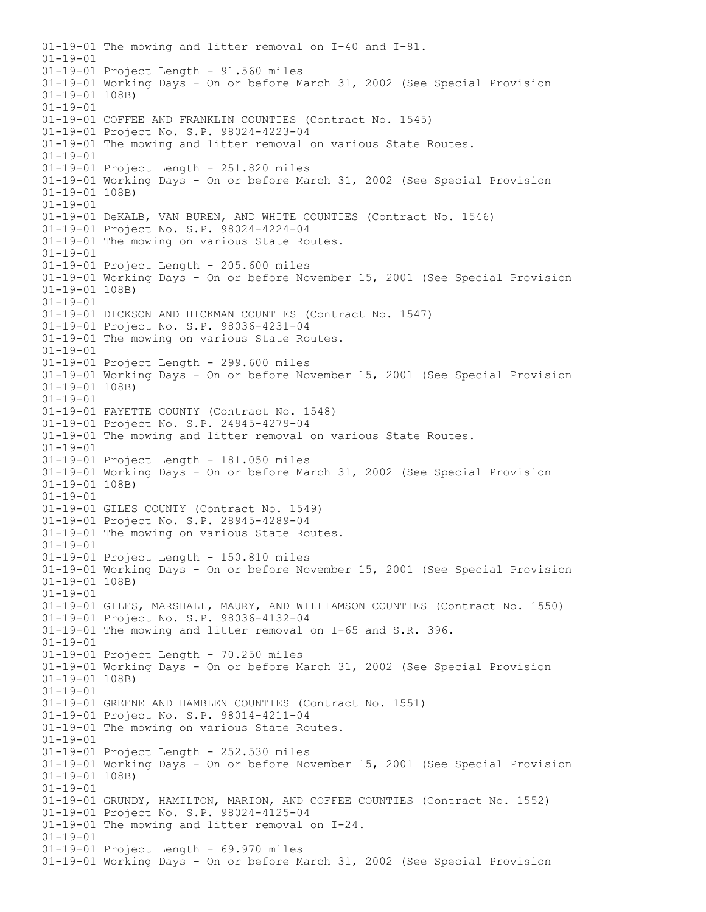```
01-19-01 The mowing and litter removal on I-40 and I-81.
01-19-01
01-19-01 Project Length - 91.560 miles
01-19-01 Working Days - On or before March 31, 2002 (See Special Provision
01-19-01 108B)
01-19-01
01-19-01 COFFEE AND FRANKLIN COUNTIES (Contract No. 1545)
01-19-01 Project No. S.P. 98024-4223-04
01-19-01 The mowing and litter removal on various State Routes.
01-19-01
01-19-01 Project Length - 251.820 miles
01-19-01 Working Days - On or before March 31, 2002 (See Special Provision
01-19-01 108B)
01-19-01
01-19-01 DeKALB, VAN BUREN, AND WHITE COUNTIES (Contract No. 1546)
01-19-01 Project No. S.P. 98024-4224-04
01-19-01 The mowing on various State Routes.
01-19-01
01-19-01 Project Length - 205.600 miles
01-19-01 Working Days - On or before November 15, 2001 (See Special Provision
01-19-01 108B)
01-19-01
01-19-01 DICKSON AND HICKMAN COUNTIES (Contract No. 1547)
01-19-01 Project No. S.P. 98036-4231-04
01-19-01 The mowing on various State Routes.
01-19-01
01-19-01 Project Length - 299.600 miles
01-19-01 Working Days - On or before November 15, 2001 (See Special Provision
01-19-01 108B)
01-19-01
01-19-01 FAYETTE COUNTY (Contract No. 1548)
01-19-01 Project No. S.P. 24945-4279-04
01-19-01 The mowing and litter removal on various State Routes.
01-19-01
01-19-01 Project Length - 181.050 miles
01-19-01 Working Days - On or before March 31, 2002 (See Special Provision
01-19-01 108B)
01-19-01
01-19-01 GILES COUNTY (Contract No. 1549)
01-19-01 Project No. S.P. 28945-4289-04
01-19-01 The mowing on various State Routes.
01-19-01
01-19-01 Project Length - 150.810 miles
01-19-01 Working Days - On or before November 15, 2001 (See Special Provision
01-19-01 108B)
01-19-01
01-19-01 GILES, MARSHALL, MAURY, AND WILLIAMSON COUNTIES (Contract No. 1550)
01-19-01 Project No. S.P. 98036-4132-04
01-19-01 The mowing and litter removal on I-65 and S.R. 396.
01-19-01
01-19-01 Project Length - 70.250 miles
01-19-01 Working Days - On or before March 31, 2002 (See Special Provision
01-19-01 108B)
01-19-01
01-19-01 GREENE AND HAMBLEN COUNTIES (Contract No. 1551)
01-19-01 Project No. S.P. 98014-4211-04
01-19-01 The mowing on various State Routes.
01-19-01
01-19-01 Project Length - 252.530 miles
01-19-01 Working Days - On or before November 15, 2001 (See Special Provision
01-19-01 108B)
01-19-01
01-19-01 GRUNDY, HAMILTON, MARION, AND COFFEE COUNTIES (Contract No. 1552)
01-19-01 Project No. S.P. 98024-4125-04
01-19-01 The mowing and litter removal on I-24.
01-19-01
01-19-01 Project Length - 69.970 miles
01-19-01 Working Days - On or before March 31, 2002 (See Special Provision
```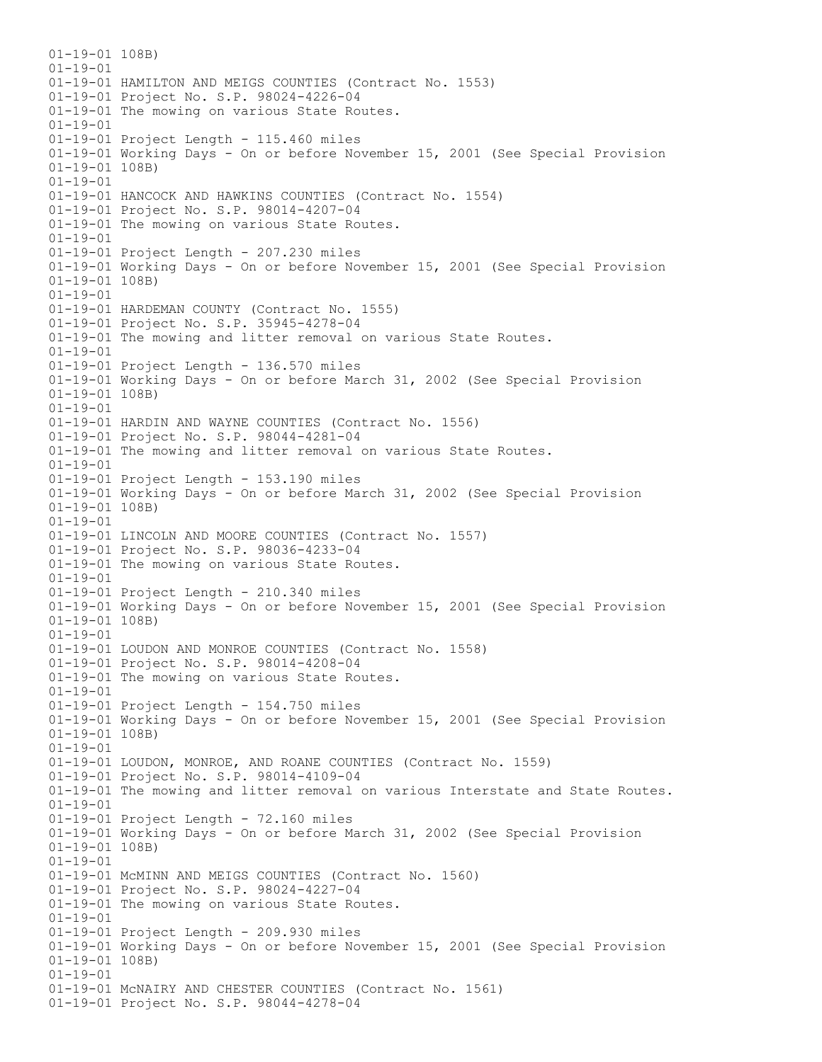```
01-19-01 108B)
01-19-01
01-19-01 HAMILTON AND MEIGS COUNTIES (Contract No. 1553)
01-19-01 Project No. S.P. 98024-4226-04
01-19-01 The mowing on various State Routes.
01-19-01
01-19-01 Project Length - 115.460 miles
01-19-01 Working Days - On or before November 15, 2001 (See Special Provision
01-19-01 108B)
01-19-01
01-19-01 HANCOCK AND HAWKINS COUNTIES (Contract No. 1554)
01-19-01 Project No. S.P. 98014-4207-04
01-19-01 The mowing on various State Routes.
01-19-01
01-19-01 Project Length - 207.230 miles
01-19-01 Working Days - On or before November 15, 2001 (See Special Provision
01-19-01 108B)
01-19-01
01-19-01 HARDEMAN COUNTY (Contract No. 1555)
01-19-01 Project No. S.P. 35945-4278-04
01-19-01 The mowing and litter removal on various State Routes.
01-19-01
01-19-01 Project Length - 136.570 miles
01-19-01 Working Days - On or before March 31, 2002 (See Special Provision
01-19-01 108B)
01-19-01
01-19-01 HARDIN AND WAYNE COUNTIES (Contract No. 1556)
01-19-01 Project No. S.P. 98044-4281-04
01-19-01 The mowing and litter removal on various State Routes.
01-19-01
01-19-01 Project Length - 153.190 miles
01-19-01 Working Days - On or before March 31, 2002 (See Special Provision
01-19-01 108B)
01-19-01
01-19-01 LINCOLN AND MOORE COUNTIES (Contract No. 1557)
01-19-01 Project No. S.P. 98036-4233-04
01-19-01 The mowing on various State Routes.
01-19-01
01-19-01 Project Length - 210.340 miles
01-19-01 Working Days - On or before November 15, 2001 (See Special Provision
01-19-01 108B)
01-19-01
01-19-01 LOUDON AND MONROE COUNTIES (Contract No. 1558)
01-19-01 Project No. S.P. 98014-4208-04
01-19-01 The mowing on various State Routes.
01-19-01
01-19-01 Project Length - 154.750 miles
01-19-01 Working Days - On or before November 15, 2001 (See Special Provision
01-19-01 108B)
01-19-01
01-19-01 LOUDON, MONROE, AND ROANE COUNTIES (Contract No. 1559)
01-19-01 Project No. S.P. 98014-4109-04
01-19-01 The mowing and litter removal on various Interstate and State Routes.
01-19-01
01-19-01 Project Length - 72.160 miles
01-19-01 Working Days - On or before March 31, 2002 (See Special Provision
01-19-01 108B)
01-19-01
01-19-01 McMINN AND MEIGS COUNTIES (Contract No. 1560)
01-19-01 Project No. S.P. 98024-4227-04
01-19-01 The mowing on various State Routes.
01-19-01
01-19-01 Project Length - 209.930 miles
01-19-01 Working Days - On or before November 15, 2001 (See Special Provision
01-19-01 108B)
01-19-01
01-19-01 McNAIRY AND CHESTER COUNTIES (Contract No. 1561)
01-19-01 Project No. S.P. 98044-4278-04
```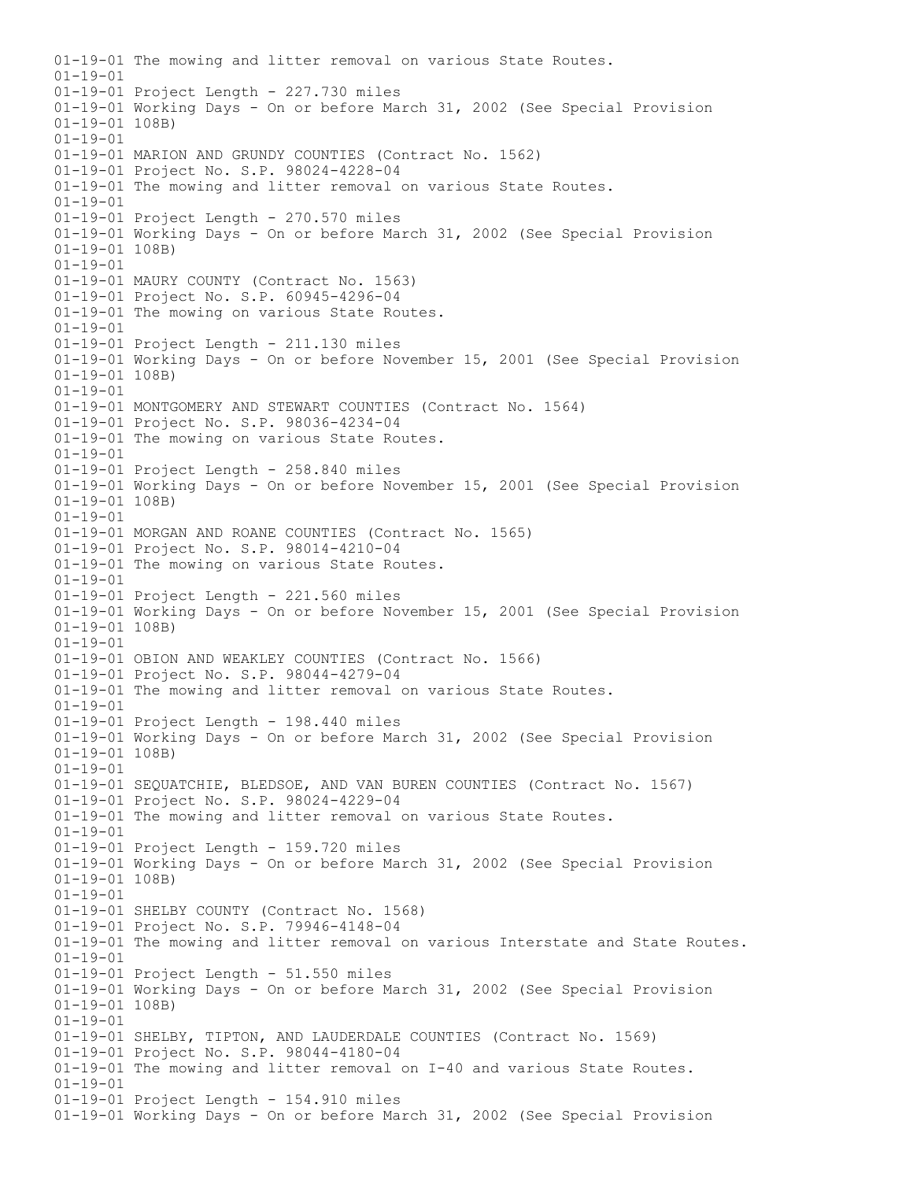01-19-01 The mowing and litter removal on various State Routes.
01-19-01
01-19-01 Project Length - 227.730 miles
01-19-01 Working Days - On or before March 31, 2002 (See Special Provision
01-19-01 108B)
01-19-01
01-19-01 MARION AND GRUNDY COUNTIES (Contract No. 1562)
01-19-01 Project No. S.P. 98024-4228-04
01-19-01 The mowing and litter removal on various State Routes.
01-19-01
01-19-01 Project Length - 270.570 miles
01-19-01 Working Days - On or before March 31, 2002 (See Special Provision
01-19-01 108B)
01-19-01
01-19-01 MAURY COUNTY (Contract No. 1563)
01-19-01 Project No. S.P. 60945-4296-04
01-19-01 The mowing on various State Routes.
01-19-01
01-19-01 Project Length - 211.130 miles
01-19-01 Working Days - On or before November 15, 2001 (See Special Provision
01-19-01 108B)
01-19-01
01-19-01 MONTGOMERY AND STEWART COUNTIES (Contract No. 1564)
01-19-01 Project No. S.P. 98036-4234-04
01-19-01 The mowing on various State Routes.
01-19-01
01-19-01 Project Length - 258.840 miles
01-19-01 Working Days - On or before November 15, 2001 (See Special Provision
01-19-01 108B)
01-19-01
01-19-01 MORGAN AND ROANE COUNTIES (Contract No. 1565)
01-19-01 Project No. S.P. 98014-4210-04
01-19-01 The mowing on various State Routes.
01-19-01
01-19-01 Project Length - 221.560 miles
01-19-01 Working Days - On or before November 15, 2001 (See Special Provision
01-19-01 108B)
01-19-01
01-19-01 OBION AND WEAKLEY COUNTIES (Contract No. 1566)
01-19-01 Project No. S.P. 98044-4279-04
01-19-01 The mowing and litter removal on various State Routes.
01-19-01
01-19-01 Project Length - 198.440 miles
01-19-01 Working Days - On or before March 31, 2002 (See Special Provision
01-19-01 108B)
01-19-01
01-19-01 SEQUATCHIE, BLEDSOE, AND VAN BUREN COUNTIES (Contract No. 1567)
01-19-01 Project No. S.P. 98024-4229-04
01-19-01 The mowing and litter removal on various State Routes.
01-19-01
01-19-01 Project Length - 159.720 miles
01-19-01 Working Days - On or before March 31, 2002 (See Special Provision
01-19-01 108B)
01-19-01
01-19-01 SHELBY COUNTY (Contract No. 1568)
01-19-01 Project No. S.P. 79946-4148-04
01-19-01 The mowing and litter removal on various Interstate and State Routes.
01-19-01
01-19-01 Project Length - 51.550 miles
01-19-01 Working Days - On or before March 31, 2002 (See Special Provision
01-19-01 108B)
01-19-01
01-19-01 SHELBY, TIPTON, AND LAUDERDALE COUNTIES (Contract No. 1569)
01-19-01 Project No. S.P. 98044-4180-04
01-19-01 The mowing and litter removal on I-40 and various State Routes.
01-19-01
01-19-01 Project Length - 154.910 miles
01-19-01 Working Days - On or before March 31, 2002 (See Special Provision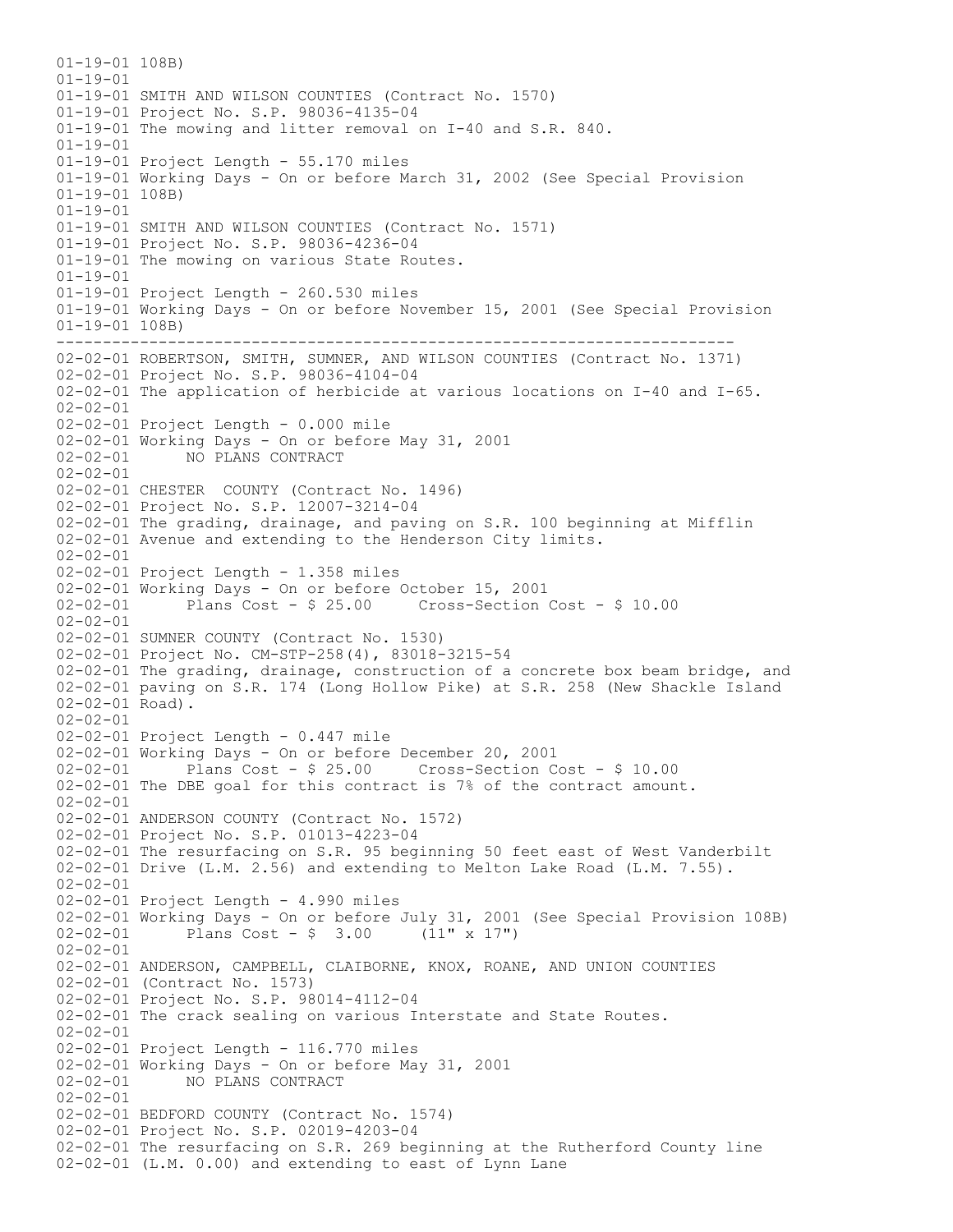```
01-19-01 108B)
01-19-01
01-19-01 SMITH AND WILSON COUNTIES (Contract No. 1570)
01-19-01 Project No. S.P. 98036-4135-04
01-19-01 The mowing and litter removal on I-40 and S.R. 840.
01-19-01
01-19-01 Project Length - 55.170 miles
01-19-01 Working Days - On or before March 31, 2002 (See Special Provision
01-19-01 108B)
01-19-01
01-19-01 SMITH AND WILSON COUNTIES (Contract No. 1571)
01-19-01 Project No. S.P. 98036-4236-04
01-19-01 The mowing on various State Routes.
01-19-01
01-19-01 Project Length - 260.530 miles
01-19-01 Working Days - On or before November 15, 2001 (See Special Provision
01-19-01 108B)
-----------------------------------------------------------------------
02-02-01 ROBERTSON, SMITH, SUMNER, AND WILSON COUNTIES (Contract No. 1371)
02-02-01 Project No. S.P. 98036-4104-04
02-02-01 The application of herbicide at various locations on I-40 and I-65.
02-02-01
02-02-01 Project Length - 0.000 mile
02-02-01 Working Days - On or before May 31, 2001
02-02-01       NO PLANS CONTRACT
02-02-01
02-02-01 CHESTER  COUNTY (Contract No. 1496)
02-02-01 Project No. S.P. 12007-3214-04
02-02-01 The grading, drainage, and paving on S.R. 100 beginning at Mifflin
02-02-01 Avenue and extending to the Henderson City limits.
02-02-01
02-02-01 Project Length - 1.358 miles
02-02-01 Working Days - On or before October 15, 2001
02-02-01       Plans Cost - $ 25.00     Cross-Section Cost - $ 10.00
02-02-01
02-02-01 SUMNER COUNTY (Contract No. 1530)
02-02-01 Project No. CM-STP-258(4), 83018-3215-54
02-02-01 The grading, drainage, construction of a concrete box beam bridge, and
02-02-01 paving on S.R. 174 (Long Hollow Pike) at S.R. 258 (New Shackle Island
02-02-01 Road).
02-02-01
02-02-01 Project Length - 0.447 mile
02-02-01 Working Days - On or before December 20, 2001
02-02-01       Plans Cost - $ 25.00     Cross-Section Cost - $ 10.00
02-02-01 The DBE goal for this contract is 7% of the contract amount.
02-02-01
02-02-01 ANDERSON COUNTY (Contract No. 1572)
02-02-01 Project No. S.P. 01013-4223-04
02-02-01 The resurfacing on S.R. 95 beginning 50 feet east of West Vanderbilt
02-02-01 Drive (L.M. 2.56) and extending to Melton Lake Road (L.M. 7.55).
02-02-01
02-02-01 Project Length - 4.990 miles
02-02-01 Working Days - On or before July 31, 2001 (See Special Provision 108B)
02-02-01       Plans Cost - $  3.00     (11" x 17")
02-02-01
02-02-01 ANDERSON, CAMPBELL, CLAIBORNE, KNOX, ROANE, AND UNION COUNTIES
02-02-01 (Contract No. 1573)
02-02-01 Project No. S.P. 98014-4112-04
02-02-01 The crack sealing on various Interstate and State Routes.
02-02-01
02-02-01 Project Length - 116.770 miles
02-02-01 Working Days - On or before May 31, 2001
02-02-01       NO PLANS CONTRACT
02-02-01
02-02-01 BEDFORD COUNTY (Contract No. 1574)
02-02-01 Project No. S.P. 02019-4203-04
02-02-01 The resurfacing on S.R. 269 beginning at the Rutherford County line
02-02-01 (L.M. 0.00) and extending to east of Lynn Lane
```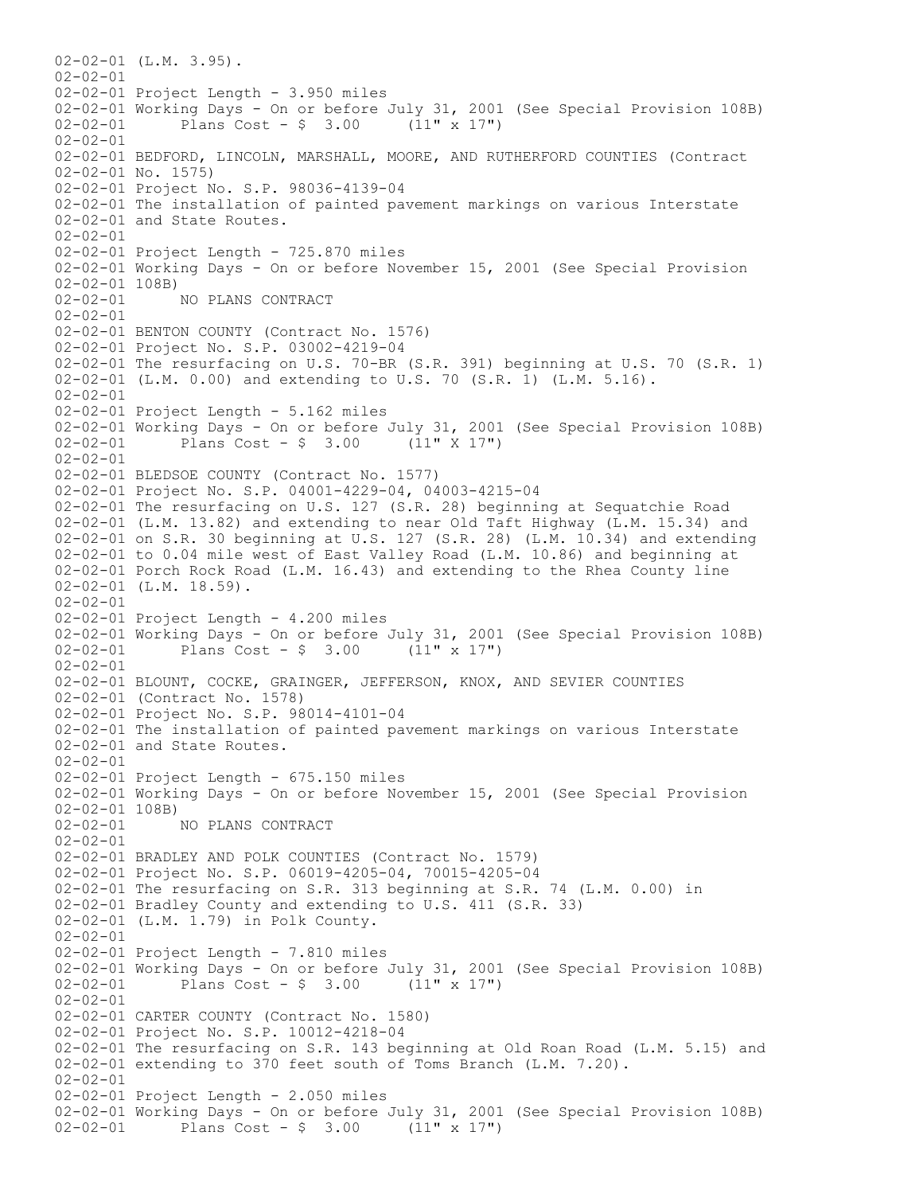02-02-01 (L.M. 3.95).
02-02-01
02-02-01 Project Length - 3.950 miles
02-02-01 Working Days - On or before July 31, 2001 (See Special Provision 108B)
02-02-01 Plans Cost - $ 3.00 (11" x 17")
02-02-01
02-02-01 BEDFORD, LINCOLN, MARSHALL, MOORE, AND RUTHERFORD COUNTIES (Contract
02-02-01 No. 1575)
02-02-01 Project No. S.P. 98036-4139-04
02-02-01 The installation of painted pavement markings on various Interstate
02-02-01 and State Routes.
02-02-01
02-02-01 Project Length - 725.870 miles
02-02-01 Working Days - On or before November 15, 2001 (See Special Provision
02-02-01 108B)
02-02-01 NO PLANS CONTRACT
02-02-01
02-02-01 BENTON COUNTY (Contract No. 1576)
02-02-01 Project No. S.P. 03002-4219-04
02-02-01 The resurfacing on U.S. 70-BR (S.R. 391) beginning at U.S. 70 (S.R. 1)
02-02-01 (L.M. 0.00) and extending to U.S. 70 (S.R. 1) (L.M. 5.16).
02-02-01
02-02-01 Project Length - 5.162 miles
02-02-01 Working Days - On or before July 31, 2001 (See Special Provision 108B)
02-02-01 Plans Cost - $ 3.00 (11" X 17")
02-02-01
02-02-01 BLEDSOE COUNTY (Contract No. 1577)
02-02-01 Project No. S.P. 04001-4229-04, 04003-4215-04
02-02-01 The resurfacing on U.S. 127 (S.R. 28) beginning at Sequatchie Road
02-02-01 (L.M. 13.82) and extending to near Old Taft Highway (L.M. 15.34) and
02-02-01 on S.R. 30 beginning at U.S. 127 (S.R. 28) (L.M. 10.34) and extending
02-02-01 to 0.04 mile west of East Valley Road (L.M. 10.86) and beginning at
02-02-01 Porch Rock Road (L.M. 16.43) and extending to the Rhea County line
02-02-01 (L.M. 18.59).
02-02-01
02-02-01 Project Length - 4.200 miles
02-02-01 Working Days - On or before July 31, 2001 (See Special Provision 108B)
02-02-01 Plans Cost - $ 3.00 (11" x 17")
02-02-01
02-02-01 BLOUNT, COCKE, GRAINGER, JEFFERSON, KNOX, AND SEVIER COUNTIES
02-02-01 (Contract No. 1578)
02-02-01 Project No. S.P. 98014-4101-04
02-02-01 The installation of painted pavement markings on various Interstate
02-02-01 and State Routes.
02-02-01
02-02-01 Project Length - 675.150 miles
02-02-01 Working Days - On or before November 15, 2001 (See Special Provision
02-02-01 108B)
02-02-01 NO PLANS CONTRACT
02-02-01
02-02-01 BRADLEY AND POLK COUNTIES (Contract No. 1579)
02-02-01 Project No. S.P. 06019-4205-04, 70015-4205-04
02-02-01 The resurfacing on S.R. 313 beginning at S.R. 74 (L.M. 0.00) in
02-02-01 Bradley County and extending to U.S. 411 (S.R. 33)
02-02-01 (L.M. 1.79) in Polk County.
02-02-01
02-02-01 Project Length - 7.810 miles
02-02-01 Working Days - On or before July 31, 2001 (See Special Provision 108B)
02-02-01 Plans Cost - $ 3.00 (11" x 17")
02-02-01
02-02-01 CARTER COUNTY (Contract No. 1580)
02-02-01 Project No. S.P. 10012-4218-04
02-02-01 The resurfacing on S.R. 143 beginning at Old Roan Road (L.M. 5.15) and
02-02-01 extending to 370 feet south of Toms Branch (L.M. 7.20).
02-02-01
02-02-01 Project Length - 2.050 miles
02-02-01 Working Days - On or before July 31, 2001 (See Special Provision 108B)
02-02-01 Plans Cost - $ 3.00 (11" x 17")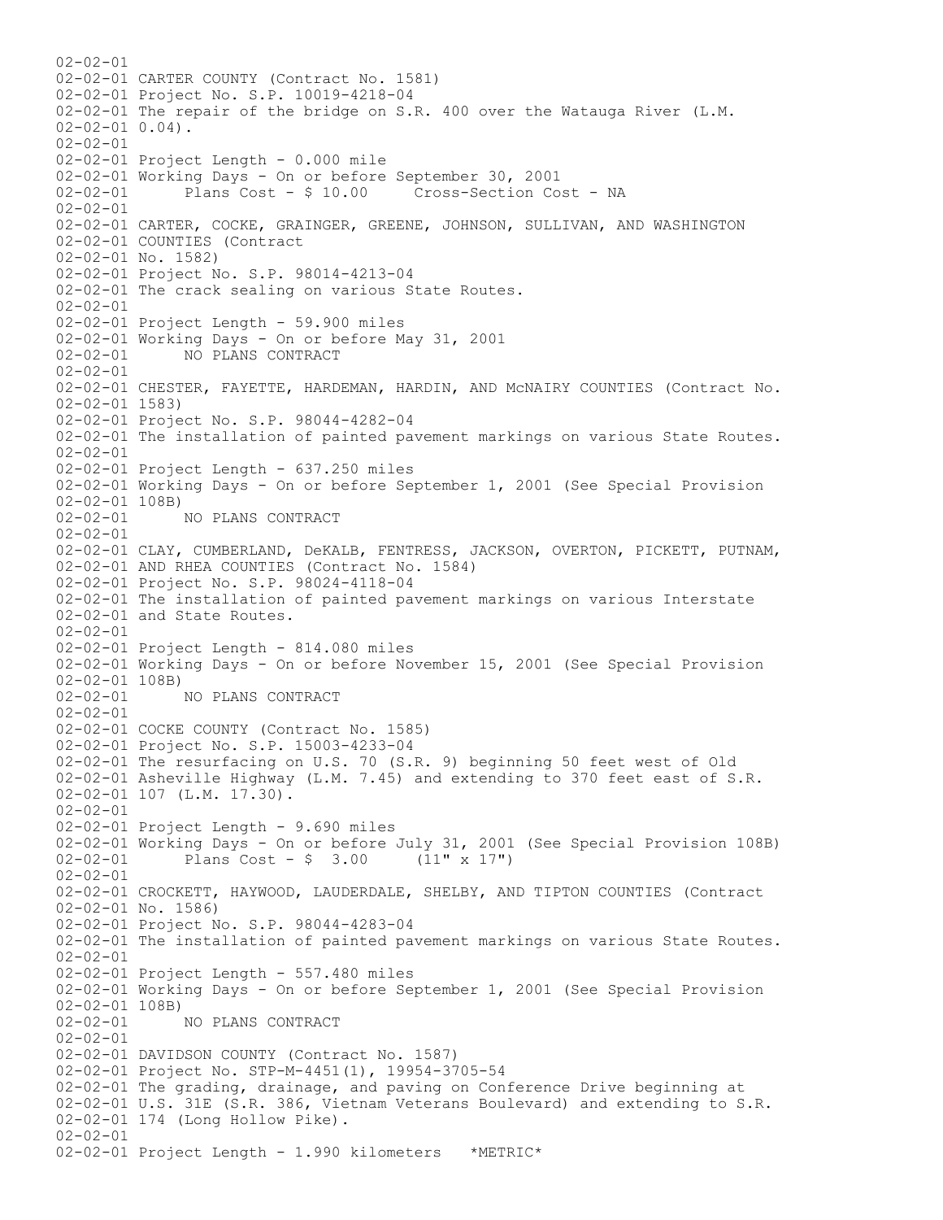```
02-02-01
02-02-01 CARTER COUNTY (Contract No. 1581)
02-02-01 Project No. S.P. 10019-4218-04
02-02-01 The repair of the bridge on S.R. 400 over the Watauga River (L.M.
02-02-01 0.04).
02-02-01
02-02-01 Project Length - 0.000 mile
02-02-01 Working Days - On or before September 30, 2001
02-02-01      Plans Cost - $ 10.00     Cross-Section Cost - NA
02-02-01
02-02-01 CARTER, COCKE, GRAINGER, GREENE, JOHNSON, SULLIVAN, AND WASHINGTON
02-02-01 COUNTIES (Contract
02-02-01 No. 1582)
02-02-01 Project No. S.P. 98014-4213-04
02-02-01 The crack sealing on various State Routes.
02-02-01
02-02-01 Project Length - 59.900 miles
02-02-01 Working Days - On or before May 31, 2001
02-02-01      NO PLANS CONTRACT
02-02-01
02-02-01 CHESTER, FAYETTE, HARDEMAN, HARDIN, AND McNAIRY COUNTIES (Contract No.
02-02-01 1583)
02-02-01 Project No. S.P. 98044-4282-04
02-02-01 The installation of painted pavement markings on various State Routes.
02-02-01
02-02-01 Project Length - 637.250 miles
02-02-01 Working Days - On or before September 1, 2001 (See Special Provision
02-02-01 108B)
02-02-01      NO PLANS CONTRACT
02-02-01
02-02-01 CLAY, CUMBERLAND, DeKALB, FENTRESS, JACKSON, OVERTON, PICKETT, PUTNAM,
02-02-01 AND RHEA COUNTIES (Contract No. 1584)
02-02-01 Project No. S.P. 98024-4118-04
02-02-01 The installation of painted pavement markings on various Interstate
02-02-01 and State Routes.
02-02-01
02-02-01 Project Length - 814.080 miles
02-02-01 Working Days - On or before November 15, 2001 (See Special Provision
02-02-01 108B)
02-02-01      NO PLANS CONTRACT
02-02-01
02-02-01 COCKE COUNTY (Contract No. 1585)
02-02-01 Project No. S.P. 15003-4233-04
02-02-01 The resurfacing on U.S. 70 (S.R. 9) beginning 50 feet west of Old
02-02-01 Asheville Highway (L.M. 7.45) and extending to 370 feet east of S.R.
02-02-01 107 (L.M. 17.30).
02-02-01
02-02-01 Project Length - 9.690 miles
02-02-01 Working Days - On or before July 31, 2001 (See Special Provision 108B)
02-02-01      Plans Cost - $  3.00     (11" x 17")
02-02-01
02-02-01 CROCKETT, HAYWOOD, LAUDERDALE, SHELBY, AND TIPTON COUNTIES (Contract
02-02-01 No. 1586)
02-02-01 Project No. S.P. 98044-4283-04
02-02-01 The installation of painted pavement markings on various State Routes.
02-02-01
02-02-01 Project Length - 557.480 miles
02-02-01 Working Days - On or before September 1, 2001 (See Special Provision
02-02-01 108B)
02-02-01      NO PLANS CONTRACT
02-02-01
02-02-01 DAVIDSON COUNTY (Contract No. 1587)
02-02-01 Project No. STP-M-4451(1), 19954-3705-54
02-02-01 The grading, drainage, and paving on Conference Drive beginning at
02-02-01 U.S. 31E (S.R. 386, Vietnam Veterans Boulevard) and extending to S.R.
02-02-01 174 (Long Hollow Pike).
02-02-01
02-02-01 Project Length - 1.990 kilometers   *METRIC*
```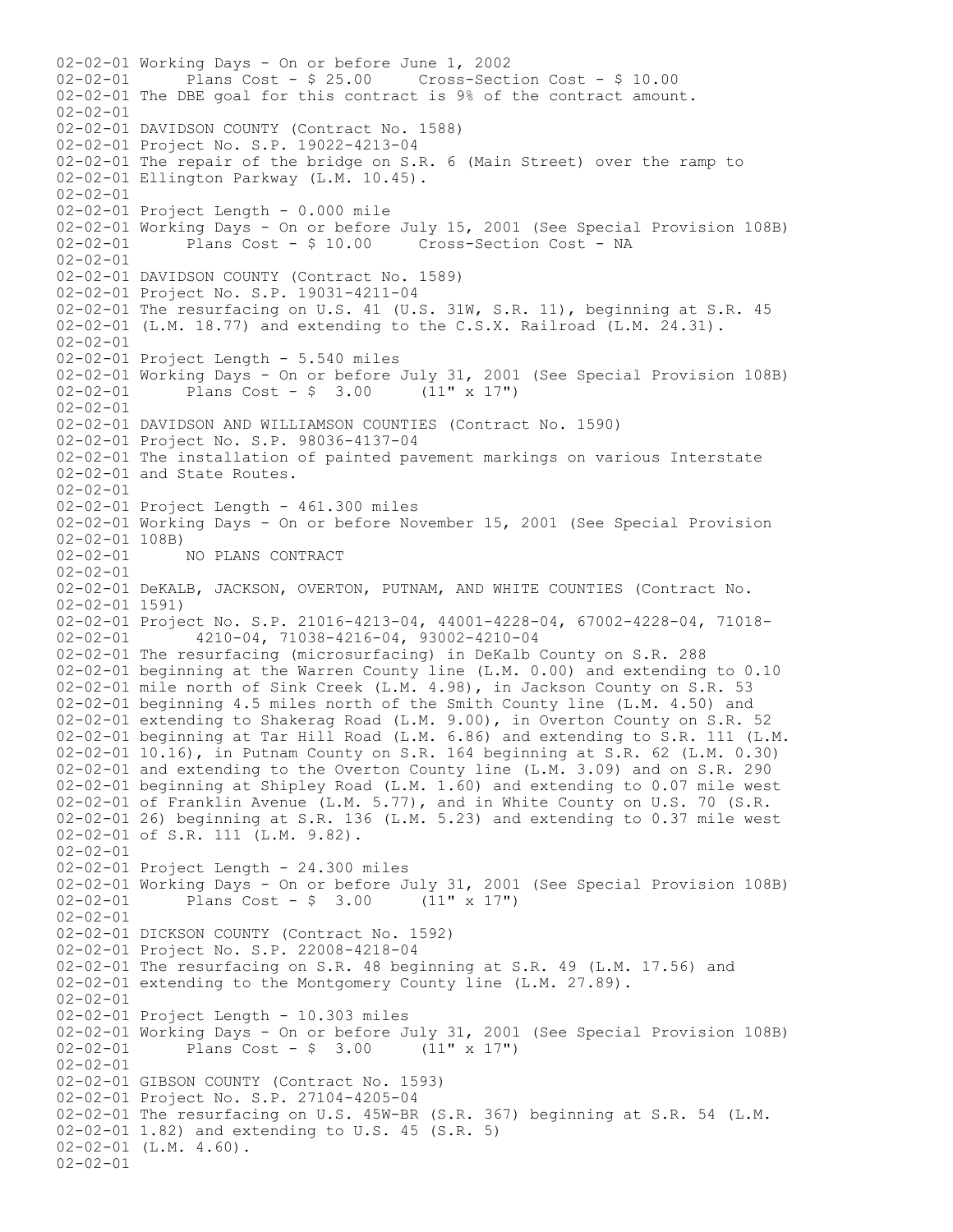02-02-01 Working Days - On or before June 1, 2002
02-02-01       Plans Cost - $ 25.00     Cross-Section Cost - $ 10.00
02-02-01 The DBE goal for this contract is 9% of the contract amount.
02-02-01
02-02-01 DAVIDSON COUNTY (Contract No. 1588)
02-02-01 Project No. S.P. 19022-4213-04
02-02-01 The repair of the bridge on S.R. 6 (Main Street) over the ramp to
02-02-01 Ellington Parkway (L.M. 10.45).
02-02-01
02-02-01 Project Length - 0.000 mile
02-02-01 Working Days - On or before July 15, 2001 (See Special Provision 108B)
02-02-01       Plans Cost - $ 10.00     Cross-Section Cost - NA
02-02-01
02-02-01 DAVIDSON COUNTY (Contract No. 1589)
02-02-01 Project No. S.P. 19031-4211-04
02-02-01 The resurfacing on U.S. 41 (U.S. 31W, S.R. 11), beginning at S.R. 45
02-02-01 (L.M. 18.77) and extending to the C.S.X. Railroad (L.M. 24.31).
02-02-01
02-02-01 Project Length - 5.540 miles
02-02-01 Working Days - On or before July 31, 2001 (See Special Provision 108B)
02-02-01       Plans Cost - $  3.00     (11" x 17")
02-02-01
02-02-01 DAVIDSON AND WILLIAMSON COUNTIES (Contract No. 1590)
02-02-01 Project No. S.P. 98036-4137-04
02-02-01 The installation of painted pavement markings on various Interstate
02-02-01 and State Routes.
02-02-01
02-02-01 Project Length - 461.300 miles
02-02-01 Working Days - On or before November 15, 2001 (See Special Provision
02-02-01 108B)
02-02-01       NO PLANS CONTRACT
02-02-01
02-02-01 DeKALB, JACKSON, OVERTON, PUTNAM, AND WHITE COUNTIES (Contract No.
02-02-01 1591)
02-02-01 Project No. S.P. 21016-4213-04, 44001-4228-04, 67002-4228-04, 71018-
02-02-01        4210-04, 71038-4216-04, 93002-4210-04
02-02-01 The resurfacing (microsurfacing) in DeKalb County on S.R. 288
02-02-01 beginning at the Warren County line (L.M. 0.00) and extending to 0.10
02-02-01 mile north of Sink Creek (L.M. 4.98), in Jackson County on S.R. 53
02-02-01 beginning 4.5 miles north of the Smith County line (L.M. 4.50) and
02-02-01 extending to Shakerag Road (L.M. 9.00), in Overton County on S.R. 52
02-02-01 beginning at Tar Hill Road (L.M. 6.86) and extending to S.R. 111 (L.M.
02-02-01 10.16), in Putnam County on S.R. 164 beginning at S.R. 62 (L.M. 0.30)
02-02-01 and extending to the Overton County line (L.M. 3.09) and on S.R. 290
02-02-01 beginning at Shipley Road (L.M. 1.60) and extending to 0.07 mile west
02-02-01 of Franklin Avenue (L.M. 5.77), and in White County on U.S. 70 (S.R.
02-02-01 26) beginning at S.R. 136 (L.M. 5.23) and extending to 0.37 mile west
02-02-01 of S.R. 111 (L.M. 9.82).
02-02-01
02-02-01 Project Length - 24.300 miles
02-02-01 Working Days - On or before July 31, 2001 (See Special Provision 108B)
02-02-01       Plans Cost - $  3.00     (11" x 17")
02-02-01
02-02-01 DICKSON COUNTY (Contract No. 1592)
02-02-01 Project No. S.P. 22008-4218-04
02-02-01 The resurfacing on S.R. 48 beginning at S.R. 49 (L.M. 17.56) and
02-02-01 extending to the Montgomery County line (L.M. 27.89).
02-02-01
02-02-01 Project Length - 10.303 miles
02-02-01 Working Days - On or before July 31, 2001 (See Special Provision 108B)
02-02-01       Plans Cost - $  3.00     (11" x 17")
02-02-01
02-02-01 GIBSON COUNTY (Contract No. 1593)
02-02-01 Project No. S.P. 27104-4205-04
02-02-01 The resurfacing on U.S. 45W-BR (S.R. 367) beginning at S.R. 54 (L.M.
02-02-01 1.82) and extending to U.S. 45 (S.R. 5)
02-02-01 (L.M. 4.60).
02-02-01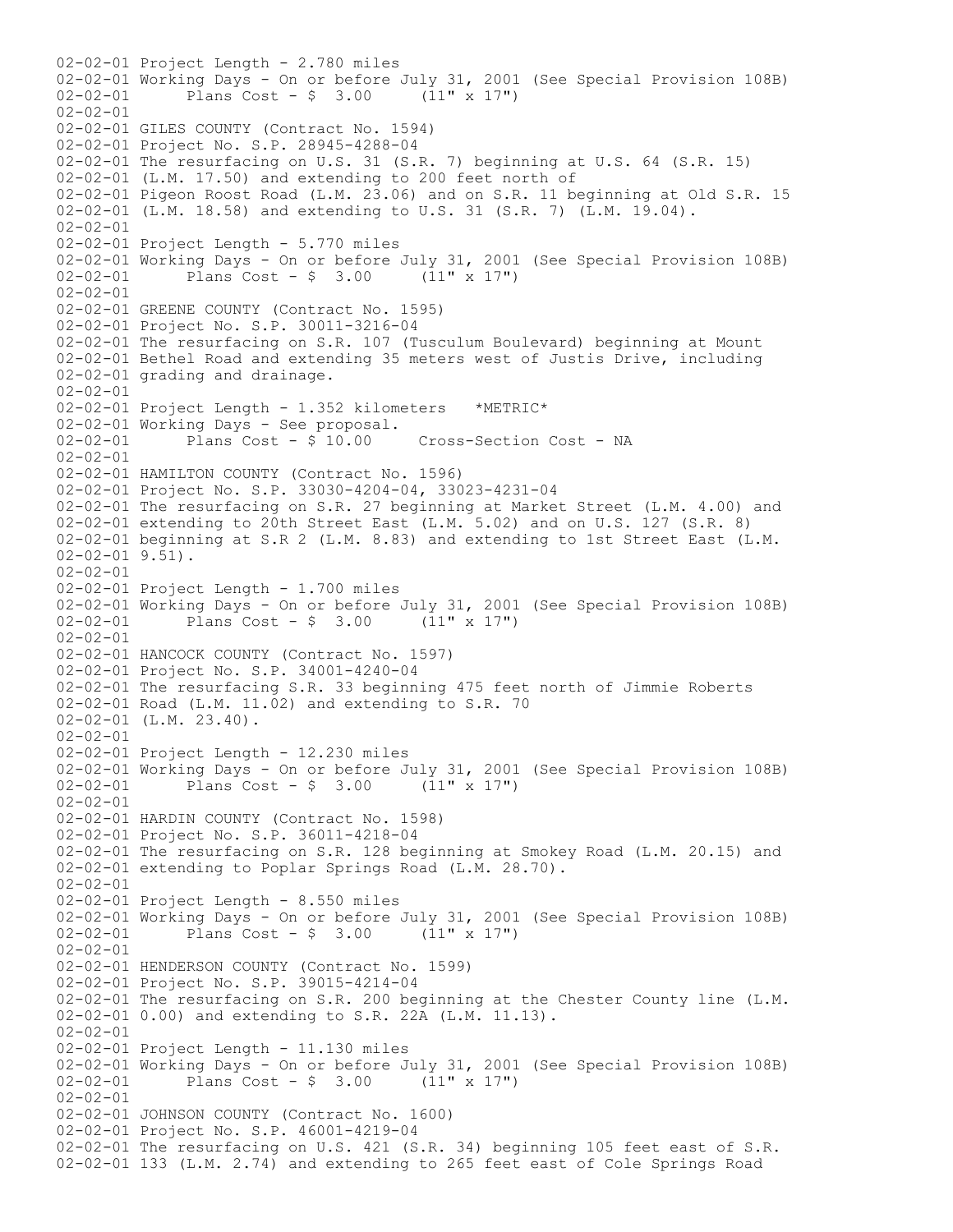```
02-02-01 Project Length - 2.780 miles
02-02-01 Working Days - On or before July 31, 2001 (See Special Provision 108B)
02-02-01       Plans Cost - $  3.00     (11" x 17")
02-02-01
02-02-01 GILES COUNTY (Contract No. 1594)
02-02-01 Project No. S.P. 28945-4288-04
02-02-01 The resurfacing on U.S. 31 (S.R. 7) beginning at U.S. 64 (S.R. 15)
02-02-01 (L.M. 17.50) and extending to 200 feet north of
02-02-01 Pigeon Roost Road (L.M. 23.06) and on S.R. 11 beginning at Old S.R. 15
02-02-01 (L.M. 18.58) and extending to U.S. 31 (S.R. 7) (L.M. 19.04).
02-02-01
02-02-01 Project Length - 5.770 miles
02-02-01 Working Days - On or before July 31, 2001 (See Special Provision 108B)
02-02-01       Plans Cost - $  3.00     (11" x 17")
02-02-01
02-02-01 GREENE COUNTY (Contract No. 1595)
02-02-01 Project No. S.P. 30011-3216-04
02-02-01 The resurfacing on S.R. 107 (Tusculum Boulevard) beginning at Mount
02-02-01 Bethel Road and extending 35 meters west of Justis Drive, including
02-02-01 grading and drainage.
02-02-01
02-02-01 Project Length - 1.352 kilometers   *METRIC*
02-02-01 Working Days - See proposal.
02-02-01       Plans Cost - $ 10.00     Cross-Section Cost - NA
02-02-01
02-02-01 HAMILTON COUNTY (Contract No. 1596)
02-02-01 Project No. S.P. 33030-4204-04, 33023-4231-04
02-02-01 The resurfacing on S.R. 27 beginning at Market Street (L.M. 4.00) and
02-02-01 extending to 20th Street East (L.M. 5.02) and on U.S. 127 (S.R. 8)
02-02-01 beginning at S.R 2 (L.M. 8.83) and extending to 1st Street East (L.M.
02-02-01 9.51).
02-02-01
02-02-01 Project Length - 1.700 miles
02-02-01 Working Days - On or before July 31, 2001 (See Special Provision 108B)
02-02-01       Plans Cost - $  3.00     (11" x 17")
02-02-01
02-02-01 HANCOCK COUNTY (Contract No. 1597)
02-02-01 Project No. S.P. 34001-4240-04
02-02-01 The resurfacing S.R. 33 beginning 475 feet north of Jimmie Roberts
02-02-01 Road (L.M. 11.02) and extending to S.R. 70
02-02-01 (L.M. 23.40).
02-02-01
02-02-01 Project Length - 12.230 miles
02-02-01 Working Days - On or before July 31, 2001 (See Special Provision 108B)
02-02-01       Plans Cost - $  3.00     (11" x 17")
02-02-01
02-02-01 HARDIN COUNTY (Contract No. 1598)
02-02-01 Project No. S.P. 36011-4218-04
02-02-01 The resurfacing on S.R. 128 beginning at Smokey Road (L.M. 20.15) and
02-02-01 extending to Poplar Springs Road (L.M. 28.70).
02-02-01
02-02-01 Project Length - 8.550 miles
02-02-01 Working Days - On or before July 31, 2001 (See Special Provision 108B)
02-02-01       Plans Cost - $  3.00     (11" x 17")
02-02-01
02-02-01 HENDERSON COUNTY (Contract No. 1599)
02-02-01 Project No. S.P. 39015-4214-04
02-02-01 The resurfacing on S.R. 200 beginning at the Chester County line (L.M.
02-02-01 0.00) and extending to S.R. 22A (L.M. 11.13).
02-02-01
02-02-01 Project Length - 11.130 miles
02-02-01 Working Days - On or before July 31, 2001 (See Special Provision 108B)
02-02-01       Plans Cost - $  3.00     (11" x 17")
02-02-01
02-02-01 JOHNSON COUNTY (Contract No. 1600)
02-02-01 Project No. S.P. 46001-4219-04
02-02-01 The resurfacing on U.S. 421 (S.R. 34) beginning 105 feet east of S.R.
02-02-01 133 (L.M. 2.74) and extending to 265 feet east of Cole Springs Road
```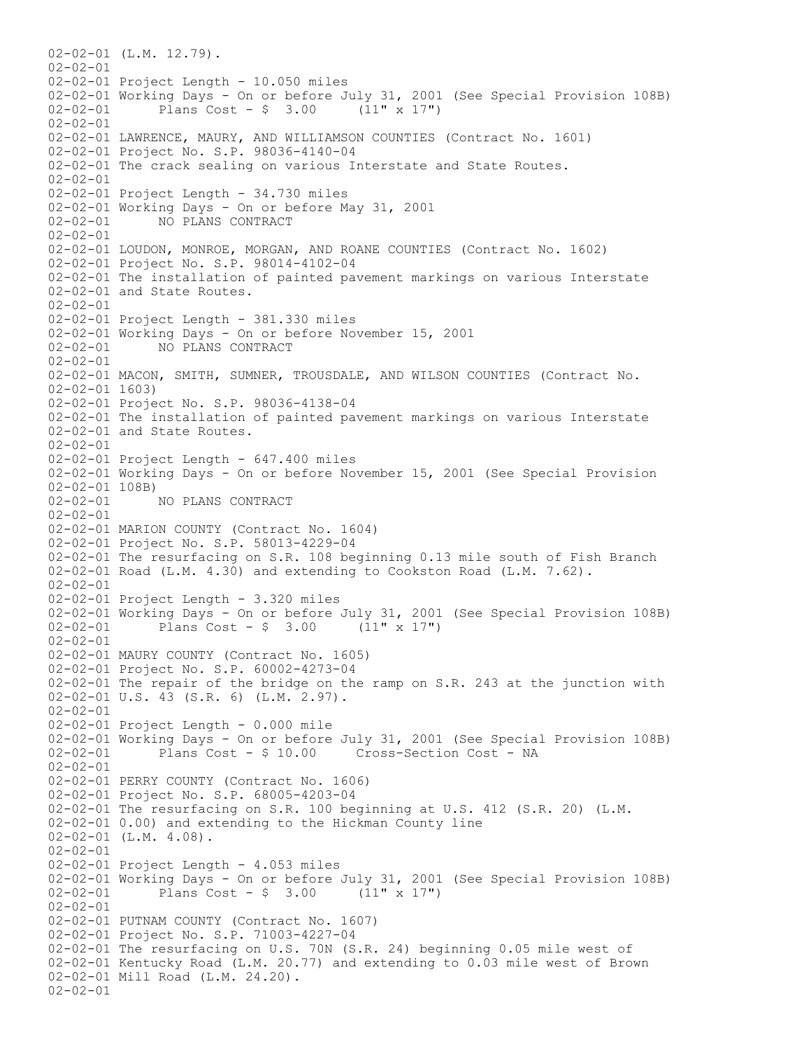02-02-01 (L.M. 12.79).
02-02-01
02-02-01 Project Length - 10.050 miles
02-02-01 Working Days - On or before July 31, 2001 (See Special Provision 108B)
02-02-01 Plans Cost - $ 3.00 (11" x 17")
02-02-01
02-02-01 LAWRENCE, MAURY, AND WILLIAMSON COUNTIES (Contract No. 1601)
02-02-01 Project No. S.P. 98036-4140-04
02-02-01 The crack sealing on various Interstate and State Routes.
02-02-01
02-02-01 Project Length - 34.730 miles
02-02-01 Working Days - On or before May 31, 2001
02-02-01 NO PLANS CONTRACT
02-02-01
02-02-01 LOUDON, MONROE, MORGAN, AND ROANE COUNTIES (Contract No. 1602)
02-02-01 Project No. S.P. 98014-4102-04
02-02-01 The installation of painted pavement markings on various Interstate
02-02-01 and State Routes.
02-02-01
02-02-01 Project Length - 381.330 miles
02-02-01 Working Days - On or before November 15, 2001
02-02-01 NO PLANS CONTRACT
02-02-01
02-02-01 MACON, SMITH, SUMNER, TROUSDALE, AND WILSON COUNTIES (Contract No.
02-02-01 1603)
02-02-01 Project No. S.P. 98036-4138-04
02-02-01 The installation of painted pavement markings on various Interstate
02-02-01 and State Routes.
02-02-01
02-02-01 Project Length - 647.400 miles
02-02-01 Working Days - On or before November 15, 2001 (See Special Provision
02-02-01 108B)
02-02-01 NO PLANS CONTRACT
02-02-01
02-02-01 MARION COUNTY (Contract No. 1604)
02-02-01 Project No. S.P. 58013-4229-04
02-02-01 The resurfacing on S.R. 108 beginning 0.13 mile south of Fish Branch
02-02-01 Road (L.M. 4.30) and extending to Cookston Road (L.M. 7.62).
02-02-01
02-02-01 Project Length - 3.320 miles
02-02-01 Working Days - On or before July 31, 2001 (See Special Provision 108B)
02-02-01 Plans Cost - $ 3.00 (11" x 17")
02-02-01
02-02-01 MAURY COUNTY (Contract No. 1605)
02-02-01 Project No. S.P. 60002-4273-04
02-02-01 The repair of the bridge on the ramp on S.R. 243 at the junction with
02-02-01 U.S. 43 (S.R. 6) (L.M. 2.97).
02-02-01
02-02-01 Project Length - 0.000 mile
02-02-01 Working Days - On or before July 31, 2001 (See Special Provision 108B)
02-02-01 Plans Cost - $ 10.00 Cross-Section Cost - NA
02-02-01
02-02-01 PERRY COUNTY (Contract No. 1606)
02-02-01 Project No. S.P. 68005-4203-04
02-02-01 The resurfacing on S.R. 100 beginning at U.S. 412 (S.R. 20) (L.M.
02-02-01 0.00) and extending to the Hickman County line
02-02-01 (L.M. 4.08).
02-02-01
02-02-01 Project Length - 4.053 miles
02-02-01 Working Days - On or before July 31, 2001 (See Special Provision 108B)
02-02-01 Plans Cost - $ 3.00 (11" x 17")
02-02-01
02-02-01 PUTNAM COUNTY (Contract No. 1607)
02-02-01 Project No. S.P. 71003-4227-04
02-02-01 The resurfacing on U.S. 70N (S.R. 24) beginning 0.05 mile west of
02-02-01 Kentucky Road (L.M. 20.77) and extending to 0.03 mile west of Brown
02-02-01 Mill Road (L.M. 24.20).
02-02-01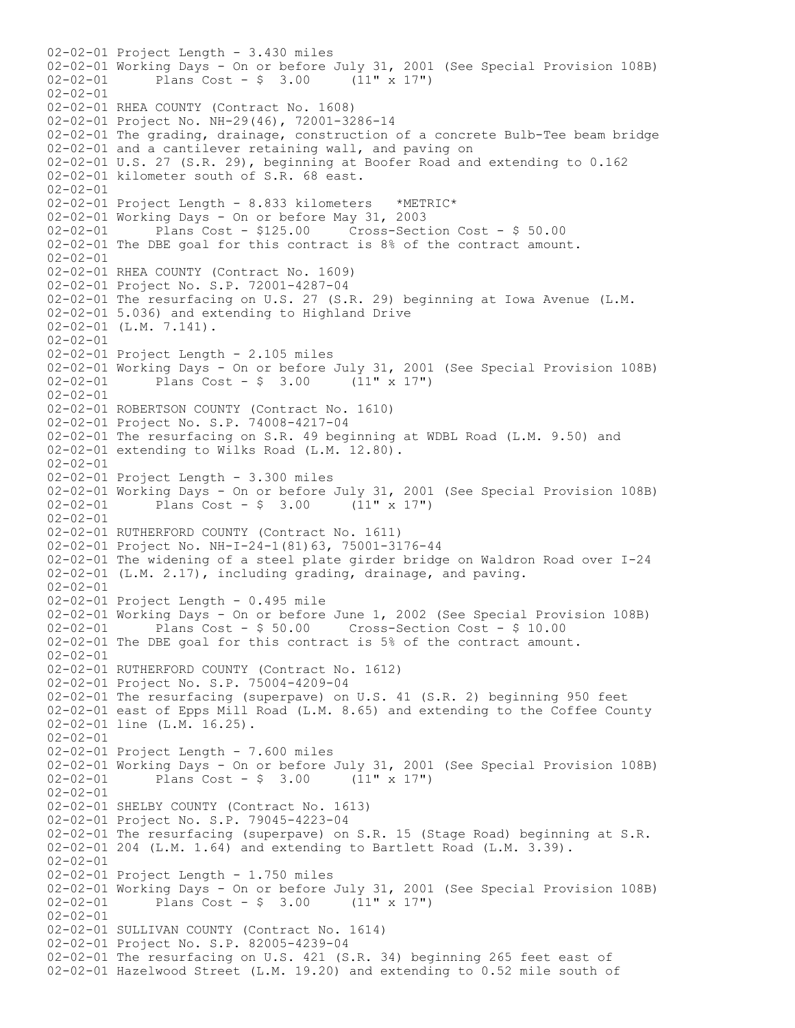```
02-02-01 Project Length - 3.430 miles
02-02-01 Working Days - On or before July 31, 2001 (See Special Provision 108B)
02-02-01       Plans Cost - $  3.00     (11" x 17")
02-02-01
02-02-01 RHEA COUNTY (Contract No. 1608)
02-02-01 Project No. NH-29(46), 72001-3286-14
02-02-01 The grading, drainage, construction of a concrete Bulb-Tee beam bridge
02-02-01 and a cantilever retaining wall, and paving on
02-02-01 U.S. 27 (S.R. 29), beginning at Boofer Road and extending to 0.162
02-02-01 kilometer south of S.R. 68 east.
02-02-01
02-02-01 Project Length - 8.833 kilometers   *METRIC*
02-02-01 Working Days - On or before May 31, 2003
02-02-01       Plans Cost - $125.00     Cross-Section Cost - $ 50.00
02-02-01 The DBE goal for this contract is 8% of the contract amount.
02-02-01
02-02-01 RHEA COUNTY (Contract No. 1609)
02-02-01 Project No. S.P. 72001-4287-04
02-02-01 The resurfacing on U.S. 27 (S.R. 29) beginning at Iowa Avenue (L.M.
02-02-01 5.036) and extending to Highland Drive
02-02-01 (L.M. 7.141).
02-02-01
02-02-01 Project Length - 2.105 miles
02-02-01 Working Days - On or before July 31, 2001 (See Special Provision 108B)
02-02-01       Plans Cost - $  3.00     (11" x 17")
02-02-01
02-02-01 ROBERTSON COUNTY (Contract No. 1610)
02-02-01 Project No. S.P. 74008-4217-04
02-02-01 The resurfacing on S.R. 49 beginning at WDBL Road (L.M. 9.50) and
02-02-01 extending to Wilks Road (L.M. 12.80).
02-02-01
02-02-01 Project Length - 3.300 miles
02-02-01 Working Days - On or before July 31, 2001 (See Special Provision 108B)
02-02-01       Plans Cost - $  3.00     (11" x 17")
02-02-01
02-02-01 RUTHERFORD COUNTY (Contract No. 1611)
02-02-01 Project No. NH-I-24-1(81)63, 75001-3176-44
02-02-01 The widening of a steel plate girder bridge on Waldron Road over I-24
02-02-01 (L.M. 2.17), including grading, drainage, and paving.
02-02-01
02-02-01 Project Length - 0.495 mile
02-02-01 Working Days - On or before June 1, 2002 (See Special Provision 108B)
02-02-01       Plans Cost - $ 50.00     Cross-Section Cost - $ 10.00
02-02-01 The DBE goal for this contract is 5% of the contract amount.
02-02-01
02-02-01 RUTHERFORD COUNTY (Contract No. 1612)
02-02-01 Project No. S.P. 75004-4209-04
02-02-01 The resurfacing (superpave) on U.S. 41 (S.R. 2) beginning 950 feet
02-02-01 east of Epps Mill Road (L.M. 8.65) and extending to the Coffee County
02-02-01 line (L.M. 16.25).
02-02-01
02-02-01 Project Length - 7.600 miles
02-02-01 Working Days - On or before July 31, 2001 (See Special Provision 108B)
02-02-01       Plans Cost - $  3.00     (11" x 17")
02-02-01
02-02-01 SHELBY COUNTY (Contract No. 1613)
02-02-01 Project No. S.P. 79045-4223-04
02-02-01 The resurfacing (superpave) on S.R. 15 (Stage Road) beginning at S.R.
02-02-01 204 (L.M. 1.64) and extending to Bartlett Road (L.M. 3.39).
02-02-01
02-02-01 Project Length - 1.750 miles
02-02-01 Working Days - On or before July 31, 2001 (See Special Provision 108B)
02-02-01       Plans Cost - $  3.00     (11" x 17")
02-02-01
02-02-01 SULLIVAN COUNTY (Contract No. 1614)
02-02-01 Project No. S.P. 82005-4239-04
02-02-01 The resurfacing on U.S. 421 (S.R. 34) beginning 265 feet east of
02-02-01 Hazelwood Street (L.M. 19.20) and extending to 0.52 mile south of
```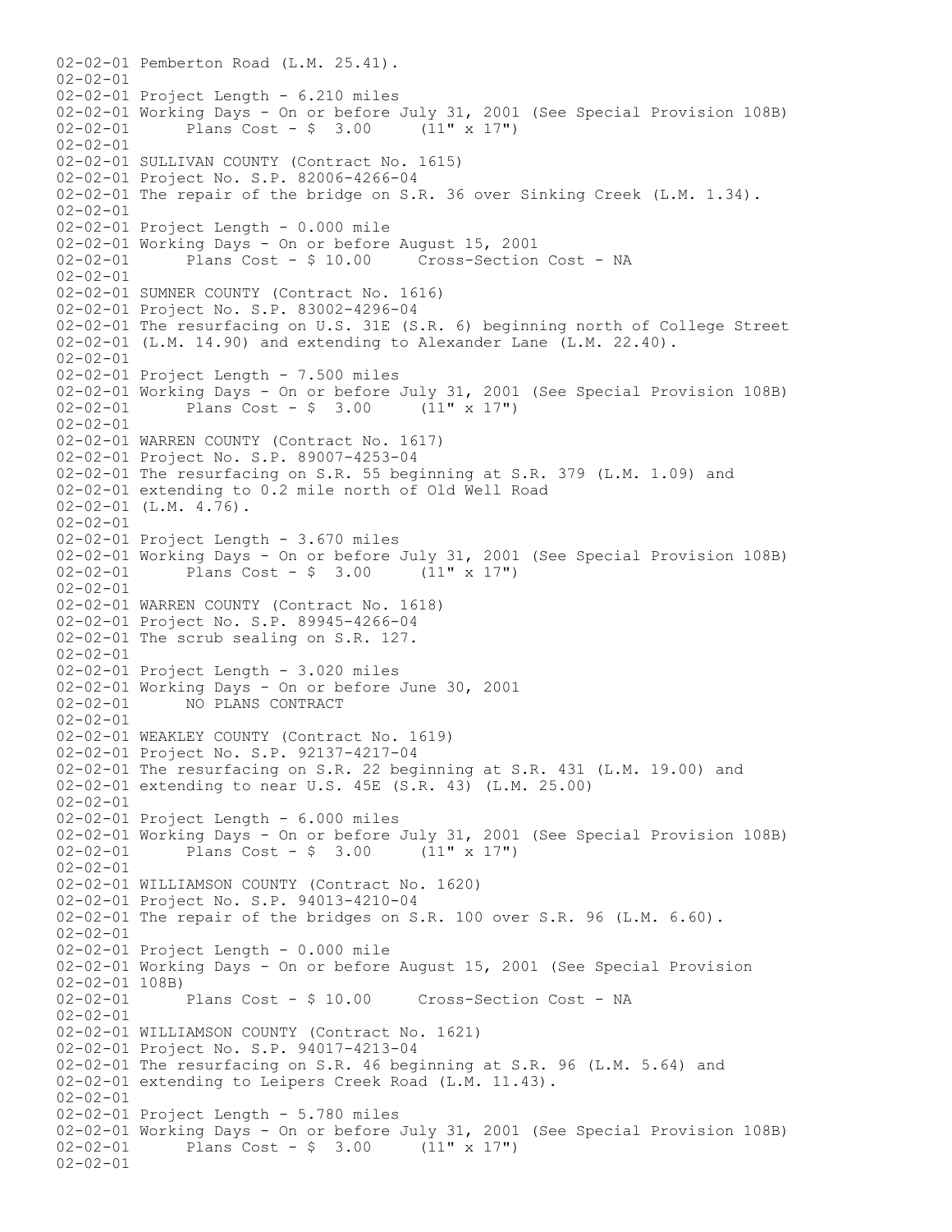02-02-01 Pemberton Road (L.M. 25.41).
02-02-01
02-02-01 Project Length - 6.210 miles
02-02-01 Working Days - On or before July 31, 2001 (See Special Provision 108B)
02-02-01 Plans Cost - $ 3.00 (11" x 17")
02-02-01
02-02-01 SULLIVAN COUNTY (Contract No. 1615)
02-02-01 Project No. S.P. 82006-4266-04
02-02-01 The repair of the bridge on S.R. 36 over Sinking Creek (L.M. 1.34).
02-02-01
02-02-01 Project Length - 0.000 mile
02-02-01 Working Days - On or before August 15, 2001
02-02-01 Plans Cost - $ 10.00 Cross-Section Cost - NA
02-02-01
02-02-01 SUMNER COUNTY (Contract No. 1616)
02-02-01 Project No. S.P. 83002-4296-04
02-02-01 The resurfacing on U.S. 31E (S.R. 6) beginning north of College Street
02-02-01 (L.M. 14.90) and extending to Alexander Lane (L.M. 22.40).
02-02-01
02-02-01 Project Length - 7.500 miles
02-02-01 Working Days - On or before July 31, 2001 (See Special Provision 108B)
02-02-01 Plans Cost - $ 3.00 (11" x 17")
02-02-01
02-02-01 WARREN COUNTY (Contract No. 1617)
02-02-01 Project No. S.P. 89007-4253-04
02-02-01 The resurfacing on S.R. 55 beginning at S.R. 379 (L.M. 1.09) and
02-02-01 extending to 0.2 mile north of Old Well Road
02-02-01 (L.M. 4.76).
02-02-01
02-02-01 Project Length - 3.670 miles
02-02-01 Working Days - On or before July 31, 2001 (See Special Provision 108B)
02-02-01 Plans Cost - $ 3.00 (11" x 17")
02-02-01
02-02-01 WARREN COUNTY (Contract No. 1618)
02-02-01 Project No. S.P. 89945-4266-04
02-02-01 The scrub sealing on S.R. 127.
02-02-01
02-02-01 Project Length - 3.020 miles
02-02-01 Working Days - On or before June 30, 2001
02-02-01 NO PLANS CONTRACT
02-02-01
02-02-01 WEAKLEY COUNTY (Contract No. 1619)
02-02-01 Project No. S.P. 92137-4217-04
02-02-01 The resurfacing on S.R. 22 beginning at S.R. 431 (L.M. 19.00) and
02-02-01 extending to near U.S. 45E (S.R. 43) (L.M. 25.00)
02-02-01
02-02-01 Project Length - 6.000 miles
02-02-01 Working Days - On or before July 31, 2001 (See Special Provision 108B)
02-02-01 Plans Cost - $ 3.00 (11" x 17")
02-02-01
02-02-01 WILLIAMSON COUNTY (Contract No. 1620)
02-02-01 Project No. S.P. 94013-4210-04
02-02-01 The repair of the bridges on S.R. 100 over S.R. 96 (L.M. 6.60).
02-02-01
02-02-01 Project Length - 0.000 mile
02-02-01 Working Days - On or before August 15, 2001 (See Special Provision
02-02-01 108B)
02-02-01 Plans Cost - $ 10.00 Cross-Section Cost - NA
02-02-01
02-02-01 WILLIAMSON COUNTY (Contract No. 1621)
02-02-01 Project No. S.P. 94017-4213-04
02-02-01 The resurfacing on S.R. 46 beginning at S.R. 96 (L.M. 5.64) and
02-02-01 extending to Leipers Creek Road (L.M. 11.43).
02-02-01
02-02-01 Project Length - 5.780 miles
02-02-01 Working Days - On or before July 31, 2001 (See Special Provision 108B)
02-02-01 Plans Cost - $ 3.00 (11" x 17")
02-02-01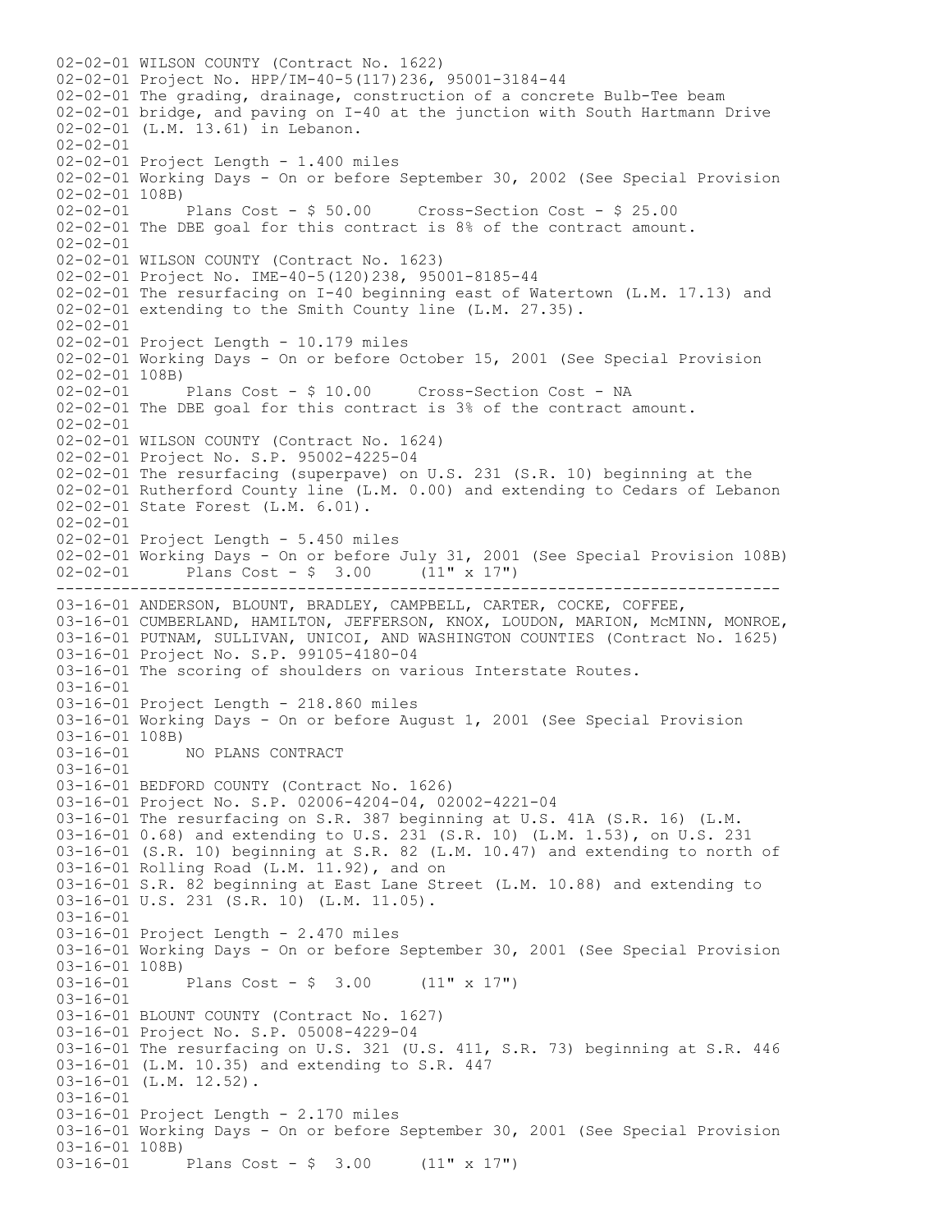```
02-02-01 WILSON COUNTY (Contract No. 1622)
02-02-01 Project No. HPP/IM-40-5(117)236, 95001-3184-44
02-02-01 The grading, drainage, construction of a concrete Bulb-Tee beam
02-02-01 bridge, and paving on I-40 at the junction with South Hartmann Drive
02-02-01 (L.M. 13.61) in Lebanon.
02-02-01
02-02-01 Project Length - 1.400 miles
02-02-01 Working Days - On or before September 30, 2002 (See Special Provision
02-02-01 108B)
02-02-01       Plans Cost - $ 50.00     Cross-Section Cost - $ 25.00
02-02-01 The DBE goal for this contract is 8% of the contract amount.
02-02-01
02-02-01 WILSON COUNTY (Contract No. 1623)
02-02-01 Project No. IME-40-5(120)238, 95001-8185-44
02-02-01 The resurfacing on I-40 beginning east of Watertown (L.M. 17.13) and
02-02-01 extending to the Smith County line (L.M. 27.35).
02-02-01
02-02-01 Project Length - 10.179 miles
02-02-01 Working Days - On or before October 15, 2001 (See Special Provision
02-02-01 108B)
02-02-01       Plans Cost - $ 10.00     Cross-Section Cost - NA
02-02-01 The DBE goal for this contract is 3% of the contract amount.
02-02-01
02-02-01 WILSON COUNTY (Contract No. 1624)
02-02-01 Project No. S.P. 95002-4225-04
02-02-01 The resurfacing (superpave) on U.S. 231 (S.R. 10) beginning at the
02-02-01 Rutherford County line (L.M. 0.00) and extending to Cedars of Lebanon
02-02-01 State Forest (L.M. 6.01).
02-02-01
02-02-01 Project Length - 5.450 miles
02-02-01 Working Days - On or before July 31, 2001 (See Special Provision 108B)
02-02-01       Plans Cost - $  3.00     (11" x 17")
-------------------------------------------------------------------------------
03-16-01 ANDERSON, BLOUNT, BRADLEY, CAMPBELL, CARTER, COCKE, COFFEE,
03-16-01 CUMBERLAND, HAMILTON, JEFFERSON, KNOX, LOUDON, MARION, McMINN, MONROE,
03-16-01 PUTNAM, SULLIVAN, UNICOI, AND WASHINGTON COUNTIES (Contract No. 1625)
03-16-01 Project No. S.P. 99105-4180-04
03-16-01 The scoring of shoulders on various Interstate Routes.
03-16-01
03-16-01 Project Length - 218.860 miles
03-16-01 Working Days - On or before August 1, 2001 (See Special Provision
03-16-01 108B)
03-16-01       NO PLANS CONTRACT
03-16-01
03-16-01 BEDFORD COUNTY (Contract No. 1626)
03-16-01 Project No. S.P. 02006-4204-04, 02002-4221-04
03-16-01 The resurfacing on S.R. 387 beginning at U.S. 41A (S.R. 16) (L.M.
03-16-01 0.68) and extending to U.S. 231 (S.R. 10) (L.M. 1.53), on U.S. 231
03-16-01 (S.R. 10) beginning at S.R. 82 (L.M. 10.47) and extending to north of
03-16-01 Rolling Road (L.M. 11.92), and on
03-16-01 S.R. 82 beginning at East Lane Street (L.M. 10.88) and extending to
03-16-01 U.S. 231 (S.R. 10) (L.M. 11.05).
03-16-01
03-16-01 Project Length - 2.470 miles
03-16-01 Working Days - On or before September 30, 2001 (See Special Provision
03-16-01 108B)
03-16-01       Plans Cost - $  3.00     (11" x 17")
03-16-01
03-16-01 BLOUNT COUNTY (Contract No. 1627)
03-16-01 Project No. S.P. 05008-4229-04
03-16-01 The resurfacing on U.S. 321 (U.S. 411, S.R. 73) beginning at S.R. 446
03-16-01 (L.M. 10.35) and extending to S.R. 447
03-16-01 (L.M. 12.52).
03-16-01
03-16-01 Project Length - 2.170 miles
03-16-01 Working Days - On or before September 30, 2001 (See Special Provision
03-16-01 108B)
03-16-01       Plans Cost - $  3.00     (11" x 17")
```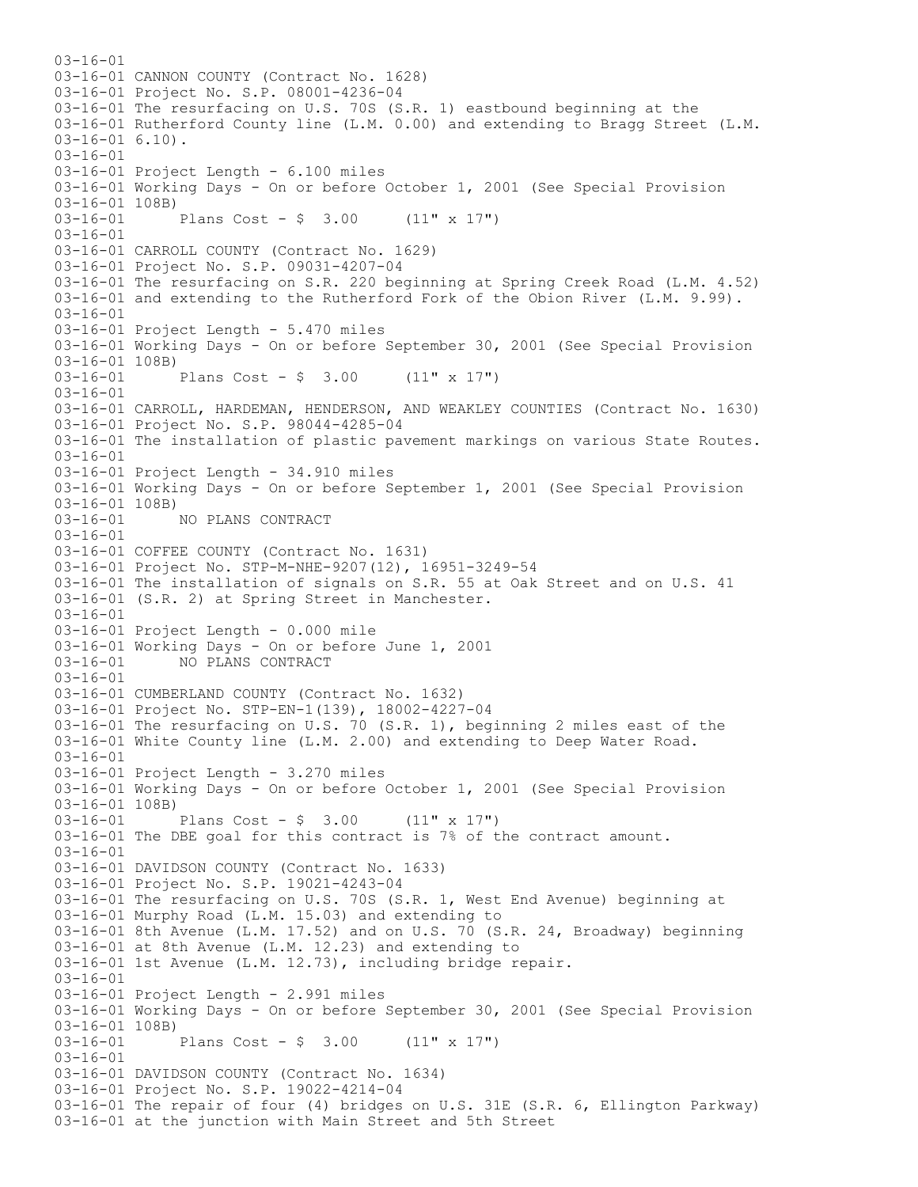03-16-01
03-16-01 CANNON COUNTY (Contract No. 1628)
03-16-01 Project No. S.P. 08001-4236-04
03-16-01 The resurfacing on U.S. 70S (S.R. 1) eastbound beginning at the
03-16-01 Rutherford County line (L.M. 0.00) and extending to Bragg Street (L.M.
03-16-01 6.10).
03-16-01
03-16-01 Project Length - 6.100 miles
03-16-01 Working Days - On or before October 1, 2001 (See Special Provision
03-16-01 108B)
03-16-01 Plans Cost - $ 3.00 (11" x 17")
03-16-01
03-16-01 CARROLL COUNTY (Contract No. 1629)
03-16-01 Project No. S.P. 09031-4207-04
03-16-01 The resurfacing on S.R. 220 beginning at Spring Creek Road (L.M. 4.52)
03-16-01 and extending to the Rutherford Fork of the Obion River (L.M. 9.99).
03-16-01
03-16-01 Project Length - 5.470 miles
03-16-01 Working Days - On or before September 30, 2001 (See Special Provision
03-16-01 108B)
03-16-01 Plans Cost - $ 3.00 (11" x 17")
03-16-01
03-16-01 CARROLL, HARDEMAN, HENDERSON, AND WEAKLEY COUNTIES (Contract No. 1630)
03-16-01 Project No. S.P. 98044-4285-04
03-16-01 The installation of plastic pavement markings on various State Routes.
03-16-01
03-16-01 Project Length - 34.910 miles
03-16-01 Working Days - On or before September 1, 2001 (See Special Provision
03-16-01 108B)
03-16-01 NO PLANS CONTRACT
03-16-01
03-16-01 COFFEE COUNTY (Contract No. 1631)
03-16-01 Project No. STP-M-NHE-9207(12), 16951-3249-54
03-16-01 The installation of signals on S.R. 55 at Oak Street and on U.S. 41
03-16-01 (S.R. 2) at Spring Street in Manchester.
03-16-01
03-16-01 Project Length - 0.000 mile
03-16-01 Working Days - On or before June 1, 2001
03-16-01 NO PLANS CONTRACT
03-16-01
03-16-01 CUMBERLAND COUNTY (Contract No. 1632)
03-16-01 Project No. STP-EN-1(139), 18002-4227-04
03-16-01 The resurfacing on U.S. 70 (S.R. 1), beginning 2 miles east of the
03-16-01 White County line (L.M. 2.00) and extending to Deep Water Road.
03-16-01
03-16-01 Project Length - 3.270 miles
03-16-01 Working Days - On or before October 1, 2001 (See Special Provision
03-16-01 108B)
03-16-01 Plans Cost - $ 3.00 (11" x 17")
03-16-01 The DBE goal for this contract is 7% of the contract amount.
03-16-01
03-16-01 DAVIDSON COUNTY (Contract No. 1633)
03-16-01 Project No. S.P. 19021-4243-04
03-16-01 The resurfacing on U.S. 70S (S.R. 1, West End Avenue) beginning at
03-16-01 Murphy Road (L.M. 15.03) and extending to
03-16-01 8th Avenue (L.M. 17.52) and on U.S. 70 (S.R. 24, Broadway) beginning
03-16-01 at 8th Avenue (L.M. 12.23) and extending to
03-16-01 1st Avenue (L.M. 12.73), including bridge repair.
03-16-01
03-16-01 Project Length - 2.991 miles
03-16-01 Working Days - On or before September 30, 2001 (See Special Provision
03-16-01 108B)
03-16-01 Plans Cost - $ 3.00 (11" x 17")
03-16-01
03-16-01 DAVIDSON COUNTY (Contract No. 1634)
03-16-01 Project No. S.P. 19022-4214-04
03-16-01 The repair of four (4) bridges on U.S. 31E (S.R. 6, Ellington Parkway)
03-16-01 at the junction with Main Street and 5th Street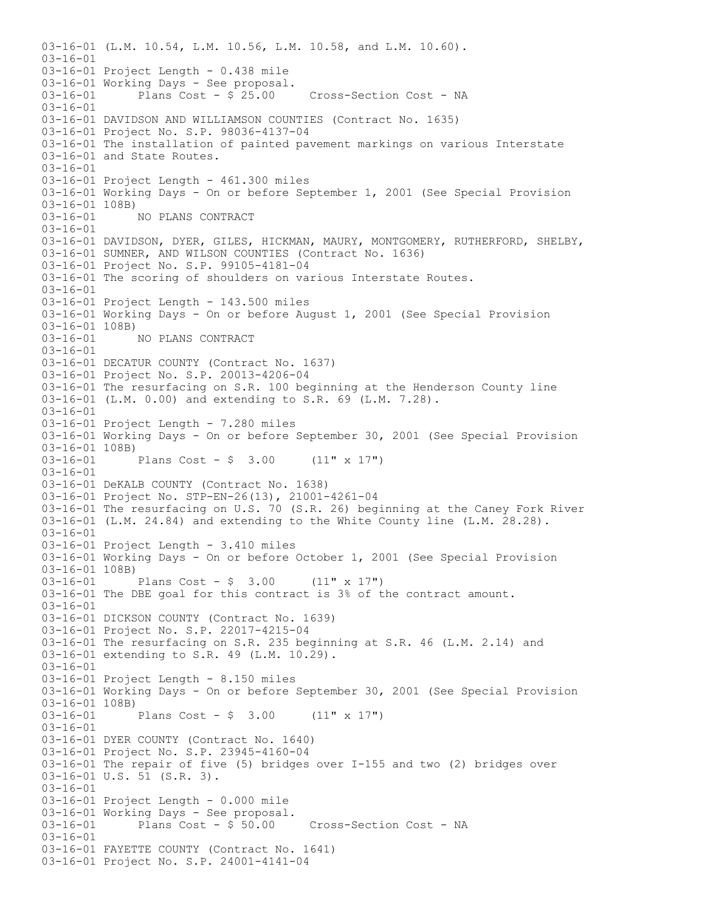03-16-01 (L.M. 10.54, L.M. 10.56, L.M. 10.58, and L.M. 10.60).
03-16-01
03-16-01 Project Length - 0.438 mile
03-16-01 Working Days - See proposal.
03-16-01 Plans Cost - $ 25.00 Cross-Section Cost - NA
03-16-01
03-16-01 DAVIDSON AND WILLIAMSON COUNTIES (Contract No. 1635)
03-16-01 Project No. S.P. 98036-4137-04
03-16-01 The installation of painted pavement markings on various Interstate
03-16-01 and State Routes.
03-16-01
03-16-01 Project Length - 461.300 miles
03-16-01 Working Days - On or before September 1, 2001 (See Special Provision
03-16-01 108B)
03-16-01 NO PLANS CONTRACT
03-16-01
03-16-01 DAVIDSON, DYER, GILES, HICKMAN, MAURY, MONTGOMERY, RUTHERFORD, SHELBY,
03-16-01 SUMNER, AND WILSON COUNTIES (Contract No. 1636)
03-16-01 Project No. S.P. 99105-4181-04
03-16-01 The scoring of shoulders on various Interstate Routes.
03-16-01
03-16-01 Project Length - 143.500 miles
03-16-01 Working Days - On or before August 1, 2001 (See Special Provision
03-16-01 108B)
03-16-01 NO PLANS CONTRACT
03-16-01
03-16-01 DECATUR COUNTY (Contract No. 1637)
03-16-01 Project No. S.P. 20013-4206-04
03-16-01 The resurfacing on S.R. 100 beginning at the Henderson County line
03-16-01 (L.M. 0.00) and extending to S.R. 69 (L.M. 7.28).
03-16-01
03-16-01 Project Length - 7.280 miles
03-16-01 Working Days - On or before September 30, 2001 (See Special Provision
03-16-01 108B)
03-16-01 Plans Cost - $ 3.00 (11" x 17")
03-16-01
03-16-01 DeKALB COUNTY (Contract No. 1638)
03-16-01 Project No. STP-EN-26(13), 21001-4261-04
03-16-01 The resurfacing on U.S. 70 (S.R. 26) beginning at the Caney Fork River
03-16-01 (L.M. 24.84) and extending to the White County line (L.M. 28.28).
03-16-01
03-16-01 Project Length - 3.410 miles
03-16-01 Working Days - On or before October 1, 2001 (See Special Provision
03-16-01 108B)
03-16-01 Plans Cost - $ 3.00 (11" x 17")
03-16-01 The DBE goal for this contract is 3% of the contract amount.
03-16-01
03-16-01 DICKSON COUNTY (Contract No. 1639)
03-16-01 Project No. S.P. 22017-4215-04
03-16-01 The resurfacing on S.R. 235 beginning at S.R. 46 (L.M. 2.14) and
03-16-01 extending to S.R. 49 (L.M. 10.29).
03-16-01
03-16-01 Project Length - 8.150 miles
03-16-01 Working Days - On or before September 30, 2001 (See Special Provision
03-16-01 108B)
03-16-01 Plans Cost - $ 3.00 (11" x 17")
03-16-01
03-16-01 DYER COUNTY (Contract No. 1640)
03-16-01 Project No. S.P. 23945-4160-04
03-16-01 The repair of five (5) bridges over I-155 and two (2) bridges over
03-16-01 U.S. 51 (S.R. 3).
03-16-01
03-16-01 Project Length - 0.000 mile
03-16-01 Working Days - See proposal.
03-16-01 Plans Cost - $ 50.00 Cross-Section Cost - NA
03-16-01
03-16-01 FAYETTE COUNTY (Contract No. 1641)
03-16-01 Project No. S.P. 24001-4141-04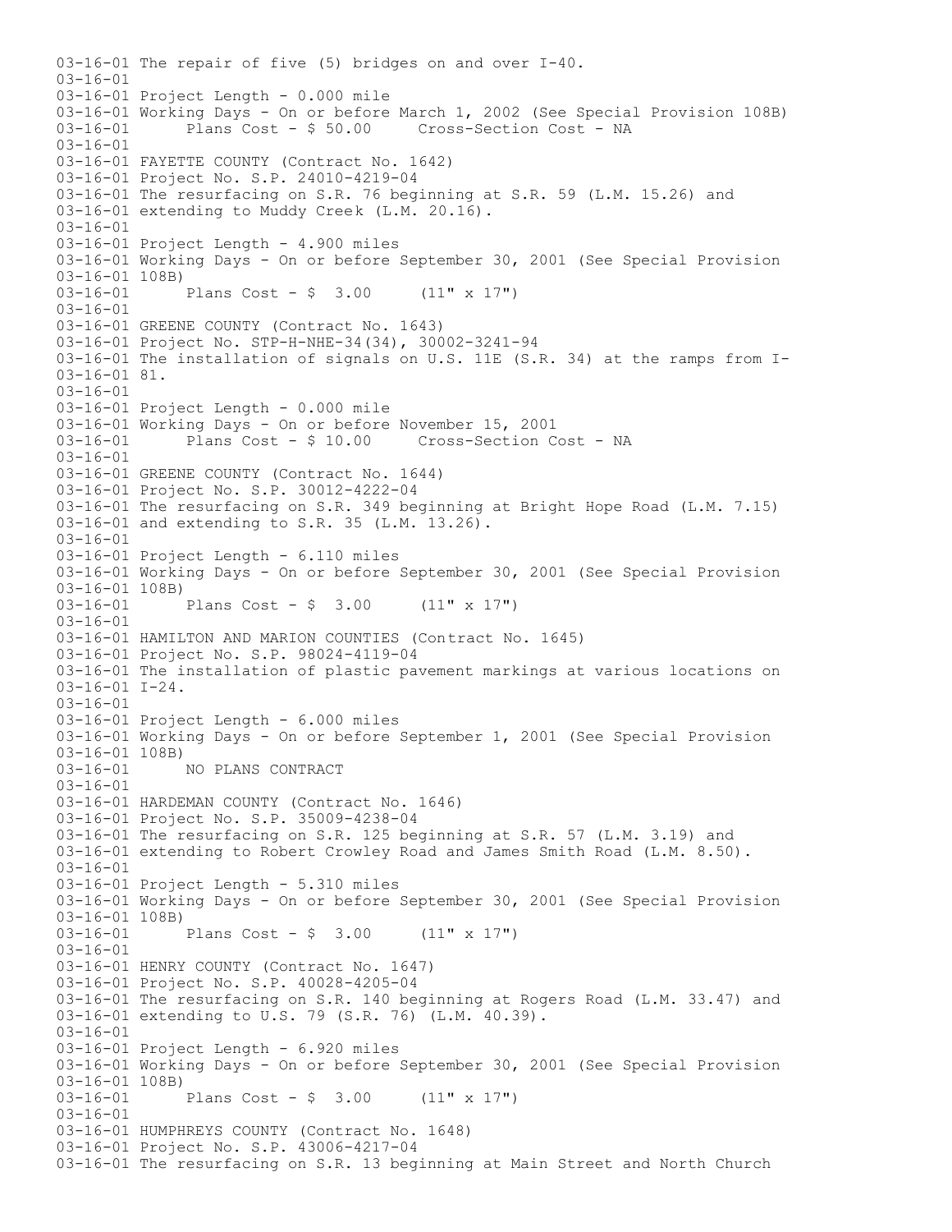```
03-16-01 The repair of five (5) bridges on and over I-40.
03-16-01
03-16-01 Project Length - 0.000 mile
03-16-01 Working Days - On or before March 1, 2002 (See Special Provision 108B)
03-16-01      Plans Cost - $ 50.00     Cross-Section Cost - NA
03-16-01
03-16-01 FAYETTE COUNTY (Contract No. 1642)
03-16-01 Project No. S.P. 24010-4219-04
03-16-01 The resurfacing on S.R. 76 beginning at S.R. 59 (L.M. 15.26) and
03-16-01 extending to Muddy Creek (L.M. 20.16).
03-16-01
03-16-01 Project Length - 4.900 miles
03-16-01 Working Days - On or before September 30, 2001 (See Special Provision
03-16-01 108B)
03-16-01      Plans Cost - $  3.00     (11" x 17")
03-16-01
03-16-01 GREENE COUNTY (Contract No. 1643)
03-16-01 Project No. STP-H-NHE-34(34), 30002-3241-94
03-16-01 The installation of signals on U.S. 11E (S.R. 34) at the ramps from I-
03-16-01 81.
03-16-01
03-16-01 Project Length - 0.000 mile
03-16-01 Working Days - On or before November 15, 2001
03-16-01      Plans Cost - $ 10.00     Cross-Section Cost - NA
03-16-01
03-16-01 GREENE COUNTY (Contract No. 1644)
03-16-01 Project No. S.P. 30012-4222-04
03-16-01 The resurfacing on S.R. 349 beginning at Bright Hope Road (L.M. 7.15)
03-16-01 and extending to S.R. 35 (L.M. 13.26).
03-16-01
03-16-01 Project Length - 6.110 miles
03-16-01 Working Days - On or before September 30, 2001 (See Special Provision
03-16-01 108B)
03-16-01      Plans Cost - $  3.00     (11" x 17")
03-16-01
03-16-01 HAMILTON AND MARION COUNTIES (Contract No. 1645)
03-16-01 Project No. S.P. 98024-4119-04
03-16-01 The installation of plastic pavement markings at various locations on
03-16-01 I-24.
03-16-01
03-16-01 Project Length - 6.000 miles
03-16-01 Working Days - On or before September 1, 2001 (See Special Provision
03-16-01 108B)
03-16-01      NO PLANS CONTRACT
03-16-01
03-16-01 HARDEMAN COUNTY (Contract No. 1646)
03-16-01 Project No. S.P. 35009-4238-04
03-16-01 The resurfacing on S.R. 125 beginning at S.R. 57 (L.M. 3.19) and
03-16-01 extending to Robert Crowley Road and James Smith Road (L.M. 8.50).
03-16-01
03-16-01 Project Length - 5.310 miles
03-16-01 Working Days - On or before September 30, 2001 (See Special Provision
03-16-01 108B)
03-16-01      Plans Cost - $  3.00     (11" x 17")
03-16-01
03-16-01 HENRY COUNTY (Contract No. 1647)
03-16-01 Project No. S.P. 40028-4205-04
03-16-01 The resurfacing on S.R. 140 beginning at Rogers Road (L.M. 33.47) and
03-16-01 extending to U.S. 79 (S.R. 76) (L.M. 40.39).
03-16-01
03-16-01 Project Length - 6.920 miles
03-16-01 Working Days - On or before September 30, 2001 (See Special Provision
03-16-01 108B)
03-16-01      Plans Cost - $  3.00     (11" x 17")
03-16-01
03-16-01 HUMPHREYS COUNTY (Contract No. 1648)
03-16-01 Project No. S.P. 43006-4217-04
03-16-01 The resurfacing on S.R. 13 beginning at Main Street and North Church
```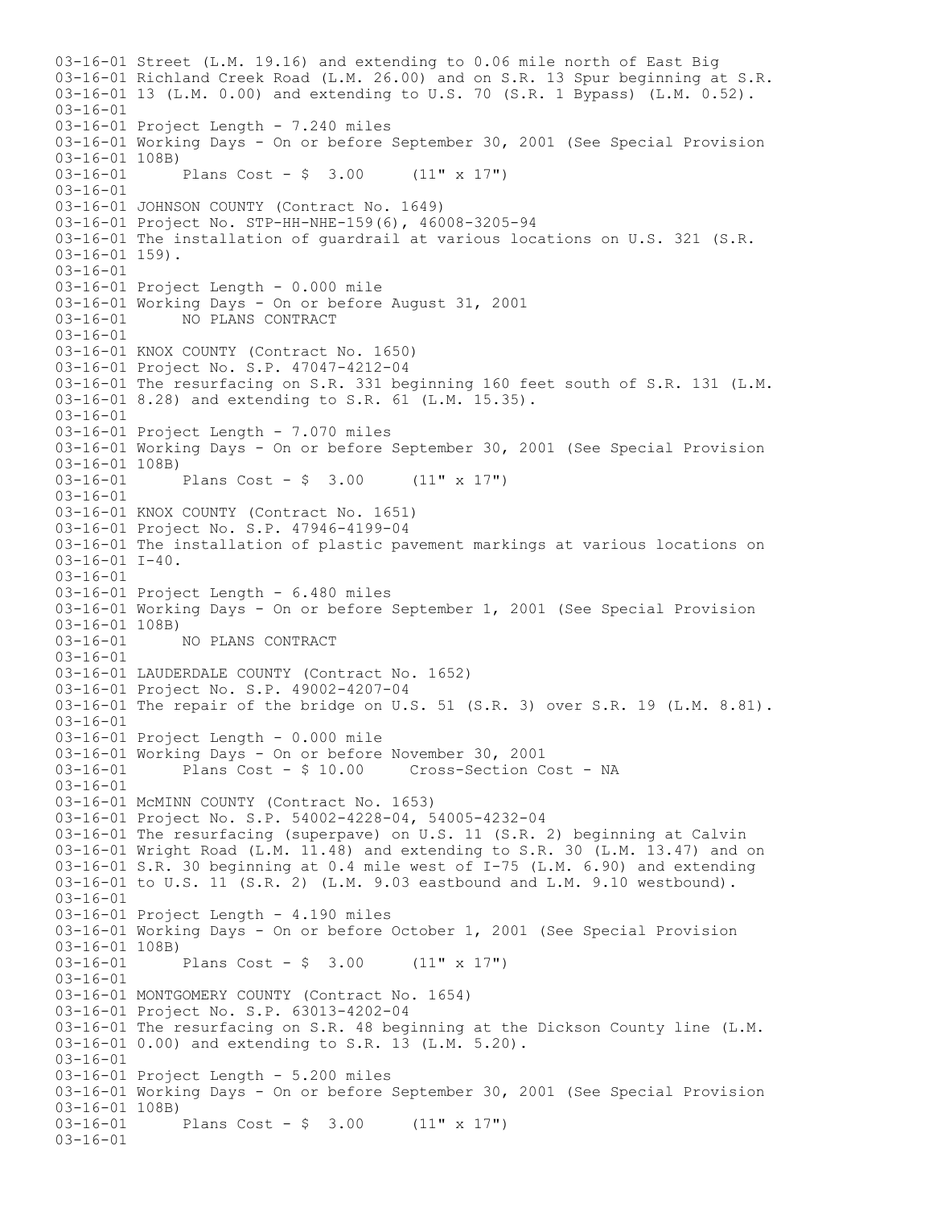```
03-16-01 Street (L.M. 19.16) and extending to 0.06 mile north of East Big
03-16-01 Richland Creek Road (L.M. 26.00) and on S.R. 13 Spur beginning at S.R.
03-16-01 13 (L.M. 0.00) and extending to U.S. 70 (S.R. 1 Bypass) (L.M. 0.52).
03-16-01
03-16-01 Project Length - 7.240 miles
03-16-01 Working Days - On or before September 30, 2001 (See Special Provision
03-16-01 108B)
03-16-01      Plans Cost - $  3.00     (11" x 17")
03-16-01
03-16-01 JOHNSON COUNTY (Contract No. 1649)
03-16-01 Project No. STP-HH-NHE-159(6), 46008-3205-94
03-16-01 The installation of guardrail at various locations on U.S. 321 (S.R.
03-16-01 159).
03-16-01
03-16-01 Project Length - 0.000 mile
03-16-01 Working Days - On or before August 31, 2001
03-16-01      NO PLANS CONTRACT
03-16-01
03-16-01 KNOX COUNTY (Contract No. 1650)
03-16-01 Project No. S.P. 47047-4212-04
03-16-01 The resurfacing on S.R. 331 beginning 160 feet south of S.R. 131 (L.M.
03-16-01 8.28) and extending to S.R. 61 (L.M. 15.35).
03-16-01
03-16-01 Project Length - 7.070 miles
03-16-01 Working Days - On or before September 30, 2001 (See Special Provision
03-16-01 108B)
03-16-01      Plans Cost - $  3.00     (11" x 17")
03-16-01
03-16-01 KNOX COUNTY (Contract No. 1651)
03-16-01 Project No. S.P. 47946-4199-04
03-16-01 The installation of plastic pavement markings at various locations on
03-16-01 I-40.
03-16-01
03-16-01 Project Length - 6.480 miles
03-16-01 Working Days - On or before September 1, 2001 (See Special Provision
03-16-01 108B)
03-16-01      NO PLANS CONTRACT
03-16-01
03-16-01 LAUDERDALE COUNTY (Contract No. 1652)
03-16-01 Project No. S.P. 49002-4207-04
03-16-01 The repair of the bridge on U.S. 51 (S.R. 3) over S.R. 19 (L.M. 8.81).
03-16-01
03-16-01 Project Length - 0.000 mile
03-16-01 Working Days - On or before November 30, 2001
03-16-01      Plans Cost - $ 10.00     Cross-Section Cost - NA
03-16-01
03-16-01 McMINN COUNTY (Contract No. 1653)
03-16-01 Project No. S.P. 54002-4228-04, 54005-4232-04
03-16-01 The resurfacing (superpave) on U.S. 11 (S.R. 2) beginning at Calvin
03-16-01 Wright Road (L.M. 11.48) and extending to S.R. 30 (L.M. 13.47) and on
03-16-01 S.R. 30 beginning at 0.4 mile west of I-75 (L.M. 6.90) and extending
03-16-01 to U.S. 11 (S.R. 2) (L.M. 9.03 eastbound and L.M. 9.10 westbound).
03-16-01
03-16-01 Project Length - 4.190 miles
03-16-01 Working Days - On or before October 1, 2001 (See Special Provision
03-16-01 108B)
03-16-01      Plans Cost - $  3.00     (11" x 17")
03-16-01
03-16-01 MONTGOMERY COUNTY (Contract No. 1654)
03-16-01 Project No. S.P. 63013-4202-04
03-16-01 The resurfacing on S.R. 48 beginning at the Dickson County line (L.M.
03-16-01 0.00) and extending to S.R. 13 (L.M. 5.20).
03-16-01
03-16-01 Project Length - 5.200 miles
03-16-01 Working Days - On or before September 30, 2001 (See Special Provision
03-16-01 108B)
03-16-01      Plans Cost - $  3.00     (11" x 17")
03-16-01
```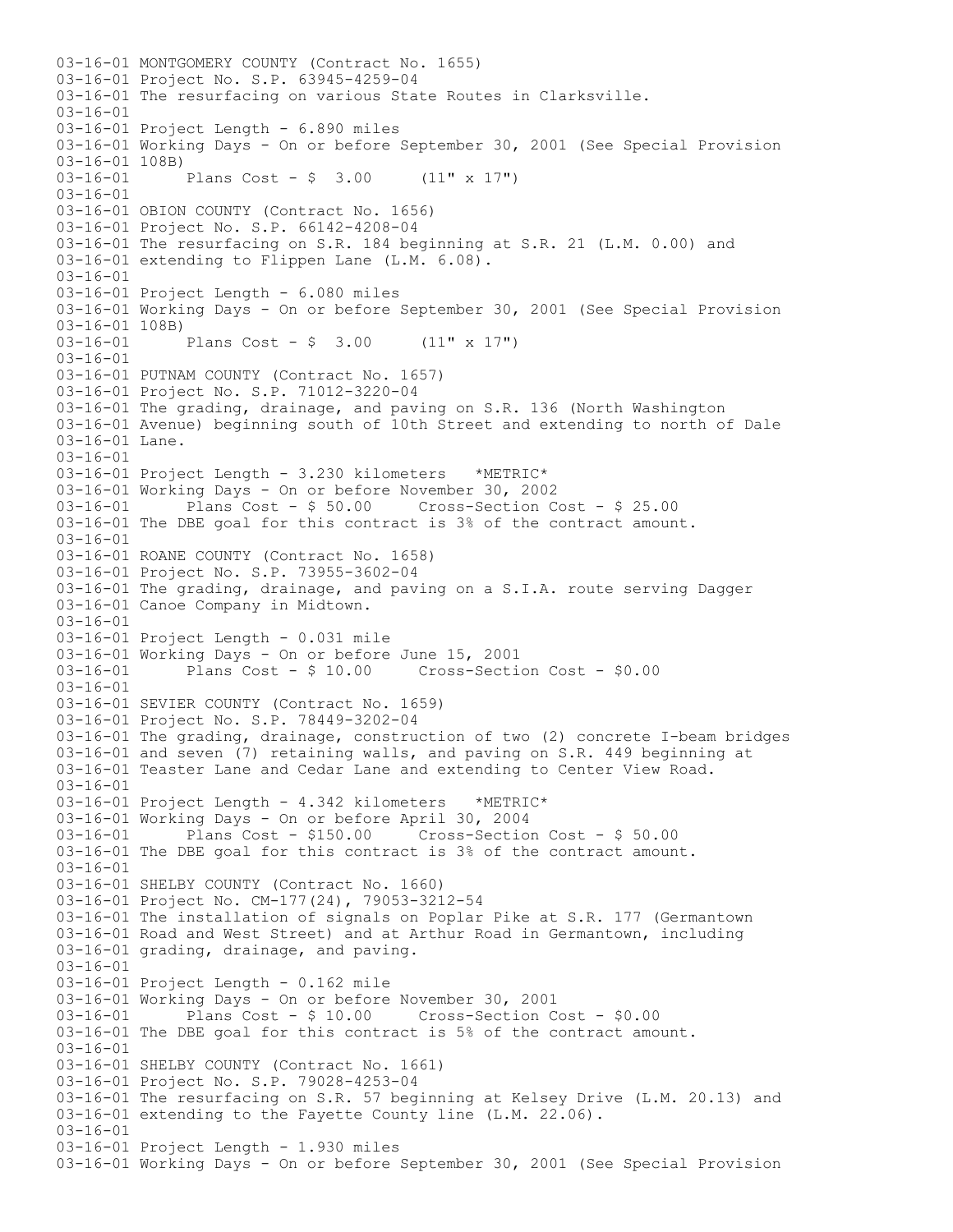```
03-16-01 MONTGOMERY COUNTY (Contract No. 1655)
03-16-01 Project No. S.P. 63945-4259-04
03-16-01 The resurfacing on various State Routes in Clarksville.
03-16-01
03-16-01 Project Length - 6.890 miles
03-16-01 Working Days - On or before September 30, 2001 (See Special Provision
03-16-01 108B)
03-16-01      Plans Cost - $  3.00     (11" x 17")
03-16-01
03-16-01 OBION COUNTY (Contract No. 1656)
03-16-01 Project No. S.P. 66142-4208-04
03-16-01 The resurfacing on S.R. 184 beginning at S.R. 21 (L.M. 0.00) and
03-16-01 extending to Flippen Lane (L.M. 6.08).
03-16-01
03-16-01 Project Length - 6.080 miles
03-16-01 Working Days - On or before September 30, 2001 (See Special Provision
03-16-01 108B)
03-16-01      Plans Cost - $  3.00     (11" x 17")
03-16-01
03-16-01 PUTNAM COUNTY (Contract No. 1657)
03-16-01 Project No. S.P. 71012-3220-04
03-16-01 The grading, drainage, and paving on S.R. 136 (North Washington
03-16-01 Avenue) beginning south of 10th Street and extending to north of Dale
03-16-01 Lane.
03-16-01
03-16-01 Project Length - 3.230 kilometers   *METRIC*
03-16-01 Working Days - On or before November 30, 2002
03-16-01      Plans Cost - $ 50.00     Cross-Section Cost - $ 25.00
03-16-01 The DBE goal for this contract is 3% of the contract amount.
03-16-01
03-16-01 ROANE COUNTY (Contract No. 1658)
03-16-01 Project No. S.P. 73955-3602-04
03-16-01 The grading, drainage, and paving on a S.I.A. route serving Dagger
03-16-01 Canoe Company in Midtown.
03-16-01
03-16-01 Project Length - 0.031 mile
03-16-01 Working Days - On or before June 15, 2001
03-16-01      Plans Cost - $ 10.00     Cross-Section Cost - $0.00
03-16-01
03-16-01 SEVIER COUNTY (Contract No. 1659)
03-16-01 Project No. S.P. 78449-3202-04
03-16-01 The grading, drainage, construction of two (2) concrete I-beam bridges
03-16-01 and seven (7) retaining walls, and paving on S.R. 449 beginning at
03-16-01 Teaster Lane and Cedar Lane and extending to Center View Road.
03-16-01
03-16-01 Project Length - 4.342 kilometers   *METRIC*
03-16-01 Working Days - On or before April 30, 2004
03-16-01      Plans Cost - $150.00     Cross-Section Cost - $ 50.00
03-16-01 The DBE goal for this contract is 3% of the contract amount.
03-16-01
03-16-01 SHELBY COUNTY (Contract No. 1660)
03-16-01 Project No. CM-177(24), 79053-3212-54
03-16-01 The installation of signals on Poplar Pike at S.R. 177 (Germantown
03-16-01 Road and West Street) and at Arthur Road in Germantown, including
03-16-01 grading, drainage, and paving.
03-16-01
03-16-01 Project Length - 0.162 mile
03-16-01 Working Days - On or before November 30, 2001
03-16-01      Plans Cost - $ 10.00     Cross-Section Cost - $0.00
03-16-01 The DBE goal for this contract is 5% of the contract amount.
03-16-01
03-16-01 SHELBY COUNTY (Contract No. 1661)
03-16-01 Project No. S.P. 79028-4253-04
03-16-01 The resurfacing on S.R. 57 beginning at Kelsey Drive (L.M. 20.13) and
03-16-01 extending to the Fayette County line (L.M. 22.06).
03-16-01
03-16-01 Project Length - 1.930 miles
03-16-01 Working Days - On or before September 30, 2001 (See Special Provision
```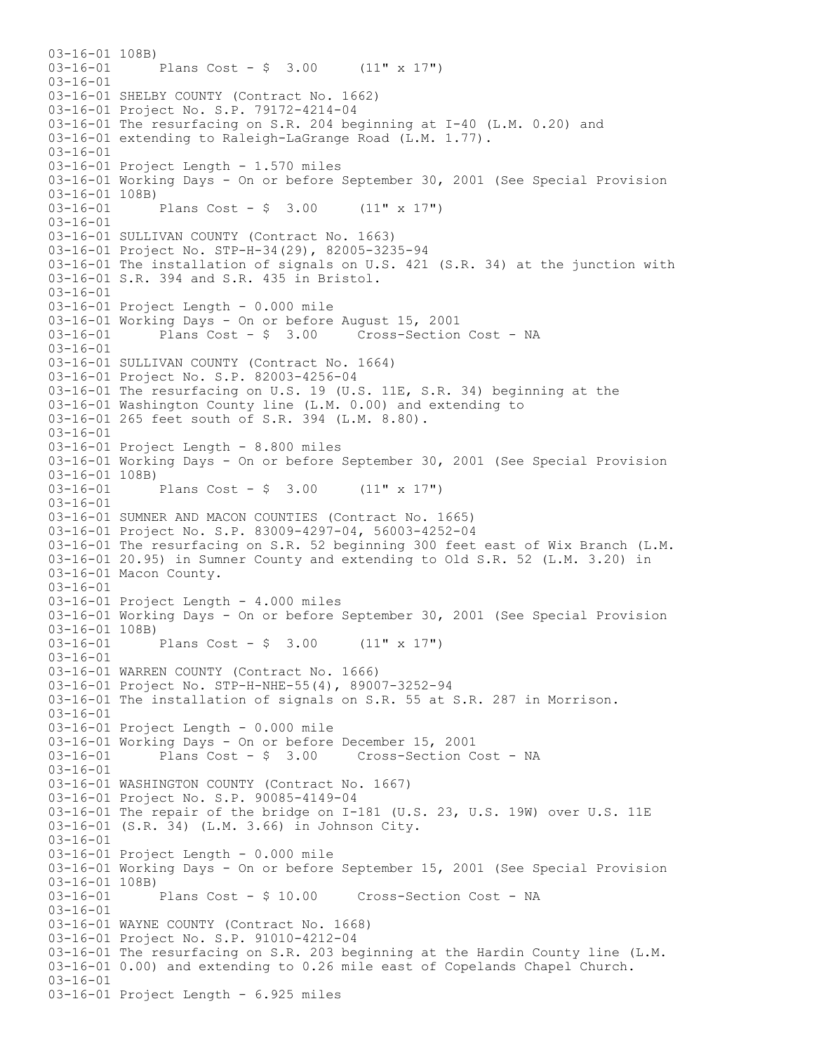```
03-16-01 108B)
03-16-01      Plans Cost - $  3.00     (11" x 17")
03-16-01
03-16-01 SHELBY COUNTY (Contract No. 1662)
03-16-01 Project No. S.P. 79172-4214-04
03-16-01 The resurfacing on S.R. 204 beginning at I-40 (L.M. 0.20) and
03-16-01 extending to Raleigh-LaGrange Road (L.M. 1.77).
03-16-01
03-16-01 Project Length - 1.570 miles
03-16-01 Working Days - On or before September 30, 2001 (See Special Provision
03-16-01 108B)
03-16-01      Plans Cost - $  3.00     (11" x 17")
03-16-01
03-16-01 SULLIVAN COUNTY (Contract No. 1663)
03-16-01 Project No. STP-H-34(29), 82005-3235-94
03-16-01 The installation of signals on U.S. 421 (S.R. 34) at the junction with
03-16-01 S.R. 394 and S.R. 435 in Bristol.
03-16-01
03-16-01 Project Length - 0.000 mile
03-16-01 Working Days - On or before August 15, 2001
03-16-01      Plans Cost - $  3.00     Cross-Section Cost - NA
03-16-01
03-16-01 SULLIVAN COUNTY (Contract No. 1664)
03-16-01 Project No. S.P. 82003-4256-04
03-16-01 The resurfacing on U.S. 19 (U.S. 11E, S.R. 34) beginning at the
03-16-01 Washington County line (L.M. 0.00) and extending to
03-16-01 265 feet south of S.R. 394 (L.M. 8.80).
03-16-01
03-16-01 Project Length - 8.800 miles
03-16-01 Working Days - On or before September 30, 2001 (See Special Provision
03-16-01 108B)
03-16-01      Plans Cost - $  3.00     (11" x 17")
03-16-01
03-16-01 SUMNER AND MACON COUNTIES (Contract No. 1665)
03-16-01 Project No. S.P. 83009-4297-04, 56003-4252-04
03-16-01 The resurfacing on S.R. 52 beginning 300 feet east of Wix Branch (L.M.
03-16-01 20.95) in Sumner County and extending to Old S.R. 52 (L.M. 3.20) in
03-16-01 Macon County.
03-16-01
03-16-01 Project Length - 4.000 miles
03-16-01 Working Days - On or before September 30, 2001 (See Special Provision
03-16-01 108B)
03-16-01      Plans Cost - $  3.00     (11" x 17")
03-16-01
03-16-01 WARREN COUNTY (Contract No. 1666)
03-16-01 Project No. STP-H-NHE-55(4), 89007-3252-94
03-16-01 The installation of signals on S.R. 55 at S.R. 287 in Morrison.
03-16-01
03-16-01 Project Length - 0.000 mile
03-16-01 Working Days - On or before December 15, 2001
03-16-01      Plans Cost - $  3.00     Cross-Section Cost - NA
03-16-01
03-16-01 WASHINGTON COUNTY (Contract No. 1667)
03-16-01 Project No. S.P. 90085-4149-04
03-16-01 The repair of the bridge on I-181 (U.S. 23, U.S. 19W) over U.S. 11E
03-16-01 (S.R. 34) (L.M. 3.66) in Johnson City.
03-16-01
03-16-01 Project Length - 0.000 mile
03-16-01 Working Days - On or before September 15, 2001 (See Special Provision
03-16-01 108B)
03-16-01      Plans Cost - $ 10.00     Cross-Section Cost - NA
03-16-01
03-16-01 WAYNE COUNTY (Contract No. 1668)
03-16-01 Project No. S.P. 91010-4212-04
03-16-01 The resurfacing on S.R. 203 beginning at the Hardin County line (L.M.
03-16-01 0.00) and extending to 0.26 mile east of Copelands Chapel Church.
03-16-01
03-16-01 Project Length - 6.925 miles
```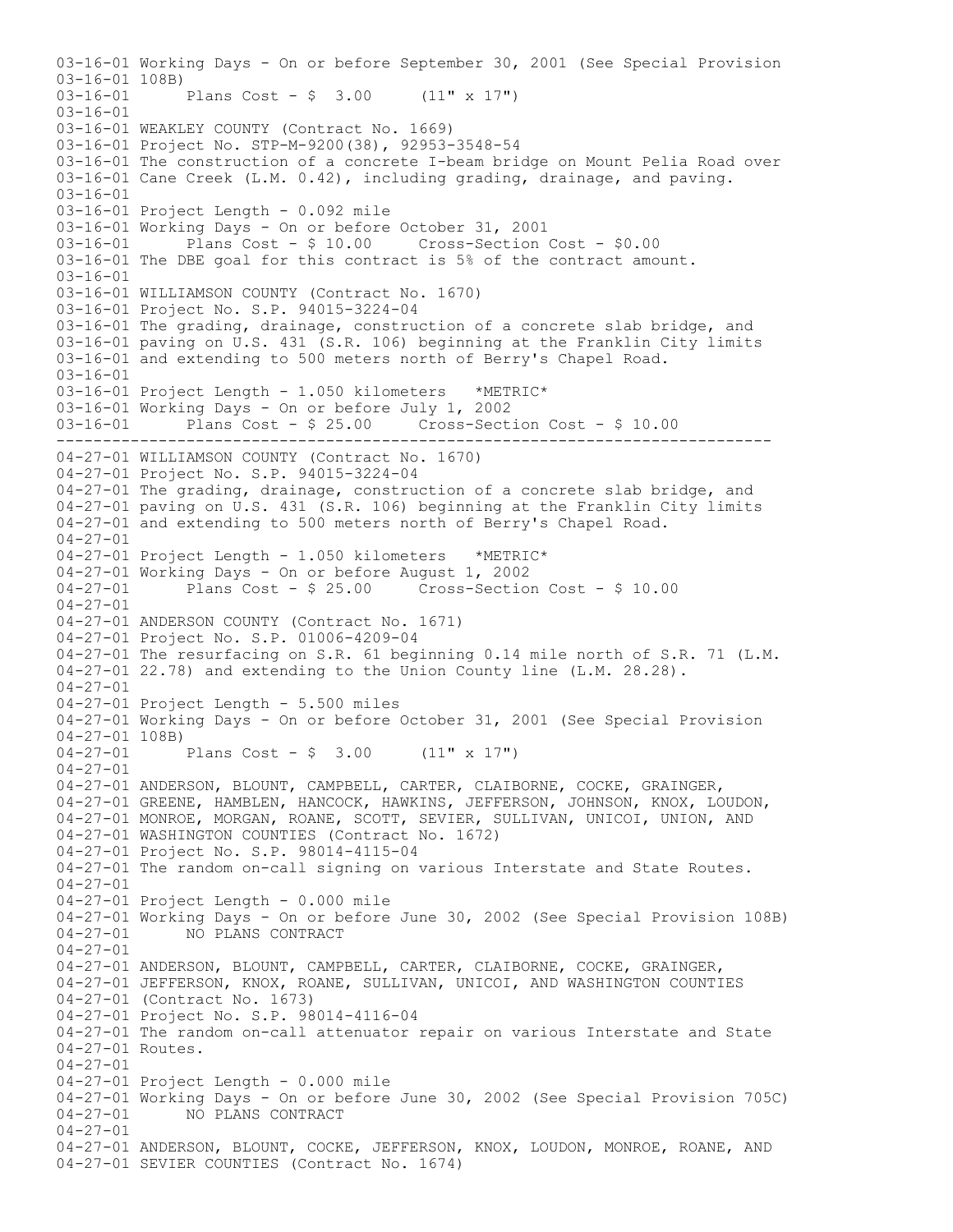```
03-16-01 Working Days - On or before September 30, 2001 (See Special Provision
03-16-01 108B)
03-16-01       Plans Cost - $  3.00      (11" x 17")
03-16-01
03-16-01 WEAKLEY COUNTY (Contract No. 1669)
03-16-01 Project No. STP-M-9200(38), 92953-3548-54
03-16-01 The construction of a concrete I-beam bridge on Mount Pelia Road over
03-16-01 Cane Creek (L.M. 0.42), including grading, drainage, and paving.
03-16-01
03-16-01 Project Length - 0.092 mile
03-16-01 Working Days - On or before October 31, 2001
03-16-01       Plans Cost - $ 10.00     Cross-Section Cost - $0.00
03-16-01 The DBE goal for this contract is 5% of the contract amount.
03-16-01
03-16-01 WILLIAMSON COUNTY (Contract No. 1670)
03-16-01 Project No. S.P. 94015-3224-04
03-16-01 The grading, drainage, construction of a concrete slab bridge, and
03-16-01 paving on U.S. 431 (S.R. 106) beginning at the Franklin City limits
03-16-01 and extending to 500 meters north of Berry's Chapel Road.
03-16-01
03-16-01 Project Length - 1.050 kilometers   *METRIC*
03-16-01 Working Days - On or before July 1, 2002
03-16-01       Plans Cost - $ 25.00     Cross-Section Cost - $ 10.00
-----------------------------------------------------------------------------
04-27-01 WILLIAMSON COUNTY (Contract No. 1670)
04-27-01 Project No. S.P. 94015-3224-04
04-27-01 The grading, drainage, construction of a concrete slab bridge, and
04-27-01 paving on U.S. 431 (S.R. 106) beginning at the Franklin City limits
04-27-01 and extending to 500 meters north of Berry's Chapel Road.
04-27-01
04-27-01 Project Length - 1.050 kilometers   *METRIC*
04-27-01 Working Days - On or before August 1, 2002
04-27-01       Plans Cost - $ 25.00     Cross-Section Cost - $ 10.00
04-27-01
04-27-01 ANDERSON COUNTY (Contract No. 1671)
04-27-01 Project No. S.P. 01006-4209-04
04-27-01 The resurfacing on S.R. 61 beginning 0.14 mile north of S.R. 71 (L.M.
04-27-01 22.78) and extending to the Union County line (L.M. 28.28).
04-27-01
04-27-01 Project Length - 5.500 miles
04-27-01 Working Days - On or before October 31, 2001 (See Special Provision
04-27-01 108B)
04-27-01       Plans Cost - $  3.00      (11" x 17")
04-27-01
04-27-01 ANDERSON, BLOUNT, CAMPBELL, CARTER, CLAIBORNE, COCKE, GRAINGER,
04-27-01 GREENE, HAMBLEN, HANCOCK, HAWKINS, JEFFERSON, JOHNSON, KNOX, LOUDON,
04-27-01 MONROE, MORGAN, ROANE, SCOTT, SEVIER, SULLIVAN, UNICOI, UNION, AND
04-27-01 WASHINGTON COUNTIES (Contract No. 1672)
04-27-01 Project No. S.P. 98014-4115-04
04-27-01 The random on-call signing on various Interstate and State Routes.
04-27-01
04-27-01 Project Length - 0.000 mile
04-27-01 Working Days - On or before June 30, 2002 (See Special Provision 108B)
04-27-01       NO PLANS CONTRACT
04-27-01
04-27-01 ANDERSON, BLOUNT, CAMPBELL, CARTER, CLAIBORNE, COCKE, GRAINGER,
04-27-01 JEFFERSON, KNOX, ROANE, SULLIVAN, UNICOI, AND WASHINGTON COUNTIES
04-27-01 (Contract No. 1673)
04-27-01 Project No. S.P. 98014-4116-04
04-27-01 The random on-call attenuator repair on various Interstate and State
04-27-01 Routes.
04-27-01
04-27-01 Project Length - 0.000 mile
04-27-01 Working Days - On or before June 30, 2002 (See Special Provision 705C)
04-27-01       NO PLANS CONTRACT
04-27-01
04-27-01 ANDERSON, BLOUNT, COCKE, JEFFERSON, KNOX, LOUDON, MONROE, ROANE, AND
04-27-01 SEVIER COUNTIES (Contract No. 1674)
```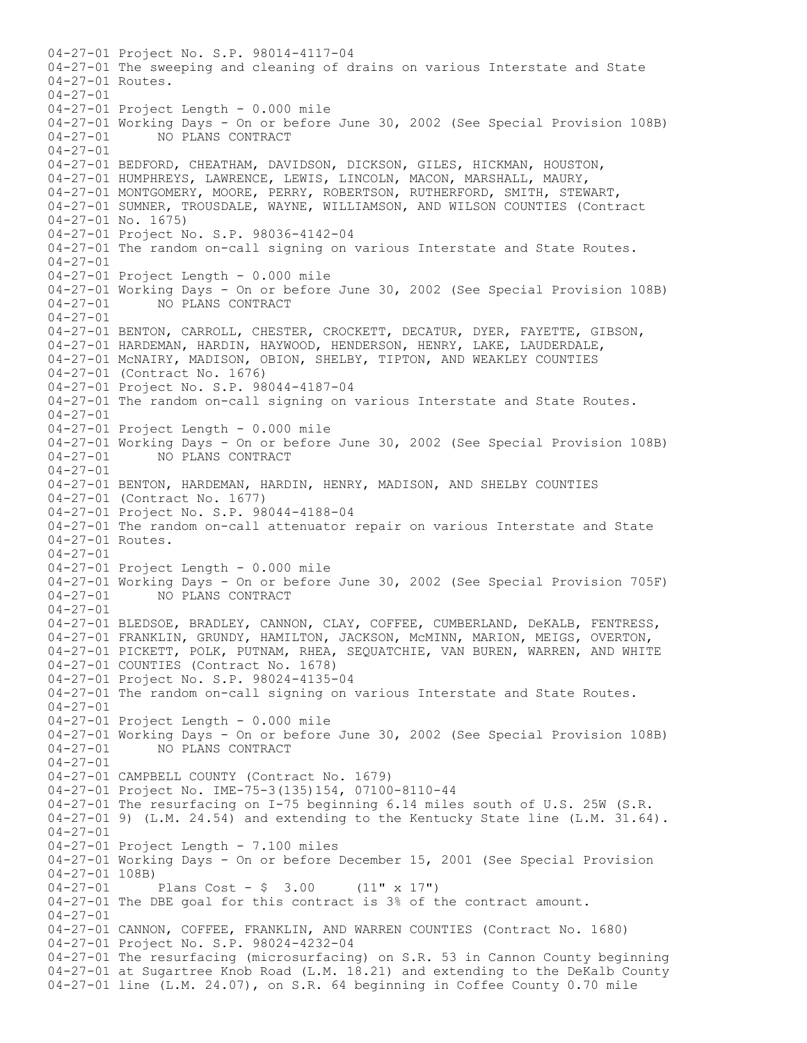04-27-01 Project No. S.P. 98014-4117-04
04-27-01 The sweeping and cleaning of drains on various Interstate and State
04-27-01 Routes.
04-27-01
04-27-01 Project Length - 0.000 mile
04-27-01 Working Days - On or before June 30, 2002 (See Special Provision 108B)
04-27-01 NO PLANS CONTRACT
04-27-01
04-27-01 BEDFORD, CHEATHAM, DAVIDSON, DICKSON, GILES, HICKMAN, HOUSTON,
04-27-01 HUMPHREYS, LAWRENCE, LEWIS, LINCOLN, MACON, MARSHALL, MAURY,
04-27-01 MONTGOMERY, MOORE, PERRY, ROBERTSON, RUTHERFORD, SMITH, STEWART,
04-27-01 SUMNER, TROUSDALE, WAYNE, WILLIAMSON, AND WILSON COUNTIES (Contract
04-27-01 No. 1675)
04-27-01 Project No. S.P. 98036-4142-04
04-27-01 The random on-call signing on various Interstate and State Routes.
04-27-01
04-27-01 Project Length - 0.000 mile
04-27-01 Working Days - On or before June 30, 2002 (See Special Provision 108B)
04-27-01 NO PLANS CONTRACT
04-27-01
04-27-01 BENTON, CARROLL, CHESTER, CROCKETT, DECATUR, DYER, FAYETTE, GIBSON,
04-27-01 HARDEMAN, HARDIN, HAYWOOD, HENDERSON, HENRY, LAKE, LAUDERDALE,
04-27-01 McNAIRY, MADISON, OBION, SHELBY, TIPTON, AND WEAKLEY COUNTIES
04-27-01 (Contract No. 1676)
04-27-01 Project No. S.P. 98044-4187-04
04-27-01 The random on-call signing on various Interstate and State Routes.
04-27-01
04-27-01 Project Length - 0.000 mile
04-27-01 Working Days - On or before June 30, 2002 (See Special Provision 108B)
04-27-01 NO PLANS CONTRACT
04-27-01
04-27-01 BENTON, HARDEMAN, HARDIN, HENRY, MADISON, AND SHELBY COUNTIES
04-27-01 (Contract No. 1677)
04-27-01 Project No. S.P. 98044-4188-04
04-27-01 The random on-call attenuator repair on various Interstate and State
04-27-01 Routes.
04-27-01
04-27-01 Project Length - 0.000 mile
04-27-01 Working Days - On or before June 30, 2002 (See Special Provision 705F)
04-27-01 NO PLANS CONTRACT
04-27-01
04-27-01 BLEDSOE, BRADLEY, CANNON, CLAY, COFFEE, CUMBERLAND, DeKALB, FENTRESS,
04-27-01 FRANKLIN, GRUNDY, HAMILTON, JACKSON, McMINN, MARION, MEIGS, OVERTON,
04-27-01 PICKETT, POLK, PUTNAM, RHEA, SEQUATCHIE, VAN BUREN, WARREN, AND WHITE
04-27-01 COUNTIES (Contract No. 1678)
04-27-01 Project No. S.P. 98024-4135-04
04-27-01 The random on-call signing on various Interstate and State Routes.
04-27-01
04-27-01 Project Length - 0.000 mile
04-27-01 Working Days - On or before June 30, 2002 (See Special Provision 108B)
04-27-01 NO PLANS CONTRACT
04-27-01
04-27-01 CAMPBELL COUNTY (Contract No. 1679)
04-27-01 Project No. IME-75-3(135)154, 07100-8110-44
04-27-01 The resurfacing on I-75 beginning 6.14 miles south of U.S. 25W (S.R.
04-27-01 9) (L.M. 24.54) and extending to the Kentucky State line (L.M. 31.64).
04-27-01
04-27-01 Project Length - 7.100 miles
04-27-01 Working Days - On or before December 15, 2001 (See Special Provision
04-27-01 108B)
04-27-01 Plans Cost - $ 3.00 (11" x 17")
04-27-01 The DBE goal for this contract is 3% of the contract amount.
04-27-01
04-27-01 CANNON, COFFEE, FRANKLIN, AND WARREN COUNTIES (Contract No. 1680)
04-27-01 Project No. S.P. 98024-4232-04
04-27-01 The resurfacing (microsurfacing) on S.R. 53 in Cannon County beginning
04-27-01 at Sugartree Knob Road (L.M. 18.21) and extending to the DeKalb County
04-27-01 line (L.M. 24.07), on S.R. 64 beginning in Coffee County 0.70 mile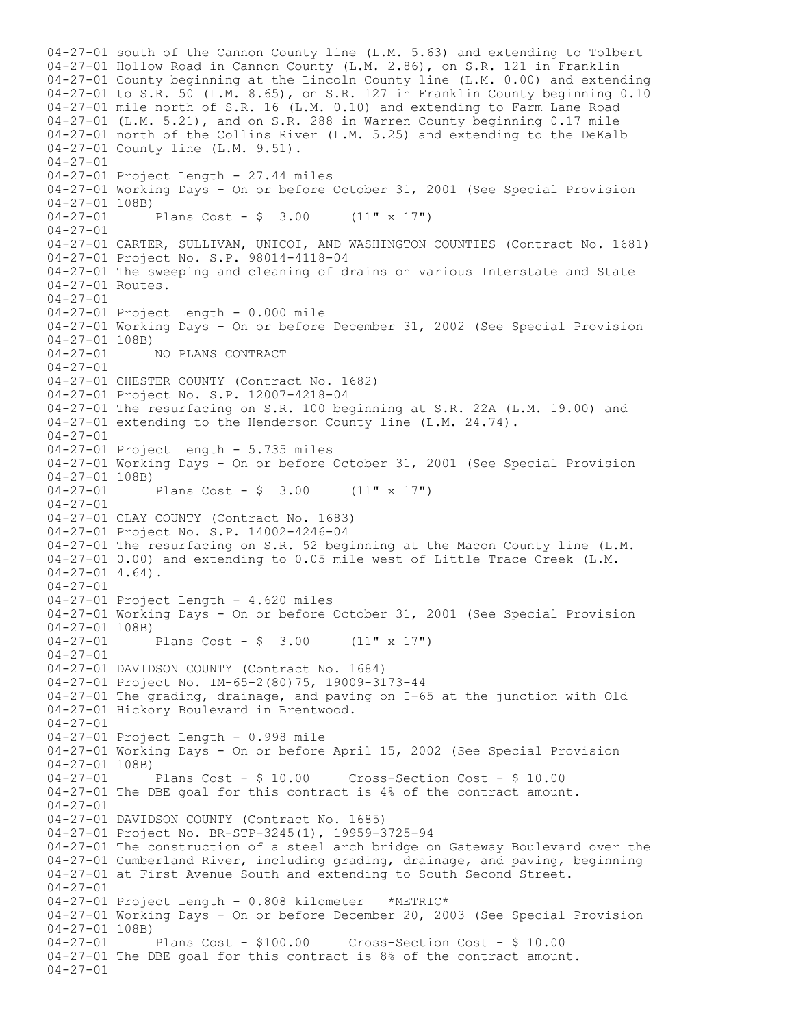04-27-01 south of the Cannon County line (L.M. 5.63) and extending to Tolbert
04-27-01 Hollow Road in Cannon County (L.M. 2.86), on S.R. 121 in Franklin
04-27-01 County beginning at the Lincoln County line (L.M. 0.00) and extending
04-27-01 to S.R. 50 (L.M. 8.65), on S.R. 127 in Franklin County beginning 0.10
04-27-01 mile north of S.R. 16 (L.M. 0.10) and extending to Farm Lane Road
04-27-01 (L.M. 5.21), and on S.R. 288 in Warren County beginning 0.17 mile
04-27-01 north of the Collins River (L.M. 5.25) and extending to the DeKalb
04-27-01 County line (L.M. 9.51).
04-27-01
04-27-01 Project Length - 27.44 miles
04-27-01 Working Days - On or before October 31, 2001 (See Special Provision
04-27-01 108B)
04-27-01 Plans Cost - $ 3.00 (11" x 17")
04-27-01
04-27-01 CARTER, SULLIVAN, UNICOI, AND WASHINGTON COUNTIES (Contract No. 1681)
04-27-01 Project No. S.P. 98014-4118-04
04-27-01 The sweeping and cleaning of drains on various Interstate and State
04-27-01 Routes.
04-27-01
04-27-01 Project Length - 0.000 mile
04-27-01 Working Days - On or before December 31, 2002 (See Special Provision
04-27-01 108B)
04-27-01 NO PLANS CONTRACT
04-27-01
04-27-01 CHESTER COUNTY (Contract No. 1682)
04-27-01 Project No. S.P. 12007-4218-04
04-27-01 The resurfacing on S.R. 100 beginning at S.R. 22A (L.M. 19.00) and
04-27-01 extending to the Henderson County line (L.M. 24.74).
04-27-01
04-27-01 Project Length - 5.735 miles
04-27-01 Working Days - On or before October 31, 2001 (See Special Provision
04-27-01 108B)
04-27-01 Plans Cost - $ 3.00 (11" x 17")
04-27-01
04-27-01 CLAY COUNTY (Contract No. 1683)
04-27-01 Project No. S.P. 14002-4246-04
04-27-01 The resurfacing on S.R. 52 beginning at the Macon County line (L.M.
04-27-01 0.00) and extending to 0.05 mile west of Little Trace Creek (L.M.
04-27-01 4.64).
04-27-01
04-27-01 Project Length - 4.620 miles
04-27-01 Working Days - On or before October 31, 2001 (See Special Provision
04-27-01 108B)
04-27-01 Plans Cost - $ 3.00 (11" x 17")
04-27-01
04-27-01 DAVIDSON COUNTY (Contract No. 1684)
04-27-01 Project No. IM-65-2(80)75, 19009-3173-44
04-27-01 The grading, drainage, and paving on I-65 at the junction with Old
04-27-01 Hickory Boulevard in Brentwood.
04-27-01
04-27-01 Project Length - 0.998 mile
04-27-01 Working Days - On or before April 15, 2002 (See Special Provision
04-27-01 108B)
04-27-01 Plans Cost - $ 10.00 Cross-Section Cost - $ 10.00
04-27-01 The DBE goal for this contract is 4% of the contract amount.
04-27-01
04-27-01 DAVIDSON COUNTY (Contract No. 1685)
04-27-01 Project No. BR-STP-3245(1), 19959-3725-94
04-27-01 The construction of a steel arch bridge on Gateway Boulevard over the
04-27-01 Cumberland River, including grading, drainage, and paving, beginning
04-27-01 at First Avenue South and extending to South Second Street.
04-27-01
04-27-01 Project Length - 0.808 kilometer *METRIC*
04-27-01 Working Days - On or before December 20, 2003 (See Special Provision
04-27-01 108B)
04-27-01 Plans Cost - $100.00 Cross-Section Cost - $ 10.00
04-27-01 The DBE goal for this contract is 8% of the contract amount.
04-27-01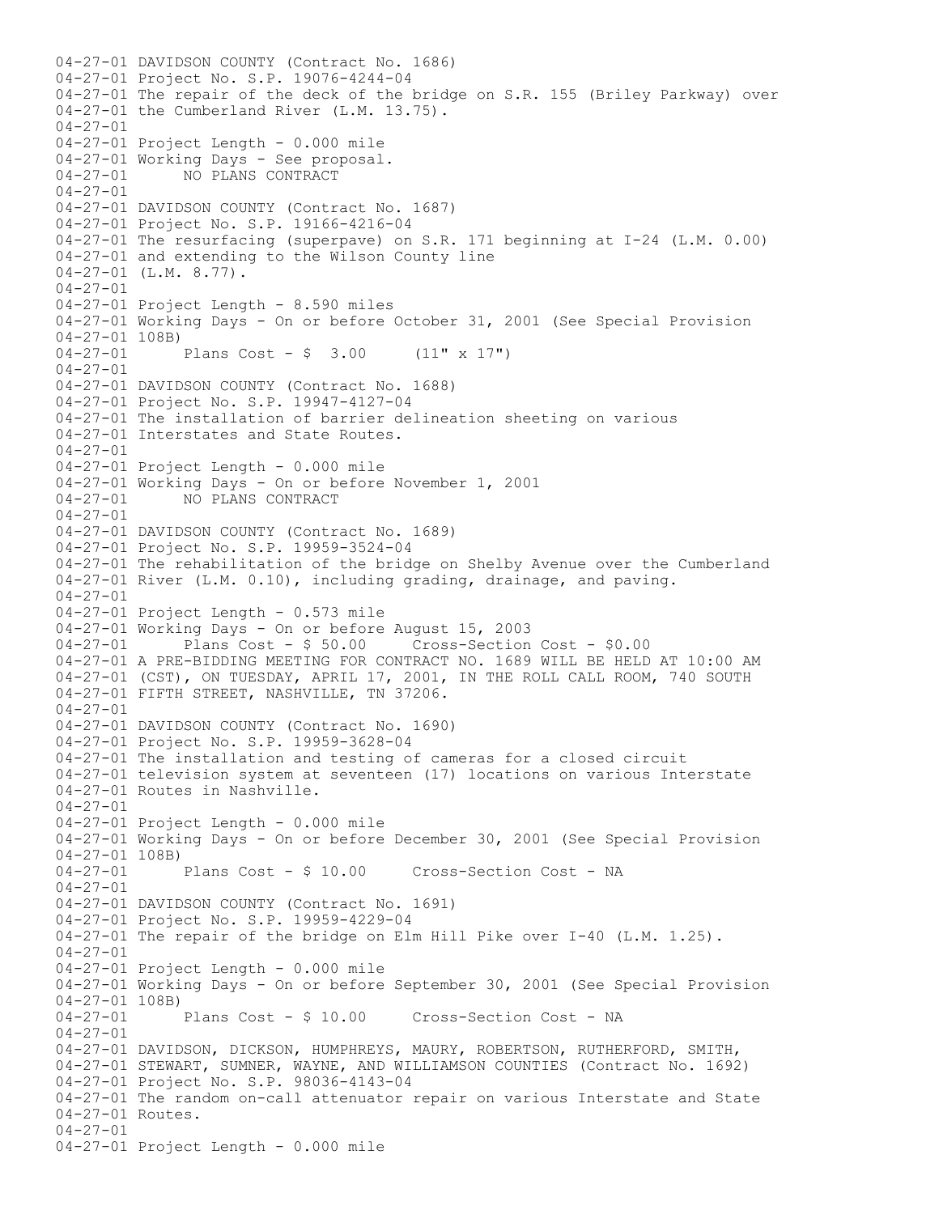```
04-27-01 DAVIDSON COUNTY (Contract No. 1686)
04-27-01 Project No. S.P. 19076-4244-04
04-27-01 The repair of the deck of the bridge on S.R. 155 (Briley Parkway) over
04-27-01 the Cumberland River (L.M. 13.75).
04-27-01
04-27-01 Project Length - 0.000 mile
04-27-01 Working Days - See proposal.
04-27-01      NO PLANS CONTRACT
04-27-01
04-27-01 DAVIDSON COUNTY (Contract No. 1687)
04-27-01 Project No. S.P. 19166-4216-04
04-27-01 The resurfacing (superpave) on S.R. 171 beginning at I-24 (L.M. 0.00)
04-27-01 and extending to the Wilson County line
04-27-01 (L.M. 8.77).
04-27-01
04-27-01 Project Length - 8.590 miles
04-27-01 Working Days - On or before October 31, 2001 (See Special Provision
04-27-01 108B)
04-27-01      Plans Cost - $  3.00     (11" x 17")
04-27-01
04-27-01 DAVIDSON COUNTY (Contract No. 1688)
04-27-01 Project No. S.P. 19947-4127-04
04-27-01 The installation of barrier delineation sheeting on various
04-27-01 Interstates and State Routes.
04-27-01
04-27-01 Project Length - 0.000 mile
04-27-01 Working Days - On or before November 1, 2001
04-27-01      NO PLANS CONTRACT
04-27-01
04-27-01 DAVIDSON COUNTY (Contract No. 1689)
04-27-01 Project No. S.P. 19959-3524-04
04-27-01 The rehabilitation of the bridge on Shelby Avenue over the Cumberland
04-27-01 River (L.M. 0.10), including grading, drainage, and paving.
04-27-01
04-27-01 Project Length - 0.573 mile
04-27-01 Working Days - On or before August 15, 2003
04-27-01      Plans Cost - $ 50.00     Cross-Section Cost - $0.00
04-27-01 A PRE-BIDDING MEETING FOR CONTRACT NO. 1689 WILL BE HELD AT 10:00 AM
04-27-01 (CST), ON TUESDAY, APRIL 17, 2001, IN THE ROLL CALL ROOM, 740 SOUTH
04-27-01 FIFTH STREET, NASHVILLE, TN 37206.
04-27-01
04-27-01 DAVIDSON COUNTY (Contract No. 1690)
04-27-01 Project No. S.P. 19959-3628-04
04-27-01 The installation and testing of cameras for a closed circuit
04-27-01 television system at seventeen (17) locations on various Interstate
04-27-01 Routes in Nashville.
04-27-01
04-27-01 Project Length - 0.000 mile
04-27-01 Working Days - On or before December 30, 2001 (See Special Provision
04-27-01 108B)
04-27-01      Plans Cost - $ 10.00     Cross-Section Cost - NA
04-27-01
04-27-01 DAVIDSON COUNTY (Contract No. 1691)
04-27-01 Project No. S.P. 19959-4229-04
04-27-01 The repair of the bridge on Elm Hill Pike over I-40 (L.M. 1.25).
04-27-01
04-27-01 Project Length - 0.000 mile
04-27-01 Working Days - On or before September 30, 2001 (See Special Provision
04-27-01 108B)
04-27-01      Plans Cost - $ 10.00     Cross-Section Cost - NA
04-27-01
04-27-01 DAVIDSON, DICKSON, HUMPHREYS, MAURY, ROBERTSON, RUTHERFORD, SMITH,
04-27-01 STEWART, SUMNER, WAYNE, AND WILLIAMSON COUNTIES (Contract No. 1692)
04-27-01 Project No. S.P. 98036-4143-04
04-27-01 The random on-call attenuator repair on various Interstate and State
04-27-01 Routes.
04-27-01
04-27-01 Project Length - 0.000 mile
```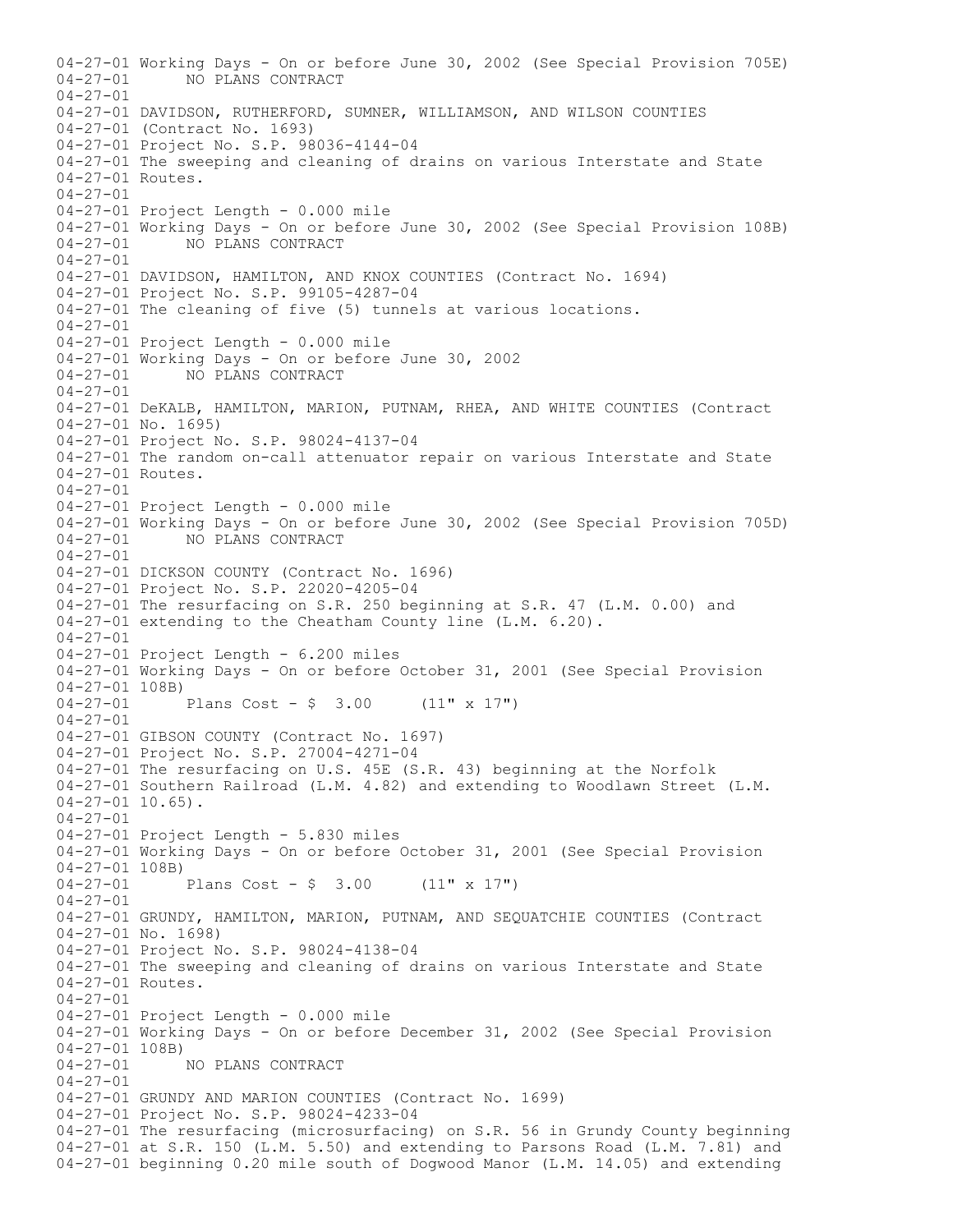04-27-01 Working Days - On or before June 30, 2002 (See Special Provision 705E)
04-27-01 NO PLANS CONTRACT
04-27-01
04-27-01 DAVIDSON, RUTHERFORD, SUMNER, WILLIAMSON, AND WILSON COUNTIES
04-27-01 (Contract No. 1693)
04-27-01 Project No. S.P. 98036-4144-04
04-27-01 The sweeping and cleaning of drains on various Interstate and State
04-27-01 Routes.
04-27-01
04-27-01 Project Length - 0.000 mile
04-27-01 Working Days - On or before June 30, 2002 (See Special Provision 108B)
04-27-01 NO PLANS CONTRACT
04-27-01
04-27-01 DAVIDSON, HAMILTON, AND KNOX COUNTIES (Contract No. 1694)
04-27-01 Project No. S.P. 99105-4287-04
04-27-01 The cleaning of five (5) tunnels at various locations.
04-27-01
04-27-01 Project Length - 0.000 mile
04-27-01 Working Days - On or before June 30, 2002
04-27-01 NO PLANS CONTRACT
04-27-01
04-27-01 DeKALB, HAMILTON, MARION, PUTNAM, RHEA, AND WHITE COUNTIES (Contract
04-27-01 No. 1695)
04-27-01 Project No. S.P. 98024-4137-04
04-27-01 The random on-call attenuator repair on various Interstate and State
04-27-01 Routes.
04-27-01
04-27-01 Project Length - 0.000 mile
04-27-01 Working Days - On or before June 30, 2002 (See Special Provision 705D)
04-27-01 NO PLANS CONTRACT
04-27-01
04-27-01 DICKSON COUNTY (Contract No. 1696)
04-27-01 Project No. S.P. 22020-4205-04
04-27-01 The resurfacing on S.R. 250 beginning at S.R. 47 (L.M. 0.00) and
04-27-01 extending to the Cheatham County line (L.M. 6.20).
04-27-01
04-27-01 Project Length - 6.200 miles
04-27-01 Working Days - On or before October 31, 2001 (See Special Provision
04-27-01 108B)
04-27-01 Plans Cost - $ 3.00 (11" x 17")
04-27-01
04-27-01 GIBSON COUNTY (Contract No. 1697)
04-27-01 Project No. S.P. 27004-4271-04
04-27-01 The resurfacing on U.S. 45E (S.R. 43) beginning at the Norfolk
04-27-01 Southern Railroad (L.M. 4.82) and extending to Woodlawn Street (L.M.
04-27-01 10.65).
04-27-01
04-27-01 Project Length - 5.830 miles
04-27-01 Working Days - On or before October 31, 2001 (See Special Provision
04-27-01 108B)
04-27-01 Plans Cost - $ 3.00 (11" x 17")
04-27-01
04-27-01 GRUNDY, HAMILTON, MARION, PUTNAM, AND SEQUATCHIE COUNTIES (Contract
04-27-01 No. 1698)
04-27-01 Project No. S.P. 98024-4138-04
04-27-01 The sweeping and cleaning of drains on various Interstate and State
04-27-01 Routes.
04-27-01
04-27-01 Project Length - 0.000 mile
04-27-01 Working Days - On or before December 31, 2002 (See Special Provision
04-27-01 108B)
04-27-01 NO PLANS CONTRACT
04-27-01
04-27-01 GRUNDY AND MARION COUNTIES (Contract No. 1699)
04-27-01 Project No. S.P. 98024-4233-04
04-27-01 The resurfacing (microsurfacing) on S.R. 56 in Grundy County beginning
04-27-01 at S.R. 150 (L.M. 5.50) and extending to Parsons Road (L.M. 7.81) and
04-27-01 beginning 0.20 mile south of Dogwood Manor (L.M. 14.05) and extending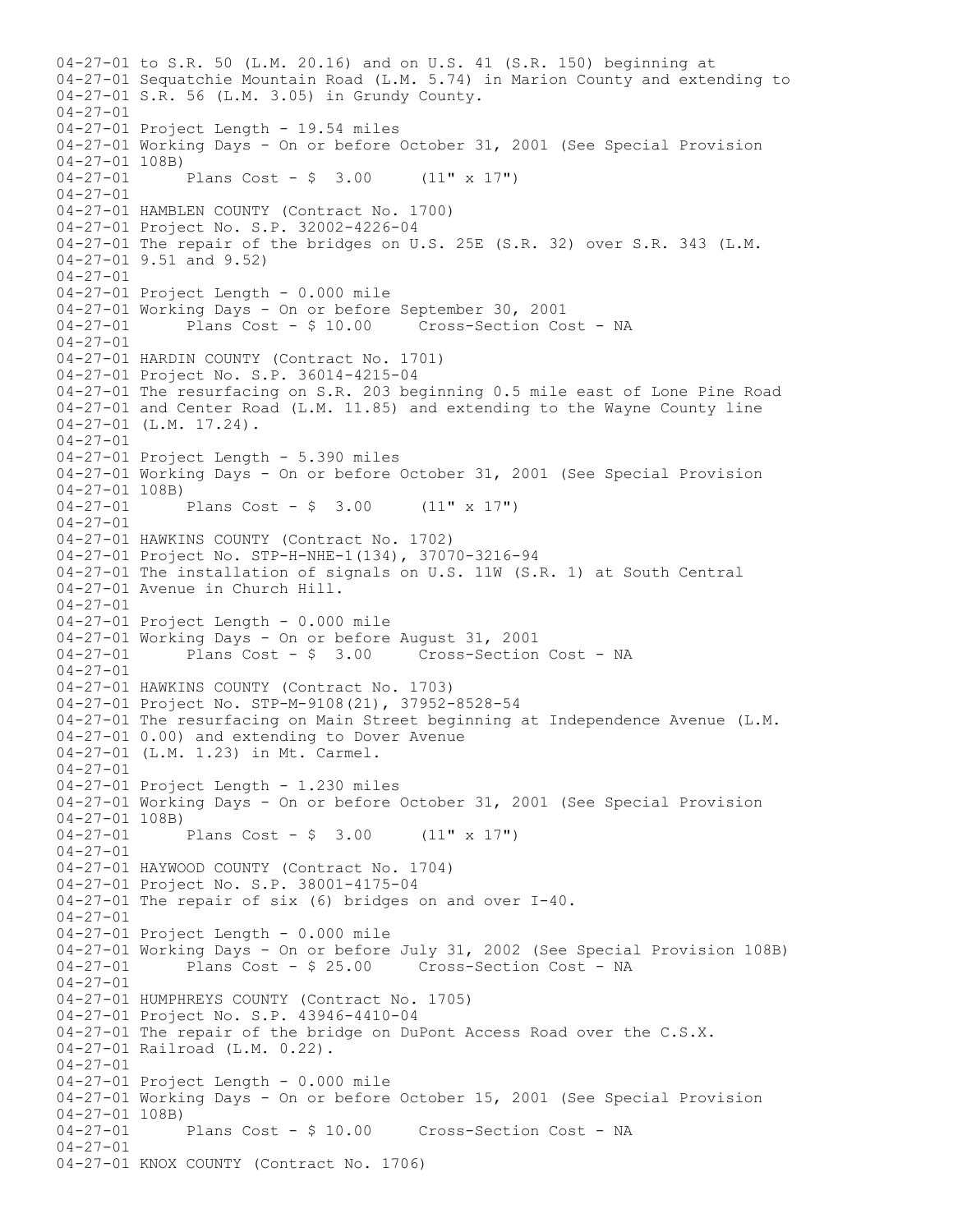04-27-01 to S.R. 50 (L.M. 20.16) and on U.S. 41 (S.R. 150) beginning at
04-27-01 Sequatchie Mountain Road (L.M. 5.74) in Marion County and extending to
04-27-01 S.R. 56 (L.M. 3.05) in Grundy County.
04-27-01
04-27-01 Project Length - 19.54 miles
04-27-01 Working Days - On or before October 31, 2001 (See Special Provision
04-27-01 108B)
04-27-01 Plans Cost - $ 3.00 (11" x 17")
04-27-01
04-27-01 HAMBLEN COUNTY (Contract No. 1700)
04-27-01 Project No. S.P. 32002-4226-04
04-27-01 The repair of the bridges on U.S. 25E (S.R. 32) over S.R. 343 (L.M.
04-27-01 9.51 and 9.52)
04-27-01
04-27-01 Project Length - 0.000 mile
04-27-01 Working Days - On or before September 30, 2001
04-27-01 Plans Cost - $ 10.00 Cross-Section Cost - NA
04-27-01
04-27-01 HARDIN COUNTY (Contract No. 1701)
04-27-01 Project No. S.P. 36014-4215-04
04-27-01 The resurfacing on S.R. 203 beginning 0.5 mile east of Lone Pine Road
04-27-01 and Center Road (L.M. 11.85) and extending to the Wayne County line
04-27-01 (L.M. 17.24).
04-27-01
04-27-01 Project Length - 5.390 miles
04-27-01 Working Days - On or before October 31, 2001 (See Special Provision
04-27-01 108B)
04-27-01 Plans Cost - $ 3.00 (11" x 17")
04-27-01
04-27-01 HAWKINS COUNTY (Contract No. 1702)
04-27-01 Project No. STP-H-NHE-1(134), 37070-3216-94
04-27-01 The installation of signals on U.S. 11W (S.R. 1) at South Central
04-27-01 Avenue in Church Hill.
04-27-01
04-27-01 Project Length - 0.000 mile
04-27-01 Working Days - On or before August 31, 2001
04-27-01 Plans Cost - $ 3.00 Cross-Section Cost - NA
04-27-01
04-27-01 HAWKINS COUNTY (Contract No. 1703)
04-27-01 Project No. STP-M-9108(21), 37952-8528-54
04-27-01 The resurfacing on Main Street beginning at Independence Avenue (L.M.
04-27-01 0.00) and extending to Dover Avenue
04-27-01 (L.M. 1.23) in Mt. Carmel.
04-27-01
04-27-01 Project Length - 1.230 miles
04-27-01 Working Days - On or before October 31, 2001 (See Special Provision
04-27-01 108B)
04-27-01 Plans Cost - $ 3.00 (11" x 17")
04-27-01
04-27-01 HAYWOOD COUNTY (Contract No. 1704)
04-27-01 Project No. S.P. 38001-4175-04
04-27-01 The repair of six (6) bridges on and over I-40.
04-27-01
04-27-01 Project Length - 0.000 mile
04-27-01 Working Days - On or before July 31, 2002 (See Special Provision 108B)
04-27-01 Plans Cost - $ 25.00 Cross-Section Cost - NA
04-27-01
04-27-01 HUMPHREYS COUNTY (Contract No. 1705)
04-27-01 Project No. S.P. 43946-4410-04
04-27-01 The repair of the bridge on DuPont Access Road over the C.S.X.
04-27-01 Railroad (L.M. 0.22).
04-27-01
04-27-01 Project Length - 0.000 mile
04-27-01 Working Days - On or before October 15, 2001 (See Special Provision
04-27-01 108B)
04-27-01 Plans Cost - $ 10.00 Cross-Section Cost - NA
04-27-01
04-27-01 KNOX COUNTY (Contract No. 1706)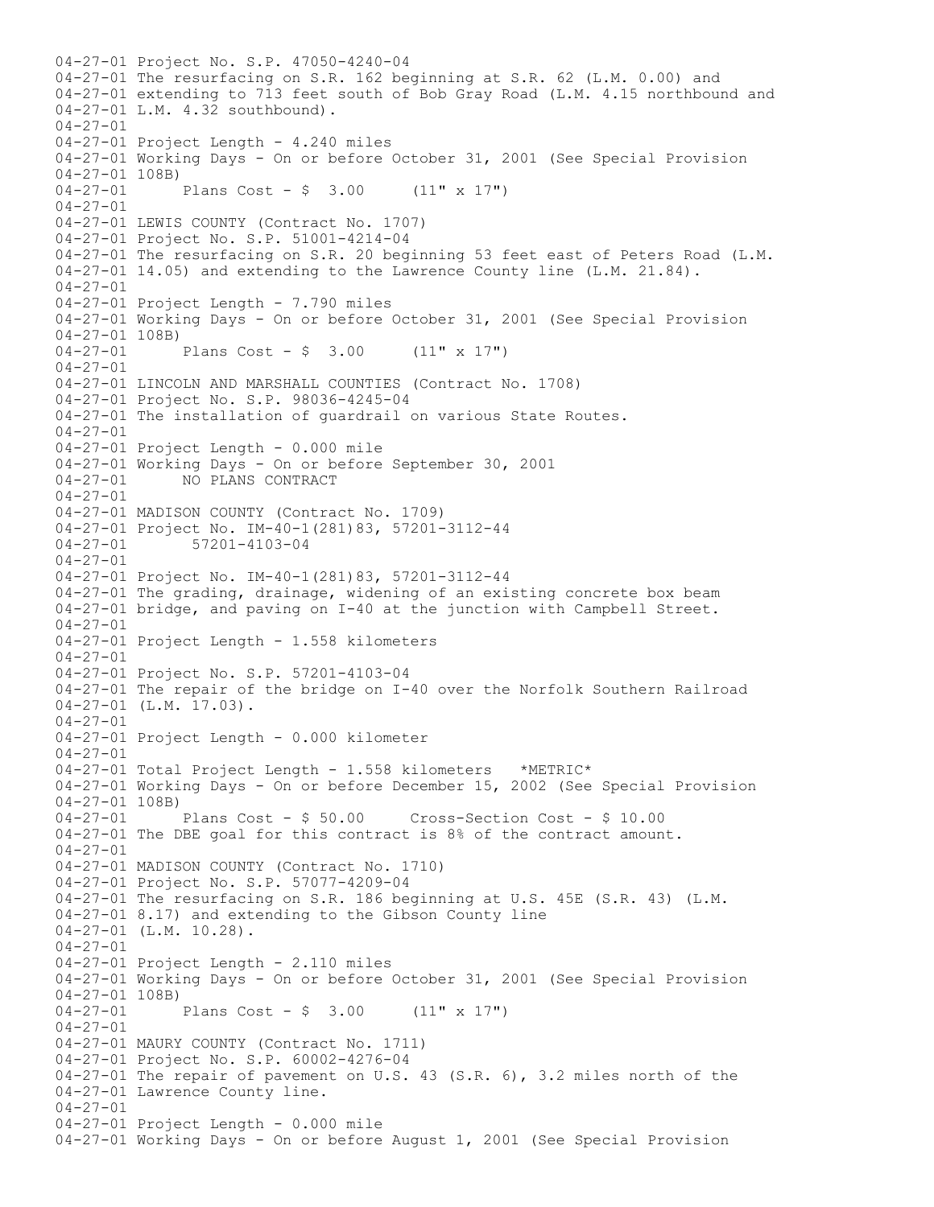```
04-27-01 Project No. S.P. 47050-4240-04
04-27-01 The resurfacing on S.R. 162 beginning at S.R. 62 (L.M. 0.00) and
04-27-01 extending to 713 feet south of Bob Gray Road (L.M. 4.15 northbound and
04-27-01 L.M. 4.32 southbound).
04-27-01
04-27-01 Project Length - 4.240 miles
04-27-01 Working Days - On or before October 31, 2001 (See Special Provision
04-27-01 108B)
04-27-01       Plans Cost - $  3.00     (11" x 17")
04-27-01
04-27-01 LEWIS COUNTY (Contract No. 1707)
04-27-01 Project No. S.P. 51001-4214-04
04-27-01 The resurfacing on S.R. 20 beginning 53 feet east of Peters Road (L.M.
04-27-01 14.05) and extending to the Lawrence County line (L.M. 21.84).
04-27-01
04-27-01 Project Length - 7.790 miles
04-27-01 Working Days - On or before October 31, 2001 (See Special Provision
04-27-01 108B)
04-27-01       Plans Cost - $  3.00     (11" x 17")
04-27-01
04-27-01 LINCOLN AND MARSHALL COUNTIES (Contract No. 1708)
04-27-01 Project No. S.P. 98036-4245-04
04-27-01 The installation of guardrail on various State Routes.
04-27-01
04-27-01 Project Length - 0.000 mile
04-27-01 Working Days - On or before September 30, 2001
04-27-01       NO PLANS CONTRACT
04-27-01
04-27-01 MADISON COUNTY (Contract No. 1709)
04-27-01 Project No. IM-40-1(281)83, 57201-3112-44
04-27-01        57201-4103-04
04-27-01
04-27-01 Project No. IM-40-1(281)83, 57201-3112-44
04-27-01 The grading, drainage, widening of an existing concrete box beam
04-27-01 bridge, and paving on I-40 at the junction with Campbell Street.
04-27-01
04-27-01 Project Length - 1.558 kilometers
04-27-01
04-27-01 Project No. S.P. 57201-4103-04
04-27-01 The repair of the bridge on I-40 over the Norfolk Southern Railroad
04-27-01 (L.M. 17.03).
04-27-01
04-27-01 Project Length - 0.000 kilometer
04-27-01
04-27-01 Total Project Length - 1.558 kilometers   *METRIC*
04-27-01 Working Days - On or before December 15, 2002 (See Special Provision
04-27-01 108B)
04-27-01       Plans Cost - $ 50.00     Cross-Section Cost - $ 10.00
04-27-01 The DBE goal for this contract is 8% of the contract amount.
04-27-01
04-27-01 MADISON COUNTY (Contract No. 1710)
04-27-01 Project No. S.P. 57077-4209-04
04-27-01 The resurfacing on S.R. 186 beginning at U.S. 45E (S.R. 43) (L.M.
04-27-01 8.17) and extending to the Gibson County line
04-27-01 (L.M. 10.28).
04-27-01
04-27-01 Project Length - 2.110 miles
04-27-01 Working Days - On or before October 31, 2001 (See Special Provision
04-27-01 108B)
04-27-01       Plans Cost - $  3.00     (11" x 17")
04-27-01
04-27-01 MAURY COUNTY (Contract No. 1711)
04-27-01 Project No. S.P. 60002-4276-04
04-27-01 The repair of pavement on U.S. 43 (S.R. 6), 3.2 miles north of the
04-27-01 Lawrence County line.
04-27-01
04-27-01 Project Length - 0.000 mile
04-27-01 Working Days - On or before August 1, 2001 (See Special Provision
```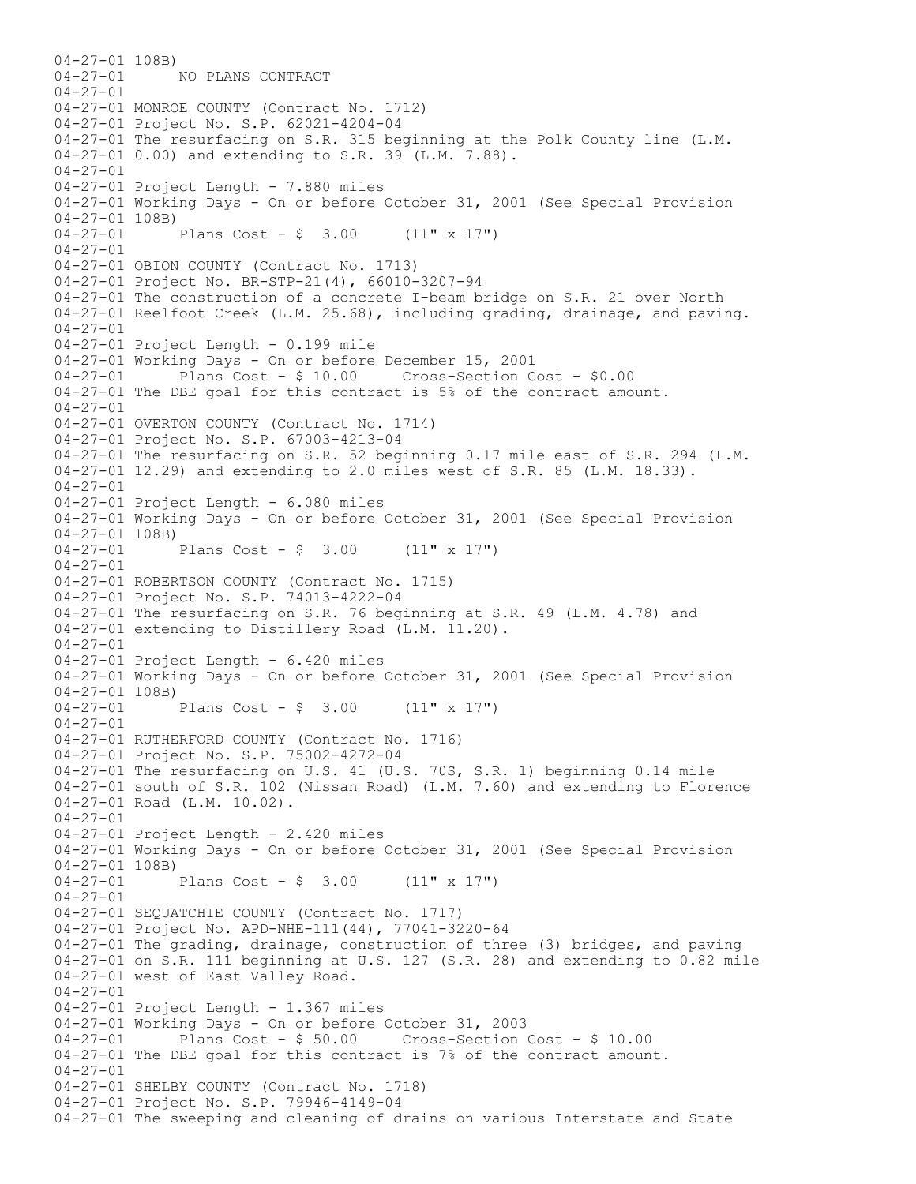04-27-01 108B)
04-27-01 NO PLANS CONTRACT
04-27-01
04-27-01 MONROE COUNTY (Contract No. 1712)
04-27-01 Project No. S.P. 62021-4204-04
04-27-01 The resurfacing on S.R. 315 beginning at the Polk County line (L.M.
04-27-01 0.00) and extending to S.R. 39 (L.M. 7.88).
04-27-01
04-27-01 Project Length - 7.880 miles
04-27-01 Working Days - On or before October 31, 2001 (See Special Provision
04-27-01 108B)
04-27-01 Plans Cost - $ 3.00 (11" x 17")
04-27-01
04-27-01 OBION COUNTY (Contract No. 1713)
04-27-01 Project No. BR-STP-21(4), 66010-3207-94
04-27-01 The construction of a concrete I-beam bridge on S.R. 21 over North
04-27-01 Reelfoot Creek (L.M. 25.68), including grading, drainage, and paving.
04-27-01
04-27-01 Project Length - 0.199 mile
04-27-01 Working Days - On or before December 15, 2001
04-27-01 Plans Cost - $ 10.00 Cross-Section Cost - $0.00
04-27-01 The DBE goal for this contract is 5% of the contract amount.
04-27-01
04-27-01 OVERTON COUNTY (Contract No. 1714)
04-27-01 Project No. S.P. 67003-4213-04
04-27-01 The resurfacing on S.R. 52 beginning 0.17 mile east of S.R. 294 (L.M.
04-27-01 12.29) and extending to 2.0 miles west of S.R. 85 (L.M. 18.33).
04-27-01
04-27-01 Project Length - 6.080 miles
04-27-01 Working Days - On or before October 31, 2001 (See Special Provision
04-27-01 108B)
04-27-01 Plans Cost - $ 3.00 (11" x 17")
04-27-01
04-27-01 ROBERTSON COUNTY (Contract No. 1715)
04-27-01 Project No. S.P. 74013-4222-04
04-27-01 The resurfacing on S.R. 76 beginning at S.R. 49 (L.M. 4.78) and
04-27-01 extending to Distillery Road (L.M. 11.20).
04-27-01
04-27-01 Project Length - 6.420 miles
04-27-01 Working Days - On or before October 31, 2001 (See Special Provision
04-27-01 108B)
04-27-01 Plans Cost - $ 3.00 (11" x 17")
04-27-01
04-27-01 RUTHERFORD COUNTY (Contract No. 1716)
04-27-01 Project No. S.P. 75002-4272-04
04-27-01 The resurfacing on U.S. 41 (U.S. 70S, S.R. 1) beginning 0.14 mile
04-27-01 south of S.R. 102 (Nissan Road) (L.M. 7.60) and extending to Florence
04-27-01 Road (L.M. 10.02).
04-27-01
04-27-01 Project Length - 2.420 miles
04-27-01 Working Days - On or before October 31, 2001 (See Special Provision
04-27-01 108B)
04-27-01 Plans Cost - $ 3.00 (11" x 17")
04-27-01
04-27-01 SEQUATCHIE COUNTY (Contract No. 1717)
04-27-01 Project No. APD-NHE-111(44), 77041-3220-64
04-27-01 The grading, drainage, construction of three (3) bridges, and paving
04-27-01 on S.R. 111 beginning at U.S. 127 (S.R. 28) and extending to 0.82 mile
04-27-01 west of East Valley Road.
04-27-01
04-27-01 Project Length - 1.367 miles
04-27-01 Working Days - On or before October 31, 2003
04-27-01 Plans Cost - $ 50.00 Cross-Section Cost - $ 10.00
04-27-01 The DBE goal for this contract is 7% of the contract amount.
04-27-01
04-27-01 SHELBY COUNTY (Contract No. 1718)
04-27-01 Project No. S.P. 79946-4149-04
04-27-01 The sweeping and cleaning of drains on various Interstate and State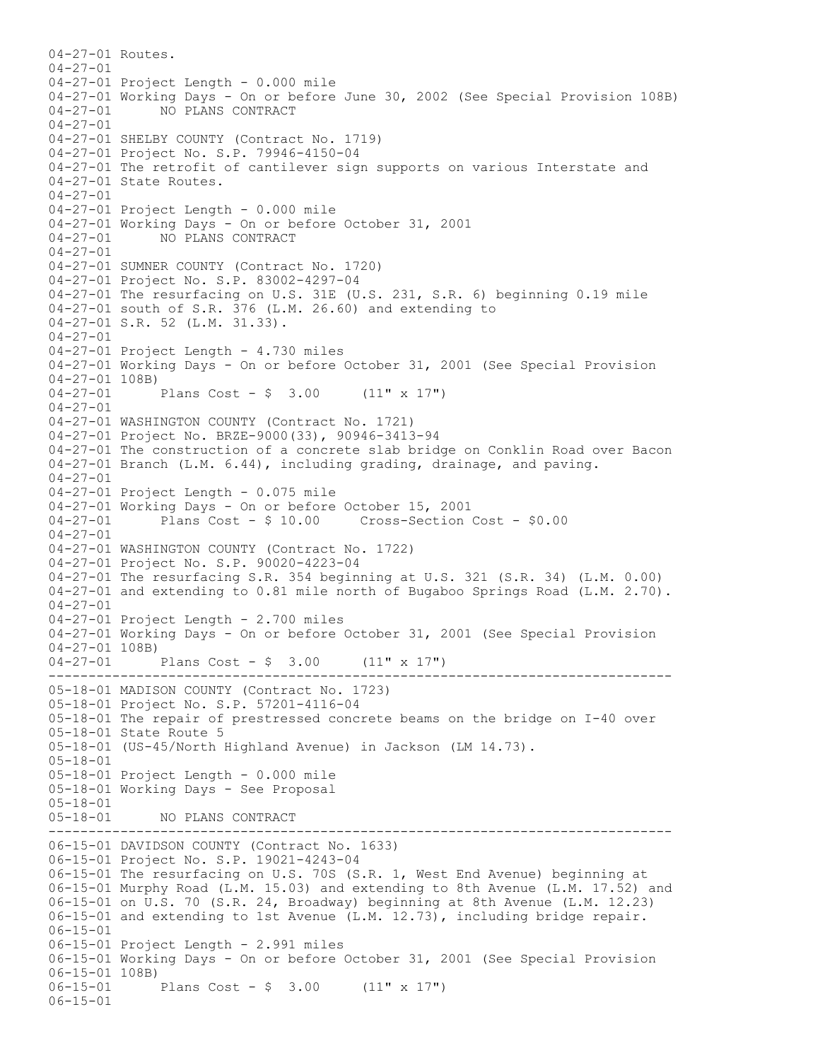```
04-27-01 Routes.
04-27-01
04-27-01 Project Length - 0.000 mile
04-27-01 Working Days - On or before June 30, 2002 (See Special Provision 108B)
04-27-01      NO PLANS CONTRACT
04-27-01
04-27-01 SHELBY COUNTY (Contract No. 1719)
04-27-01 Project No. S.P. 79946-4150-04
04-27-01 The retrofit of cantilever sign supports on various Interstate and
04-27-01 State Routes.
04-27-01
04-27-01 Project Length - 0.000 mile
04-27-01 Working Days - On or before October 31, 2001
04-27-01      NO PLANS CONTRACT
04-27-01
04-27-01 SUMNER COUNTY (Contract No. 1720)
04-27-01 Project No. S.P. 83002-4297-04
04-27-01 The resurfacing on U.S. 31E (U.S. 231, S.R. 6) beginning 0.19 mile
04-27-01 south of S.R. 376 (L.M. 26.60) and extending to
04-27-01 S.R. 52 (L.M. 31.33).
04-27-01
04-27-01 Project Length - 4.730 miles
04-27-01 Working Days - On or before October 31, 2001 (See Special Provision
04-27-01 108B)
04-27-01      Plans Cost - $  3.00     (11" x 17")
04-27-01
04-27-01 WASHINGTON COUNTY (Contract No. 1721)
04-27-01 Project No. BRZE-9000(33), 90946-3413-94
04-27-01 The construction of a concrete slab bridge on Conklin Road over Bacon
04-27-01 Branch (L.M. 6.44), including grading, drainage, and paving.
04-27-01
04-27-01 Project Length - 0.075 mile
04-27-01 Working Days - On or before October 15, 2001
04-27-01      Plans Cost - $ 10.00     Cross-Section Cost - $0.00
04-27-01
04-27-01 WASHINGTON COUNTY (Contract No. 1722)
04-27-01 Project No. S.P. 90020-4223-04
04-27-01 The resurfacing S.R. 354 beginning at U.S. 321 (S.R. 34) (L.M. 0.00)
04-27-01 and extending to 0.81 mile north of Bugaboo Springs Road (L.M. 2.70).
04-27-01
04-27-01 Project Length - 2.700 miles
04-27-01 Working Days - On or before October 31, 2001 (See Special Provision
04-27-01 108B)
04-27-01      Plans Cost - $  3.00     (11" x 17")
--------------------------------------------------------------------------------
05-18-01 MADISON COUNTY (Contract No. 1723)
05-18-01 Project No. S.P. 57201-4116-04
05-18-01 The repair of prestressed concrete beams on the bridge on I-40 over
05-18-01 State Route 5
05-18-01 (US-45/North Highland Avenue) in Jackson (LM 14.73).
05-18-01
05-18-01 Project Length - 0.000 mile
05-18-01 Working Days - See Proposal
05-18-01
05-18-01      NO PLANS CONTRACT
--------------------------------------------------------------------------------
06-15-01 DAVIDSON COUNTY (Contract No. 1633)
06-15-01 Project No. S.P. 19021-4243-04
06-15-01 The resurfacing on U.S. 70S (S.R. 1, West End Avenue) beginning at
06-15-01 Murphy Road (L.M. 15.03) and extending to 8th Avenue (L.M. 17.52) and
06-15-01 on U.S. 70 (S.R. 24, Broadway) beginning at 8th Avenue (L.M. 12.23)
06-15-01 and extending to 1st Avenue (L.M. 12.73), including bridge repair.
06-15-01
06-15-01 Project Length - 2.991 miles
06-15-01 Working Days - On or before October 31, 2001 (See Special Provision
06-15-01 108B)
06-15-01      Plans Cost - $  3.00     (11" x 17")
06-15-01
```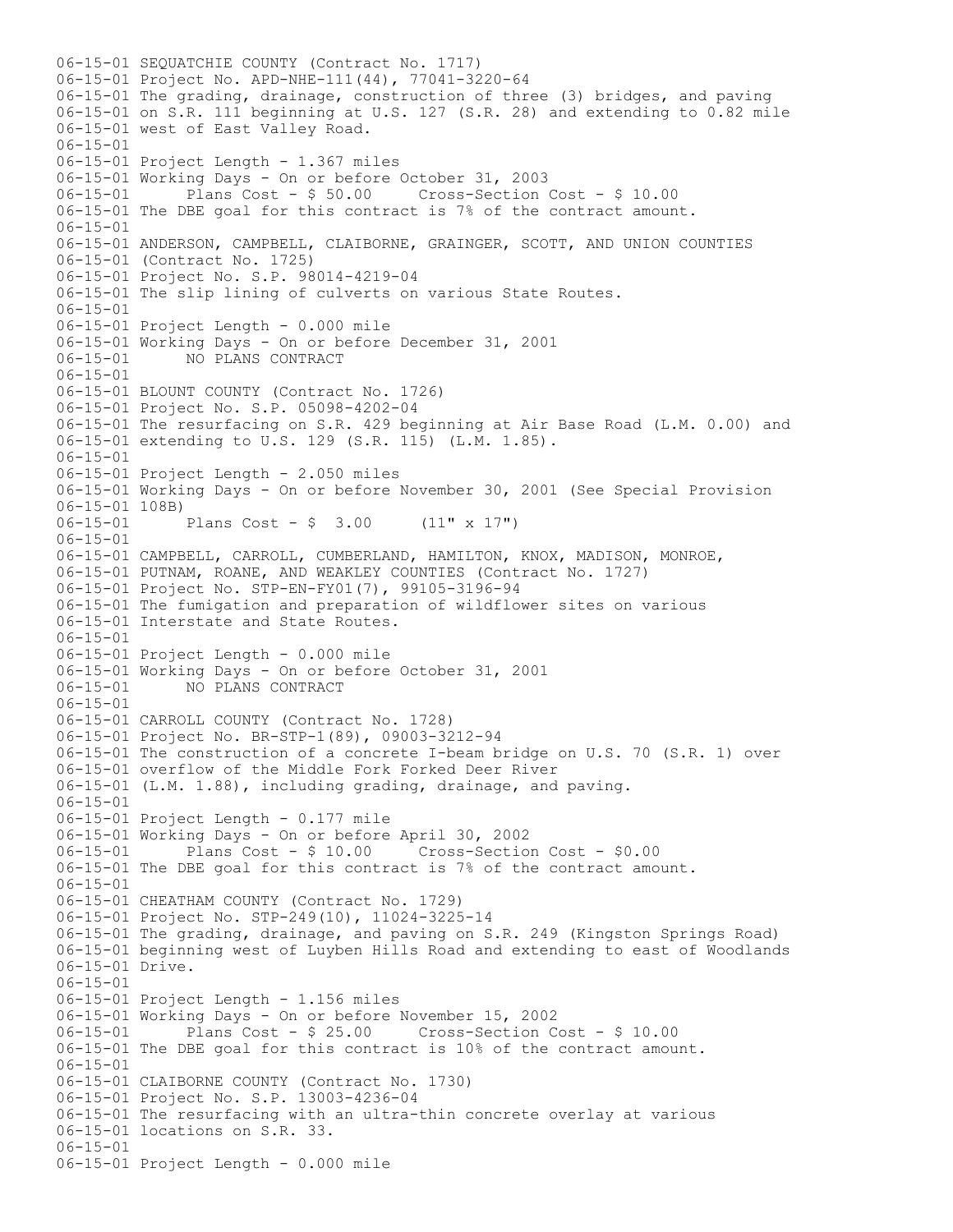```
06-15-01 SEQUATCHIE COUNTY (Contract No. 1717)
06-15-01 Project No. APD-NHE-111(44), 77041-3220-64
06-15-01 The grading, drainage, construction of three (3) bridges, and paving
06-15-01 on S.R. 111 beginning at U.S. 127 (S.R. 28) and extending to 0.82 mile
06-15-01 west of East Valley Road.
06-15-01
06-15-01 Project Length - 1.367 miles
06-15-01 Working Days - On or before October 31, 2003
06-15-01       Plans Cost - $ 50.00     Cross-Section Cost - $ 10.00
06-15-01 The DBE goal for this contract is 7% of the contract amount.
06-15-01
06-15-01 ANDERSON, CAMPBELL, CLAIBORNE, GRAINGER, SCOTT, AND UNION COUNTIES
06-15-01 (Contract No. 1725)
06-15-01 Project No. S.P. 98014-4219-04
06-15-01 The slip lining of culverts on various State Routes.
06-15-01
06-15-01 Project Length - 0.000 mile
06-15-01 Working Days - On or before December 31, 2001
06-15-01       NO PLANS CONTRACT
06-15-01
06-15-01 BLOUNT COUNTY (Contract No. 1726)
06-15-01 Project No. S.P. 05098-4202-04
06-15-01 The resurfacing on S.R. 429 beginning at Air Base Road (L.M. 0.00) and
06-15-01 extending to U.S. 129 (S.R. 115) (L.M. 1.85).
06-15-01
06-15-01 Project Length - 2.050 miles
06-15-01 Working Days - On or before November 30, 2001 (See Special Provision
06-15-01 108B)
06-15-01       Plans Cost - $  3.00     (11" x 17")
06-15-01
06-15-01 CAMPBELL, CARROLL, CUMBERLAND, HAMILTON, KNOX, MADISON, MONROE,
06-15-01 PUTNAM, ROANE, AND WEAKLEY COUNTIES (Contract No. 1727)
06-15-01 Project No. STP-EN-FY01(7), 99105-3196-94
06-15-01 The fumigation and preparation of wildflower sites on various
06-15-01 Interstate and State Routes.
06-15-01
06-15-01 Project Length - 0.000 mile
06-15-01 Working Days - On or before October 31, 2001
06-15-01       NO PLANS CONTRACT
06-15-01
06-15-01 CARROLL COUNTY (Contract No. 1728)
06-15-01 Project No. BR-STP-1(89), 09003-3212-94
06-15-01 The construction of a concrete I-beam bridge on U.S. 70 (S.R. 1) over
06-15-01 overflow of the Middle Fork Forked Deer River
06-15-01 (L.M. 1.88), including grading, drainage, and paving.
06-15-01
06-15-01 Project Length - 0.177 mile
06-15-01 Working Days - On or before April 30, 2002
06-15-01       Plans Cost - $ 10.00     Cross-Section Cost - $0.00
06-15-01 The DBE goal for this contract is 7% of the contract amount.
06-15-01
06-15-01 CHEATHAM COUNTY (Contract No. 1729)
06-15-01 Project No. STP-249(10), 11024-3225-14
06-15-01 The grading, drainage, and paving on S.R. 249 (Kingston Springs Road)
06-15-01 beginning west of Luyben Hills Road and extending to east of Woodlands
06-15-01 Drive.
06-15-01
06-15-01 Project Length - 1.156 miles
06-15-01 Working Days - On or before November 15, 2002
06-15-01       Plans Cost - $ 25.00     Cross-Section Cost - $ 10.00
06-15-01 The DBE goal for this contract is 10% of the contract amount.
06-15-01
06-15-01 CLAIBORNE COUNTY (Contract No. 1730)
06-15-01 Project No. S.P. 13003-4236-04
06-15-01 The resurfacing with an ultra-thin concrete overlay at various
06-15-01 locations on S.R. 33.
06-15-01
06-15-01 Project Length - 0.000 mile
```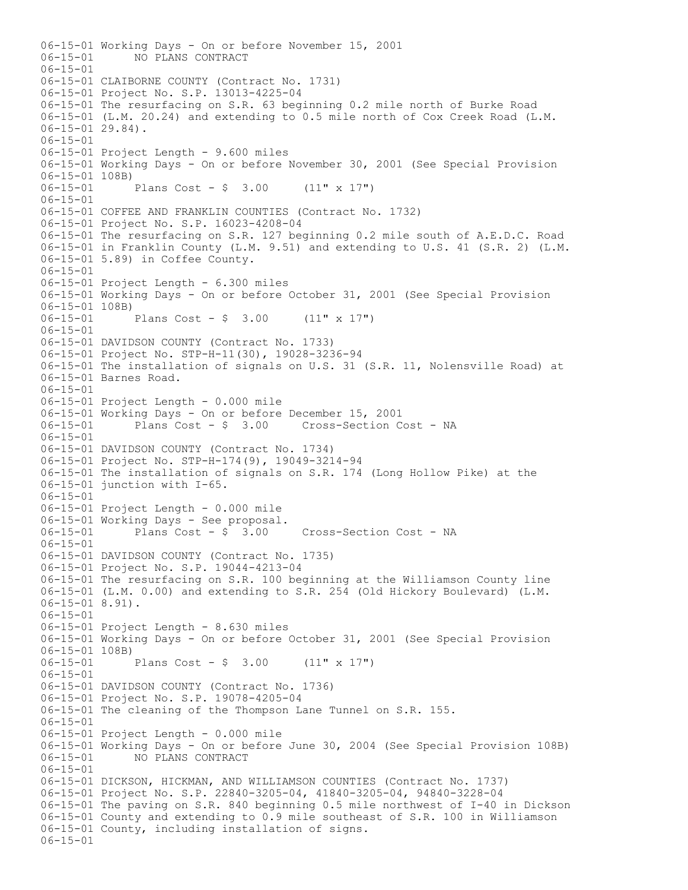```
06-15-01 Working Days - On or before November 15, 2001
06-15-01       NO PLANS CONTRACT
06-15-01
06-15-01 CLAIBORNE COUNTY (Contract No. 1731)
06-15-01 Project No. S.P. 13013-4225-04
06-15-01 The resurfacing on S.R. 63 beginning 0.2 mile north of Burke Road
06-15-01 (L.M. 20.24) and extending to 0.5 mile north of Cox Creek Road (L.M.
06-15-01 29.84).
06-15-01
06-15-01 Project Length - 9.600 miles
06-15-01 Working Days - On or before November 30, 2001 (See Special Provision
06-15-01 108B)
06-15-01       Plans Cost - $  3.00     (11" x 17")
06-15-01
06-15-01 COFFEE AND FRANKLIN COUNTIES (Contract No. 1732)
06-15-01 Project No. S.P. 16023-4208-04
06-15-01 The resurfacing on S.R. 127 beginning 0.2 mile south of A.E.D.C. Road
06-15-01 in Franklin County (L.M. 9.51) and extending to U.S. 41 (S.R. 2) (L.M.
06-15-01 5.89) in Coffee County.
06-15-01
06-15-01 Project Length - 6.300 miles
06-15-01 Working Days - On or before October 31, 2001 (See Special Provision
06-15-01 108B)
06-15-01       Plans Cost - $  3.00     (11" x 17")
06-15-01
06-15-01 DAVIDSON COUNTY (Contract No. 1733)
06-15-01 Project No. STP-H-11(30), 19028-3236-94
06-15-01 The installation of signals on U.S. 31 (S.R. 11, Nolensville Road) at
06-15-01 Barnes Road.
06-15-01
06-15-01 Project Length - 0.000 mile
06-15-01 Working Days - On or before December 15, 2001
06-15-01       Plans Cost - $  3.00     Cross-Section Cost - NA
06-15-01
06-15-01 DAVIDSON COUNTY (Contract No. 1734)
06-15-01 Project No. STP-H-174(9), 19049-3214-94
06-15-01 The installation of signals on S.R. 174 (Long Hollow Pike) at the
06-15-01 junction with I-65.
06-15-01
06-15-01 Project Length - 0.000 mile
06-15-01 Working Days - See proposal.
06-15-01       Plans Cost - $  3.00     Cross-Section Cost - NA
06-15-01
06-15-01 DAVIDSON COUNTY (Contract No. 1735)
06-15-01 Project No. S.P. 19044-4213-04
06-15-01 The resurfacing on S.R. 100 beginning at the Williamson County line
06-15-01 (L.M. 0.00) and extending to S.R. 254 (Old Hickory Boulevard) (L.M.
06-15-01 8.91).
06-15-01
06-15-01 Project Length - 8.630 miles
06-15-01 Working Days - On or before October 31, 2001 (See Special Provision
06-15-01 108B)
06-15-01       Plans Cost - $  3.00     (11" x 17")
06-15-01
06-15-01 DAVIDSON COUNTY (Contract No. 1736)
06-15-01 Project No. S.P. 19078-4205-04
06-15-01 The cleaning of the Thompson Lane Tunnel on S.R. 155.
06-15-01
06-15-01 Project Length - 0.000 mile
06-15-01 Working Days - On or before June 30, 2004 (See Special Provision 108B)
06-15-01       NO PLANS CONTRACT
06-15-01
06-15-01 DICKSON, HICKMAN, AND WILLIAMSON COUNTIES (Contract No. 1737)
06-15-01 Project No. S.P. 22840-3205-04, 41840-3205-04, 94840-3228-04
06-15-01 The paving on S.R. 840 beginning 0.5 mile northwest of I-40 in Dickson
06-15-01 County and extending to 0.9 mile southeast of S.R. 100 in Williamson
06-15-01 County, including installation of signs.
06-15-01
```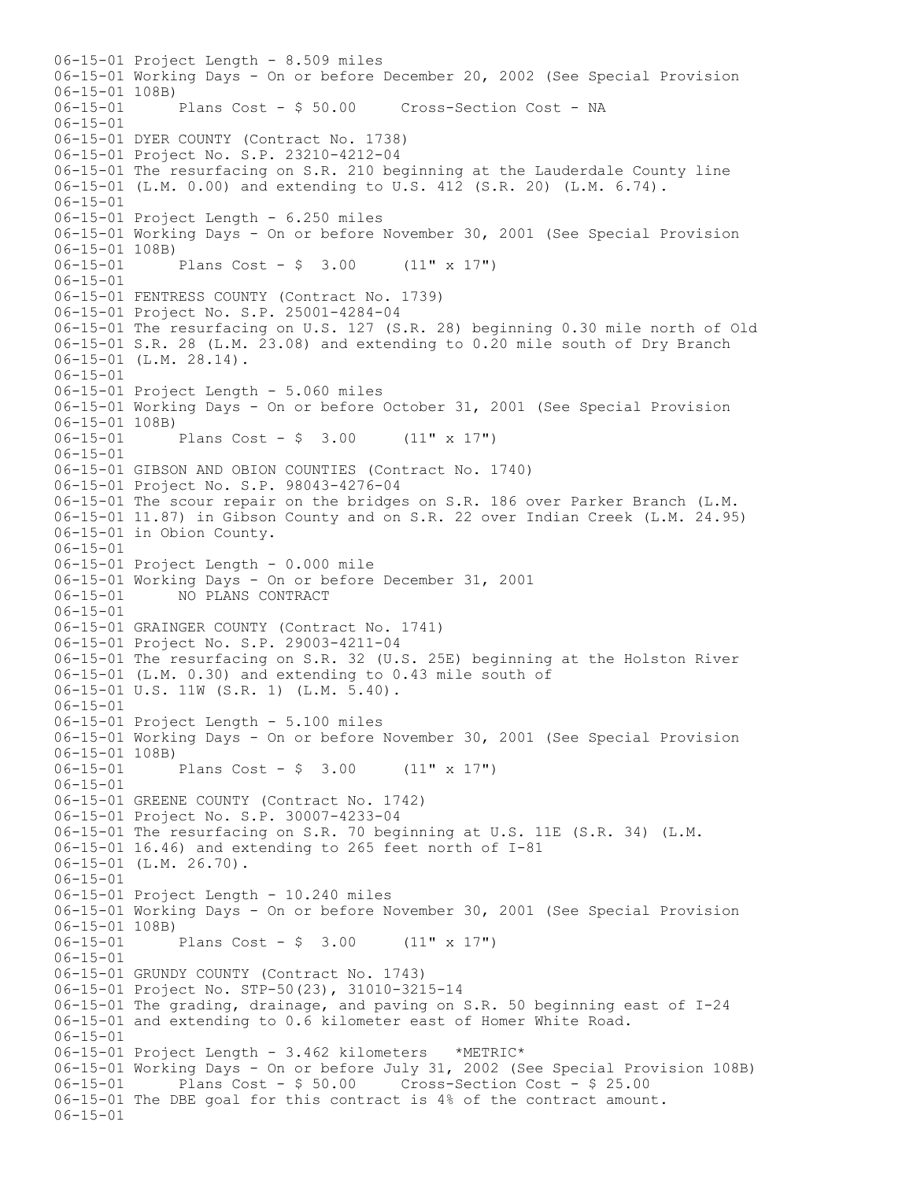```
06-15-01 Project Length - 8.509 miles
06-15-01 Working Days - On or before December 20, 2002 (See Special Provision
06-15-01 108B)
06-15-01      Plans Cost - $ 50.00     Cross-Section Cost - NA
06-15-01
06-15-01 DYER COUNTY (Contract No. 1738)
06-15-01 Project No. S.P. 23210-4212-04
06-15-01 The resurfacing on S.R. 210 beginning at the Lauderdale County line
06-15-01 (L.M. 0.00) and extending to U.S. 412 (S.R. 20) (L.M. 6.74).
06-15-01
06-15-01 Project Length - 6.250 miles
06-15-01 Working Days - On or before November 30, 2001 (See Special Provision
06-15-01 108B)
06-15-01      Plans Cost - $  3.00     (11" x 17")
06-15-01
06-15-01 FENTRESS COUNTY (Contract No. 1739)
06-15-01 Project No. S.P. 25001-4284-04
06-15-01 The resurfacing on U.S. 127 (S.R. 28) beginning 0.30 mile north of Old
06-15-01 S.R. 28 (L.M. 23.08) and extending to 0.20 mile south of Dry Branch
06-15-01 (L.M. 28.14).
06-15-01
06-15-01 Project Length - 5.060 miles
06-15-01 Working Days - On or before October 31, 2001 (See Special Provision
06-15-01 108B)
06-15-01      Plans Cost - $  3.00     (11" x 17")
06-15-01
06-15-01 GIBSON AND OBION COUNTIES (Contract No. 1740)
06-15-01 Project No. S.P. 98043-4276-04
06-15-01 The scour repair on the bridges on S.R. 186 over Parker Branch (L.M.
06-15-01 11.87) in Gibson County and on S.R. 22 over Indian Creek (L.M. 24.95)
06-15-01 in Obion County.
06-15-01
06-15-01 Project Length - 0.000 mile
06-15-01 Working Days - On or before December 31, 2001
06-15-01      NO PLANS CONTRACT
06-15-01
06-15-01 GRAINGER COUNTY (Contract No. 1741)
06-15-01 Project No. S.P. 29003-4211-04
06-15-01 The resurfacing on S.R. 32 (U.S. 25E) beginning at the Holston River
06-15-01 (L.M. 0.30) and extending to 0.43 mile south of
06-15-01 U.S. 11W (S.R. 1) (L.M. 5.40).
06-15-01
06-15-01 Project Length - 5.100 miles
06-15-01 Working Days - On or before November 30, 2001 (See Special Provision
06-15-01 108B)
06-15-01      Plans Cost - $  3.00     (11" x 17")
06-15-01
06-15-01 GREENE COUNTY (Contract No. 1742)
06-15-01 Project No. S.P. 30007-4233-04
06-15-01 The resurfacing on S.R. 70 beginning at U.S. 11E (S.R. 34) (L.M.
06-15-01 16.46) and extending to 265 feet north of I-81
06-15-01 (L.M. 26.70).
06-15-01
06-15-01 Project Length - 10.240 miles
06-15-01 Working Days - On or before November 30, 2001 (See Special Provision
06-15-01 108B)
06-15-01      Plans Cost - $  3.00     (11" x 17")
06-15-01
06-15-01 GRUNDY COUNTY (Contract No. 1743)
06-15-01 Project No. STP-50(23), 31010-3215-14
06-15-01 The grading, drainage, and paving on S.R. 50 beginning east of I-24
06-15-01 and extending to 0.6 kilometer east of Homer White Road.
06-15-01
06-15-01 Project Length - 3.462 kilometers   *METRIC*
06-15-01 Working Days - On or before July 31, 2002 (See Special Provision 108B)
06-15-01      Plans Cost - $ 50.00     Cross-Section Cost - $ 25.00
06-15-01 The DBE goal for this contract is 4% of the contract amount.
06-15-01
```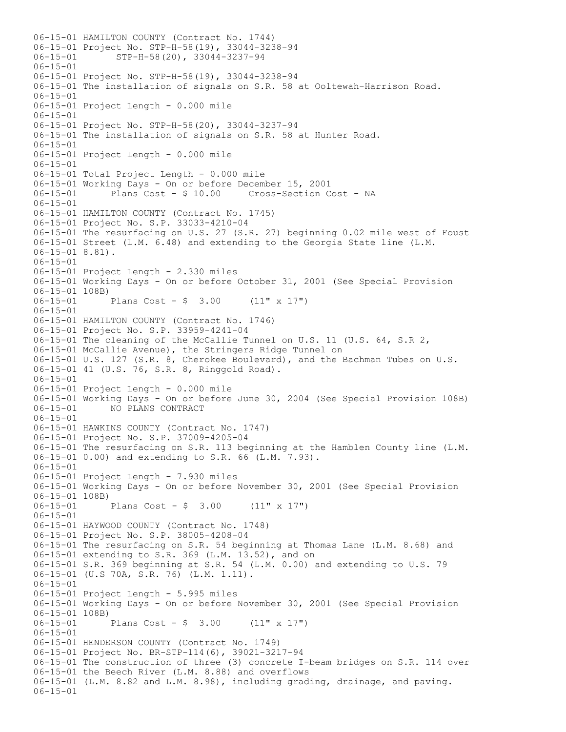06-15-01 HAMILTON COUNTY (Contract No. 1744)
06-15-01 Project No. STP-H-58(19), 33044-3238-94
06-15-01 STP-H-58(20), 33044-3237-94
06-15-01
06-15-01 Project No. STP-H-58(19), 33044-3238-94
06-15-01 The installation of signals on S.R. 58 at Ooltewah-Harrison Road.
06-15-01
06-15-01 Project Length - 0.000 mile
06-15-01
06-15-01 Project No. STP-H-58(20), 33044-3237-94
06-15-01 The installation of signals on S.R. 58 at Hunter Road.
06-15-01
06-15-01 Project Length - 0.000 mile
06-15-01
06-15-01 Total Project Length - 0.000 mile
06-15-01 Working Days - On or before December 15, 2001
06-15-01 Plans Cost - $ 10.00 Cross-Section Cost - NA
06-15-01
06-15-01 HAMILTON COUNTY (Contract No. 1745)
06-15-01 Project No. S.P. 33033-4210-04
06-15-01 The resurfacing on U.S. 27 (S.R. 27) beginning 0.02 mile west of Foust
06-15-01 Street (L.M. 6.48) and extending to the Georgia State line (L.M.
06-15-01 8.81).
06-15-01
06-15-01 Project Length - 2.330 miles
06-15-01 Working Days - On or before October 31, 2001 (See Special Provision
06-15-01 108B)
06-15-01 Plans Cost - $ 3.00 (11" x 17")
06-15-01
06-15-01 HAMILTON COUNTY (Contract No. 1746)
06-15-01 Project No. S.P. 33959-4241-04
06-15-01 The cleaning of the McCallie Tunnel on U.S. 11 (U.S. 64, S.R 2,
06-15-01 McCallie Avenue), the Stringers Ridge Tunnel on
06-15-01 U.S. 127 (S.R. 8, Cherokee Boulevard), and the Bachman Tubes on U.S.
06-15-01 41 (U.S. 76, S.R. 8, Ringgold Road).
06-15-01
06-15-01 Project Length - 0.000 mile
06-15-01 Working Days - On or before June 30, 2004 (See Special Provision 108B)
06-15-01 NO PLANS CONTRACT
06-15-01
06-15-01 HAWKINS COUNTY (Contract No. 1747)
06-15-01 Project No. S.P. 37009-4205-04
06-15-01 The resurfacing on S.R. 113 beginning at the Hamblen County line (L.M.
06-15-01 0.00) and extending to S.R. 66 (L.M. 7.93).
06-15-01
06-15-01 Project Length - 7.930 miles
06-15-01 Working Days - On or before November 30, 2001 (See Special Provision
06-15-01 108B)
06-15-01 Plans Cost - $ 3.00 (11" x 17")
06-15-01
06-15-01 HAYWOOD COUNTY (Contract No. 1748)
06-15-01 Project No. S.P. 38005-4208-04
06-15-01 The resurfacing on S.R. 54 beginning at Thomas Lane (L.M. 8.68) and
06-15-01 extending to S.R. 369 (L.M. 13.52), and on
06-15-01 S.R. 369 beginning at S.R. 54 (L.M. 0.00) and extending to U.S. 79
06-15-01 (U.S 70A, S.R. 76) (L.M. 1.11).
06-15-01
06-15-01 Project Length - 5.995 miles
06-15-01 Working Days - On or before November 30, 2001 (See Special Provision
06-15-01 108B)
06-15-01 Plans Cost - $ 3.00 (11" x 17")
06-15-01
06-15-01 HENDERSON COUNTY (Contract No. 1749)
06-15-01 Project No. BR-STP-114(6), 39021-3217-94
06-15-01 The construction of three (3) concrete I-beam bridges on S.R. 114 over
06-15-01 the Beech River (L.M. 8.88) and overflows
06-15-01 (L.M. 8.82 and L.M. 8.98), including grading, drainage, and paving.
06-15-01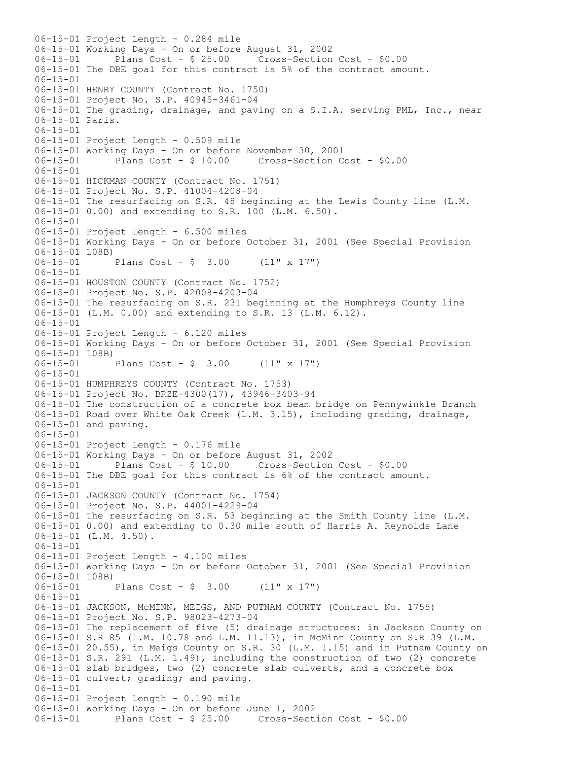```
06-15-01 Project Length - 0.284 mile
06-15-01 Working Days - On or before August 31, 2002
06-15-01      Plans Cost - $ 25.00     Cross-Section Cost - $0.00
06-15-01 The DBE goal for this contract is 5% of the contract amount.
06-15-01
06-15-01 HENRY COUNTY (Contract No. 1750)
06-15-01 Project No. S.P. 40945-3461-04
06-15-01 The grading, drainage, and paving on a S.I.A. serving PML, Inc., near
06-15-01 Paris.
06-15-01
06-15-01 Project Length - 0.509 mile
06-15-01 Working Days - On or before November 30, 2001
06-15-01      Plans Cost - $ 10.00     Cross-Section Cost - $0.00
06-15-01
06-15-01 HICKMAN COUNTY (Contract No. 1751)
06-15-01 Project No. S.P. 41004-4208-04
06-15-01 The resurfacing on S.R. 48 beginning at the Lewis County line (L.M.
06-15-01 0.00) and extending to S.R. 100 (L.M. 6.50).
06-15-01
06-15-01 Project Length - 6.500 miles
06-15-01 Working Days - On or before October 31, 2001 (See Special Provision
06-15-01 108B)
06-15-01      Plans Cost - $  3.00     (11" x 17")
06-15-01
06-15-01 HOUSTON COUNTY (Contract No. 1752)
06-15-01 Project No. S.P. 42008-4203-04
06-15-01 The resurfacing on S.R. 231 beginning at the Humphreys County line
06-15-01 (L.M. 0.00) and extending to S.R. 13 (L.M. 6.12).
06-15-01
06-15-01 Project Length - 6.120 miles
06-15-01 Working Days - On or before October 31, 2001 (See Special Provision
06-15-01 108B)
06-15-01      Plans Cost - $  3.00     (11" x 17")
06-15-01
06-15-01 HUMPHREYS COUNTY (Contract No. 1753)
06-15-01 Project No. BRZE-4300(17), 43946-3403-94
06-15-01 The construction of a concrete box beam bridge on Pennywinkle Branch
06-15-01 Road over White Oak Creek (L.M. 3.15), including grading, drainage,
06-15-01 and paving.
06-15-01
06-15-01 Project Length - 0.176 mile
06-15-01 Working Days - On or before August 31, 2002
06-15-01      Plans Cost - $ 10.00     Cross-Section Cost - $0.00
06-15-01 The DBE goal for this contract is 6% of the contract amount.
06-15-01
06-15-01 JACKSON COUNTY (Contract No. 1754)
06-15-01 Project No. S.P. 44001-4229-04
06-15-01 The resurfacing on S.R. 53 beginning at the Smith County line (L.M.
06-15-01 0.00) and extending to 0.30 mile south of Harris A. Reynolds Lane
06-15-01 (L.M. 4.50).
06-15-01
06-15-01 Project Length - 4.100 miles
06-15-01 Working Days - On or before October 31, 2001 (See Special Provision
06-15-01 108B)
06-15-01      Plans Cost - $  3.00     (11" x 17")
06-15-01
06-15-01 JACKSON, McMINN, MEIGS, AND PUTNAM COUNTY (Contract No. 1755)
06-15-01 Project No. S.P. 98023-4273-04
06-15-01 The replacement of five (5) drainage structures: in Jackson County on
06-15-01 S.R 85 (L.M. 10.78 and L.M. 11.13), in McMinn County on S.R 39 (L.M.
06-15-01 20.55), in Meigs County on S.R. 30 (L.M. 1.15) and in Putnam County on
06-15-01 S.R. 291 (L.M. 1.49), including the construction of two (2) concrete
06-15-01 slab bridges, two (2) concrete slab culverts, and a concrete box
06-15-01 culvert; grading; and paving.
06-15-01
06-15-01 Project Length - 0.190 mile
06-15-01 Working Days - On or before June 1, 2002
06-15-01      Plans Cost - $ 25.00     Cross-Section Cost - $0.00
```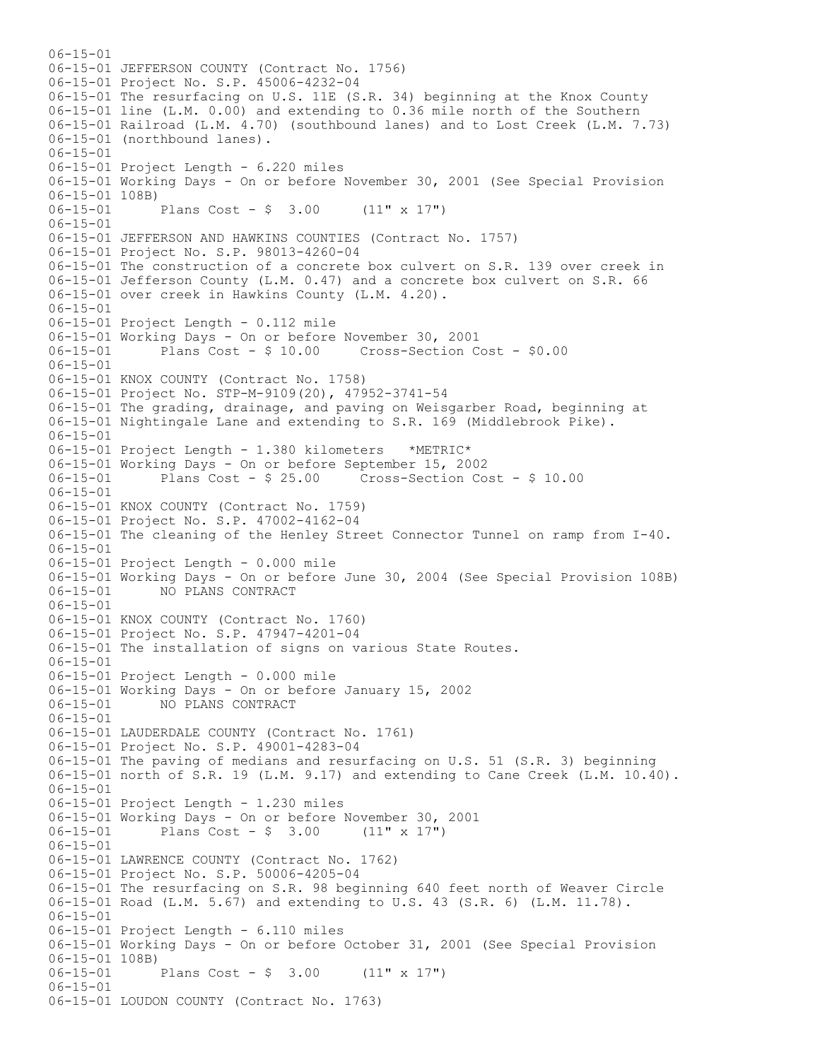```
06-15-01
06-15-01 JEFFERSON COUNTY (Contract No. 1756)
06-15-01 Project No. S.P. 45006-4232-04
06-15-01 The resurfacing on U.S. 11E (S.R. 34) beginning at the Knox County
06-15-01 line (L.M. 0.00) and extending to 0.36 mile north of the Southern
06-15-01 Railroad (L.M. 4.70) (southbound lanes) and to Lost Creek (L.M. 7.73)
06-15-01 (northbound lanes).
06-15-01
06-15-01 Project Length - 6.220 miles
06-15-01 Working Days - On or before November 30, 2001 (See Special Provision
06-15-01 108B)
06-15-01       Plans Cost - $  3.00     (11" x 17")
06-15-01
06-15-01 JEFFERSON AND HAWKINS COUNTIES (Contract No. 1757)
06-15-01 Project No. S.P. 98013-4260-04
06-15-01 The construction of a concrete box culvert on S.R. 139 over creek in
06-15-01 Jefferson County (L.M. 0.47) and a concrete box culvert on S.R. 66
06-15-01 over creek in Hawkins County (L.M. 4.20).
06-15-01
06-15-01 Project Length - 0.112 mile
06-15-01 Working Days - On or before November 30, 2001
06-15-01       Plans Cost - $ 10.00     Cross-Section Cost - $0.00
06-15-01
06-15-01 KNOX COUNTY (Contract No. 1758)
06-15-01 Project No. STP-M-9109(20), 47952-3741-54
06-15-01 The grading, drainage, and paving on Weisgarber Road, beginning at
06-15-01 Nightingale Lane and extending to S.R. 169 (Middlebrook Pike).
06-15-01
06-15-01 Project Length - 1.380 kilometers   *METRIC*
06-15-01 Working Days - On or before September 15, 2002
06-15-01       Plans Cost - $ 25.00     Cross-Section Cost - $ 10.00
06-15-01
06-15-01 KNOX COUNTY (Contract No. 1759)
06-15-01 Project No. S.P. 47002-4162-04
06-15-01 The cleaning of the Henley Street Connector Tunnel on ramp from I-40.
06-15-01
06-15-01 Project Length - 0.000 mile
06-15-01 Working Days - On or before June 30, 2004 (See Special Provision 108B)
06-15-01       NO PLANS CONTRACT
06-15-01
06-15-01 KNOX COUNTY (Contract No. 1760)
06-15-01 Project No. S.P. 47947-4201-04
06-15-01 The installation of signs on various State Routes.
06-15-01
06-15-01 Project Length - 0.000 mile
06-15-01 Working Days - On or before January 15, 2002
06-15-01       NO PLANS CONTRACT
06-15-01
06-15-01 LAUDERDALE COUNTY (Contract No. 1761)
06-15-01 Project No. S.P. 49001-4283-04
06-15-01 The paving of medians and resurfacing on U.S. 51 (S.R. 3) beginning
06-15-01 north of S.R. 19 (L.M. 9.17) and extending to Cane Creek (L.M. 10.40).
06-15-01
06-15-01 Project Length - 1.230 miles
06-15-01 Working Days - On or before November 30, 2001
06-15-01       Plans Cost - $  3.00     (11" x 17")
06-15-01
06-15-01 LAWRENCE COUNTY (Contract No. 1762)
06-15-01 Project No. S.P. 50006-4205-04
06-15-01 The resurfacing on S.R. 98 beginning 640 feet north of Weaver Circle
06-15-01 Road (L.M. 5.67) and extending to U.S. 43 (S.R. 6) (L.M. 11.78).
06-15-01
06-15-01 Project Length - 6.110 miles
06-15-01 Working Days - On or before October 31, 2001 (See Special Provision
06-15-01 108B)
06-15-01       Plans Cost - $  3.00     (11" x 17")
06-15-01
06-15-01 LOUDON COUNTY (Contract No. 1763)
```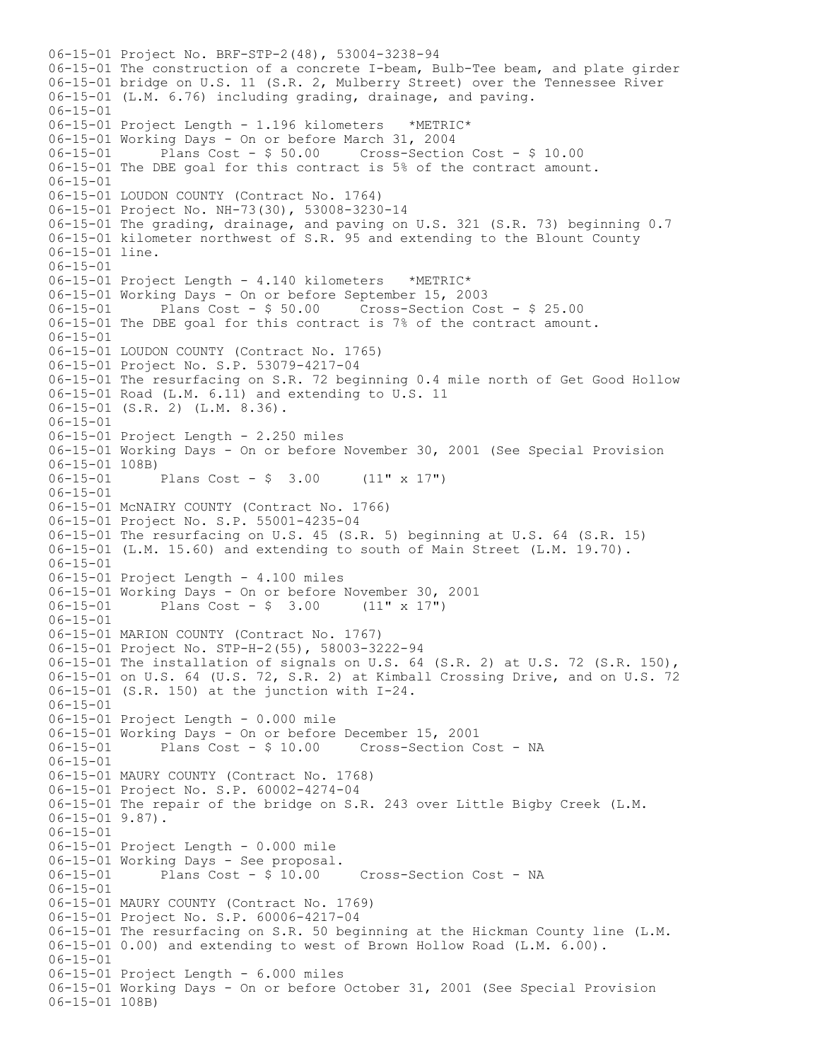06-15-01 Project No. BRF-STP-2(48), 53004-3238-94
06-15-01 The construction of a concrete I-beam, Bulb-Tee beam, and plate girder
06-15-01 bridge on U.S. 11 (S.R. 2, Mulberry Street) over the Tennessee River
06-15-01 (L.M. 6.76) including grading, drainage, and paving.
06-15-01
06-15-01 Project Length - 1.196 kilometers *METRIC*
06-15-01 Working Days - On or before March 31, 2004
06-15-01 Plans Cost - $ 50.00 Cross-Section Cost - $ 10.00
06-15-01 The DBE goal for this contract is 5% of the contract amount.
06-15-01
06-15-01 LOUDON COUNTY (Contract No. 1764)
06-15-01 Project No. NH-73(30), 53008-3230-14
06-15-01 The grading, drainage, and paving on U.S. 321 (S.R. 73) beginning 0.7
06-15-01 kilometer northwest of S.R. 95 and extending to the Blount County
06-15-01 line.
06-15-01
06-15-01 Project Length - 4.140 kilometers *METRIC*
06-15-01 Working Days - On or before September 15, 2003
06-15-01 Plans Cost - $ 50.00 Cross-Section Cost - $ 25.00
06-15-01 The DBE goal for this contract is 7% of the contract amount.
06-15-01
06-15-01 LOUDON COUNTY (Contract No. 1765)
06-15-01 Project No. S.P. 53079-4217-04
06-15-01 The resurfacing on S.R. 72 beginning 0.4 mile north of Get Good Hollow
06-15-01 Road (L.M. 6.11) and extending to U.S. 11
06-15-01 (S.R. 2) (L.M. 8.36).
06-15-01
06-15-01 Project Length - 2.250 miles
06-15-01 Working Days - On or before November 30, 2001 (See Special Provision
06-15-01 108B)
06-15-01 Plans Cost - $ 3.00 (11" x 17")
06-15-01
06-15-01 McNAIRY COUNTY (Contract No. 1766)
06-15-01 Project No. S.P. 55001-4235-04
06-15-01 The resurfacing on U.S. 45 (S.R. 5) beginning at U.S. 64 (S.R. 15)
06-15-01 (L.M. 15.60) and extending to south of Main Street (L.M. 19.70).
06-15-01
06-15-01 Project Length - 4.100 miles
06-15-01 Working Days - On or before November 30, 2001
06-15-01 Plans Cost - $ 3.00 (11" x 17")
06-15-01
06-15-01 MARION COUNTY (Contract No. 1767)
06-15-01 Project No. STP-H-2(55), 58003-3222-94
06-15-01 The installation of signals on U.S. 64 (S.R. 2) at U.S. 72 (S.R. 150),
06-15-01 on U.S. 64 (U.S. 72, S.R. 2) at Kimball Crossing Drive, and on U.S. 72
06-15-01 (S.R. 150) at the junction with I-24.
06-15-01
06-15-01 Project Length - 0.000 mile
06-15-01 Working Days - On or before December 15, 2001
06-15-01 Plans Cost - $ 10.00 Cross-Section Cost - NA
06-15-01
06-15-01 MAURY COUNTY (Contract No. 1768)
06-15-01 Project No. S.P. 60002-4274-04
06-15-01 The repair of the bridge on S.R. 243 over Little Bigby Creek (L.M.
06-15-01 9.87).
06-15-01
06-15-01 Project Length - 0.000 mile
06-15-01 Working Days - See proposal.
06-15-01 Plans Cost - $ 10.00 Cross-Section Cost - NA
06-15-01
06-15-01 MAURY COUNTY (Contract No. 1769)
06-15-01 Project No. S.P. 60006-4217-04
06-15-01 The resurfacing on S.R. 50 beginning at the Hickman County line (L.M.
06-15-01 0.00) and extending to west of Brown Hollow Road (L.M. 6.00).
06-15-01
06-15-01 Project Length - 6.000 miles
06-15-01 Working Days - On or before October 31, 2001 (See Special Provision
06-15-01 108B)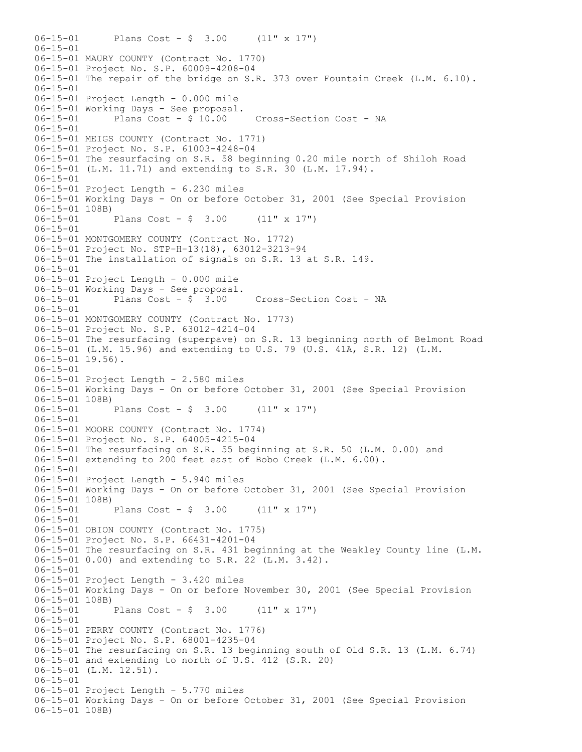```
06-15-01       Plans Cost - $  3.00     (11" x 17")
06-15-01
06-15-01 MAURY COUNTY (Contract No. 1770)
06-15-01 Project No. S.P. 60009-4208-04
06-15-01 The repair of the bridge on S.R. 373 over Fountain Creek (L.M. 6.10).
06-15-01
06-15-01 Project Length - 0.000 mile
06-15-01 Working Days - See proposal.
06-15-01       Plans Cost - $ 10.00     Cross-Section Cost - NA
06-15-01
06-15-01 MEIGS COUNTY (Contract No. 1771)
06-15-01 Project No. S.P. 61003-4248-04
06-15-01 The resurfacing on S.R. 58 beginning 0.20 mile north of Shiloh Road
06-15-01 (L.M. 11.71) and extending to S.R. 30 (L.M. 17.94).
06-15-01
06-15-01 Project Length - 6.230 miles
06-15-01 Working Days - On or before October 31, 2001 (See Special Provision
06-15-01 108B)
06-15-01       Plans Cost - $  3.00     (11" x 17")
06-15-01
06-15-01 MONTGOMERY COUNTY (Contract No. 1772)
06-15-01 Project No. STP-H-13(18), 63012-3213-94
06-15-01 The installation of signals on S.R. 13 at S.R. 149.
06-15-01
06-15-01 Project Length - 0.000 mile
06-15-01 Working Days - See proposal.
06-15-01       Plans Cost - $  3.00     Cross-Section Cost - NA
06-15-01
06-15-01 MONTGOMERY COUNTY (Contract No. 1773)
06-15-01 Project No. S.P. 63012-4214-04
06-15-01 The resurfacing (superpave) on S.R. 13 beginning north of Belmont Road
06-15-01 (L.M. 15.96) and extending to U.S. 79 (U.S. 41A, S.R. 12) (L.M.
06-15-01 19.56).
06-15-01
06-15-01 Project Length - 2.580 miles
06-15-01 Working Days - On or before October 31, 2001 (See Special Provision
06-15-01 108B)
06-15-01       Plans Cost - $  3.00     (11" x 17")
06-15-01
06-15-01 MOORE COUNTY (Contract No. 1774)
06-15-01 Project No. S.P. 64005-4215-04
06-15-01 The resurfacing on S.R. 55 beginning at S.R. 50 (L.M. 0.00) and
06-15-01 extending to 200 feet east of Bobo Creek (L.M. 6.00).
06-15-01
06-15-01 Project Length - 5.940 miles
06-15-01 Working Days - On or before October 31, 2001 (See Special Provision
06-15-01 108B)
06-15-01       Plans Cost - $  3.00     (11" x 17")
06-15-01
06-15-01 OBION COUNTY (Contract No. 1775)
06-15-01 Project No. S.P. 66431-4201-04
06-15-01 The resurfacing on S.R. 431 beginning at the Weakley County line (L.M.
06-15-01 0.00) and extending to S.R. 22 (L.M. 3.42).
06-15-01
06-15-01 Project Length - 3.420 miles
06-15-01 Working Days - On or before November 30, 2001 (See Special Provision
06-15-01 108B)
06-15-01       Plans Cost - $  3.00     (11" x 17")
06-15-01
06-15-01 PERRY COUNTY (Contract No. 1776)
06-15-01 Project No. S.P. 68001-4235-04
06-15-01 The resurfacing on S.R. 13 beginning south of Old S.R. 13 (L.M. 6.74)
06-15-01 and extending to north of U.S. 412 (S.R. 20)
06-15-01 (L.M. 12.51).
06-15-01
06-15-01 Project Length - 5.770 miles
06-15-01 Working Days - On or before October 31, 2001 (See Special Provision
06-15-01 108B)
```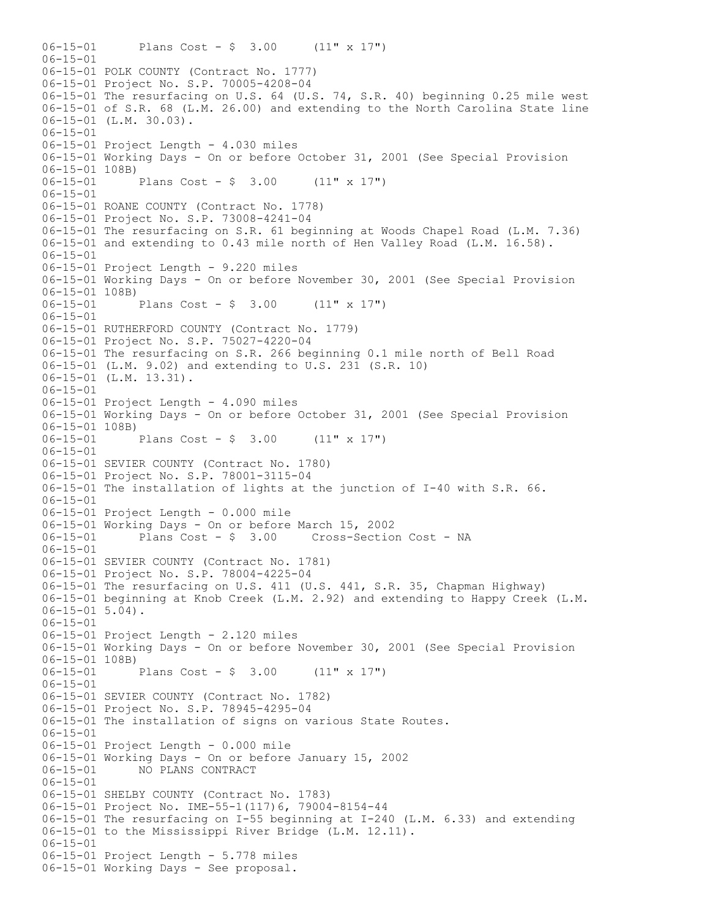```
06-15-01      Plans Cost - $  3.00     (11" x 17")
06-15-01
06-15-01 POLK COUNTY (Contract No. 1777)
06-15-01 Project No. S.P. 70005-4208-04
06-15-01 The resurfacing on U.S. 64 (U.S. 74, S.R. 40) beginning 0.25 mile west
06-15-01 of S.R. 68 (L.M. 26.00) and extending to the North Carolina State line
06-15-01 (L.M. 30.03).
06-15-01
06-15-01 Project Length - 4.030 miles
06-15-01 Working Days - On or before October 31, 2001 (See Special Provision
06-15-01 108B)
06-15-01      Plans Cost - $  3.00     (11" x 17")
06-15-01
06-15-01 ROANE COUNTY (Contract No. 1778)
06-15-01 Project No. S.P. 73008-4241-04
06-15-01 The resurfacing on S.R. 61 beginning at Woods Chapel Road (L.M. 7.36)
06-15-01 and extending to 0.43 mile north of Hen Valley Road (L.M. 16.58).
06-15-01
06-15-01 Project Length - 9.220 miles
06-15-01 Working Days - On or before November 30, 2001 (See Special Provision
06-15-01 108B)
06-15-01      Plans Cost - $  3.00     (11" x 17")
06-15-01
06-15-01 RUTHERFORD COUNTY (Contract No. 1779)
06-15-01 Project No. S.P. 75027-4220-04
06-15-01 The resurfacing on S.R. 266 beginning 0.1 mile north of Bell Road
06-15-01 (L.M. 9.02) and extending to U.S. 231 (S.R. 10)
06-15-01 (L.M. 13.31).
06-15-01
06-15-01 Project Length - 4.090 miles
06-15-01 Working Days - On or before October 31, 2001 (See Special Provision
06-15-01 108B)
06-15-01      Plans Cost - $  3.00     (11" x 17")
06-15-01
06-15-01 SEVIER COUNTY (Contract No. 1780)
06-15-01 Project No. S.P. 78001-3115-04
06-15-01 The installation of lights at the junction of I-40 with S.R. 66.
06-15-01
06-15-01 Project Length - 0.000 mile
06-15-01 Working Days - On or before March 15, 2002
06-15-01      Plans Cost - $  3.00     Cross-Section Cost - NA
06-15-01
06-15-01 SEVIER COUNTY (Contract No. 1781)
06-15-01 Project No. S.P. 78004-4225-04
06-15-01 The resurfacing on U.S. 411 (U.S. 441, S.R. 35, Chapman Highway)
06-15-01 beginning at Knob Creek (L.M. 2.92) and extending to Happy Creek (L.M.
06-15-01 5.04).
06-15-01
06-15-01 Project Length - 2.120 miles
06-15-01 Working Days - On or before November 30, 2001 (See Special Provision
06-15-01 108B)
06-15-01      Plans Cost - $  3.00     (11" x 17")
06-15-01
06-15-01 SEVIER COUNTY (Contract No. 1782)
06-15-01 Project No. S.P. 78945-4295-04
06-15-01 The installation of signs on various State Routes.
06-15-01
06-15-01 Project Length - 0.000 mile
06-15-01 Working Days - On or before January 15, 2002
06-15-01      NO PLANS CONTRACT
06-15-01
06-15-01 SHELBY COUNTY (Contract No. 1783)
06-15-01 Project No. IME-55-1(117)6, 79004-8154-44
06-15-01 The resurfacing on I-55 beginning at I-240 (L.M. 6.33) and extending
06-15-01 to the Mississippi River Bridge (L.M. 12.11).
06-15-01
06-15-01 Project Length - 5.778 miles
06-15-01 Working Days - See proposal.
```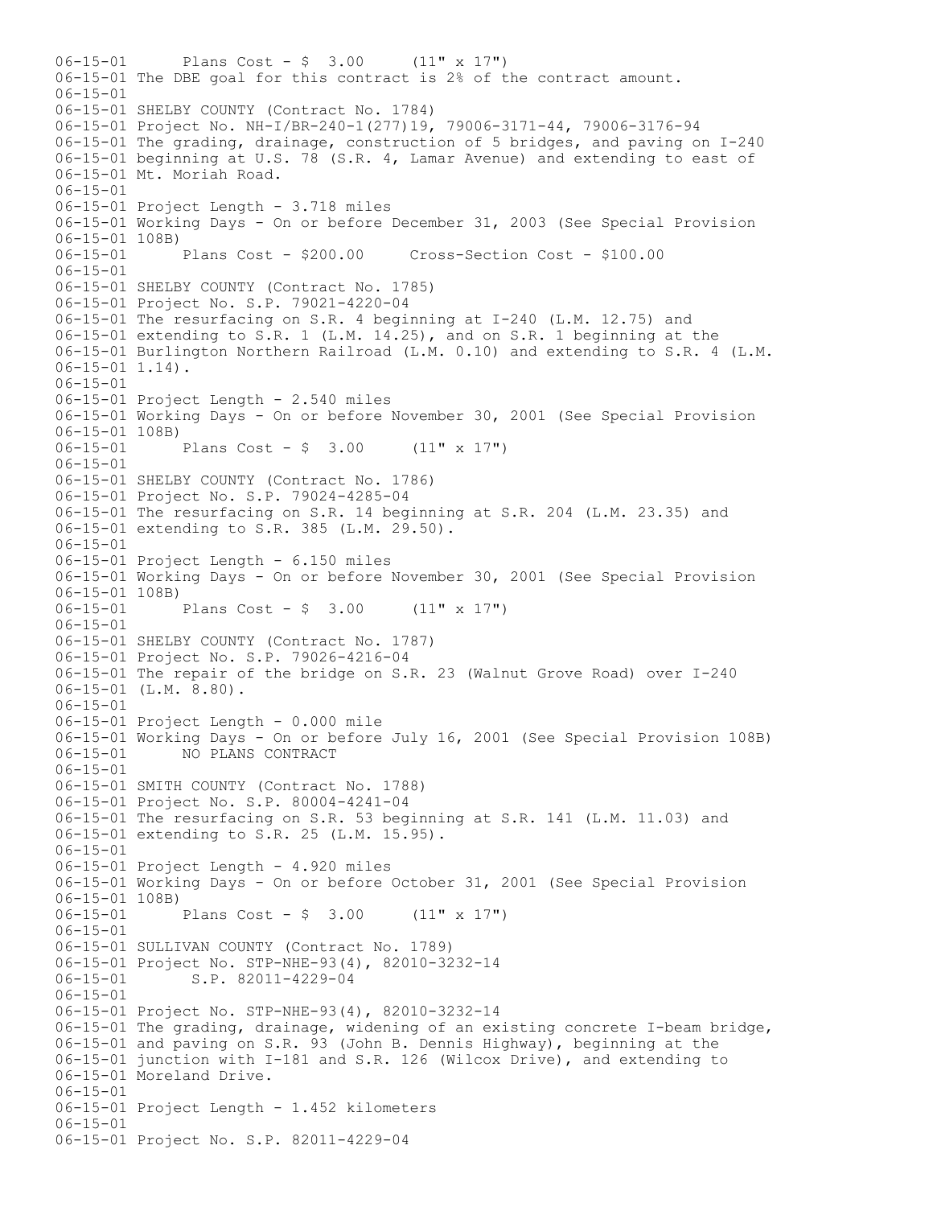```
06-15-01      Plans Cost - $  3.00     (11" x 17")
06-15-01 The DBE goal for this contract is 2% of the contract amount.
06-15-01
06-15-01 SHELBY COUNTY (Contract No. 1784)
06-15-01 Project No. NH-I/BR-240-1(277)19, 79006-3171-44, 79006-3176-94
06-15-01 The grading, drainage, construction of 5 bridges, and paving on I-240
06-15-01 beginning at U.S. 78 (S.R. 4, Lamar Avenue) and extending to east of
06-15-01 Mt. Moriah Road.
06-15-01
06-15-01 Project Length - 3.718 miles
06-15-01 Working Days - On or before December 31, 2003 (See Special Provision
06-15-01 108B)
06-15-01      Plans Cost - $200.00     Cross-Section Cost - $100.00
06-15-01
06-15-01 SHELBY COUNTY (Contract No. 1785)
06-15-01 Project No. S.P. 79021-4220-04
06-15-01 The resurfacing on S.R. 4 beginning at I-240 (L.M. 12.75) and
06-15-01 extending to S.R. 1 (L.M. 14.25), and on S.R. 1 beginning at the
06-15-01 Burlington Northern Railroad (L.M. 0.10) and extending to S.R. 4 (L.M.
06-15-01 1.14).
06-15-01
06-15-01 Project Length - 2.540 miles
06-15-01 Working Days - On or before November 30, 2001 (See Special Provision
06-15-01 108B)
06-15-01      Plans Cost - $  3.00     (11" x 17")
06-15-01
06-15-01 SHELBY COUNTY (Contract No. 1786)
06-15-01 Project No. S.P. 79024-4285-04
06-15-01 The resurfacing on S.R. 14 beginning at S.R. 204 (L.M. 23.35) and
06-15-01 extending to S.R. 385 (L.M. 29.50).
06-15-01
06-15-01 Project Length - 6.150 miles
06-15-01 Working Days - On or before November 30, 2001 (See Special Provision
06-15-01 108B)
06-15-01      Plans Cost - $  3.00     (11" x 17")
06-15-01
06-15-01 SHELBY COUNTY (Contract No. 1787)
06-15-01 Project No. S.P. 79026-4216-04
06-15-01 The repair of the bridge on S.R. 23 (Walnut Grove Road) over I-240
06-15-01 (L.M. 8.80).
06-15-01
06-15-01 Project Length - 0.000 mile
06-15-01 Working Days - On or before July 16, 2001 (See Special Provision 108B)
06-15-01      NO PLANS CONTRACT
06-15-01
06-15-01 SMITH COUNTY (Contract No. 1788)
06-15-01 Project No. S.P. 80004-4241-04
06-15-01 The resurfacing on S.R. 53 beginning at S.R. 141 (L.M. 11.03) and
06-15-01 extending to S.R. 25 (L.M. 15.95).
06-15-01
06-15-01 Project Length - 4.920 miles
06-15-01 Working Days - On or before October 31, 2001 (See Special Provision
06-15-01 108B)
06-15-01      Plans Cost - $  3.00     (11" x 17")
06-15-01
06-15-01 SULLIVAN COUNTY (Contract No. 1789)
06-15-01 Project No. STP-NHE-93(4), 82010-3232-14
06-15-01       S.P. 82011-4229-04
06-15-01
06-15-01 Project No. STP-NHE-93(4), 82010-3232-14
06-15-01 The grading, drainage, widening of an existing concrete I-beam bridge,
06-15-01 and paving on S.R. 93 (John B. Dennis Highway), beginning at the
06-15-01 junction with I-181 and S.R. 126 (Wilcox Drive), and extending to
06-15-01 Moreland Drive.
06-15-01
06-15-01 Project Length - 1.452 kilometers
06-15-01
06-15-01 Project No. S.P. 82011-4229-04
```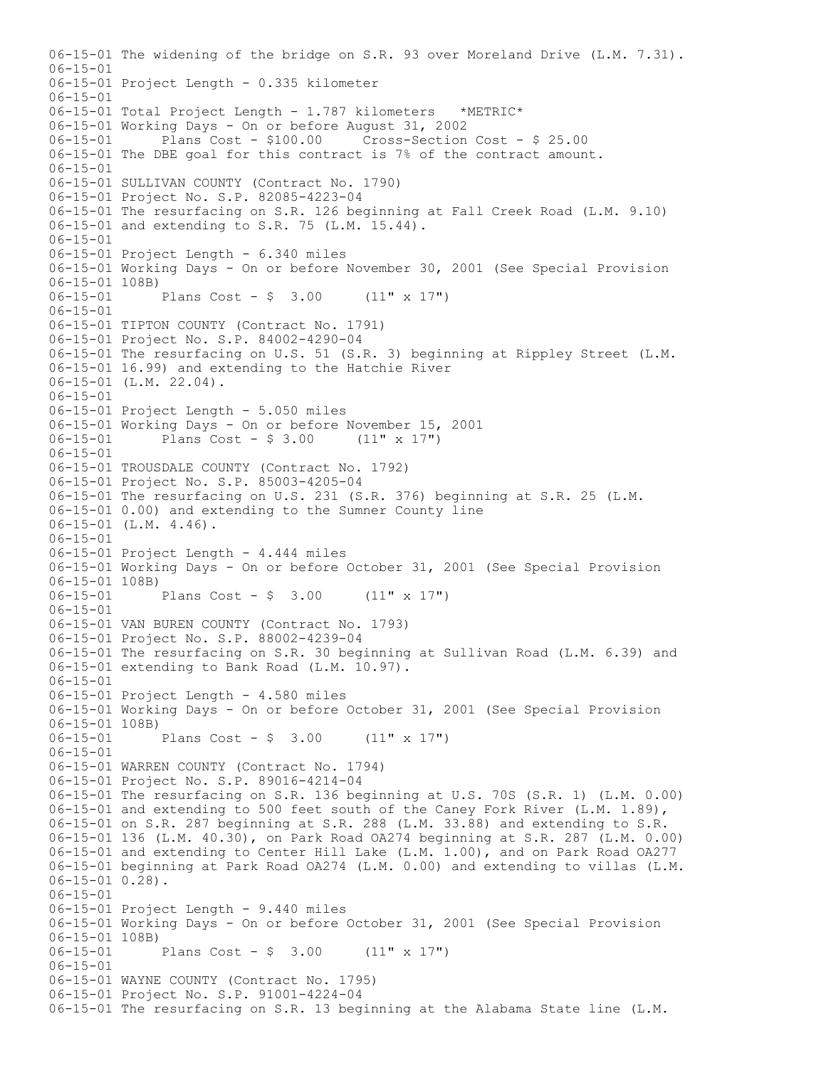```
06-15-01 The widening of the bridge on S.R. 93 over Moreland Drive (L.M. 7.31).
06-15-01
06-15-01 Project Length - 0.335 kilometer
06-15-01
06-15-01 Total Project Length - 1.787 kilometers   *METRIC*
06-15-01 Working Days - On or before August 31, 2002
06-15-01       Plans Cost - $100.00     Cross-Section Cost - $ 25.00
06-15-01 The DBE goal for this contract is 7% of the contract amount.
06-15-01
06-15-01 SULLIVAN COUNTY (Contract No. 1790)
06-15-01 Project No. S.P. 82085-4223-04
06-15-01 The resurfacing on S.R. 126 beginning at Fall Creek Road (L.M. 9.10)
06-15-01 and extending to S.R. 75 (L.M. 15.44).
06-15-01
06-15-01 Project Length - 6.340 miles
06-15-01 Working Days - On or before November 30, 2001 (See Special Provision
06-15-01 108B)
06-15-01       Plans Cost - $  3.00     (11" x 17")
06-15-01
06-15-01 TIPTON COUNTY (Contract No. 1791)
06-15-01 Project No. S.P. 84002-4290-04
06-15-01 The resurfacing on U.S. 51 (S.R. 3) beginning at Rippley Street (L.M.
06-15-01 16.99) and extending to the Hatchie River
06-15-01 (L.M. 22.04).
06-15-01
06-15-01 Project Length - 5.050 miles
06-15-01 Working Days - On or before November 15, 2001
06-15-01       Plans Cost - $ 3.00     (11" x 17")
06-15-01
06-15-01 TROUSDALE COUNTY (Contract No. 1792)
06-15-01 Project No. S.P. 85003-4205-04
06-15-01 The resurfacing on U.S. 231 (S.R. 376) beginning at S.R. 25 (L.M.
06-15-01 0.00) and extending to the Sumner County line
06-15-01 (L.M. 4.46).
06-15-01
06-15-01 Project Length - 4.444 miles
06-15-01 Working Days - On or before October 31, 2001 (See Special Provision
06-15-01 108B)
06-15-01       Plans Cost - $  3.00     (11" x 17")
06-15-01
06-15-01 VAN BUREN COUNTY (Contract No. 1793)
06-15-01 Project No. S.P. 88002-4239-04
06-15-01 The resurfacing on S.R. 30 beginning at Sullivan Road (L.M. 6.39) and
06-15-01 extending to Bank Road (L.M. 10.97).
06-15-01
06-15-01 Project Length - 4.580 miles
06-15-01 Working Days - On or before October 31, 2001 (See Special Provision
06-15-01 108B)
06-15-01       Plans Cost - $  3.00     (11" x 17")
06-15-01
06-15-01 WARREN COUNTY (Contract No. 1794)
06-15-01 Project No. S.P. 89016-4214-04
06-15-01 The resurfacing on S.R. 136 beginning at U.S. 70S (S.R. 1) (L.M. 0.00)
06-15-01 and extending to 500 feet south of the Caney Fork River (L.M. 1.89),
06-15-01 on S.R. 287 beginning at S.R. 288 (L.M. 33.88) and extending to S.R.
06-15-01 136 (L.M. 40.30), on Park Road OA274 beginning at S.R. 287 (L.M. 0.00)
06-15-01 and extending to Center Hill Lake (L.M. 1.00), and on Park Road OA277
06-15-01 beginning at Park Road OA274 (L.M. 0.00) and extending to villas (L.M.
06-15-01 0.28).
06-15-01
06-15-01 Project Length - 9.440 miles
06-15-01 Working Days - On or before October 31, 2001 (See Special Provision
06-15-01 108B)
06-15-01       Plans Cost - $  3.00     (11" x 17")
06-15-01
06-15-01 WAYNE COUNTY (Contract No. 1795)
06-15-01 Project No. S.P. 91001-4224-04
06-15-01 The resurfacing on S.R. 13 beginning at the Alabama State line (L.M.
```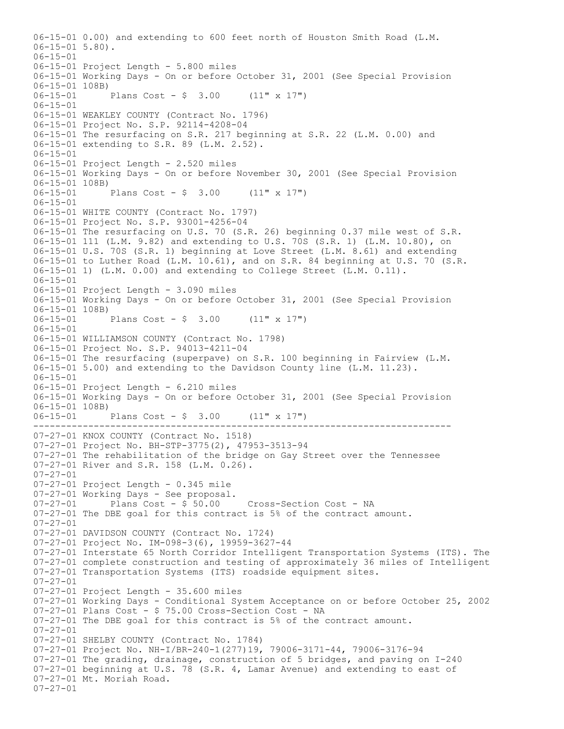06-15-01 0.00) and extending to 600 feet north of Houston Smith Road (L.M.
06-15-01 5.80).
06-15-01
06-15-01 Project Length - 5.800 miles
06-15-01 Working Days - On or before October 31, 2001 (See Special Provision
06-15-01 108B)
06-15-01 Plans Cost - $ 3.00 (11" x 17")
06-15-01
06-15-01 WEAKLEY COUNTY (Contract No. 1796)
06-15-01 Project No. S.P. 92114-4208-04
06-15-01 The resurfacing on S.R. 217 beginning at S.R. 22 (L.M. 0.00) and
06-15-01 extending to S.R. 89 (L.M. 2.52).
06-15-01
06-15-01 Project Length - 2.520 miles
06-15-01 Working Days - On or before November 30, 2001 (See Special Provision
06-15-01 108B)
06-15-01 Plans Cost - $ 3.00 (11" x 17")
06-15-01
06-15-01 WHITE COUNTY (Contract No. 1797)
06-15-01 Project No. S.P. 93001-4256-04
06-15-01 The resurfacing on U.S. 70 (S.R. 26) beginning 0.37 mile west of S.R.
06-15-01 111 (L.M. 9.82) and extending to U.S. 70S (S.R. 1) (L.M. 10.80), on
06-15-01 U.S. 70S (S.R. 1) beginning at Love Street (L.M. 8.61) and extending
06-15-01 to Luther Road (L.M. 10.61), and on S.R. 84 beginning at U.S. 70 (S.R.
06-15-01 1) (L.M. 0.00) and extending to College Street (L.M. 0.11).
06-15-01
06-15-01 Project Length - 3.090 miles
06-15-01 Working Days - On or before October 31, 2001 (See Special Provision
06-15-01 108B)
06-15-01 Plans Cost - $ 3.00 (11" x 17")
06-15-01
06-15-01 WILLIAMSON COUNTY (Contract No. 1798)
06-15-01 Project No. S.P. 94013-4211-04
06-15-01 The resurfacing (superpave) on S.R. 100 beginning in Fairview (L.M.
06-15-01 5.00) and extending to the Davidson County line (L.M. 11.23).
06-15-01
06-15-01 Project Length - 6.210 miles
06-15-01 Working Days - On or before October 31, 2001 (See Special Provision
06-15-01 108B)
06-15-01 Plans Cost - $ 3.00 (11" x 17")

---

07-27-01 KNOX COUNTY (Contract No. 1518)
07-27-01 Project No. BH-STP-3775(2), 47953-3513-94
07-27-01 The rehabilitation of the bridge on Gay Street over the Tennessee
07-27-01 River and S.R. 158 (L.M. 0.26).
07-27-01
07-27-01 Project Length - 0.345 mile
07-27-01 Working Days - See proposal.
07-27-01 Plans Cost - $ 50.00 Cross-Section Cost - NA
07-27-01 The DBE goal for this contract is 5% of the contract amount.
07-27-01
07-27-01 DAVIDSON COUNTY (Contract No. 1724)
07-27-01 Project No. IM-098-3(6), 19959-3627-44
07-27-01 Interstate 65 North Corridor Intelligent Transportation Systems (ITS). The
07-27-01 complete construction and testing of approximately 36 miles of Intelligent
07-27-01 Transportation Systems (ITS) roadside equipment sites.
07-27-01
07-27-01 Project Length - 35.600 miles
07-27-01 Working Days - Conditional System Acceptance on or before October 25, 2002
07-27-01 Plans Cost - $ 75.00 Cross-Section Cost - NA
07-27-01 The DBE goal for this contract is 5% of the contract amount.
07-27-01
07-27-01 SHELBY COUNTY (Contract No. 1784)
07-27-01 Project No. NH-I/BR-240-1(277)19, 79006-3171-44, 79006-3176-94
07-27-01 The grading, drainage, construction of 5 bridges, and paving on I-240
07-27-01 beginning at U.S. 78 (S.R. 4, Lamar Avenue) and extending to east of
07-27-01 Mt. Moriah Road.
07-27-01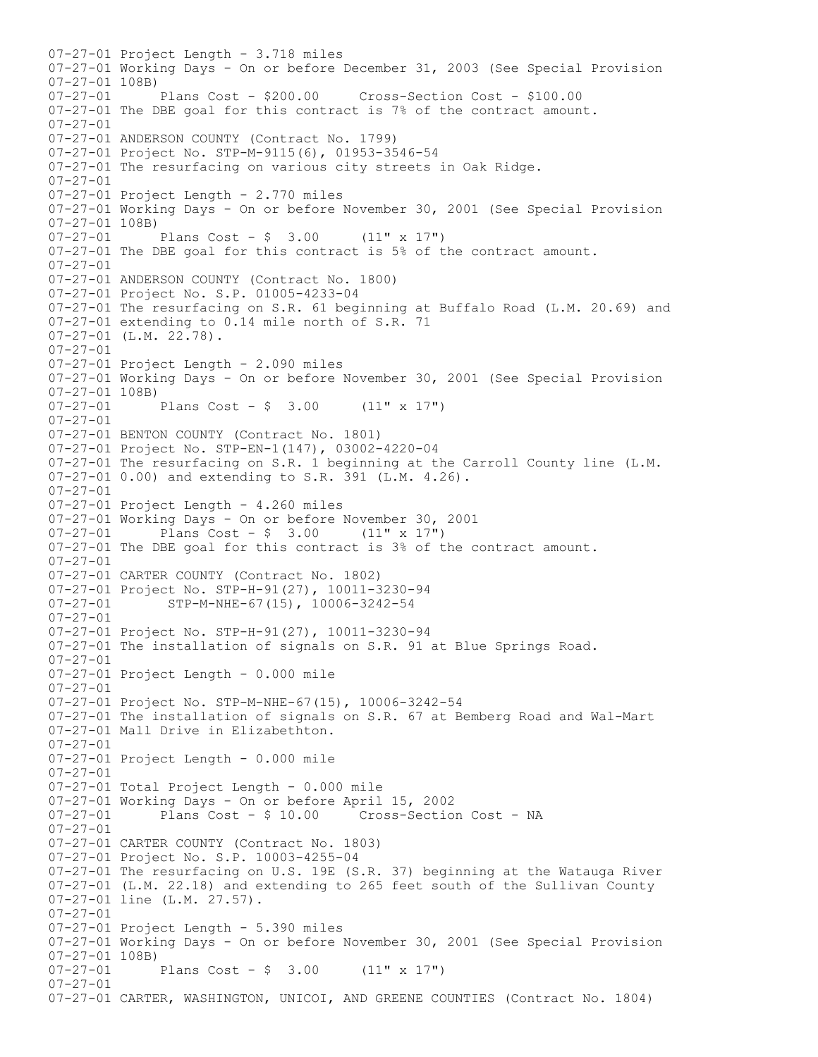```
07-27-01 Project Length - 3.718 miles
07-27-01 Working Days - On or before December 31, 2003 (See Special Provision
07-27-01 108B)
07-27-01       Plans Cost - $200.00     Cross-Section Cost - $100.00
07-27-01 The DBE goal for this contract is 7% of the contract amount.
07-27-01
07-27-01 ANDERSON COUNTY (Contract No. 1799)
07-27-01 Project No. STP-M-9115(6), 01953-3546-54
07-27-01 The resurfacing on various city streets in Oak Ridge.
07-27-01
07-27-01 Project Length - 2.770 miles
07-27-01 Working Days - On or before November 30, 2001 (See Special Provision
07-27-01 108B)
07-27-01       Plans Cost - $  3.00     (11" x 17")
07-27-01 The DBE goal for this contract is 5% of the contract amount.
07-27-01
07-27-01 ANDERSON COUNTY (Contract No. 1800)
07-27-01 Project No. S.P. 01005-4233-04
07-27-01 The resurfacing on S.R. 61 beginning at Buffalo Road (L.M. 20.69) and
07-27-01 extending to 0.14 mile north of S.R. 71
07-27-01 (L.M. 22.78).
07-27-01
07-27-01 Project Length - 2.090 miles
07-27-01 Working Days - On or before November 30, 2001 (See Special Provision
07-27-01 108B)
07-27-01       Plans Cost - $  3.00     (11" x 17")
07-27-01
07-27-01 BENTON COUNTY (Contract No. 1801)
07-27-01 Project No. STP-EN-1(147), 03002-4220-04
07-27-01 The resurfacing on S.R. 1 beginning at the Carroll County line (L.M.
07-27-01 0.00) and extending to S.R. 391 (L.M. 4.26).
07-27-01
07-27-01 Project Length - 4.260 miles
07-27-01 Working Days - On or before November 30, 2001
07-27-01       Plans Cost - $  3.00     (11" x 17")
07-27-01 The DBE goal for this contract is 3% of the contract amount.
07-27-01
07-27-01 CARTER COUNTY (Contract No. 1802)
07-27-01 Project No. STP-H-91(27), 10011-3230-94
07-27-01        STP-M-NHE-67(15), 10006-3242-54
07-27-01
07-27-01 Project No. STP-H-91(27), 10011-3230-94
07-27-01 The installation of signals on S.R. 91 at Blue Springs Road.
07-27-01
07-27-01 Project Length - 0.000 mile
07-27-01
07-27-01 Project No. STP-M-NHE-67(15), 10006-3242-54
07-27-01 The installation of signals on S.R. 67 at Bemberg Road and Wal-Mart
07-27-01 Mall Drive in Elizabethton.
07-27-01
07-27-01 Project Length - 0.000 mile
07-27-01
07-27-01 Total Project Length - 0.000 mile
07-27-01 Working Days - On or before April 15, 2002
07-27-01       Plans Cost - $ 10.00     Cross-Section Cost - NA
07-27-01
07-27-01 CARTER COUNTY (Contract No. 1803)
07-27-01 Project No. S.P. 10003-4255-04
07-27-01 The resurfacing on U.S. 19E (S.R. 37) beginning at the Watauga River
07-27-01 (L.M. 22.18) and extending to 265 feet south of the Sullivan County
07-27-01 line (L.M. 27.57).
07-27-01
07-27-01 Project Length - 5.390 miles
07-27-01 Working Days - On or before November 30, 2001 (See Special Provision
07-27-01 108B)
07-27-01       Plans Cost - $  3.00     (11" x 17")
07-27-01
07-27-01 CARTER, WASHINGTON, UNICOI, AND GREENE COUNTIES (Contract No. 1804)
```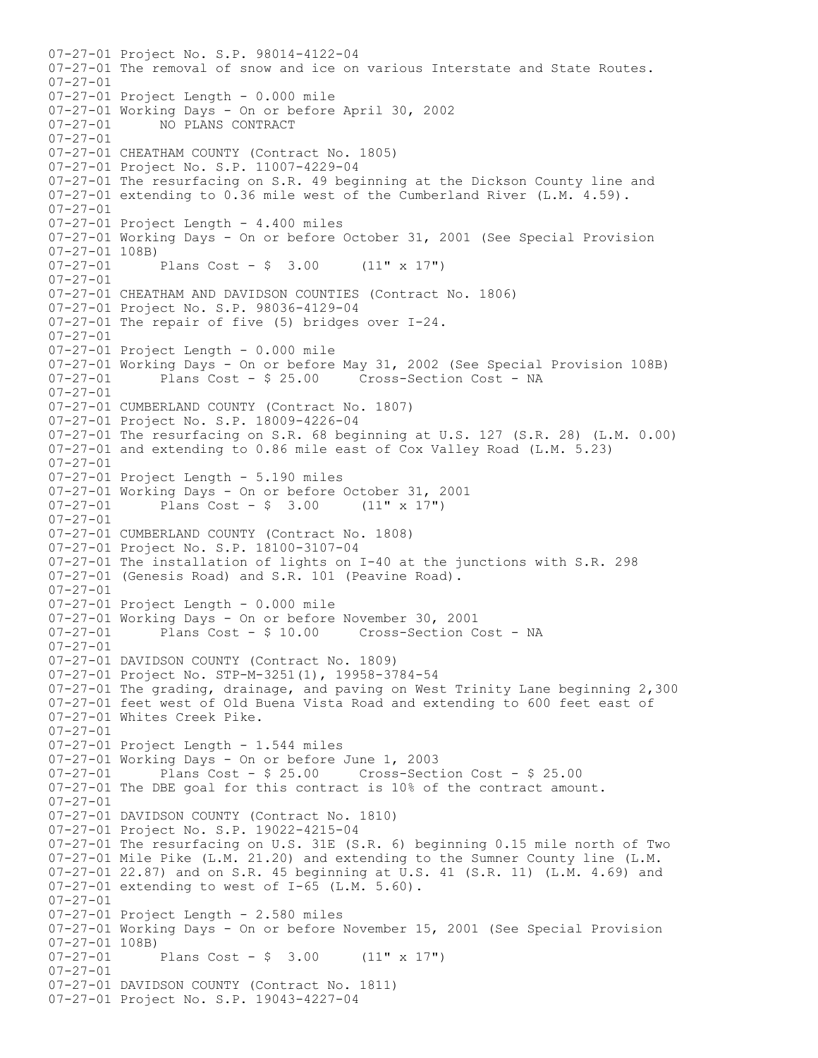```
07-27-01 Project No. S.P. 98014-4122-04
07-27-01 The removal of snow and ice on various Interstate and State Routes.
07-27-01
07-27-01 Project Length - 0.000 mile
07-27-01 Working Days - On or before April 30, 2002
07-27-01       NO PLANS CONTRACT
07-27-01
07-27-01 CHEATHAM COUNTY (Contract No. 1805)
07-27-01 Project No. S.P. 11007-4229-04
07-27-01 The resurfacing on S.R. 49 beginning at the Dickson County line and
07-27-01 extending to 0.36 mile west of the Cumberland River (L.M. 4.59).
07-27-01
07-27-01 Project Length - 4.400 miles
07-27-01 Working Days - On or before October 31, 2001 (See Special Provision
07-27-01 108B)
07-27-01       Plans Cost - $  3.00     (11" x 17")
07-27-01
07-27-01 CHEATHAM AND DAVIDSON COUNTIES (Contract No. 1806)
07-27-01 Project No. S.P. 98036-4129-04
07-27-01 The repair of five (5) bridges over I-24.
07-27-01
07-27-01 Project Length - 0.000 mile
07-27-01 Working Days - On or before May 31, 2002 (See Special Provision 108B)
07-27-01       Plans Cost - $ 25.00     Cross-Section Cost - NA
07-27-01
07-27-01 CUMBERLAND COUNTY (Contract No. 1807)
07-27-01 Project No. S.P. 18009-4226-04
07-27-01 The resurfacing on S.R. 68 beginning at U.S. 127 (S.R. 28) (L.M. 0.00)
07-27-01 and extending to 0.86 mile east of Cox Valley Road (L.M. 5.23)
07-27-01
07-27-01 Project Length - 5.190 miles
07-27-01 Working Days - On or before October 31, 2001
07-27-01       Plans Cost - $  3.00     (11" x 17")
07-27-01
07-27-01 CUMBERLAND COUNTY (Contract No. 1808)
07-27-01 Project No. S.P. 18100-3107-04
07-27-01 The installation of lights on I-40 at the junctions with S.R. 298
07-27-01 (Genesis Road) and S.R. 101 (Peavine Road).
07-27-01
07-27-01 Project Length - 0.000 mile
07-27-01 Working Days - On or before November 30, 2001
07-27-01       Plans Cost - $ 10.00     Cross-Section Cost - NA
07-27-01
07-27-01 DAVIDSON COUNTY (Contract No. 1809)
07-27-01 Project No. STP-M-3251(1), 19958-3784-54
07-27-01 The grading, drainage, and paving on West Trinity Lane beginning 2,300
07-27-01 feet west of Old Buena Vista Road and extending to 600 feet east of
07-27-01 Whites Creek Pike.
07-27-01
07-27-01 Project Length - 1.544 miles
07-27-01 Working Days - On or before June 1, 2003
07-27-01       Plans Cost - $ 25.00     Cross-Section Cost - $ 25.00
07-27-01 The DBE goal for this contract is 10% of the contract amount.
07-27-01
07-27-01 DAVIDSON COUNTY (Contract No. 1810)
07-27-01 Project No. S.P. 19022-4215-04
07-27-01 The resurfacing on U.S. 31E (S.R. 6) beginning 0.15 mile north of Two
07-27-01 Mile Pike (L.M. 21.20) and extending to the Sumner County line (L.M.
07-27-01 22.87) and on S.R. 45 beginning at U.S. 41 (S.R. 11) (L.M. 4.69) and
07-27-01 extending to west of I-65 (L.M. 5.60).
07-27-01
07-27-01 Project Length - 2.580 miles
07-27-01 Working Days - On or before November 15, 2001 (See Special Provision
07-27-01 108B)
07-27-01       Plans Cost - $  3.00     (11" x 17")
07-27-01
07-27-01 DAVIDSON COUNTY (Contract No. 1811)
07-27-01 Project No. S.P. 19043-4227-04
```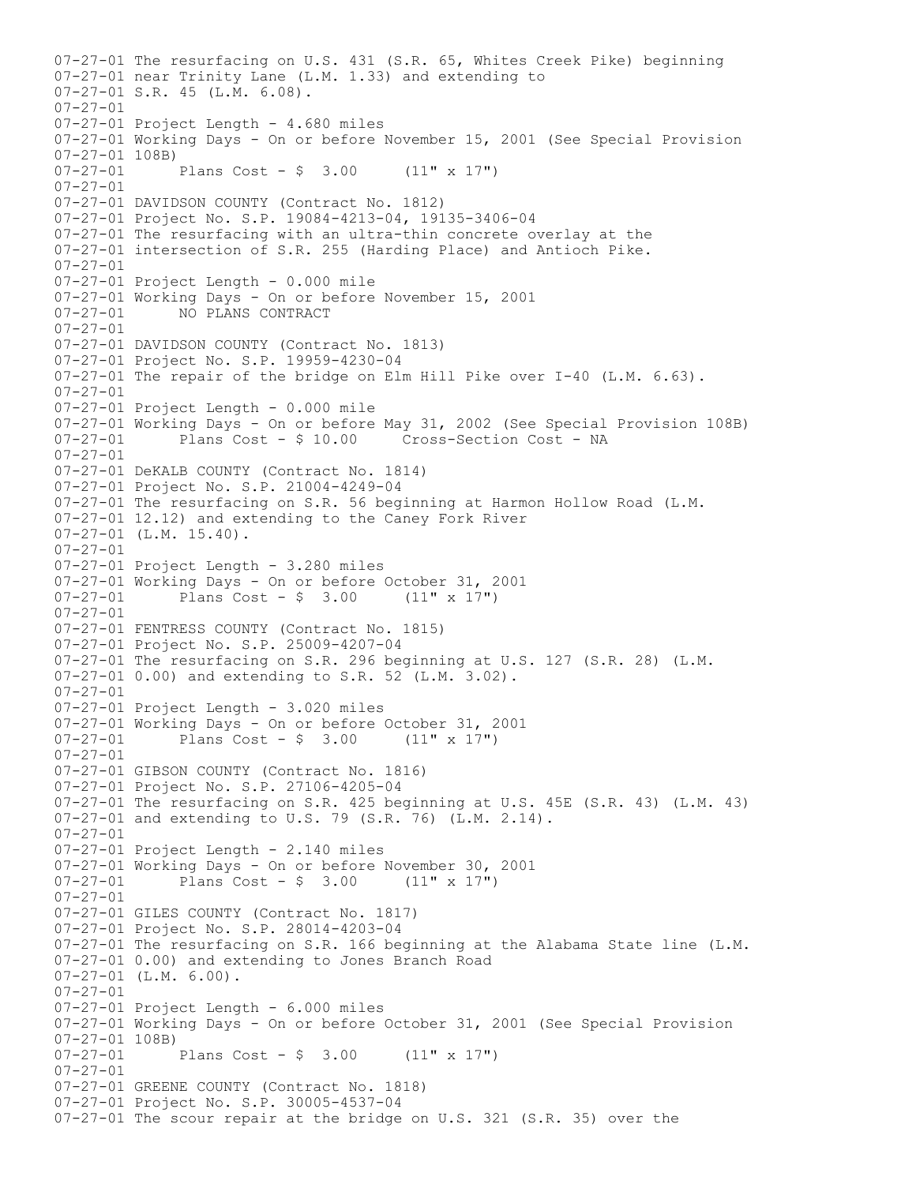```
07-27-01 The resurfacing on U.S. 431 (S.R. 65, Whites Creek Pike) beginning
07-27-01 near Trinity Lane (L.M. 1.33) and extending to
07-27-01 S.R. 45 (L.M. 6.08).
07-27-01
07-27-01 Project Length - 4.680 miles
07-27-01 Working Days - On or before November 15, 2001 (See Special Provision
07-27-01 108B)
07-27-01       Plans Cost - $  3.00     (11" x 17")
07-27-01
07-27-01 DAVIDSON COUNTY (Contract No. 1812)
07-27-01 Project No. S.P. 19084-4213-04, 19135-3406-04
07-27-01 The resurfacing with an ultra-thin concrete overlay at the
07-27-01 intersection of S.R. 255 (Harding Place) and Antioch Pike.
07-27-01
07-27-01 Project Length - 0.000 mile
07-27-01 Working Days - On or before November 15, 2001
07-27-01       NO PLANS CONTRACT
07-27-01
07-27-01 DAVIDSON COUNTY (Contract No. 1813)
07-27-01 Project No. S.P. 19959-4230-04
07-27-01 The repair of the bridge on Elm Hill Pike over I-40 (L.M. 6.63).
07-27-01
07-27-01 Project Length - 0.000 mile
07-27-01 Working Days - On or before May 31, 2002 (See Special Provision 108B)
07-27-01       Plans Cost - $ 10.00     Cross-Section Cost - NA
07-27-01
07-27-01 DeKALB COUNTY (Contract No. 1814)
07-27-01 Project No. S.P. 21004-4249-04
07-27-01 The resurfacing on S.R. 56 beginning at Harmon Hollow Road (L.M.
07-27-01 12.12) and extending to the Caney Fork River
07-27-01 (L.M. 15.40).
07-27-01
07-27-01 Project Length - 3.280 miles
07-27-01 Working Days - On or before October 31, 2001
07-27-01       Plans Cost - $  3.00     (11" x 17")
07-27-01
07-27-01 FENTRESS COUNTY (Contract No. 1815)
07-27-01 Project No. S.P. 25009-4207-04
07-27-01 The resurfacing on S.R. 296 beginning at U.S. 127 (S.R. 28) (L.M.
07-27-01 0.00) and extending to S.R. 52 (L.M. 3.02).
07-27-01
07-27-01 Project Length - 3.020 miles
07-27-01 Working Days - On or before October 31, 2001
07-27-01       Plans Cost - $  3.00     (11" x 17")
07-27-01
07-27-01 GIBSON COUNTY (Contract No. 1816)
07-27-01 Project No. S.P. 27106-4205-04
07-27-01 The resurfacing on S.R. 425 beginning at U.S. 45E (S.R. 43) (L.M. 43)
07-27-01 and extending to U.S. 79 (S.R. 76) (L.M. 2.14).
07-27-01
07-27-01 Project Length - 2.140 miles
07-27-01 Working Days - On or before November 30, 2001
07-27-01       Plans Cost - $  3.00     (11" x 17")
07-27-01
07-27-01 GILES COUNTY (Contract No. 1817)
07-27-01 Project No. S.P. 28014-4203-04
07-27-01 The resurfacing on S.R. 166 beginning at the Alabama State line (L.M.
07-27-01 0.00) and extending to Jones Branch Road
07-27-01 (L.M. 6.00).
07-27-01
07-27-01 Project Length - 6.000 miles
07-27-01 Working Days - On or before October 31, 2001 (See Special Provision
07-27-01 108B)
07-27-01       Plans Cost - $  3.00     (11" x 17")
07-27-01
07-27-01 GREENE COUNTY (Contract No. 1818)
07-27-01 Project No. S.P. 30005-4537-04
07-27-01 The scour repair at the bridge on U.S. 321 (S.R. 35) over the
```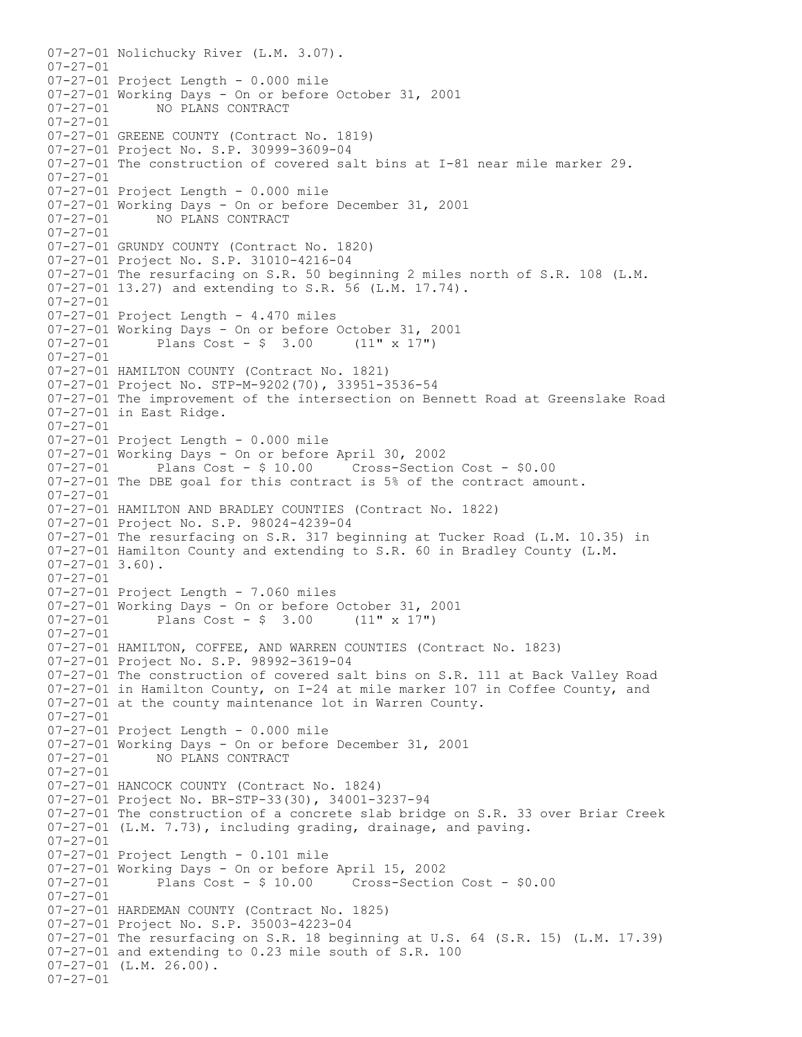07-27-01 Nolichucky River (L.M. 3.07).
07-27-01
07-27-01 Project Length - 0.000 mile
07-27-01 Working Days - On or before October 31, 2001
07-27-01 NO PLANS CONTRACT
07-27-01
07-27-01 GREENE COUNTY (Contract No. 1819)
07-27-01 Project No. S.P. 30999-3609-04
07-27-01 The construction of covered salt bins at I-81 near mile marker 29.
07-27-01
07-27-01 Project Length - 0.000 mile
07-27-01 Working Days - On or before December 31, 2001
07-27-01 NO PLANS CONTRACT
07-27-01
07-27-01 GRUNDY COUNTY (Contract No. 1820)
07-27-01 Project No. S.P. 31010-4216-04
07-27-01 The resurfacing on S.R. 50 beginning 2 miles north of S.R. 108 (L.M.
07-27-01 13.27) and extending to S.R. 56 (L.M. 17.74).
07-27-01
07-27-01 Project Length - 4.470 miles
07-27-01 Working Days - On or before October 31, 2001
07-27-01 Plans Cost - $ 3.00 (11" x 17")
07-27-01
07-27-01 HAMILTON COUNTY (Contract No. 1821)
07-27-01 Project No. STP-M-9202(70), 33951-3536-54
07-27-01 The improvement of the intersection on Bennett Road at Greenslake Road
07-27-01 in East Ridge.
07-27-01
07-27-01 Project Length - 0.000 mile
07-27-01 Working Days - On or before April 30, 2002
07-27-01 Plans Cost - $ 10.00 Cross-Section Cost - $0.00
07-27-01 The DBE goal for this contract is 5% of the contract amount.
07-27-01
07-27-01 HAMILTON AND BRADLEY COUNTIES (Contract No. 1822)
07-27-01 Project No. S.P. 98024-4239-04
07-27-01 The resurfacing on S.R. 317 beginning at Tucker Road (L.M. 10.35) in
07-27-01 Hamilton County and extending to S.R. 60 in Bradley County (L.M.
07-27-01 3.60).
07-27-01
07-27-01 Project Length - 7.060 miles
07-27-01 Working Days - On or before October 31, 2001
07-27-01 Plans Cost - $ 3.00 (11" x 17")
07-27-01
07-27-01 HAMILTON, COFFEE, AND WARREN COUNTIES (Contract No. 1823)
07-27-01 Project No. S.P. 98992-3619-04
07-27-01 The construction of covered salt bins on S.R. 111 at Back Valley Road
07-27-01 in Hamilton County, on I-24 at mile marker 107 in Coffee County, and
07-27-01 at the county maintenance lot in Warren County.
07-27-01
07-27-01 Project Length - 0.000 mile
07-27-01 Working Days - On or before December 31, 2001
07-27-01 NO PLANS CONTRACT
07-27-01
07-27-01 HANCOCK COUNTY (Contract No. 1824)
07-27-01 Project No. BR-STP-33(30), 34001-3237-94
07-27-01 The construction of a concrete slab bridge on S.R. 33 over Briar Creek
07-27-01 (L.M. 7.73), including grading, drainage, and paving.
07-27-01
07-27-01 Project Length - 0.101 mile
07-27-01 Working Days - On or before April 15, 2002
07-27-01 Plans Cost - $ 10.00 Cross-Section Cost - $0.00
07-27-01
07-27-01 HARDEMAN COUNTY (Contract No. 1825)
07-27-01 Project No. S.P. 35003-4223-04
07-27-01 The resurfacing on S.R. 18 beginning at U.S. 64 (S.R. 15) (L.M. 17.39)
07-27-01 and extending to 0.23 mile south of S.R. 100
07-27-01 (L.M. 26.00).
07-27-01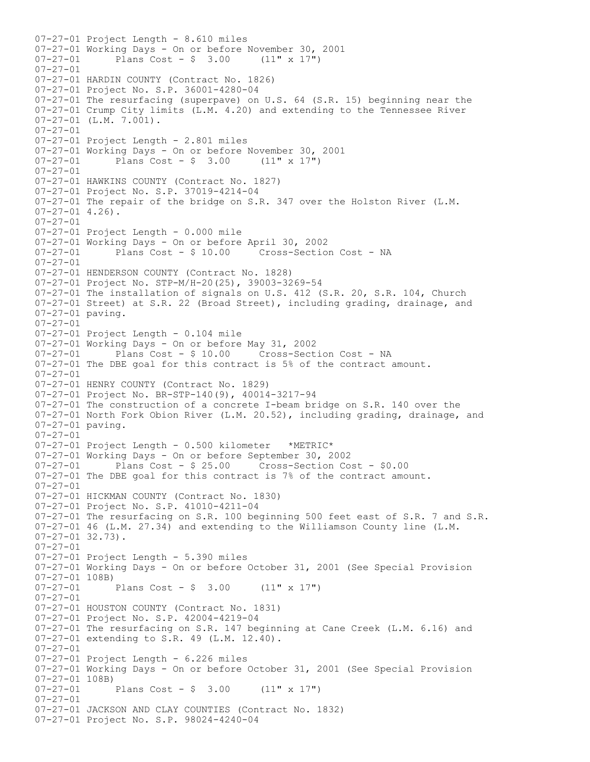```
07-27-01 Project Length - 8.610 miles
07-27-01 Working Days - On or before November 30, 2001
07-27-01       Plans Cost - $  3.00     (11" x 17")
07-27-01
07-27-01 HARDIN COUNTY (Contract No. 1826)
07-27-01 Project No. S.P. 36001-4280-04
07-27-01 The resurfacing (superpave) on U.S. 64 (S.R. 15) beginning near the
07-27-01 Crump City limits (L.M. 4.20) and extending to the Tennessee River
07-27-01 (L.M. 7.001).
07-27-01
07-27-01 Project Length - 2.801 miles
07-27-01 Working Days - On or before November 30, 2001
07-27-01       Plans Cost - $  3.00     (11" x 17")
07-27-01
07-27-01 HAWKINS COUNTY (Contract No. 1827)
07-27-01 Project No. S.P. 37019-4214-04
07-27-01 The repair of the bridge on S.R. 347 over the Holston River (L.M.
07-27-01 4.26).
07-27-01
07-27-01 Project Length - 0.000 mile
07-27-01 Working Days - On or before April 30, 2002
07-27-01       Plans Cost - $ 10.00     Cross-Section Cost - NA
07-27-01
07-27-01 HENDERSON COUNTY (Contract No. 1828)
07-27-01 Project No. STP-M/H-20(25), 39003-3269-54
07-27-01 The installation of signals on U.S. 412 (S.R. 20, S.R. 104, Church
07-27-01 Street) at S.R. 22 (Broad Street), including grading, drainage, and
07-27-01 paving.
07-27-01
07-27-01 Project Length - 0.104 mile
07-27-01 Working Days - On or before May 31, 2002
07-27-01       Plans Cost - $ 10.00     Cross-Section Cost - NA
07-27-01 The DBE goal for this contract is 5% of the contract amount.
07-27-01
07-27-01 HENRY COUNTY (Contract No. 1829)
07-27-01 Project No. BR-STP-140(9), 40014-3217-94
07-27-01 The construction of a concrete I-beam bridge on S.R. 140 over the
07-27-01 North Fork Obion River (L.M. 20.52), including grading, drainage, and
07-27-01 paving.
07-27-01
07-27-01 Project Length - 0.500 kilometer   *METRIC*
07-27-01 Working Days - On or before September 30, 2002
07-27-01       Plans Cost - $ 25.00     Cross-Section Cost - $0.00
07-27-01 The DBE goal for this contract is 7% of the contract amount.
07-27-01
07-27-01 HICKMAN COUNTY (Contract No. 1830)
07-27-01 Project No. S.P. 41010-4211-04
07-27-01 The resurfacing on S.R. 100 beginning 500 feet east of S.R. 7 and S.R.
07-27-01 46 (L.M. 27.34) and extending to the Williamson County line (L.M.
07-27-01 32.73).
07-27-01
07-27-01 Project Length - 5.390 miles
07-27-01 Working Days - On or before October 31, 2001 (See Special Provision
07-27-01 108B)
07-27-01       Plans Cost - $  3.00     (11" x 17")
07-27-01
07-27-01 HOUSTON COUNTY (Contract No. 1831)
07-27-01 Project No. S.P. 42004-4219-04
07-27-01 The resurfacing on S.R. 147 beginning at Cane Creek (L.M. 6.16) and
07-27-01 extending to S.R. 49 (L.M. 12.40).
07-27-01
07-27-01 Project Length - 6.226 miles
07-27-01 Working Days - On or before October 31, 2001 (See Special Provision
07-27-01 108B)
07-27-01       Plans Cost - $  3.00     (11" x 17")
07-27-01
07-27-01 JACKSON AND CLAY COUNTIES (Contract No. 1832)
07-27-01 Project No. S.P. 98024-4240-04
```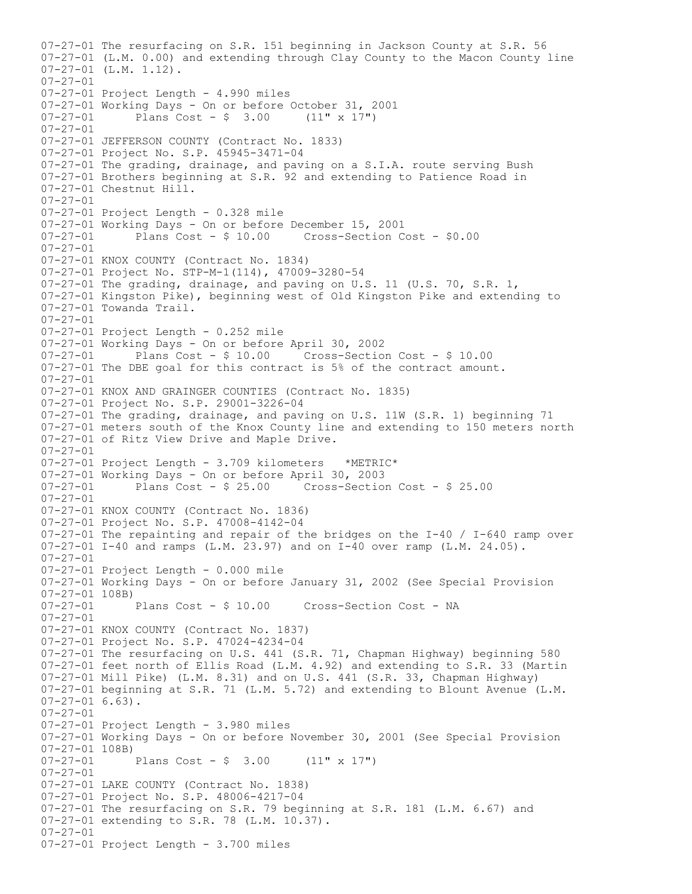07-27-01 The resurfacing on S.R. 151 beginning in Jackson County at S.R. 56
07-27-01 (L.M. 0.00) and extending through Clay County to the Macon County line
07-27-01 (L.M. 1.12).
07-27-01
07-27-01 Project Length - 4.990 miles
07-27-01 Working Days - On or before October 31, 2001
07-27-01       Plans Cost - $  3.00     (11" x 17")
07-27-01
07-27-01 JEFFERSON COUNTY (Contract No. 1833)
07-27-01 Project No. S.P. 45945-3471-04
07-27-01 The grading, drainage, and paving on a S.I.A. route serving Bush
07-27-01 Brothers beginning at S.R. 92 and extending to Patience Road in
07-27-01 Chestnut Hill.
07-27-01
07-27-01 Project Length - 0.328 mile
07-27-01 Working Days - On or before December 15, 2001
07-27-01       Plans Cost - $ 10.00     Cross-Section Cost - $0.00
07-27-01
07-27-01 KNOX COUNTY (Contract No. 1834)
07-27-01 Project No. STP-M-1(114), 47009-3280-54
07-27-01 The grading, drainage, and paving on U.S. 11 (U.S. 70, S.R. 1,
07-27-01 Kingston Pike), beginning west of Old Kingston Pike and extending to
07-27-01 Towanda Trail.
07-27-01
07-27-01 Project Length - 0.252 mile
07-27-01 Working Days - On or before April 30, 2002
07-27-01       Plans Cost - $ 10.00     Cross-Section Cost - $ 10.00
07-27-01 The DBE goal for this contract is 5% of the contract amount.
07-27-01
07-27-01 KNOX AND GRAINGER COUNTIES (Contract No. 1835)
07-27-01 Project No. S.P. 29001-3226-04
07-27-01 The grading, drainage, and paving on U.S. 11W (S.R. 1) beginning 71
07-27-01 meters south of the Knox County line and extending to 150 meters north
07-27-01 of Ritz View Drive and Maple Drive.
07-27-01
07-27-01 Project Length - 3.709 kilometers   *METRIC*
07-27-01 Working Days - On or before April 30, 2003
07-27-01       Plans Cost - $ 25.00     Cross-Section Cost - $ 25.00
07-27-01
07-27-01 KNOX COUNTY (Contract No. 1836)
07-27-01 Project No. S.P. 47008-4142-04
07-27-01 The repainting and repair of the bridges on the I-40 / I-640 ramp over
07-27-01 I-40 and ramps (L.M. 23.97) and on I-40 over ramp (L.M. 24.05).
07-27-01
07-27-01 Project Length - 0.000 mile
07-27-01 Working Days - On or before January 31, 2002 (See Special Provision
07-27-01 108B)
07-27-01       Plans Cost - $ 10.00     Cross-Section Cost - NA
07-27-01
07-27-01 KNOX COUNTY (Contract No. 1837)
07-27-01 Project No. S.P. 47024-4234-04
07-27-01 The resurfacing on U.S. 441 (S.R. 71, Chapman Highway) beginning 580
07-27-01 feet north of Ellis Road (L.M. 4.92) and extending to S.R. 33 (Martin
07-27-01 Mill Pike) (L.M. 8.31) and on U.S. 441 (S.R. 33, Chapman Highway)
07-27-01 beginning at S.R. 71 (L.M. 5.72) and extending to Blount Avenue (L.M.
07-27-01 6.63).
07-27-01
07-27-01 Project Length - 3.980 miles
07-27-01 Working Days - On or before November 30, 2001 (See Special Provision
07-27-01 108B)
07-27-01       Plans Cost - $  3.00     (11" x 17")
07-27-01
07-27-01 LAKE COUNTY (Contract No. 1838)
07-27-01 Project No. S.P. 48006-4217-04
07-27-01 The resurfacing on S.R. 79 beginning at S.R. 181 (L.M. 6.67) and
07-27-01 extending to S.R. 78 (L.M. 10.37).
07-27-01
07-27-01 Project Length - 3.700 miles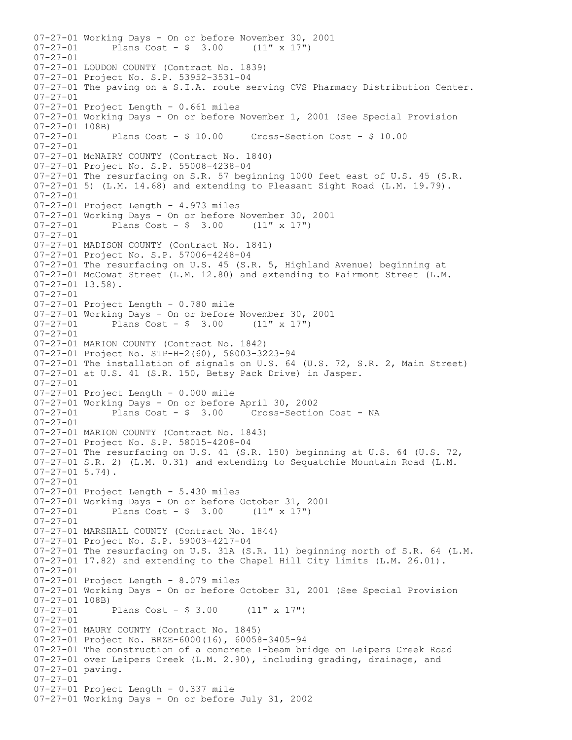07-27-01 Working Days - On or before November 30, 2001
07-27-01 Plans Cost - $ 3.00 (11" x 17")
07-27-01
07-27-01 LOUDON COUNTY (Contract No. 1839)
07-27-01 Project No. S.P. 53952-3531-04
07-27-01 The paving on a S.I.A. route serving CVS Pharmacy Distribution Center.
07-27-01
07-27-01 Project Length - 0.661 miles
07-27-01 Working Days - On or before November 1, 2001 (See Special Provision
07-27-01 108B)
07-27-01 Plans Cost - $ 10.00 Cross-Section Cost - $ 10.00
07-27-01
07-27-01 McNAIRY COUNTY (Contract No. 1840)
07-27-01 Project No. S.P. 55008-4238-04
07-27-01 The resurfacing on S.R. 57 beginning 1000 feet east of U.S. 45 (S.R.
07-27-01 5) (L.M. 14.68) and extending to Pleasant Sight Road (L.M. 19.79).
07-27-01
07-27-01 Project Length - 4.973 miles
07-27-01 Working Days - On or before November 30, 2001
07-27-01 Plans Cost - $ 3.00 (11" x 17")
07-27-01
07-27-01 MADISON COUNTY (Contract No. 1841)
07-27-01 Project No. S.P. 57006-4248-04
07-27-01 The resurfacing on U.S. 45 (S.R. 5, Highland Avenue) beginning at
07-27-01 McCowat Street (L.M. 12.80) and extending to Fairmont Street (L.M.
07-27-01 13.58).
07-27-01
07-27-01 Project Length - 0.780 mile
07-27-01 Working Days - On or before November 30, 2001
07-27-01 Plans Cost - $ 3.00 (11" x 17")
07-27-01
07-27-01 MARION COUNTY (Contract No. 1842)
07-27-01 Project No. STP-H-2(60), 58003-3223-94
07-27-01 The installation of signals on U.S. 64 (U.S. 72, S.R. 2, Main Street)
07-27-01 at U.S. 41 (S.R. 150, Betsy Pack Drive) in Jasper.
07-27-01
07-27-01 Project Length - 0.000 mile
07-27-01 Working Days - On or before April 30, 2002
07-27-01 Plans Cost - $ 3.00 Cross-Section Cost - NA
07-27-01
07-27-01 MARION COUNTY (Contract No. 1843)
07-27-01 Project No. S.P. 58015-4208-04
07-27-01 The resurfacing on U.S. 41 (S.R. 150) beginning at U.S. 64 (U.S. 72,
07-27-01 S.R. 2) (L.M. 0.31) and extending to Sequatchie Mountain Road (L.M.
07-27-01 5.74).
07-27-01
07-27-01 Project Length - 5.430 miles
07-27-01 Working Days - On or before October 31, 2001
07-27-01 Plans Cost - $ 3.00 (11" x 17")
07-27-01
07-27-01 MARSHALL COUNTY (Contract No. 1844)
07-27-01 Project No. S.P. 59003-4217-04
07-27-01 The resurfacing on U.S. 31A (S.R. 11) beginning north of S.R. 64 (L.M.
07-27-01 17.82) and extending to the Chapel Hill City limits (L.M. 26.01).
07-27-01
07-27-01 Project Length - 8.079 miles
07-27-01 Working Days - On or before October 31, 2001 (See Special Provision
07-27-01 108B)
07-27-01 Plans Cost - $ 3.00 (11" x 17")
07-27-01
07-27-01 MAURY COUNTY (Contract No. 1845)
07-27-01 Project No. BRZE-6000(16), 60058-3405-94
07-27-01 The construction of a concrete I-beam bridge on Leipers Creek Road
07-27-01 over Leipers Creek (L.M. 2.90), including grading, drainage, and
07-27-01 paving.
07-27-01
07-27-01 Project Length - 0.337 mile
07-27-01 Working Days - On or before July 31, 2002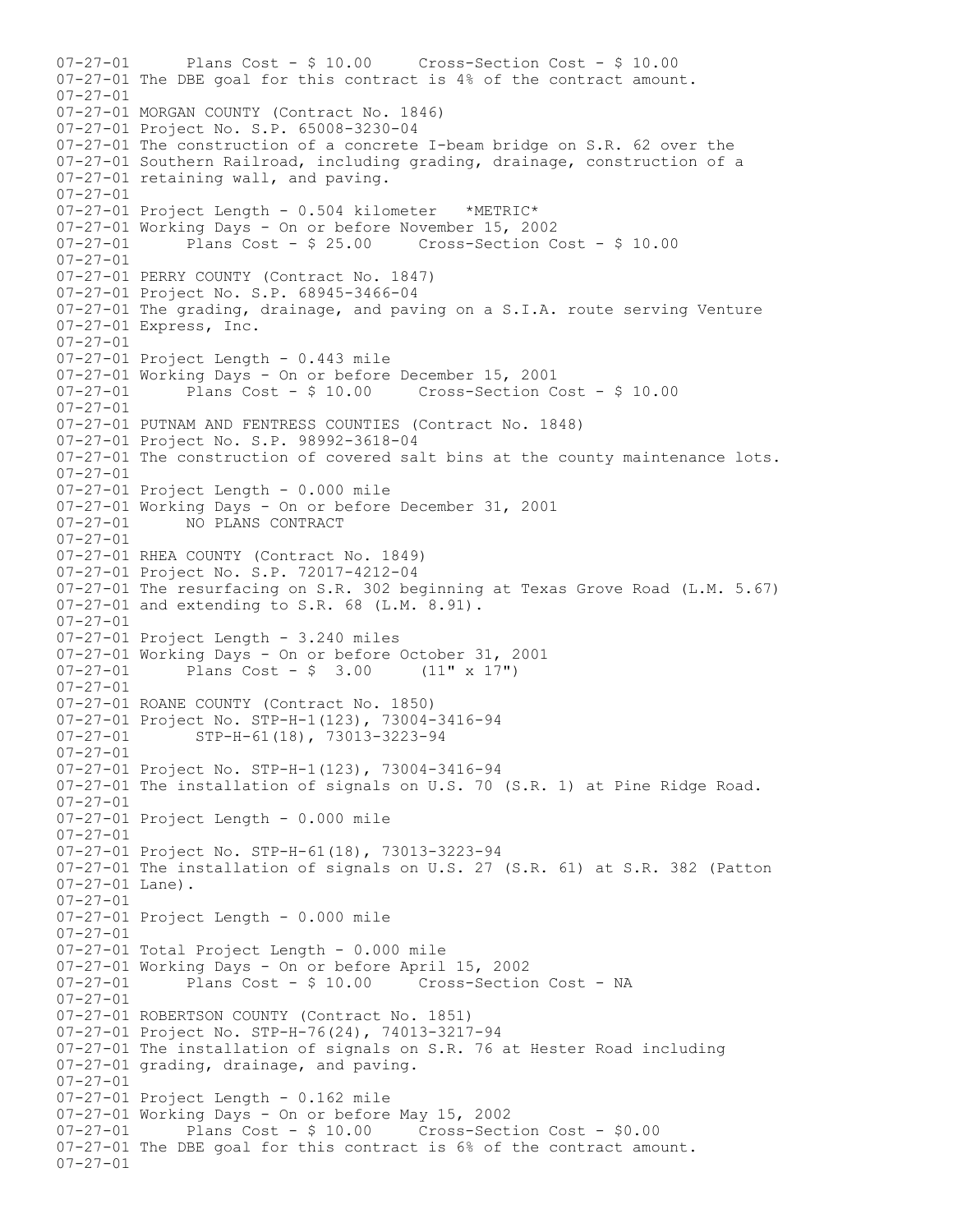```
07-27-01      Plans Cost - $ 10.00     Cross-Section Cost - $ 10.00
07-27-01 The DBE goal for this contract is 4% of the contract amount.
07-27-01
07-27-01 MORGAN COUNTY (Contract No. 1846)
07-27-01 Project No. S.P. 65008-3230-04
07-27-01 The construction of a concrete I-beam bridge on S.R. 62 over the
07-27-01 Southern Railroad, including grading, drainage, construction of a
07-27-01 retaining wall, and paving.
07-27-01
07-27-01 Project Length - 0.504 kilometer   *METRIC*
07-27-01 Working Days - On or before November 15, 2002
07-27-01      Plans Cost - $ 25.00     Cross-Section Cost - $ 10.00
07-27-01
07-27-01 PERRY COUNTY (Contract No. 1847)
07-27-01 Project No. S.P. 68945-3466-04
07-27-01 The grading, drainage, and paving on a S.I.A. route serving Venture
07-27-01 Express, Inc.
07-27-01
07-27-01 Project Length - 0.443 mile
07-27-01 Working Days - On or before December 15, 2001
07-27-01      Plans Cost - $ 10.00     Cross-Section Cost - $ 10.00
07-27-01
07-27-01 PUTNAM AND FENTRESS COUNTIES (Contract No. 1848)
07-27-01 Project No. S.P. 98992-3618-04
07-27-01 The construction of covered salt bins at the county maintenance lots.
07-27-01
07-27-01 Project Length - 0.000 mile
07-27-01 Working Days - On or before December 31, 2001
07-27-01      NO PLANS CONTRACT
07-27-01
07-27-01 RHEA COUNTY (Contract No. 1849)
07-27-01 Project No. S.P. 72017-4212-04
07-27-01 The resurfacing on S.R. 302 beginning at Texas Grove Road (L.M. 5.67)
07-27-01 and extending to S.R. 68 (L.M. 8.91).
07-27-01
07-27-01 Project Length - 3.240 miles
07-27-01 Working Days - On or before October 31, 2001
07-27-01      Plans Cost - $  3.00     (11" x 17")
07-27-01
07-27-01 ROANE COUNTY (Contract No. 1850)
07-27-01 Project No. STP-H-1(123), 73004-3416-94
07-27-01       STP-H-61(18), 73013-3223-94
07-27-01
07-27-01 Project No. STP-H-1(123), 73004-3416-94
07-27-01 The installation of signals on U.S. 70 (S.R. 1) at Pine Ridge Road.
07-27-01
07-27-01 Project Length - 0.000 mile
07-27-01
07-27-01 Project No. STP-H-61(18), 73013-3223-94
07-27-01 The installation of signals on U.S. 27 (S.R. 61) at S.R. 382 (Patton
07-27-01 Lane).
07-27-01
07-27-01 Project Length - 0.000 mile
07-27-01
07-27-01 Total Project Length - 0.000 mile
07-27-01 Working Days - On or before April 15, 2002
07-27-01      Plans Cost - $ 10.00     Cross-Section Cost - NA
07-27-01
07-27-01 ROBERTSON COUNTY (Contract No. 1851)
07-27-01 Project No. STP-H-76(24), 74013-3217-94
07-27-01 The installation of signals on S.R. 76 at Hester Road including
07-27-01 grading, drainage, and paving.
07-27-01
07-27-01 Project Length - 0.162 mile
07-27-01 Working Days - On or before May 15, 2002
07-27-01      Plans Cost - $ 10.00     Cross-Section Cost - $0.00
07-27-01 The DBE goal for this contract is 6% of the contract amount.
07-27-01
```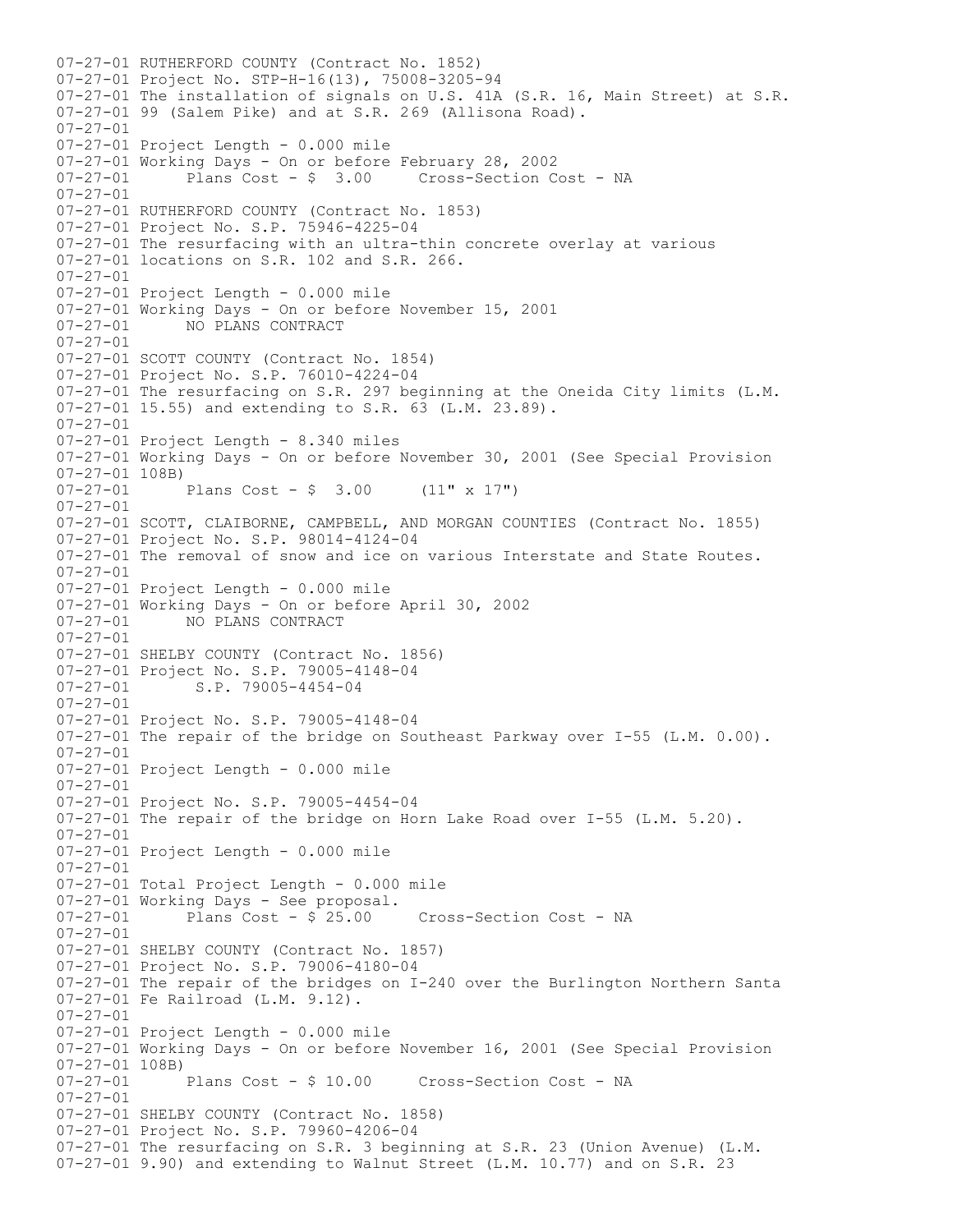07-27-01 RUTHERFORD COUNTY (Contract No. 1852)
07-27-01 Project No. STP-H-16(13), 75008-3205-94
07-27-01 The installation of signals on U.S. 41A (S.R. 16, Main Street) at S.R.
07-27-01 99 (Salem Pike) and at S.R. 269 (Allisona Road).
07-27-01
07-27-01 Project Length - 0.000 mile
07-27-01 Working Days - On or before February 28, 2002
07-27-01 Plans Cost - $ 3.00 Cross-Section Cost - NA
07-27-01
07-27-01 RUTHERFORD COUNTY (Contract No. 1853)
07-27-01 Project No. S.P. 75946-4225-04
07-27-01 The resurfacing with an ultra-thin concrete overlay at various
07-27-01 locations on S.R. 102 and S.R. 266.
07-27-01
07-27-01 Project Length - 0.000 mile
07-27-01 Working Days - On or before November 15, 2001
07-27-01 NO PLANS CONTRACT
07-27-01
07-27-01 SCOTT COUNTY (Contract No. 1854)
07-27-01 Project No. S.P. 76010-4224-04
07-27-01 The resurfacing on S.R. 297 beginning at the Oneida City limits (L.M.
07-27-01 15.55) and extending to S.R. 63 (L.M. 23.89).
07-27-01
07-27-01 Project Length - 8.340 miles
07-27-01 Working Days - On or before November 30, 2001 (See Special Provision
07-27-01 108B)
07-27-01 Plans Cost - $ 3.00 (11" x 17")
07-27-01
07-27-01 SCOTT, CLAIBORNE, CAMPBELL, AND MORGAN COUNTIES (Contract No. 1855)
07-27-01 Project No. S.P. 98014-4124-04
07-27-01 The removal of snow and ice on various Interstate and State Routes.
07-27-01
07-27-01 Project Length - 0.000 mile
07-27-01 Working Days - On or before April 30, 2002
07-27-01 NO PLANS CONTRACT
07-27-01
07-27-01 SHELBY COUNTY (Contract No. 1856)
07-27-01 Project No. S.P. 79005-4148-04
07-27-01 S.P. 79005-4454-04
07-27-01
07-27-01 Project No. S.P. 79005-4148-04
07-27-01 The repair of the bridge on Southeast Parkway over I-55 (L.M. 0.00).
07-27-01
07-27-01 Project Length - 0.000 mile
07-27-01
07-27-01 Project No. S.P. 79005-4454-04
07-27-01 The repair of the bridge on Horn Lake Road over I-55 (L.M. 5.20).
07-27-01
07-27-01 Project Length - 0.000 mile
07-27-01
07-27-01 Total Project Length - 0.000 mile
07-27-01 Working Days - See proposal.
07-27-01 Plans Cost - $ 25.00 Cross-Section Cost - NA
07-27-01
07-27-01 SHELBY COUNTY (Contract No. 1857)
07-27-01 Project No. S.P. 79006-4180-04
07-27-01 The repair of the bridges on I-240 over the Burlington Northern Santa
07-27-01 Fe Railroad (L.M. 9.12).
07-27-01
07-27-01 Project Length - 0.000 mile
07-27-01 Working Days - On or before November 16, 2001 (See Special Provision
07-27-01 108B)
07-27-01 Plans Cost - $ 10.00 Cross-Section Cost - NA
07-27-01
07-27-01 SHELBY COUNTY (Contract No. 1858)
07-27-01 Project No. S.P. 79960-4206-04
07-27-01 The resurfacing on S.R. 3 beginning at S.R. 23 (Union Avenue) (L.M.
07-27-01 9.90) and extending to Walnut Street (L.M. 10.77) and on S.R. 23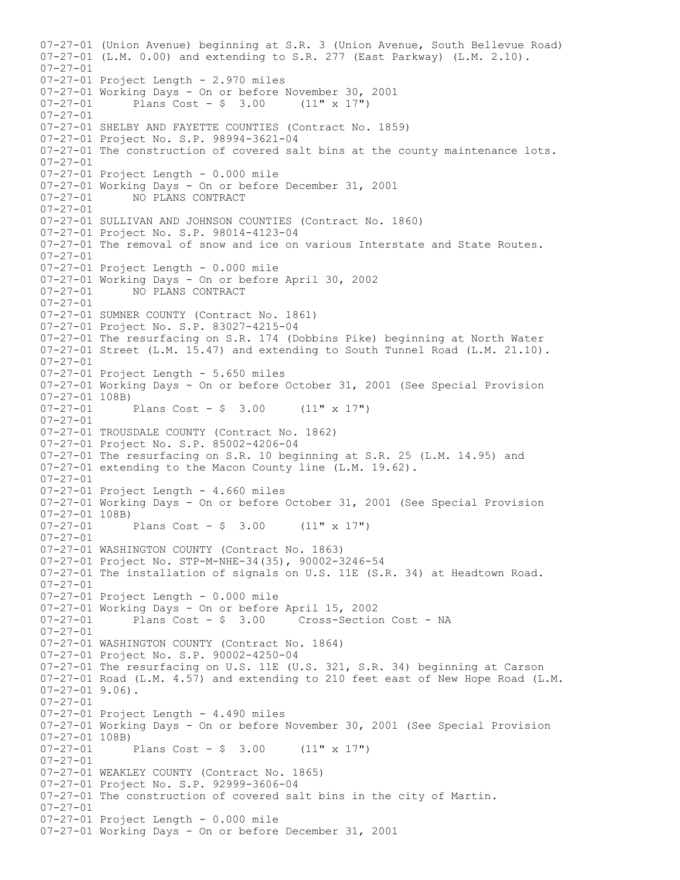```
07-27-01 (Union Avenue) beginning at S.R. 3 (Union Avenue, South Bellevue Road)
07-27-01 (L.M. 0.00) and extending to S.R. 277 (East Parkway) (L.M. 2.10).
07-27-01
07-27-01 Project Length - 2.970 miles
07-27-01 Working Days - On or before November 30, 2001
07-27-01       Plans Cost - $  3.00     (11" x 17")
07-27-01
07-27-01 SHELBY AND FAYETTE COUNTIES (Contract No. 1859)
07-27-01 Project No. S.P. 98994-3621-04
07-27-01 The construction of covered salt bins at the county maintenance lots.
07-27-01
07-27-01 Project Length - 0.000 mile
07-27-01 Working Days - On or before December 31, 2001
07-27-01       NO PLANS CONTRACT
07-27-01
07-27-01 SULLIVAN AND JOHNSON COUNTIES (Contract No. 1860)
07-27-01 Project No. S.P. 98014-4123-04
07-27-01 The removal of snow and ice on various Interstate and State Routes.
07-27-01
07-27-01 Project Length - 0.000 mile
07-27-01 Working Days - On or before April 30, 2002
07-27-01       NO PLANS CONTRACT
07-27-01
07-27-01 SUMNER COUNTY (Contract No. 1861)
07-27-01 Project No. S.P. 83027-4215-04
07-27-01 The resurfacing on S.R. 174 (Dobbins Pike) beginning at North Water
07-27-01 Street (L.M. 15.47) and extending to South Tunnel Road (L.M. 21.10).
07-27-01
07-27-01 Project Length - 5.650 miles
07-27-01 Working Days - On or before October 31, 2001 (See Special Provision
07-27-01 108B)
07-27-01       Plans Cost - $  3.00     (11" x 17")
07-27-01
07-27-01 TROUSDALE COUNTY (Contract No. 1862)
07-27-01 Project No. S.P. 85002-4206-04
07-27-01 The resurfacing on S.R. 10 beginning at S.R. 25 (L.M. 14.95) and
07-27-01 extending to the Macon County line (L.M. 19.62).
07-27-01
07-27-01 Project Length - 4.660 miles
07-27-01 Working Days - On or before October 31, 2001 (See Special Provision
07-27-01 108B)
07-27-01       Plans Cost - $  3.00     (11" x 17")
07-27-01
07-27-01 WASHINGTON COUNTY (Contract No. 1863)
07-27-01 Project No. STP-M-NHE-34(35), 90002-3246-54
07-27-01 The installation of signals on U.S. 11E (S.R. 34) at Headtown Road.
07-27-01
07-27-01 Project Length - 0.000 mile
07-27-01 Working Days - On or before April 15, 2002
07-27-01       Plans Cost - $  3.00     Cross-Section Cost - NA
07-27-01
07-27-01 WASHINGTON COUNTY (Contract No. 1864)
07-27-01 Project No. S.P. 90002-4250-04
07-27-01 The resurfacing on U.S. 11E (U.S. 321, S.R. 34) beginning at Carson
07-27-01 Road (L.M. 4.57) and extending to 210 feet east of New Hope Road (L.M.
07-27-01 9.06).
07-27-01
07-27-01 Project Length - 4.490 miles
07-27-01 Working Days - On or before November 30, 2001 (See Special Provision
07-27-01 108B)
07-27-01       Plans Cost - $  3.00     (11" x 17")
07-27-01
07-27-01 WEAKLEY COUNTY (Contract No. 1865)
07-27-01 Project No. S.P. 92999-3606-04
07-27-01 The construction of covered salt bins in the city of Martin.
07-27-01
07-27-01 Project Length - 0.000 mile
07-27-01 Working Days - On or before December 31, 2001
```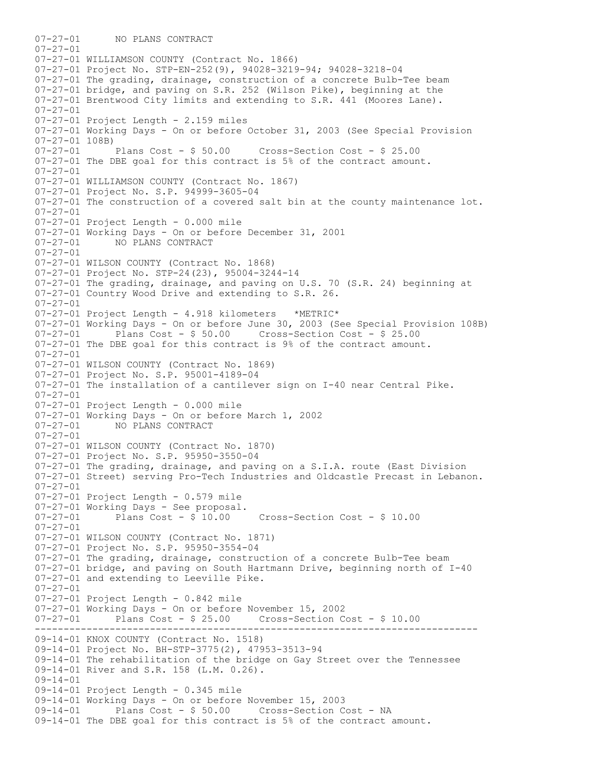```
07-27-01       NO PLANS CONTRACT
07-27-01
07-27-01 WILLIAMSON COUNTY (Contract No. 1866)
07-27-01 Project No. STP-EN-252(9), 94028-3219-94; 94028-3218-04
07-27-01 The grading, drainage, construction of a concrete Bulb-Tee beam
07-27-01 bridge, and paving on S.R. 252 (Wilson Pike), beginning at the
07-27-01 Brentwood City limits and extending to S.R. 441 (Moores Lane).
07-27-01
07-27-01 Project Length - 2.159 miles
07-27-01 Working Days - On or before October 31, 2003 (See Special Provision
07-27-01 108B)
07-27-01       Plans Cost - $ 50.00     Cross-Section Cost - $ 25.00
07-27-01 The DBE goal for this contract is 5% of the contract amount.
07-27-01
07-27-01 WILLIAMSON COUNTY (Contract No. 1867)
07-27-01 Project No. S.P. 94999-3605-04
07-27-01 The construction of a covered salt bin at the county maintenance lot.
07-27-01
07-27-01 Project Length - 0.000 mile
07-27-01 Working Days - On or before December 31, 2001
07-27-01       NO PLANS CONTRACT
07-27-01
07-27-01 WILSON COUNTY (Contract No. 1868)
07-27-01 Project No. STP-24(23), 95004-3244-14
07-27-01 The grading, drainage, and paving on U.S. 70 (S.R. 24) beginning at
07-27-01 Country Wood Drive and extending to S.R. 26.
07-27-01
07-27-01 Project Length - 4.918 kilometers   *METRIC*
07-27-01 Working Days - On or before June 30, 2003 (See Special Provision 108B)
07-27-01       Plans Cost - $ 50.00     Cross-Section Cost - $ 25.00
07-27-01 The DBE goal for this contract is 9% of the contract amount.
07-27-01
07-27-01 WILSON COUNTY (Contract No. 1869)
07-27-01 Project No. S.P. 95001-4189-04
07-27-01 The installation of a cantilever sign on I-40 near Central Pike.
07-27-01
07-27-01 Project Length - 0.000 mile
07-27-01 Working Days - On or before March 1, 2002
07-27-01       NO PLANS CONTRACT
07-27-01
07-27-01 WILSON COUNTY (Contract No. 1870)
07-27-01 Project No. S.P. 95950-3550-04
07-27-01 The grading, drainage, and paving on a S.I.A. route (East Division
07-27-01 Street) serving Pro-Tech Industries and Oldcastle Precast in Lebanon.
07-27-01
07-27-01 Project Length - 0.579 mile
07-27-01 Working Days - See proposal.
07-27-01       Plans Cost - $ 10.00     Cross-Section Cost - $ 10.00
07-27-01
07-27-01 WILSON COUNTY (Contract No. 1871)
07-27-01 Project No. S.P. 95950-3554-04
07-27-01 The grading, drainage, construction of a concrete Bulb-Tee beam
07-27-01 bridge, and paving on South Hartmann Drive, beginning north of I-40
07-27-01 and extending to Leeville Pike.
07-27-01
07-27-01 Project Length - 0.842 mile
07-27-01 Working Days - On or before November 15, 2002
07-27-01       Plans Cost - $ 25.00     Cross-Section Cost - $ 10.00
---------------------------------------------------------------------------
09-14-01 KNOX COUNTY (Contract No. 1518)
09-14-01 Project No. BH-STP-3775(2), 47953-3513-94
09-14-01 The rehabilitation of the bridge on Gay Street over the Tennessee
09-14-01 River and S.R. 158 (L.M. 0.26).
09-14-01
09-14-01 Project Length - 0.345 mile
09-14-01 Working Days - On or before November 15, 2003
09-14-01       Plans Cost - $ 50.00     Cross-Section Cost - NA
09-14-01 The DBE goal for this contract is 5% of the contract amount.
```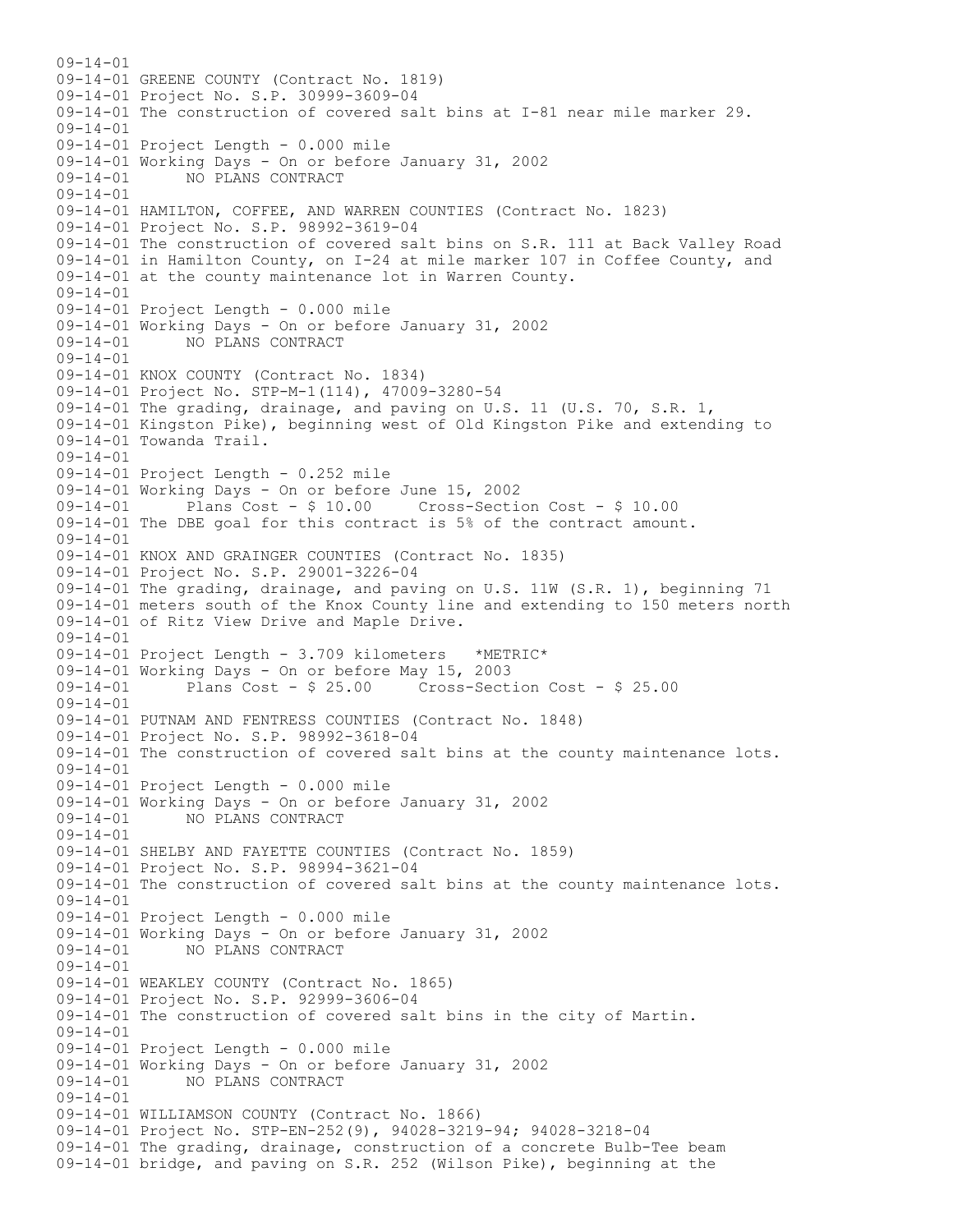```
09-14-01
09-14-01 GREENE COUNTY (Contract No. 1819)
09-14-01 Project No. S.P. 30999-3609-04
09-14-01 The construction of covered salt bins at I-81 near mile marker 29.
09-14-01
09-14-01 Project Length - 0.000 mile
09-14-01 Working Days - On or before January 31, 2002
09-14-01       NO PLANS CONTRACT
09-14-01
09-14-01 HAMILTON, COFFEE, AND WARREN COUNTIES (Contract No. 1823)
09-14-01 Project No. S.P. 98992-3619-04
09-14-01 The construction of covered salt bins on S.R. 111 at Back Valley Road
09-14-01 in Hamilton County, on I-24 at mile marker 107 in Coffee County, and
09-14-01 at the county maintenance lot in Warren County.
09-14-01
09-14-01 Project Length - 0.000 mile
09-14-01 Working Days - On or before January 31, 2002
09-14-01       NO PLANS CONTRACT
09-14-01
09-14-01 KNOX COUNTY (Contract No. 1834)
09-14-01 Project No. STP-M-1(114), 47009-3280-54
09-14-01 The grading, drainage, and paving on U.S. 11 (U.S. 70, S.R. 1,
09-14-01 Kingston Pike), beginning west of Old Kingston Pike and extending to
09-14-01 Towanda Trail.
09-14-01
09-14-01 Project Length - 0.252 mile
09-14-01 Working Days - On or before June 15, 2002
09-14-01       Plans Cost - $ 10.00     Cross-Section Cost - $ 10.00
09-14-01 The DBE goal for this contract is 5% of the contract amount.
09-14-01
09-14-01 KNOX AND GRAINGER COUNTIES (Contract No. 1835)
09-14-01 Project No. S.P. 29001-3226-04
09-14-01 The grading, drainage, and paving on U.S. 11W (S.R. 1), beginning 71
09-14-01 meters south of the Knox County line and extending to 150 meters north
09-14-01 of Ritz View Drive and Maple Drive.
09-14-01
09-14-01 Project Length - 3.709 kilometers   *METRIC*
09-14-01 Working Days - On or before May 15, 2003
09-14-01       Plans Cost - $ 25.00     Cross-Section Cost - $ 25.00
09-14-01
09-14-01 PUTNAM AND FENTRESS COUNTIES (Contract No. 1848)
09-14-01 Project No. S.P. 98992-3618-04
09-14-01 The construction of covered salt bins at the county maintenance lots.
09-14-01
09-14-01 Project Length - 0.000 mile
09-14-01 Working Days - On or before January 31, 2002
09-14-01       NO PLANS CONTRACT
09-14-01
09-14-01 SHELBY AND FAYETTE COUNTIES (Contract No. 1859)
09-14-01 Project No. S.P. 98994-3621-04
09-14-01 The construction of covered salt bins at the county maintenance lots.
09-14-01
09-14-01 Project Length - 0.000 mile
09-14-01 Working Days - On or before January 31, 2002
09-14-01       NO PLANS CONTRACT
09-14-01
09-14-01 WEAKLEY COUNTY (Contract No. 1865)
09-14-01 Project No. S.P. 92999-3606-04
09-14-01 The construction of covered salt bins in the city of Martin.
09-14-01
09-14-01 Project Length - 0.000 mile
09-14-01 Working Days - On or before January 31, 2002
09-14-01       NO PLANS CONTRACT
09-14-01
09-14-01 WILLIAMSON COUNTY (Contract No. 1866)
09-14-01 Project No. STP-EN-252(9), 94028-3219-94; 94028-3218-04
09-14-01 The grading, drainage, construction of a concrete Bulb-Tee beam
09-14-01 bridge, and paving on S.R. 252 (Wilson Pike), beginning at the
```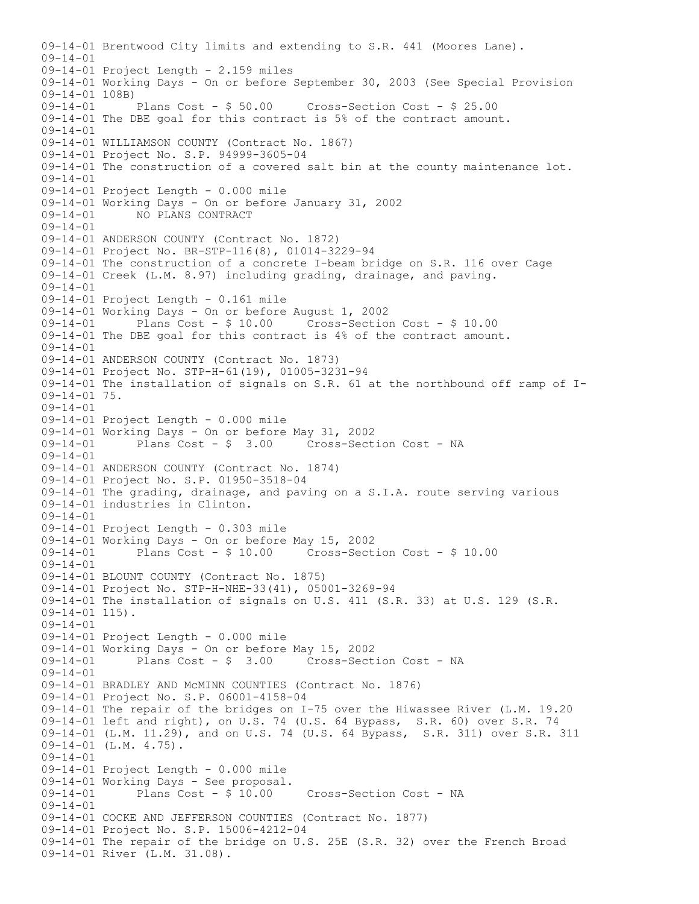```
09-14-01 Brentwood City limits and extending to S.R. 441 (Moores Lane).
09-14-01
09-14-01 Project Length - 2.159 miles
09-14-01 Working Days - On or before September 30, 2003 (See Special Provision
09-14-01 108B)
09-14-01       Plans Cost - $ 50.00     Cross-Section Cost - $ 25.00
09-14-01 The DBE goal for this contract is 5% of the contract amount.
09-14-01
09-14-01 WILLIAMSON COUNTY (Contract No. 1867)
09-14-01 Project No. S.P. 94999-3605-04
09-14-01 The construction of a covered salt bin at the county maintenance lot.
09-14-01
09-14-01 Project Length - 0.000 mile
09-14-01 Working Days - On or before January 31, 2002
09-14-01       NO PLANS CONTRACT
09-14-01
09-14-01 ANDERSON COUNTY (Contract No. 1872)
09-14-01 Project No. BR-STP-116(8), 01014-3229-94
09-14-01 The construction of a concrete I-beam bridge on S.R. 116 over Cage
09-14-01 Creek (L.M. 8.97) including grading, drainage, and paving.
09-14-01
09-14-01 Project Length - 0.161 mile
09-14-01 Working Days - On or before August 1, 2002
09-14-01       Plans Cost - $ 10.00     Cross-Section Cost - $ 10.00
09-14-01 The DBE goal for this contract is 4% of the contract amount.
09-14-01
09-14-01 ANDERSON COUNTY (Contract No. 1873)
09-14-01 Project No. STP-H-61(19), 01005-3231-94
09-14-01 The installation of signals on S.R. 61 at the northbound off ramp of I-
09-14-01 75.
09-14-01
09-14-01 Project Length - 0.000 mile
09-14-01 Working Days - On or before May 31, 2002
09-14-01       Plans Cost - $  3.00     Cross-Section Cost - NA
09-14-01
09-14-01 ANDERSON COUNTY (Contract No. 1874)
09-14-01 Project No. S.P. 01950-3518-04
09-14-01 The grading, drainage, and paving on a S.I.A. route serving various
09-14-01 industries in Clinton.
09-14-01
09-14-01 Project Length - 0.303 mile
09-14-01 Working Days - On or before May 15, 2002
09-14-01       Plans Cost - $ 10.00     Cross-Section Cost - $ 10.00
09-14-01
09-14-01 BLOUNT COUNTY (Contract No. 1875)
09-14-01 Project No. STP-H-NHE-33(41), 05001-3269-94
09-14-01 The installation of signals on U.S. 411 (S.R. 33) at U.S. 129 (S.R.
09-14-01 115).
09-14-01
09-14-01 Project Length - 0.000 mile
09-14-01 Working Days - On or before May 15, 2002
09-14-01       Plans Cost - $  3.00     Cross-Section Cost - NA
09-14-01
09-14-01 BRADLEY AND McMINN COUNTIES (Contract No. 1876)
09-14-01 Project No. S.P. 06001-4158-04
09-14-01 The repair of the bridges on I-75 over the Hiwassee River (L.M. 19.20
09-14-01 left and right), on U.S. 74 (U.S. 64 Bypass,  S.R. 60) over S.R. 74
09-14-01 (L.M. 11.29), and on U.S. 74 (U.S. 64 Bypass,  S.R. 311) over S.R. 311
09-14-01 (L.M. 4.75).
09-14-01
09-14-01 Project Length - 0.000 mile
09-14-01 Working Days - See proposal.
09-14-01       Plans Cost - $ 10.00     Cross-Section Cost - NA
09-14-01
09-14-01 COCKE AND JEFFERSON COUNTIES (Contract No. 1877)
09-14-01 Project No. S.P. 15006-4212-04
09-14-01 The repair of the bridge on U.S. 25E (S.R. 32) over the French Broad
09-14-01 River (L.M. 31.08).
```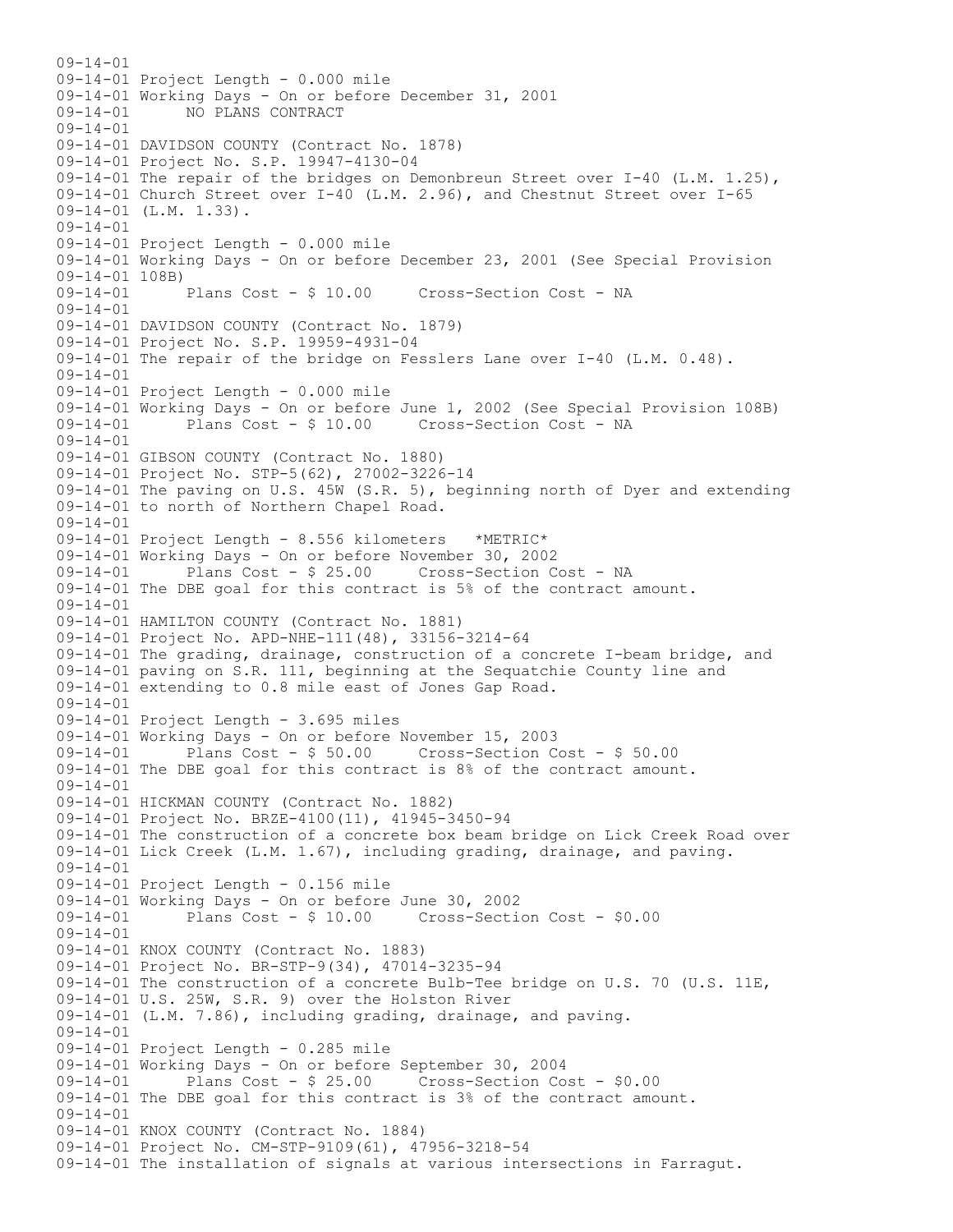```
09-14-01
09-14-01 Project Length - 0.000 mile
09-14-01 Working Days - On or before December 31, 2001
09-14-01      NO PLANS CONTRACT
09-14-01
09-14-01 DAVIDSON COUNTY (Contract No. 1878)
09-14-01 Project No. S.P. 19947-4130-04
09-14-01 The repair of the bridges on Demonbreun Street over I-40 (L.M. 1.25),
09-14-01 Church Street over I-40 (L.M. 2.96), and Chestnut Street over I-65
09-14-01 (L.M. 1.33).
09-14-01
09-14-01 Project Length - 0.000 mile
09-14-01 Working Days - On or before December 23, 2001 (See Special Provision
09-14-01 108B)
09-14-01      Plans Cost - $ 10.00     Cross-Section Cost - NA
09-14-01
09-14-01 DAVIDSON COUNTY (Contract No. 1879)
09-14-01 Project No. S.P. 19959-4931-04
09-14-01 The repair of the bridge on Fesslers Lane over I-40 (L.M. 0.48).
09-14-01
09-14-01 Project Length - 0.000 mile
09-14-01 Working Days - On or before June 1, 2002 (See Special Provision 108B)
09-14-01      Plans Cost - $ 10.00     Cross-Section Cost - NA
09-14-01
09-14-01 GIBSON COUNTY (Contract No. 1880)
09-14-01 Project No. STP-5(62), 27002-3226-14
09-14-01 The paving on U.S. 45W (S.R. 5), beginning north of Dyer and extending
09-14-01 to north of Northern Chapel Road.
09-14-01
09-14-01 Project Length - 8.556 kilometers   *METRIC*
09-14-01 Working Days - On or before November 30, 2002
09-14-01      Plans Cost - $ 25.00     Cross-Section Cost - NA
09-14-01 The DBE goal for this contract is 5% of the contract amount.
09-14-01
09-14-01 HAMILTON COUNTY (Contract No. 1881)
09-14-01 Project No. APD-NHE-111(48), 33156-3214-64
09-14-01 The grading, drainage, construction of a concrete I-beam bridge, and
09-14-01 paving on S.R. 111, beginning at the Sequatchie County line and
09-14-01 extending to 0.8 mile east of Jones Gap Road.
09-14-01
09-14-01 Project Length - 3.695 miles
09-14-01 Working Days - On or before November 15, 2003
09-14-01      Plans Cost - $ 50.00     Cross-Section Cost - $ 50.00
09-14-01 The DBE goal for this contract is 8% of the contract amount.
09-14-01
09-14-01 HICKMAN COUNTY (Contract No. 1882)
09-14-01 Project No. BRZE-4100(11), 41945-3450-94
09-14-01 The construction of a concrete box beam bridge on Lick Creek Road over
09-14-01 Lick Creek (L.M. 1.67), including grading, drainage, and paving.
09-14-01
09-14-01 Project Length - 0.156 mile
09-14-01 Working Days - On or before June 30, 2002
09-14-01      Plans Cost - $ 10.00     Cross-Section Cost - $0.00
09-14-01
09-14-01 KNOX COUNTY (Contract No. 1883)
09-14-01 Project No. BR-STP-9(34), 47014-3235-94
09-14-01 The construction of a concrete Bulb-Tee bridge on U.S. 70 (U.S. 11E,
09-14-01 U.S. 25W, S.R. 9) over the Holston River
09-14-01 (L.M. 7.86), including grading, drainage, and paving.
09-14-01
09-14-01 Project Length - 0.285 mile
09-14-01 Working Days - On or before September 30, 2004
09-14-01      Plans Cost - $ 25.00     Cross-Section Cost - $0.00
09-14-01 The DBE goal for this contract is 3% of the contract amount.
09-14-01
09-14-01 KNOX COUNTY (Contract No. 1884)
09-14-01 Project No. CM-STP-9109(61), 47956-3218-54
09-14-01 The installation of signals at various intersections in Farragut.
```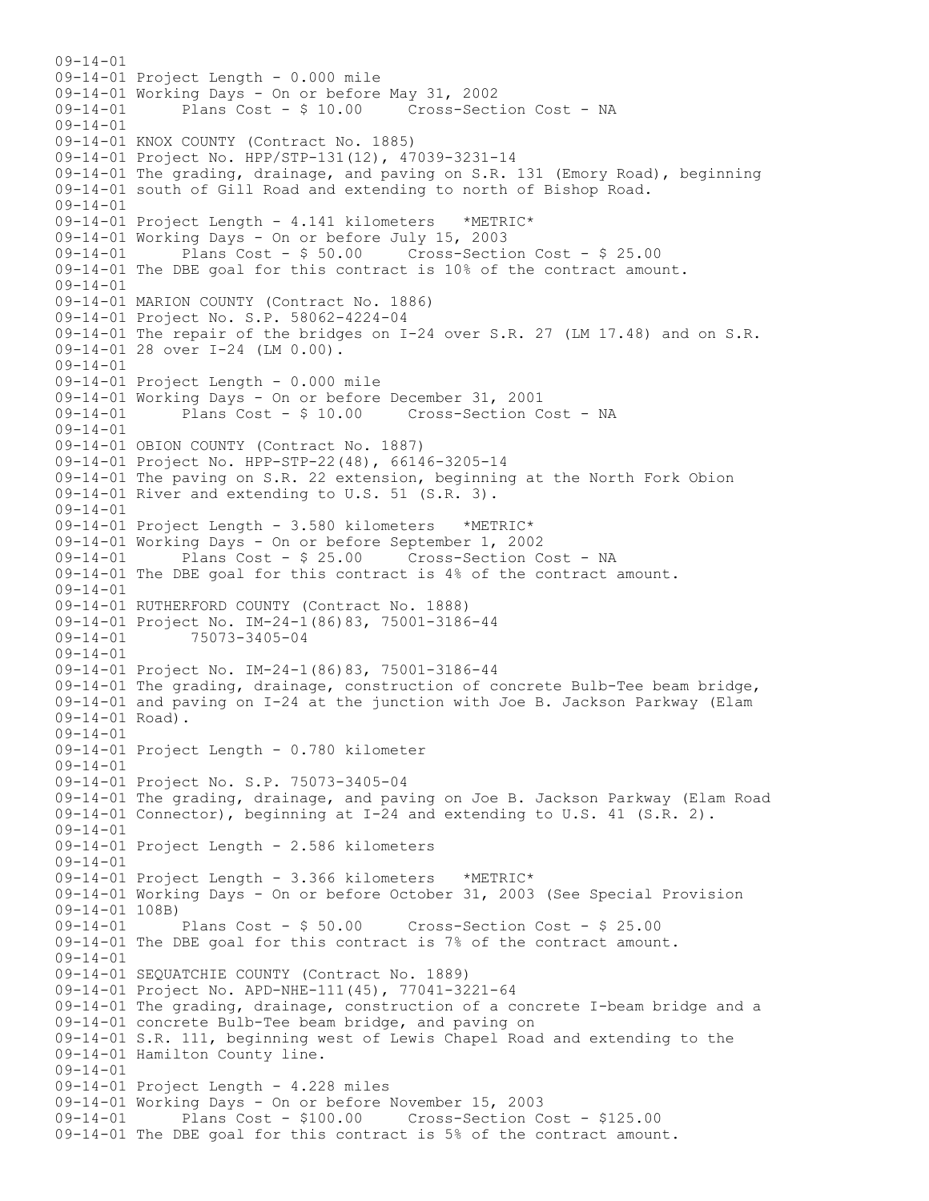```
09-14-01
09-14-01 Project Length - 0.000 mile
09-14-01 Working Days - On or before May 31, 2002
09-14-01       Plans Cost - $ 10.00     Cross-Section Cost - NA
09-14-01
09-14-01 KNOX COUNTY (Contract No. 1885)
09-14-01 Project No. HPP/STP-131(12), 47039-3231-14
09-14-01 The grading, drainage, and paving on S.R. 131 (Emory Road), beginning
09-14-01 south of Gill Road and extending to north of Bishop Road.
09-14-01
09-14-01 Project Length - 4.141 kilometers   *METRIC*
09-14-01 Working Days - On or before July 15, 2003
09-14-01       Plans Cost - $ 50.00     Cross-Section Cost - $ 25.00
09-14-01 The DBE goal for this contract is 10% of the contract amount.
09-14-01
09-14-01 MARION COUNTY (Contract No. 1886)
09-14-01 Project No. S.P. 58062-4224-04
09-14-01 The repair of the bridges on I-24 over S.R. 27 (LM 17.48) and on S.R.
09-14-01 28 over I-24 (LM 0.00).
09-14-01
09-14-01 Project Length - 0.000 mile
09-14-01 Working Days - On or before December 31, 2001
09-14-01       Plans Cost - $ 10.00     Cross-Section Cost - NA
09-14-01
09-14-01 OBION COUNTY (Contract No. 1887)
09-14-01 Project No. HPP-STP-22(48), 66146-3205-14
09-14-01 The paving on S.R. 22 extension, beginning at the North Fork Obion
09-14-01 River and extending to U.S. 51 (S.R. 3).
09-14-01
09-14-01 Project Length - 3.580 kilometers   *METRIC*
09-14-01 Working Days - On or before September 1, 2002
09-14-01       Plans Cost - $ 25.00     Cross-Section Cost - NA
09-14-01 The DBE goal for this contract is 4% of the contract amount.
09-14-01
09-14-01 RUTHERFORD COUNTY (Contract No. 1888)
09-14-01 Project No. IM-24-1(86)83, 75001-3186-44
09-14-01        75073-3405-04
09-14-01
09-14-01 Project No. IM-24-1(86)83, 75001-3186-44
09-14-01 The grading, drainage, construction of concrete Bulb-Tee beam bridge,
09-14-01 and paving on I-24 at the junction with Joe B. Jackson Parkway (Elam
09-14-01 Road).
09-14-01
09-14-01 Project Length - 0.780 kilometer
09-14-01
09-14-01 Project No. S.P. 75073-3405-04
09-14-01 The grading, drainage, and paving on Joe B. Jackson Parkway (Elam Road
09-14-01 Connector), beginning at I-24 and extending to U.S. 41 (S.R. 2).
09-14-01
09-14-01 Project Length - 2.586 kilometers
09-14-01
09-14-01 Project Length - 3.366 kilometers   *METRIC*
09-14-01 Working Days - On or before October 31, 2003 (See Special Provision
09-14-01 108B)
09-14-01       Plans Cost - $ 50.00     Cross-Section Cost - $ 25.00
09-14-01 The DBE goal for this contract is 7% of the contract amount.
09-14-01
09-14-01 SEQUATCHIE COUNTY (Contract No. 1889)
09-14-01 Project No. APD-NHE-111(45), 77041-3221-64
09-14-01 The grading, drainage, construction of a concrete I-beam bridge and a
09-14-01 concrete Bulb-Tee beam bridge, and paving on
09-14-01 S.R. 111, beginning west of Lewis Chapel Road and extending to the
09-14-01 Hamilton County line.
09-14-01
09-14-01 Project Length - 4.228 miles
09-14-01 Working Days - On or before November 15, 2003
09-14-01       Plans Cost - $100.00     Cross-Section Cost - $125.00
09-14-01 The DBE goal for this contract is 5% of the contract amount.
```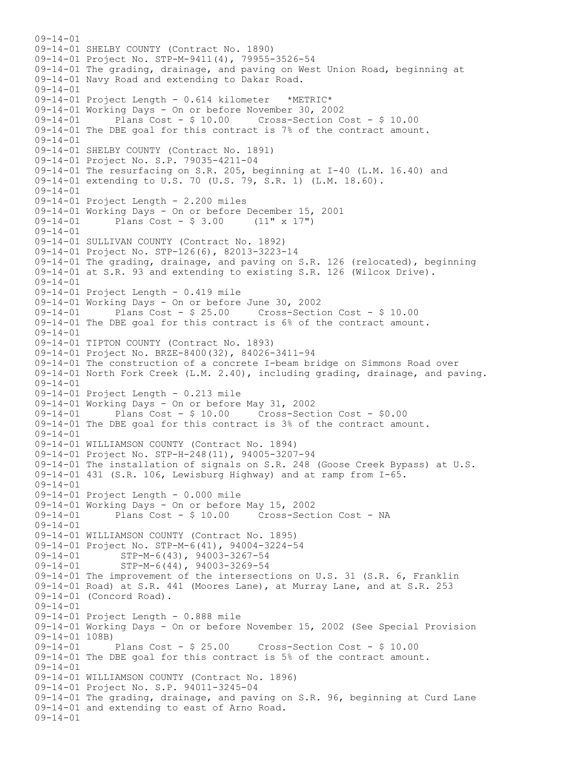09-14-01
09-14-01 SHELBY COUNTY (Contract No. 1890)
09-14-01 Project No. STP-M-9411(4), 79955-3526-54
09-14-01 The grading, drainage, and paving on West Union Road, beginning at
09-14-01 Navy Road and extending to Dakar Road.
09-14-01
09-14-01 Project Length - 0.614 kilometer *METRIC*
09-14-01 Working Days - On or before November 30, 2002
09-14-01 Plans Cost - $ 10.00 Cross-Section Cost - $ 10.00
09-14-01 The DBE goal for this contract is 7% of the contract amount.
09-14-01
09-14-01 SHELBY COUNTY (Contract No. 1891)
09-14-01 Project No. S.P. 79035-4211-04
09-14-01 The resurfacing on S.R. 205, beginning at I-40 (L.M. 16.40) and
09-14-01 extending to U.S. 70 (U.S. 79, S.R. 1) (L.M. 18.60).
09-14-01
09-14-01 Project Length - 2.200 miles
09-14-01 Working Days - On or before December 15, 2001
09-14-01 Plans Cost - $ 3.00 (11" x 17")
09-14-01
09-14-01 SULLIVAN COUNTY (Contract No. 1892)
09-14-01 Project No. STP-126(6), 82013-3223-14
09-14-01 The grading, drainage, and paving on S.R. 126 (relocated), beginning
09-14-01 at S.R. 93 and extending to existing S.R. 126 (Wilcox Drive).
09-14-01
09-14-01 Project Length - 0.419 mile
09-14-01 Working Days - On or before June 30, 2002
09-14-01 Plans Cost - $ 25.00 Cross-Section Cost - $ 10.00
09-14-01 The DBE goal for this contract is 6% of the contract amount.
09-14-01
09-14-01 TIPTON COUNTY (Contract No. 1893)
09-14-01 Project No. BRZE-8400(32), 84026-3411-94
09-14-01 The construction of a concrete I-beam bridge on Simmons Road over
09-14-01 North Fork Creek (L.M. 2.40), including grading, drainage, and paving.
09-14-01
09-14-01 Project Length - 0.213 mile
09-14-01 Working Days - On or before May 31, 2002
09-14-01 Plans Cost - $ 10.00 Cross-Section Cost - $0.00
09-14-01 The DBE goal for this contract is 3% of the contract amount.
09-14-01
09-14-01 WILLIAMSON COUNTY (Contract No. 1894)
09-14-01 Project No. STP-H-248(11), 94005-3207-94
09-14-01 The installation of signals on S.R. 248 (Goose Creek Bypass) at U.S.
09-14-01 431 (S.R. 106, Lewisburg Highway) and at ramp from I-65.
09-14-01
09-14-01 Project Length - 0.000 mile
09-14-01 Working Days - On or before May 15, 2002
09-14-01 Plans Cost - $ 10.00 Cross-Section Cost - NA
09-14-01
09-14-01 WILLIAMSON COUNTY (Contract No. 1895)
09-14-01 Project No. STP-M-6(41), 94004-3224-54
09-14-01 STP-M-6(43), 94003-3267-54
09-14-01 STP-M-6(44), 94003-3269-54
09-14-01 The improvement of the intersections on U.S. 31 (S.R. 6, Franklin
09-14-01 Road) at S.R. 441 (Moores Lane), at Murray Lane, and at S.R. 253
09-14-01 (Concord Road).
09-14-01
09-14-01 Project Length - 0.888 mile
09-14-01 Working Days - On or before November 15, 2002 (See Special Provision
09-14-01 108B)
09-14-01 Plans Cost - $ 25.00 Cross-Section Cost - $ 10.00
09-14-01 The DBE goal for this contract is 5% of the contract amount.
09-14-01
09-14-01 WILLIAMSON COUNTY (Contract No. 1896)
09-14-01 Project No. S.P. 94011-3245-04
09-14-01 The grading, drainage, and paving on S.R. 96, beginning at Curd Lane
09-14-01 and extending to east of Arno Road.
09-14-01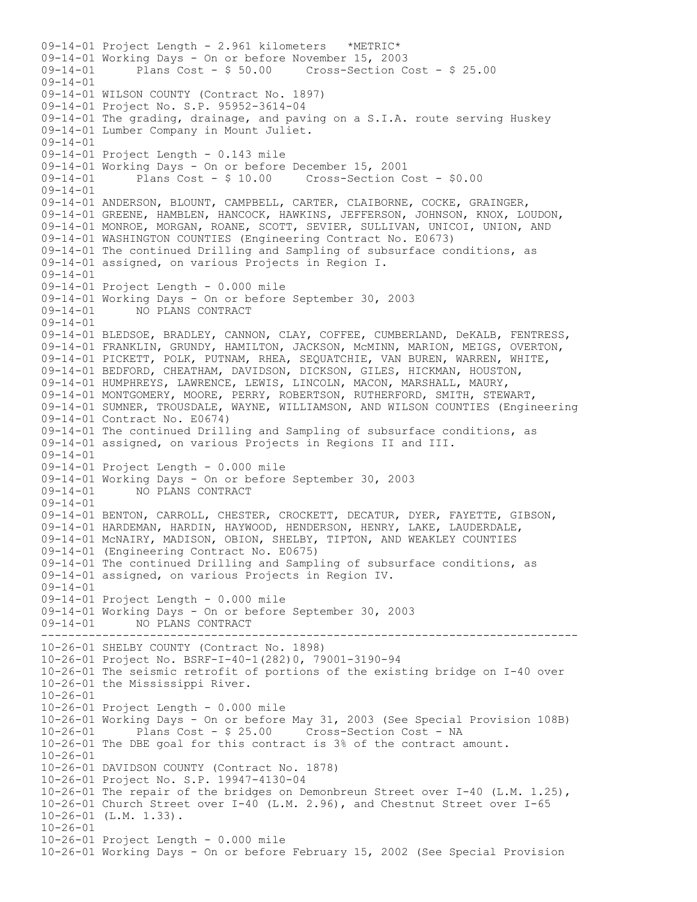```
09-14-01 Project Length - 2.961 kilometers   *METRIC*
09-14-01 Working Days - On or before November 15, 2003
09-14-01       Plans Cost - $ 50.00     Cross-Section Cost - $ 25.00
09-14-01
09-14-01 WILSON COUNTY (Contract No. 1897)
09-14-01 Project No. S.P. 95952-3614-04
09-14-01 The grading, drainage, and paving on a S.I.A. route serving Huskey
09-14-01 Lumber Company in Mount Juliet.
09-14-01
09-14-01 Project Length - 0.143 mile
09-14-01 Working Days - On or before December 15, 2001
09-14-01       Plans Cost - $ 10.00     Cross-Section Cost - $0.00
09-14-01
09-14-01 ANDERSON, BLOUNT, CAMPBELL, CARTER, CLAIBORNE, COCKE, GRAINGER,
09-14-01 GREENE, HAMBLEN, HANCOCK, HAWKINS, JEFFERSON, JOHNSON, KNOX, LOUDON,
09-14-01 MONROE, MORGAN, ROANE, SCOTT, SEVIER, SULLIVAN, UNICOI, UNION, AND
09-14-01 WASHINGTON COUNTIES (Engineering Contract No. E0673)
09-14-01 The continued Drilling and Sampling of subsurface conditions, as
09-14-01 assigned, on various Projects in Region I.
09-14-01
09-14-01 Project Length - 0.000 mile
09-14-01 Working Days - On or before September 30, 2003
09-14-01       NO PLANS CONTRACT
09-14-01
09-14-01 BLEDSOE, BRADLEY, CANNON, CLAY, COFFEE, CUMBERLAND, DeKALB, FENTRESS,
09-14-01 FRANKLIN, GRUNDY, HAMILTON, JACKSON, McMINN, MARION, MEIGS, OVERTON,
09-14-01 PICKETT, POLK, PUTNAM, RHEA, SEQUATCHIE, VAN BUREN, WARREN, WHITE,
09-14-01 BEDFORD, CHEATHAM, DAVIDSON, DICKSON, GILES, HICKMAN, HOUSTON,
09-14-01 HUMPHREYS, LAWRENCE, LEWIS, LINCOLN, MACON, MARSHALL, MAURY,
09-14-01 MONTGOMERY, MOORE, PERRY, ROBERTSON, RUTHERFORD, SMITH, STEWART,
09-14-01 SUMNER, TROUSDALE, WAYNE, WILLIAMSON, AND WILSON COUNTIES (Engineering
09-14-01 Contract No. E0674)
09-14-01 The continued Drilling and Sampling of subsurface conditions, as
09-14-01 assigned, on various Projects in Regions II and III.
09-14-01
09-14-01 Project Length - 0.000 mile
09-14-01 Working Days - On or before September 30, 2003
09-14-01       NO PLANS CONTRACT
09-14-01
09-14-01 BENTON, CARROLL, CHESTER, CROCKETT, DECATUR, DYER, FAYETTE, GIBSON,
09-14-01 HARDEMAN, HARDIN, HAYWOOD, HENDERSON, HENRY, LAKE, LAUDERDALE,
09-14-01 McNAIRY, MADISON, OBION, SHELBY, TIPTON, AND WEAKLEY COUNTIES
09-14-01 (Engineering Contract No. E0675)
09-14-01 The continued Drilling and Sampling of subsurface conditions, as
09-14-01 assigned, on various Projects in Region IV.
09-14-01
09-14-01 Project Length - 0.000 mile
09-14-01 Working Days - On or before September 30, 2003
09-14-01       NO PLANS CONTRACT
--------------------------------------------------------------------------------
10-26-01 SHELBY COUNTY (Contract No. 1898)
10-26-01 Project No. BSRF-I-40-1(282)0, 79001-3190-94
10-26-01 The seismic retrofit of portions of the existing bridge on I-40 over
10-26-01 the Mississippi River.
10-26-01
10-26-01 Project Length - 0.000 mile
10-26-01 Working Days - On or before May 31, 2003 (See Special Provision 108B)
10-26-01       Plans Cost - $ 25.00     Cross-Section Cost - NA
10-26-01 The DBE goal for this contract is 3% of the contract amount.
10-26-01
10-26-01 DAVIDSON COUNTY (Contract No. 1878)
10-26-01 Project No. S.P. 19947-4130-04
10-26-01 The repair of the bridges on Demonbreun Street over I-40 (L.M. 1.25),
10-26-01 Church Street over I-40 (L.M. 2.96), and Chestnut Street over I-65
10-26-01 (L.M. 1.33).
10-26-01
10-26-01 Project Length - 0.000 mile
10-26-01 Working Days - On or before February 15, 2002 (See Special Provision
```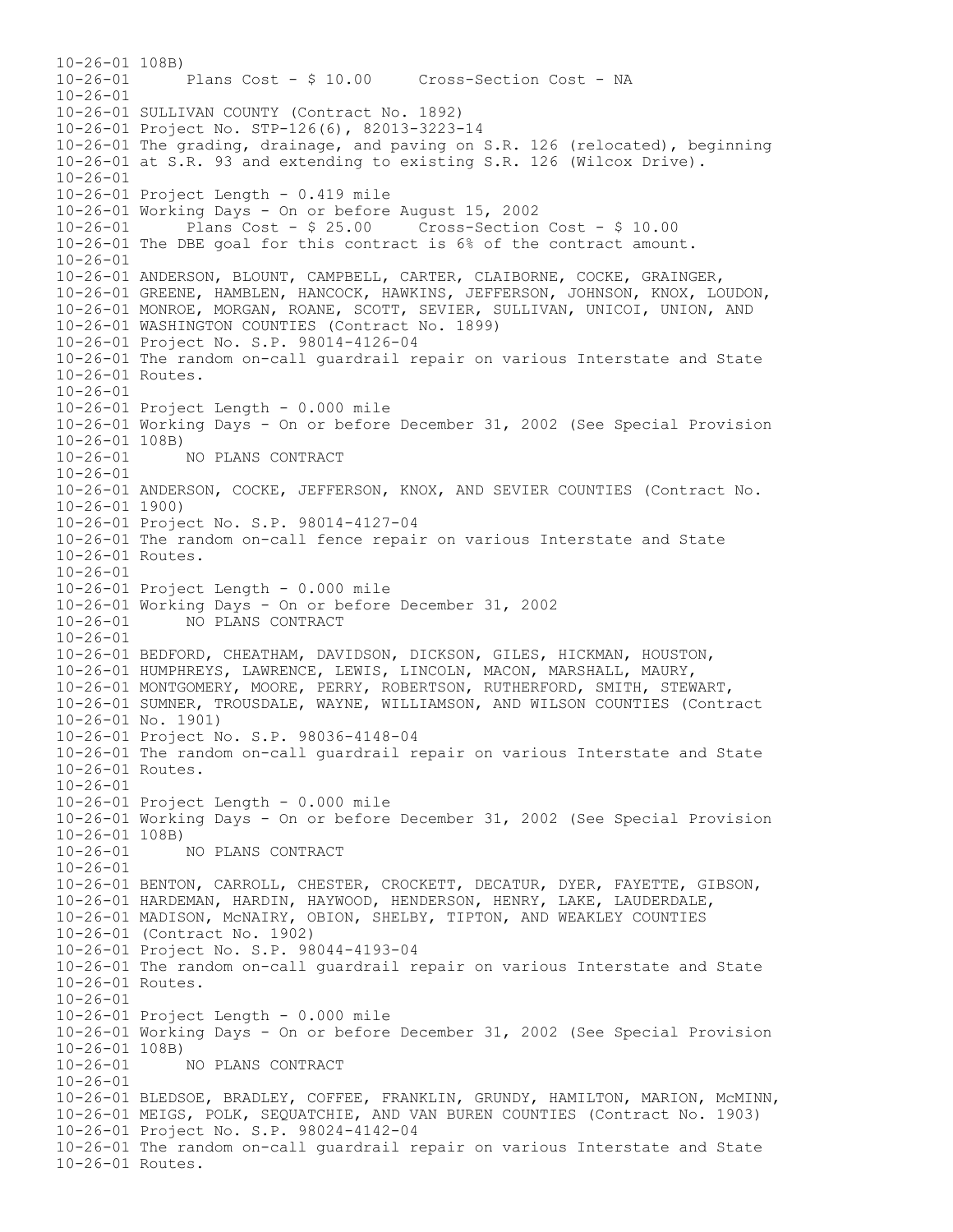```
10-26-01 108B)
10-26-01       Plans Cost - $ 10.00     Cross-Section Cost - NA
10-26-01
10-26-01 SULLIVAN COUNTY (Contract No. 1892)
10-26-01 Project No. STP-126(6), 82013-3223-14
10-26-01 The grading, drainage, and paving on S.R. 126 (relocated), beginning
10-26-01 at S.R. 93 and extending to existing S.R. 126 (Wilcox Drive).
10-26-01
10-26-01 Project Length - 0.419 mile
10-26-01 Working Days - On or before August 15, 2002
10-26-01       Plans Cost - $ 25.00     Cross-Section Cost - $ 10.00
10-26-01 The DBE goal for this contract is 6% of the contract amount.
10-26-01
10-26-01 ANDERSON, BLOUNT, CAMPBELL, CARTER, CLAIBORNE, COCKE, GRAINGER,
10-26-01 GREENE, HAMBLEN, HANCOCK, HAWKINS, JEFFERSON, JOHNSON, KNOX, LOUDON,
10-26-01 MONROE, MORGAN, ROANE, SCOTT, SEVIER, SULLIVAN, UNICOI, UNION, AND
10-26-01 WASHINGTON COUNTIES (Contract No. 1899)
10-26-01 Project No. S.P. 98014-4126-04
10-26-01 The random on-call guardrail repair on various Interstate and State
10-26-01 Routes.
10-26-01
10-26-01 Project Length - 0.000 mile
10-26-01 Working Days - On or before December 31, 2002 (See Special Provision
10-26-01 108B)
10-26-01       NO PLANS CONTRACT
10-26-01
10-26-01 ANDERSON, COCKE, JEFFERSON, KNOX, AND SEVIER COUNTIES (Contract No.
10-26-01 1900)
10-26-01 Project No. S.P. 98014-4127-04
10-26-01 The random on-call fence repair on various Interstate and State
10-26-01 Routes.
10-26-01
10-26-01 Project Length - 0.000 mile
10-26-01 Working Days - On or before December 31, 2002
10-26-01       NO PLANS CONTRACT
10-26-01
10-26-01 BEDFORD, CHEATHAM, DAVIDSON, DICKSON, GILES, HICKMAN, HOUSTON,
10-26-01 HUMPHREYS, LAWRENCE, LEWIS, LINCOLN, MACON, MARSHALL, MAURY,
10-26-01 MONTGOMERY, MOORE, PERRY, ROBERTSON, RUTHERFORD, SMITH, STEWART,
10-26-01 SUMNER, TROUSDALE, WAYNE, WILLIAMSON, AND WILSON COUNTIES (Contract
10-26-01 No. 1901)
10-26-01 Project No. S.P. 98036-4148-04
10-26-01 The random on-call guardrail repair on various Interstate and State
10-26-01 Routes.
10-26-01
10-26-01 Project Length - 0.000 mile
10-26-01 Working Days - On or before December 31, 2002 (See Special Provision
10-26-01 108B)
10-26-01       NO PLANS CONTRACT
10-26-01
10-26-01 BENTON, CARROLL, CHESTER, CROCKETT, DECATUR, DYER, FAYETTE, GIBSON,
10-26-01 HARDEMAN, HARDIN, HAYWOOD, HENDERSON, HENRY, LAKE, LAUDERDALE,
10-26-01 MADISON, McNAIRY, OBION, SHELBY, TIPTON, AND WEAKLEY COUNTIES
10-26-01 (Contract No. 1902)
10-26-01 Project No. S.P. 98044-4193-04
10-26-01 The random on-call guardrail repair on various Interstate and State
10-26-01 Routes.
10-26-01
10-26-01 Project Length - 0.000 mile
10-26-01 Working Days - On or before December 31, 2002 (See Special Provision
10-26-01 108B)
10-26-01       NO PLANS CONTRACT
10-26-01
10-26-01 BLEDSOE, BRADLEY, COFFEE, FRANKLIN, GRUNDY, HAMILTON, MARION, McMINN,
10-26-01 MEIGS, POLK, SEQUATCHIE, AND VAN BUREN COUNTIES (Contract No. 1903)
10-26-01 Project No. S.P. 98024-4142-04
10-26-01 The random on-call guardrail repair on various Interstate and State
10-26-01 Routes.
```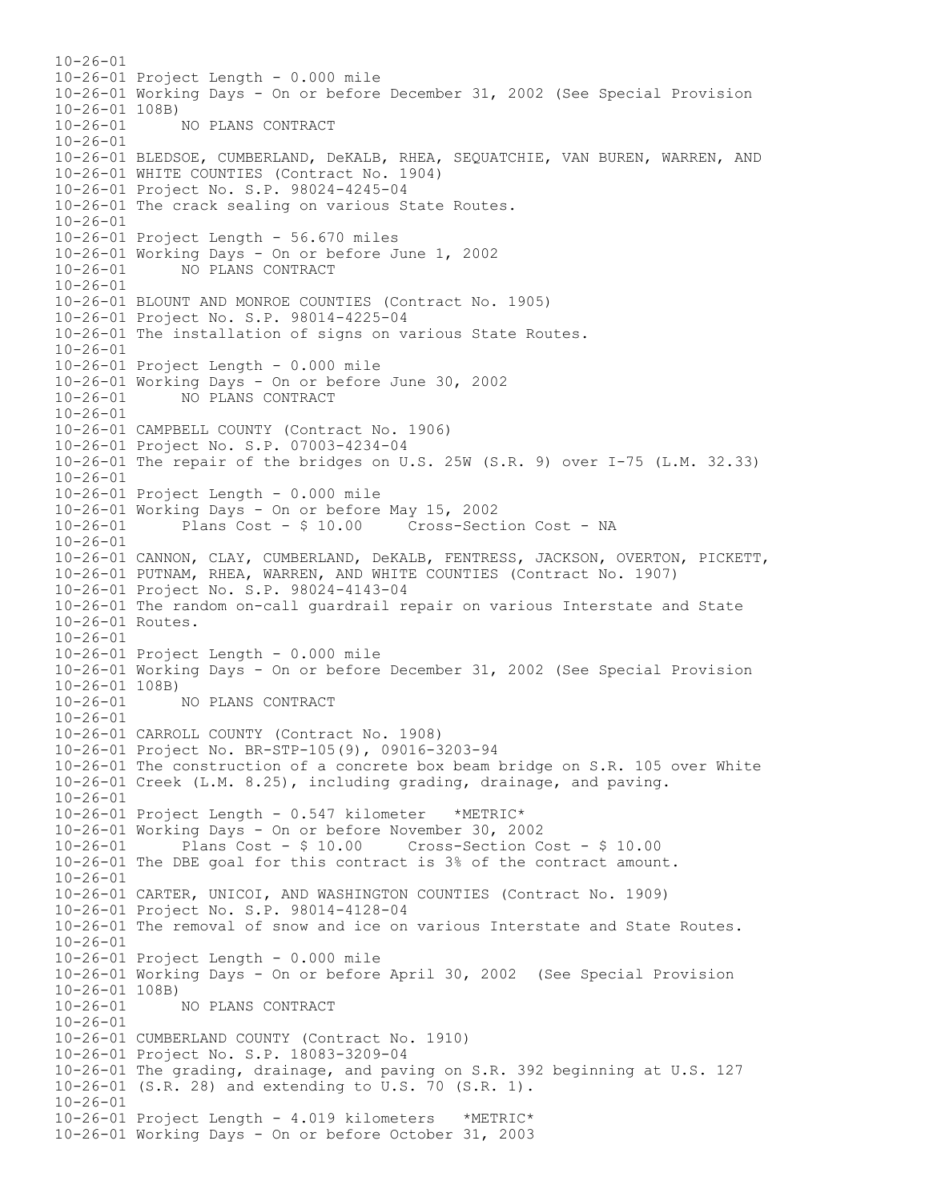10-26-01
10-26-01 Project Length - 0.000 mile
10-26-01 Working Days - On or before December 31, 2002 (See Special Provision
10-26-01 108B)
10-26-01 NO PLANS CONTRACT
10-26-01
10-26-01 BLEDSOE, CUMBERLAND, DeKALB, RHEA, SEQUATCHIE, VAN BUREN, WARREN, AND
10-26-01 WHITE COUNTIES (Contract No. 1904)
10-26-01 Project No. S.P. 98024-4245-04
10-26-01 The crack sealing on various State Routes.
10-26-01
10-26-01 Project Length - 56.670 miles
10-26-01 Working Days - On or before June 1, 2002
10-26-01 NO PLANS CONTRACT
10-26-01
10-26-01 BLOUNT AND MONROE COUNTIES (Contract No. 1905)
10-26-01 Project No. S.P. 98014-4225-04
10-26-01 The installation of signs on various State Routes.
10-26-01
10-26-01 Project Length - 0.000 mile
10-26-01 Working Days - On or before June 30, 2002
10-26-01 NO PLANS CONTRACT
10-26-01
10-26-01 CAMPBELL COUNTY (Contract No. 1906)
10-26-01 Project No. S.P. 07003-4234-04
10-26-01 The repair of the bridges on U.S. 25W (S.R. 9) over I-75 (L.M. 32.33)
10-26-01
10-26-01 Project Length - 0.000 mile
10-26-01 Working Days - On or before May 15, 2002
10-26-01 Plans Cost - $ 10.00 Cross-Section Cost - NA
10-26-01
10-26-01 CANNON, CLAY, CUMBERLAND, DeKALB, FENTRESS, JACKSON, OVERTON, PICKETT,
10-26-01 PUTNAM, RHEA, WARREN, AND WHITE COUNTIES (Contract No. 1907)
10-26-01 Project No. S.P. 98024-4143-04
10-26-01 The random on-call guardrail repair on various Interstate and State
10-26-01 Routes.
10-26-01
10-26-01 Project Length - 0.000 mile
10-26-01 Working Days - On or before December 31, 2002 (See Special Provision
10-26-01 108B)
10-26-01 NO PLANS CONTRACT
10-26-01
10-26-01 CARROLL COUNTY (Contract No. 1908)
10-26-01 Project No. BR-STP-105(9), 09016-3203-94
10-26-01 The construction of a concrete box beam bridge on S.R. 105 over White
10-26-01 Creek (L.M. 8.25), including grading, drainage, and paving.
10-26-01
10-26-01 Project Length - 0.547 kilometer *METRIC*
10-26-01 Working Days - On or before November 30, 2002
10-26-01 Plans Cost - $ 10.00 Cross-Section Cost - $ 10.00
10-26-01 The DBE goal for this contract is 3% of the contract amount.
10-26-01
10-26-01 CARTER, UNICOI, AND WASHINGTON COUNTIES (Contract No. 1909)
10-26-01 Project No. S.P. 98014-4128-04
10-26-01 The removal of snow and ice on various Interstate and State Routes.
10-26-01
10-26-01 Project Length - 0.000 mile
10-26-01 Working Days - On or before April 30, 2002 (See Special Provision
10-26-01 108B)
10-26-01 NO PLANS CONTRACT
10-26-01
10-26-01 CUMBERLAND COUNTY (Contract No. 1910)
10-26-01 Project No. S.P. 18083-3209-04
10-26-01 The grading, drainage, and paving on S.R. 392 beginning at U.S. 127
10-26-01 (S.R. 28) and extending to U.S. 70 (S.R. 1).
10-26-01
10-26-01 Project Length - 4.019 kilometers *METRIC*
10-26-01 Working Days - On or before October 31, 2003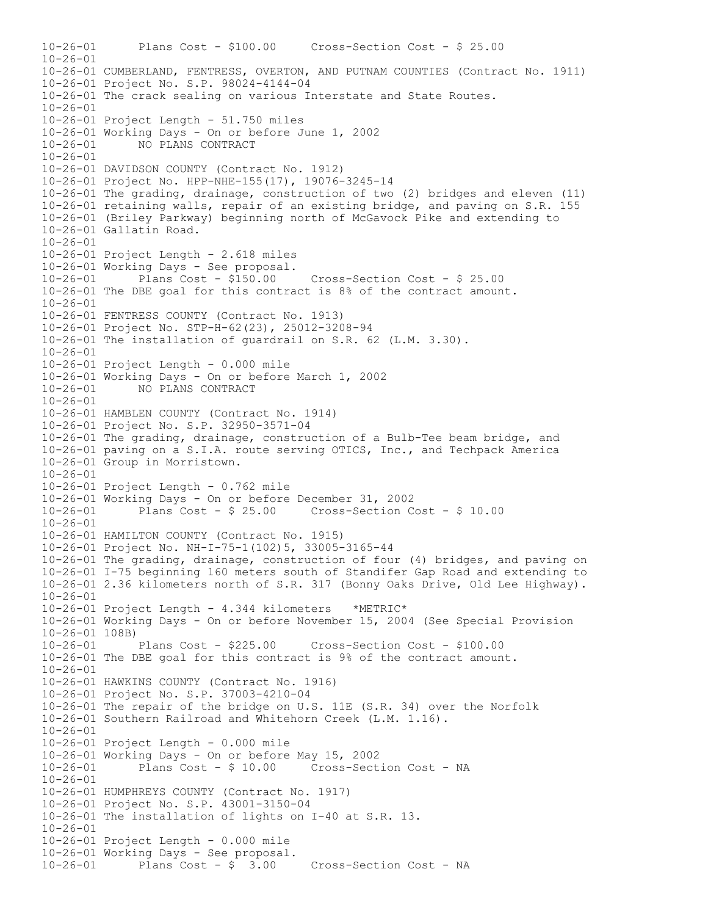```
10-26-01       Plans Cost - $100.00     Cross-Section Cost - $ 25.00
10-26-01
10-26-01 CUMBERLAND, FENTRESS, OVERTON, AND PUTNAM COUNTIES (Contract No. 1911)
10-26-01 Project No. S.P. 98024-4144-04
10-26-01 The crack sealing on various Interstate and State Routes.
10-26-01
10-26-01 Project Length - 51.750 miles
10-26-01 Working Days - On or before June 1, 2002
10-26-01       NO PLANS CONTRACT
10-26-01
10-26-01 DAVIDSON COUNTY (Contract No. 1912)
10-26-01 Project No. HPP-NHE-155(17), 19076-3245-14
10-26-01 The grading, drainage, construction of two (2) bridges and eleven (11)
10-26-01 retaining walls, repair of an existing bridge, and paving on S.R. 155
10-26-01 (Briley Parkway) beginning north of McGavock Pike and extending to
10-26-01 Gallatin Road.
10-26-01
10-26-01 Project Length - 2.618 miles
10-26-01 Working Days - See proposal.
10-26-01       Plans Cost - $150.00     Cross-Section Cost - $ 25.00
10-26-01 The DBE goal for this contract is 8% of the contract amount.
10-26-01
10-26-01 FENTRESS COUNTY (Contract No. 1913)
10-26-01 Project No. STP-H-62(23), 25012-3208-94
10-26-01 The installation of guardrail on S.R. 62 (L.M. 3.30).
10-26-01
10-26-01 Project Length - 0.000 mile
10-26-01 Working Days - On or before March 1, 2002
10-26-01       NO PLANS CONTRACT
10-26-01
10-26-01 HAMBLEN COUNTY (Contract No. 1914)
10-26-01 Project No. S.P. 32950-3571-04
10-26-01 The grading, drainage, construction of a Bulb-Tee beam bridge, and
10-26-01 paving on a S.I.A. route serving OTICS, Inc., and Techpack America
10-26-01 Group in Morristown.
10-26-01
10-26-01 Project Length - 0.762 mile
10-26-01 Working Days - On or before December 31, 2002
10-26-01       Plans Cost - $ 25.00     Cross-Section Cost - $ 10.00
10-26-01
10-26-01 HAMILTON COUNTY (Contract No. 1915)
10-26-01 Project No. NH-I-75-1(102)5, 33005-3165-44
10-26-01 The grading, drainage, construction of four (4) bridges, and paving on
10-26-01 I-75 beginning 160 meters south of Standifer Gap Road and extending to
10-26-01 2.36 kilometers north of S.R. 317 (Bonny Oaks Drive, Old Lee Highway).
10-26-01
10-26-01 Project Length - 4.344 kilometers   *METRIC*
10-26-01 Working Days - On or before November 15, 2004 (See Special Provision
10-26-01 108B)
10-26-01       Plans Cost - $225.00     Cross-Section Cost - $100.00
10-26-01 The DBE goal for this contract is 9% of the contract amount.
10-26-01
10-26-01 HAWKINS COUNTY (Contract No. 1916)
10-26-01 Project No. S.P. 37003-4210-04
10-26-01 The repair of the bridge on U.S. 11E (S.R. 34) over the Norfolk
10-26-01 Southern Railroad and Whitehorn Creek (L.M. 1.16).
10-26-01
10-26-01 Project Length - 0.000 mile
10-26-01 Working Days - On or before May 15, 2002
10-26-01       Plans Cost - $ 10.00     Cross-Section Cost - NA
10-26-01
10-26-01 HUMPHREYS COUNTY (Contract No. 1917)
10-26-01 Project No. S.P. 43001-3150-04
10-26-01 The installation of lights on I-40 at S.R. 13.
10-26-01
10-26-01 Project Length - 0.000 mile
10-26-01 Working Days - See proposal.
10-26-01       Plans Cost - $  3.00     Cross-Section Cost - NA
```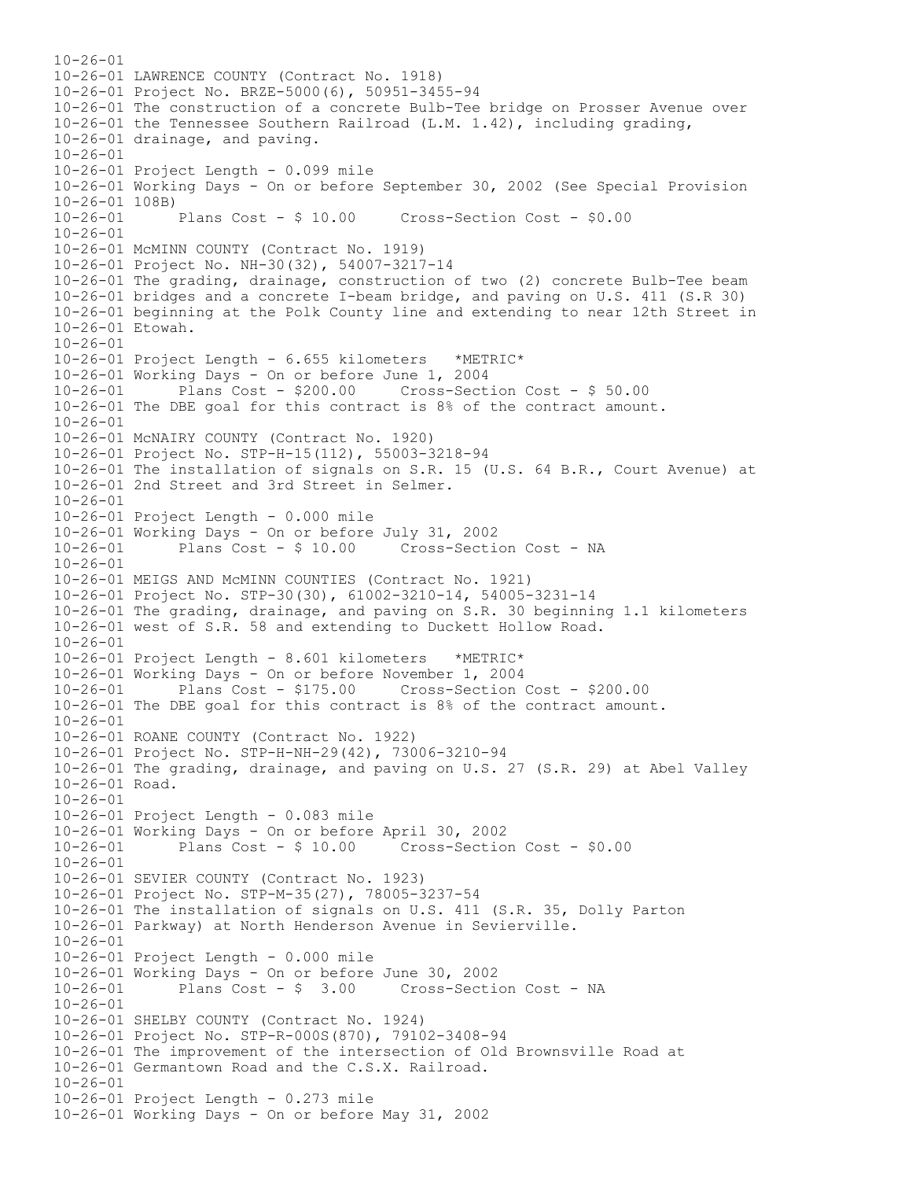10-26-01
10-26-01 LAWRENCE COUNTY (Contract No. 1918)
10-26-01 Project No. BRZE-5000(6), 50951-3455-94
10-26-01 The construction of a concrete Bulb-Tee bridge on Prosser Avenue over
10-26-01 the Tennessee Southern Railroad (L.M. 1.42), including grading,
10-26-01 drainage, and paving.
10-26-01
10-26-01 Project Length - 0.099 mile
10-26-01 Working Days - On or before September 30, 2002 (See Special Provision
10-26-01 108B)
10-26-01 Plans Cost - $ 10.00 Cross-Section Cost - $0.00
10-26-01
10-26-01 McMINN COUNTY (Contract No. 1919)
10-26-01 Project No. NH-30(32), 54007-3217-14
10-26-01 The grading, drainage, construction of two (2) concrete Bulb-Tee beam
10-26-01 bridges and a concrete I-beam bridge, and paving on U.S. 411 (S.R 30)
10-26-01 beginning at the Polk County line and extending to near 12th Street in
10-26-01 Etowah.
10-26-01
10-26-01 Project Length - 6.655 kilometers *METRIC*
10-26-01 Working Days - On or before June 1, 2004
10-26-01 Plans Cost - $200.00 Cross-Section Cost - $ 50.00
10-26-01 The DBE goal for this contract is 8% of the contract amount.
10-26-01
10-26-01 McNAIRY COUNTY (Contract No. 1920)
10-26-01 Project No. STP-H-15(112), 55003-3218-94
10-26-01 The installation of signals on S.R. 15 (U.S. 64 B.R., Court Avenue) at
10-26-01 2nd Street and 3rd Street in Selmer.
10-26-01
10-26-01 Project Length - 0.000 mile
10-26-01 Working Days - On or before July 31, 2002
10-26-01 Plans Cost - $ 10.00 Cross-Section Cost - NA
10-26-01
10-26-01 MEIGS AND McMINN COUNTIES (Contract No. 1921)
10-26-01 Project No. STP-30(30), 61002-3210-14, 54005-3231-14
10-26-01 The grading, drainage, and paving on S.R. 30 beginning 1.1 kilometers
10-26-01 west of S.R. 58 and extending to Duckett Hollow Road.
10-26-01
10-26-01 Project Length - 8.601 kilometers *METRIC*
10-26-01 Working Days - On or before November 1, 2004
10-26-01 Plans Cost - $175.00 Cross-Section Cost - $200.00
10-26-01 The DBE goal for this contract is 8% of the contract amount.
10-26-01
10-26-01 ROANE COUNTY (Contract No. 1922)
10-26-01 Project No. STP-H-NH-29(42), 73006-3210-94
10-26-01 The grading, drainage, and paving on U.S. 27 (S.R. 29) at Abel Valley
10-26-01 Road.
10-26-01
10-26-01 Project Length - 0.083 mile
10-26-01 Working Days - On or before April 30, 2002
10-26-01 Plans Cost - $ 10.00 Cross-Section Cost - $0.00
10-26-01
10-26-01 SEVIER COUNTY (Contract No. 1923)
10-26-01 Project No. STP-M-35(27), 78005-3237-54
10-26-01 The installation of signals on U.S. 411 (S.R. 35, Dolly Parton
10-26-01 Parkway) at North Henderson Avenue in Sevierville.
10-26-01
10-26-01 Project Length - 0.000 mile
10-26-01 Working Days - On or before June 30, 2002
10-26-01 Plans Cost - $ 3.00 Cross-Section Cost - NA
10-26-01
10-26-01 SHELBY COUNTY (Contract No. 1924)
10-26-01 Project No. STP-R-000S(870), 79102-3408-94
10-26-01 The improvement of the intersection of Old Brownsville Road at
10-26-01 Germantown Road and the C.S.X. Railroad.
10-26-01
10-26-01 Project Length - 0.273 mile
10-26-01 Working Days - On or before May 31, 2002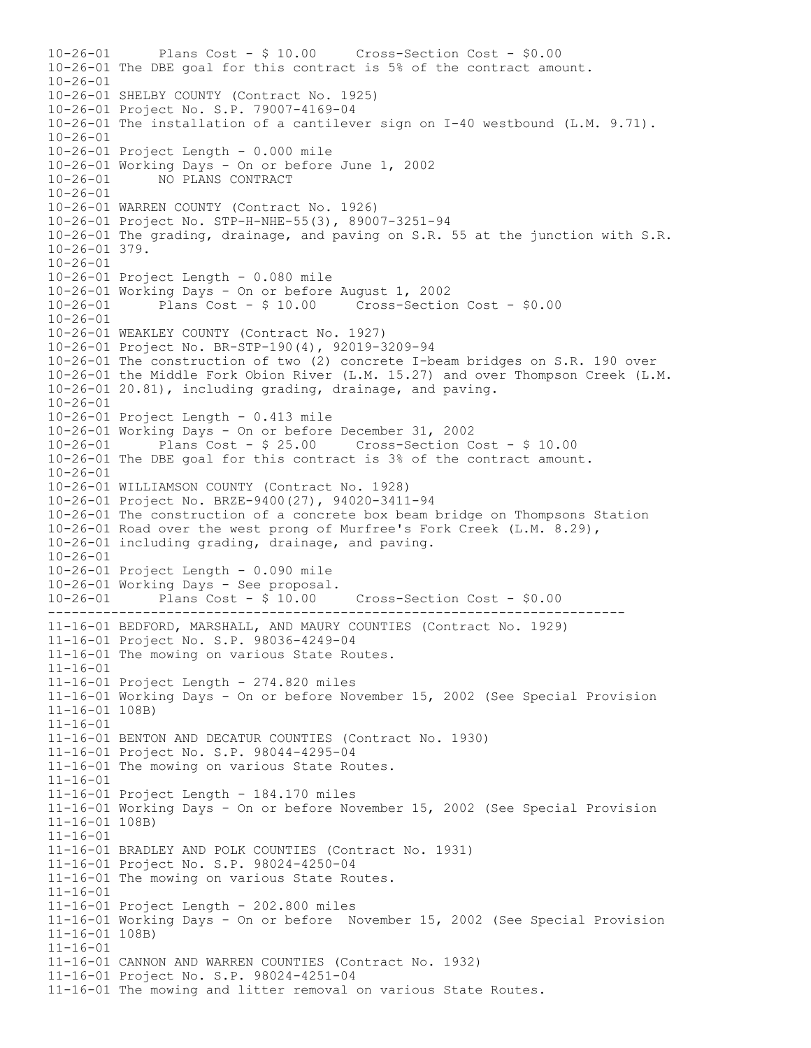```
10-26-01      Plans Cost - $ 10.00     Cross-Section Cost - $0.00
10-26-01 The DBE goal for this contract is 5% of the contract amount.
10-26-01
10-26-01 SHELBY COUNTY (Contract No. 1925)
10-26-01 Project No. S.P. 79007-4169-04
10-26-01 The installation of a cantilever sign on I-40 westbound (L.M. 9.71).
10-26-01
10-26-01 Project Length - 0.000 mile
10-26-01 Working Days - On or before June 1, 2002
10-26-01      NO PLANS CONTRACT
10-26-01
10-26-01 WARREN COUNTY (Contract No. 1926)
10-26-01 Project No. STP-H-NHE-55(3), 89007-3251-94
10-26-01 The grading, drainage, and paving on S.R. 55 at the junction with S.R.
10-26-01 379.
10-26-01
10-26-01 Project Length - 0.080 mile
10-26-01 Working Days - On or before August 1, 2002
10-26-01      Plans Cost - $ 10.00     Cross-Section Cost - $0.00
10-26-01
10-26-01 WEAKLEY COUNTY (Contract No. 1927)
10-26-01 Project No. BR-STP-190(4), 92019-3209-94
10-26-01 The construction of two (2) concrete I-beam bridges on S.R. 190 over
10-26-01 the Middle Fork Obion River (L.M. 15.27) and over Thompson Creek (L.M.
10-26-01 20.81), including grading, drainage, and paving.
10-26-01
10-26-01 Project Length - 0.413 mile
10-26-01 Working Days - On or before December 31, 2002
10-26-01      Plans Cost - $ 25.00     Cross-Section Cost - $ 10.00
10-26-01 The DBE goal for this contract is 3% of the contract amount.
10-26-01
10-26-01 WILLIAMSON COUNTY (Contract No. 1928)
10-26-01 Project No. BRZE-9400(27), 94020-3411-94
10-26-01 The construction of a concrete box beam bridge on Thompsons Station
10-26-01 Road over the west prong of Murfree's Fork Creek (L.M. 8.29),
10-26-01 including grading, drainage, and paving.
10-26-01
10-26-01 Project Length - 0.090 mile
10-26-01 Working Days - See proposal.
10-26-01      Plans Cost - $ 10.00     Cross-Section Cost - $0.00
-----------------------------------------------------------------------
11-16-01 BEDFORD, MARSHALL, AND MAURY COUNTIES (Contract No. 1929)
11-16-01 Project No. S.P. 98036-4249-04
11-16-01 The mowing on various State Routes.
11-16-01
11-16-01 Project Length - 274.820 miles
11-16-01 Working Days - On or before November 15, 2002 (See Special Provision
11-16-01 108B)
11-16-01
11-16-01 BENTON AND DECATUR COUNTIES (Contract No. 1930)
11-16-01 Project No. S.P. 98044-4295-04
11-16-01 The mowing on various State Routes.
11-16-01
11-16-01 Project Length - 184.170 miles
11-16-01 Working Days - On or before November 15, 2002 (See Special Provision
11-16-01 108B)
11-16-01
11-16-01 BRADLEY AND POLK COUNTIES (Contract No. 1931)
11-16-01 Project No. S.P. 98024-4250-04
11-16-01 The mowing on various State Routes.
11-16-01
11-16-01 Project Length - 202.800 miles
11-16-01 Working Days - On or before  November 15, 2002 (See Special Provision
11-16-01 108B)
11-16-01
11-16-01 CANNON AND WARREN COUNTIES (Contract No. 1932)
11-16-01 Project No. S.P. 98024-4251-04
11-16-01 The mowing and litter removal on various State Routes.
```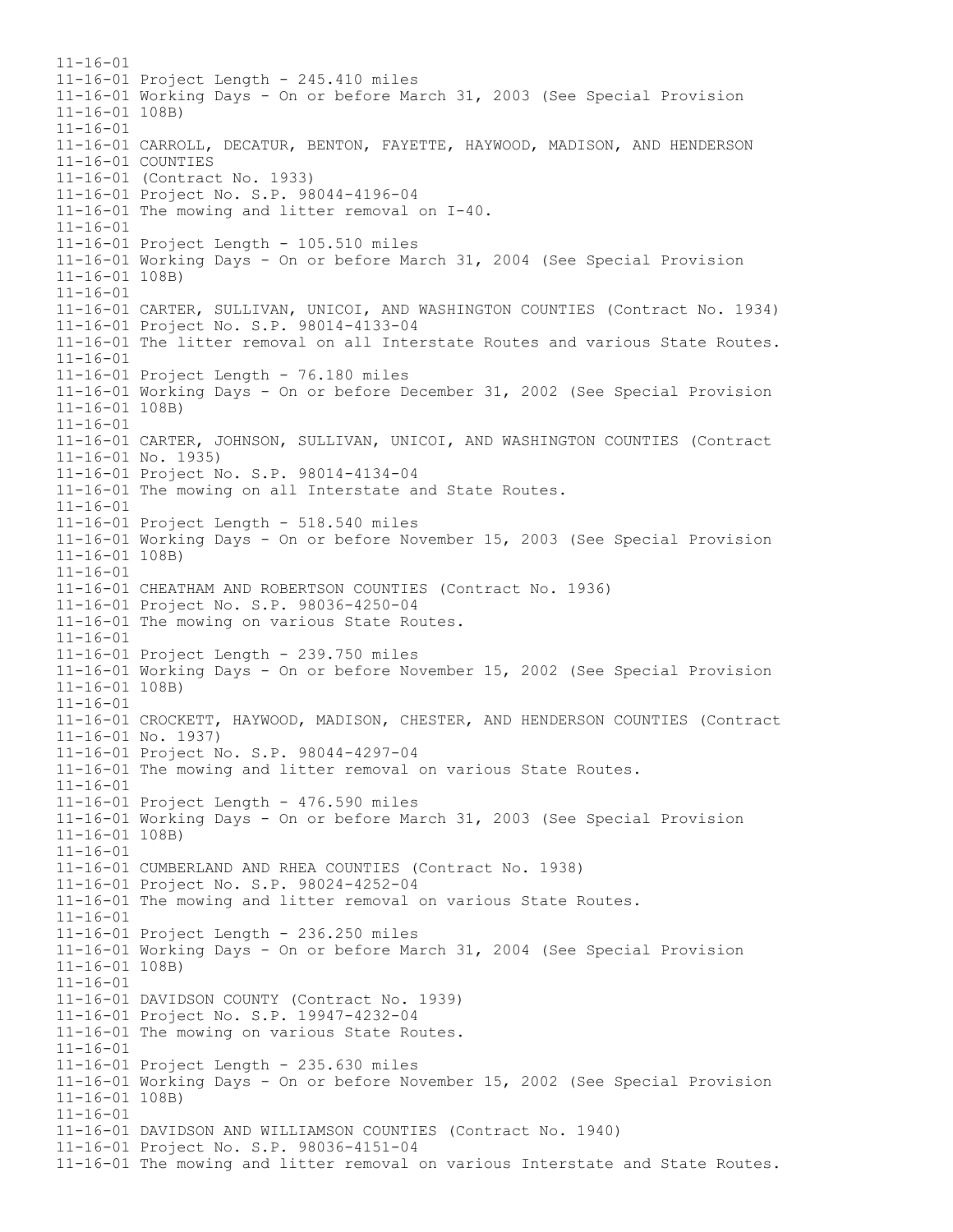11-16-01
11-16-01 Project Length - 245.410 miles
11-16-01 Working Days - On or before March 31, 2003 (See Special Provision
11-16-01 108B)
11-16-01
11-16-01 CARROLL, DECATUR, BENTON, FAYETTE, HAYWOOD, MADISON, AND HENDERSON
11-16-01 COUNTIES
11-16-01 (Contract No. 1933)
11-16-01 Project No. S.P. 98044-4196-04
11-16-01 The mowing and litter removal on I-40.
11-16-01
11-16-01 Project Length - 105.510 miles
11-16-01 Working Days - On or before March 31, 2004 (See Special Provision
11-16-01 108B)
11-16-01
11-16-01 CARTER, SULLIVAN, UNICOI, AND WASHINGTON COUNTIES (Contract No. 1934)
11-16-01 Project No. S.P. 98014-4133-04
11-16-01 The litter removal on all Interstate Routes and various State Routes.
11-16-01
11-16-01 Project Length - 76.180 miles
11-16-01 Working Days - On or before December 31, 2002 (See Special Provision
11-16-01 108B)
11-16-01
11-16-01 CARTER, JOHNSON, SULLIVAN, UNICOI, AND WASHINGTON COUNTIES (Contract
11-16-01 No. 1935)
11-16-01 Project No. S.P. 98014-4134-04
11-16-01 The mowing on all Interstate and State Routes.
11-16-01
11-16-01 Project Length - 518.540 miles
11-16-01 Working Days - On or before November 15, 2003 (See Special Provision
11-16-01 108B)
11-16-01
11-16-01 CHEATHAM AND ROBERTSON COUNTIES (Contract No. 1936)
11-16-01 Project No. S.P. 98036-4250-04
11-16-01 The mowing on various State Routes.
11-16-01
11-16-01 Project Length - 239.750 miles
11-16-01 Working Days - On or before November 15, 2002 (See Special Provision
11-16-01 108B)
11-16-01
11-16-01 CROCKETT, HAYWOOD, MADISON, CHESTER, AND HENDERSON COUNTIES (Contract
11-16-01 No. 1937)
11-16-01 Project No. S.P. 98044-4297-04
11-16-01 The mowing and litter removal on various State Routes.
11-16-01
11-16-01 Project Length - 476.590 miles
11-16-01 Working Days - On or before March 31, 2003 (See Special Provision
11-16-01 108B)
11-16-01
11-16-01 CUMBERLAND AND RHEA COUNTIES (Contract No. 1938)
11-16-01 Project No. S.P. 98024-4252-04
11-16-01 The mowing and litter removal on various State Routes.
11-16-01
11-16-01 Project Length - 236.250 miles
11-16-01 Working Days - On or before March 31, 2004 (See Special Provision
11-16-01 108B)
11-16-01
11-16-01 DAVIDSON COUNTY (Contract No. 1939)
11-16-01 Project No. S.P. 19947-4232-04
11-16-01 The mowing on various State Routes.
11-16-01
11-16-01 Project Length - 235.630 miles
11-16-01 Working Days - On or before November 15, 2002 (See Special Provision
11-16-01 108B)
11-16-01
11-16-01 DAVIDSON AND WILLIAMSON COUNTIES (Contract No. 1940)
11-16-01 Project No. S.P. 98036-4151-04
11-16-01 The mowing and litter removal on various Interstate and State Routes.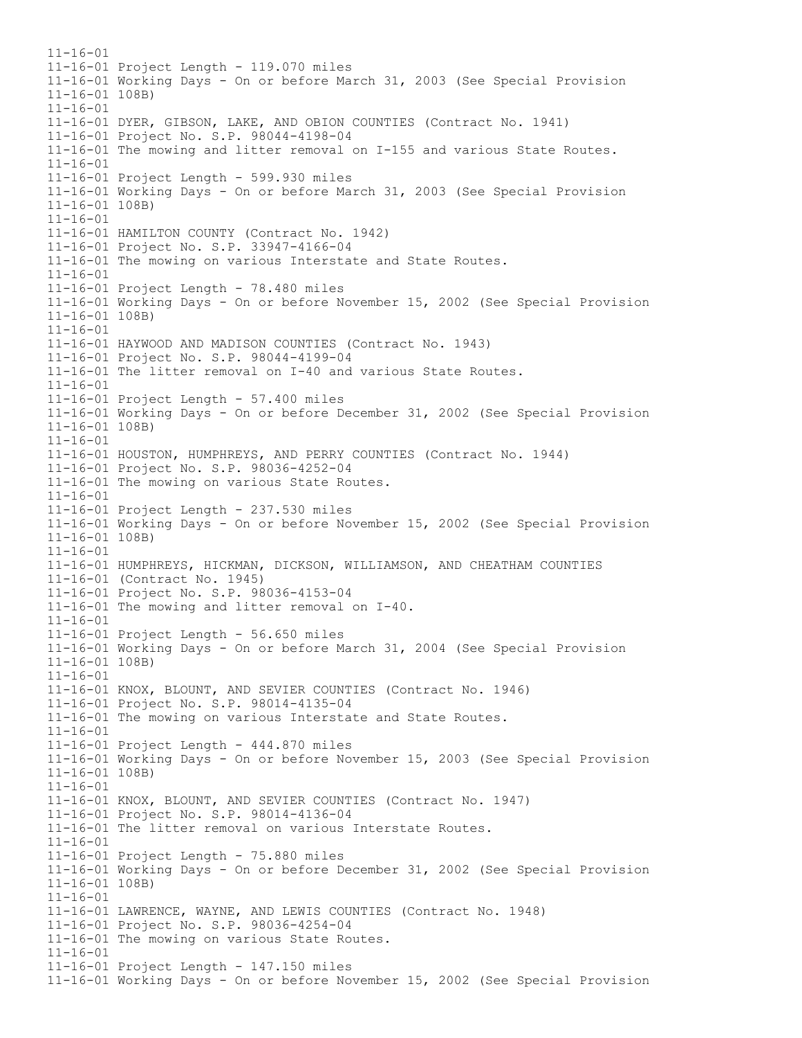11-16-01
11-16-01 Project Length - 119.070 miles
11-16-01 Working Days - On or before March 31, 2003 (See Special Provision
11-16-01 108B)
11-16-01
11-16-01 DYER, GIBSON, LAKE, AND OBION COUNTIES (Contract No. 1941)
11-16-01 Project No. S.P. 98044-4198-04
11-16-01 The mowing and litter removal on I-155 and various State Routes.
11-16-01
11-16-01 Project Length - 599.930 miles
11-16-01 Working Days - On or before March 31, 2003 (See Special Provision
11-16-01 108B)
11-16-01
11-16-01 HAMILTON COUNTY (Contract No. 1942)
11-16-01 Project No. S.P. 33947-4166-04
11-16-01 The mowing on various Interstate and State Routes.
11-16-01
11-16-01 Project Length - 78.480 miles
11-16-01 Working Days - On or before November 15, 2002 (See Special Provision
11-16-01 108B)
11-16-01
11-16-01 HAYWOOD AND MADISON COUNTIES (Contract No. 1943)
11-16-01 Project No. S.P. 98044-4199-04
11-16-01 The litter removal on I-40 and various State Routes.
11-16-01
11-16-01 Project Length - 57.400 miles
11-16-01 Working Days - On or before December 31, 2002 (See Special Provision
11-16-01 108B)
11-16-01
11-16-01 HOUSTON, HUMPHREYS, AND PERRY COUNTIES (Contract No. 1944)
11-16-01 Project No. S.P. 98036-4252-04
11-16-01 The mowing on various State Routes.
11-16-01
11-16-01 Project Length - 237.530 miles
11-16-01 Working Days - On or before November 15, 2002 (See Special Provision
11-16-01 108B)
11-16-01
11-16-01 HUMPHREYS, HICKMAN, DICKSON, WILLIAMSON, AND CHEATHAM COUNTIES
11-16-01 (Contract No. 1945)
11-16-01 Project No. S.P. 98036-4153-04
11-16-01 The mowing and litter removal on I-40.
11-16-01
11-16-01 Project Length - 56.650 miles
11-16-01 Working Days - On or before March 31, 2004 (See Special Provision
11-16-01 108B)
11-16-01
11-16-01 KNOX, BLOUNT, AND SEVIER COUNTIES (Contract No. 1946)
11-16-01 Project No. S.P. 98014-4135-04
11-16-01 The mowing on various Interstate and State Routes.
11-16-01
11-16-01 Project Length - 444.870 miles
11-16-01 Working Days - On or before November 15, 2003 (See Special Provision
11-16-01 108B)
11-16-01
11-16-01 KNOX, BLOUNT, AND SEVIER COUNTIES (Contract No. 1947)
11-16-01 Project No. S.P. 98014-4136-04
11-16-01 The litter removal on various Interstate Routes.
11-16-01
11-16-01 Project Length - 75.880 miles
11-16-01 Working Days - On or before December 31, 2002 (See Special Provision
11-16-01 108B)
11-16-01
11-16-01 LAWRENCE, WAYNE, AND LEWIS COUNTIES (Contract No. 1948)
11-16-01 Project No. S.P. 98036-4254-04
11-16-01 The mowing on various State Routes.
11-16-01
11-16-01 Project Length - 147.150 miles
11-16-01 Working Days - On or before November 15, 2002 (See Special Provision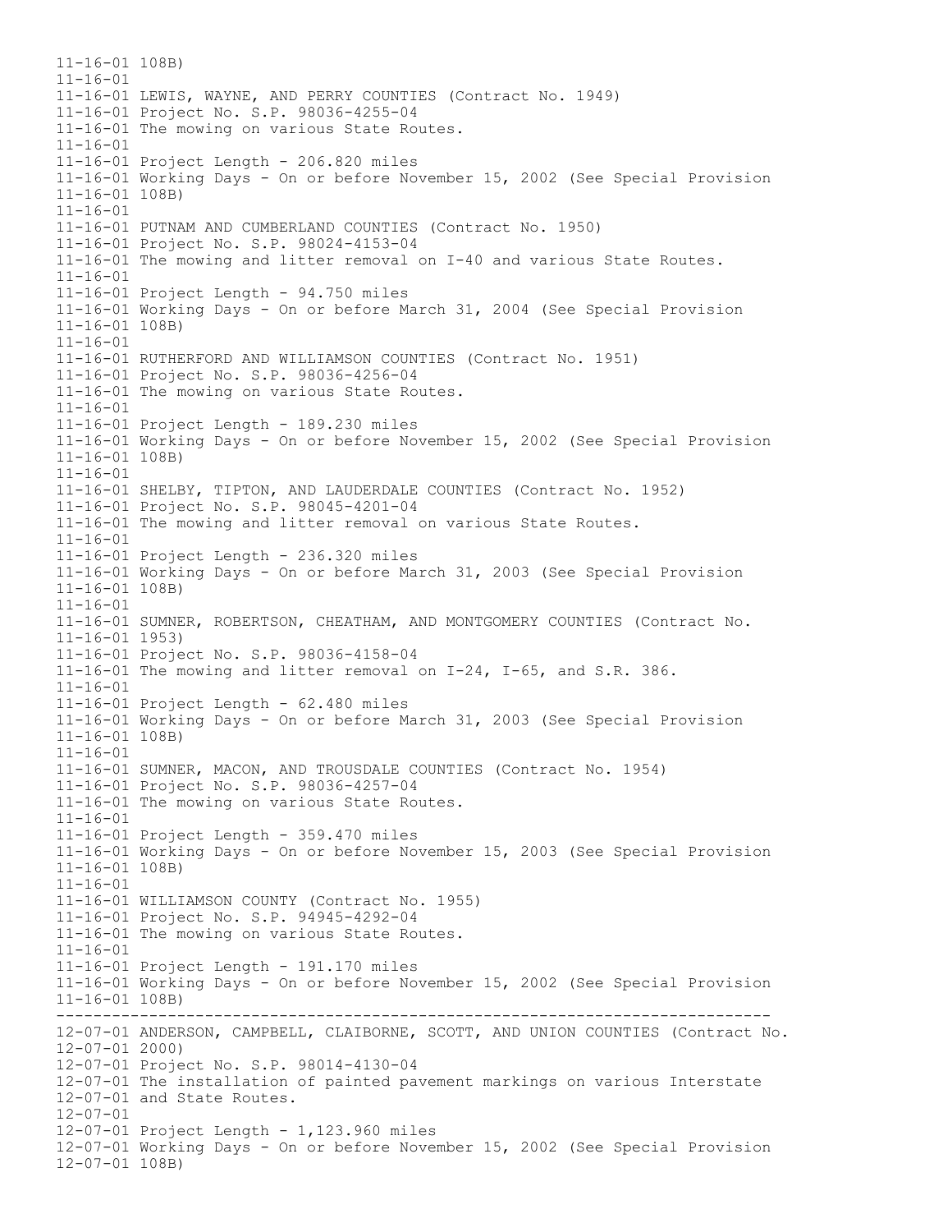```
11-16-01 108B)
11-16-01
11-16-01 LEWIS, WAYNE, AND PERRY COUNTIES (Contract No. 1949)
11-16-01 Project No. S.P. 98036-4255-04
11-16-01 The mowing on various State Routes.
11-16-01
11-16-01 Project Length - 206.820 miles
11-16-01 Working Days - On or before November 15, 2002 (See Special Provision
11-16-01 108B)
11-16-01
11-16-01 PUTNAM AND CUMBERLAND COUNTIES (Contract No. 1950)
11-16-01 Project No. S.P. 98024-4153-04
11-16-01 The mowing and litter removal on I-40 and various State Routes.
11-16-01
11-16-01 Project Length - 94.750 miles
11-16-01 Working Days - On or before March 31, 2004 (See Special Provision
11-16-01 108B)
11-16-01
11-16-01 RUTHERFORD AND WILLIAMSON COUNTIES (Contract No. 1951)
11-16-01 Project No. S.P. 98036-4256-04
11-16-01 The mowing on various State Routes.
11-16-01
11-16-01 Project Length - 189.230 miles
11-16-01 Working Days - On or before November 15, 2002 (See Special Provision
11-16-01 108B)
11-16-01
11-16-01 SHELBY, TIPTON, AND LAUDERDALE COUNTIES (Contract No. 1952)
11-16-01 Project No. S.P. 98045-4201-04
11-16-01 The mowing and litter removal on various State Routes.
11-16-01
11-16-01 Project Length - 236.320 miles
11-16-01 Working Days - On or before March 31, 2003 (See Special Provision
11-16-01 108B)
11-16-01
11-16-01 SUMNER, ROBERTSON, CHEATHAM, AND MONTGOMERY COUNTIES (Contract No.
11-16-01 1953)
11-16-01 Project No. S.P. 98036-4158-04
11-16-01 The mowing and litter removal on I-24, I-65, and S.R. 386.
11-16-01
11-16-01 Project Length - 62.480 miles
11-16-01 Working Days - On or before March 31, 2003 (See Special Provision
11-16-01 108B)
11-16-01
11-16-01 SUMNER, MACON, AND TROUSDALE COUNTIES (Contract No. 1954)
11-16-01 Project No. S.P. 98036-4257-04
11-16-01 The mowing on various State Routes.
11-16-01
11-16-01 Project Length - 359.470 miles
11-16-01 Working Days - On or before November 15, 2003 (See Special Provision
11-16-01 108B)
11-16-01
11-16-01 WILLIAMSON COUNTY (Contract No. 1955)
11-16-01 Project No. S.P. 94945-4292-04
11-16-01 The mowing on various State Routes.
11-16-01
11-16-01 Project Length - 191.170 miles
11-16-01 Working Days - On or before November 15, 2002 (See Special Provision
11-16-01 108B)
-------------------------------------------------------------------------------
12-07-01 ANDERSON, CAMPBELL, CLAIBORNE, SCOTT, AND UNION COUNTIES (Contract No.
12-07-01 2000)
12-07-01 Project No. S.P. 98014-4130-04
12-07-01 The installation of painted pavement markings on various Interstate
12-07-01 and State Routes.
12-07-01
12-07-01 Project Length - 1,123.960 miles
12-07-01 Working Days - On or before November 15, 2002 (See Special Provision
12-07-01 108B)
```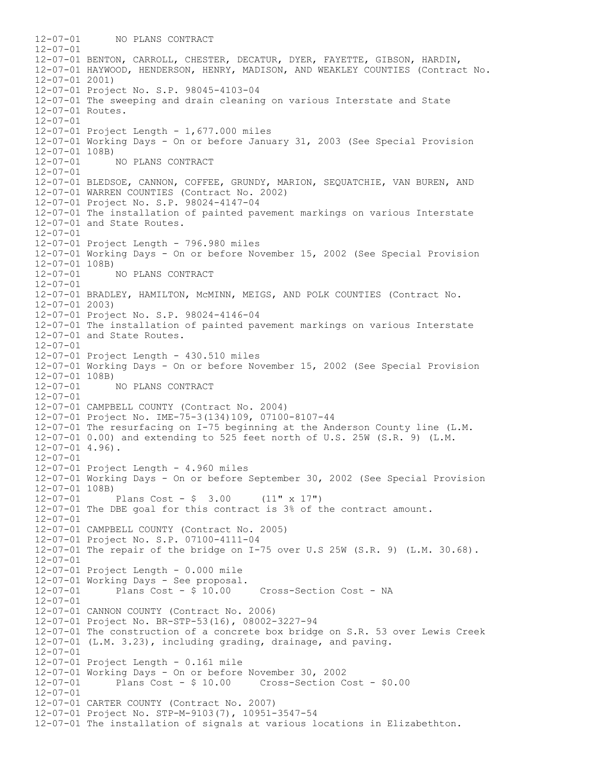12-07-01 NO PLANS CONTRACT
12-07-01
12-07-01 BENTON, CARROLL, CHESTER, DECATUR, DYER, FAYETTE, GIBSON, HARDIN,
12-07-01 HAYWOOD, HENDERSON, HENRY, MADISON, AND WEAKLEY COUNTIES (Contract No.
12-07-01 2001)
12-07-01 Project No. S.P. 98045-4103-04
12-07-01 The sweeping and drain cleaning on various Interstate and State
12-07-01 Routes.
12-07-01
12-07-01 Project Length - 1,677.000 miles
12-07-01 Working Days - On or before January 31, 2003 (See Special Provision
12-07-01 108B)
12-07-01 NO PLANS CONTRACT
12-07-01
12-07-01 BLEDSOE, CANNON, COFFEE, GRUNDY, MARION, SEQUATCHIE, VAN BUREN, AND
12-07-01 WARREN COUNTIES (Contract No. 2002)
12-07-01 Project No. S.P. 98024-4147-04
12-07-01 The installation of painted pavement markings on various Interstate
12-07-01 and State Routes.
12-07-01
12-07-01 Project Length - 796.980 miles
12-07-01 Working Days - On or before November 15, 2002 (See Special Provision
12-07-01 108B)
12-07-01 NO PLANS CONTRACT
12-07-01
12-07-01 BRADLEY, HAMILTON, McMINN, MEIGS, AND POLK COUNTIES (Contract No.
12-07-01 2003)
12-07-01 Project No. S.P. 98024-4146-04
12-07-01 The installation of painted pavement markings on various Interstate
12-07-01 and State Routes.
12-07-01
12-07-01 Project Length - 430.510 miles
12-07-01 Working Days - On or before November 15, 2002 (See Special Provision
12-07-01 108B)
12-07-01 NO PLANS CONTRACT
12-07-01
12-07-01 CAMPBELL COUNTY (Contract No. 2004)
12-07-01 Project No. IME-75-3(134)109, 07100-8107-44
12-07-01 The resurfacing on I-75 beginning at the Anderson County line (L.M.
12-07-01 0.00) and extending to 525 feet north of U.S. 25W (S.R. 9) (L.M.
12-07-01 4.96).
12-07-01
12-07-01 Project Length - 4.960 miles
12-07-01 Working Days - On or before September 30, 2002 (See Special Provision
12-07-01 108B)
12-07-01 Plans Cost - $ 3.00 (11" x 17")
12-07-01 The DBE goal for this contract is 3% of the contract amount.
12-07-01
12-07-01 CAMPBELL COUNTY (Contract No. 2005)
12-07-01 Project No. S.P. 07100-4111-04
12-07-01 The repair of the bridge on I-75 over U.S 25W (S.R. 9) (L.M. 30.68).
12-07-01
12-07-01 Project Length - 0.000 mile
12-07-01 Working Days - See proposal.
12-07-01 Plans Cost - $ 10.00 Cross-Section Cost - NA
12-07-01
12-07-01 CANNON COUNTY (Contract No. 2006)
12-07-01 Project No. BR-STP-53(16), 08002-3227-94
12-07-01 The construction of a concrete box bridge on S.R. 53 over Lewis Creek
12-07-01 (L.M. 3.23), including grading, drainage, and paving.
12-07-01
12-07-01 Project Length - 0.161 mile
12-07-01 Working Days - On or before November 30, 2002
12-07-01 Plans Cost - $ 10.00 Cross-Section Cost - $0.00
12-07-01
12-07-01 CARTER COUNTY (Contract No. 2007)
12-07-01 Project No. STP-M-9103(7), 10951-3547-54
12-07-01 The installation of signals at various locations in Elizabethton.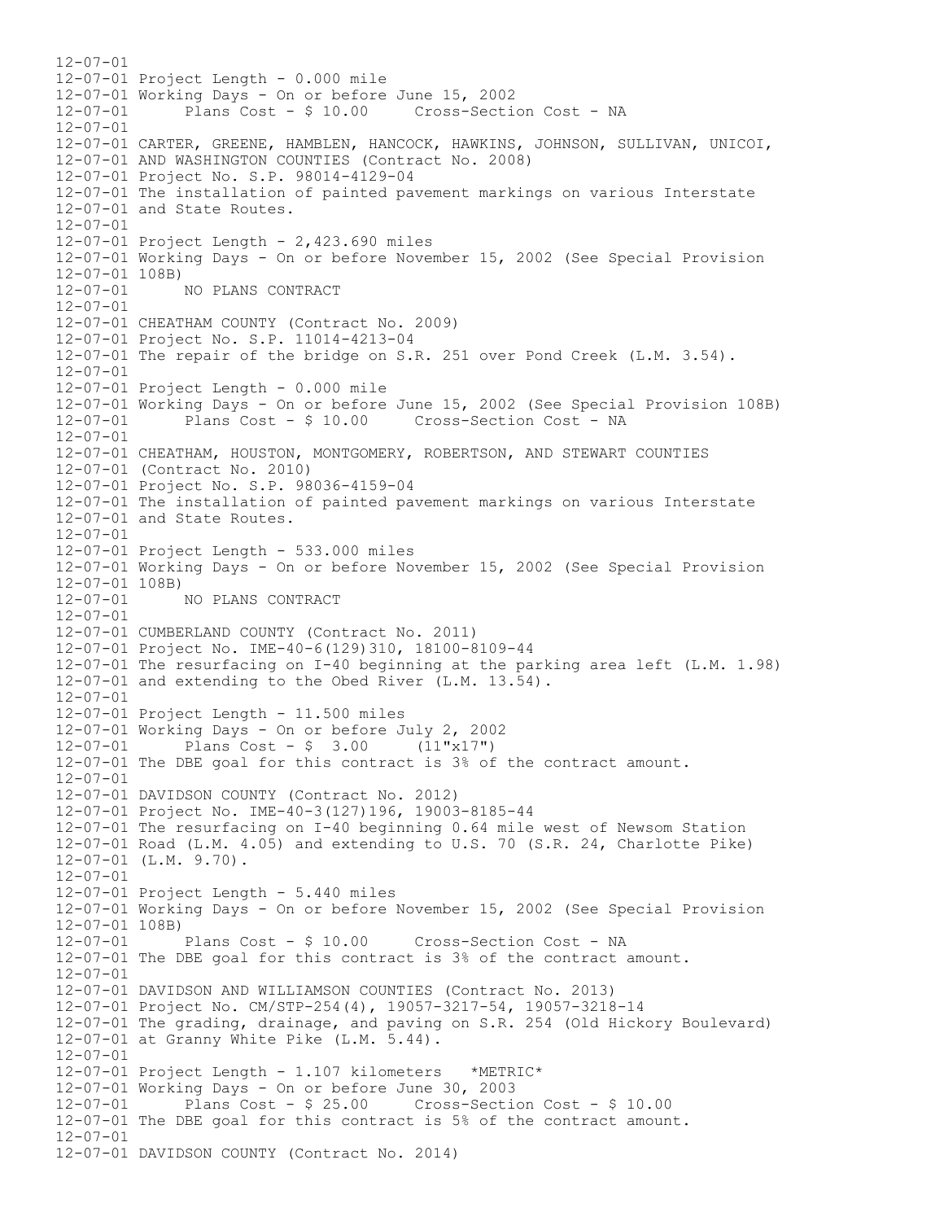12-07-01
12-07-01 Project Length - 0.000 mile
12-07-01 Working Days - On or before June 15, 2002
12-07-01 Plans Cost - $ 10.00 Cross-Section Cost - NA
12-07-01
12-07-01 CARTER, GREENE, HAMBLEN, HANCOCK, HAWKINS, JOHNSON, SULLIVAN, UNICOI,
12-07-01 AND WASHINGTON COUNTIES (Contract No. 2008)
12-07-01 Project No. S.P. 98014-4129-04
12-07-01 The installation of painted pavement markings on various Interstate
12-07-01 and State Routes.
12-07-01
12-07-01 Project Length - 2,423.690 miles
12-07-01 Working Days - On or before November 15, 2002 (See Special Provision
12-07-01 108B)
12-07-01 NO PLANS CONTRACT
12-07-01
12-07-01 CHEATHAM COUNTY (Contract No. 2009)
12-07-01 Project No. S.P. 11014-4213-04
12-07-01 The repair of the bridge on S.R. 251 over Pond Creek (L.M. 3.54).
12-07-01
12-07-01 Project Length - 0.000 mile
12-07-01 Working Days - On or before June 15, 2002 (See Special Provision 108B)
12-07-01 Plans Cost - $ 10.00 Cross-Section Cost - NA
12-07-01
12-07-01 CHEATHAM, HOUSTON, MONTGOMERY, ROBERTSON, AND STEWART COUNTIES
12-07-01 (Contract No. 2010)
12-07-01 Project No. S.P. 98036-4159-04
12-07-01 The installation of painted pavement markings on various Interstate
12-07-01 and State Routes.
12-07-01
12-07-01 Project Length - 533.000 miles
12-07-01 Working Days - On or before November 15, 2002 (See Special Provision
12-07-01 108B)
12-07-01 NO PLANS CONTRACT
12-07-01
12-07-01 CUMBERLAND COUNTY (Contract No. 2011)
12-07-01 Project No. IME-40-6(129)310, 18100-8109-44
12-07-01 The resurfacing on I-40 beginning at the parking area left (L.M. 1.98)
12-07-01 and extending to the Obed River (L.M. 13.54).
12-07-01
12-07-01 Project Length - 11.500 miles
12-07-01 Working Days - On or before July 2, 2002
12-07-01 Plans Cost - $ 3.00 (11"x17")
12-07-01 The DBE goal for this contract is 3% of the contract amount.
12-07-01
12-07-01 DAVIDSON COUNTY (Contract No. 2012)
12-07-01 Project No. IME-40-3(127)196, 19003-8185-44
12-07-01 The resurfacing on I-40 beginning 0.64 mile west of Newsom Station
12-07-01 Road (L.M. 4.05) and extending to U.S. 70 (S.R. 24, Charlotte Pike)
12-07-01 (L.M. 9.70).
12-07-01
12-07-01 Project Length - 5.440 miles
12-07-01 Working Days - On or before November 15, 2002 (See Special Provision
12-07-01 108B)
12-07-01 Plans Cost - $ 10.00 Cross-Section Cost - NA
12-07-01 The DBE goal for this contract is 3% of the contract amount.
12-07-01
12-07-01 DAVIDSON AND WILLIAMSON COUNTIES (Contract No. 2013)
12-07-01 Project No. CM/STP-254(4), 19057-3217-54, 19057-3218-14
12-07-01 The grading, drainage, and paving on S.R. 254 (Old Hickory Boulevard)
12-07-01 at Granny White Pike (L.M. 5.44).
12-07-01
12-07-01 Project Length - 1.107 kilometers *METRIC*
12-07-01 Working Days - On or before June 30, 2003
12-07-01 Plans Cost - $ 25.00 Cross-Section Cost - $ 10.00
12-07-01 The DBE goal for this contract is 5% of the contract amount.
12-07-01
12-07-01 DAVIDSON COUNTY (Contract No. 2014)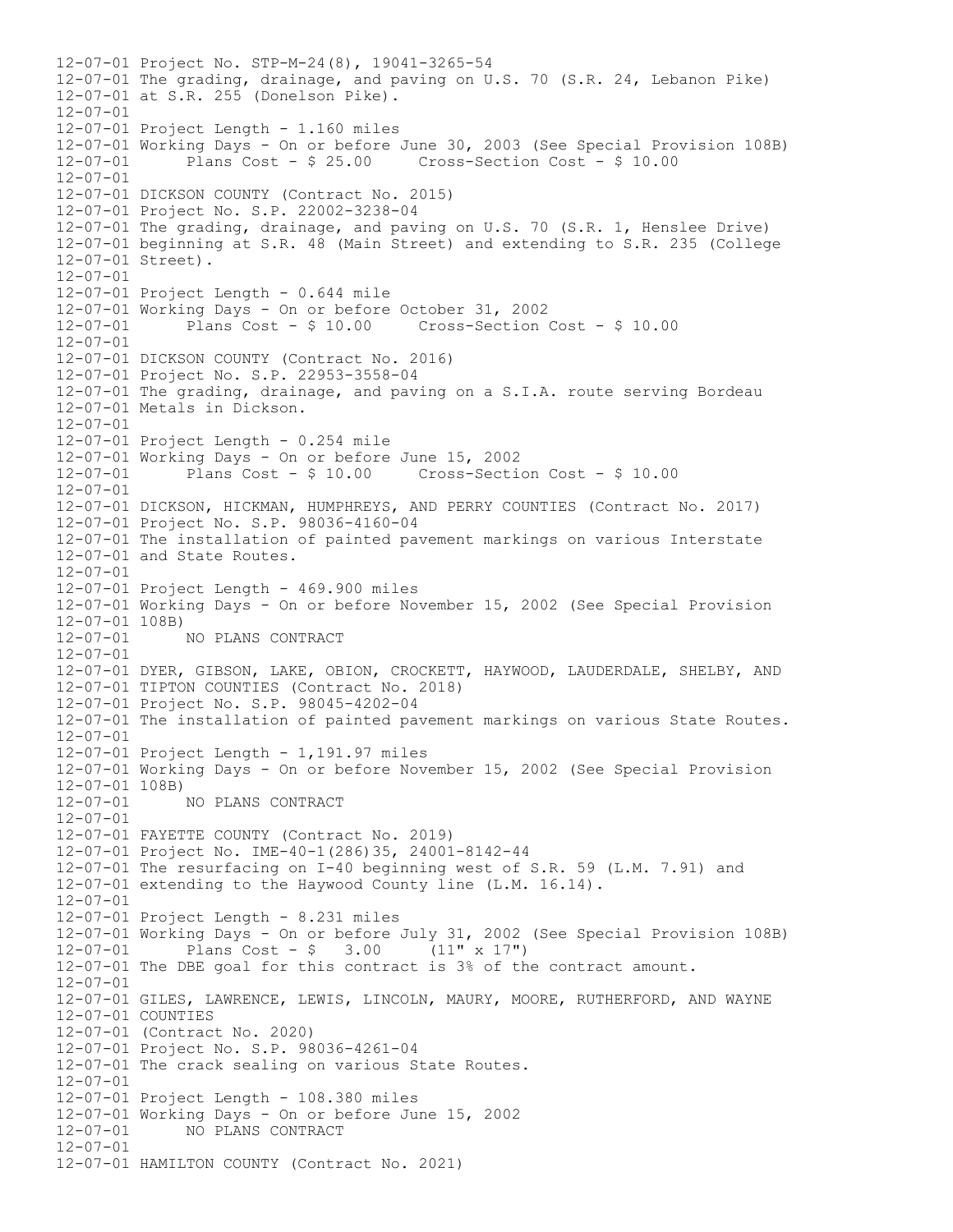```
12-07-01 Project No. STP-M-24(8), 19041-3265-54
12-07-01 The grading, drainage, and paving on U.S. 70 (S.R. 24, Lebanon Pike)
12-07-01 at S.R. 255 (Donelson Pike).
12-07-01
12-07-01 Project Length - 1.160 miles
12-07-01 Working Days - On or before June 30, 2003 (See Special Provision 108B)
12-07-01       Plans Cost - $ 25.00     Cross-Section Cost - $ 10.00
12-07-01
12-07-01 DICKSON COUNTY (Contract No. 2015)
12-07-01 Project No. S.P. 22002-3238-04
12-07-01 The grading, drainage, and paving on U.S. 70 (S.R. 1, Henslee Drive)
12-07-01 beginning at S.R. 48 (Main Street) and extending to S.R. 235 (College
12-07-01 Street).
12-07-01
12-07-01 Project Length - 0.644 mile
12-07-01 Working Days - On or before October 31, 2002
12-07-01       Plans Cost - $ 10.00     Cross-Section Cost - $ 10.00
12-07-01
12-07-01 DICKSON COUNTY (Contract No. 2016)
12-07-01 Project No. S.P. 22953-3558-04
12-07-01 The grading, drainage, and paving on a S.I.A. route serving Bordeau
12-07-01 Metals in Dickson.
12-07-01
12-07-01 Project Length - 0.254 mile
12-07-01 Working Days - On or before June 15, 2002
12-07-01       Plans Cost - $ 10.00     Cross-Section Cost - $ 10.00
12-07-01
12-07-01 DICKSON, HICKMAN, HUMPHREYS, AND PERRY COUNTIES (Contract No. 2017)
12-07-01 Project No. S.P. 98036-4160-04
12-07-01 The installation of painted pavement markings on various Interstate
12-07-01 and State Routes.
12-07-01
12-07-01 Project Length - 469.900 miles
12-07-01 Working Days - On or before November 15, 2002 (See Special Provision
12-07-01 108B)
12-07-01       NO PLANS CONTRACT
12-07-01
12-07-01 DYER, GIBSON, LAKE, OBION, CROCKETT, HAYWOOD, LAUDERDALE, SHELBY, AND
12-07-01 TIPTON COUNTIES (Contract No. 2018)
12-07-01 Project No. S.P. 98045-4202-04
12-07-01 The installation of painted pavement markings on various State Routes.
12-07-01
12-07-01 Project Length - 1,191.97 miles
12-07-01 Working Days - On or before November 15, 2002 (See Special Provision
12-07-01 108B)
12-07-01       NO PLANS CONTRACT
12-07-01
12-07-01 FAYETTE COUNTY (Contract No. 2019)
12-07-01 Project No. IME-40-1(286)35, 24001-8142-44
12-07-01 The resurfacing on I-40 beginning west of S.R. 59 (L.M. 7.91) and
12-07-01 extending to the Haywood County line (L.M. 16.14).
12-07-01
12-07-01 Project Length - 8.231 miles
12-07-01 Working Days - On or before July 31, 2002 (See Special Provision 108B)
12-07-01       Plans Cost - $   3.00     (11" x 17")
12-07-01 The DBE goal for this contract is 3% of the contract amount.
12-07-01
12-07-01 GILES, LAWRENCE, LEWIS, LINCOLN, MAURY, MOORE, RUTHERFORD, AND WAYNE
12-07-01 COUNTIES
12-07-01 (Contract No. 2020)
12-07-01 Project No. S.P. 98036-4261-04
12-07-01 The crack sealing on various State Routes.
12-07-01
12-07-01 Project Length - 108.380 miles
12-07-01 Working Days - On or before June 15, 2002
12-07-01       NO PLANS CONTRACT
12-07-01
12-07-01 HAMILTON COUNTY (Contract No. 2021)
```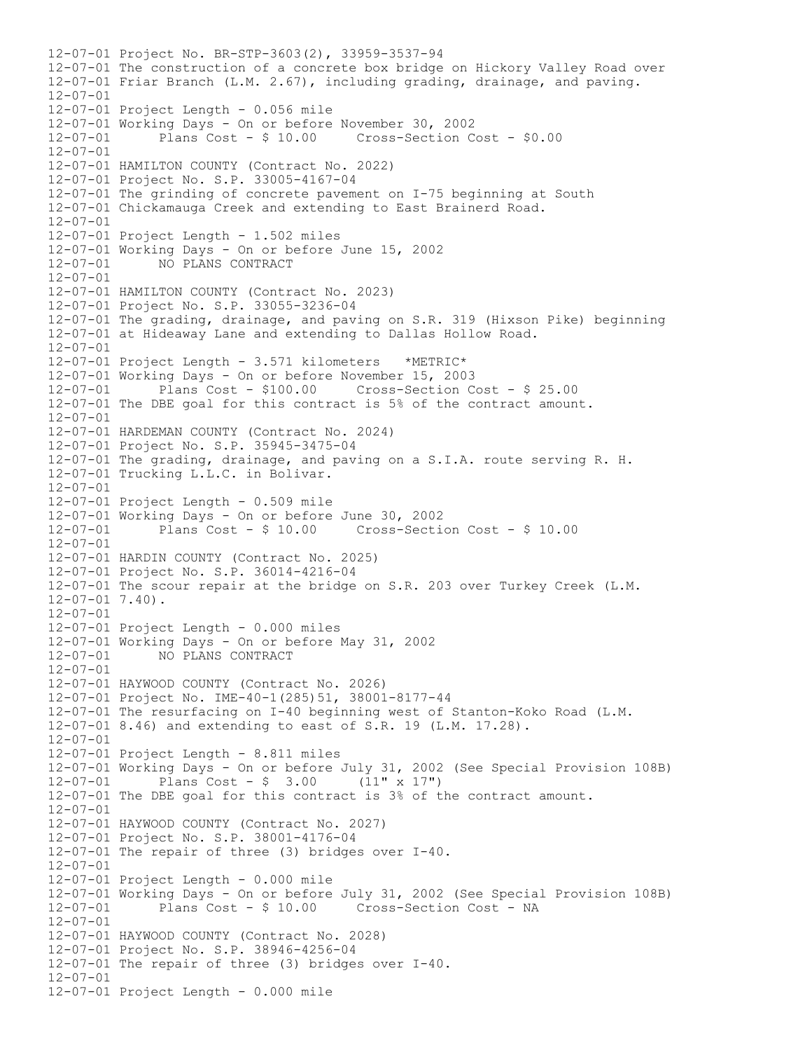12-07-01 Project No. BR-STP-3603(2), 33959-3537-94
12-07-01 The construction of a concrete box bridge on Hickory Valley Road over
12-07-01 Friar Branch (L.M. 2.67), including grading, drainage, and paving.
12-07-01
12-07-01 Project Length - 0.056 mile
12-07-01 Working Days - On or before November 30, 2002
12-07-01 Plans Cost - $ 10.00 Cross-Section Cost - $0.00
12-07-01
12-07-01 HAMILTON COUNTY (Contract No. 2022)
12-07-01 Project No. S.P. 33005-4167-04
12-07-01 The grinding of concrete pavement on I-75 beginning at South
12-07-01 Chickamauga Creek and extending to East Brainerd Road.
12-07-01
12-07-01 Project Length - 1.502 miles
12-07-01 Working Days - On or before June 15, 2002
12-07-01 NO PLANS CONTRACT
12-07-01
12-07-01 HAMILTON COUNTY (Contract No. 2023)
12-07-01 Project No. S.P. 33055-3236-04
12-07-01 The grading, drainage, and paving on S.R. 319 (Hixson Pike) beginning
12-07-01 at Hideaway Lane and extending to Dallas Hollow Road.
12-07-01
12-07-01 Project Length - 3.571 kilometers *METRIC*
12-07-01 Working Days - On or before November 15, 2003
12-07-01 Plans Cost - $100.00 Cross-Section Cost - $ 25.00
12-07-01 The DBE goal for this contract is 5% of the contract amount.
12-07-01
12-07-01 HARDEMAN COUNTY (Contract No. 2024)
12-07-01 Project No. S.P. 35945-3475-04
12-07-01 The grading, drainage, and paving on a S.I.A. route serving R. H.
12-07-01 Trucking L.L.C. in Bolivar.
12-07-01
12-07-01 Project Length - 0.509 mile
12-07-01 Working Days - On or before June 30, 2002
12-07-01 Plans Cost - $ 10.00 Cross-Section Cost - $ 10.00
12-07-01
12-07-01 HARDIN COUNTY (Contract No. 2025)
12-07-01 Project No. S.P. 36014-4216-04
12-07-01 The scour repair at the bridge on S.R. 203 over Turkey Creek (L.M.
12-07-01 7.40).
12-07-01
12-07-01 Project Length - 0.000 miles
12-07-01 Working Days - On or before May 31, 2002
12-07-01 NO PLANS CONTRACT
12-07-01
12-07-01 HAYWOOD COUNTY (Contract No. 2026)
12-07-01 Project No. IME-40-1(285)51, 38001-8177-44
12-07-01 The resurfacing on I-40 beginning west of Stanton-Koko Road (L.M.
12-07-01 8.46) and extending to east of S.R. 19 (L.M. 17.28).
12-07-01
12-07-01 Project Length - 8.811 miles
12-07-01 Working Days - On or before July 31, 2002 (See Special Provision 108B)
12-07-01 Plans Cost - $ 3.00 (11" x 17")
12-07-01 The DBE goal for this contract is 3% of the contract amount.
12-07-01
12-07-01 HAYWOOD COUNTY (Contract No. 2027)
12-07-01 Project No. S.P. 38001-4176-04
12-07-01 The repair of three (3) bridges over I-40.
12-07-01
12-07-01 Project Length - 0.000 mile
12-07-01 Working Days - On or before July 31, 2002 (See Special Provision 108B)
12-07-01 Plans Cost - $ 10.00 Cross-Section Cost - NA
12-07-01
12-07-01 HAYWOOD COUNTY (Contract No. 2028)
12-07-01 Project No. S.P. 38946-4256-04
12-07-01 The repair of three (3) bridges over I-40.
12-07-01
12-07-01 Project Length - 0.000 mile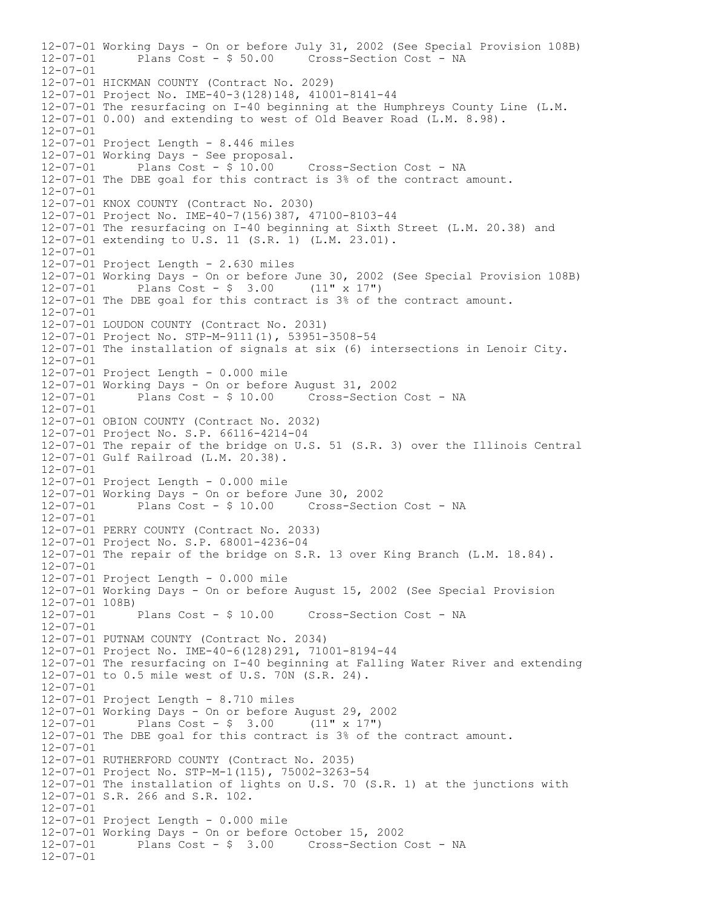12-07-01 Working Days - On or before July 31, 2002 (See Special Provision 108B)
12-07-01 Plans Cost - $ 50.00 Cross-Section Cost - NA
12-07-01
12-07-01 HICKMAN COUNTY (Contract No. 2029)
12-07-01 Project No. IME-40-3(128)148, 41001-8141-44
12-07-01 The resurfacing on I-40 beginning at the Humphreys County Line (L.M.
12-07-01 0.00) and extending to west of Old Beaver Road (L.M. 8.98).
12-07-01
12-07-01 Project Length - 8.446 miles
12-07-01 Working Days - See proposal.
12-07-01 Plans Cost - $ 10.00 Cross-Section Cost - NA
12-07-01 The DBE goal for this contract is 3% of the contract amount.
12-07-01
12-07-01 KNOX COUNTY (Contract No. 2030)
12-07-01 Project No. IME-40-7(156)387, 47100-8103-44
12-07-01 The resurfacing on I-40 beginning at Sixth Street (L.M. 20.38) and
12-07-01 extending to U.S. 11 (S.R. 1) (L.M. 23.01).
12-07-01
12-07-01 Project Length - 2.630 miles
12-07-01 Working Days - On or before June 30, 2002 (See Special Provision 108B)
12-07-01 Plans Cost - $ 3.00 (11" x 17")
12-07-01 The DBE goal for this contract is 3% of the contract amount.
12-07-01
12-07-01 LOUDON COUNTY (Contract No. 2031)
12-07-01 Project No. STP-M-9111(1), 53951-3508-54
12-07-01 The installation of signals at six (6) intersections in Lenoir City.
12-07-01
12-07-01 Project Length - 0.000 mile
12-07-01 Working Days - On or before August 31, 2002
12-07-01 Plans Cost - $ 10.00 Cross-Section Cost - NA
12-07-01
12-07-01 OBION COUNTY (Contract No. 2032)
12-07-01 Project No. S.P. 66116-4214-04
12-07-01 The repair of the bridge on U.S. 51 (S.R. 3) over the Illinois Central
12-07-01 Gulf Railroad (L.M. 20.38).
12-07-01
12-07-01 Project Length - 0.000 mile
12-07-01 Working Days - On or before June 30, 2002
12-07-01 Plans Cost - $ 10.00 Cross-Section Cost - NA
12-07-01
12-07-01 PERRY COUNTY (Contract No. 2033)
12-07-01 Project No. S.P. 68001-4236-04
12-07-01 The repair of the bridge on S.R. 13 over King Branch (L.M. 18.84).
12-07-01
12-07-01 Project Length - 0.000 mile
12-07-01 Working Days - On or before August 15, 2002 (See Special Provision
12-07-01 108B)
12-07-01 Plans Cost - $ 10.00 Cross-Section Cost - NA
12-07-01
12-07-01 PUTNAM COUNTY (Contract No. 2034)
12-07-01 Project No. IME-40-6(128)291, 71001-8194-44
12-07-01 The resurfacing on I-40 beginning at Falling Water River and extending
12-07-01 to 0.5 mile west of U.S. 70N (S.R. 24).
12-07-01
12-07-01 Project Length - 8.710 miles
12-07-01 Working Days - On or before August 29, 2002
12-07-01 Plans Cost - $ 3.00 (11" x 17")
12-07-01 The DBE goal for this contract is 3% of the contract amount.
12-07-01
12-07-01 RUTHERFORD COUNTY (Contract No. 2035)
12-07-01 Project No. STP-M-1(115), 75002-3263-54
12-07-01 The installation of lights on U.S. 70 (S.R. 1) at the junctions with
12-07-01 S.R. 266 and S.R. 102.
12-07-01
12-07-01 Project Length - 0.000 mile
12-07-01 Working Days - On or before October 15, 2002
12-07-01 Plans Cost - $ 3.00 Cross-Section Cost - NA
12-07-01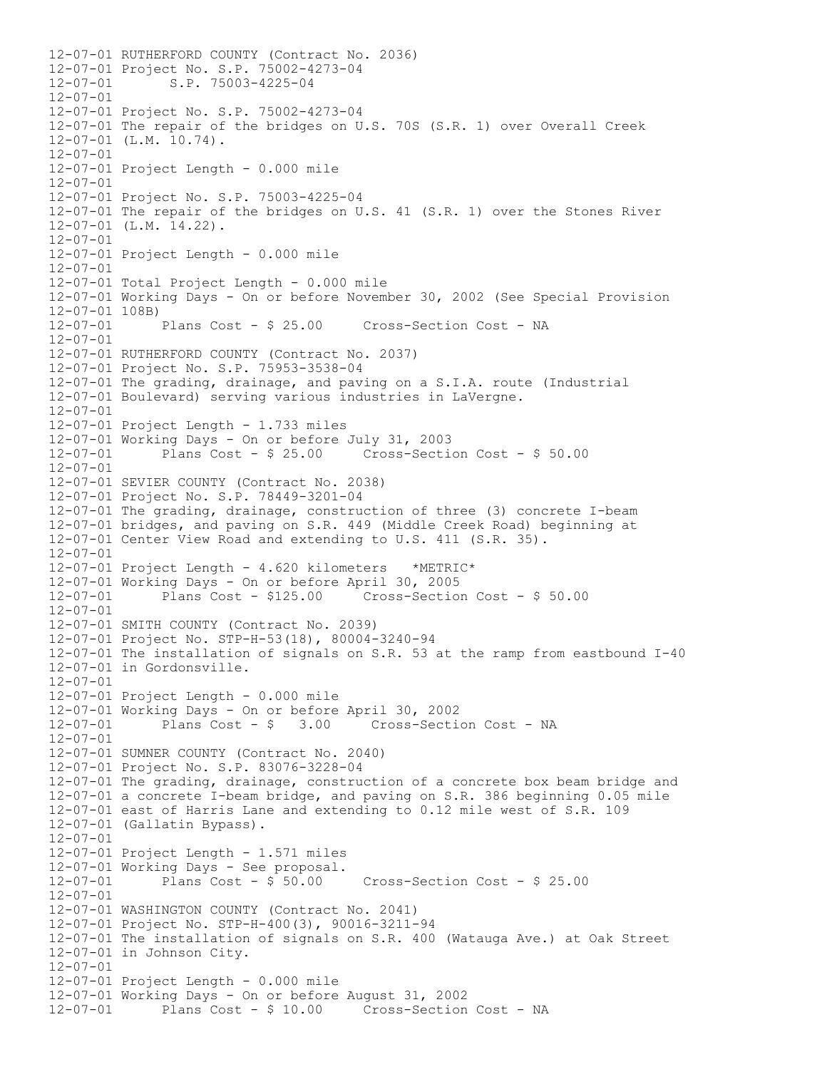```
12-07-01 RUTHERFORD COUNTY (Contract No. 2036)
12-07-01 Project No. S.P. 75002-4273-04
12-07-01        S.P. 75003-4225-04
12-07-01
12-07-01 Project No. S.P. 75002-4273-04
12-07-01 The repair of the bridges on U.S. 70S (S.R. 1) over Overall Creek
12-07-01 (L.M. 10.74).
12-07-01
12-07-01 Project Length - 0.000 mile
12-07-01
12-07-01 Project No. S.P. 75003-4225-04
12-07-01 The repair of the bridges on U.S. 41 (S.R. 1) over the Stones River
12-07-01 (L.M. 14.22).
12-07-01
12-07-01 Project Length - 0.000 mile
12-07-01
12-07-01 Total Project Length - 0.000 mile
12-07-01 Working Days - On or before November 30, 2002 (See Special Provision
12-07-01 108B)
12-07-01       Plans Cost - $ 25.00     Cross-Section Cost - NA
12-07-01
12-07-01 RUTHERFORD COUNTY (Contract No. 2037)
12-07-01 Project No. S.P. 75953-3538-04
12-07-01 The grading, drainage, and paving on a S.I.A. route (Industrial
12-07-01 Boulevard) serving various industries in LaVergne.
12-07-01
12-07-01 Project Length - 1.733 miles
12-07-01 Working Days - On or before July 31, 2003
12-07-01       Plans Cost - $ 25.00     Cross-Section Cost - $ 50.00
12-07-01
12-07-01 SEVIER COUNTY (Contract No. 2038)
12-07-01 Project No. S.P. 78449-3201-04
12-07-01 The grading, drainage, construction of three (3) concrete I-beam
12-07-01 bridges, and paving on S.R. 449 (Middle Creek Road) beginning at
12-07-01 Center View Road and extending to U.S. 411 (S.R. 35).
12-07-01
12-07-01 Project Length - 4.620 kilometers   *METRIC*
12-07-01 Working Days - On or before April 30, 2005
12-07-01       Plans Cost - $125.00     Cross-Section Cost - $ 50.00
12-07-01
12-07-01 SMITH COUNTY (Contract No. 2039)
12-07-01 Project No. STP-H-53(18), 80004-3240-94
12-07-01 The installation of signals on S.R. 53 at the ramp from eastbound I-40
12-07-01 in Gordonsville.
12-07-01
12-07-01 Project Length - 0.000 mile
12-07-01 Working Days - On or before April 30, 2002
12-07-01       Plans Cost - $   3.00     Cross-Section Cost - NA
12-07-01
12-07-01 SUMNER COUNTY (Contract No. 2040)
12-07-01 Project No. S.P. 83076-3228-04
12-07-01 The grading, drainage, construction of a concrete box beam bridge and
12-07-01 a concrete I-beam bridge, and paving on S.R. 386 beginning 0.05 mile
12-07-01 east of Harris Lane and extending to 0.12 mile west of S.R. 109
12-07-01 (Gallatin Bypass).
12-07-01
12-07-01 Project Length - 1.571 miles
12-07-01 Working Days - See proposal.
12-07-01       Plans Cost - $ 50.00     Cross-Section Cost - $ 25.00
12-07-01
12-07-01 WASHINGTON COUNTY (Contract No. 2041)
12-07-01 Project No. STP-H-400(3), 90016-3211-94
12-07-01 The installation of signals on S.R. 400 (Watauga Ave.) at Oak Street
12-07-01 in Johnson City.
12-07-01
12-07-01 Project Length - 0.000 mile
12-07-01 Working Days - On or before August 31, 2002
12-07-01       Plans Cost - $ 10.00     Cross-Section Cost - NA
```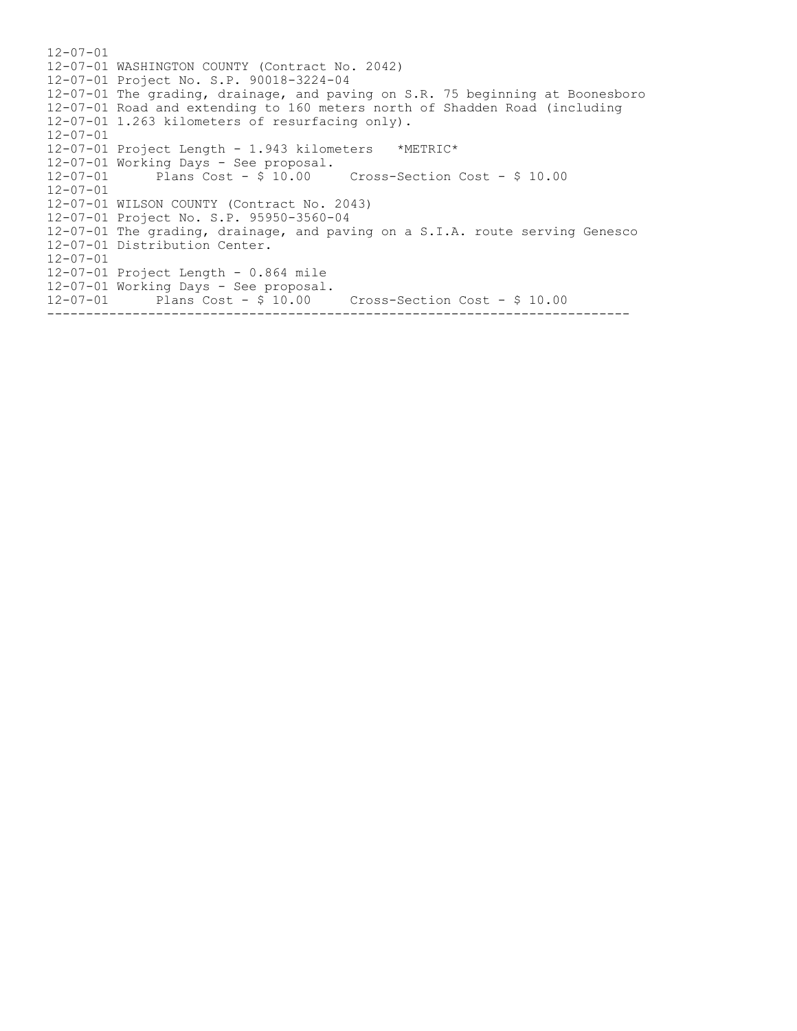```
12-07-01
12-07-01 WASHINGTON COUNTY (Contract No. 2042)
12-07-01 Project No. S.P. 90018-3224-04
12-07-01 The grading, drainage, and paving on S.R. 75 beginning at Boonesboro
12-07-01 Road and extending to 160 meters north of Shadden Road (including
12-07-01 1.263 kilometers of resurfacing only).
12-07-01
12-07-01 Project Length - 1.943 kilometers   *METRIC*
12-07-01 Working Days - See proposal.
12-07-01      Plans Cost - $ 10.00     Cross-Section Cost - $ 10.00
12-07-01
12-07-01 WILSON COUNTY (Contract No. 2043)
12-07-01 Project No. S.P. 95950-3560-04
12-07-01 The grading, drainage, and paving on a S.I.A. route serving Genesco
12-07-01 Distribution Center.
12-07-01
12-07-01 Project Length - 0.864 mile
12-07-01 Working Days - See proposal.
12-07-01      Plans Cost - $ 10.00     Cross-Section Cost - $ 10.00
----------------------------------------------------------------------------
```